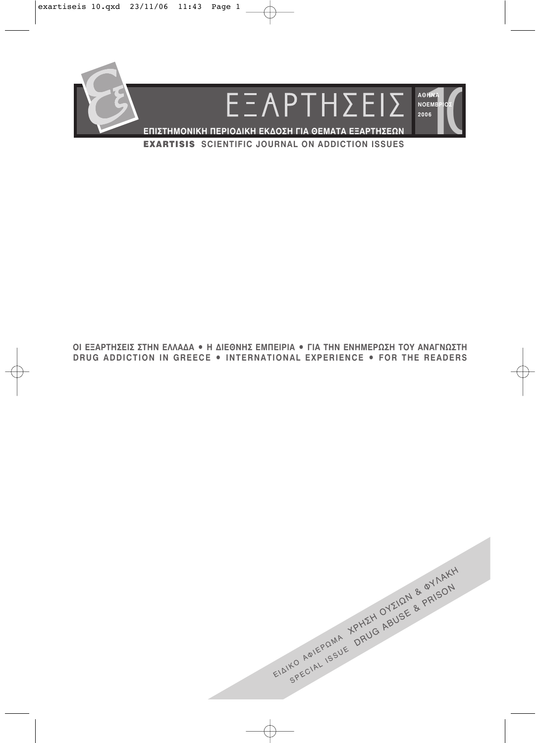# ΕΞΑΡΤΗΣΕΙΣ

ΑΘΗΝΑ
ΝΟΕΜΒΡΙΟΣ
2006

10

**ΕΠΙΣΤΗΜΟΝΙΚΗ ΠΕΡΙΟΔΙΚΗ ΕΚΔΟΣΗ ΓΙΑ ΘΕΜΑΤΑ ΕΞΑΡΤΗΣΕΩΝ**

**EXARTISIS SCIENTIFIC JOURNAL ON ADDICTION ISSUES**

**ΟΙ ΕΞΑΡΤΗΣΕΙΣ ΣΤΗΝ ΕΛΛΑΔΑ • Η ΔΙΕΘΝΗΣ ΕΜΠΕΙΡΙΑ • ΓΙΑ ΤΗΝ ΕΝΗΜΕΡΩΣΗ ΤΟΥ ΑΝΑΓΝΩΣΤΗ**

**DRUG ADDICTION IN GREECE • INTERNATIONAL EXPERIENCE • FOR THE READERS**

ΕΙΔΙΚΟ ΑΦΙΕΡΩΜΑ ΧΡΗΣΗ ΟΥΣΙΩΝ & ΦΥΛΑΚΗ

SPECIAL ISSUE DRUG ABUSE & PRISON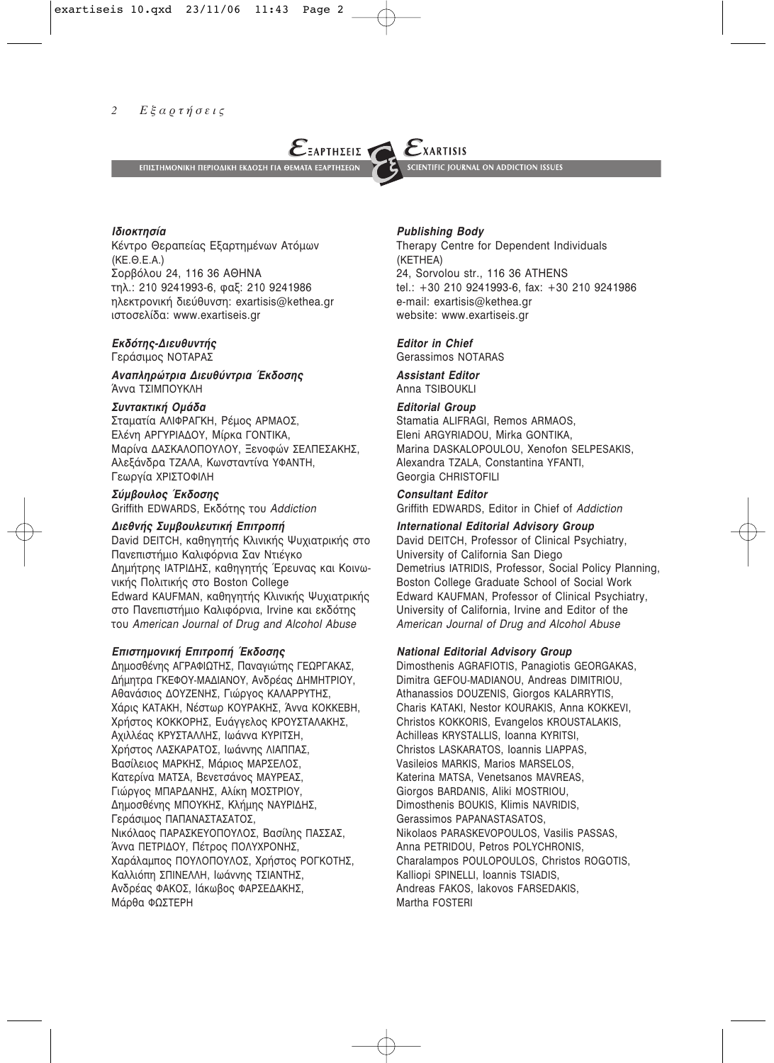# ΕΞΑΡΤΗΣΕΙΣ

ΕΠΙΣΤΗΜΟΝΙΚΗ ΠΕΡΙΟΔΙΚΗ ΕΚΔΟΣΗ ΓΙΑ ΘΕΜΑΤΑ ΕΞΑΡΤΗΣΕΩΝ

***Ιδιοκτησία***
Κέντρο Θεραπείας Εξαρτημένων Ατόμων
(ΚΕ.Θ.Ε.Α.)
Σορβόλου 24, 116 36 ΑΘΗΝΑ
τηλ.: 210 9241993-6, φαξ: 210 9241986
ηλεκτρονική διεύθυνση: exartisis@kethea.gr
ιστοσελίδα: www.exartiseis.gr

***Εκδότης-Διευθυντής***
Γεράσιμος ΝΟΤΑΡΑΣ

***Αναπληρώτρια Διευθύντρια Έκδοσης***
Άννα ΤΣΙΜΠΟΥΚΛΗ

***Συντακτική Ομάδα***
Σταματία ΑΛΙΦΡΑΓΚΗ, Ρέμος ΑΡΜΑΟΣ,
Ελένη ΑΡΓΥΡΙΑΔΟΥ, Μίρκα ΓΟΝΤΙΚΑ,
Μαρίνα ΔΑΣΚΑΛΟΠΟΥΛΟΥ, Ξενοφών ΣΕΛΠΕΣΑΚΗΣ,
Αλεξάνδρα ΤΖΑΛΑ, Κωνσταντίνα ΥΦΑΝΤΗ,
Γεωργία ΧΡΙΣΤΟΦΙΛΗ

***Σύμβουλος Έκδοσης***
Griffith EDWARDS, Εκδότης του *Addiction*

***Διεθνής Συμβουλευτική Επιτροπή***
David DEITCH, καθηγητής Κλινικής Ψυχιατρικής στο Πανεπιστήμιο Καλιφόρνια Σαν Ντιέγκο
Δημήτρης ΙΑΤΡΙΔΗΣ, καθηγητής Έρευνας και Κοινωνικής Πολιτικής στο Boston College
Edward KAUFMAN, καθηγητής Κλινικής Ψυχιατρικής στο Πανεπιστήμιο Καλιφόρνια, Irvine και εκδότης του *American Journal of Drug and Alcohol Abuse*

***Επιστημονική Επιτροπή Έκδοσης***
Δημοσθένης ΑΓΡΑΦΙΩΤΗΣ, Παναγιώτης ΓΕΩΡΓΑΚΑΣ,
Δήμητρα ΓΚΕΦΟΥ-ΜΑΔΙΑΝΟΥ, Ανδρέας ΔΗΜΗΤΡΙΟΥ,
Αθανάσιος ΔΟΥΖΕΝΗΣ, Γιώργος ΚΑΛΑΡΡΥΤΗΣ,
Χάρις ΚΑΤΑΚΗ, Νέστωρ ΚΟΥΡΑΚΗΣ, Άννα ΚΟΚΚΕΒΗ,
Χρήστος ΚΟΚΚΟΡΗΣ, Ευάγγελος ΚΡΟΥΣΤΑΛΑΚΗΣ,
Αχιλλέας ΚΡΥΣΤΑΛΛΗΣ, Ιωάννα ΚΥΡΙΤΣΗ,
Χρήστος ΛΑΣΚΑΡΑΤΟΣ, Ιωάννης ΛΙΑΠΠΑΣ,
Βασίλειος ΜΑΡΚΗΣ, Μάριος ΜΑΡΣΕΛΟΣ,
Κατερίνα ΜΑΤΣΑ, Βενετσάνος ΜΑΥΡΕΑΣ,
Γιώργος ΜΠΑΡΔΑΝΗΣ, Αλίκη ΜΟΣΤΡΙΟΥ,
Δημοσθένης ΜΠΟΥΚΗΣ, Κλήμης ΝΑΥΡΙΔΗΣ,
Γεράσιμος ΠΑΠΑΝΑΣΤΑΣΑΤΟΣ,
Νικόλαος ΠΑΡΑΣΚΕΥΟΠΟΥΛΟΣ, Βασίλης ΠΑΣΣΑΣ,
Άννα ΠΕΤΡΙΔΟΥ, Πέτρος ΠΟΛΥΧΡΟΝΗΣ,
Χαράλαμπος ΠΟΥΛΟΠΟΥΛΟΣ, Χρήστος ΡΟΓΚΟΤΗΣ,
Καλλιόπη ΣΠΙΝΕΛΛΗ, Ιωάννης ΤΣΙΑΝΤΗΣ,
Ανδρέας ΦΑΚΟΣ, Ιάκωβος ΦΑΡΣΕΔΑΚΗΣ,
Μάρθα ΦΩΣΤΕΡΗ

# EXARTISIS

SCIENTIFIC JOURNAL ON ADDICTION ISSUES

***Publishing Body***
Therapy Centre for Dependent Individuals
(KETHEA)
24, Sorvolou str., 116 36 ATHENS
tel.: +30 210 9241993-6, fax: +30 210 9241986
e-mail: exartisis@kethea.gr
website: www.exartiseis.gr

***Editor in Chief***
Gerassimos NOTARAS

***Assistant Editor***
Anna TSIBOUKLI

***Editorial Group***
Stamatia ALIFRAGI, Remos ARMAOS,
Eleni ARGYRIADOU, Mirka GONTIKA,
Marina DASKALOPOULOU, Xenofon SELPESAKIS,
Alexandra TZALA, Constantina YFANTI,
Georgia CHRISTOFILI

***Consultant Editor***
Griffith EDWARDS, Editor in Chief of *Addiction*

***International Editorial Advisory Group***
David DEITCH, Professor of Clinical Psychiatry, University of California San Diego
Demetrius IATRIDIS, Professor, Social Policy Planning, Boston College Graduate School of Social Work
Edward KAUFMAN, Professor of Clinical Psychiatry, University of California, Irvine and Editor of the *American Journal of Drug and Alcohol Abuse*

***National Editorial Advisory Group***
Dimosthenis AGRAFIOTIS, Panagiotis GEORGAKAS,
Dimitra GEFOU-MADIANOU, Andreas DIMITRIOU,
Athanassios DOUZENIS, Giorgos KALARRYTIS,
Charis KATAKI, Nestor KOURAKIS, Anna KOKKEVI,
Christos KOKKORIS, Evangelos KROUSTALAKIS,
Achilleas KRYSTALLIS, Ioanna KYRITSI,
Christos LASKARATOS, Ioannis LIAPPAS,
Vasileios MARKIS, Marios MARSELOS,
Katerina MATSA, Venetsanos MAVREAS,
Giorgos BARDANIS, Aliki MOSTRIOU,
Dimosthenis BOUKIS, Klimis NAVRIDIS,
Gerassimos PAPANASTASATOS,
Nikolaos PARASKEVOPOULOS, Vasilis PASSAS,
Anna PETRIDOU, Petros POLYCHRONIS,
Charalampos POULOPOULOS, Christos ROGOTIS,
Kalliopi SPINELLI, Ioannis TSIADIS,
Andreas FAKOS, Iakovos FARSEDAKIS,
Martha FOSTERI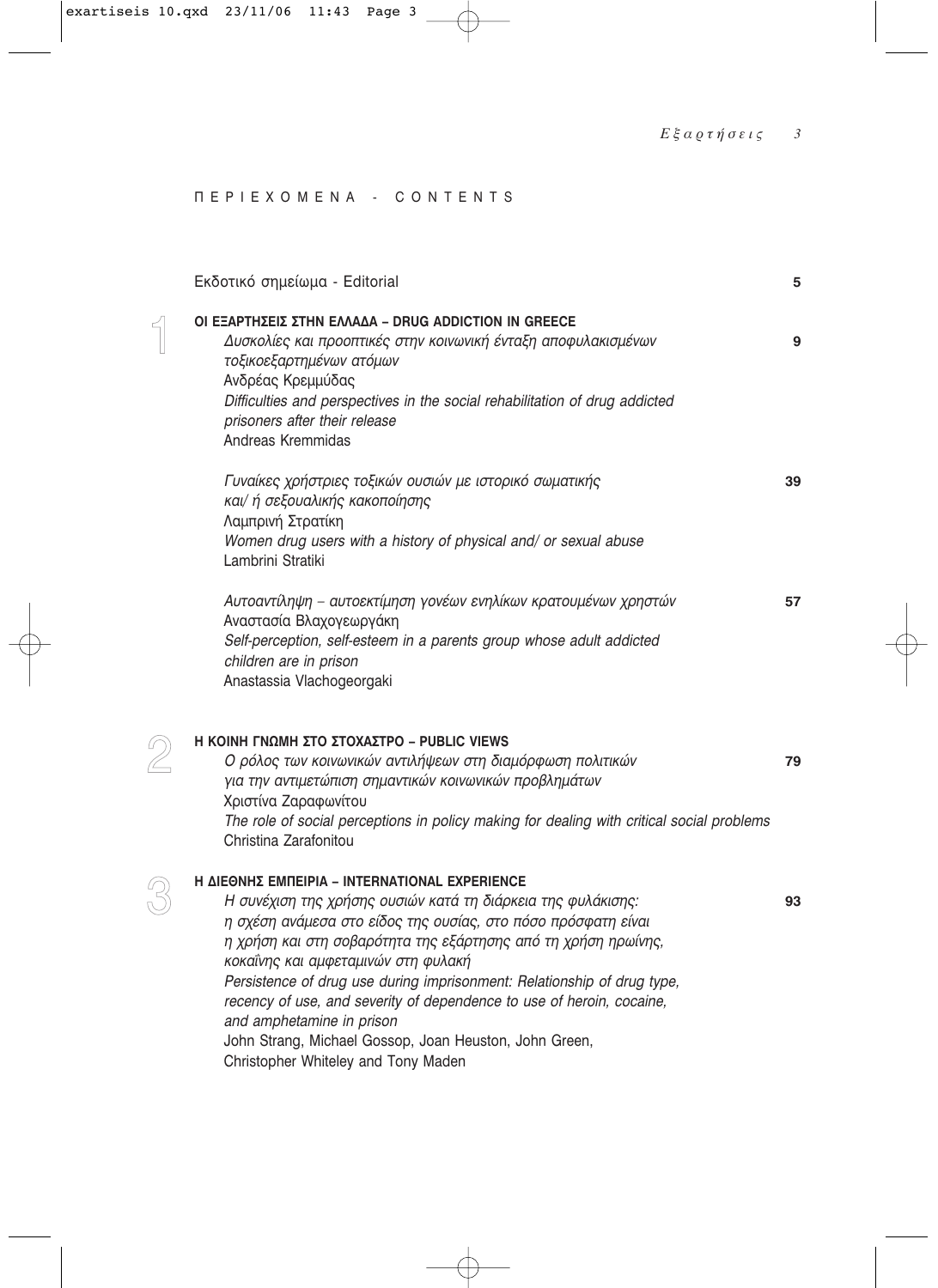# ΠΕΡΙΕΧΟΜΕΝΑ - CONTENTS

Εκδοτικό σημείωμα - Editorial 5

## 1 ΟΙ ΕΞΑΡΤΗΣΕΙΣ ΣΤΗΝ ΕΛΛΑΔΑ – DRUG ADDICTION IN GREECE

*Δυσκολίες και προοπτικές στην κοινωνική ένταξη αποφυλακισμένων τοξικοεξαρτημένων ατόμων* 9
Ανδρέας Κρεμμύδας
*Difficulties and perspectives in the social rehabilitation of drug addicted prisoners after their release*
Andreas Kremmidas

*Γυναίκες χρήστριες τοξικών ουσιών με ιστορικό σωματικής και/ ή σεξουαλικής κακοποίησης* 39
Λαμπρινή Στρατίκη
*Women drug users with a history of physical and/ or sexual abuse*
Lambrini Stratiki

*Αυτοαντίληψη – αυτοεκτίμηση γονέων ενηλίκων κρατουμένων χρηστών* 57
Αναστασία Βλαχογεωργάκη
*Self-perception, self-esteem in a parents group whose adult addicted children are in prison*
Anastassia Vlachogeorgaki

## 2 Η ΚΟΙΝΗ ΓΝΩΜΗ ΣΤΟ ΣΤΟΧΑΣΤΡΟ – PUBLIC VIEWS

*Ο ρόλος των κοινωνικών αντιλήψεων στη διαμόρφωση πολιτικών για την αντιμετώπιση σημαντικών κοινωνικών προβλημάτων* 79
Χριστίνα Ζαραφωνίτου
*The role of social perceptions in policy making for dealing with critical social problems*
Christina Zarafonitou

## 3 Η ΔΙΕΘΝΗΣ ΕΜΠΕΙΡΙΑ – INTERNATIONAL EXPERIENCE

*Η συνέχιση της χρήσης ουσιών κατά τη διάρκεια της φυλάκισης: η σχέση ανάμεσα στο είδος της ουσίας, στο πόσο πρόσφατη είναι η χρήση και στη σοβαρότητα της εξάρτησης από τη χρήση ηρωίνης, κοκαΐνης και αμφεταμινών στη φυλακή* 93
*Persistence of drug use during imprisonment: Relationship of drug type, recency of use, and severity of dependence to use of heroin, cocaine, and amphetamine in prison*
John Strang, Michael Gossop, Joan Heuston, John Green, Christopher Whiteley and Tony Maden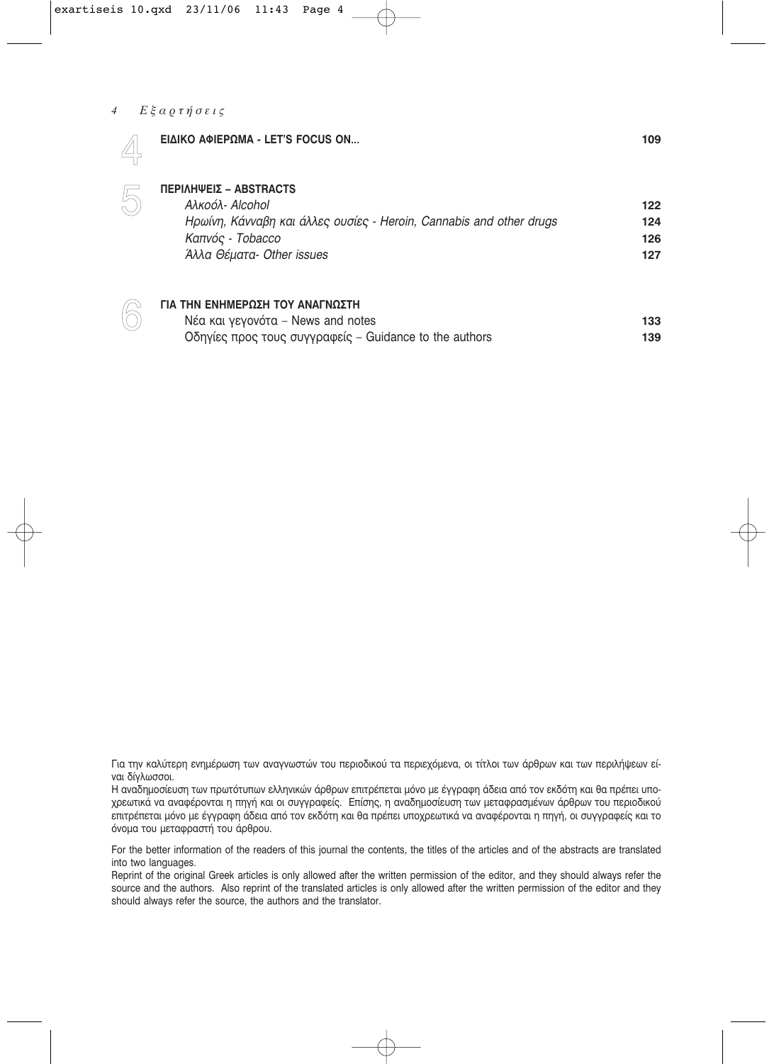## 4 ΕΙΔΙΚΟ ΑΦΙΕΡΩΜΑ - LET'S FOCUS ON... 109

## 5 ΠΕΡΙΛΗΨΕΙΣ – ABSTRACTS

| | |
|---|---|
| *Αλκοόλ- Alcohol* | 122 |
| *Ηρωίνη, Κάνναβη και άλλες ουσίες - Heroin, Cannabis and other drugs* | 124 |
| *Καπνός - Tobacco* | 126 |
| *Άλλα Θέματα- Other issues* | 127 |

## 6 ΓΙΑ ΤΗΝ ΕΝΗΜΕΡΩΣΗ ΤΟΥ ΑΝΑΓΝΩΣΤΗ

| | |
|---|---|
| Νέα και γεγονότα – News and notes | 133 |
| Οδηγίες προς τους συγγραφείς – Guidance to the authors | 139 |

Για την καλύτερη ενημέρωση των αναγνωστών του περιοδικού τα περιεχόμενα, οι τίτλοι των άρθρων και των περιλήψεων είναι δίγλωσσοι.

Η αναδημοσίευση των πρωτότυπων ελληνικών άρθρων επιτρέπεται μόνο με έγγραφη άδεια από τον εκδότη και θα πρέπει υποχρεωτικά να αναφέρονται η πηγή και οι συγγραφείς. Επίσης, η αναδημοσίευση των μεταφρασμένων άρθρων του περιοδικού επιτρέπεται μόνο με έγγραφη άδεια από τον εκδότη και θα πρέπει υποχρεωτικά να αναφέρονται η πηγή, οι συγγραφείς και το όνομα του μεταφραστή του άρθρου.

For the better information of the readers of this journal the contents, the titles of the articles and of the abstracts are translated into two languages.

Reprint of the original Greek articles is only allowed after the written permission of the editor, and they should always refer the source and the authors. Also reprint of the translated articles is only allowed after the written permission of the editor and they should always refer the source, the authors and the translator.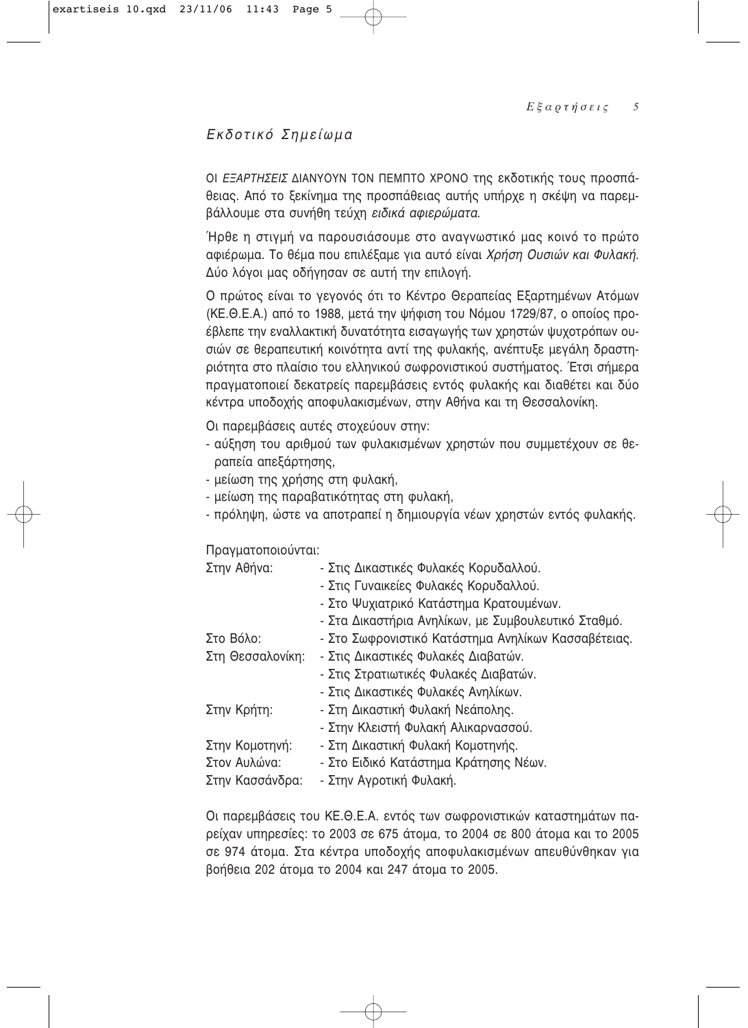## *Εκδοτικό Σημείωμα*

ΟΙ *ΕΞΑΡΤΗΣΕΙΣ* ΔΙΑΝΥΟΥΝ ΤΟΝ ΠΕΜΠΤΟ ΧΡΟΝΟ της εκδοτικής τους προσπάθειας. Από το ξεκίνημα της προσπάθειας αυτής υπήρχε η σκέψη να παρεμβάλλουμε στα συνήθη τεύχη *ειδικά αφιερώματα*.

Ήρθε η στιγμή να παρουσιάσουμε στο αναγνωστικό μας κοινό το πρώτο αφιέρωμα. Το θέμα που επιλέξαμε για αυτό είναι *Χρήση Ουσιών και Φυλακή*. Δύο λόγοι μας οδήγησαν σε αυτή την επιλογή.

Ο πρώτος είναι το γεγονός ότι το Κέντρο Θεραπείας Εξαρτημένων Ατόμων (ΚΕ.Θ.Ε.Α.) από το 1988, μετά την ψήφιση του Νόμου 1729/87, ο οποίος προέβλεπε την εναλλακτική δυνατότητα εισαγωγής των χρηστών ψυχοτρόπων ουσιών σε θεραπευτική κοινότητα αντί της φυλακής, ανέπτυξε μεγάλη δραστηριότητα στο πλαίσιο του ελληνικού σωφρονιστικού συστήματος. Έτσι σήμερα πραγματοποιεί δεκατρείς παρεμβάσεις εντός φυλακής και διαθέτει και δύο κέντρα υποδοχής αποφυλακισμένων, στην Αθήνα και τη Θεσσαλονίκη.

Οι παρεμβάσεις αυτές στοχεύουν στην:

- αύξηση του αριθμού των φυλακισμένων χρηστών που συμμετέχουν σε θεραπεία απεξάρτησης,
- μείωση της χρήσης στη φυλακή,
- μείωση της παραβατικότητας στη φυλακή,
- πρόληψη, ώστε να αποτραπεί η δημιουργία νέων χρηστών εντός φυλακής.

Πραγματοποιούνται:

| | |
|---|---|
| Στην Αθήνα: | - Στις Δικαστικές Φυλακές Κορυδαλλού. |
| | - Στις Γυναικείες Φυλακές Κορυδαλλού. |
| | - Στο Ψυχιατρικό Κατάστημα Κρατουμένων. |
| | - Στα Δικαστήρια Ανηλίκων, με Συμβουλευτικό Σταθμό. |
| Στο Βόλο: | - Στο Σωφρονιστικό Κατάστημα Ανηλίκων Κασσαβέτειας. |
| Στη Θεσσαλονίκη: | - Στις Δικαστικές Φυλακές Διαβατών. |
| | - Στις Στρατιωτικές Φυλακές Διαβατών. |
| | - Στις Δικαστικές Φυλακές Ανηλίκων. |
| Στην Κρήτη: | - Στη Δικαστική Φυλακή Νεάπολης. |
| | - Στην Κλειστή Φυλακή Αλικαρνασσού. |
| Στην Κομοτηνή: | - Στη Δικαστική Φυλακή Κομοτηνής. |
| Στον Αυλώνα: | - Στο Ειδικό Κατάστημα Κράτησης Νέων. |
| Στην Κασσάνδρα: | - Στην Αγροτική Φυλακή. |

Οι παρεμβάσεις του ΚΕ.Θ.Ε.Α. εντός των σωφρονιστικών καταστημάτων παρείχαν υπηρεσίες: το 2003 σε 675 άτομα, το 2004 σε 800 άτομα και το 2005 σε 974 άτομα. Στα κέντρα υποδοχής αποφυλακισμένων απευθύνθηκαν για βοήθεια 202 άτομα το 2004 και 247 άτομα το 2005.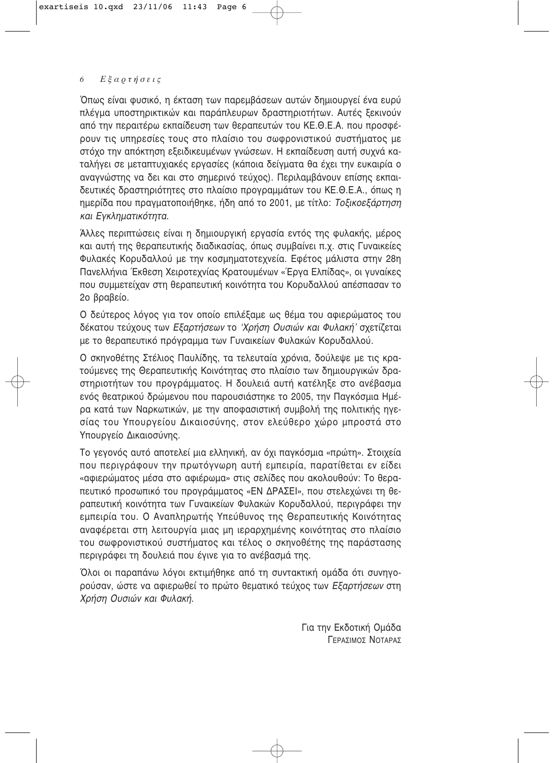Όπως είναι φυσικό, η έκταση των παρεμβάσεων αυτών δημιουργεί ένα ευρύ πλέγμα υποστηρικτικών και παράπλευρων δραστηριοτήτων. Αυτές ξεκινούν από την περαιτέρω εκπαίδευση των θεραπευτών του ΚΕ.Θ.Ε.Α. που προσφέρουν τις υπηρεσίες τους στο πλαίσιο του σωφρονιστικού συστήματος με στόχο την απόκτηση εξειδικευμένων γνώσεων. Η εκπαίδευση αυτή συχνά καταλήγει σε μεταπτυχιακές εργασίες (κάποια δείγματα θα έχει την ευκαιρία ο αναγνώστης να δει και στο σημερινό τεύχος). Περιλαμβάνουν επίσης εκπαιδευτικές δραστηριότητες στο πλαίσιο προγραμμάτων του ΚΕ.Θ.Ε.Α., όπως η ημερίδα που πραγματοποιήθηκε, ήδη από το 2001, με τίτλο: *Τοξικοεξάρτηση και Εγκληματικότητα.*

Άλλες περιπτώσεις είναι η δημιουργική εργασία εντός της φυλακής, μέρος και αυτή της θεραπευτικής διαδικασίας, όπως συμβαίνει π.χ. στις Γυναικείες Φυλακές Κορυδαλλού με την κοσμηματοτεχνεία. Εφέτος μάλιστα στην 28η Πανελλήνια Έκθεση Χειροτεχνίας Κρατουμένων «Έργα Ελπίδας», οι γυναίκες που συμμετείχαν στη θεραπευτική κοινότητα του Κορυδαλλού απέσπασαν το 2ο βραβείο.

Ο δεύτερος λόγος για τον οποίο επιλέξαμε ως θέμα του αφιερώματος του δέκατου τεύχους των *Εξαρτήσεων* το *'Χρήση Ουσιών και Φυλακή'* σχετίζεται με το θεραπευτικό πρόγραμμα των Γυναικείων Φυλακών Κορυδαλλού.

Ο σκηνοθέτης Στέλιος Παυλίδης, τα τελευταία χρόνια, δούλεψε με τις κρατούμενες της Θεραπευτικής Κοινότητας στο πλαίσιο των δημιουργικών δραστηριοτήτων του προγράμματος. Η δουλειά αυτή κατέληξε στο ανέβασμα ενός θεατρικού δρώμενου που παρουσιάστηκε το 2005, την Παγκόσμια Ημέρα κατά των Ναρκωτικών, με την αποφασιστική συμβολή της πολιτικής ηγεσίας του Υπουργείου Δικαιοσύνης, στον ελεύθερο χώρο μπροστά στο Υπουργείο Δικαιοσύνης.

Το γεγονός αυτό αποτελεί μια ελληνική, αν όχι παγκόσμια «πρώτη». Στοιχεία που περιγράφουν την πρωτόγνωρη αυτή εμπειρία, παρατίθεται εν είδει «αφιερώματος μέσα στο αφιέρωμα» στις σελίδες που ακολουθούν: Το θεραπευτικό προσωπικό του προγράμματος «ΕΝ ΔΡΑΣΕΙ», που στελεχώνει τη θεραπευτική κοινότητα των Γυναικείων Φυλακών Κορυδαλλού, περιγράφει την εμπειρία του. Ο Αναπληρωτής Υπεύθυνος της Θεραπευτικής Κοινότητας αναφέρεται στη λειτουργία μιας μη ιεραρχημένης κοινότητας στο πλαίσιο του σωφρονιστικού συστήματος και τέλος ο σκηνοθέτης της παράστασης περιγράφει τη δουλειά που έγινε για το ανέβασμά της.

Όλοι οι παραπάνω λόγοι εκτιμήθηκε από τη συντακτική ομάδα ότι συνηγορούσαν, ώστε να αφιερωθεί το πρώτο θεματικό τεύχος των *Εξαρτήσεων* στη *Χρήση Ουσιών και Φυλακή.*

Για την Εκδοτική Ομάδα
ΓΕΡΑΣΙΜΟΣ ΝΟΤΑΡΑΣ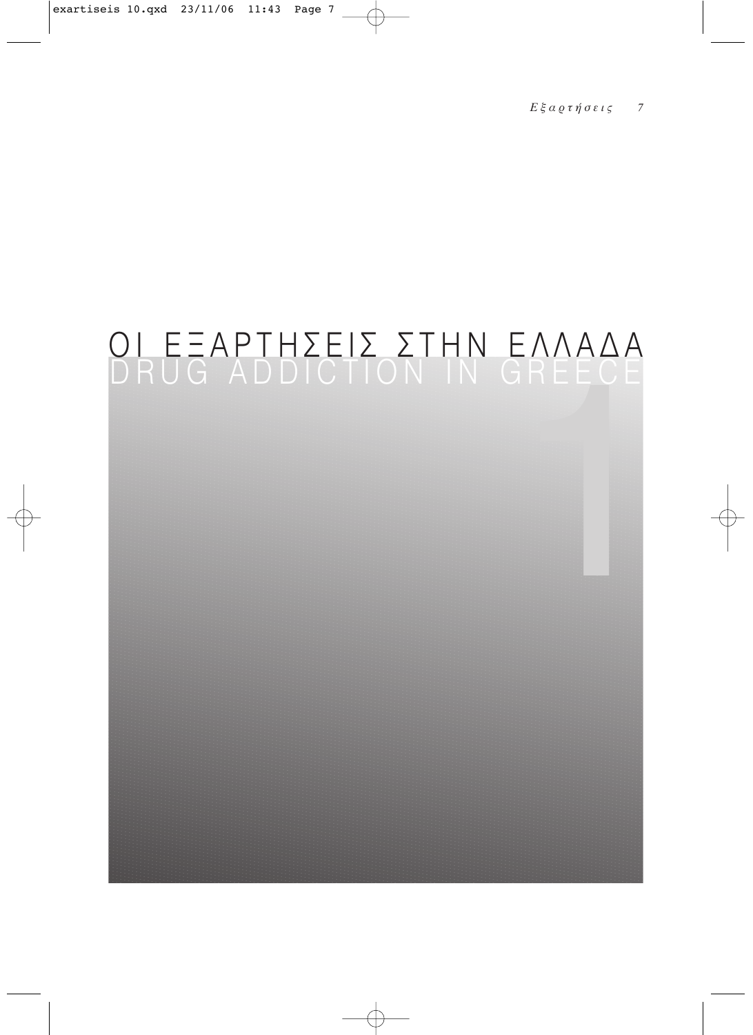# ΟΙ ΕΞΑΡΤΗΣΕΙΣ ΣΤΗΝ ΕΛΛΑΔΑ
# DRUG ADDICTION IN GREECE

1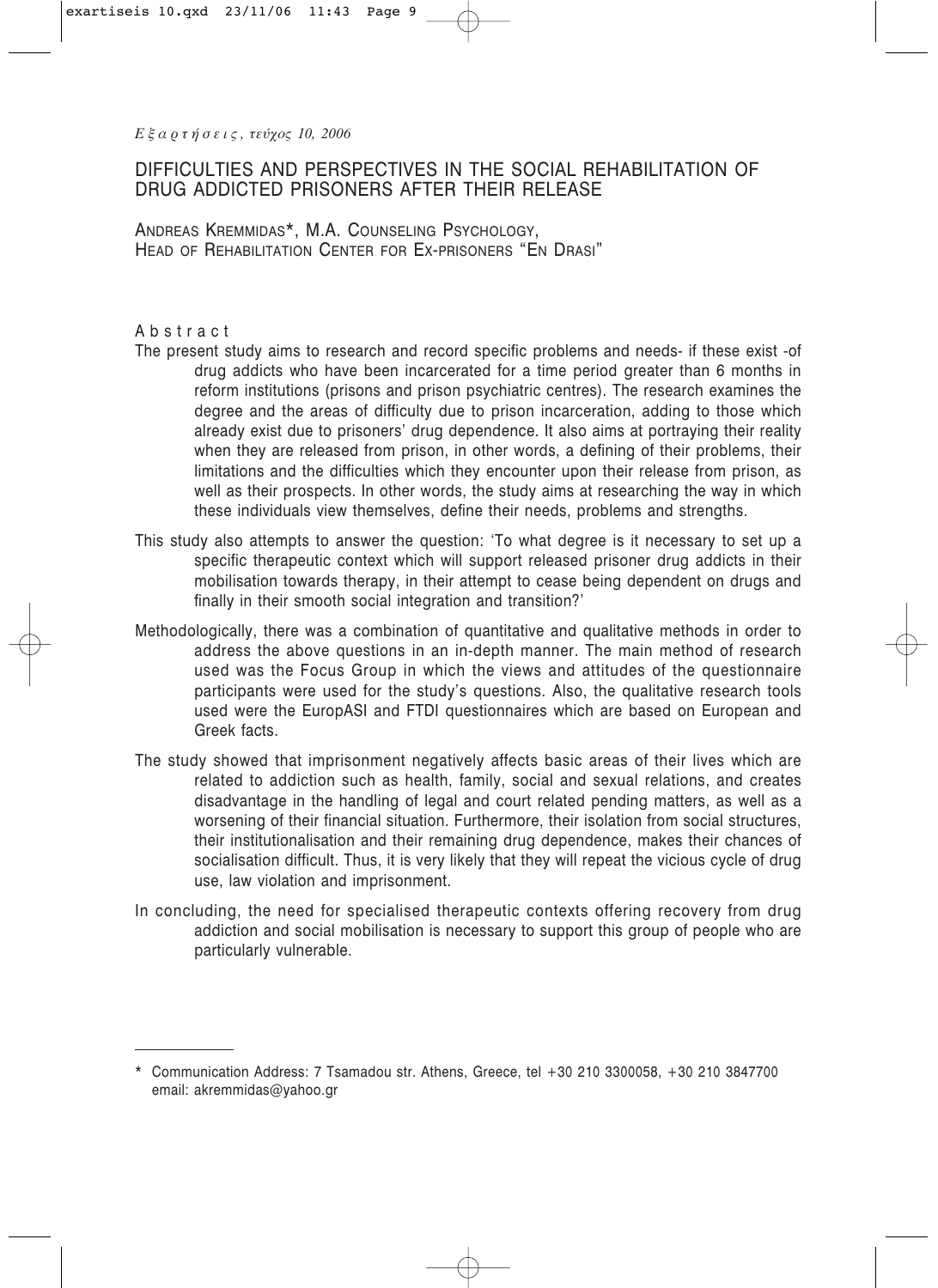# DIFFICULTIES AND PERSPECTIVES IN THE SOCIAL REHABILITATION OF DRUG ADDICTED PRISONERS AFTER THEIR RELEASE

ANDREAS KREMMIDAS*, M.A. COUNSELING PSYCHOLOGY,
HEAD OF REHABILITATION CENTER FOR EX-PRISONERS "EN DRASI"

## Abstract

The present study aims to research and record specific problems and needs- if these exist -of drug addicts who have been incarcerated for a time period greater than 6 months in reform institutions (prisons and prison psychiatric centres). The research examines the degree and the areas of difficulty due to prison incarceration, adding to those which already exist due to prisoners' drug dependence. It also aims at portraying their reality when they are released from prison, in other words, a defining of their problems, their limitations and the difficulties which they encounter upon their release from prison, as well as their prospects. In other words, the study aims at researching the way in which these individuals view themselves, define their needs, problems and strengths.

This study also attempts to answer the question: 'To what degree is it necessary to set up a specific therapeutic context which will support released prisoner drug addicts in their mobilisation towards therapy, in their attempt to cease being dependent on drugs and finally in their smooth social integration and transition?'

Methodologically, there was a combination of quantitative and qualitative methods in order to address the above questions in an in-depth manner. The main method of research used was the Focus Group in which the views and attitudes of the questionnaire participants were used for the study's questions. Also, the qualitative research tools used were the EuropASI and FTDI questionnaires which are based on European and Greek facts.

The study showed that imprisonment negatively affects basic areas of their lives which are related to addiction such as health, family, social and sexual relations, and creates disadvantage in the handling of legal and court related pending matters, as well as a worsening of their financial situation. Furthermore, their isolation from social structures, their institutionalisation and their remaining drug dependence, makes their chances of socialisation difficult. Thus, it is very likely that they will repeat the vicious cycle of drug use, law violation and imprisonment.

In concluding, the need for specialised therapeutic contexts offering recovery from drug addiction and social mobilisation is necessary to support this group of people who are particularly vulnerable.

---

\* Communication Address: 7 Tsamadou str. Athens, Greece, tel +30 210 3300058, +30 210 3847700 email: akremmidas@yahoo.gr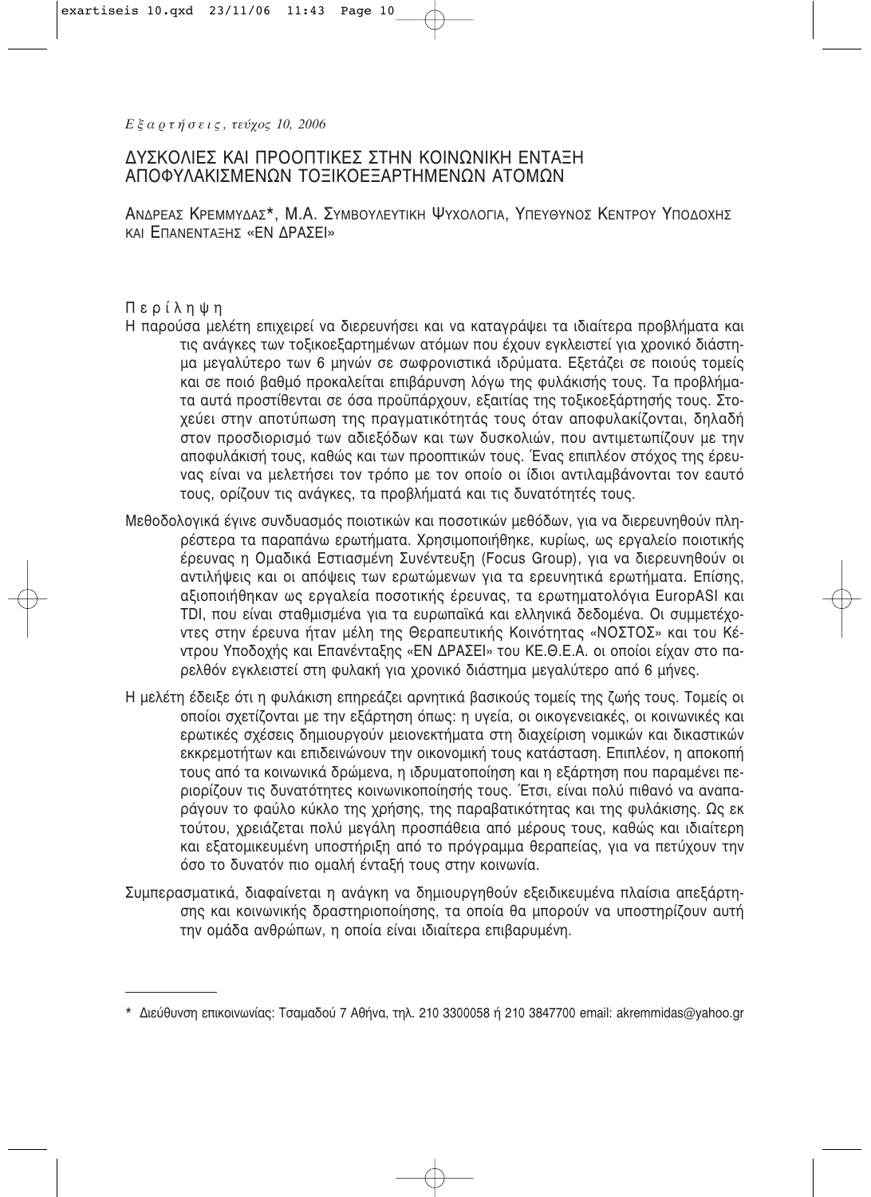# ΔΥΣΚΟΛΙΕΣ ΚΑΙ ΠΡΟΟΠΤΙΚΕΣ ΣΤΗΝ ΚΟΙΝΩΝΙΚΗ ΕΝΤΑΞΗ ΑΠΟΦΥΛΑΚΙΣΜΕΝΩΝ ΤΟΞΙΚΟΕΞΑΡΤΗΜΕΝΩΝ ΑΤΟΜΩΝ

ΑΝΔΡΕΑΣ ΚΡΕΜΜΥΔΑΣ*, Μ.Α. ΣΥΜΒΟΥΛΕΥΤΙΚΗ ΨΥΧΟΛΟΓΙΑ, ΥΠΕΥΘΥΝΟΣ ΚΕΝΤΡΟΥ ΥΠΟΔΟΧΗΣ ΚΑΙ ΕΠΑΝΕΝΤΑΞΗΣ «ΕΝ ΔΡΑΣΕΙ»

## Περίληψη

Η παρούσα μελέτη επιχειρεί να διερευνήσει και να καταγράψει τα ιδιαίτερα προβλήματα και τις ανάγκες των τοξικοεξαρτημένων ατόμων που έχουν εγκλειστεί για χρονικό διάστημα μεγαλύτερο των 6 μηνών σε σωφρονιστικά ιδρύματα. Εξετάζει σε ποιούς τομείς και σε ποιό βαθμό προκαλείται επιβάρυνση λόγω της φυλάκισής τους. Τα προβλήματα αυτά προστίθενται σε όσα προϋπάρχουν, εξαιτίας της τοξικοεξάρτησής τους. Στοχεύει στην αποτύπωση της πραγματικότητάς τους όταν αποφυλακίζονται, δηλαδή στον προσδιορισμό των αδιεξόδων και των δυσκολιών, που αντιμετωπίζουν με την αποφυλάκισή τους, καθώς και των προοπτικών τους. Ένας επιπλέον στόχος της έρευνας είναι να μελετήσει τον τρόπο με τον οποίο οι ίδιοι αντιλαμβάνονται τον εαυτό τους, ορίζουν τις ανάγκες, τα προβλήματά και τις δυνατότητές τους.

Μεθοδολογικά έγινε συνδυασμός ποιοτικών και ποσοτικών μεθόδων, για να διερευνηθούν πληρέστερα τα παραπάνω ερωτήματα. Χρησιμοποιήθηκε, κυρίως, ως εργαλείο ποιοτικής έρευνας η Ομαδικά Εστιασμένη Συνέντευξη (Focus Group), για να διερευνηθούν οι αντιλήψεις και οι απόψεις των ερωτώμενων για τα ερευνητικά ερωτήματα. Επίσης, αξιοποιήθηκαν ως εργαλεία ποσοτικής έρευνας, τα ερωτηματολόγια EuropASI και TDI, που είναι σταθμισμένα για τα ευρωπαϊκά και ελληνικά δεδομένα. Οι συμμετέχοντες στην έρευνα ήταν μέλη της Θεραπευτικής Κοινότητας «ΝΟΣΤΟΣ» και του Κέντρου Υποδοχής και Επανένταξης «ΕΝ ΔΡΑΣΕΙ» του ΚΕ.Θ.Ε.Α. οι οποίοι είχαν στο παρελθόν εγκλειστεί στη φυλακή για χρονικό διάστημα μεγαλύτερο από 6 μήνες.

Η μελέτη έδειξε ότι η φυλάκιση επηρεάζει αρνητικά βασικούς τομείς της ζωής τους. Τομείς οι οποίοι σχετίζονται με την εξάρτηση όπως: η υγεία, οι οικογενειακές, οι κοινωνικές και ερωτικές σχέσεις δημιουργούν μειονεκτήματα στη διαχείριση νομικών και δικαστικών εκκρεμοτήτων και επιδεινώνουν την οικονομική τους κατάσταση. Επιπλέον, η αποκοπή τους από τα κοινωνικά δρώμενα, η ιδρυματοποίηση και η εξάρτηση που παραμένει περιορίζουν τις δυνατότητες κοινωνικοποίησής τους. Έτσι, είναι πολύ πιθανό να αναπαράγουν το φαύλο κύκλο της χρήσης, της παραβατικότητας και της φυλάκισης. Ως εκ τούτου, χρειάζεται πολύ μεγάλη προσπάθεια από μέρους τους, καθώς και ιδιαίτερη και εξατομικευμένη υποστήριξη από το πρόγραμμα θεραπείας, για να πετύχουν την όσο το δυνατόν πιο ομαλή ένταξή τους στην κοινωνία.

Συμπερασματικά, διαφαίνεται η ανάγκη να δημιουργηθούν εξειδικευμένα πλαίσια απεξάρτησης και κοινωνικής δραστηριοποίησης, τα οποία θα μπορούν να υποστηρίζουν αυτή την ομάδα ανθρώπων, η οποία είναι ιδιαίτερα επιβαρυμένη.

---

* Διεύθυνση επικοινωνίας: Τσαμαδού 7 Αθήνα, τηλ. 210 3300058 ή 210 3847700 email: akremmidas@yahoo.gr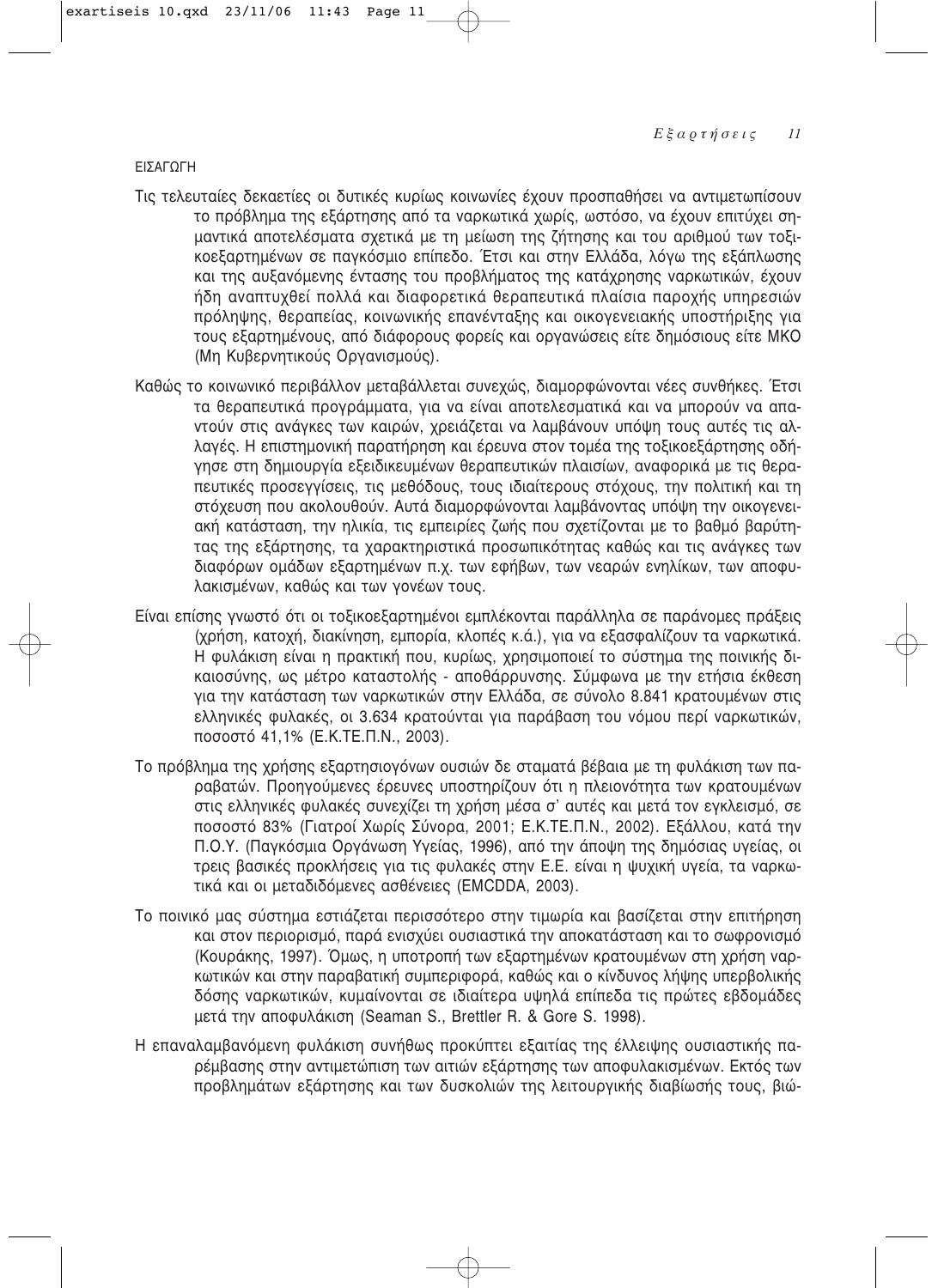## ΕΙΣΑΓΩΓΗ

Τις τελευταίες δεκαετίες οι δυτικές κυρίως κοινωνίες έχουν προσπαθήσει να αντιμετωπίσουν το πρόβλημα της εξάρτησης από τα ναρκωτικά χωρίς, ωστόσο, να έχουν επιτύχει σημαντικά αποτελέσματα σχετικά με τη μείωση της ζήτησης και του αριθμού των τοξικοεξαρτημένων σε παγκόσμιο επίπεδο. Έτσι και στην Ελλάδα, λόγω της εξάπλωσης και της αυξανόμενης έντασης του προβλήματος της κατάχρησης ναρκωτικών, έχουν ήδη αναπτυχθεί πολλά και διαφορετικά θεραπευτικά πλαίσια παροχής υπηρεσιών πρόληψης, θεραπείας, κοινωνικής επανένταξης και οικογενειακής υποστήριξης για τους εξαρτημένους, από διάφορους φορείς και οργανώσεις είτε δημόσιους είτε ΜΚΟ (Μη Κυβερνητικούς Οργανισμούς).

Καθώς το κοινωνικό περιβάλλον μεταβάλλεται συνεχώς, διαμορφώνονται νέες συνθήκες. Έτσι τα θεραπευτικά προγράμματα, για να είναι αποτελεσματικά και να μπορούν να απαντούν στις ανάγκες των καιρών, χρειάζεται να λαμβάνουν υπόψη τους αυτές τις αλλαγές. Η επιστημονική παρατήρηση και έρευνα στον τομέα της τοξικοεξάρτησης οδήγησε στη δημιουργία εξειδικευμένων θεραπευτικών πλαισίων, αναφορικά με τις θεραπευτικές προσεγγίσεις, τις μεθόδους, τους ιδιαίτερους στόχους, την πολιτική και τη στόχευση που ακολουθούν. Αυτά διαμορφώνονται λαμβάνοντας υπόψη την οικογενειακή κατάσταση, την ηλικία, τις εμπειρίες ζωής που σχετίζονται με το βαθμό βαρύτητας της εξάρτησης, τα χαρακτηριστικά προσωπικότητας καθώς και τις ανάγκες των διαφόρων ομάδων εξαρτημένων π.χ. των εφήβων, των νεαρών ενηλίκων, των αποφυλακισμένων, καθώς και των γονέων τους.

Είναι επίσης γνωστό ότι οι τοξικοεξαρτημένοι εμπλέκονται παράλληλα σε παράνομες πράξεις (χρήση, κατοχή, διακίνηση, εμπορία, κλοπές κ.ά.), για να εξασφαλίζουν τα ναρκωτικά. Η φυλάκιση είναι η πρακτική που, κυρίως, χρησιμοποιεί το σύστημα της ποινικής δικαιοσύνης, ως μέτρο καταστολής - αποθάρρυνσης. Σύμφωνα με την ετήσια έκθεση για την κατάσταση των ναρκωτικών στην Ελλάδα, σε σύνολο 8.841 κρατουμένων στις ελληνικές φυλακές, οι 3.634 κρατούνται για παράβαση του νόμου περί ναρκωτικών, ποσοστό 41,1% (Ε.Κ.ΤΕ.Π.Ν., 2003).

Το πρόβλημα της χρήσης εξαρτησιογόνων ουσιών δε σταματά βέβαια με τη φυλάκιση των παραβατών. Προηγούμενες έρευνες υποστηρίζουν ότι η πλειονότητα των κρατουμένων στις ελληνικές φυλακές συνεχίζει τη χρήση μέσα σ' αυτές και μετά τον εγκλεισμό, σε ποσοστό 83% (Γιατροί Χωρίς Σύνορα, 2001; Ε.Κ.ΤΕ.Π.Ν., 2002). Εξάλλου, κατά την Π.Ο.Υ. (Παγκόσμια Οργάνωση Υγείας, 1996), από την άποψη της δημόσιας υγείας, οι τρεις βασικές προκλήσεις για τις φυλακές στην Ε.Ε. είναι η ψυχική υγεία, τα ναρκωτικά και οι μεταδιδόμενες ασθένειες (EMCDDA, 2003).

Το ποινικό μας σύστημα εστιάζεται περισσότερο στην τιμωρία και βασίζεται στην επιτήρηση και στον περιορισμό, παρά ενισχύει ουσιαστικά την αποκατάσταση και το σωφρονισμό (Κουράκης, 1997). Όμως, η υποτροπή των εξαρτημένων κρατουμένων στη χρήση ναρκωτικών και στην παραβατική συμπεριφορά, καθώς και ο κίνδυνος λήψης υπερβολικής δόσης ναρκωτικών, κυμαίνονται σε ιδιαίτερα υψηλά επίπεδα τις πρώτες εβδομάδες μετά την αποφυλάκιση (Seaman S., Brettler R. & Gore S. 1998).

Η επαναλαμβανόμενη φυλάκιση συνήθως προκύπτει εξαιτίας της έλλειψης ουσιαστικής παρέμβασης στην αντιμετώπιση των αιτιών εξάρτησης των αποφυλακισμένων. Εκτός των προβλημάτων εξάρτησης και των δυσκολιών της λειτουργικής διαβίωσής τους, βιώ-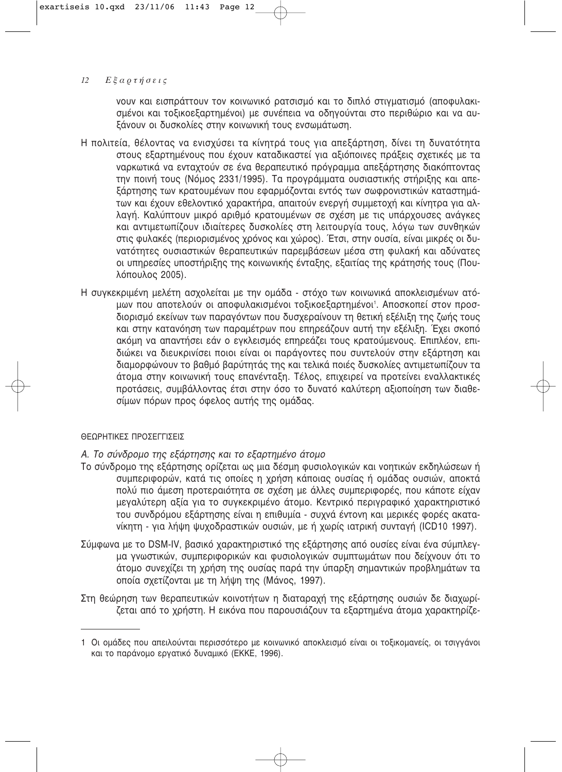νουν και εισπράττουν τον κοινωνικό ρατσισμό και το διπλό στιγματισμό (αποφυλακισμένοι και τοξικοεξαρτημένοι) με συνέπεια να οδηγούνται στο περιθώριο και να αυξάνουν οι δυσκολίες στην κοινωνική τους ενσωμάτωση.

Η πολιτεία, θέλοντας να ενισχύσει τα κίνητρά τους για απεξάρτηση, δίνει τη δυνατότητα στους εξαρτημένους που έχουν καταδικαστεί για αξιόποινες πράξεις σχετικές με τα ναρκωτικά να ενταχτούν σε ένα θεραπευτικό πρόγραμμα απεξάρτησης διακόπτοντας την ποινή τους (Νόμος 2331/1995). Τα προγράμματα ουσιαστικής στήριξης και απεξάρτησης των κρατουμένων που εφαρμόζονται εντός των σωφρονιστικών καταστημάτων και έχουν εθελοντικό χαρακτήρα, απαιτούν ενεργή συμμετοχή και κίνητρα για αλλαγή. Καλύπτουν μικρό αριθμό κρατουμένων σε σχέση με τις υπάρχουσες ανάγκες και αντιμετωπίζουν ιδιαίτερες δυσκολίες στη λειτουργία τους, λόγω των συνθηκών στις φυλακές (περιορισμένος χρόνος και χώρος). Έτσι, στην ουσία, είναι μικρές οι δυνατότητες ουσιαστικών θεραπευτικών παρεμβάσεων μέσα στη φυλακή και αδύνατες οι υπηρεσίες υποστήριξης της κοινωνικής ένταξης, εξαιτίας της κράτησής τους (Πουλόπουλος 2005).

Η συγκεκριμένη μελέτη ασχολείται με την ομάδα - στόχο των κοινωνικά αποκλεισμένων ατόμων που αποτελούν οι αποφυλακισμένοι τοξικοεξαρτημένοι[1]. Αποσκοπεί στον προσδιορισμό εκείνων των παραγόντων που δυσχεραίνουν τη θετική εξέλιξη της ζωής τους και στην κατανόηση των παραμέτρων που επηρεάζουν αυτή την εξέλιξη. Έχει σκοπό ακόμη να απαντήσει εάν ο εγκλεισμός επηρεάζει τους κρατούμενους. Επιπλέον, επιδιώκει να διευκρινίσει ποιοι είναι οι παράγοντες που συντελούν στην εξάρτηση και διαμορφώνουν το βαθμό βαρύτητάς της και τελικά ποιές δυσκολίες αντιμετωπίζουν τα άτομα στην κοινωνική τους επανένταξη. Τέλος, επιχειρεί να προτείνει εναλλακτικές προτάσεις, συμβάλλοντας έτσι στην όσο το δυνατό καλύτερη αξιοποίηση των διαθεσίμων πόρων προς όφελος αυτής της ομάδας.

## ΘΕΩΡΗΤΙΚΕΣ ΠΡΟΣΕΓΓΙΣΕΙΣ

### *Α. Το σύνδρομο της εξάρτησης και το εξαρτημένο άτομο*

Το σύνδρομο της εξάρτησης ορίζεται ως μια δέσμη φυσιολογικών και νοητικών εκδηλώσεων ή συμπεριφορών, κατά τις οποίες η χρήση κάποιας ουσίας ή ομάδας ουσιών, αποκτά πολύ πιο άμεση προτεραιότητα σε σχέση με άλλες συμπεριφορές, που κάποτε είχαν μεγαλύτερη αξία για το συγκεκριμένο άτομο. Κεντρικό περιγραφικό χαρακτηριστικό του συνδρόμου εξάρτησης είναι η επιθυμία - συχνά έντονη και μερικές φορές ακατανίκητη - για λήψη ψυχοδραστικών ουσιών, με ή χωρίς ιατρική συνταγή (ICD10 1997).

Σύμφωνα με το DSM-IV, βασικό χαρακτηριστικό της εξάρτησης από ουσίες είναι ένα σύμπλεγμα γνωστικών, συμπεριφορικών και φυσιολογικών συμπτωμάτων που δείχνουν ότι το άτομο συνεχίζει τη χρήση της ουσίας παρά την ύπαρξη σημαντικών προβλημάτων τα οποία σχετίζονται με τη λήψη της (Μάνος, 1997).

Στη θεώρηση των θεραπευτικών κοινοτήτων η διαταραχή της εξάρτησης ουσιών δε διαχωρίζεται από το χρήστη. Η εικόνα που παρουσιάζουν τα εξαρτημένα άτομα χαρακτηρίζε-

---

1 Οι ομάδες που απειλούνται περισσότερο με κοινωνικό αποκλεισμό είναι οι τοξικομανείς, οι τσιγγάνοι και το παράνομο εργατικό δυναμικό (ΕΚΚΕ, 1996).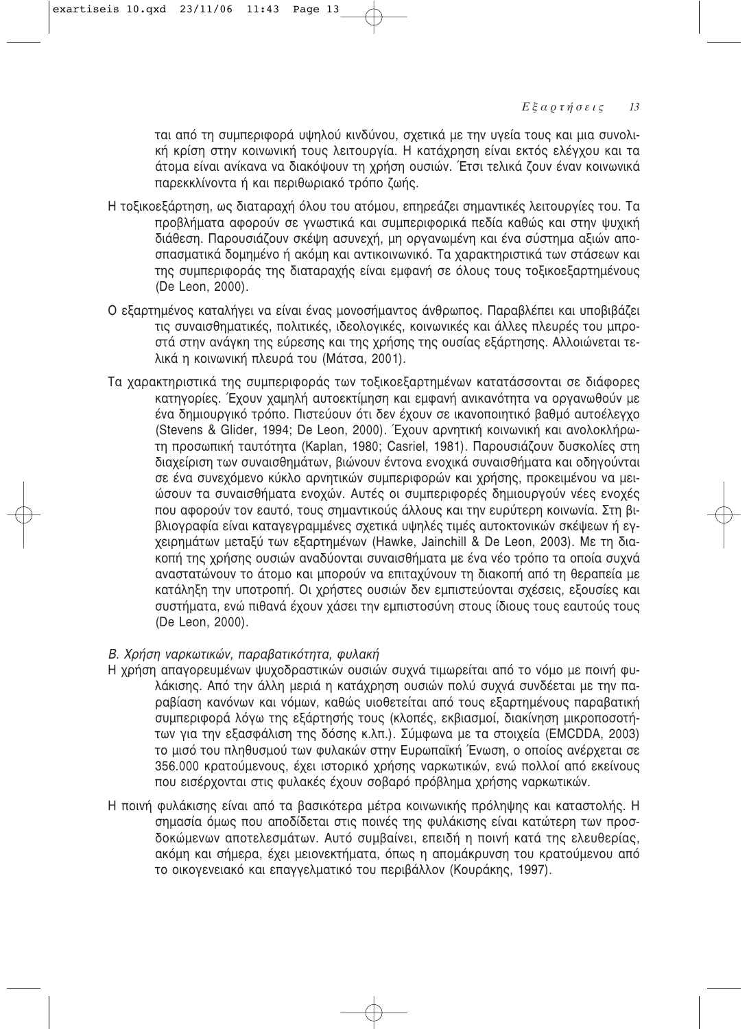ται από τη συμπεριφορά υψηλού κινδύνου, σχετικά με την υγεία τους και μια συνολική κρίση στην κοινωνική τους λειτουργία. Η κατάχρηση είναι εκτός ελέγχου και τα άτομα είναι ανίκανα να διακόψουν τη χρήση ουσιών. Έτσι τελικά ζουν έναν κοινωνικά παρεκκλίνοντα ή και περιθωριακό τρόπο ζωής.

Η τοξικοεξάρτηση, ως διαταραχή όλου του ατόμου, επηρεάζει σημαντικές λειτουργίες του. Τα προβλήματα αφορούν σε γνωστικά και συμπεριφορικά πεδία καθώς και στην ψυχική διάθεση. Παρουσιάζουν σκέψη ασυνεχή, μη οργανωμένη και ένα σύστημα αξιών αποσπασματικά δομημένο ή ακόμη και αντικοινωνικό. Τα χαρακτηριστικά των στάσεων και της συμπεριφοράς της διαταραχής είναι εμφανή σε όλους τους τοξικοεξαρτημένους (De Leon, 2000).

Ο εξαρτημένος καταλήγει να είναι ένας μονοσήμαντος άνθρωπος. Παραβλέπει και υποβιβάζει τις συναισθηματικές, πολιτικές, ιδεολογικές, κοινωνικές και άλλες πλευρές του μπροστά στην ανάγκη της εύρεσης και της χρήσης της ουσίας εξάρτησης. Αλλοιώνεται τελικά η κοινωνική πλευρά του (Μάτσα, 2001).

Τα χαρακτηριστικά της συμπεριφοράς των τοξικοεξαρτημένων κατατάσσονται σε διάφορες κατηγορίες. Έχουν χαμηλή αυτοεκτίμηση και εμφανή ανικανότητα να οργανωθούν με ένα δημιουργικό τρόπο. Πιστεύουν ότι δεν έχουν σε ικανοποιητικό βαθμό αυτοέλεγχο (Stevens & Glider, 1994; De Leon, 2000). Έχουν αρνητική κοινωνική και ανολοκλήρωτη προσωπική ταυτότητα (Kaplan, 1980; Casriel, 1981). Παρουσιάζουν δυσκολίες στη διαχείριση των συναισθημάτων, βιώνουν έντονα ενοχικά συναισθήματα και οδηγούνται σε ένα συνεχόμενο κύκλο αρνητικών συμπεριφορών και χρήσης, προκειμένου να μειώσουν τα συναισθήματα ενοχών. Αυτές οι συμπεριφορές δημιουργούν νέες ενοχές που αφορούν τον εαυτό, τους σημαντικούς άλλους και την ευρύτερη κοινωνία. Στη βιβλιογραφία είναι καταγεγραμμένες σχετικά υψηλές τιμές αυτοκτονικών σκέψεων ή εγχειρημάτων μεταξύ των εξαρτημένων (Hawke, Jainchill & De Leon, 2003). Με τη διακοπή της χρήσης ουσιών αναδύονται συναισθήματα με ένα νέο τρόπο τα οποία συχνά αναστατώνουν το άτομο και μπορούν να επιταχύνουν τη διακοπή από τη θεραπεία με κατάληξη την υποτροπή. Οι χρήστες ουσιών δεν εμπιστεύονται σχέσεις, εξουσίες και συστήματα, ενώ πιθανά έχουν χάσει την εμπιστοσύνη στους ίδιους τους εαυτούς τους (De Leon, 2000).

*Β. Χρήση ναρκωτικών, παραβατικότητα, φυλακή*

Η χρήση απαγορευμένων ψυχοδραστικών ουσιών συχνά τιμωρείται από το νόμο με ποινή φυλάκισης. Από την άλλη μεριά η κατάχρηση ουσιών πολύ συχνά συνδέεται με την παραβίαση κανόνων και νόμων, καθώς υιοθετείται από τους εξαρτημένους παραβατική συμπεριφορά λόγω της εξάρτησής τους (κλοπές, εκβιασμοί, διακίνηση μικροποσοτήτων για την εξασφάλιση της δόσης κ.λπ.). Σύμφωνα με τα στοιχεία (EMCDDA, 2003) το μισό του πληθυσμού των φυλακών στην Ευρωπαϊκή Ένωση, ο οποίος ανέρχεται σε 356.000 κρατούμενους, έχει ιστορικό χρήσης ναρκωτικών, ενώ πολλοί από εκείνους που εισέρχονται στις φυλακές έχουν σοβαρό πρόβλημα χρήσης ναρκωτικών.

Η ποινή φυλάκισης είναι από τα βασικότερα μέτρα κοινωνικής πρόληψης και καταστολής. Η σημασία όμως που αποδίδεται στις ποινές της φυλάκισης είναι κατώτερη των προσδοκώμενων αποτελεσμάτων. Αυτό συμβαίνει, επειδή η ποινή κατά της ελευθερίας, ακόμη και σήμερα, έχει μειονεκτήματα, όπως η απομάκρυνση του κρατούμενου από το οικογενειακό και επαγγελματικό του περιβάλλον (Κουράκης, 1997).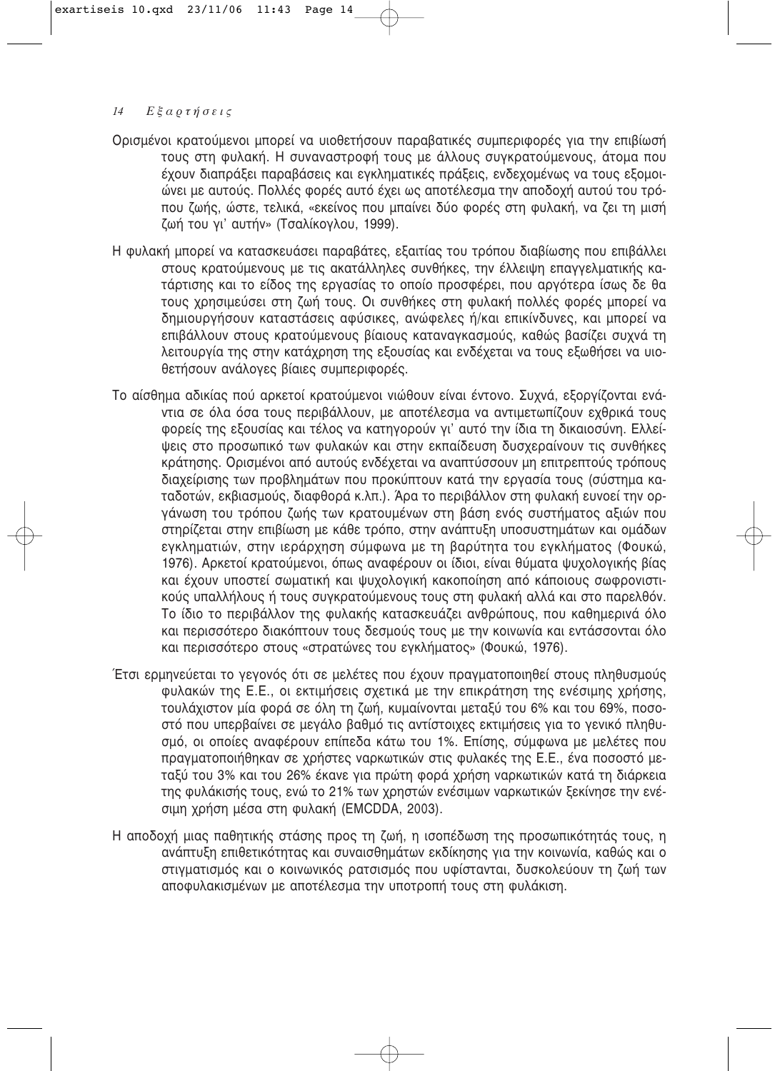Ορισμένοι κρατούμενοι μπορεί να υιοθετήσουν παραβατικές συμπεριφορές για την επιβίωσή τους στη φυλακή. Η συναναστροφή τους με άλλους συγκρατούμενους, άτομα που έχουν διαπράξει παραβάσεις και εγκληματικές πράξεις, ενδεχομένως να τους εξομοιώνει με αυτούς. Πολλές φορές αυτό έχει ως αποτέλεσμα την αποδοχή αυτού του τρόπου ζωής, ώστε, τελικά, «εκείνος που μπαίνει δύο φορές στη φυλακή, να ζει τη μισή ζωή του γι' αυτήν» (Τσαλίκογλου, 1999).

Η φυλακή μπορεί να κατασκευάσει παραβάτες, εξαιτίας του τρόπου διαβίωσης που επιβάλλει στους κρατούμενους με τις ακατάλληλες συνθήκες, την έλλειψη επαγγελματικής κατάρτισης και το είδος της εργασίας το οποίο προσφέρει, που αργότερα ίσως δε θα τους χρησιμεύσει στη ζωή τους. Οι συνθήκες στη φυλακή πολλές φορές μπορεί να δημιουργήσουν καταστάσεις αφύσικες, ανώφελες ή/και επικίνδυνες, και μπορεί να επιβάλλουν στους κρατούμενους βίαιους καταναγκασμούς, καθώς βασίζει συχνά τη λειτουργία της στην κατάχρηση της εξουσίας και ενδέχεται να τους εξωθήσει να υιοθετήσουν ανάλογες βίαιες συμπεριφορές.

Το αίσθημα αδικίας πού αρκετοί κρατούμενοι νιώθουν είναι έντονο. Συχνά, εξοργίζονται ενάντια σε όλα όσα τους περιβάλλουν, με αποτέλεσμα να αντιμετωπίζουν εχθρικά τους φορείς της εξουσίας και τέλος να κατηγορούν γι' αυτό την ίδια τη δικαιοσύνη. Ελλείψεις στο προσωπικό των φυλακών και στην εκπαίδευση δυσχεραίνουν τις συνθήκες κράτησης. Ορισμένοι από αυτούς ενδέχεται να αναπτύσσουν μη επιτρεπτούς τρόπους διαχείρισης των προβλημάτων που προκύπτουν κατά την εργασία τους (σύστημα καταδοτών, εκβιασμούς, διαφθορά κ.λπ.). Άρα το περιβάλλον στη φυλακή ευνοεί την οργάνωση του τρόπου ζωής των κρατουμένων στη βάση ενός συστήματος αξιών που στηρίζεται στην επιβίωση με κάθε τρόπο, στην ανάπτυξη υποσυστημάτων και ομάδων εγκληματιών, στην ιεράρχηση σύμφωνα με τη βαρύτητα του εγκλήματος (Φουκώ, 1976). Αρκετοί κρατούμενοι, όπως αναφέρουν οι ίδιοι, είναι θύματα ψυχολογικής βίας και έχουν υποστεί σωματική και ψυχολογική κακοποίηση από κάποιους σωφρονιστικούς υπαλλήλους ή τους συγκρατούμενους τους στη φυλακή αλλά και στο παρελθόν. Το ίδιο το περιβάλλον της φυλακής κατασκευάζει ανθρώπους, που καθημερινά όλο και περισσότερο διακόπτουν τους δεσμούς τους με την κοινωνία και εντάσσονται όλο και περισσότερο στους «στρατώνες του εγκλήματος» (Φουκώ, 1976).

Έτσι ερμηνεύεται το γεγονός ότι σε μελέτες που έχουν πραγματοποιηθεί στους πληθυσμούς φυλακών της Ε.Ε., οι εκτιμήσεις σχετικά με την επικράτηση της ενέσιμης χρήσης, τουλάχιστον μία φορά σε όλη τη ζωή, κυμαίνονται μεταξύ του 6% και του 69%, ποσοστό που υπερβαίνει σε μεγάλο βαθμό τις αντίστοιχες εκτιμήσεις για το γενικό πληθυσμό, οι οποίες αναφέρουν επίπεδα κάτω του 1%. Επίσης, σύμφωνα με μελέτες που πραγματοποιήθηκαν σε χρήστες ναρκωτικών στις φυλακές της Ε.Ε., ένα ποσοστό μεταξύ του 3% και του 26% έκανε για πρώτη φορά χρήση ναρκωτικών κατά τη διάρκεια της φυλάκισής τους, ενώ το 21% των χρηστών ενέσιμων ναρκωτικών ξεκίνησε την ενέσιμη χρήση μέσα στη φυλακή (EMCDDA, 2003).

Η αποδοχή μιας παθητικής στάσης προς τη ζωή, η ισοπέδωση της προσωπικότητάς τους, η ανάπτυξη επιθετικότητας και συναισθημάτων εκδίκησης για την κοινωνία, καθώς και ο στιγματισμός και ο κοινωνικός ρατσισμός που υφίστανται, δυσκολεύουν τη ζωή των αποφυλακισμένων με αποτέλεσμα την υποτροπή τους στη φυλάκιση.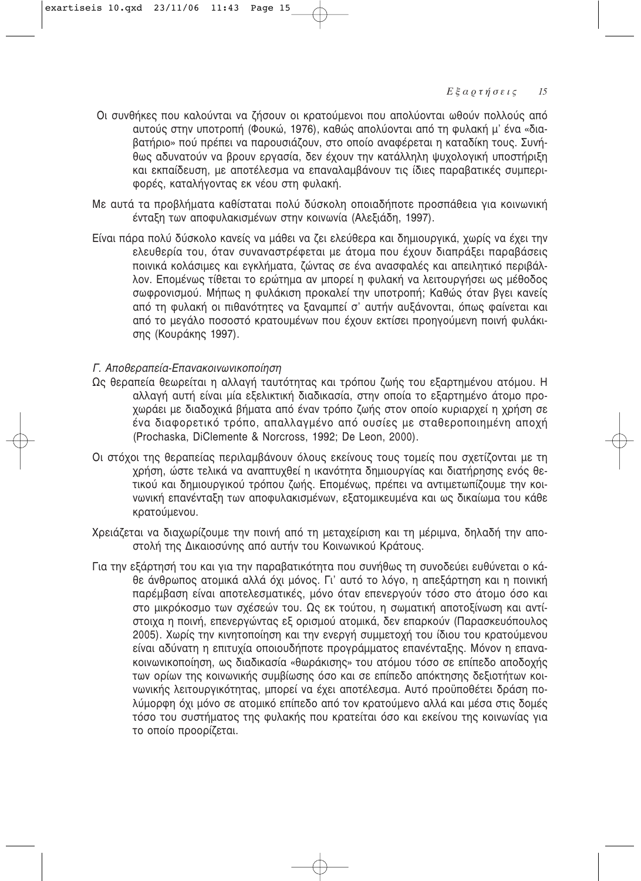Οι συνθήκες που καλούνται να ζήσουν οι κρατούμενοι που απολύονται ωθούν πολλούς από αυτούς στην υποτροπή (Φουκώ, 1976), καθώς απολύονται από τη φυλακή μ' ένα «διαβατήριο» πού πρέπει να παρουσιάζουν, στο οποίο αναφέρεται η καταδίκη τους. Συνήθως αδυνατούν να βρουν εργασία, δεν έχουν την κατάλληλη ψυχολογική υποστήριξη και εκπαίδευση, με αποτέλεσμα να επαναλαμβάνουν τις ίδιες παραβατικές συμπεριφορές, καταλήγοντας εκ νέου στη φυλακή.

Με αυτά τα προβλήματα καθίσταται πολύ δύσκολη οποιαδήποτε προσπάθεια για κοινωνική ένταξη των αποφυλακισμένων στην κοινωνία (Αλεξιάδη, 1997).

Είναι πάρα πολύ δύσκολο κανείς να μάθει να ζει ελεύθερα και δημιουργικά, χωρίς να έχει την ελευθερία του, όταν συναναστρέφεται με άτομα που έχουν διαπράξει παραβάσεις ποινικά κολάσιμες και εγκλήματα, ζώντας σε ένα ανασφαλές και απειλητικό περιβάλλον. Επομένως τίθεται το ερώτημα αν μπορεί η φυλακή να λειτουργήσει ως μέθοδος σωφρονισμού. Μήπως η φυλάκιση προκαλεί την υποτροπή; Καθώς όταν βγει κανείς από τη φυλακή οι πιθανότητες να ξαναμπεί σ' αυτήν αυξάνονται, όπως φαίνεται και από το μεγάλο ποσοστό κρατουμένων που έχουν εκτίσει προηγούμενη ποινή φυλάκισης (Κουράκης 1997).

### *Γ. Αποθεραπεία-Επανακοινωνικοποίηση*

Ως θεραπεία θεωρείται η αλλαγή ταυτότητας και τρόπου ζωής του εξαρτημένου ατόμου. Η αλλαγή αυτή είναι μία εξελικτική διαδικασία, στην οποία το εξαρτημένο άτομο προχωράει με διαδοχικά βήματα από έναν τρόπο ζωής στον οποίο κυριαρχεί η χρήση σε ένα διαφορετικό τρόπο, απαλλαγμένο από ουσίες με σταθεροποιημένη αποχή (Prochaska, DiClemente & Norcross, 1992; De Leon, 2000).

Οι στόχοι της θεραπείας περιλαμβάνουν όλους εκείνους τους τομείς που σχετίζονται με τη χρήση, ώστε τελικά να αναπτυχθεί η ικανότητα δημιουργίας και διατήρησης ενός θετικού και δημιουργικού τρόπου ζωής. Επομένως, πρέπει να αντιμετωπίζουμε την κοινωνική επανένταξη των αποφυλακισμένων, εξατομικευμένα και ως δικαίωμα του κάθε κρατούμενου.

Χρειάζεται να διαχωρίζουμε την ποινή από τη μεταχείριση και τη μέριμνα, δηλαδή την αποστολή της Δικαιοσύνης από αυτήν του Κοινωνικού Κράτους.

Για την εξάρτησή του και για την παραβατικότητα που συνήθως τη συνοδεύει ευθύνεται ο κάθε άνθρωπος ατομικά αλλά όχι μόνος. Γι' αυτό το λόγο, η απεξάρτηση και η ποινική παρέμβαση είναι αποτελεσματικές, μόνο όταν επενεργούν τόσο στο άτομο όσο και στο μικρόκοσμο των σχέσεών του. Ως εκ τούτου, η σωματική αποτοξίνωση και αντίστοιχα η ποινή, επενεργώντας εξ ορισμού ατομικά, δεν επαρκούν (Παρασκευόπουλος 2005). Χωρίς την κινητοποίηση και την ενεργή συμμετοχή του ίδιου του κρατούμενου είναι αδύνατη η επιτυχία οποιουδήποτε προγράμματος επανένταξης. Μόνον η επανακοινωνικοποίηση, ως διαδικασία «θωράκισης» του ατόμου τόσο σε επίπεδο αποδοχής των ορίων της κοινωνικής συμβίωσης όσο και σε επίπεδο απόκτησης δεξιοτήτων κοινωνικής λειτουργικότητας, μπορεί να έχει αποτέλεσμα. Αυτό προϋποθέτει δράση πολύμορφη όχι μόνο σε ατομικό επίπεδο από τον κρατούμενο αλλά και μέσα στις δομές τόσο του συστήματος της φυλακής που κρατείται όσο και εκείνου της κοινωνίας για το οποίο προορίζεται.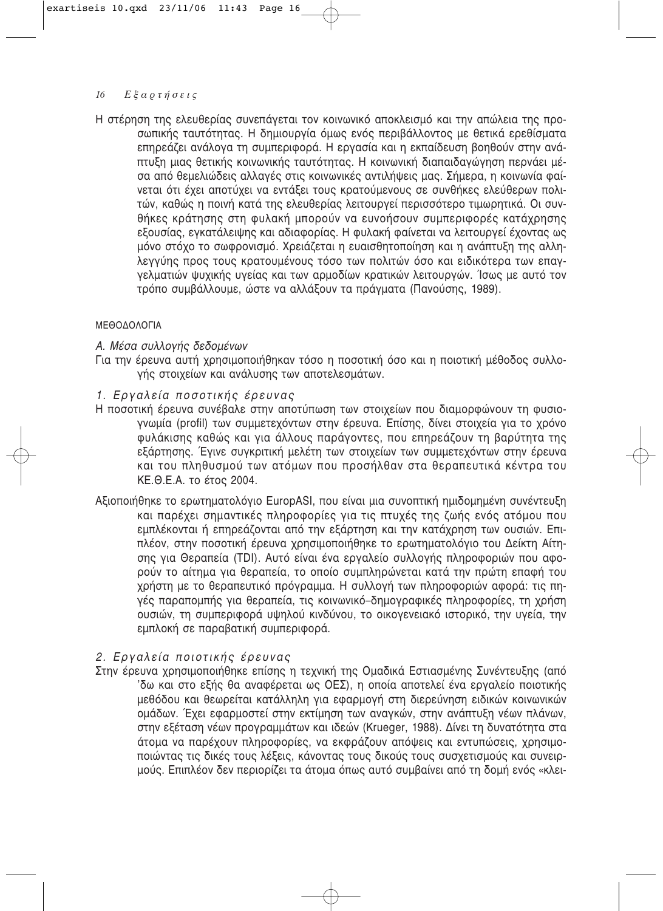Η στέρηση της ελευθερίας συνεπάγεται τον κοινωνικό αποκλεισμό και την απώλεια της προσωπικής ταυτότητας. Η δημιουργία όμως ενός περιβάλλοντος με θετικά ερεθίσματα επηρεάζει ανάλογα τη συμπεριφορά. Η εργασία και η εκπαίδευση βοηθούν στην ανάπτυξη μιας θετικής κοινωνικής ταυτότητας. Η κοινωνική διαπαιδαγώγηση περνάει μέσα από θεμελιώδεις αλλαγές στις κοινωνικές αντιλήψεις μας. Σήμερα, η κοινωνία φαίνεται ότι έχει αποτύχει να εντάξει τους κρατούμενους σε συνθήκες ελεύθερων πολιτών, καθώς η ποινή κατά της ελευθερίας λειτουργεί περισσότερο τιμωρητικά. Οι συνθήκες κράτησης στη φυλακή μπορούν να ευνοήσουν συμπεριφορές κατάχρησης εξουσίας, εγκατάλειψης και αδιαφορίας. Η φυλακή φαίνεται να λειτουργεί έχοντας ως μόνο στόχο το σωφρονισμό. Χρειάζεται η ευαισθητοποίηση και η ανάπτυξη της αλληλεγγύης προς τους κρατουμένους τόσο των πολιτών όσο και ειδικότερα των επαγγελματιών ψυχικής υγείας και των αρμοδίων κρατικών λειτουργών. Ίσως με αυτό τον τρόπο συμβάλλουμε, ώστε να αλλάξουν τα πράγματα (Πανούσης, 1989).

## ΜΕΘΟΔΟΛΟΓΙΑ

### *Α. Μέσα συλλογής δεδομένων*

Για την έρευνα αυτή χρησιμοποιήθηκαν τόσο η ποσοτική όσο και η ποιοτική μέθοδος συλλογής στοιχείων και ανάλυσης των αποτελεσμάτων.

#### *1. Εργαλεία ποσοτικής έρευνας*

Η ποσοτική έρευνα συνέβαλε στην αποτύπωση των στοιχείων που διαμορφώνουν τη φυσιογνωμία (profil) των συμμετεχόντων στην έρευνα. Επίσης, δίνει στοιχεία για το χρόνο φυλάκισης καθώς και για άλλους παράγοντες, που επηρεάζουν τη βαρύτητα της εξάρτησης. Έγινε συγκριτική μελέτη των στοιχείων των συμμετεχόντων στην έρευνα και του πληθυσμού των ατόμων που προσήλθαν στα θεραπευτικά κέντρα του ΚΕ.Θ.Ε.Α. το έτος 2004.

Αξιοποιήθηκε το ερωτηματολόγιο EuropASI, που είναι μια συνοπτική ημιδομημένη συνέντευξη και παρέχει σημαντικές πληροφορίες για τις πτυχές της ζωής ενός ατόμου που εμπλέκονται ή επηρεάζονται από την εξάρτηση και την κατάχρηση των ουσιών. Επιπλέον, στην ποσοτική έρευνα χρησιμοποιήθηκε το ερωτηματολόγιο του Δείκτη Αίτησης για Θεραπεία (TDI). Αυτό είναι ένα εργαλείο συλλογής πληροφοριών που αφορούν το αίτημα για θεραπεία, το οποίο συμπληρώνεται κατά την πρώτη επαφή του χρήστη με το θεραπευτικό πρόγραμμα. Η συλλογή των πληροφοριών αφορά: τις πηγές παραπομπής για θεραπεία, τις κοινωνικό–δημογραφικές πληροφορίες, τη χρήση ουσιών, τη συμπεριφορά υψηλού κινδύνου, το οικογενειακό ιστορικό, την υγεία, την εμπλοκή σε παραβατική συμπεριφορά.

#### *2. Εργαλεία ποιοτικής έρευνας*

Στην έρευνα χρησιμοποιήθηκε επίσης η τεχνική της Ομαδικά Εστιασμένης Συνέντευξης (από 'δω και στο εξής θα αναφέρεται ως ΟΕΣ), η οποία αποτελεί ένα εργαλείο ποιοτικής μεθόδου και θεωρείται κατάλληλη για εφαρμογή στη διερεύνηση ειδικών κοινωνικών ομάδων. Έχει εφαρμοστεί στην εκτίμηση των αναγκών, στην ανάπτυξη νέων πλάνων, στην εξέταση νέων προγραμμάτων και ιδεών (Krueger, 1988). Δίνει τη δυνατότητα στα άτομα να παρέχουν πληροφορίες, να εκφράζουν απόψεις και εντυπώσεις, χρησιμοποιώντας τις δικές τους λέξεις, κάνοντας τους δικούς τους συσχετισμούς και συνειρμούς. Επιπλέον δεν περιορίζει τα άτομα όπως αυτό συμβαίνει από τη δομή ενός «κλει-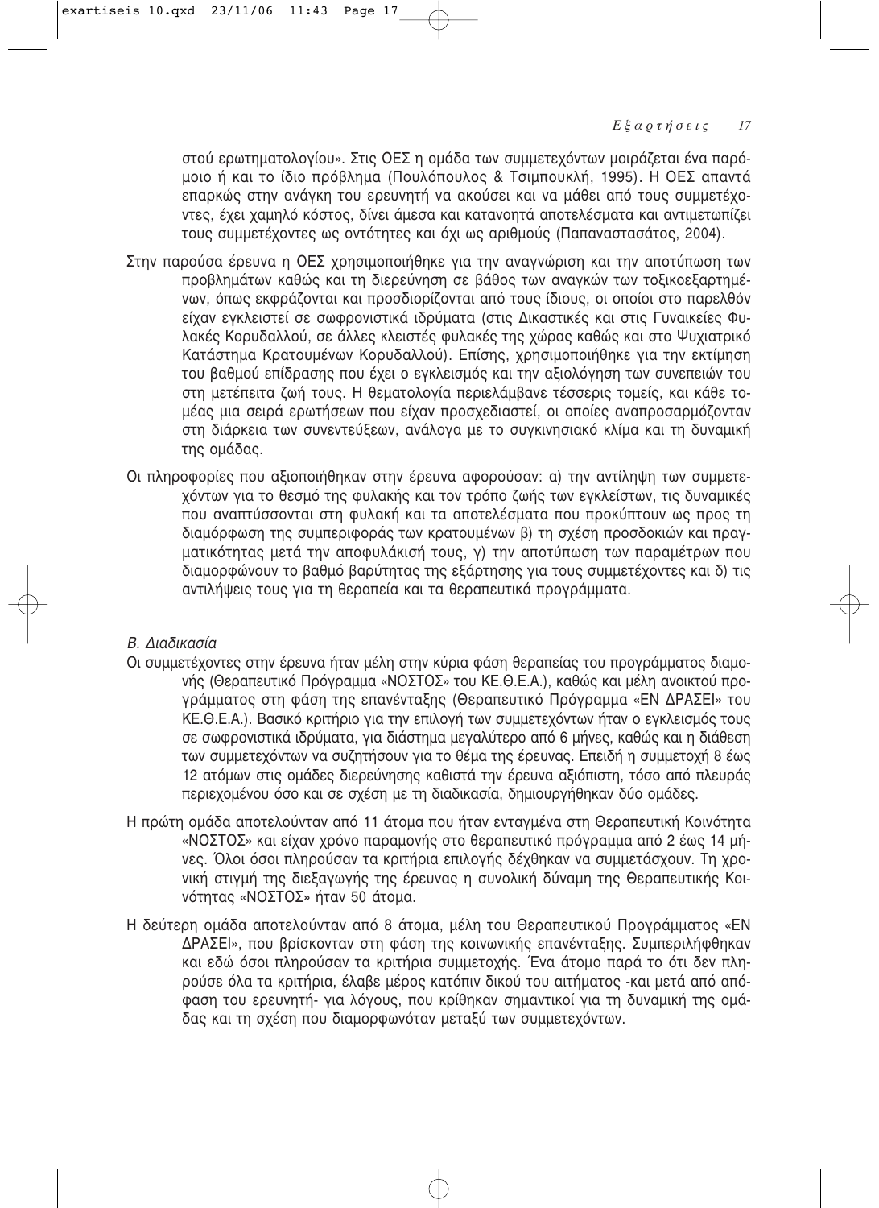στού ερωτηματολογίου». Στις ΟΕΣ η ομάδα των συμμετεχόντων μοιράζεται ένα παρόμοιο ή και το ίδιο πρόβλημα (Πουλόπουλος & Τσιμπουκλή, 1995). Η ΟΕΣ απαντά επαρκώς στην ανάγκη του ερευνητή να ακούσει και να μάθει από τους συμμετέχοντες, έχει χαμηλό κόστος, δίνει άμεσα και κατανοητά αποτελέσματα και αντιμετωπίζει τους συμμετέχοντες ως οντότητες και όχι ως αριθμούς (Παπαναστασάτος, 2004).

Στην παρούσα έρευνα η ΟΕΣ χρησιμοποιήθηκε για την αναγνώριση και την αποτύπωση των προβλημάτων καθώς και τη διερεύνηση σε βάθος των αναγκών των τοξικοεξαρτημένων, όπως εκφράζονται και προσδιορίζονται από τους ίδιους, οι οποίοι στο παρελθόν είχαν εγκλειστεί σε σωφρονιστικά ιδρύματα (στις Δικαστικές και στις Γυναικείες Φυλακές Κορυδαλλού, σε άλλες κλειστές φυλακές της χώρας καθώς και στο Ψυχιατρικό Κατάστημα Κρατουμένων Κορυδαλλού). Επίσης, χρησιμοποιήθηκε για την εκτίμηση του βαθμού επίδρασης που έχει ο εγκλεισμός και την αξιολόγηση των συνεπειών του στη μετέπειτα ζωή τους. Η θεματολογία περιελάμβανε τέσσερις τομείς, και κάθε τομέας μια σειρά ερωτήσεων που είχαν προσχεδιαστεί, οι οποίες αναπροσαρμόζονταν στη διάρκεια των συνεντεύξεων, ανάλογα με το συγκινησιακό κλίμα και τη δυναμική της ομάδας.

Οι πληροφορίες που αξιοποιήθηκαν στην έρευνα αφορούσαν: α) την αντίληψη των συμμετεχόντων για το θεσμό της φυλακής και τον τρόπο ζωής των εγκλείστων, τις δυναμικές που αναπτύσσονται στη φυλακή και τα αποτελέσματα που προκύπτουν ως προς τη διαμόρφωση της συμπεριφοράς των κρατουμένων β) τη σχέση προσδοκιών και πραγματικότητας μετά την αποφυλάκισή τους, γ) την αποτύπωση των παραμέτρων που διαμορφώνουν το βαθμό βαρύτητας της εξάρτησης για τους συμμετέχοντες και δ) τις αντιλήψεις τους για τη θεραπεία και τα θεραπευτικά προγράμματα.

*Β. Διαδικασία*

Οι συμμετέχοντες στην έρευνα ήταν μέλη στην κύρια φάση θεραπείας του προγράμματος διαμονής (Θεραπευτικό Πρόγραμμα «ΝΟΣΤΟΣ» του ΚΕ.Θ.Ε.Α.), καθώς και μέλη ανοικτού προγράμματος στη φάση της επανένταξης (Θεραπευτικό Πρόγραμμα «ΕΝ ΔΡΑΣΕΙ» του ΚΕ.Θ.Ε.Α.). Βασικό κριτήριο για την επιλογή των συμμετεχόντων ήταν ο εγκλεισμός τους σε σωφρονιστικά ιδρύματα, για διάστημα μεγαλύτερο από 6 μήνες, καθώς και η διάθεση των συμμετεχόντων να συζητήσουν για το θέμα της έρευνας. Επειδή η συμμετοχή 8 έως 12 ατόμων στις ομάδες διερεύνησης καθιστά την έρευνα αξιόπιστη, τόσο από πλευράς περιεχομένου όσο και σε σχέση με τη διαδικασία, δημιουργήθηκαν δύο ομάδες.

Η πρώτη ομάδα αποτελούνταν από 11 άτομα που ήταν ενταγμένα στη Θεραπευτική Κοινότητα «ΝΟΣΤΟΣ» και είχαν χρόνο παραμονής στο θεραπευτικό πρόγραμμα από 2 έως 14 μήνες. Όλοι όσοι πληρούσαν τα κριτήρια επιλογής δέχθηκαν να συμμετάσχουν. Τη χρονική στιγμή της διεξαγωγής της έρευνας η συνολική δύναμη της Θεραπευτικής Κοινότητας «ΝΟΣΤΟΣ» ήταν 50 άτομα.

Η δεύτερη ομάδα αποτελούνταν από 8 άτομα, μέλη του Θεραπευτικού Προγράμματος «ΕΝ ΔΡΑΣΕΙ», που βρίσκονταν στη φάση της κοινωνικής επανένταξης. Συμπεριλήφθηκαν και εδώ όσοι πληρούσαν τα κριτήρια συμμετοχής. Ένα άτομο παρά το ότι δεν πληρούσε όλα τα κριτήρια, έλαβε μέρος κατόπιν δικού του αιτήματος -και μετά από απόφαση του ερευνητή- για λόγους, που κρίθηκαν σημαντικοί για τη δυναμική της ομάδας και τη σχέση που διαμορφωνόταν μεταξύ των συμμετεχόντων.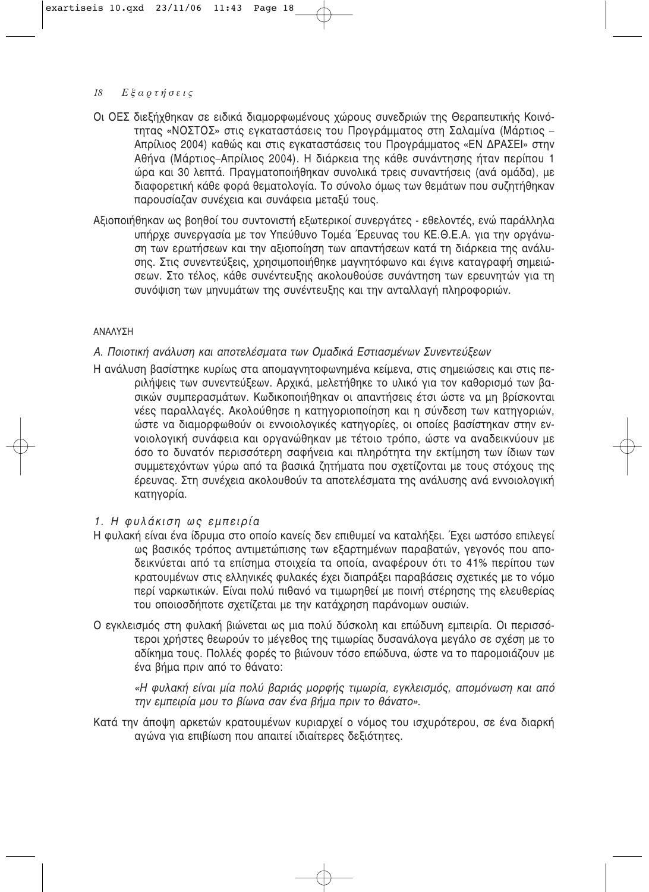Οι ΟΕΣ διεξήχθηκαν σε ειδικά διαμορφωμένους χώρους συνεδριών της Θεραπευτικής Κοινότητας «ΝΟΣΤΟΣ» στις εγκαταστάσεις του Προγράμματος στη Σαλαμίνα (Μάρτιος – Απρίλιος 2004) καθώς και στις εγκαταστάσεις του Προγράμματος «ΕΝ ΔΡΑΣΕΙ» στην Αθήνα (Μάρτιος–Απρίλιος 2004). Η διάρκεια της κάθε συνάντησης ήταν περίπου 1 ώρα και 30 λεπτά. Πραγματοποιήθηκαν συνολικά τρεις συναντήσεις (ανά ομάδα), με διαφορετική κάθε φορά θεματολογία. Το σύνολο όμως των θεμάτων που συζητήθηκαν παρουσίαζαν συνέχεια και συνάφεια μεταξύ τους.

Αξιοποιήθηκαν ως βοηθοί του συντονιστή εξωτερικοί συνεργάτες - εθελοντές, ενώ παράλληλα υπήρχε συνεργασία με τον Υπεύθυνο Τομέα Έρευνας του ΚΕ.Θ.Ε.Α. για την οργάνωση των ερωτήσεων και την αξιοποίηση των απαντήσεων κατά τη διάρκεια της ανάλυσης. Στις συνεντεύξεις, χρησιμοποιήθηκε μαγνητόφωνο και έγινε καταγραφή σημειώσεων. Στο τέλος, κάθε συνέντευξης ακολουθούσε συνάντηση των ερευνητών για τη συνόψιση των μηνυμάτων της συνέντευξης και την ανταλλαγή πληροφοριών.

## ΑΝΑΛΥΣΗ

### *Α. Ποιοτική ανάλυση και αποτελέσματα των Ομαδικά Εστιασμένων Συνεντεύξεων*

Η ανάλυση βασίστηκε κυρίως στα απομαγνητοφωνημένα κείμενα, στις σημειώσεις και στις περιλήψεις των συνεντεύξεων. Αρχικά, μελετήθηκε το υλικό για τον καθορισμό των βασικών συμπερασμάτων. Κωδικοποιήθηκαν οι απαντήσεις έτσι ώστε να μη βρίσκονται νέες παραλλαγές. Ακολούθησε η κατηγοριοποίηση και η σύνδεση των κατηγοριών, ώστε να διαμορφωθούν οι εννοιολογικές κατηγορίες, οι οποίες βασίστηκαν στην εννοιολογική συνάφεια και οργανώθηκαν με τέτοιο τρόπο, ώστε να αναδεικνύουν με όσο το δυνατόν περισσότερη σαφήνεια και πληρότητα την εκτίμηση των ίδιων των συμμετεχόντων γύρω από τα βασικά ζητήματα που σχετίζονται με τους στόχους της έρευνας. Στη συνέχεια ακολουθούν τα αποτελέσματα της ανάλυσης ανά εννοιολογική κατηγορία.

#### *1. Η φυλάκιση ως εμπειρία*

Η φυλακή είναι ένα ίδρυμα στο οποίο κανείς δεν επιθυμεί να καταλήξει. Έχει ωστόσο επιλεγεί ως βασικός τρόπος αντιμετώπισης των εξαρτημένων παραβατών, γεγονός που αποδεικνύεται από τα επίσημα στοιχεία τα οποία, αναφέρουν ότι το 41% περίπου των κρατουμένων στις ελληνικές φυλακές έχει διαπράξει παραβάσεις σχετικές με το νόμο περί ναρκωτικών. Είναι πολύ πιθανό να τιμωρηθεί με ποινή στέρησης της ελευθερίας του οποιοσδήποτε σχετίζεται με την κατάχρηση παράνομων ουσιών.

Ο εγκλεισμός στη φυλακή βιώνεται ως μια πολύ δύσκολη και επώδυνη εμπειρία. Οι περισσότεροι χρήστες θεωρούν το μέγεθος της τιμωρίας δυσανάλογα μεγάλο σε σχέση με το αδίκημα τους. Πολλές φορές το βιώνουν τόσο επώδυνα, ώστε να το παρομοιάζουν με ένα βήμα πριν από το θάνατο:

> *«Η φυλακή είναι μία πολύ βαριάς μορφής τιμωρία, εγκλεισμός, απομόνωση και από την εμπειρία μου το βίωνα σαν ένα βήμα πριν το θάνατο».*

Κατά την άποψη αρκετών κρατουμένων κυριαρχεί ο νόμος του ισχυρότερου, σε ένα διαρκή αγώνα για επιβίωση που απαιτεί ιδιαίτερες δεξιότητες.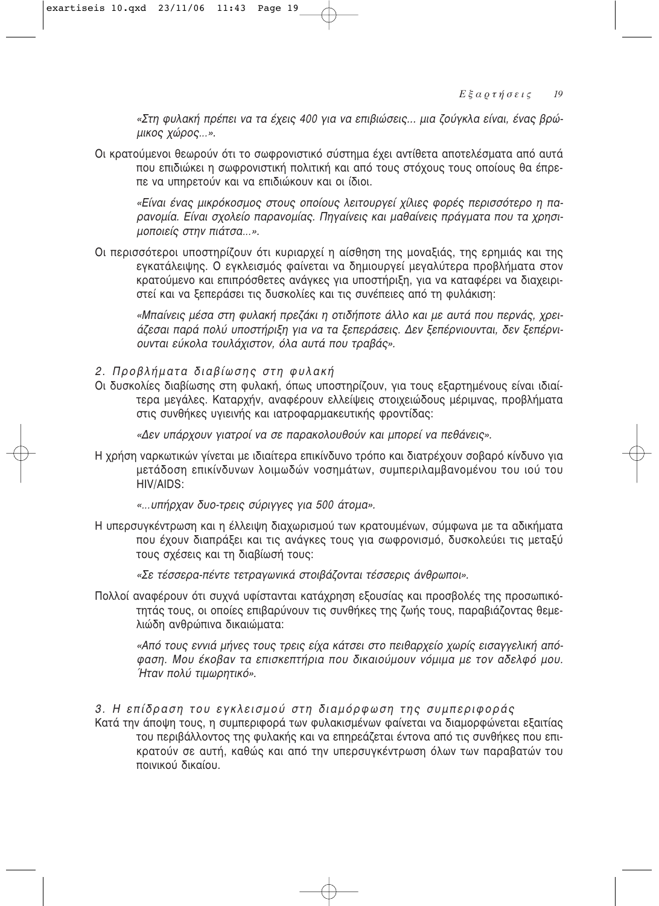*«Στη φυλακή πρέπει να τα έχεις 400 για να επιβιώσεις... μια ζούγκλα είναι, ένας βρώμικος χώρος...».*

Οι κρατούμενοι θεωρούν ότι το σωφρονιστικό σύστημα έχει αντίθετα αποτελέσματα από αυτά που επιδιώκει η σωφρονιστική πολιτική και από τους στόχους τους οποίους θα έπρεπε να υπηρετούν και να επιδιώκουν και οι ίδιοι.

*«Είναι ένας μικρόκοσμος στους οποίους λειτουργεί χίλιες φορές περισσότερο η παρανομία. Είναι σχολείο παρανομίας. Πηγαίνεις και μαθαίνεις πράγματα που τα χρησιμοποιείς στην πιάτσα...».*

Οι περισσότεροι υποστηρίζουν ότι κυριαρχεί η αίσθηση της μοναξιάς, της ερημιάς και της εγκατάλειψης. Ο εγκλεισμός φαίνεται να δημιουργεί μεγαλύτερα προβλήματα στον κρατούμενο και επιπρόσθετες ανάγκες για υποστήριξη, για να καταφέρει να διαχειριστεί και να ξεπεράσει τις δυσκολίες και τις συνέπειες από τη φυλάκιση:

*«Μπαίνεις μέσα στη φυλακή πρεζάκι η οτιδήποτε άλλο και με αυτά που περνάς, χρειάζεσαι παρά πολύ υποστήριξη για να τα ξεπεράσεις. Δεν ξεπέρνιουνται, δεν ξεπέρνιουνται εύκολα τουλάχιστον, όλα αυτά που τραβάς».*

*2. Προβλήματα διαβίωσης στη φυλακή*

Οι δυσκολίες διαβίωσης στη φυλακή, όπως υποστηρίζουν, για τους εξαρτημένους είναι ιδιαίτερα μεγάλες. Καταρχήν, αναφέρουν ελλείψεις στοιχειώδους μέριμνας, προβλήματα στις συνθήκες υγιεινής και ιατροφαρμακευτικής φροντίδας:

*«Δεν υπάρχουν γιατροί να σε παρακολουθούν και μπορεί να πεθάνεις».*

Η χρήση ναρκωτικών γίνεται με ιδιαίτερα επικίνδυνο τρόπο και διατρέχουν σοβαρό κίνδυνο για μετάδοση επικίνδυνων λοιμωδών νοσημάτων, συμπεριλαμβανομένου του ιού του HIV/AIDS:

*«...υπήρχαν δυο-τρεις σύριγγες για 500 άτομα».*

Η υπερσυγκέντρωση και η έλλειψη διαχωρισμού των κρατουμένων, σύμφωνα με τα αδικήματα που έχουν διαπράξει και τις ανάγκες τους για σωφρονισμό, δυσκολεύει τις μεταξύ τους σχέσεις και τη διαβίωσή τους:

*«Σε τέσσερα-πέντε τετραγωνικά στοιβάζονται τέσσερις άνθρωποι».*

Πολλοί αναφέρουν ότι συχνά υφίστανται κατάχρηση εξουσίας και προσβολές της προσωπικότητάς τους, οι οποίες επιβαρύνουν τις συνθήκες της ζωής τους, παραβιάζοντας θεμελιώδη ανθρώπινα δικαιώματα:

*«Από τους εννιά μήνες τους τρεις είχα κάτσει στο πειθαρχείο χωρίς εισαγγελική απόφαση. Μου έκοβαν τα επισκεπτήρια που δικαιούμουν νόμιμα με τον αδελφό μου. Ήταν πολύ τιμωρητικό».*

*3. Η επίδραση του εγκλεισμού στη διαμόρφωση της συμπεριφοράς*

Κατά την άποψη τους, η συμπεριφορά των φυλακισμένων φαίνεται να διαμορφώνεται εξαιτίας του περιβάλλοντος της φυλακής και να επηρεάζεται έντονα από τις συνθήκες που επικρατούν σε αυτή, καθώς και από την υπερσυγκέντρωση όλων των παραβατών του ποινικού δικαίου.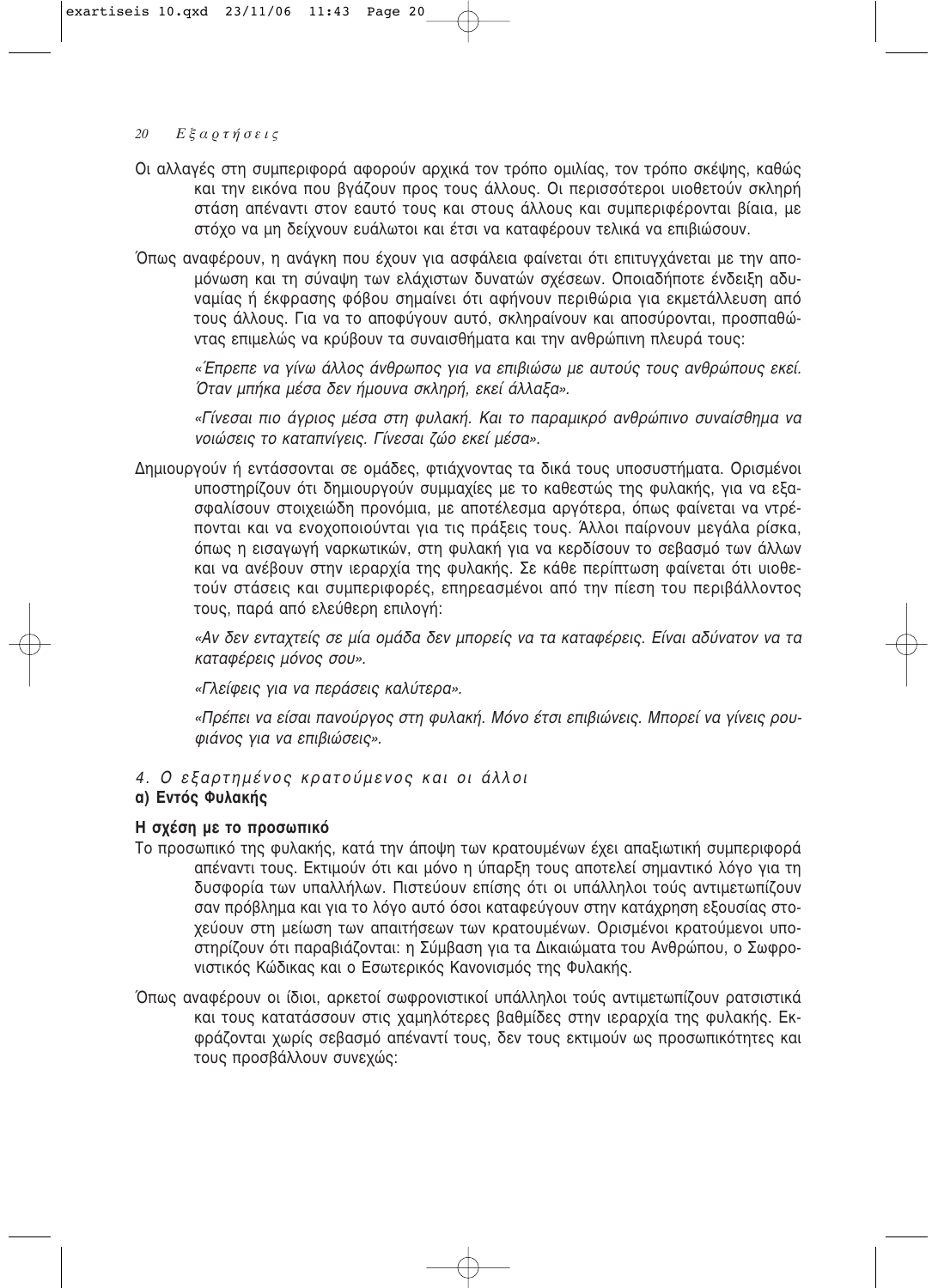Οι αλλαγές στη συμπεριφορά αφορούν αρχικά τον τρόπο ομιλίας, τον τρόπο σκέψης, καθώς και την εικόνα που βγάζουν προς τους άλλους. Οι περισσότεροι υιοθετούν σκληρή στάση απέναντι στον εαυτό τους και στους άλλους και συμπεριφέρονται βίαια, με στόχο να μη δείχνουν ευάλωτοι και έτσι να καταφέρουν τελικά να επιβιώσουν.

Όπως αναφέρουν, η ανάγκη που έχουν για ασφάλεια φαίνεται ότι επιτυγχάνεται με την απομόνωση και τη σύναψη των ελάχιστων δυνατών σχέσεων. Οποιαδήποτε ένδειξη αδυναμίας ή έκφρασης φόβου σημαίνει ότι αφήνουν περιθώρια για εκμετάλλευση από τους άλλους. Για να το αποφύγουν αυτό, σκληραίνουν και αποσύρονται, προσπαθώντας επιμελώς να κρύβουν τα συναισθήματα και την ανθρώπινη πλευρά τους:

> *«Έπρεπε να γίνω άλλος άνθρωπος για να επιβιώσω με αυτούς τους ανθρώπους εκεί. Όταν μπήκα μέσα δεν ήμουνα σκληρή, εκεί άλλαξα».*
>
> *«Γίνεσαι πιο άγριος μέσα στη φυλακή. Και το παραμικρό ανθρώπινο συναίσθημα να νοιώσεις το καταπνίγεις. Γίνεσαι ζώο εκεί μέσα».*

Δημιουργούν ή εντάσσονται σε ομάδες, φτιάχνοντας τα δικά τους υποσυστήματα. Ορισμένοι υποστηρίζουν ότι δημιουργούν συμμαχίες με το καθεστώς της φυλακής, για να εξασφαλίσουν στοιχειώδη προνόμια, με αποτέλεσμα αργότερα, όπως φαίνεται να ντρέπονται και να ενοχοποιούνται για τις πράξεις τους. Άλλοι παίρνουν μεγάλα ρίσκα, όπως η εισαγωγή ναρκωτικών, στη φυλακή για να κερδίσουν το σεβασμό των άλλων και να ανέβουν στην ιεραρχία της φυλακής. Σε κάθε περίπτωση φαίνεται ότι υιοθετούν στάσεις και συμπεριφορές, επηρεασμένοι από την πίεση του περιβάλλοντος τους, παρά από ελεύθερη επιλογή:

> *«Αν δεν ενταχτείς σε μία ομάδα δεν μπορείς να τα καταφέρεις. Είναι αδύνατον να τα καταφέρεις μόνος σου».*
>
> *«Γλείφεις για να περάσεις καλύτερα».*
>
> *«Πρέπει να είσαι πανούργος στη φυλακή. Μόνο έτσι επιβιώνεις. Μπορεί να γίνεις ρουφιάνος για να επιβιώσεις».*

### *4. Ο εξαρτημένος κρατούμενος και οι άλλοι*

#### α) Εντός Φυλακής

#### Η σχέση με το προσωπικό

Το προσωπικό της φυλακής, κατά την άποψη των κρατουμένων έχει απαξιωτική συμπεριφορά απέναντι τους. Εκτιμούν ότι και μόνο η ύπαρξη τους αποτελεί σημαντικό λόγο για τη δυσφορία των υπαλλήλων. Πιστεύουν επίσης ότι οι υπάλληλοι τούς αντιμετωπίζουν σαν πρόβλημα και για το λόγο αυτό όσοι καταφεύγουν στην κατάχρηση εξουσίας στοχεύουν στη μείωση των απαιτήσεων των κρατουμένων. Ορισμένοι κρατούμενοι υποστηρίζουν ότι παραβιάζονται: η Σύμβαση για τα Δικαιώματα του Ανθρώπου, ο Σωφρονιστικός Κώδικας και ο Εσωτερικός Κανονισμός της Φυλακής.

Όπως αναφέρουν οι ίδιοι, αρκετοί σωφρονιστικοί υπάλληλοι τούς αντιμετωπίζουν ρατσιστικά και τους κατατάσσουν στις χαμηλότερες βαθμίδες στην ιεραρχία της φυλακής. Εκφράζονται χωρίς σεβασμό απέναντί τους, δεν τους εκτιμούν ως προσωπικότητες και τους προσβάλλουν συνεχώς: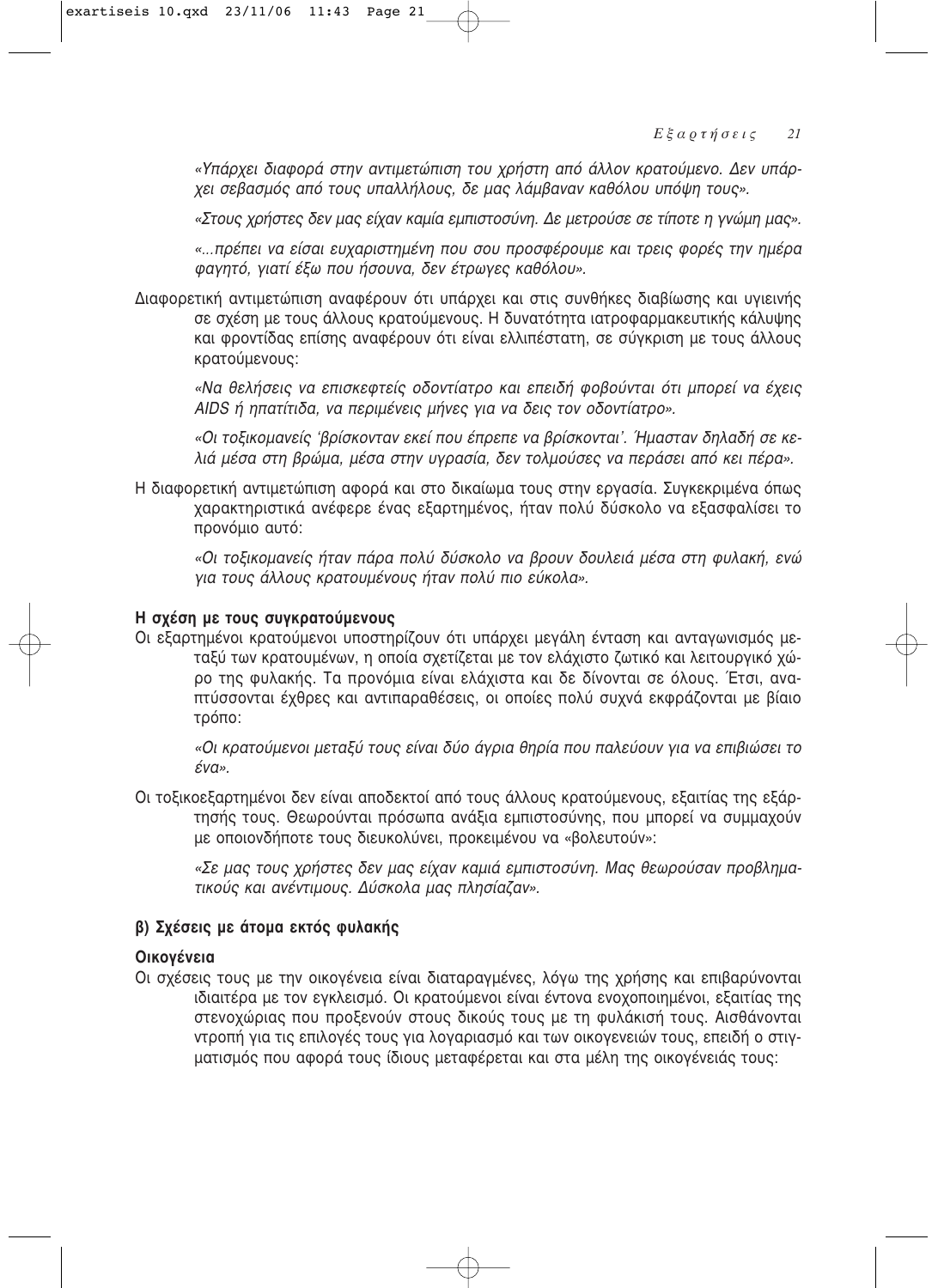*«Υπάρχει διαφορά στην αντιμετώπιση του χρήστη από άλλον κρατούμενο. Δεν υπάρχει σεβασμός από τους υπαλλήλους, δε μας λάμβαναν καθόλου υπόψη τους».*

*«Στους χρήστες δεν μας είχαν καμία εμπιστοσύνη. Δε μετρούσε σε τίποτε η γνώμη μας».*

*«...πρέπει να είσαι ευχαριστημένη που σου προσφέρουμε και τρεις φορές την ημέρα φαγητό, γιατί έξω που ήσουνα, δεν έτρωγες καθόλου».*

Διαφορετική αντιμετώπιση αναφέρουν ότι υπάρχει και στις συνθήκες διαβίωσης και υγιεινής σε σχέση με τους άλλους κρατούμενους. Η δυνατότητα ιατροφαρμακευτικής κάλυψης και φροντίδας επίσης αναφέρουν ότι είναι ελλιπέστατη, σε σύγκριση με τους άλλους κρατούμενους:

*«Να θελήσεις να επισκεφτείς οδοντίατρο και επειδή φοβούνται ότι μπορεί να έχεις AIDS ή ηπατίτιδα, να περιμένεις μήνες για να δεις τον οδοντίατρο».*

*«Οι τοξικομανείς 'βρίσκονταν εκεί που έπρεπε να βρίσκονται'. Ήμασταν δηλαδή σε κελιά μέσα στη βρώμα, μέσα στην υγρασία, δεν τολμούσες να περάσει από κει πέρα».*

Η διαφορετική αντιμετώπιση αφορά και στο δικαίωμα τους στην εργασία. Συγκεκριμένα όπως χαρακτηριστικά ανέφερε ένας εξαρτημένος, ήταν πολύ δύσκολο να εξασφαλίσει το προνόμιο αυτό:

*«Οι τοξικομανείς ήταν πάρα πολύ δύσκολο να βρουν δουλειά μέσα στη φυλακή, ενώ για τους άλλους κρατουμένους ήταν πολύ πιο εύκολα».*

#### Η σχέση με τους συγκρατούμενους

Οι εξαρτημένοι κρατούμενοι υποστηρίζουν ότι υπάρχει μεγάλη ένταση και ανταγωνισμός μεταξύ των κρατουμένων, η οποία σχετίζεται με τον ελάχιστο ζωτικό και λειτουργικό χώρο της φυλακής. Τα προνόμια είναι ελάχιστα και δε δίνονται σε όλους. Έτσι, αναπτύσσονται έχθρες και αντιπαραθέσεις, οι οποίες πολύ συχνά εκφράζονται με βίαιο τρόπο:

*«Οι κρατούμενοι μεταξύ τους είναι δύο άγρια θηρία που παλεύουν για να επιβιώσει το ένα».*

Οι τοξικοεξαρτημένοι δεν είναι αποδεκτοί από τους άλλους κρατούμενους, εξαιτίας της εξάρτησής τους. Θεωρούνται πρόσωπα ανάξια εμπιστοσύνης, που μπορεί να συμμαχούν με οποιονδήποτε τους διευκολύνει, προκειμένου να «βολευτούν»:

*«Σε μας τους χρήστες δεν μας είχαν καμιά εμπιστοσύνη. Μας θεωρούσαν προβληματικούς και ανέντιμους. Δύσκολα μας πλησίαζαν».*

### β) Σχέσεις με άτομα εκτός φυλακής

#### Οικογένεια

Οι σχέσεις τους με την οικογένεια είναι διαταραγμένες, λόγω της χρήσης και επιβαρύνονται ιδιαίτερα με τον εγκλεισμό. Οι κρατούμενοι είναι έντονα ενοχοποιημένοι, εξαιτίας της στενοχώριας που προξενούν στους δικούς τους με τη φυλάκισή τους. Αισθάνονται ντροπή για τις επιλογές τους για λογαριασμό και των οικογενειών τους, επειδή ο στιγματισμός που αφορά τους ίδιους μεταφέρεται και στα μέλη της οικογένειάς τους: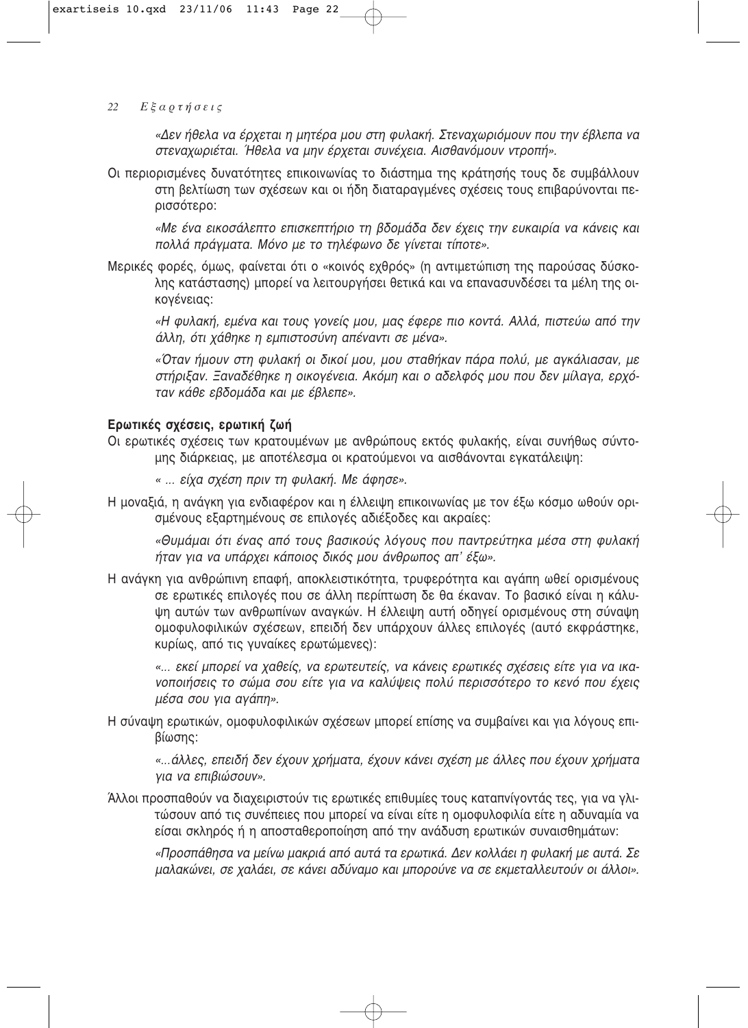*«Δεν ήθελα να έρχεται η μητέρα μου στη φυλακή. Στεναχωριόμουν που την έβλεπα να στεναχωριέται. Ήθελα να μην έρχεται συνέχεια. Αισθανόμουν ντροπή».*

Οι περιορισμένες δυνατότητες επικοινωνίας το διάστημα της κράτησής τους δε συμβάλλουν στη βελτίωση των σχέσεων και οι ήδη διαταραγμένες σχέσεις τους επιβαρύνονται περισσότερο:

*«Με ένα εικοσάλεπτο επισκεπτήριο τη βδομάδα δεν έχεις την ευκαιρία να κάνεις και πολλά πράγματα. Μόνο με το τηλέφωνο δε γίνεται τίποτε».*

Μερικές φορές, όμως, φαίνεται ότι ο «κοινός εχθρός» (η αντιμετώπιση της παρούσας δύσκολης κατάστασης) μπορεί να λειτουργήσει θετικά και να επανασυνδέσει τα μέλη της οικογένειας:

*«Η φυλακή, εμένα και τους γονείς μου, μας έφερε πιο κοντά. Αλλά, πιστεύω από την άλλη, ότι χάθηκε η εμπιστοσύνη απέναντι σε μένα».*

*«Όταν ήμουν στη φυλακή οι δικοί μου, μου σταθήκαν πάρα πολύ, με αγκάλιασαν, με στήριξαν. Ξαναδέθηκε η οικογένεια. Ακόμη και ο αδελφός μου που δεν μίλαγα, ερχόταν κάθε εβδομάδα και με έβλεπε».*

**Ερωτικές σχέσεις, ερωτική ζωή**

Οι ερωτικές σχέσεις των κρατουμένων με ανθρώπους εκτός φυλακής, είναι συνήθως σύντομης διάρκειας, με αποτέλεσμα οι κρατούμενοι να αισθάνονται εγκατάλειψη:

*« ... είχα σχέση πριν τη φυλακή. Με άφησε».*

Η μοναξιά, η ανάγκη για ενδιαφέρον και η έλλειψη επικοινωνίας με τον έξω κόσμο ωθούν ορισμένους εξαρτημένους σε επιλογές αδιέξοδες και ακραίες:

*«Θυμάμαι ότι ένας από τους βασικούς λόγους που παντρεύτηκα μέσα στη φυλακή ήταν για να υπάρχει κάποιος δικός μου άνθρωπος απ' έξω».*

Η ανάγκη για ανθρώπινη επαφή, αποκλειστικότητα, τρυφερότητα και αγάπη ωθεί ορισμένους σε ερωτικές επιλογές που σε άλλη περίπτωση δε θα έκαναν. Το βασικό είναι η κάλυψη αυτών των ανθρωπίνων αναγκών. Η έλλειψη αυτή οδηγεί ορισμένους στη σύναψη ομοφυλοφιλικών σχέσεων, επειδή δεν υπάρχουν άλλες επιλογές (αυτό εκφράστηκε, κυρίως, από τις γυναίκες ερωτώμενες):

*«... εκεί μπορεί να χαθείς, να ερωτευτείς, να κάνεις ερωτικές σχέσεις είτε για να ικανοποιήσεις το σώμα σου είτε για να καλύψεις πολύ περισσότερο το κενό που έχεις μέσα σου για αγάπη».*

Η σύναψη ερωτικών, ομοφυλοφιλικών σχέσεων μπορεί επίσης να συμβαίνει και για λόγους επιβίωσης:

*«...άλλες, επειδή δεν έχουν χρήματα, έχουν κάνει σχέση με άλλες που έχουν χρήματα για να επιβιώσουν».*

Άλλοι προσπαθούν να διαχειριστούν τις ερωτικές επιθυμίες τους καταπνίγοντάς τες, για να γλιτώσουν από τις συνέπειες που μπορεί να είναι είτε η ομοφυλοφιλία είτε η αδυναμία να είσαι σκληρός ή η αποσταθεροποίηση από την ανάδυση ερωτικών συναισθημάτων:

*«Προσπάθησα να μείνω μακριά από αυτά τα ερωτικά. Δεν κολλάει η φυλακή με αυτά. Σε μαλακώνει, σε χαλάει, σε κάνει αδύναμο και μπορούνε να σε εκμεταλλευτούν οι άλλοι».*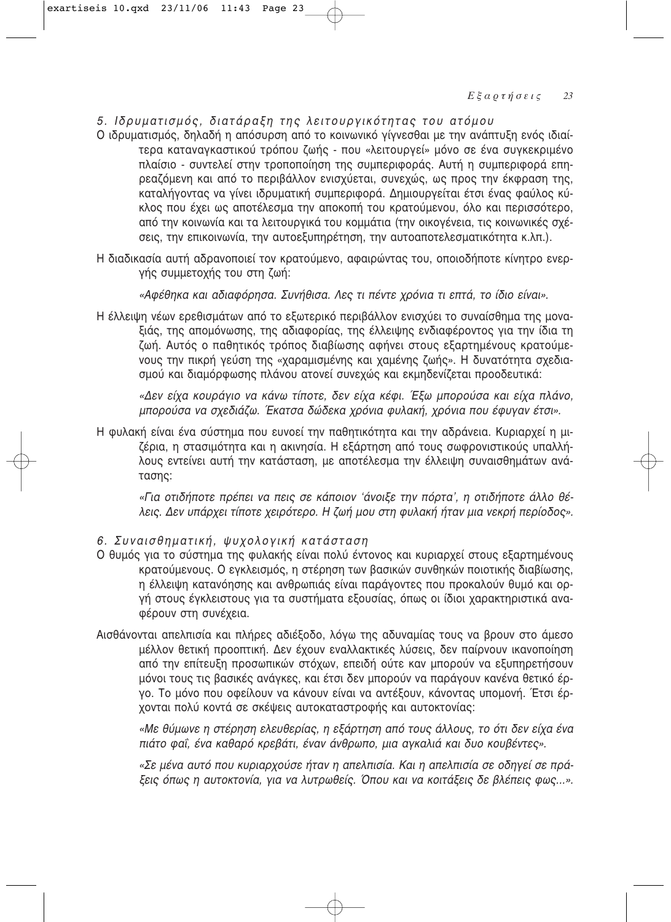### *5. Ιδρυματισμός, διατάραξη της λειτουργικότητας του ατόμου*

Ο ιδρυματισμός, δηλαδή η απόσυρση από το κοινωνικό γίγνεσθαι με την ανάπτυξη ενός ιδιαίτερα καταναγκαστικού τρόπου ζωής - που «λειτουργεί» μόνο σε ένα συγκεκριμένο πλαίσιο - συντελεί στην τροποποίηση της συμπεριφοράς. Αυτή η συμπεριφορά επηρεαζόμενη και από το περιβάλλον ενισχύεται, συνεχώς, ως προς την έκφραση της, καταλήγοντας να γίνει ιδρυματική συμπεριφορά. Δημιουργείται έτσι ένας φαύλος κύκλος που έχει ως αποτέλεσμα την αποκοπή του κρατούμενου, όλο και περισσότερο, από την κοινωνία και τα λειτουργικά του κομμάτια (την οικογένεια, τις κοινωνικές σχέσεις, την επικοινωνία, την αυτοεξυπηρέτηση, την αυτοαποτελεσματικότητα κ.λπ.).

Η διαδικασία αυτή αδρανοποιεί τον κρατούμενο, αφαιρώντας του, οποιοδήποτε κίνητρο ενεργής συμμετοχής του στη ζωή:

> *«Αφέθηκα και αδιαφόρησα. Συνήθισα. Λες τι πέντε χρόνια τι επτά, το ίδιο είναι».*

Η έλλειψη νέων ερεθισμάτων από το εξωτερικό περιβάλλον ενισχύει το συναίσθημα της μοναξιάς, της απομόνωσης, της αδιαφορίας, της έλλειψης ενδιαφέροντος για την ίδια τη ζωή. Αυτός ο παθητικός τρόπος διαβίωσης αφήνει στους εξαρτημένους κρατούμενους την πικρή γεύση της «χαραμισμένης και χαμένης ζωής». Η δυνατότητα σχεδιασμού και διαμόρφωσης πλάνου ατονεί συνεχώς και εκμηδενίζεται προοδευτικά:

> *«Δεν είχα κουράγιο να κάνω τίποτε, δεν είχα κέφι. Έξω μπορούσα και είχα πλάνο, μπορούσα να σχεδιάζω. Έκατσα δώδεκα χρόνια φυλακή, χρόνια που έφυγαν έτσι».*

Η φυλακή είναι ένα σύστημα που ευνοεί την παθητικότητα και την αδράνεια. Κυριαρχεί η μιζέρια, η στασιμότητα και η ακινησία. Η εξάρτηση από τους σωφρονιστικούς υπαλλήλους εντείνει αυτή την κατάσταση, με αποτέλεσμα την έλλειψη συναισθημάτων ανάτασης:

> *«Για οτιδήποτε πρέπει να πεις σε κάποιον 'άνοιξε την πόρτα', η οτιδήποτε άλλο θέλεις. Δεν υπάρχει τίποτε χειρότερο. Η ζωή μου στη φυλακή ήταν μια νεκρή περίοδος».*

### *6. Συναισθηματική, ψυχολογική κατάσταση*

Ο θυμός για το σύστημα της φυλακής είναι πολύ έντονος και κυριαρχεί στους εξαρτημένους κρατούμενους. Ο εγκλεισμός, η στέρηση των βασικών συνθηκών ποιοτικής διαβίωσης, η έλλειψη κατανόησης και ανθρωπιάς είναι παράγοντες που προκαλούν θυμό και οργή στους έγκλειστους για τα συστήματα εξουσίας, όπως οι ίδιοι χαρακτηριστικά αναφέρουν στη συνέχεια.

Αισθάνονται απελπισία και πλήρες αδιέξοδο, λόγω της αδυναμίας τους να βρουν στο άμεσο μέλλον θετική προοπτική. Δεν έχουν εναλλακτικές λύσεις, δεν παίρνουν ικανοποίηση από την επίτευξη προσωπικών στόχων, επειδή ούτε καν μπορούν να εξυπηρετήσουν μόνοι τους τις βασικές ανάγκες, και έτσι δεν μπορούν να παράγουν κανένα θετικό έργο. Το μόνο που οφείλουν να κάνουν είναι να αντέξουν, κάνοντας υπομονή. Έτσι έρχονται πολύ κοντά σε σκέψεις αυτοκαταστροφής και αυτοκτονίας:

> *«Με θύμωνε η στέρηση ελευθερίας, η εξάρτηση από τους άλλους, το ότι δεν είχα ένα πιάτο φαΐ, ένα καθαρό κρεβάτι, έναν άνθρωπο, μια αγκαλιά και δυο κουβέντες».*

> *«Σε μένα αυτό που κυριαρχούσε ήταν η απελπισία. Και η απελπισία σε οδηγεί σε πράξεις όπως η αυτοκτονία, για να λυτρωθείς. Όπου και να κοιτάξεις δε βλέπεις φως...».*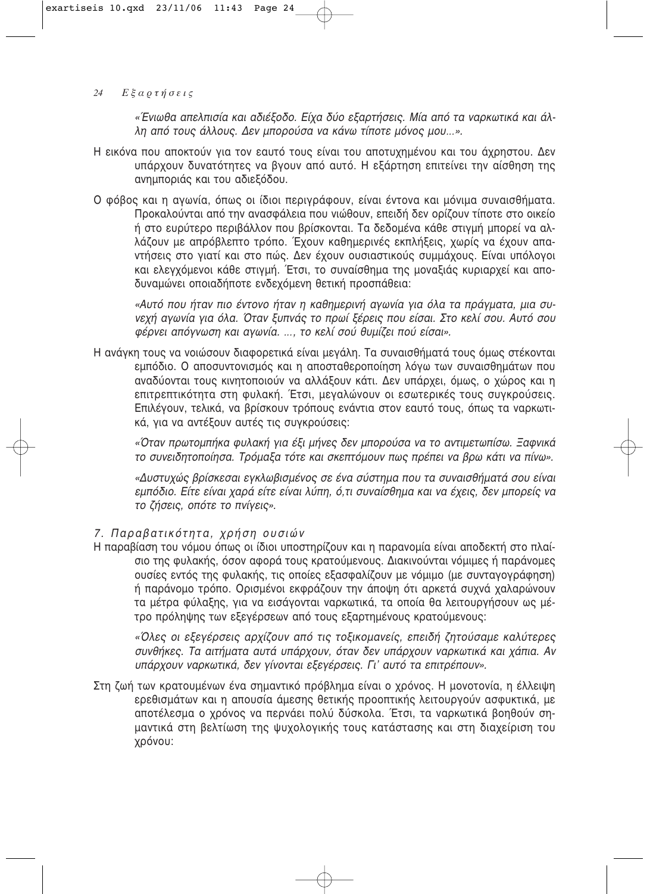*«Ένιωθα απελπισία και αδιέξοδο. Είχα δύο εξαρτήσεις. Μία από τα ναρκωτικά και άλλη από τους άλλους. Δεν μπορούσα να κάνω τίποτε μόνος μου...».*

Η εικόνα που αποκτούν για τον εαυτό τους είναι του αποτυχημένου και του άχρηστου. Δεν υπάρχουν δυνατότητες να βγουν από αυτό. Η εξάρτηση επιτείνει την αίσθηση της ανημποριάς και του αδιεξόδου.

Ο φόβος και η αγωνία, όπως οι ίδιοι περιγράφουν, είναι έντονα και μόνιμα συναισθήματα. Προκαλούνται από την ανασφάλεια που νιώθουν, επειδή δεν ορίζουν τίποτε στο οικείο ή στο ευρύτερο περιβάλλον που βρίσκονται. Τα δεδομένα κάθε στιγμή μπορεί να αλλάζουν με απρόβλεπτο τρόπο. Έχουν καθημερινές εκπλήξεις, χωρίς να έχουν απαντήσεις στο γιατί και στο πώς. Δεν έχουν ουσιαστικούς συμμάχους. Είναι υπόλογοι και ελεγχόμενοι κάθε στιγμή. Έτσι, το συναίσθημα της μοναξιάς κυριαρχεί και αποδυναμώνει οποιαδήποτε ενδεχόμενη θετική προσπάθεια:

*«Αυτό που ήταν πιο έντονο ήταν η καθημερινή αγωνία για όλα τα πράγματα, μια συνεχή αγωνία για όλα. Όταν ξυπνάς το πρωί ξέρεις που είσαι. Στο κελί σου. Αυτό σου φέρνει απόγνωση και αγωνία. ..., το κελί σού θυμίζει πού είσαι».*

Η ανάγκη τους να νοιώσουν διαφορετικά είναι μεγάλη. Τα συναισθήματά τους όμως στέκονται εμπόδιο. Ο αποσυντονισμός και η αποσταθεροποίηση λόγω των συναισθημάτων που αναδύονται τους κινητοποιούν να αλλάξουν κάτι. Δεν υπάρχει, όμως, ο χώρος και η επιτρεπτικότητα στη φυλακή. Έτσι, μεγαλώνουν οι εσωτερικές τους συγκρούσεις. Επιλέγουν, τελικά, να βρίσκουν τρόπους ενάντια στον εαυτό τους, όπως τα ναρκωτικά, για να αντέξουν αυτές τις συγκρούσεις:

*«Όταν πρωτομπήκα φυλακή για έξι μήνες δεν μπορούσα να το αντιμετωπίσω. Ξαφνικά το συνειδητοποίησα. Τρόμαξα τότε και σκεπτόμουν πως πρέπει να βρω κάτι να πίνω».*

*«Δυστυχώς βρίσκεσαι εγκλωβισμένος σε ένα σύστημα που τα συναισθήματά σου είναι εμπόδιο. Είτε είναι χαρά είτε είναι λύπη, ό,τι συναίσθημα και να έχεις, δεν μπορείς να το ζήσεις, οπότε το πνίγεις».*

### 7. Παραβατικότητα, χρήση ουσιών

Η παραβίαση του νόμου όπως οι ίδιοι υποστηρίζουν και η παρανομία είναι αποδεκτή στο πλαίσιο της φυλακής, όσον αφορά τους κρατούμενους. Διακινούνται νόμιμες ή παράνομες ουσίες εντός της φυλακής, τις οποίες εξασφαλίζουν με νόμιμο (με συνταγογράφηση) ή παράνομο τρόπο. Ορισμένοι εκφράζουν την άποψη ότι αρκετά συχνά χαλαρώνουν τα μέτρα φύλαξης, για να εισάγονται ναρκωτικά, τα οποία θα λειτουργήσουν ως μέτρο πρόληψης των εξεγέρσεων από τους εξαρτημένους κρατούμενους:

*«Όλες οι εξεγέρσεις αρχίζουν από τις τοξικομανείς, επειδή ζητούσαμε καλύτερες συνθήκες. Τα αιτήματα αυτά υπάρχουν, όταν δεν υπάρχουν ναρκωτικά και χάπια. Αν υπάρχουν ναρκωτικά, δεν γίνονται εξεγέρσεις. Γι' αυτό τα επιτρέπουν».*

Στη ζωή των κρατουμένων ένα σημαντικό πρόβλημα είναι ο χρόνος. Η μονοτονία, η έλλειψη ερεθισμάτων και η απουσία άμεσης θετικής προοπτικής λειτουργούν ασφυκτικά, με αποτέλεσμα ο χρόνος να περνάει πολύ δύσκολα. Έτσι, τα ναρκωτικά βοηθούν σημαντικά στη βελτίωση της ψυχολογικής τους κατάστασης και στη διαχείριση του χρόνου: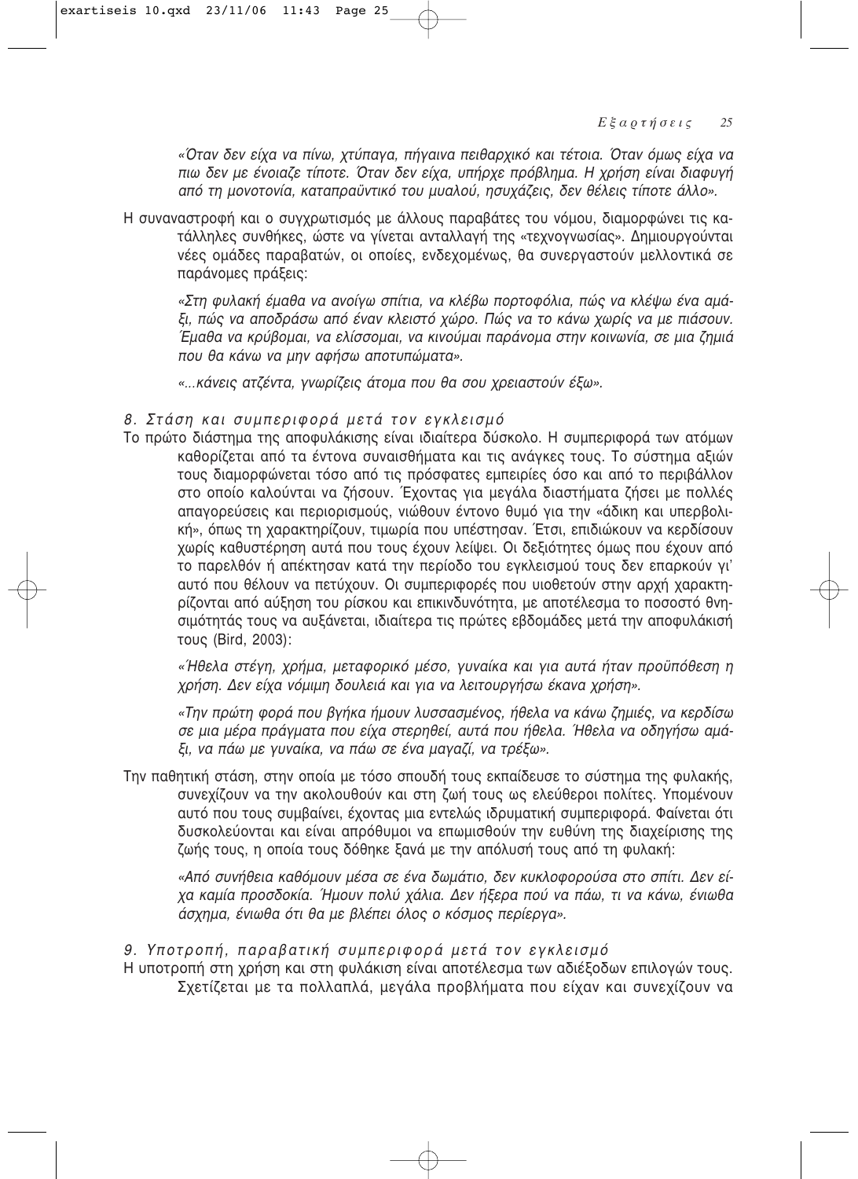*«Όταν δεν είχα να πίνω, χτύπαγα, πήγαινα πειθαρχικό και τέτοια. Όταν όμως είχα να πιω δεν με ένοιαζε τίποτε. Όταν δεν είχα, υπήρχε πρόβλημα. Η χρήση είναι διαφυγή από τη μονοτονία, καταπραϋντικό του μυαλού, ησυχάζεις, δεν θέλεις τίποτε άλλο».*

Η συναναστροφή και ο συγχρωτισμός με άλλους παραβάτες του νόμου, διαμορφώνει τις κατάλληλες συνθήκες, ώστε να γίνεται ανταλλαγή της «τεχνογνωσίας». Δημιουργούνται νέες ομάδες παραβατών, οι οποίες, ενδεχομένως, θα συνεργαστούν μελλοντικά σε παράνομες πράξεις:

*«Στη φυλακή έμαθα να ανοίγω σπίτια, να κλέβω πορτοφόλια, πώς να κλέψω ένα αμάξι, πώς να αποδράσω από έναν κλειστό χώρο. Πώς να το κάνω χωρίς να με πιάσουν. Έμαθα να κρύβομαι, να ελίσσομαι, να κινούμαι παράνομα στην κοινωνία, σε μια ζημιά που θα κάνω να μην αφήσω αποτυπώματα».*

*«...κάνεις ατζέντα, γνωρίζεις άτομα που θα σου χρειαστούν έξω».*

### *8. Στάση και συμπεριφορά μετά τον εγκλεισμό*

Το πρώτο διάστημα της αποφυλάκισης είναι ιδιαίτερα δύσκολο. Η συμπεριφορά των ατόμων καθορίζεται από τα έντονα συναισθήματα και τις ανάγκες τους. Το σύστημα αξιών τους διαμορφώνεται τόσο από τις πρόσφατες εμπειρίες όσο και από το περιβάλλον στο οποίο καλούνται να ζήσουν. Έχοντας για μεγάλα διαστήματα ζήσει με πολλές απαγορεύσεις και περιορισμούς, νιώθουν έντονο θυμό για την «άδικη και υπερβολική», όπως τη χαρακτηρίζουν, τιμωρία που υπέστησαν. Έτσι, επιδιώκουν να κερδίσουν χωρίς καθυστέρηση αυτά που τους έχουν λείψει. Οι δεξιότητες όμως που έχουν από το παρελθόν ή απέκτησαν κατά την περίοδο του εγκλεισμού τους δεν επαρκούν γι' αυτό που θέλουν να πετύχουν. Οι συμπεριφορές που υιοθετούν στην αρχή χαρακτηρίζονται από αύξηση του ρίσκου και επικινδυνότητα, με αποτέλεσμα το ποσοστό θνησιμότητάς τους να αυξάνεται, ιδιαίτερα τις πρώτες εβδομάδες μετά την αποφυλάκισή τους (Bird, 2003):

*«Ήθελα στέγη, χρήμα, μεταφορικό μέσο, γυναίκα και για αυτά ήταν προϋπόθεση η χρήση. Δεν είχα νόμιμη δουλειά και για να λειτουργήσω έκανα χρήση».*

*«Την πρώτη φορά που βγήκα ήμουν λυσσασμένος, ήθελα να κάνω ζημιές, να κερδίσω σε μια μέρα πράγματα που είχα στερηθεί, αυτά που ήθελα. Ήθελα να οδηγήσω αμάξι, να πάω με γυναίκα, να πάω σε ένα μαγαζί, να τρέξω».*

Την παθητική στάση, στην οποία με τόσο σπουδή τους εκπαίδευσε το σύστημα της φυλακής, συνεχίζουν να την ακολουθούν και στη ζωή τους ως ελεύθεροι πολίτες. Υπομένουν αυτό που τους συμβαίνει, έχοντας μια εντελώς ιδρυματική συμπεριφορά. Φαίνεται ότι δυσκολεύονται και είναι απρόθυμοι να επωμισθούν την ευθύνη της διαχείρισης της ζωής τους, η οποία τους δόθηκε ξανά με την απόλυσή τους από τη φυλακή:

*«Από συνήθεια καθόμουν μέσα σε ένα δωμάτιο, δεν κυκλοφορούσα στο σπίτι. Δεν είχα καμία προσδοκία. Ήμουν πολύ χάλια. Δεν ήξερα πού να πάω, τι να κάνω, ένιωθα άσχημα, ένιωθα ότι θα με βλέπει όλος ο κόσμος περίεργα».*

### *9. Υποτροπή, παραβατική συμπεριφορά μετά τον εγκλεισμό*

Η υποτροπή στη χρήση και στη φυλάκιση είναι αποτέλεσμα των αδιέξοδων επιλογών τους. Σχετίζεται με τα πολλαπλά, μεγάλα προβλήματα που είχαν και συνεχίζουν να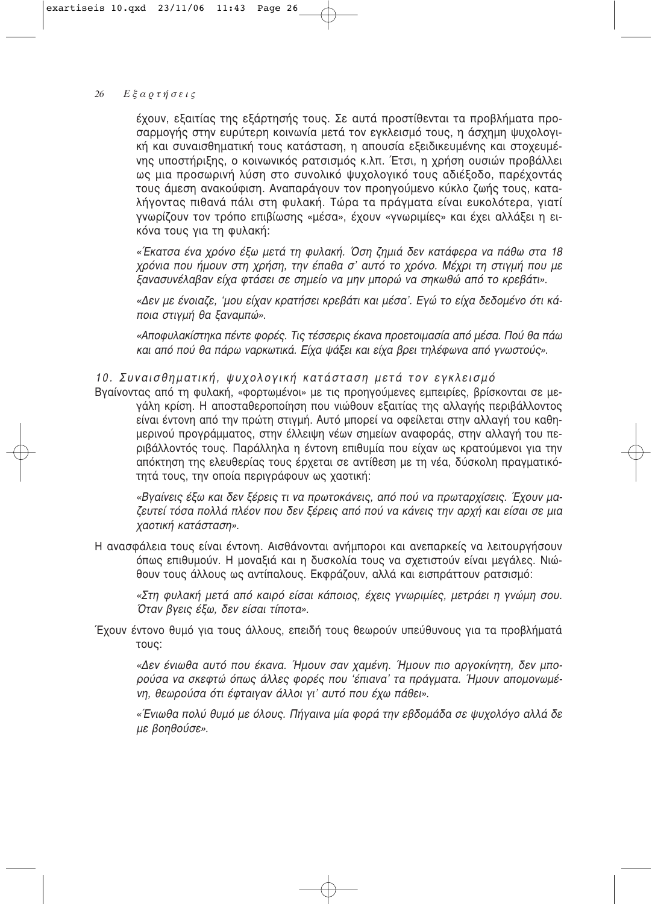έχουν, εξαιτίας της εξάρτησής τους. Σε αυτά προστίθενται τα προβλήματα προσαρμογής στην ευρύτερη κοινωνία μετά τον εγκλεισμό τους, η άσχημη ψυχολογική και συναισθηματική τους κατάσταση, η απουσία εξειδικευμένης και στοχευμένης υποστήριξης, ο κοινωνικός ρατσισμός κ.λπ. Έτσι, η χρήση ουσιών προβάλλει ως μια προσωρινή λύση στο συνολικό ψυχολογικό τους αδιέξοδο, παρέχοντάς τους άμεση ανακούφιση. Αναπαράγουν τον προηγούμενο κύκλο ζωής τους, καταλήγοντας πιθανά πάλι στη φυλακή. Τώρα τα πράγματα είναι ευκολότερα, γιατί γνωρίζουν τον τρόπο επιβίωσης «μέσα», έχουν «γνωριμίες» και έχει αλλάξει η εικόνα τους για τη φυλακή:

*«Έκατσα ένα χρόνο έξω μετά τη φυλακή. Όση ζημιά δεν κατάφερα να πάθω στα 18 χρόνια που ήμουν στη χρήση, την έπαθα σ' αυτό το χρόνο. Μέχρι τη στιγμή που με ξανασυνέλαβαν είχα φτάσει σε σημείο να μην μπορώ να σηκωθώ από το κρεβάτι».*

*«Δεν με ένοιαζε, 'μου είχαν κρατήσει κρεβάτι και μέσα'. Εγώ το είχα δεδομένο ότι κάποια στιγμή θα ξαναμπώ».*

*«Αποφυλακίστηκα πέντε φορές. Τις τέσσερις έκανα προετοιμασία από μέσα. Πού θα πάω και από πού θα πάρω ναρκωτικά. Είχα ψάξει και είχα βρει τηλέφωνα από γνωστούς».*

### *10. Συναισθηματική, ψυχολογική κατάσταση μετά τον εγκλεισμό*

Βγαίνοντας από τη φυλακή, «φορτωμένοι» με τις προηγούμενες εμπειρίες, βρίσκονται σε μεγάλη κρίση. Η αποσταθεροποίηση που νιώθουν εξαιτίας της αλλαγής περιβάλλοντος είναι έντονη από την πρώτη στιγμή. Αυτό μπορεί να οφείλεται στην αλλαγή του καθημερινού προγράμματος, στην έλλειψη νέων σημείων αναφοράς, στην αλλαγή του περιβάλλοντός τους. Παράλληλα η έντονη επιθυμία που είχαν ως κρατούμενοι για την απόκτηση της ελευθερίας τους έρχεται σε αντίθεση με τη νέα, δύσκολη πραγματικότητά τους, την οποία περιγράφουν ως χαοτική:

*«Βγαίνεις έξω και δεν ξέρεις τι να πρωτοκάνεις, από πού να πρωταρχίσεις. Έχουν μαζευτεί τόσα πολλά πλέον που δεν ξέρεις από πού να κάνεις την αρχή και είσαι σε μια χαοτική κατάσταση».*

Η ανασφάλεια τους είναι έντονη. Αισθάνονται ανήμποροι και ανεπαρκείς να λειτουργήσουν όπως επιθυμούν. Η μοναξιά και η δυσκολία τους να σχετιστούν είναι μεγάλες. Νιώθουν τους άλλους ως αντίπαλους. Εκφράζουν, αλλά και εισπράττουν ρατσισμό:

*«Στη φυλακή μετά από καιρό είσαι κάποιος, έχεις γνωριμίες, μετράει η γνώμη σου. Όταν βγεις έξω, δεν είσαι τίποτα».*

Έχουν έντονο θυμό για τους άλλους, επειδή τους θεωρούν υπεύθυνους για τα προβλήματά τους:

*«Δεν ένιωθα αυτό που έκανα. Ήμουν σαν χαμένη. Ήμουν πιο αργοκίνητη, δεν μπορούσα να σκεφτώ όπως άλλες φορές που 'έπιανα' τα πράγματα. Ήμουν απομονωμένη, θεωρούσα ότι έφταιγαν άλλοι γι' αυτό που έχω πάθει».*

*«Ένιωθα πολύ θυμό με όλους. Πήγαινα μία φορά την εβδομάδα σε ψυχολόγο αλλά δε με βοηθούσε».*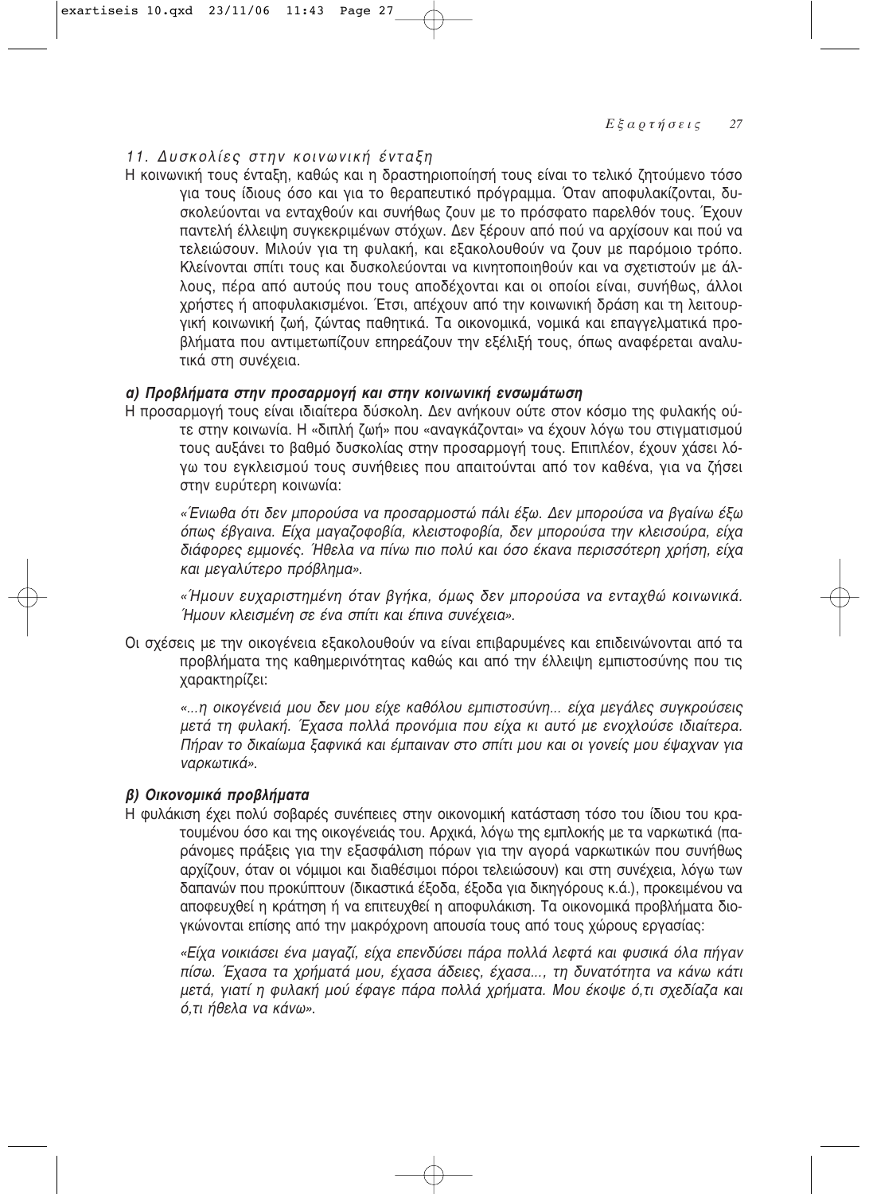### *11. Δυσκολίες στην κοινωνική ένταξη*

Η κοινωνική τους ένταξη, καθώς και η δραστηριοποίησή τους είναι το τελικό ζητούμενο τόσο για τους ίδιους όσο και για το θεραπευτικό πρόγραμμα. Όταν αποφυλακίζονται, δυσκολεύονται να ενταχθούν και συνήθως ζουν με το πρόσφατο παρελθόν τους. Έχουν παντελή έλλειψη συγκεκριμένων στόχων. Δεν ξέρουν από πού να αρχίσουν και πού να τελειώσουν. Μιλούν για τη φυλακή, και εξακολουθούν να ζουν με παρόμοιο τρόπο. Κλείνονται σπίτι τους και δυσκολεύονται να κινητοποιηθούν και να σχετιστούν με άλλους, πέρα από αυτούς που τους αποδέχονται και οι οποίοι είναι, συνήθως, άλλοι χρήστες ή αποφυλακισμένοι. Έτσι, απέχουν από την κοινωνική δράση και τη λειτουργική κοινωνική ζωή, ζώντας παθητικά. Τα οικονομικά, νομικά και επαγγελματικά προβλήματα που αντιμετωπίζουν επηρεάζουν την εξέλιξή τους, όπως αναφέρεται αναλυτικά στη συνέχεια.

#### ***α) Προβλήματα στην προσαρμογή και στην κοινωνική ενσωμάτωση***

Η προσαρμογή τους είναι ιδιαίτερα δύσκολη. Δεν ανήκουν ούτε στον κόσμο της φυλακής ούτε στην κοινωνία. Η «διπλή ζωή» που «αναγκάζονται» να έχουν λόγω του στιγματισμού τους αυξάνει το βαθμό δυσκολίας στην προσαρμογή τους. Επιπλέον, έχουν χάσει λόγω του εγκλεισμού τους συνήθειες που απαιτούνται από τον καθένα, για να ζήσει στην ευρύτερη κοινωνία:

*«Ένιωθα ότι δεν μπορούσα να προσαρμοστώ πάλι έξω. Δεν μπορούσα να βγαίνω έξω όπως έβγαινα. Είχα μαγαζοφοβία, κλειστοφοβία, δεν μπορούσα την κλεισούρα, είχα διάφορες εμμονές. Ήθελα να πίνω πιο πολύ και όσο έκανα περισσότερη χρήση, είχα και μεγαλύτερο πρόβλημα».*

*«Ήμουν ευχαριστημένη όταν βγήκα, όμως δεν μπορούσα να ενταχθώ κοινωνικά. Ήμουν κλεισμένη σε ένα σπίτι και έπινα συνέχεια».*

Οι σχέσεις με την οικογένεια εξακολουθούν να είναι επιβαρυμένες και επιδεινώνονται από τα προβλήματα της καθημερινότητας καθώς και από την έλλειψη εμπιστοσύνης που τις χαρακτηρίζει:

*«...η οικογένειά μου δεν μου είχε καθόλου εμπιστοσύνη... είχα μεγάλες συγκρούσεις μετά τη φυλακή. Έχασα πολλά προνόμια που είχα κι αυτό με ενοχλούσε ιδιαίτερα. Πήραν το δικαίωμα ξαφνικά και έμπαιναν στο σπίτι μου και οι γονείς μου έψαχναν για ναρκωτικά».*

#### ***β) Οικονομικά προβλήματα***

Η φυλάκιση έχει πολύ σοβαρές συνέπειες στην οικονομική κατάσταση τόσο του ίδιου του κρατουμένου όσο και της οικογένειάς του. Αρχικά, λόγω της εμπλοκής με τα ναρκωτικά (παράνομες πράξεις για την εξασφάλιση πόρων για την αγορά ναρκωτικών που συνήθως αρχίζουν, όταν οι νόμιμοι και διαθέσιμοι πόροι τελειώσουν) και στη συνέχεια, λόγω των δαπανών που προκύπτουν (δικαστικά έξοδα, έξοδα για δικηγόρους κ.ά.), προκειμένου να αποφευχθεί η κράτηση ή να επιτευχθεί η αποφυλάκιση. Τα οικονομικά προβλήματα διογκώνονται επίσης από την μακρόχρονη απουσία τους από τους χώρους εργασίας:

*«Είχα νοικιάσει ένα μαγαζί, είχα επενδύσει πάρα πολλά λεφτά και φυσικά όλα πήγαν πίσω. Έχασα τα χρήματά μου, έχασα άδειες, έχασα..., τη δυνατότητα να κάνω κάτι μετά, γιατί η φυλακή μού έφαγε πάρα πολλά χρήματα. Μου έκοψε ό,τι σχεδίαζα και ό,τι ήθελα να κάνω».*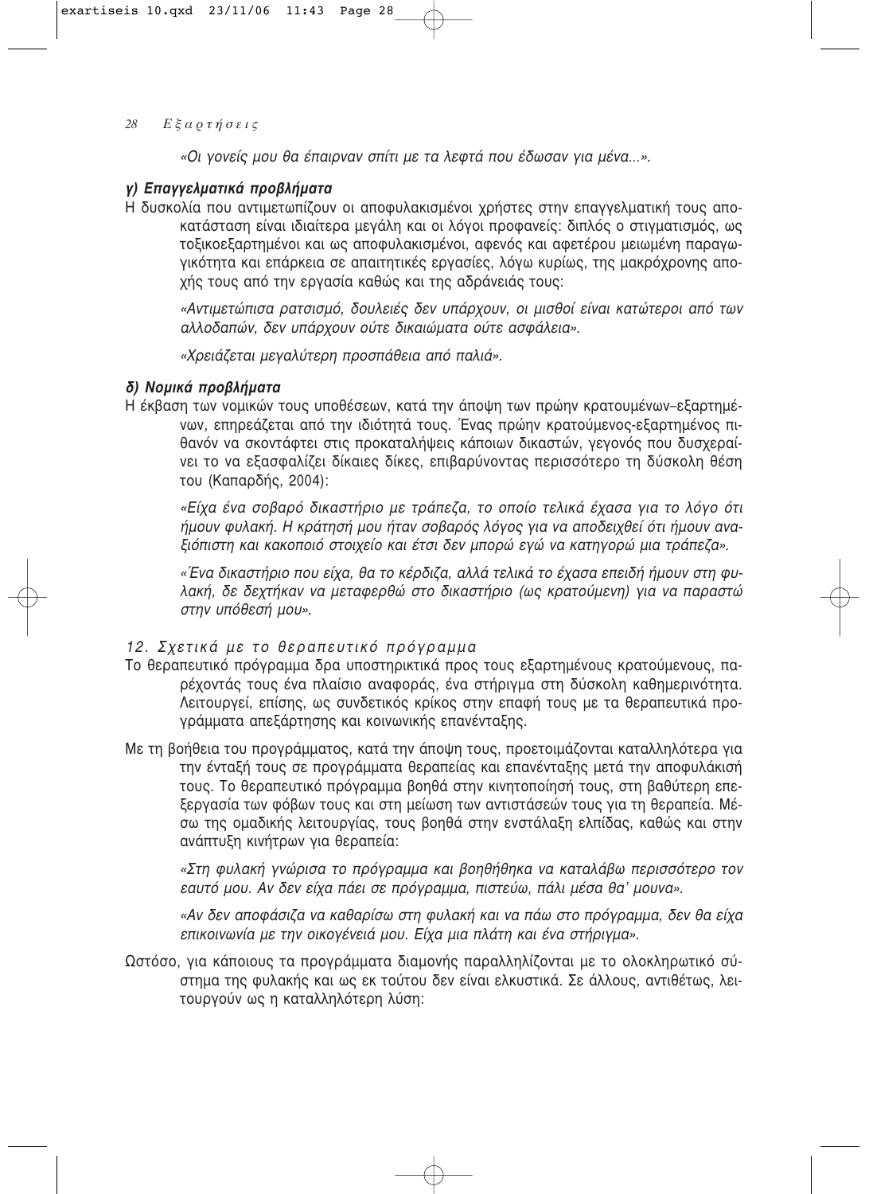*«Οι γονείς μου θα έπαιρναν σπίτι με τα λεφτά που έδωσαν για μένα...».*

#### *γ) Επαγγελματικά προβλήματα*

Η δυσκολία που αντιμετωπίζουν οι αποφυλακισμένοι χρήστες στην επαγγελματική τους αποκατάσταση είναι ιδιαίτερα μεγάλη και οι λόγοι προφανείς: διπλός ο στιγματισμός, ως τοξικοεξαρτημένοι και ως αποφυλακισμένοι, αφενός και αφετέρου μειωμένη παραγωγικότητα και επάρκεια σε απαιτητικές εργασίες, λόγω κυρίως, της μακρόχρονης αποχής τους από την εργασία καθώς και της αδράνειάς τους:

*«Αντιμετώπισα ρατσισμό, δουλειές δεν υπάρχουν, οι μισθοί είναι κατώτεροι από των αλλοδαπών, δεν υπάρχουν ούτε δικαιώματα ούτε ασφάλεια».*

*«Χρειάζεται μεγαλύτερη προσπάθεια από παλιά».*

#### *δ) Νομικά προβλήματα*

Η έκβαση των νομικών τους υποθέσεων, κατά την άποψη των πρώην κρατουμένων–εξαρτημένων, επηρεάζεται από την ιδιότητά τους. Ένας πρώην κρατούμενος-εξαρτημένος πιθανόν να σκοντάφτει στις προκαταλήψεις κάποιων δικαστών, γεγονός που δυσχεραίνει το να εξασφαλίζει δίκαιες δίκες, επιβαρύνοντας περισσότερο τη δύσκολη θέση του (Καπαρδής, 2004):

*«Είχα ένα σοβαρό δικαστήριο με τράπεζα, το οποίο τελικά έχασα για το λόγο ότι ήμουν φυλακή. Η κράτησή μου ήταν σοβαρός λόγος για να αποδειχθεί ότι ήμουν αναξιόπιστη και κακοποιό στοιχείο και έτσι δεν μπορώ εγώ να κατηγορώ μια τράπεζα».*

*«Ένα δικαστήριο που είχα, θα το κέρδιζα, αλλά τελικά το έχασα επειδή ήμουν στη φυλακή, δε δεχτήκαν να μεταφερθώ στο δικαστήριο (ως κρατούμενη) για να παραστώ στην υπόθεσή μου».*

### *12. Σχετικά με το θεραπευτικό πρόγραμμα*

Το θεραπευτικό πρόγραμμα δρα υποστηρικτικά προς τους εξαρτημένους κρατούμενους, παρέχοντάς τους ένα πλαίσιο αναφοράς, ένα στήριγμα στη δύσκολη καθημερινότητα. Λειτουργεί, επίσης, ως συνδετικός κρίκος στην επαφή τους με τα θεραπευτικά προγράμματα απεξάρτησης και κοινωνικής επανένταξης.

Με τη βοήθεια του προγράμματος, κατά την άποψή τους, προετοιμάζονται καταλληλότερα για την ένταξή τους σε προγράμματα θεραπείας και επανένταξης μετά την αποφυλάκισή τους. Το θεραπευτικό πρόγραμμα βοηθά στην κινητοποίησή τους, στη βαθύτερη επεξεργασία των φόβων τους και στη μείωση των αντιστάσεών τους για τη θεραπεία. Μέσω της ομαδικής λειτουργίας, τους βοηθά στην ενστάλαξη ελπίδας, καθώς και στην ανάπτυξη κινήτρων για θεραπεία:

*«Στη φυλακή γνώρισα το πρόγραμμα και βοηθήθηκα να καταλάβω περισσότερο τον εαυτό μου. Αν δεν είχα πάει σε πρόγραμμα, πιστεύω, πάλι μέσα θα' μουνα».*

*«Αν δεν αποφάσιζα να καθαρίσω στη φυλακή και να πάω στο πρόγραμμα, δεν θα είχα επικοινωνία με την οικογένειά μου. Είχα μια πλάτη και ένα στήριγμα».*

Ωστόσο, για κάποιους τα προγράμματα διαμονής παραλληλίζονται με το ολοκληρωτικό σύστημα της φυλακής και ως εκ τούτου δεν είναι ελκυστικά. Σε άλλους, αντιθέτως, λειτουργούν ως η καταλληλότερη λύση: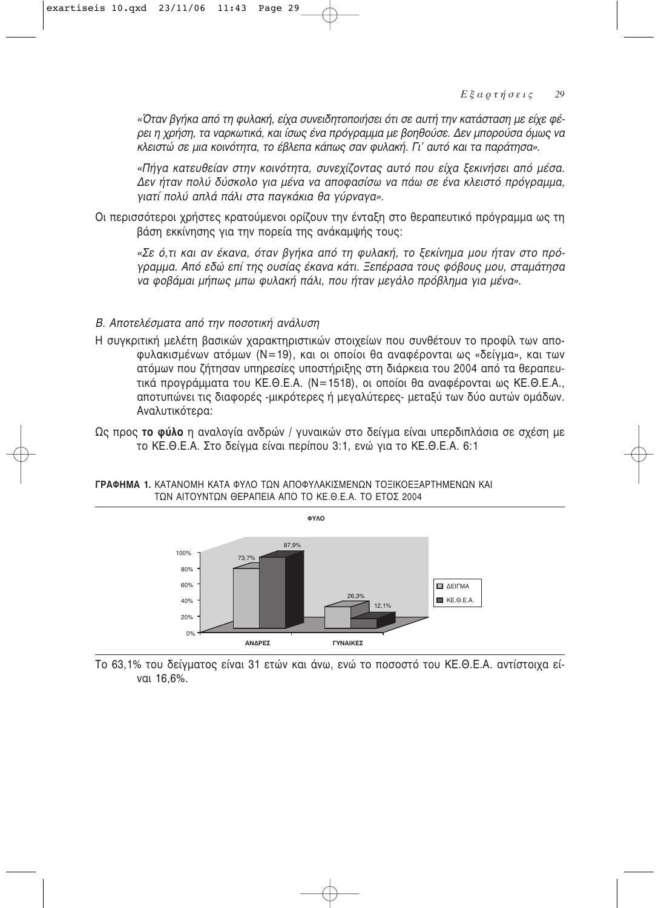*«Όταν βγήκα από τη φυλακή, είχα συνειδητοποιήσει ότι σε αυτή την κατάσταση με είχε φέρει η χρήση, τα ναρκωτικά, και ίσως ένα πρόγραμμα με βοηθούσε. Δεν μπορούσα όμως να κλειστώ σε μια κοινότητα, το έβλεπα κάπως σαν φυλακή. Γι' αυτό και τα παράτησα».*

*«Πήγα κατευθείαν στην κοινότητα, συνεχίζοντας αυτό που είχα ξεκινήσει από μέσα. Δεν ήταν πολύ δύσκολο για μένα να αποφασίσω να πάω σε ένα κλειστό πρόγραμμα, γιατί πολύ απλά πάλι στα παγκάκια θα γύρναγα».*

Οι περισσότεροι χρήστες κρατούμενοι ορίζουν την ένταξη στο θεραπευτικό πρόγραμμα ως τη βάση εκκίνησης για την πορεία της ανάκαμψής τους:

*«Σε ό,τι και αν έκανα, όταν βγήκα από τη φυλακή, το ξεκίνημα μου ήταν στο πρόγραμμα. Από εδώ επί της ουσίας έκανα κάτι. Ξεπέρασα τους φόβους μου, σταμάτησα να φοβάμαι μήπως μπω φυλακή πάλι, που ήταν μεγάλο πρόβλημα για μένα».*

### *Β. Αποτελέσματα από την ποσοτική ανάλυση*

Η συγκριτική μελέτη βασικών χαρακτηριστικών στοιχείων που συνθέτουν το προφίλ των αποφυλακισμένων ατόμων (N=19), και οι οποίοι θα αναφέρονται ως «δείγμα», και των ατόμων που ζήτησαν υπηρεσίες υποστήριξης στη διάρκεια του 2004 από τα θεραπευτικά προγράμματα του ΚΕ.Θ.Ε.Α. (N=1518), οι οποίοι θα αναφέρονται ως ΚΕ.Θ.Ε.Α., αποτυπώνει τις διαφορές -μικρότερες ή μεγαλύτερες- μεταξύ των δύο αυτών ομάδων. Αναλυτικότερα:

Ως προς **το φύλο** η αναλογία ανδρών / γυναικών στο δείγμα είναι υπερδιπλάσια σε σχέση με το ΚΕ.Θ.Ε.Α. Στο δείγμα είναι περίπου 3:1, ενώ για το ΚΕ.Θ.Ε.Α. 6:1

**ΓΡΑΦΗΜΑ 1.** ΚΑΤΑΝΟΜΗ ΚΑΤΑ ΦΥΛΟ ΤΩΝ ΑΠΟΦΥΛΑΚΙΣΜΕΝΩΝ ΤΟΞΙΚΟΕΞΑΡΤΗΜΕΝΩΝ ΚΑΙ ΤΩΝ ΑΙΤΟΥΝΤΩΝ ΘΕΡΑΠΕΙΑ ΑΠΟ ΤΟ ΚΕ.Θ.Ε.Α. ΤΟ ΕΤΟΣ 2004

**ΦΥΛΟ**

| | ΔΕΙΓΜΑ | ΚΕ.Θ.Ε.Α. |
|---|---|---|
| ΑΝΔΡΕΣ | 73,7% | 87,9% |
| ΓΥΝΑΙΚΕΣ | 26,3% | 12,1% |

Το 63,1% του δείγματος είναι 31 ετών και άνω, ενώ το ποσοστό του ΚΕ.Θ.Ε.Α. αντίστοιχα είναι 16,6%.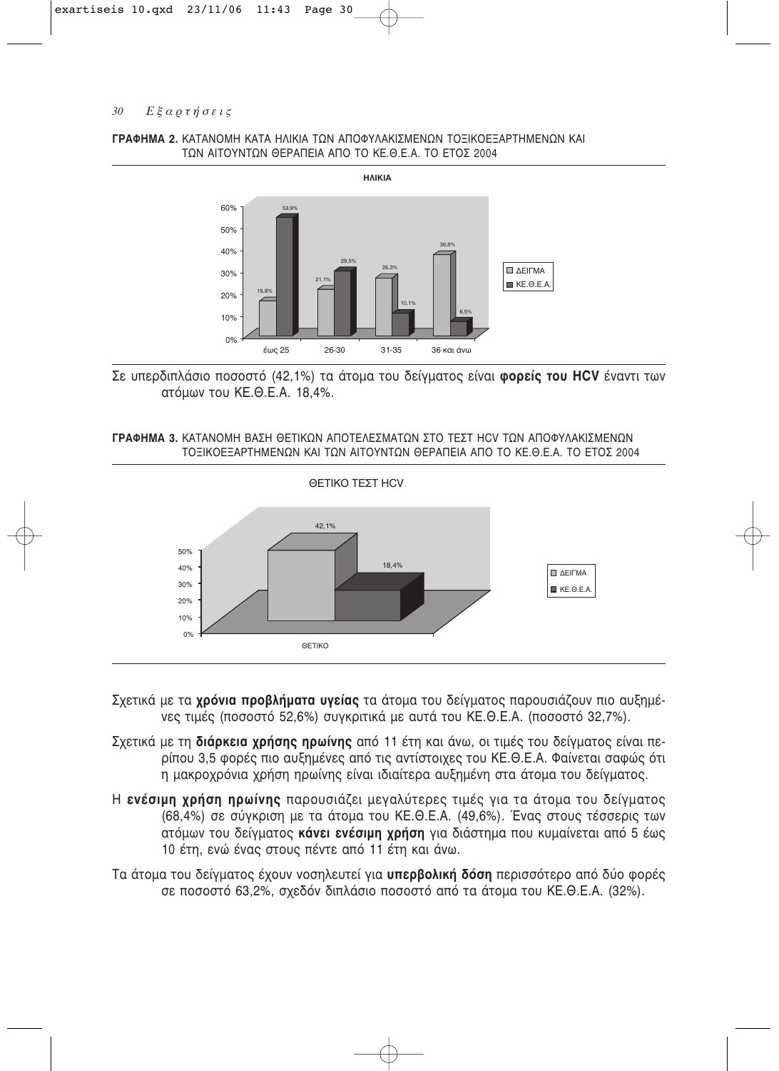**ΓΡΑΦΗΜΑ 2.** ΚΑΤΑΝΟΜΗ ΚΑΤΑ ΗΛΙΚΙΑ ΤΩΝ ΑΠΟΦΥΛΑΚΙΣΜΕΝΩΝ ΤΟΞΙΚΟΕΞΑΡΤΗΜΕΝΩΝ ΚΑΙ ΤΩΝ ΑΙΤΟΥΝΤΩΝ ΘΕΡΑΠΕΙΑ ΑΠΟ ΤΟ ΚΕ.Θ.Ε.Α. ΤΟ ΕΤΟΣ 2004

| ΗΛΙΚΙΑ | ΔΕΙΓΜΑ | ΚΕ.Θ.Ε.Α. |
|---|---|---|
| έως 25 | 15,8% | 53,9% |
| 26-30 | 21,1% | 29,5% |
| 31-35 | 26,3% | 10,1% |
| 36 και άνω | 36,8% | 6,5% |

Σε υπερδιπλάσιο ποσοστό (42,1%) τα άτομα του δείγματος είναι **φορείς του HCV** έναντι των ατόμων του ΚΕ.Θ.Ε.Α. 18,4%.

**ΓΡΑΦΗΜΑ 3.** ΚΑΤΑΝΟΜΗ ΒΑΣΗ ΘΕΤΙΚΩΝ ΑΠΟΤΕΛΕΣΜΑΤΩΝ ΣΤΟ ΤΕΣΤ HCV ΤΩΝ ΑΠΟΦΥΛΑΚΙΣΜΕΝΩΝ ΤΟΞΙΚΟΕΞΑΡΤΗΜΕΝΩΝ ΚΑΙ ΤΩΝ ΑΙΤΟΥΝΤΩΝ ΘΕΡΑΠΕΙΑ ΑΠΟ ΤΟ ΚΕ.Θ.Ε.Α. ΤΟ ΕΤΟΣ 2004

| ΘΕΤΙΚΟ ΤΕΣΤ HCV | ΔΕΙΓΜΑ | ΚΕ.Θ.Ε.Α. |
|---|---|---|
| ΘΕΤΙΚΟ | 42,1% | 18,4% |

Σχετικά με τα **χρόνια προβλήματα υγείας** τα άτομα του δείγματος παρουσιάζουν πιο αυξημένες τιμές (ποσοστό 52,6%) συγκριτικά με αυτά του ΚΕ.Θ.Ε.Α. (ποσοστό 32,7%).

Σχετικά με τη **διάρκεια χρήσης ηρωίνης** από 11 έτη και άνω, οι τιμές του δείγματος είναι περίπου 3,5 φορές πιο αυξημένες από τις αντίστοιχες του ΚΕ.Θ.Ε.Α. Φαίνεται σαφώς ότι η μακροχρόνια χρήση ηρωίνης είναι ιδιαίτερα αυξημένη στα άτομα του δείγματος.

Η **ενέσιμη χρήση ηρωίνης** παρουσιάζει μεγαλύτερες τιμές για τα άτομα του δείγματος (68,4%) σε σύγκριση με τα άτομα του ΚΕ.Θ.Ε.Α. (49,6%). Ένας στους τέσσερις των ατόμων του δείγματος **κάνει ενέσιμη χρήση** για διάστημα που κυμαίνεται από 5 έως 10 έτη, ενώ ένας στους πέντε από 11 έτη και άνω.

Τα άτομα του δείγματος έχουν νοσηλευτεί για **υπερβολική δόση** περισσότερο από δύο φορές σε ποσοστό 63,2%, σχεδόν διπλάσιο ποσοστό από τα άτομα του ΚΕ.Θ.Ε.Α. (32%).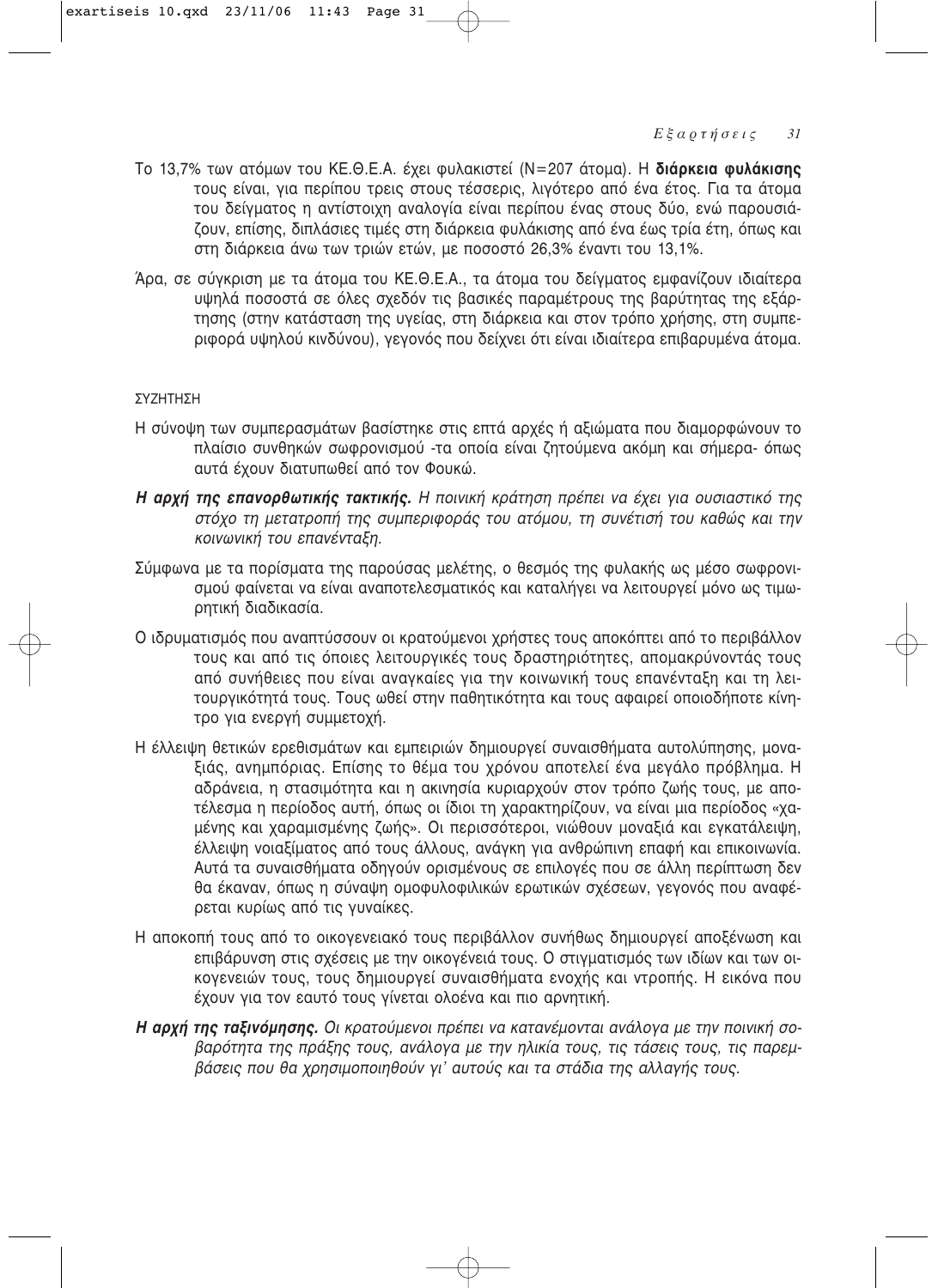Το 13,7% των ατόμων του ΚΕ.Θ.Ε.Α. έχει φυλακιστεί (Ν=207 άτομα). Η **διάρκεια φυλάκισης** τους είναι, για περίπου τρεις στους τέσσερις, λιγότερο από ένα έτος. Για τα άτομα του δείγματος η αντίστοιχη αναλογία είναι περίπου ένας στους δύο, ενώ παρουσιάζουν, επίσης, διπλάσιες τιμές στη διάρκεια φυλάκισης από ένα έως τρία έτη, όπως και στη διάρκεια άνω των τριών ετών, με ποσοστό 26,3% έναντι του 13,1%.

Άρα, σε σύγκριση με τα άτομα του ΚΕ.Θ.Ε.Α., τα άτομα του δείγματος εμφανίζουν ιδιαίτερα υψηλά ποσοστά σε όλες σχεδόν τις βασικές παραμέτρους της βαρύτητας της εξάρτησης (στην κατάσταση της υγείας, στη διάρκεια και στον τρόπο χρήσης, στη συμπεριφορά υψηλού κινδύνου), γεγονός που δείχνει ότι είναι ιδιαίτερα επιβαρυμένα άτομα.

## ΣΥΖΗΤΗΣΗ

Η σύνοψη των συμπερασμάτων βασίστηκε στις επτά αρχές ή αξιώματα που διαμορφώνουν το πλαίσιο συνθηκών σωφρονισμού -τα οποία είναι ζητούμενα ακόμη και σήμερα- όπως αυτά έχουν διατυπωθεί από τον Φουκώ.

***Η αρχή της επανορθωτικής τακτικής.*** *Η ποινική κράτηση πρέπει να έχει για ουσιαστικό της στόχο τη μετατροπή της συμπεριφοράς του ατόμου, τη συνέτισή του καθώς και την κοινωνική του επανένταξη.*

Σύμφωνα με τα πορίσματα της παρούσας μελέτης, ο θεσμός της φυλακής ως μέσο σωφρονισμού φαίνεται να είναι αναποτελεσματικός και καταλήγει να λειτουργεί μόνο ως τιμωρητική διαδικασία.

Ο ιδρυματισμός που αναπτύσσουν οι κρατούμενοι χρήστες τους αποκόπτει από το περιβάλλον τους και από τις όποιες λειτουργικές τους δραστηριότητες, απομακρύνοντάς τους από συνήθειες που είναι αναγκαίες για την κοινωνική τους επανένταξη και τη λειτουργικότητά τους. Τους ωθεί στην παθητικότητα και τους αφαιρεί οποιοδήποτε κίνητρο για ενεργή συμμετοχή.

Η έλλειψη θετικών ερεθισμάτων και εμπειριών δημιουργεί συναισθήματα αυτολύπησης, μοναξιάς, ανημπόριας. Επίσης το θέμα του χρόνου αποτελεί ένα μεγάλο πρόβλημα. Η αδράνεια, η στασιμότητα και η ακινησία κυριαρχούν στον τρόπο ζωής τους, με αποτέλεσμα η περίοδος αυτή, όπως οι ίδιοι τη χαρακτηρίζουν, να είναι μια περίοδος «χαμένης και χαραμισμένης ζωής». Οι περισσότεροι, νιώθουν μοναξιά και εγκατάλειψη, έλλειψη νοιαξίματος από τους άλλους, ανάγκη για ανθρώπινη επαφή και επικοινωνία. Αυτά τα συναισθήματα οδηγούν ορισμένους σε επιλογές που σε άλλη περίπτωση δεν θα έκαναν, όπως η σύναψη ομοφυλοφιλικών ερωτικών σχέσεων, γεγονός που αναφέρεται κυρίως από τις γυναίκες.

Η αποκοπή τους από το οικογενειακό τους περιβάλλον συνήθως δημιουργεί αποξένωση και επιβάρυνση στις σχέσεις με την οικογένειά τους. Ο στιγματισμός των ιδίων και των οικογενειών τους, τους δημιουργεί συναισθήματα ενοχής και ντροπής. Η εικόνα που έχουν για τον εαυτό τους γίνεται ολοένα και πιο αρνητική.

***Η αρχή της ταξινόμησης.*** *Οι κρατούμενοι πρέπει να κατανέμονται ανάλογα με την ποινική σοβαρότητα της πράξης τους, ανάλογα με την ηλικία τους, τις τάσεις τους, τις παρεμβάσεις που θα χρησιμοποιηθούν γι' αυτούς και τα στάδια της αλλαγής τους.*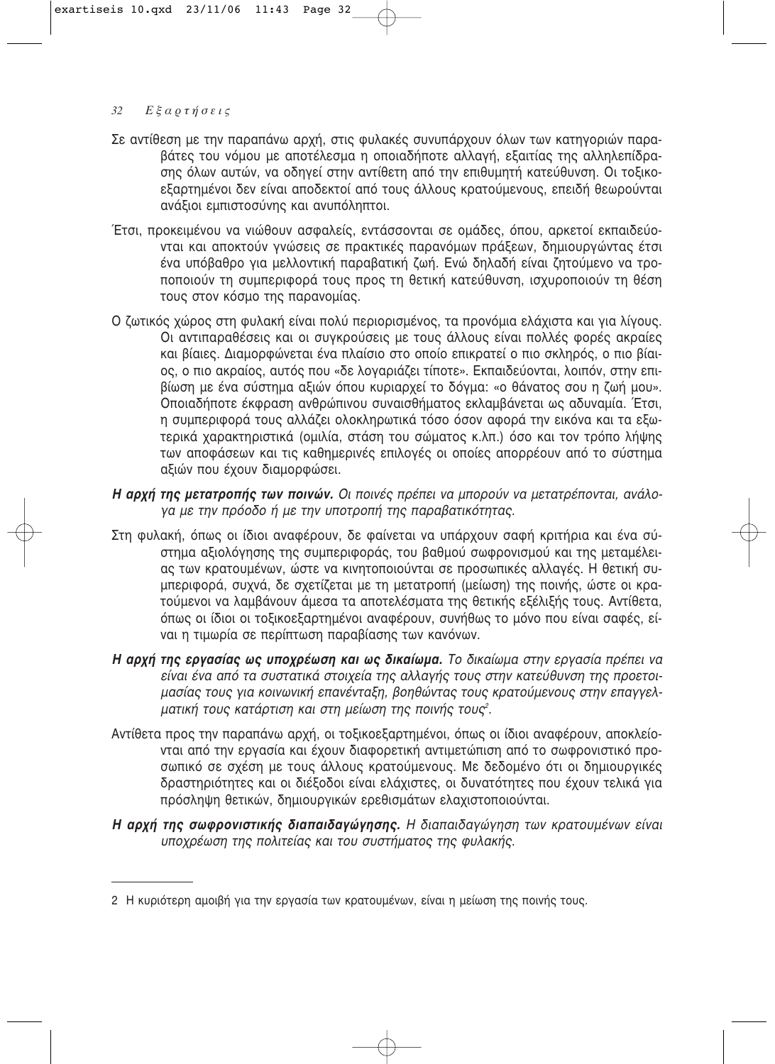Σε αντίθεση με την παραπάνω αρχή, στις φυλακές συνυπάρχουν όλων των κατηγοριών παραβάτες του νόμου με αποτέλεσμα η οποιαδήποτε αλλαγή, εξαιτίας της αλληλεπίδρασης όλων αυτών, να οδηγεί στην αντίθετη από την επιθυμητή κατεύθυνση. Οι τοξικοεξαρτημένοι δεν είναι αποδεκτοί από τους άλλους κρατούμενους, επειδή θεωρούνται ανάξιοι εμπιστοσύνης και ανυπόληπτοι.

Έτσι, προκειμένου να νιώθουν ασφαλείς, εντάσσονται σε ομάδες, όπου, αρκετοί εκπαιδεύονται και αποκτούν γνώσεις σε πρακτικές παρανόμων πράξεων, δημιουργώντας έτσι ένα υπόβαθρο για μελλοντική παραβατική ζωή. Ενώ δηλαδή είναι ζητούμενο να τροποποιούν τη συμπεριφορά τους προς τη θετική κατεύθυνση, ισχυροποιούν τη θέση τους στον κόσμο της παρανομίας.

Ο ζωτικός χώρος στη φυλακή είναι πολύ περιορισμένος, τα προνόμια ελάχιστα και για λίγους. Οι αντιπαραθέσεις και οι συγκρούσεις με τους άλλους είναι πολλές φορές ακραίες και βίαιες. Διαμορφώνεται ένα πλαίσιο στο οποίο επικρατεί ο πιο σκληρός, ο πιο βίαιος, ο πιο ακραίος, αυτός που «δε λογαριάζει τίποτε». Εκπαιδεύονται, λοιπόν, στην επιβίωση με ένα σύστημα αξιών όπου κυριαρχεί το δόγμα: «ο θάνατος σου η ζωή μου». Οποιαδήποτε έκφραση ανθρώπινου συναισθήματος εκλαμβάνεται ως αδυναμία. Έτσι, η συμπεριφορά τους αλλάζει ολοκληρωτικά τόσο όσον αφορά την εικόνα και τα εξωτερικά χαρακτηριστικά (ομιλία, στάση του σώματος κ.λπ.) όσο και τον τρόπο λήψης των αποφάσεων και τις καθημερινές επιλογές οι οποίες απορρέουν από το σύστημα αξιών που έχουν διαμορφώσει.

***Η αρχή της μετατροπής των ποινών.*** *Οι ποινές πρέπει να μπορούν να μετατρέπονται, ανάλογα με την πρόοδο ή με την υποτροπή της παραβατικότητας.*

Στη φυλακή, όπως οι ίδιοι αναφέρουν, δε φαίνεται να υπάρχουν σαφή κριτήρια και ένα σύστημα αξιολόγησης της συμπεριφοράς, του βαθμού σωφρονισμού και της μεταμέλειας των κρατουμένων, ώστε να κινητοποιούνται σε προσωπικές αλλαγές. Η θετική συμπεριφορά, συχνά, δε σχετίζεται με τη μετατροπή (μείωση) της ποινής, ώστε οι κρατούμενοι να λαμβάνουν άμεσα τα αποτελέσματα της θετικής εξέλιξής τους. Αντίθετα, όπως οι ίδιοι οι τοξικοεξαρτημένοι αναφέρουν, συνήθως το μόνο που είναι σαφές, είναι η τιμωρία σε περίπτωση παραβίασης των κανόνων.

***Η αρχή της εργασίας ως υποχρέωση και ως δικαίωμα.*** *Το δικαίωμα στην εργασία πρέπει να είναι ένα από τα συστατικά στοιχεία της αλλαγής τους στην κατεύθυνση της προετοιμασίας τους για κοινωνική επανένταξη, βοηθώντας τους κρατούμενους στην επαγγελματική τους κατάρτιση και στη μείωση της ποινής τους*[2].

Αντίθετα προς την παραπάνω αρχή, οι τοξικοεξαρτημένοι, όπως οι ίδιοι αναφέρουν, αποκλείονται από την εργασία και έχουν διαφορετική αντιμετώπιση από το σωφρονιστικό προσωπικό σε σχέση με τους άλλους κρατούμενους. Με δεδομένο ότι οι δημιουργικές δραστηριότητες και οι διέξοδοι είναι ελάχιστες, οι δυνατότητες που έχουν τελικά για πρόσληψη θετικών, δημιουργικών ερεθισμάτων ελαχιστοποιούνται.

***Η αρχή της σωφρονιστικής διαπαιδαγώγησης.*** *Η διαπαιδαγώγηση των κρατουμένων είναι υποχρέωση της πολιτείας και του συστήματος της φυλακής.*

---

2 Η κυριότερη αμοιβή για την εργασία των κρατουμένων, είναι η μείωση της ποινής τους.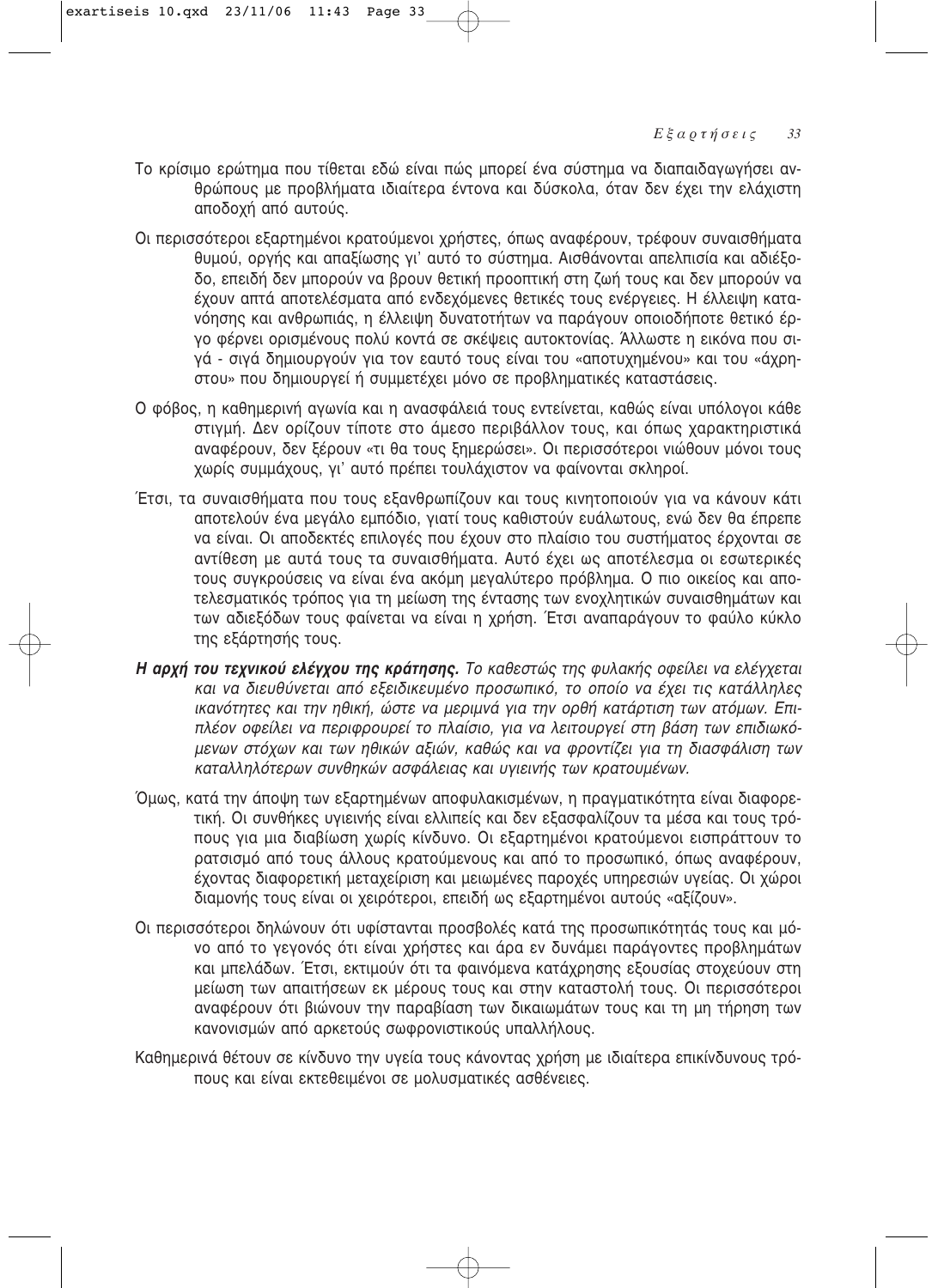Το κρίσιμο ερώτημα που τίθεται εδώ είναι πώς μπορεί ένα σύστημα να διαπαιδαγωγήσει ανθρώπους με προβλήματα ιδιαίτερα έντονα και δύσκολα, όταν δεν έχει την ελάχιστη αποδοχή από αυτούς.

Οι περισσότεροι εξαρτημένοι κρατούμενοι χρήστες, όπως αναφέρουν, τρέφουν συναισθήματα θυμού, οργής και απαξίωσης γι' αυτό το σύστημα. Αισθάνονται απελπισία και αδιέξοδο, επειδή δεν μπορούν να βρουν θετική προοπτική στη ζωή τους και δεν μπορούν να έχουν απτά αποτελέσματα από ενδεχόμενες θετικές τους ενέργειες. Η έλλειψη κατανόησης και ανθρωπιάς, η έλλειψη δυνατοτήτων να παράγουν οποιοδήποτε θετικό έργο φέρνει ορισμένους πολύ κοντά σε σκέψεις αυτοκτονίας. Άλλωστε η εικόνα που σιγά - σιγά δημιουργούν για τον εαυτό τους είναι του «αποτυχημένου» και του «άχρηστου» που δημιουργεί ή συμμετέχει μόνο σε προβληματικές καταστάσεις.

Ο φόβος, η καθημερινή αγωνία και η ανασφάλειά τους εντείνεται, καθώς είναι υπόλογοι κάθε στιγμή. Δεν ορίζουν τίποτε στο άμεσο περιβάλλον τους, και όπως χαρακτηριστικά αναφέρουν, δεν ξέρουν «τι θα τους ξημερώσει». Οι περισσότεροι νιώθουν μόνοι τους χωρίς συμμάχους, γι' αυτό πρέπει τουλάχιστον να φαίνονται σκληροί.

Έτσι, τα συναισθήματα που τους εξανθρωπίζουν και τους κινητοποιούν για να κάνουν κάτι αποτελούν ένα μεγάλο εμπόδιο, γιατί τους καθιστούν ευάλωτους, ενώ δεν θα έπρεπε να είναι. Οι αποδεκτές επιλογές που έχουν στο πλαίσιο του συστήματος έρχονται σε αντίθεση με αυτά τους τα συναισθήματα. Αυτό έχει ως αποτέλεσμα οι εσωτερικές τους συγκρούσεις να είναι ένα ακόμη μεγαλύτερο πρόβλημα. Ο πιο οικείος και αποτελεσματικός τρόπος για τη μείωση της έντασης των ενοχλητικών συναισθημάτων και των αδιεξόδων τους φαίνεται να είναι η χρήση. Έτσι αναπαράγουν το φαύλο κύκλο της εξάρτησής τους.

***Η αρχή του τεχνικού ελέγχου της κράτησης.*** *Το καθεστώς της φυλακής οφείλει να ελέγχεται και να διευθύνεται από εξειδικευμένο προσωπικό, το οποίο να έχει τις κατάλληλες ικανότητες και την ηθική, ώστε να μεριμνά για την ορθή κατάρτιση των ατόμων. Επιπλέον οφείλει να περιφρουρεί το πλαίσιο, για να λειτουργεί στη βάση των επιδιωκόμενων στόχων και των ηθικών αξιών, καθώς και να φροντίζει για τη διασφάλιση των καταλληλότερων συνθηκών ασφάλειας και υγιεινής των κρατουμένων.*

Όμως, κατά την άποψη των εξαρτημένων αποφυλακισμένων, η πραγματικότητα είναι διαφορετική. Οι συνθήκες υγιεινής είναι ελλιπείς και δεν εξασφαλίζουν τα μέσα και τους τρόπους για μια διαβίωση χωρίς κίνδυνο. Οι εξαρτημένοι κρατούμενοι εισπράττουν το ρατσισμό από τους άλλους κρατούμενους και από το προσωπικό, όπως αναφέρουν, έχοντας διαφορετική μεταχείριση και μειωμένες παροχές υπηρεσιών υγείας. Οι χώροι διαμονής τους είναι οι χειρότεροι, επειδή ως εξαρτημένοι αυτούς «αξίζουν».

Οι περισσότεροι δηλώνουν ότι υφίστανται προσβολές κατά της προσωπικότητάς τους και μόνο από το γεγονός ότι είναι χρήστες και άρα εν δυνάμει παράγοντες προβλημάτων και μπελάδων. Έτσι, εκτιμούν ότι τα φαινόμενα κατάχρησης εξουσίας στοχεύουν στη μείωση των απαιτήσεων εκ μέρους τους και στην καταστολή τους. Οι περισσότεροι αναφέρουν ότι βιώνουν την παραβίαση των δικαιωμάτων τους και τη μη τήρηση των κανονισμών από αρκετούς σωφρονιστικούς υπαλλήλους.

Καθημερινά θέτουν σε κίνδυνο την υγεία τους κάνοντας χρήση με ιδιαίτερα επικίνδυνους τρόπους και είναι εκτεθειμένοι σε μολυσματικές ασθένειες.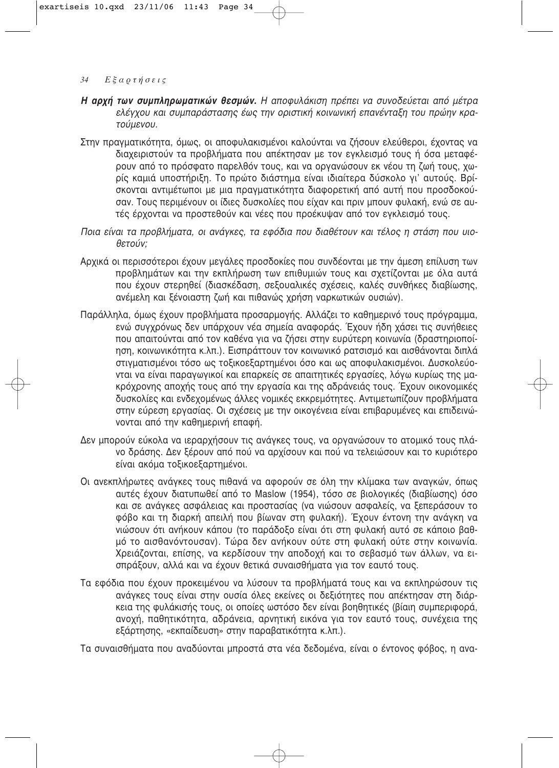***Η αρχή των συμπληρωματικών θεσμών.*** *Η αποφυλάκιση πρέπει να συνοδεύεται από μέτρα ελέγχου και συμπαράστασης έως την οριστική κοινωνική επανένταξη του πρώην κρατούμενου.*

Στην πραγματικότητα, όμως, οι αποφυλακισμένοι καλούνται να ζήσουν ελεύθεροι, έχοντας να διαχειριστούν τα προβλήματα που απέκτησαν με τον εγκλεισμό τους ή όσα μεταφέρουν από το πρόσφατο παρελθόν τους, και να οργανώσουν εκ νέου τη ζωή τους, χωρίς καμιά υποστήριξη. Το πρώτο διάστημα είναι ιδιαίτερα δύσκολο γι' αυτούς. Βρίσκονται αντιμέτωποι με μια πραγματικότητα διαφορετική από αυτή που προσδοκούσαν. Τους περιμένουν οι ίδιες δυσκολίες που είχαν και πριν μπουν φυλακή, ενώ σε αυτές έρχονται να προστεθούν και νέες που προέκυψαν από τον εγκλεισμό τους.

*Ποια είναι τα προβλήματα, οι ανάγκες, τα εφόδια που διαθέτουν και τέλος η στάση που υιοθετούν;*

Αρχικά οι περισσότεροι έχουν μεγάλες προσδοκίες που συνδέονται με την άμεση επίλυση των προβλημάτων και την εκπλήρωση των επιθυμιών τους και σχετίζονται με όλα αυτά που έχουν στερηθεί (διασκέδαση, σεξουαλικές σχέσεις, καλές συνθήκες διαβίωσης, ανέμελη και ξένοιαστη ζωή και πιθανώς χρήση ναρκωτικών ουσιών).

Παράλληλα, όμως έχουν προβλήματα προσαρμογής. Αλλάζει το καθημερινό τους πρόγραμμα, ενώ συγχρόνως δεν υπάρχουν νέα σημεία αναφοράς. Έχουν ήδη χάσει τις συνήθειες που απαιτούνται από τον καθένα για να ζήσει στην ευρύτερη κοινωνία (δραστηριοποίηση, κοινωνικότητα κ.λπ.). Εισπράττουν τον κοινωνικό ρατσισμό και αισθάνονται διπλά στιγματισμένοι τόσο ως τοξικοεξαρτημένοι όσο και ως αποφυλακισμένοι. Δυσκολεύονται να είναι παραγωγικοί και επαρκείς σε απαιτητικές εργασίες, λόγω κυρίως της μακρόχρονης αποχής τους από την εργασία και της αδράνειάς τους. Έχουν οικονομικές δυσκολίες και ενδεχομένως άλλες νομικές εκκρεμότητες. Αντιμετωπίζουν προβλήματα στην εύρεση εργασίας. Οι σχέσεις με την οικογένεια είναι επιβαρυμένες και επιδεινώνονται από την καθημερινή επαφή.

Δεν μπορούν εύκολα να ιεραρχήσουν τις ανάγκες τους, να οργανώσουν το ατομικό τους πλάνο δράσης. Δεν ξέρουν από πού να αρχίσουν και πού να τελειώσουν και το κυριότερο είναι ακόμα τοξικοεξαρτημένοι.

Οι ανεκπλήρωτες ανάγκες τους πιθανά να αφορούν σε όλη την κλίμακα των αναγκών, όπως αυτές έχουν διατυπωθεί από το Maslow (1954), τόσο σε βιολογικές (διαβίωσης) όσο και σε ανάγκες ασφάλειας και προστασίας (να νιώσουν ασφαλείς, να ξεπεράσουν το φόβο και τη διαρκή απειλή που βίωναν στη φυλακή). Έχουν έντονη την ανάγκη να νιώσουν ότι ανήκουν κάπου (το παράδοξο είναι ότι στη φυλακή αυτό σε κάποιο βαθμό το αισθανόντουσαν). Τώρα δεν ανήκουν ούτε στη φυλακή ούτε στην κοινωνία. Χρειάζονται, επίσης, να κερδίσουν την αποδοχή και το σεβασμό των άλλων, να εισπράξουν, αλλά και να έχουν θετικά συναισθήματα για τον εαυτό τους.

Τα εφόδια που έχουν προκειμένου να λύσουν τα προβλήματά τους και να εκπληρώσουν τις ανάγκες τους είναι στην ουσία όλες εκείνες οι δεξιότητες που απέκτησαν στη διάρκεια της φυλάκισής τους, οι οποίες ωστόσο δεν είναι βοηθητικές (βίαιη συμπεριφορά, ανοχή, παθητικότητα, αδράνεια, αρνητική εικόνα για τον εαυτό τους, συνέχεια της εξάρτησης, «εκπαίδευση» στην παραβατικότητα κ.λπ.).

Τα συναισθήματα που αναδύονται μπροστά στα νέα δεδομένα, είναι ο έντονος φόβος, η ανα-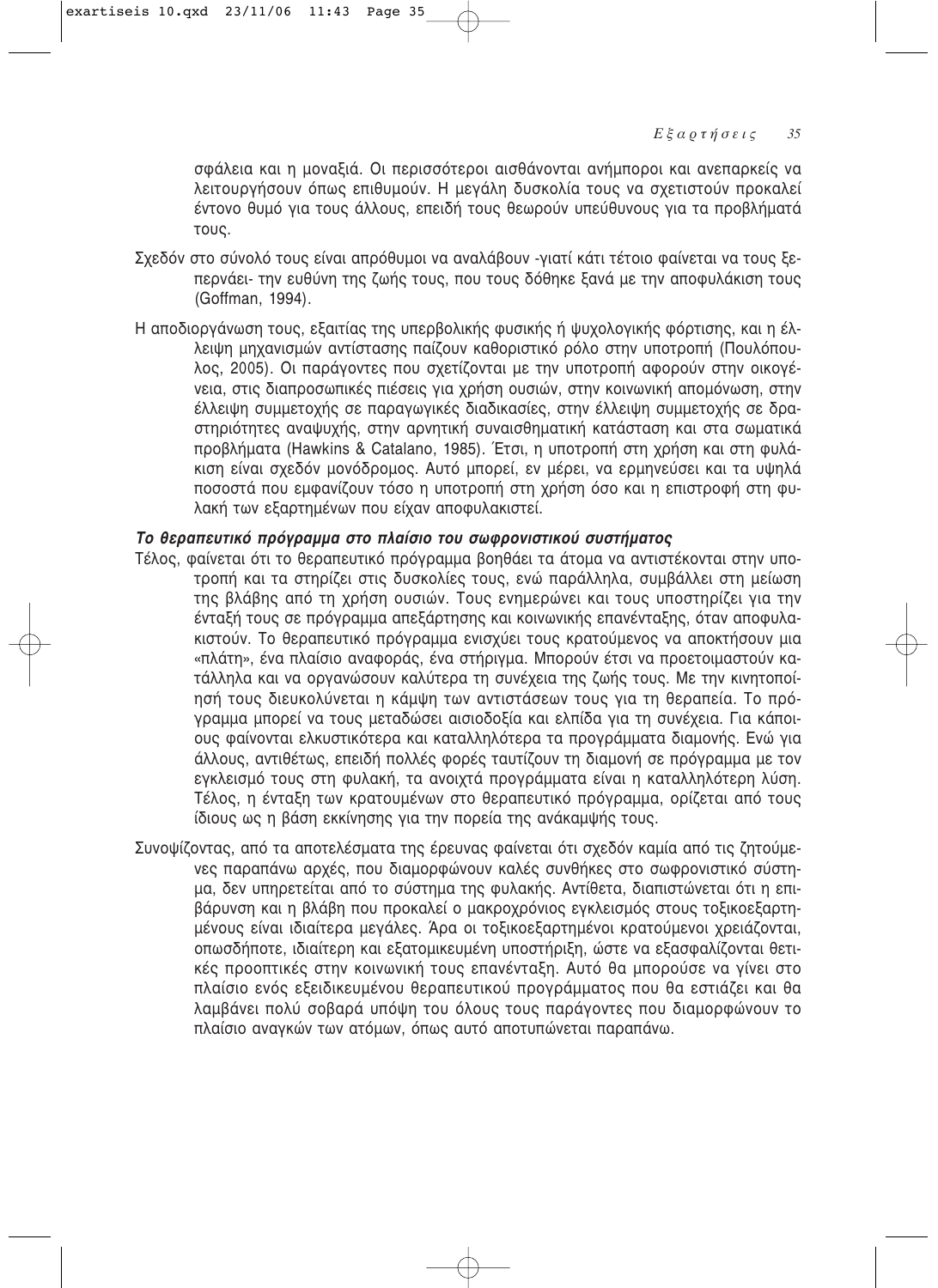σφάλεια και η μοναξιά. Οι περισσότεροι αισθάνονται ανήμποροι και ανεπαρκείς να λειτουργήσουν όπως επιθυμούν. Η μεγάλη δυσκολία τους να σχετιστούν προκαλεί έντονο θυμό για τους άλλους, επειδή τους θεωρούν υπεύθυνους για τα προβλήματά τους.

Σχεδόν στο σύνολό τους είναι απρόθυμοι να αναλάβουν -γιατί κάτι τέτοιο φαίνεται να τους ξεπερνάει- την ευθύνη της ζωής τους, που τους δόθηκε ξανά με την αποφυλάκιση τους (Goffman, 1994).

Η αποδιοργάνωση τους, εξαιτίας της υπερβολικής φυσικής ή ψυχολογικής φόρτισης, και η έλλειψη μηχανισμών αντίστασης παίζουν καθοριστικό ρόλο στην υποτροπή (Πουλόπουλος, 2005). Οι παράγοντες που σχετίζονται με την υποτροπή αφορούν στην οικογένεια, στις διαπροσωπικές πιέσεις για χρήση ουσιών, στην κοινωνική απομόνωση, στην έλλειψη συμμετοχής σε παραγωγικές διαδικασίες, στην έλλειψη συμμετοχής σε δραστηριότητες αναψυχής, στην αρνητική συναισθηματική κατάσταση και στα σωματικά προβλήματα (Hawkins & Catalano, 1985). Έτσι, η υποτροπή στη χρήση και στη φυλάκιση είναι σχεδόν μονόδρομος. Αυτό μπορεί, εν μέρει, να ερμηνεύσει και τα υψηλά ποσοστά που εμφανίζουν τόσο η υποτροπή στη χρήση όσο και η επιστροφή στη φυλακή των εξαρτημένων που είχαν αποφυλακιστεί.

***Το θεραπευτικό πρόγραμμα στο πλαίσιο του σωφρονιστικού συστήματος***

Τέλος, φαίνεται ότι το θεραπευτικό πρόγραμμα βοηθάει τα άτομα να αντιστέκονται στην υποτροπή και τα στηρίζει στις δυσκολίες τους, ενώ παράλληλα, συμβάλλει στη μείωση της βλάβης από τη χρήση ουσιών. Τους ενημερώνει και τους υποστηρίζει για την ένταξή τους σε πρόγραμμα απεξάρτησης και κοινωνικής επανένταξης, όταν αποφυλακιστούν. Το θεραπευτικό πρόγραμμα ενισχύει τους κρατούμενους να αποκτήσουν μια «πλάτη», ένα πλαίσιο αναφοράς, ένα στήριγμα. Μπορούν έτσι να προετοιμαστούν κατάλληλα και να οργανώσουν καλύτερα τη συνέχεια της ζωής τους. Με την κινητοποίησή τους διευκολύνεται η κάμψη των αντιστάσεών τους για τη θεραπεία. Το πρόγραμμα μπορεί να τους μεταδώσει αισιοδοξία και ελπίδα για τη συνέχεια. Για κάποιους φαίνονται ελκυστικότερα και καταλληλότερα τα προγράμματα διαμονής. Ενώ για άλλους, αντιθέτως, επειδή πολλές φορές ταυτίζουν τη διαμονή σε πρόγραμμα με τον εγκλεισμό τους στη φυλακή, τα ανοιχτά προγράμματα είναι η καταλληλότερη λύση. Τέλος, η ένταξη των κρατουμένων στο θεραπευτικό πρόγραμμα, ορίζεται από τους ίδιους ως η βάση εκκίνησης για την πορεία της ανάκαμψής τους.

Συνοψίζοντας, από τα αποτελέσματα της έρευνας φαίνεται ότι σχεδόν καμία από τις ζητούμενες παραπάνω αρχές, που διαμορφώνουν καλές συνθήκες στο σωφρονιστικό σύστημα, δεν υπηρετείται από το σύστημα της φυλακής. Αντίθετα, διαπιστώνεται ότι η επιβάρυνση και η βλάβη που προκαλεί ο μακροχρόνιος εγκλεισμός στους τοξικοεξαρτημένους είναι ιδιαίτερα μεγάλες. Άρα οι τοξικοεξαρτημένοι κρατούμενοι χρειάζονται, οπωσδήποτε, ιδιαίτερη και εξατομικευμένη υποστήριξη, ώστε να εξασφαλίζονται θετικές προοπτικές στην κοινωνική τους επανένταξη. Αυτό θα μπορούσε να γίνει στο πλαίσιο ενός εξειδικευμένου θεραπευτικού προγράμματος που θα εστιάζει και θα λαμβάνει πολύ σοβαρά υπόψη του όλους τους παράγοντες που διαμορφώνουν το πλαίσιο αναγκών των ατόμων, όπως αυτό αποτυπώνεται παραπάνω.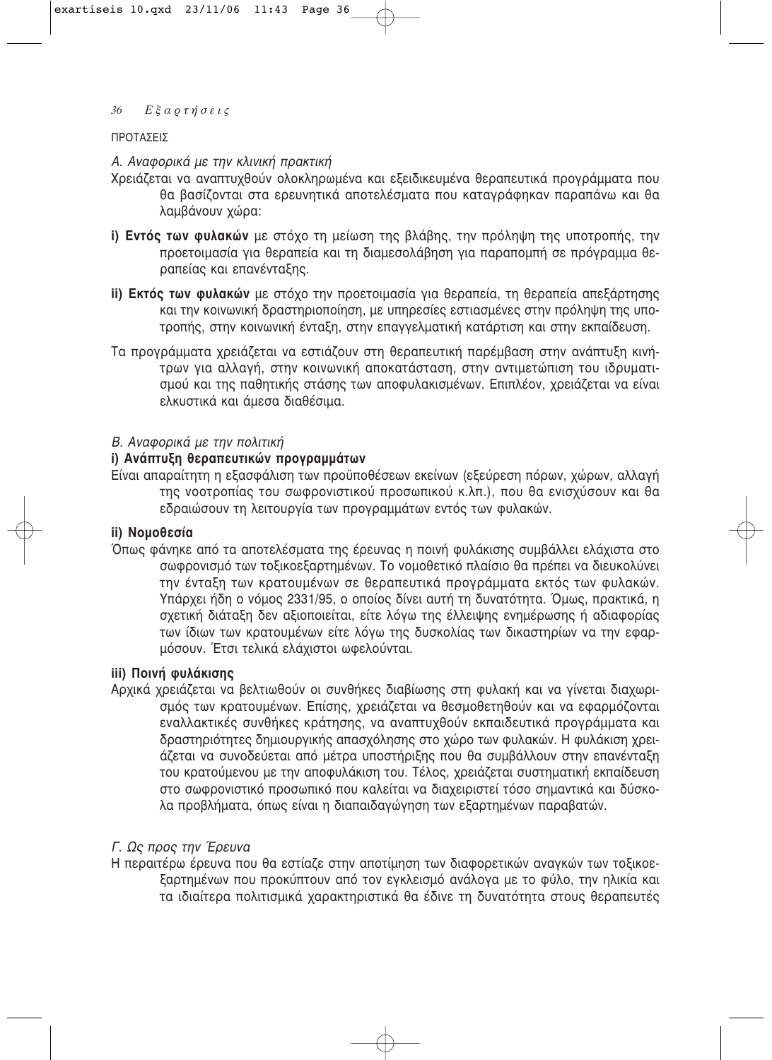## ΠΡΟΤΑΣΕΙΣ

*Α. Αναφορικά με την κλινική πρακτική*

Χρειάζεται να αναπτυχθούν ολοκληρωμένα και εξειδικευμένα θεραπευτικά προγράμματα που θα βασίζονται στα ερευνητικά αποτελέσματα που καταγράφηκαν παραπάνω και θα λαμβάνουν χώρα:

**i) Εντός των φυλακών** με στόχο τη μείωση της βλάβης, την πρόληψη της υποτροπής, την προετοιμασία για θεραπεία και τη διαμεσολάβηση για παραπομπή σε πρόγραμμα θεραπείας και επανένταξης.

**ii) Εκτός των φυλακών** με στόχο την προετοιμασία για θεραπεία, τη θεραπεία απεξάρτησης και την κοινωνική δραστηριοποίηση, με υπηρεσίες εστιασμένες στην πρόληψη της υποτροπής, στην κοινωνική ένταξη, στην επαγγελματική κατάρτιση και στην εκπαίδευση.

Τα προγράμματα χρειάζεται να εστιάζουν στη θεραπευτική παρέμβαση στην ανάπτυξη κινήτρων για αλλαγή, στην κοινωνική αποκατάσταση, στην αντιμετώπιση του ιδρυματισμού και της παθητικής στάσης των αποφυλακισμένων. Επιπλέον, χρειάζεται να είναι ελκυστικά και άμεσα διαθέσιμα.

*Β. Αναφορικά με την πολιτική*

**i) Ανάπτυξη θεραπευτικών προγραμμάτων**

Είναι απαραίτητη η εξασφάλιση των προϋποθέσεων εκείνων (εξεύρεση πόρων, χώρων, αλλαγή της νοοτροπίας του σωφρονιστικού προσωπικού κ.λπ.), που θα ενισχύσουν και θα εδραιώσουν τη λειτουργία των προγραμμάτων εντός των φυλακών.

**ii) Νομοθεσία**

Όπως φάνηκε από τα αποτελέσματα της έρευνας η ποινή φυλάκισης συμβάλλει ελάχιστα στο σωφρονισμό των τοξικοεξαρτημένων. Το νομοθετικό πλαίσιο θα πρέπει να διευκολύνει την ένταξη των κρατουμένων σε θεραπευτικά προγράμματα εκτός των φυλακών. Υπάρχει ήδη ο νόμος 2331/95, ο οποίος δίνει αυτή τη δυνατότητα. Όμως, πρακτικά, η σχετική διάταξη δεν αξιοποιείται, είτε λόγω της έλλειψης ενημέρωσης ή αδιαφορίας των ίδιων των κρατουμένων είτε λόγω της δυσκολίας των δικαστηρίων να την εφαρμόσουν. Έτσι τελικά ελάχιστοι ωφελούνται.

**iii) Ποινή φυλάκισης**

Αρχικά χρειάζεται να βελτιωθούν οι συνθήκες διαβίωσης στη φυλακή και να γίνεται διαχωρισμός των κρατουμένων. Επίσης, χρειάζεται να θεσμοθετηθούν και να εφαρμόζονται εναλλακτικές συνθήκες κράτησης, να αναπτυχθούν εκπαιδευτικά προγράμματα και δραστηριότητες δημιουργικής απασχόλησης στο χώρο των φυλακών. Η φυλάκιση χρειάζεται να συνοδεύεται από μέτρα υποστήριξης που θα συμβάλλουν στην επανένταξη του κρατούμενου με την αποφυλάκισή του. Τέλος, χρειάζεται συστηματική εκπαίδευση στο σωφρονιστικό προσωπικό που καλείται να διαχειριστεί τόσο σημαντικά και δύσκολα προβλήματα, όπως είναι η διαπαιδαγώγηση των εξαρτημένων παραβατών.

*Γ. Ως προς την Έρευνα*

Η περαιτέρω έρευνα που θα εστίαζε στην αποτίμηση των διαφορετικών αναγκών των τοξικοεξαρτημένων που προκύπτουν από τον εγκλεισμό ανάλογα με το φύλο, την ηλικία και τα ιδιαίτερα πολιτισμικά χαρακτηριστικά θα έδινε τη δυνατότητα στους θεραπευτές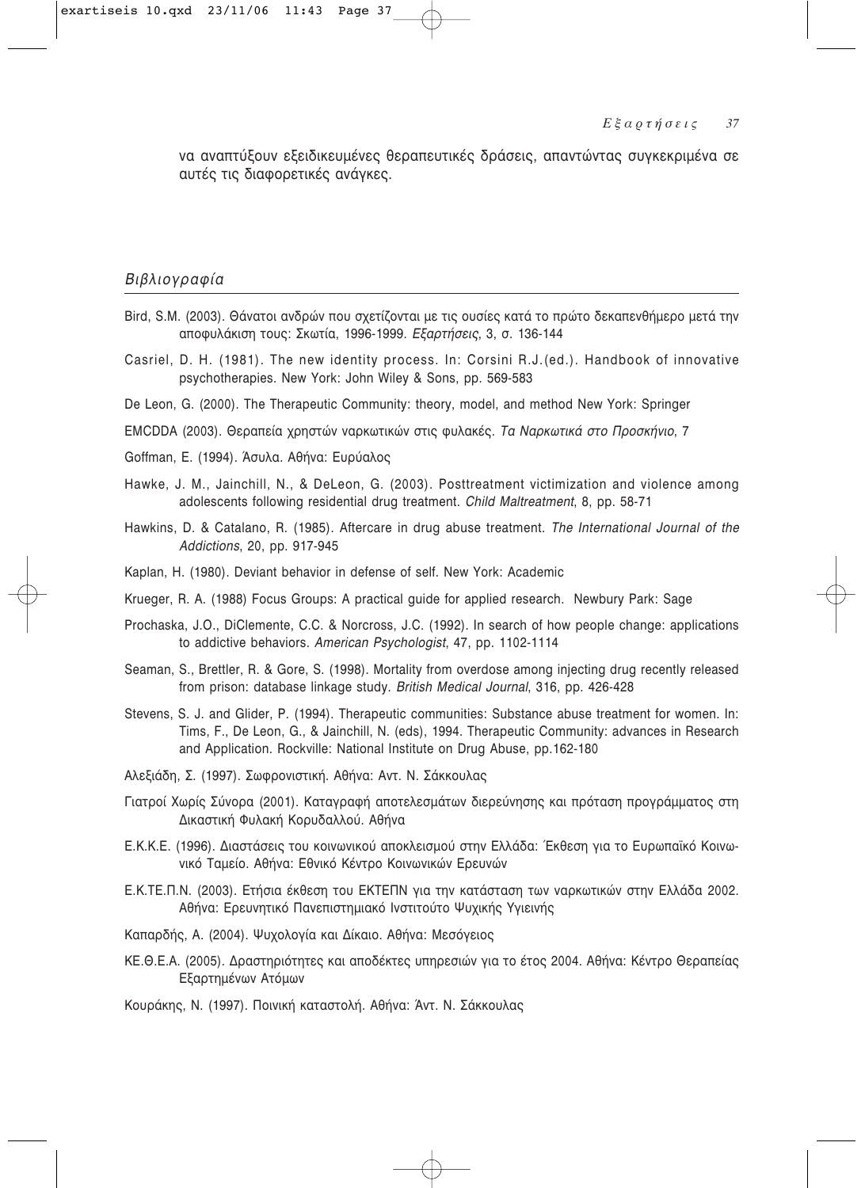να αναπτύξουν εξειδικευμένες θεραπευτικές δράσεις, απαντώντας συγκεκριμένα σε αυτές τις διαφορετικές ανάγκες.

## *Βιβλιογραφία*

Bird, S.M. (2003). Θάνατοι ανδρών που σχετίζονται με τις ουσίες κατά το πρώτο δεκαπενθήμερο μετά την αποφυλάκιση τους: Σκωτία, 1996-1999. *Εξαρτήσεις*, 3, σ. 136-144

Casriel, D. H. (1981). The new identity process. In: Corsini R.J.(ed.). Handbook of innovative psychotherapies. New York: John Wiley & Sons, pp. 569-583

De Leon, G. (2000). The Therapeutic Community: theory, model, and method New York: Springer

EMCDDA (2003). Θεραπεία χρηστών ναρκωτικών στις φυλακές. *Τα Ναρκωτικά στο Προσκήνιο*, 7

Goffman, E. (1994). Άσυλα. Αθήνα: Ευρύαλος

Hawke, J. M., Jainchill, N., & DeLeon, G. (2003). Posttreatment victimization and violence among adolescents following residential drug treatment. *Child Maltreatment*, 8, pp. 58-71

Hawkins, D. & Catalano, R. (1985). Aftercare in drug abuse treatment. *The International Journal of the Addictions*, 20, pp. 917-945

Kaplan, H. (1980). Deviant behavior in defense of self. New York: Academic

Krueger, R. A. (1988) Focus Groups: A practical guide for applied research. Newbury Park: Sage

Prochaska, J.O., DiClemente, C.C. & Norcross, J.C. (1992). In search of how people change: applications to addictive behaviors. *American Psychologist*, 47, pp. 1102-1114

Seaman, S., Brettler, R. & Gore, S. (1998). Mortality from overdose among injecting drug recently released from prison: database linkage study. *British Medical Journal*, 316, pp. 426-428

Stevens, S. J. and Glider, P. (1994). Therapeutic communities: Substance abuse treatment for women. In: Tims, F., De Leon, G., & Jainchill, N. (eds), 1994. Therapeutic Community: advances in Research and Application. Rockville: National Institute on Drug Abuse, pp.162-180

Αλεξιάδη, Σ. (1997). Σωφρονιστική. Αθήνα: Αντ. Ν. Σάκκουλας

Γιατροί Χωρίς Σύνορα (2001). Καταγραφή αποτελεσμάτων διερεύνησης και πρόταση προγράμματος στη Δικαστική Φυλακή Κορυδαλλού. Αθήνα

Ε.Κ.Κ.Ε. (1996). Διαστάσεις του κοινωνικού αποκλεισμού στην Ελλάδα: Έκθεση για το Ευρωπαϊκό Κοινωνικό Ταμείο. Αθήνα: Εθνικό Κέντρο Κοινωνικών Ερευνών

Ε.Κ.ΤΕ.Π.Ν. (2003). Ετήσια έκθεση του ΕΚΤΕΠΝ για την κατάσταση των ναρκωτικών στην Ελλάδα 2002. Αθήνα: Ερευνητικό Πανεπιστημιακό Ινστιτούτο Ψυχικής Υγιεινής

Καπαρδής, Α. (2004). Ψυχολογία και Δίκαιο. Αθήνα: Μεσόγειος

ΚΕ.Θ.Ε.Α. (2005). Δραστηριότητες και αποδέκτες υπηρεσιών για το έτος 2004. Αθήνα: Κέντρο Θεραπείας Εξαρτημένων Ατόμων

Κουράκης, Ν. (1997). Ποινική καταστολή. Αθήνα: Άντ. Ν. Σάκκουλας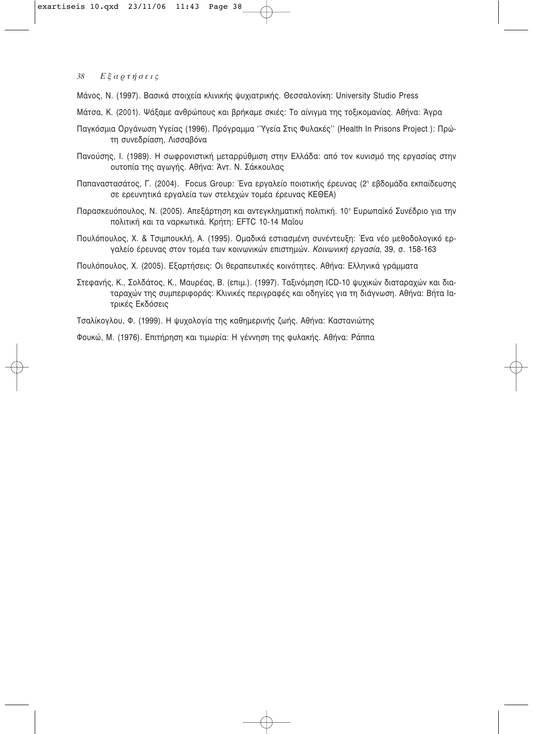Μάνος, Ν. (1997). Βασικά στοιχεία κλινικής ψυχιατρικής. Θεσσαλονίκη: University Studio Press

Μάτσα, Κ. (2001). Ψάξαμε ανθρώπους και βρήκαμε σκιές: Το αίνιγμα της τοξικομανίας. Αθήνα: Άγρα

Παγκόσμια Οργάνωση Υγείας (1996). Πρόγραμμα ''Υγεία Στις Φυλακές'' (Health In Prisons Project ): Πρώτη συνεδρίαση, Λισσαβόνα

Πανούσης, Ι. (1989). Η σωφρονιστική μεταρρύθμιση στην Ελλάδα: από τον κυνισμό της εργασίας στην ουτοπία της αγωγής. Αθήνα: Άντ. Ν. Σάκκουλας

Παπαναστασάτος, Γ. (2004). Focus Group: Ένα εργαλείο ποιοτικής έρευνας (2η εβδομάδα εκπαίδευσης σε ερευνητικά εργαλεία των στελεχών τομέα έρευνας ΚΕΘΕΑ)

Παρασκευόπουλος, Ν. (2005). Απεξάρτηση και αντεγκληματική πολιτική. 10ο Ευρωπαϊκό Συνέδριο για την πολιτική και τα ναρκωτικά. Κρήτη: EFTC 10-14 Μαΐου

Πουλόπουλος, Χ. & Τσιμπουκλή, Α. (1995). Ομαδικά εστιασμένη συνέντευξη: Ένα νέο μεθοδολογικό εργαλείο έρευνας στον τομέα των κοινωνικών επιστημών. *Κοινωνική εργασία*, 39, σ. 158-163

Πουλόπουλος, Χ. (2005). Εξαρτήσεις: Οι θεραπευτικές κοινότητες. Αθήνα: Ελληνικά γράμματα

Στεφανής, Κ., Σολδάτος, Κ., Μαυρέας, Β. (επιμ.). (1997). Ταξινόμηση ICD-10 ψυχικών διαταραχών και διαταραχών της συμπεριφοράς: Κλινικές περιγραφές και οδηγίες για τη διάγνωση. Αθήνα: Βήτα Ιατρικές Εκδόσεις

Τσαλίκογλου, Φ. (1999). Η ψυχολογία της καθημερινής ζωής. Αθήνα: Καστανιώτης

Φουκώ, Μ. (1976). Επιτήρηση και τιμωρία: Η γέννηση της φυλακής. Αθήνα: Ράππα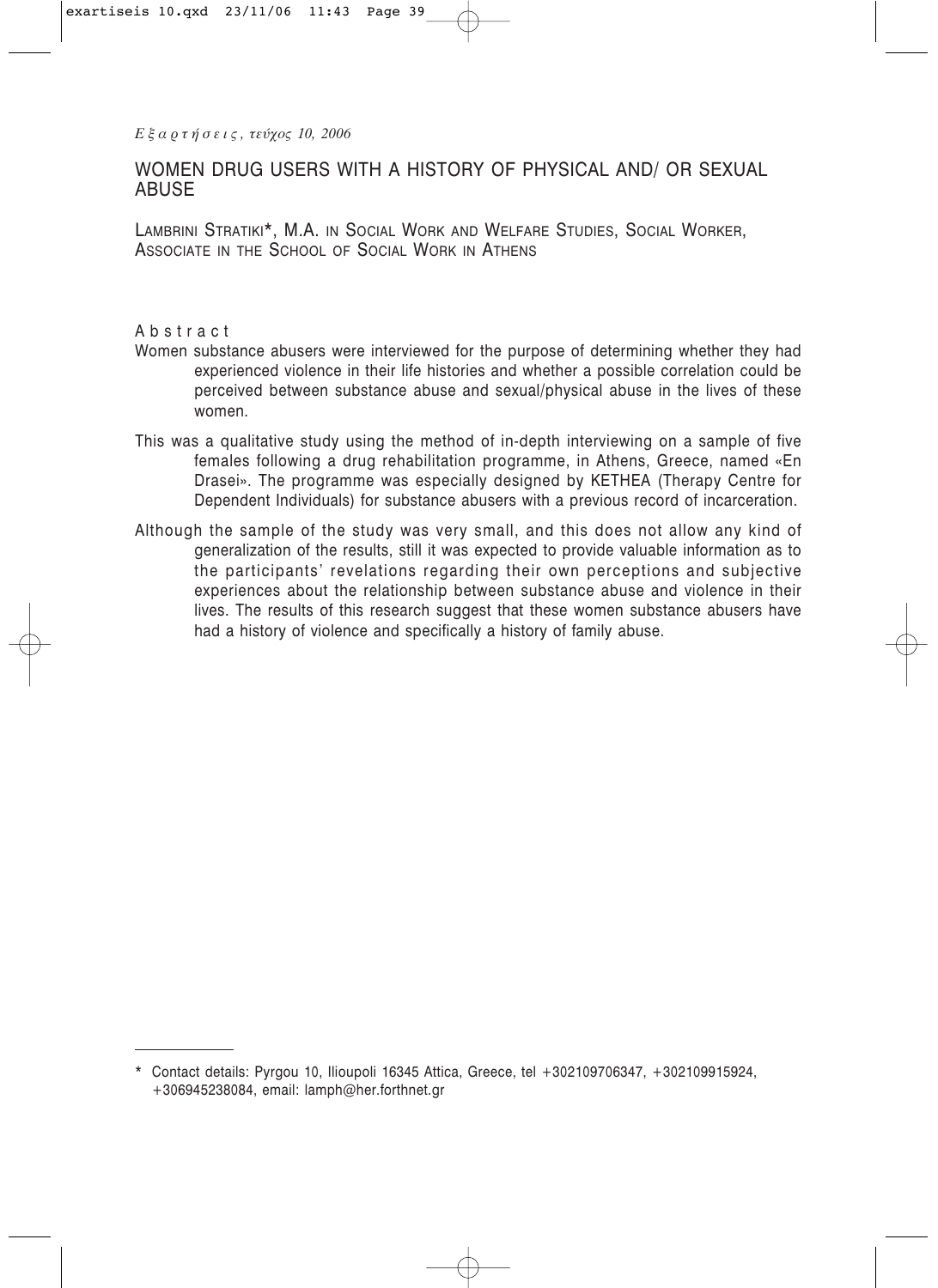# WOMEN DRUG USERS WITH A HISTORY OF PHYSICAL AND/ OR SEXUAL ABUSE

LAMBRINI STRATIKI*, M.A. IN SOCIAL WORK AND WELFARE STUDIES, SOCIAL WORKER, ASSOCIATE IN THE SCHOOL OF SOCIAL WORK IN ATHENS

## Abstract

Women substance abusers were interviewed for the purpose of determining whether they had experienced violence in their life histories and whether a possible correlation could be perceived between substance abuse and sexual/physical abuse in the lives of these women.

This was a qualitative study using the method of in-depth interviewing on a sample of five females following a drug rehabilitation programme, in Athens, Greece, named «En Drasei». The programme was especially designed by KETHEA (Therapy Centre for Dependent Individuals) for substance abusers with a previous record of incarceration.

Although the sample of the study was very small, and this does not allow any kind of generalization of the results, still it was expected to provide valuable information as to the participants' revelations regarding their own perceptions and subjective experiences about the relationship between substance abuse and violence in their lives. The results of this research suggest that these women substance abusers have had a history of violence and specifically a history of family abuse.

---

\* Contact details: Pyrgou 10, Ilioupoli 16345 Attica, Greece, tel +302109706347, +302109915924, +306945238084, email: lamph@her.forthnet.gr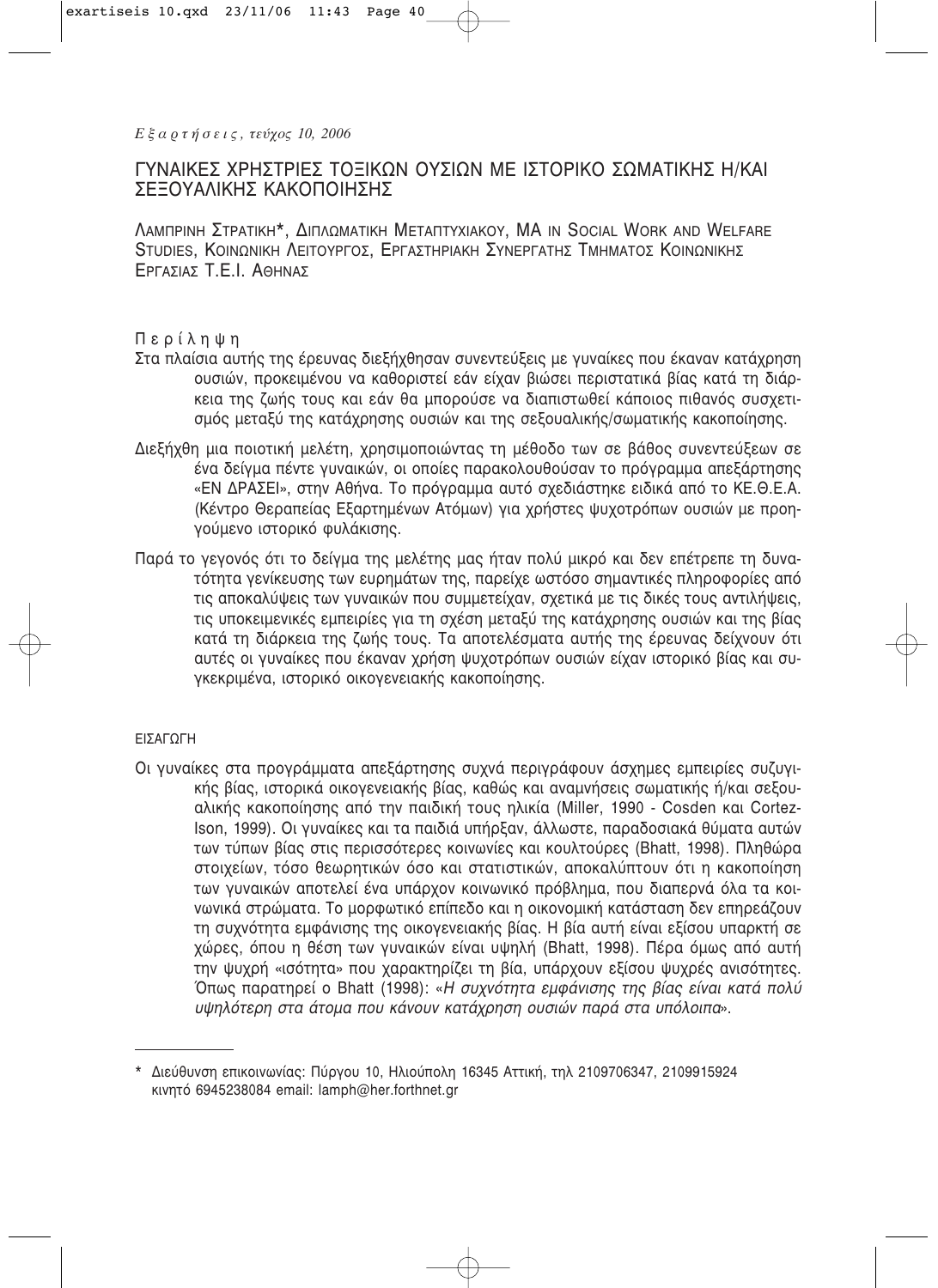# ΓΥΝΑΙΚΕΣ ΧΡΗΣΤΡΙΕΣ ΤΟΞΙΚΩΝ ΟΥΣΙΩΝ ΜΕ ΙΣΤΟΡΙΚΟ ΣΩΜΑΤΙΚΗΣ Η/ΚΑΙ ΣΕΞΟΥΑΛΙΚΗΣ ΚΑΚΟΠΟΙΗΣΗΣ

ΛΑΜΠΡΙΝΗ ΣΤΡΑΤΙΚΗ*, ΔΙΠΛΩΜΑΤΙΚΗ ΜΕΤΑΠΤΥΧΙΑΚΟΥ, MA IN SOCIAL WORK AND WELFARE STUDIES, ΚΟΙΝΩΝΙΚΗ ΛΕΙΤΟΥΡΓΟΣ, ΕΡΓΑΣΤΗΡΙΑΚΗ ΣΥΝΕΡΓΑΤΗΣ ΤΜΗΜΑΤΟΣ ΚΟΙΝΩΝΙΚΗΣ ΕΡΓΑΣΙΑΣ Τ.Ε.Ι. ΑΘΗΝΑΣ

## Περίληψη

Στα πλαίσια αυτής της έρευνας διεξήχθησαν συνεντεύξεις με γυναίκες που έκαναν κατάχρηση ουσιών, προκειμένου να καθοριστεί εάν είχαν βιώσει περιστατικά βίας κατά τη διάρκεια της ζωής τους και εάν θα μπορούσε να διαπιστωθεί κάποιος πιθανός συσχετισμός μεταξύ της κατάχρησης ουσιών και της σεξουαλικής/σωματικής κακοποίησης.

Διεξήχθη μια ποιοτική μελέτη, χρησιμοποιώντας τη μέθοδο των σε βάθος συνεντεύξεων σε ένα δείγμα πέντε γυναικών, οι οποίες παρακολουθούσαν το πρόγραμμα απεξάρτησης «ΕΝ ΔΡΑΣΕΙ», στην Αθήνα. Το πρόγραμμα αυτό σχεδιάστηκε ειδικά από το ΚΕ.Θ.Ε.Α. (Κέντρο Θεραπείας Εξαρτημένων Ατόμων) για χρήστες ψυχοτρόπων ουσιών με προηγούμενο ιστορικό φυλάκισης.

Παρά το γεγονός ότι το δείγμα της μελέτης μας ήταν πολύ μικρό και δεν επέτρεπε τη δυνατότητα γενίκευσης των ευρημάτων της, παρείχε ωστόσο σημαντικές πληροφορίες από τις αποκαλύψεις των γυναικών που συμμετείχαν, σχετικά με τις δικές τους αντιλήψεις, τις υποκειμενικές εμπειρίες για τη σχέση μεταξύ της κατάχρησης ουσιών και της βίας κατά τη διάρκεια της ζωής τους. Τα αποτελέσματα αυτής της έρευνας δείχνουν ότι αυτές οι γυναίκες που έκαναν χρήση ψυχοτρόπων ουσιών είχαν ιστορικό βίας και συγκεκριμένα, ιστορικό οικογενειακής κακοποίησης.

## ΕΙΣΑΓΩΓΗ

Οι γυναίκες στα προγράμματα απεξάρτησης συχνά περιγράφουν άσχημες εμπειρίες συζυγικής βίας, ιστορικά οικογενειακής βίας, καθώς και αναμνήσεις σωματικής ή/και σεξουαλικής κακοποίησης από την παιδική τους ηλικία (Miller, 1990 - Cosden και Cortez-Ison, 1999). Οι γυναίκες και τα παιδιά υπήρξαν, άλλωστε, παραδοσιακά θύματα αυτών των τύπων βίας στις περισσότερες κοινωνίες και κουλτούρες (Bhatt, 1998). Πληθώρα στοιχείων, τόσο θεωρητικών όσο και στατιστικών, αποκαλύπτουν ότι η κακοποίηση των γυναικών αποτελεί ένα υπάρχον κοινωνικό πρόβλημα, που διαπερνά όλα τα κοινωνικά στρώματα. Το μορφωτικό επίπεδο και η οικονομική κατάσταση δεν επηρεάζουν τη συχνότητα εμφάνισης της οικογενειακής βίας. Η βία αυτή είναι εξίσου υπαρκτή σε χώρες, όπου η θέση των γυναικών είναι υψηλή (Bhatt, 1998). Πέρα όμως από αυτή την ψυχρή «ισότητα» που χαρακτηρίζει τη βία, υπάρχουν εξίσου ψυχρές ανισότητες. Όπως παρατηρεί ο Bhatt (1998): «*Η συχνότητα εμφάνισης της βίας είναι κατά πολύ υψηλότερη στα άτομα που κάνουν κατάχρηση ουσιών παρά στα υπόλοιπα*».

---

\* Διεύθυνση επικοινωνίας: Πύργου 10, Ηλιούπολη 16345 Αττική, τηλ 2109706347, 2109915924 κινητό 6945238084 email: lamph@her.forthnet.gr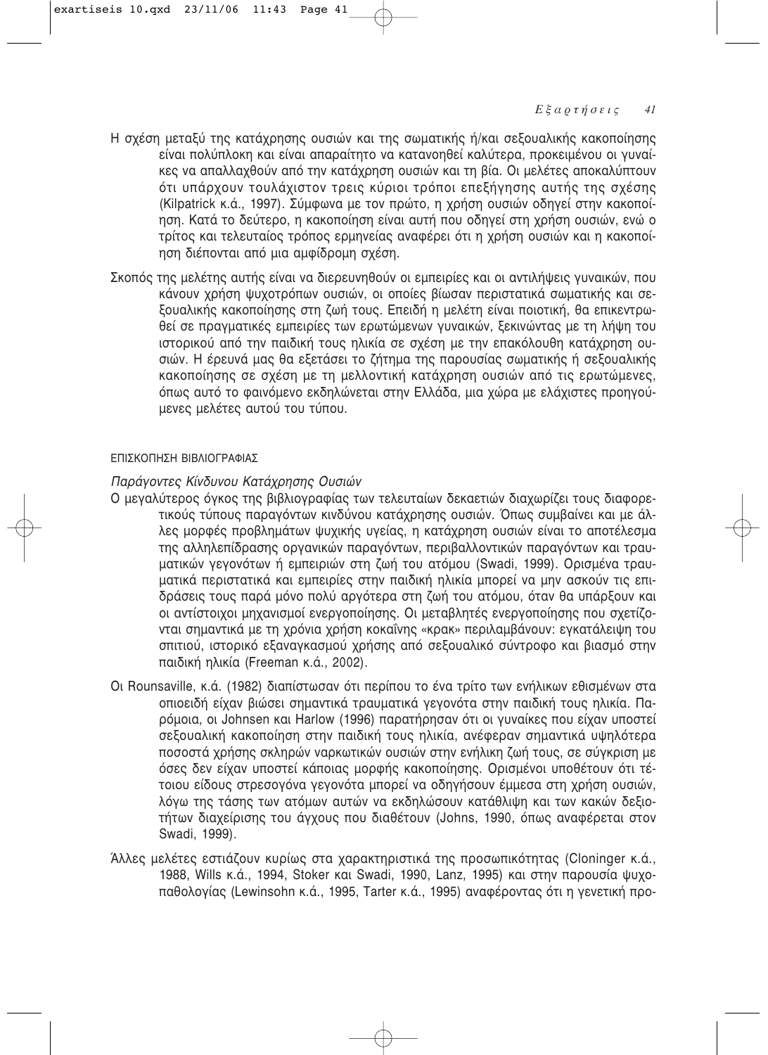Η σχέση μεταξύ της κατάχρησης ουσιών και της σωματικής ή/και σεξουαλικής κακοποίησης είναι πολύπλοκη και είναι απαραίτητο να κατανοηθεί καλύτερα, προκειμένου οι γυναίκες να απαλλαχθούν από την κατάχρηση ουσιών και τη βία. Οι μελέτες αποκαλύπτουν ότι υπάρχουν τουλάχιστον τρεις κύριοι τρόποι επεξήγησης αυτής της σχέσης (Kilpatrick κ.ά., 1997). Σύμφωνα με τον πρώτο, η χρήση ουσιών οδηγεί στην κακοποίηση. Κατά το δεύτερο, η κακοποίηση είναι αυτή που οδηγεί στη χρήση ουσιών, ενώ ο τρίτος και τελευταίος τρόπος ερμηνείας αναφέρει ότι η χρήση ουσιών και η κακοποίηση διέπονται από μια αμφίδρομη σχέση.

Σκοπός της μελέτης αυτής είναι να διερευνηθούν οι εμπειρίες και οι αντιλήψεις γυναικών, που κάνουν χρήση ψυχοτρόπων ουσιών, οι οποίες βίωσαν περιστατικά σωματικής και σεξουαλικής κακοποίησης στη ζωή τους. Επειδή η μελέτη είναι ποιοτική, θα επικεντρωθεί σε πραγματικές εμπειρίες των ερωτώμενων γυναικών, ξεκινώντας με τη λήψη του ιστορικού από την παιδική τους ηλικία σε σχέση με την επακόλουθη κατάχρηση ουσιών. Η έρευνά μας θα εξετάσει το ζήτημα της παρουσίας σωματικής ή σεξουαλικής κακοποίησης σε σχέση με τη μελλοντική κατάχρηση ουσιών από τις ερωτώμενες, όπως αυτό το φαινόμενο εκδηλώνεται στην Ελλάδα, μια χώρα με ελάχιστες προηγούμενες μελέτες αυτού του τύπου.

## ΕΠΙΣΚΟΠΗΣΗ ΒΙΒΛΙΟΓΡΑΦΙΑΣ

### *Παράγοντες Κίνδυνου Κατάχρησης Ουσιών*

Ο μεγαλύτερος όγκος της βιβλιογραφίας των τελευταίων δεκαετιών διαχωρίζει τους διαφορετικούς τύπους παραγόντων κινδύνου κατάχρησης ουσιών. Όπως συμβαίνει και με άλλες μορφές προβλημάτων ψυχικής υγείας, η κατάχρηση ουσιών είναι το αποτέλεσμα της αλληλεπίδρασης οργανικών παραγόντων, περιβαλλοντικών παραγόντων και τραυματικών γεγονότων ή εμπειριών στη ζωή του ατόμου (Swadi, 1999). Ορισμένα τραυματικά περιστατικά και εμπειρίες στην παιδική ηλικία μπορεί να μην ασκούν τις επιδράσεις τους παρά μόνο πολύ αργότερα στη ζωή του ατόμου, όταν θα υπάρξουν και οι αντίστοιχοι μηχανισμοί ενεργοποίησης. Οι μεταβλητές ενεργοποίησης που σχετίζονται σημαντικά με τη χρόνια χρήση κοκαΐνης «κρακ» περιλαμβάνουν: εγκατάλειψη του σπιτιού, ιστορικό εξαναγκασμού χρήσης από σεξουαλικό σύντροφο και βιασμό στην παιδική ηλικία (Freeman κ.ά., 2002).

Οι Rounsaville, κ.ά. (1982) διαπίστωσαν ότι περίπου το ένα τρίτο των ενήλικων εθισμένων στα οπιοειδή είχαν βιώσει σημαντικά τραυματικά γεγονότα στην παιδική τους ηλικία. Παρόμοια, οι Johnsen και Harlow (1996) παρατήρησαν ότι οι γυναίκες που είχαν υποστεί σεξουαλική κακοποίηση στην παιδική τους ηλικία, ανέφεραν σημαντικά υψηλότερα ποσοστά χρήσης σκληρών ναρκωτικών ουσιών στην ενήλικη ζωή τους, σε σύγκριση με όσες δεν είχαν υποστεί κάποιας μορφής κακοποίησης. Ορισμένοι υποθέτουν ότι τέτοιου είδους στρεσογόνα γεγονότα μπορεί να οδηγήσουν έμμεσα στη χρήση ουσιών, λόγω της τάσης των ατόμων αυτών να εκδηλώσουν κατάθλιψη και των κακών δεξιοτήτων διαχείρισης του άγχους που διαθέτουν (Johns, 1990, όπως αναφέρεται στον Swadi, 1999).

Άλλες μελέτες εστιάζουν κυρίως στα χαρακτηριστικά της προσωπικότητας (Cloninger κ.ά., 1988, Wills κ.ά., 1994, Stoker και Swadi, 1990, Lanz, 1995) και στην παρουσία ψυχοπαθολογίας (Lewinsohn κ.ά., 1995, Tarter κ.ά., 1995) αναφέροντας ότι η γενετική προ-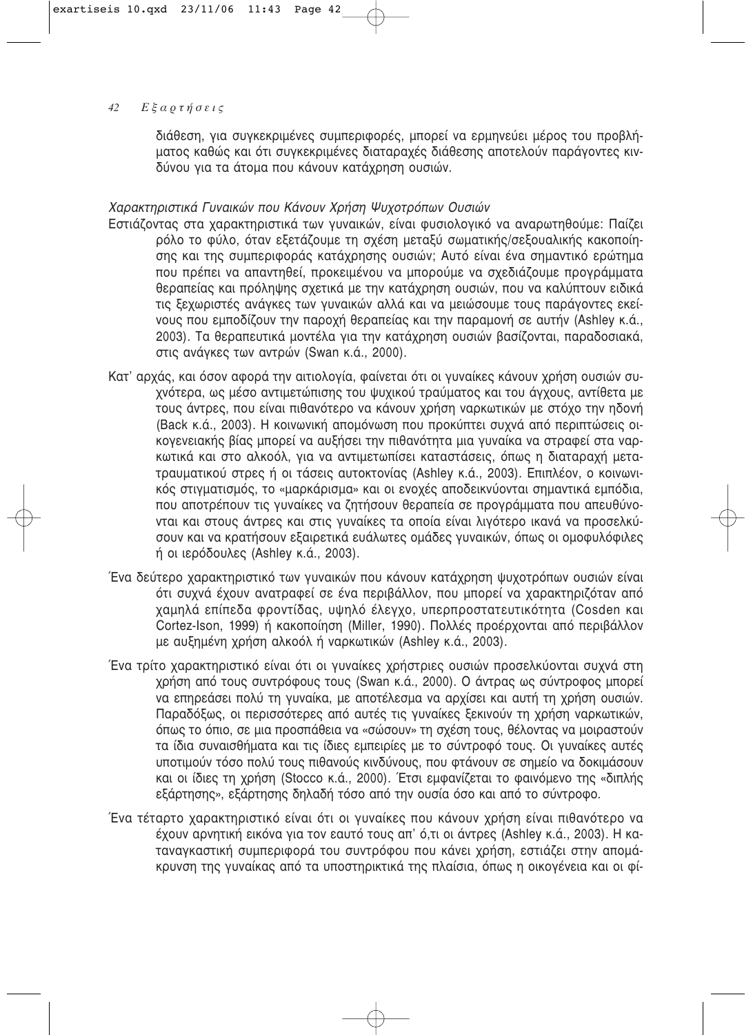διάθεση, για συγκεκριμένες συμπεριφορές, μπορεί να ερμηνεύει μέρος του προβλήματος καθώς και ότι συγκεκριμένες διαταραχές διάθεσης αποτελούν παράγοντες κινδύνου για τα άτομα που κάνουν κατάχρηση ουσιών.

*Χαρακτηριστικά Γυναικών που Κάνουν Χρήση Ψυχοτρόπων Ουσιών*

Εστιάζοντας στα χαρακτηριστικά των γυναικών, είναι φυσιολογικό να αναρωτηθούμε: Παίζει ρόλο το φύλο, όταν εξετάζουμε τη σχέση μεταξύ σωματικής/σεξουαλικής κακοποίησης και της συμπεριφοράς κατάχρησης ουσιών; Αυτό είναι ένα σημαντικό ερώτημα που πρέπει να απαντηθεί, προκειμένου να μπορούμε να σχεδιάζουμε προγράμματα θεραπείας και πρόληψης σχετικά με την κατάχρηση ουσιών, που να καλύπτουν ειδικά τις ξεχωριστές ανάγκες των γυναικών αλλά και να μειώσουμε τους παράγοντες εκείνους που εμποδίζουν την παροχή θεραπείας και την παραμονή σε αυτήν (Ashley κ.ά., 2003). Τα θεραπευτικά μοντέλα για την κατάχρηση ουσιών βασίζονται, παραδοσιακά, στις ανάγκες των αντρών (Swan κ.ά., 2000).

Κατ' αρχάς, και όσον αφορά την αιτιολογία, φαίνεται ότι οι γυναίκες κάνουν χρήση ουσιών συχνότερα, ως μέσο αντιμετώπισης του ψυχικού τραύματος και του άγχους, αντίθετα με τους άντρες, που είναι πιθανότερο να κάνουν χρήση ναρκωτικών με στόχο την ηδονή (Back κ.ά., 2003). Η κοινωνική απομόνωση που προκύπτει συχνά από περιπτώσεις οικογενειακής βίας μπορεί να αυξήσει την πιθανότητα μια γυναίκα να στραφεί στα ναρκωτικά και στο αλκοόλ, για να αντιμετωπίσει καταστάσεις, όπως η διαταραχή μετατραυματικού στρες ή οι τάσεις αυτοκτονίας (Ashley κ.ά., 2003). Επιπλέον, ο κοινωνικός στιγματισμός, το «μαρκάρισμα» και οι ενοχές αποδεικνύονται σημαντικά εμπόδια, που αποτρέπουν τις γυναίκες να ζητήσουν θεραπεία σε προγράμματα που απευθύνονται και στους άντρες και στις γυναίκες τα οποία είναι λιγότερο ικανά να προσελκύσουν και να κρατήσουν εξαιρετικά ευάλωτες ομάδες γυναικών, όπως οι ομοφυλόφιλες ή οι ιερόδουλες (Ashley κ.ά., 2003).

Ένα δεύτερο χαρακτηριστικό των γυναικών που κάνουν κατάχρηση ψυχοτρόπων ουσιών είναι ότι συχνά έχουν ανατραφεί σε ένα περιβάλλον, που μπορεί να χαρακτηριζόταν από χαμηλά επίπεδα φροντίδας, υψηλό έλεγχο, υπερπροστατευτικότητα (Cosden και Cortez-Ison, 1999) ή κακοποίηση (Miller, 1990). Πολλές προέρχονται από περιβάλλον με αυξημένη χρήση αλκοόλ ή ναρκωτικών (Ashley κ.ά., 2003).

Ένα τρίτο χαρακτηριστικό είναι ότι οι γυναίκες χρήστριες ουσιών προσελκύονται συχνά στη χρήση από τους συντρόφους τους (Swan κ.ά., 2000). Ο άντρας ως σύντροφος μπορεί να επηρεάσει πολύ τη γυναίκα, με αποτέλεσμα να αρχίσει και αυτή τη χρήση ουσιών. Παραδόξως, οι περισσότερες από αυτές τις γυναίκες ξεκινούν τη χρήση ναρκωτικών, όπως το όπιο, σε μια προσπάθεια να «σώσουν» τη σχέση τους, θέλοντας να μοιραστούν τα ίδια συναισθήματα και τις ίδιες εμπειρίες με το σύντροφό τους. Οι γυναίκες αυτές υποτιμούν τόσο πολύ τους πιθανούς κινδύνους, που φτάνουν σε σημείο να δοκιμάσουν και οι ίδιες τη χρήση (Stocco κ.ά., 2000). Έτσι εμφανίζεται το φαινόμενο της «διπλής εξάρτησης», εξάρτησης δηλαδή τόσο από την ουσία όσο και από το σύντροφο.

Ένα τέταρτο χαρακτηριστικό είναι ότι οι γυναίκες που κάνουν χρήση είναι πιθανότερο να έχουν αρνητική εικόνα για τον εαυτό τους απ' ό,τι οι άντρες (Ashley κ.ά., 2003). Η καταναγκαστική συμπεριφορά του συντρόφου που κάνει χρήση, εστιάζει στην απομάκρυνση της γυναίκας από τα υποστηρικτικά της πλαίσια, όπως η οικογένεια και οι φί-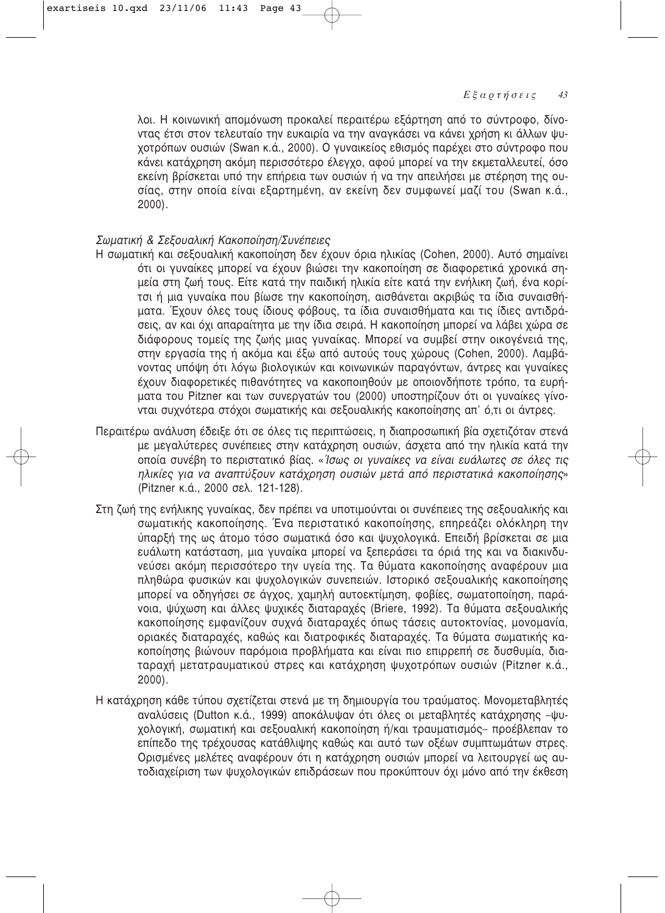λοι. Η κοινωνική απομόνωση προκαλεί περαιτέρω εξάρτηση από το σύντροφο, δίνοντας έτσι στον τελευταίο την ευκαιρία να την αναγκάσει να κάνει χρήση κι άλλων ψυχοτρόπων ουσιών (Swan κ.ά., 2000). Ο γυναικείος εθισμός παρέχει στο σύντροφο που κάνει κατάχρηση ακόμη περισσότερο έλεγχο, αφού μπορεί να την εκμεταλλευτεί, όσο εκείνη βρίσκεται υπό την επήρεια των ουσιών ή να την απειλήσει με στέρηση της ουσίας, στην οποία είναι εξαρτημένη, αν εκείνη δεν συμφωνεί μαζί του (Swan κ.ά., 2000).

*Σωματική & Σεξουαλική Κακοποίηση/Συνέπειες*

Η σωματική και σεξουαλική κακοποίηση δεν έχουν όρια ηλικίας (Cohen, 2000). Αυτό σημαίνει ότι οι γυναίκες μπορεί να έχουν βιώσει την κακοποίηση σε διαφορετικά χρονικά σημεία στη ζωή τους. Είτε κατά την παιδική ηλικία είτε κατά την ενήλικη ζωή, ένα κορίτσι ή μια γυναίκα που βίωσε την κακοποίηση, αισθάνεται ακριβώς τα ίδια συναισθήματα. Έχουν όλες τους ίδιους φόβους, τα ίδια συναισθήματα και τις ίδιες αντιδράσεις, αν και όχι απαραίτητα με την ίδια σειρά. Η κακοποίηση μπορεί να λάβει χώρα σε διάφορους τομείς της ζωής μιας γυναίκας. Μπορεί να συμβεί στην οικογένειά της, στην εργασία της ή ακόμα και έξω από αυτούς τους χώρους (Cohen, 2000). Λαμβάνοντας υπόψη ότι λόγω βιολογικών και κοινωνικών παραγόντων, άντρες και γυναίκες έχουν διαφορετικές πιθανότητες να κακοποιηθούν με οποιονδήποτε τρόπο, τα ευρήματα του Pitzner και των συνεργατών του (2000) υποστηρίζουν ότι οι γυναίκες γίνονται συχνότερα στόχοι σωματικής και σεξουαλικής κακοποίησης απ' ό,τι οι άντρες.

Περαιτέρω ανάλυση έδειξε ότι σε όλες τις περιπτώσεις, η διαπροσωπική βία σχετιζόταν στενά με μεγαλύτερες συνέπειες στην κατάχρηση ουσιών, άσχετα από την ηλικία κατά την οποία συνέβη το περιστατικό βίας. «*Ίσως οι γυναίκες να είναι ευάλωτες σε όλες τις ηλικίες για να αναπτύξουν κατάχρηση ουσιών μετά από περιστατικά κακοποίησης*» (Pitzner κ.ά., 2000 σελ. 121-128).

Στη ζωή της ενήλικης γυναίκας, δεν πρέπει να υποτιμούνται οι συνέπειες της σεξουαλικής και σωματικής κακοποίησης. Ένα περιστατικό κακοποίησης, επηρεάζει ολόκληρη την ύπαρξή της ως άτομο τόσο σωματικά όσο και ψυχολογικά. Επειδή βρίσκεται σε μια ευάλωτη κατάσταση, μια γυναίκα μπορεί να ξεπεράσει τα όριά της και να διακινδυνεύσει ακόμη περισσότερο την υγεία της. Τα θύματα κακοποίησης αναφέρουν μια πληθώρα φυσικών και ψυχολογικών συνεπειών. Ιστορικό σεξουαλικής κακοποίησης μπορεί να οδηγήσει σε άγχος, χαμηλή αυτοεκτίμηση, φοβίες, σωματοποίηση, παράνοια, ψύχωση και άλλες ψυχικές διαταραχές (Briere, 1992). Τα θύματα σεξουαλικής κακοποίησης εμφανίζουν συχνά διαταραχές όπως τάσεις αυτοκτονίας, μονομανία, οριακές διαταραχές, καθώς και διατροφικές διαταραχές. Τα θύματα σωματικής κακοποίησης βιώνουν παρόμοια προβλήματα και είναι πιο επιρρεπή σε δυσθυμία, διαταραχή μετατραυματικού στρες και κατάχρηση ψυχοτρόπων ουσιών (Pitzner κ.ά., 2000).

Η κατάχρηση κάθε τύπου σχετίζεται στενά με τη δημιουργία του τραύματος. Μονομεταβλητές αναλύσεις (Dutton κ.ά., 1999) αποκάλυψαν ότι όλες οι μεταβλητές κατάχρησης –ψυχολογική, σωματική και σεξουαλική κακοποίηση ή/και τραυματισμός– προέβλεπαν το επίπεδο της τρέχουσας κατάθλιψης καθώς και αυτό των οξέων συμπτωμάτων στρες. Ορισμένες μελέτες αναφέρουν ότι η κατάχρηση ουσιών μπορεί να λειτουργεί ως αυτοδιαχείριση των ψυχολογικών επιδράσεων που προκύπτουν όχι μόνο από την έκθεση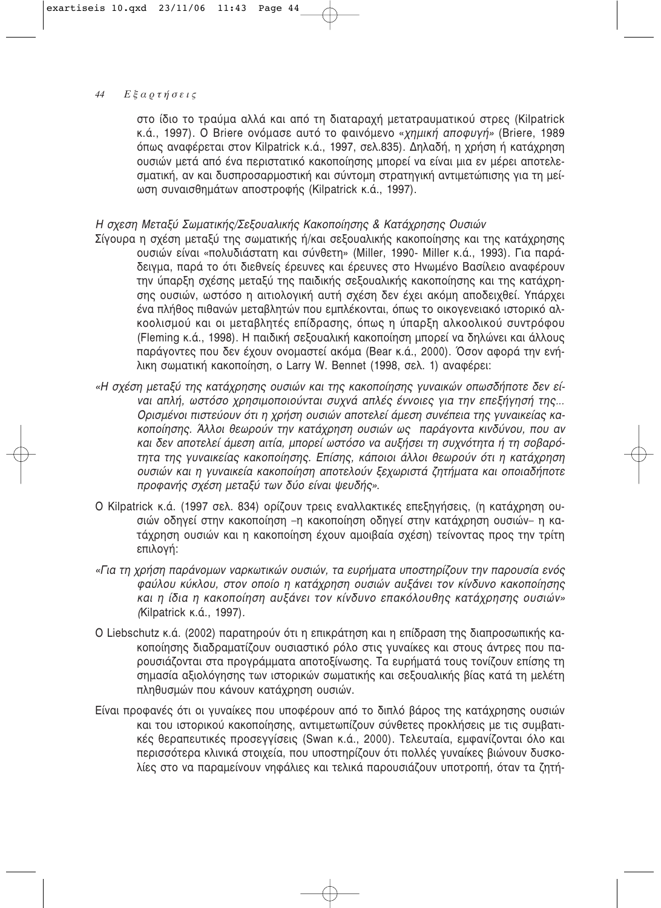στο ίδιο το τραύμα αλλά και από τη διαταραχή μετατραυματικού στρες (Kilpatrick κ.ά., 1997). Ο Briere ονόμασε αυτό το φαινόμενο «*χημική αποφυγή*» (Briere, 1989 όπως αναφέρεται στον Kilpatrick κ.ά., 1997, σελ.835). Δηλαδή, η χρήση ή κατάχρηση ουσιών μετά από ένα περιστατικό κακοποίησης μπορεί να είναι μια εν μέρει αποτελεσματική, αν και δυσπροσαρμοστική και σύντομη στρατηγική αντιμετώπισης για τη μείωση συναισθημάτων αποστροφής (Kilpatrick κ.ά., 1997).

*Η σχεση Μεταξύ Σωματικής/Σεξουαλικής Κακοποίησης & Κατάχρησης Ουσιών*

Σίγουρα η σχέση μεταξύ της σωματικής ή/και σεξουαλικής κακοποίησης και της κατάχρησης ουσιών είναι «πολυδιάστατη και σύνθετη» (Miller, 1990- Miller κ.ά., 1993). Για παράδειγμα, παρά το ότι διεθνείς έρευνες και έρευνες στο Ηνωμένο Βασίλειο αναφέρουν την ύπαρξη σχέσης μεταξύ της παιδικής σεξουαλικής κακοποίησης και της κατάχρησης ουσιών, ωστόσο η αιτιολογική αυτή σχέση δεν έχει ακόμη αποδειχθεί. Υπάρχει ένα πλήθος πιθανών μεταβλητών που εμπλέκονται, όπως το οικογενειακό ιστορικό αλκοολισμού και οι μεταβλητές επίδρασης, όπως η ύπαρξη αλκοολικού συντρόφου (Fleming κ.ά., 1998). Η παιδική σεξουαλική κακοποίηση μπορεί να δηλώνει και άλλους παράγοντες που δεν έχουν ονομαστεί ακόμα (Bear κ.ά., 2000). Όσον αφορά την ενήλικη σωματική κακοποίηση, ο Larry W. Bennet (1998, σελ. 1) αναφέρει:

*«Η σχέση μεταξύ της κατάχρησης ουσιών και της κακοποίησης γυναικών οπωσδήποτε δεν είναι απλή, ωστόσο χρησιμοποιούνται συχνά απλές έννοιες για την επεξήγησή της... Ορισμένοι πιστεύουν ότι η χρήση ουσιών αποτελεί άμεση συνέπεια της γυναικείας κακοποίησης. Άλλοι θεωρούν την κατάχρηση ουσιών ως παράγοντα κινδύνου, που αν και δεν αποτελεί άμεση αιτία, μπορεί ωστόσο να αυξήσει τη συχνότητα ή τη σοβαρότητα της γυναικείας κακοποίησης. Επίσης, κάποιοι άλλοι θεωρούν ότι η κατάχρηση ουσιών και η γυναικεία κακοποίηση αποτελούν ξεχωριστά ζητήματα και οποιαδήποτε προφανής σχέση μεταξύ των δύο είναι ψευδής».*

Ο Kilpatrick κ.ά. (1997 σελ. 834) ορίζουν τρεις εναλλακτικές επεξηγήσεις, (η κατάχρηση ουσιών οδηγεί στην κακοποίηση –η κακοποίηση οδηγεί στην κατάχρηση ουσιών– η κατάχρηση ουσιών και η κακοποίηση έχουν αμοιβαία σχέση) τείνοντας προς την τρίτη επιλογή:

*«Για τη χρήση παράνομων ναρκωτικών ουσιών, τα ευρήματα υποστηρίζουν την παρουσία ενός φαύλου κύκλου, στον οποίο η κατάχρηση ουσιών αυξάνει τον κίνδυνο κακοποίησης και η ίδια η κακοποίηση αυξάνει τον κίνδυνο επακόλουθης κατάχρησης ουσιών» (*Kilpatrick κ.ά., 1997).

Ο Liebschutz κ.ά. (2002) παρατηρούν ότι η επικράτηση και η επίδραση της διαπροσωπικής κακοποίησης διαδραματίζουν ουσιαστικό ρόλο στις γυναίκες και στους άντρες που παρουσιάζονται στα προγράμματα αποτοξίνωσης. Τα ευρήματά τους τονίζουν επίσης τη σημασία αξιολόγησης των ιστορικών σωματικής και σεξουαλικής βίας κατά τη μελέτη πληθυσμών που κάνουν κατάχρηση ουσιών.

Είναι προφανές ότι οι γυναίκες που υποφέρουν από το διπλό βάρος της κατάχρησης ουσιών και του ιστορικού κακοποίησης, αντιμετωπίζουν σύνθετες προκλήσεις με τις συμβατικές θεραπευτικές προσεγγίσεις (Swan κ.ά., 2000). Τελευταία, εμφανίζονται όλο και περισσότερα κλινικά στοιχεία, που υποστηρίζουν ότι πολλές γυναίκες βιώνουν δυσκολίες στο να παραμείνουν νηφάλιες και τελικά παρουσιάζουν υποτροπή, όταν τα ζητή-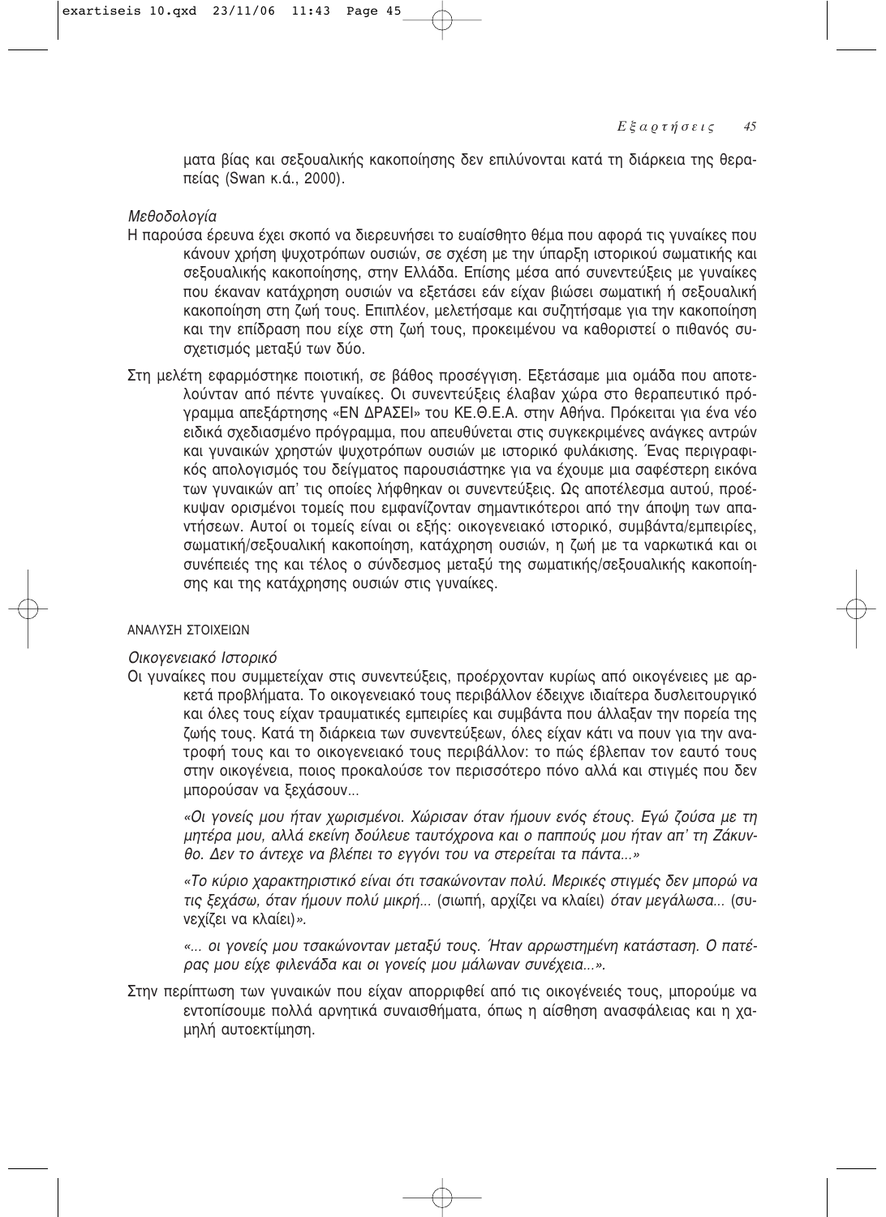ματα βίας και σεξουαλικής κακοποίησης δεν επιλύονται κατά τη διάρκεια της θεραπείας (Swan κ.ά., 2000).

*Μεθοδολογία*

Η παρούσα έρευνα έχει σκοπό να διερευνήσει το ευαίσθητο θέμα που αφορά τις γυναίκες που κάνουν χρήση ψυχοτρόπων ουσιών, σε σχέση με την ύπαρξη ιστορικού σωματικής και σεξουαλικής κακοποίησης, στην Ελλάδα. Επίσης μέσα από συνεντεύξεις με γυναίκες που έκαναν κατάχρηση ουσιών να εξετάσει εάν είχαν βιώσει σωματική ή σεξουαλική κακοποίηση στη ζωή τους. Επιπλέον, μελετήσαμε και συζητήσαμε για την κακοποίηση και την επίδραση που είχε στη ζωή τους, προκειμένου να καθοριστεί ο πιθανός συσχετισμός μεταξύ των δύο.

Στη μελέτη εφαρμόστηκε ποιοτική, σε βάθος προσέγγιση. Εξετάσαμε μια ομάδα που αποτελούνταν από πέντε γυναίκες. Οι συνεντεύξεις έλαβαν χώρα στο θεραπευτικό πρόγραμμα απεξάρτησης «ΕΝ ΔΡΑΣΕΙ» του ΚΕ.Θ.Ε.Α. στην Αθήνα. Πρόκειται για ένα νέο ειδικά σχεδιασμένο πρόγραμμα, που απευθύνεται στις συγκεκριμένες ανάγκες αντρών και γυναικών χρηστών ψυχοτρόπων ουσιών με ιστορικό φυλάκισης. Ένας περιγραφικός απολογισμός του δείγματος παρουσιάστηκε για να έχουμε μια σαφέστερη εικόνα των γυναικών απ' τις οποίες λήφθηκαν οι συνεντεύξεις. Ως αποτέλεσμα αυτού, προέκυψαν ορισμένοι τομείς που εμφανίζονταν σημαντικότεροι από την άποψη των απαντήσεων. Αυτοί οι τομείς είναι οι εξής: οικογενειακό ιστορικό, συμβάντα/εμπειρίες, σωματική/σεξουαλική κακοποίηση, κατάχρηση ουσιών, η ζωή με τα ναρκωτικά και οι συνέπειές της και τέλος ο σύνδεσμος μεταξύ της σωματικής/σεξουαλικής κακοποίησης και της κατάχρησης ουσιών στις γυναίκες.

## ΑΝΑΛΥΣΗ ΣΤΟΙΧΕΙΩΝ

*Οικογενειακό Ιστορικό*

Οι γυναίκες που συμμετείχαν στις συνεντεύξεις, προέρχονταν κυρίως από οικογένειες με αρκετά προβλήματα. Το οικογενειακό τους περιβάλλον έδειχνε ιδιαίτερα δυσλειτουργικό και όλες τους είχαν τραυματικές εμπειρίες και συμβάντα που άλλαξαν την πορεία της ζωής τους. Κατά τη διάρκεια των συνεντεύξεων, όλες είχαν κάτι να πουν για την ανατροφή τους και το οικογενειακό τους περιβάλλον: το πώς έβλεπαν τον εαυτό τους στην οικογένεια, ποιος προκαλούσε τον περισσότερο πόνο αλλά και στιγμές που δεν μπορούσαν να ξεχάσουν...

*«Οι γονείς μου ήταν χωρισμένοι. Χώρισαν όταν ήμουν ενός έτους. Εγώ ζούσα με τη μητέρα μου, αλλά εκείνη δούλευε ταυτόχρονα και ο παππούς μου ήταν απ' τη Ζάκυνθο. Δεν το άντεχε να βλέπει το εγγόνι του να στερείται τα πάντα...»*

*«Το κύριο χαρακτηριστικό είναι ότι τσακώνονταν πολύ. Μερικές στιγμές δεν μπορώ να τις ξεχάσω, όταν ήμουν πολύ μικρή...* (σιωπή, αρχίζει να κλαίει) *όταν μεγάλωσα...* (συνεχίζει να κλαίει)*».*

*«... οι γονείς μου τσακώνονταν μεταξύ τους. Ήταν αρρωστημένη κατάσταση. Ο πατέρας μου είχε φιλενάδα και οι γονείς μου μάλωναν συνέχεια...».*

Στην περίπτωση των γυναικών που είχαν απορριφθεί από τις οικογένειές τους, μπορούμε να εντοπίσουμε πολλά αρνητικά συναισθήματα, όπως η αίσθηση ανασφάλειας και η χαμηλή αυτοεκτίμηση.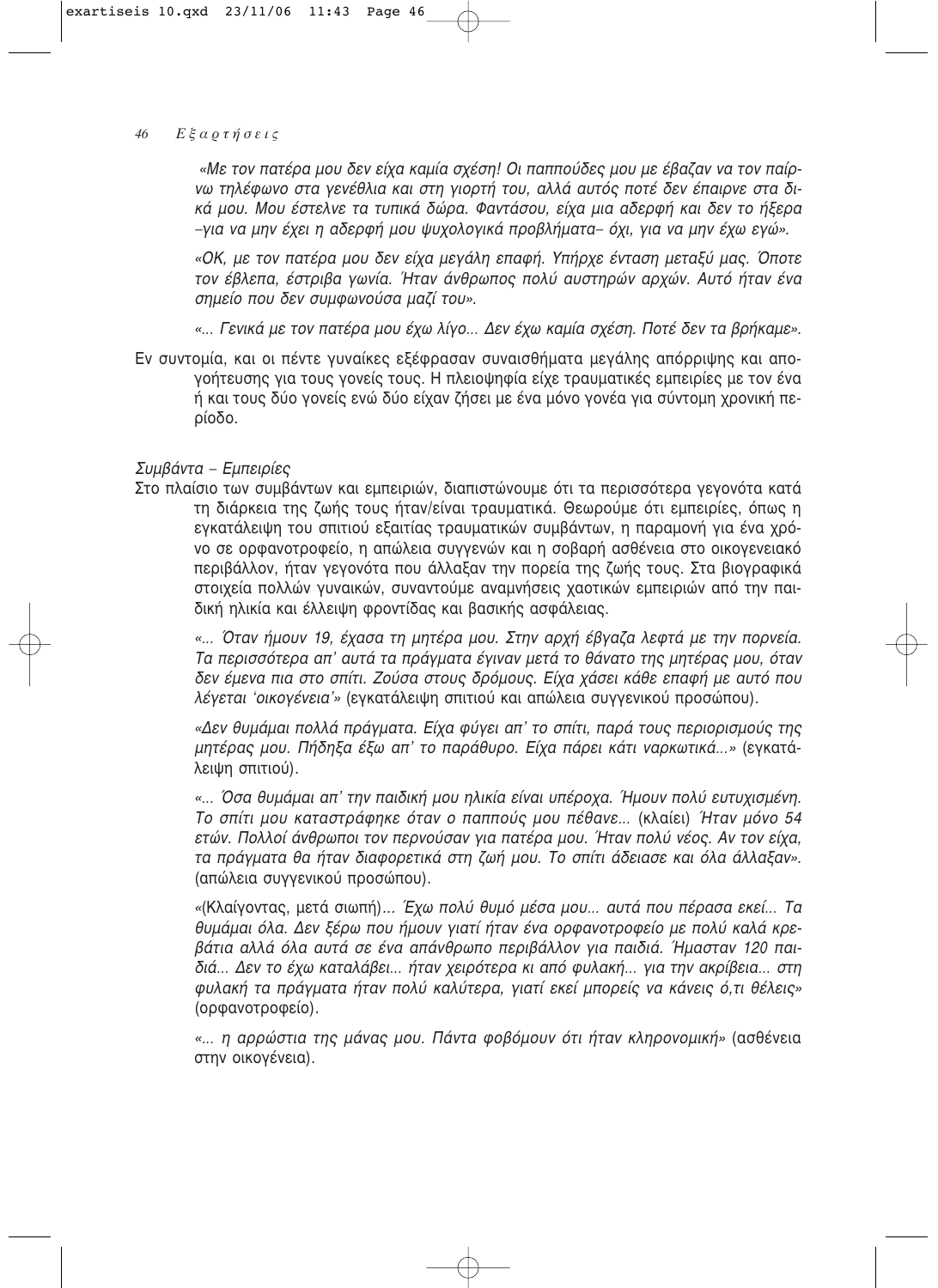*«Με τον πατέρα μου δεν είχα καμία σχέση! Οι παππούδες μου με έβαζαν να τον παίρνω τηλέφωνο στα γενέθλια και στη γιορτή του, αλλά αυτός ποτέ δεν έπαιρνε στα δικά μου. Μου έστελνε τα τυπικά δώρα. Φαντάσου, είχα μια αδερφή και δεν το ήξερα –για να μην έχει η αδερφή μου ψυχολογικά προβλήματα– όχι, για να μην έχω εγώ».*

*«ΟΚ, με τον πατέρα μου δεν είχα μεγάλη επαφή. Υπήρχε ένταση μεταξύ μας. Όποτε τον έβλεπα, έστριβα γωνία. Ήταν άνθρωπος πολύ αυστηρών αρχών. Αυτό ήταν ένα σημείο που δεν συμφωνούσα μαζί του».*

*«... Γενικά με τον πατέρα μου έχω λίγο... Δεν έχω καμία σχέση. Ποτέ δεν τα βρήκαμε».*

Εν συντομία, και οι πέντε γυναίκες εξέφρασαν συναισθήματα μεγάλης απόρριψης και απογοήτευσης για τους γονείς τους. Η πλειοψηφία είχε τραυματικές εμπειρίες με τον ένα ή και τους δύο γονείς ενώ δύο είχαν ζήσει με ένα μόνο γονέα για σύντομη χρονική περίοδο.

*Συμβάντα – Εμπειρίες*

Στο πλαίσιο των συμβάντων και εμπειριών, διαπιστώνουμε ότι τα περισσότερα γεγονότα κατά τη διάρκεια της ζωής τους ήταν/είναι τραυματικά. Θεωρούμε ότι εμπειρίες, όπως η εγκατάλειψη του σπιτιού εξαιτίας τραυματικών συμβάντων, η παραμονή για ένα χρόνο σε ορφανοτροφείο, η απώλεια συγγενών και η σοβαρή ασθένεια στο οικογενειακό περιβάλλον, ήταν γεγονότα που άλλαξαν την πορεία της ζωής τους. Στα βιογραφικά στοιχεία πολλών γυναικών, συναντούμε αναμνήσεις χαοτικών εμπειριών από την παιδική ηλικία και έλλειψη φροντίδας και βασικής ασφάλειας.

*«... Όταν ήμουν 19, έχασα τη μητέρα μου. Στην αρχή έβγαζα λεφτά με την πορνεία. Τα περισσότερα απ' αυτά τα πράγματα έγιναν μετά το θάνατο της μητέρας μου, όταν δεν έμενα πια στο σπίτι. Ζούσα στους δρόμους. Είχα χάσει κάθε επαφή με αυτό που λέγεται 'οικογένεια'»* (εγκατάλειψη σπιτιού και απώλεια συγγενικού προσώπου).

*«Δεν θυμάμαι πολλά πράγματα. Είχα φύγει απ' το σπίτι, παρά τους περιορισμούς της μητέρας μου. Πήδηξα έξω απ' το παράθυρο. Είχα πάρει κάτι ναρκωτικά...»* (εγκατάλειψη σπιτιού).

*«... Όσα θυμάμαι απ' την παιδική μου ηλικία είναι υπέροχα. Ήμουν πολύ ευτυχισμένη. Το σπίτι μου καταστράφηκε όταν ο παππούς μου πέθανε...* (κλαίει) *Ήταν μόνο 54 ετών. Πολλοί άνθρωποι τον περνούσαν για πατέρα μου. Ήταν πολύ νέος. Αν τον είχα, τα πράγματα θα ήταν διαφορετικά στη ζωή μου. Το σπίτι άδειασε και όλα άλλαξαν».* (απώλεια συγγενικού προσώπου).

*«*(Κλαίγοντας, μετά σιωπή)*... Έχω πολύ θυμό μέσα μου... αυτά που πέρασα εκεί... Τα θυμάμαι όλα. Δεν ξέρω που ήμουν γιατί ήταν ένα ορφανοτροφείο με πολύ καλά κρεβάτια αλλά όλα αυτά σε ένα απάνθρωπο περιβάλλον για παιδιά. Ήμασταν 120 παιδιά... Δεν το έχω καταλάβει... ήταν χειρότερα κι από φυλακή... για την ακρίβεια... στη φυλακή τα πράγματα ήταν πολύ καλύτερα, γιατί εκεί μπορείς να κάνεις ό,τι θέλεις»* (ορφανοτροφείο).

*«... η αρρώστια της μάνας μου. Πάντα φοβόμουν ότι ήταν κληρονομική»* (ασθένεια στην οικογένεια).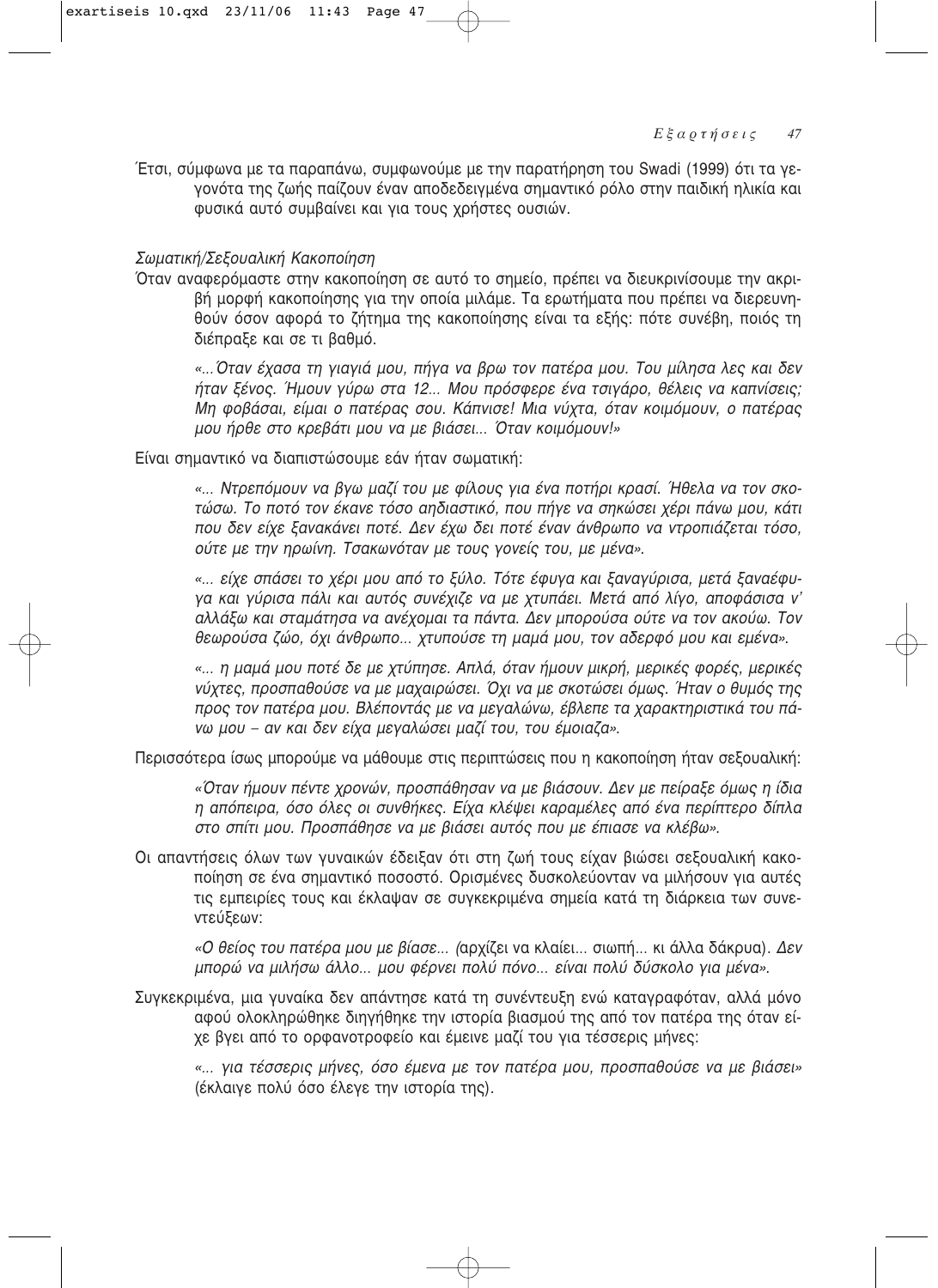Έτσι, σύμφωνα με τα παραπάνω, συμφωνούμε με την παρατήρηση του Swadi (1999) ότι τα γεγονότα της ζωής παίζουν έναν αποδεδειγμένα σημαντικό ρόλο στην παιδική ηλικία και φυσικά αυτό συμβαίνει και για τους χρήστες ουσιών.

*Σωματική/Σεξουαλική Κακοποίηση*

Όταν αναφερόμαστε στην κακοποίηση σε αυτό το σημείο, πρέπει να διευκρινίσουμε την ακριβή μορφή κακοποίησης για την οποία μιλάμε. Τα ερωτήματα που πρέπει να διερευνηθούν όσον αφορά το ζήτημα της κακοποίησης είναι τα εξής: πότε συνέβη, ποιός τη διέπραξε και σε τι βαθμό.

> *«...Όταν έχασα τη γιαγιά μου, πήγα να βρω τον πατέρα μου. Του μίλησα λες και δεν ήταν ξένος. Ήμουν γύρω στα 12... Μου πρόσφερε ένα τσιγάρο, θέλεις να καπνίσεις; Μη φοβάσαι, είμαι ο πατέρας σου. Κάπνισε! Μια νύχτα, όταν κοιμόμουν, ο πατέρας μου ήρθε στο κρεβάτι μου να με βιάσει... Όταν κοιμόμουν!»*

Είναι σημαντικό να διαπιστώσουμε εάν ήταν σωματική:

> *«... Ντρεπόμουν να βγω μαζί του με φίλους για ένα ποτήρι κρασί. Ήθελα να τον σκοτώσω. Το ποτό τον έκανε τόσο αηδιαστικό, που πήγε να σηκώσει χέρι πάνω μου, κάτι που δεν είχε ξανακάνει ποτέ. Δεν έχω δει ποτέ έναν άνθρωπο να ντροπιάζεται τόσο, ούτε με την ηρωίνη. Τσακωνόταν με τους γονείς του, με μένα».*

> *«... είχε σπάσει το χέρι μου από το ξύλο. Τότε έφυγα και ξαναγύρισα, μετά ξαναέφυγα και γύρισα πάλι και αυτός συνέχιζε να με χτυπάει. Μετά από λίγο, αποφάσισα ν' αλλάξω και σταμάτησα να ανέχομαι τα πάντα. Δεν μπορούσα ούτε να τον ακούω. Τον θεωρούσα ζώο, όχι άνθρωπο... χτυπούσε τη μαμά μου, τον αδερφό μου και εμένα».*

> *«... η μαμά μου ποτέ δε με χτύπησε. Απλά, όταν ήμουν μικρή, μερικές φορές, μερικές νύχτες, προσπαθούσε να με μαχαιρώσει. Όχι να με σκοτώσει όμως. Ήταν ο θυμός της προς τον πατέρα μου. Βλέποντάς με να μεγαλώνω, έβλεπε τα χαρακτηριστικά του πάνω μου – αν και δεν είχα μεγαλώσει μαζί του, του έμοιαζα».*

Περισσότερα ίσως μπορούμε να μάθουμε στις περιπτώσεις που η κακοποίηση ήταν σεξουαλική:

> *«Όταν ήμουν πέντε χρονών, προσπάθησαν να με βιάσουν. Δεν με πείραξε όμως η ίδια η απόπειρα, όσο όλες οι συνθήκες. Είχα κλέψει καραμέλες από ένα περίπτερο δίπλα στο σπίτι μου. Προσπάθησε να με βιάσει αυτός που με έπιασε να κλέβω».*

Οι απαντήσεις όλων των γυναικών έδειξαν ότι στη ζωή τους είχαν βιώσει σεξουαλική κακοποίηση σε ένα σημαντικό ποσοστό. Ορισμένες δυσκολεύονταν να μιλήσουν για αυτές τις εμπειρίες τους και έκλαψαν σε συγκεκριμένα σημεία κατά τη διάρκεια των συνεντεύξεων:

> *«Ο θείος του πατέρα μου με βίασε... (*αρχίζει να κλαίει... σιωπή... κι άλλα δάκρυα*). Δεν μπορώ να μιλήσω άλλο... μου φέρνει πολύ πόνο... είναι πολύ δύσκολο για μένα».*

Συγκεκριμένα, μια γυναίκα δεν απάντησε κατά τη συνέντευξη ενώ καταγραφόταν, αλλά μόνο αφού ολοκληρώθηκε διηγήθηκε την ιστορία βιασμού της από τον πατέρα της όταν είχε βγει από το ορφανοτροφείο και έμεινε μαζί του για τέσσερις μήνες:

> *«... για τέσσερις μήνες, όσο έμενα με τον πατέρα μου, προσπαθούσε να με βιάσει»* (έκλαιγε πολύ όσο έλεγε την ιστορία της).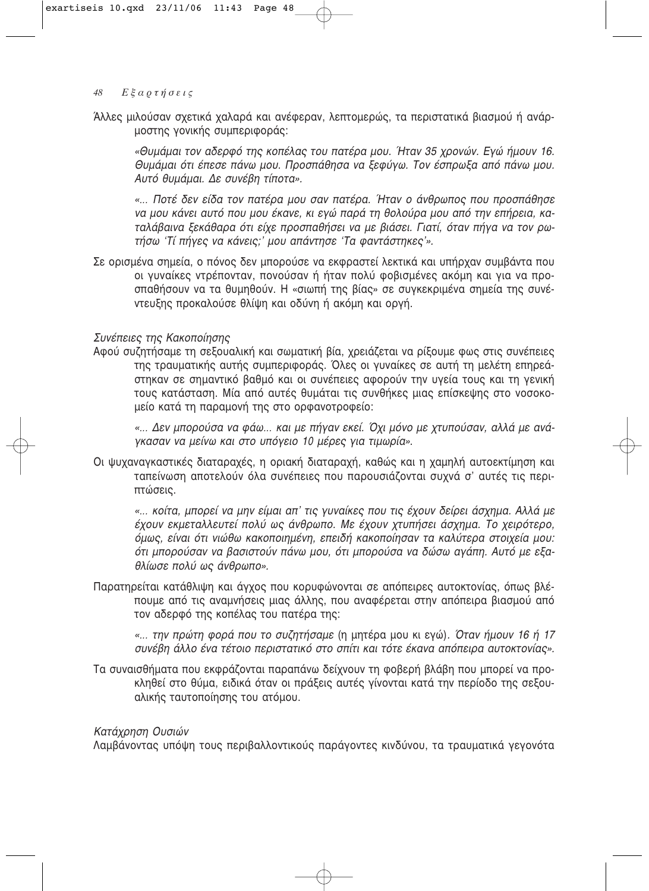Άλλες μιλούσαν σχετικά χαλαρά και ανέφεραν, λεπτομερώς, τα περιστατικά βιασμού ή ανάρμοστης γονικής συμπεριφοράς:

> *«Θυμάμαι τον αδερφό της κοπέλας του πατέρα μου. Ήταν 35 χρονών. Εγώ ήμουν 16. Θυμάμαι ότι έπεσε πάνω μου. Προσπάθησα να ξεφύγω. Τον έσπρωξα από πάνω μου. Αυτό θυμάμαι. Δε συνέβη τίποτα».*

> *«... Ποτέ δεν είδα τον πατέρα μου σαν πατέρα. Ήταν ο άνθρωπος που προσπάθησε να μου κάνει αυτό που μου έκανε, κι εγώ παρά τη θολούρα μου από την επήρεια, καταλάβαινα ξεκάθαρα ότι είχε προσπαθήσει να με βιάσει. Γιατί, όταν πήγα να τον ρωτήσω 'Τί πήγες να κάνεις;' μου απάντησε 'Τα φαντάστηκες'».*

Σε ορισμένα σημεία, ο πόνος δεν μπορούσε να εκφραστεί λεκτικά και υπήρχαν συμβάντα που οι γυναίκες ντρέπονταν, πονούσαν ή ήταν πολύ φοβισμένες ακόμη και για να προσπαθήσουν να τα θυμηθούν. Η «σιωπή της βίας» σε συγκεκριμένα σημεία της συνέντευξης προκαλούσε θλίψη και οδύνη ή ακόμη και οργή.

*Συνέπειες της Κακοποίησης*

Αφού συζητήσαμε τη σεξουαλική και σωματική βία, χρειάζεται να ρίξουμε φως στις συνέπειες της τραυματικής αυτής συμπεριφοράς. Όλες οι γυναίκες σε αυτή τη μελέτη επηρεάστηκαν σε σημαντικό βαθμό και οι συνέπειες αφορούν την υγεία τους και τη γενική τους κατάσταση. Μία από αυτές θυμάται τις συνθήκες μιας επίσκεψης στο νοσοκομείο κατά τη παραμονή της στο ορφανοτροφείο:

> *«... Δεν μπορούσα να φάω... και με πήγαν εκεί. Όχι μόνο με χτυπούσαν, αλλά με ανάγκασαν να μείνω και στο υπόγειο 10 μέρες για τιμωρία».*

Οι ψυχαναγκαστικές διαταραχές, η οριακή διαταραχή, καθώς και η χαμηλή αυτοεκτίμηση και ταπείνωση αποτελούν όλα συνέπειες που παρουσιάζονται συχνά σ' αυτές τις περιπτώσεις.

> *«... κοίτα, μπορεί να μην είμαι απ' τις γυναίκες που τις έχουν δείρει άσχημα. Αλλά με έχουν εκμεταλλευτεί πολύ ως άνθρωπο. Με έχουν χτυπήσει άσχημα. Το χειρότερο, όμως, είναι ότι νιώθω κακοποιημένη, επειδή κακοποίησαν τα καλύτερα στοιχεία μου: ότι μπορούσαν να βασιστούν πάνω μου, ότι μπορούσα να δώσω αγάπη. Αυτό με εξαθλίωσε πολύ ως άνθρωπο».*

Παρατηρείται κατάθλιψη και άγχος που κορυφώνονται σε απόπειρες αυτοκτονίας, όπως βλέπουμε από τις αναμνήσεις μιας άλλης, που αναφέρεται στην απόπειρα βιασμού από τον αδερφό της κοπέλας του πατέρα της:

> *«... την πρώτη φορά που το συζητήσαμε* (η μητέρα μου κι εγώ). *Όταν ήμουν 16 ή 17 συνέβη άλλο ένα τέτοιο περιστατικό στο σπίτι και τότε έκανα απόπειρα αυτοκτονίας».*

Τα συναισθήματα που εκφράζονται παραπάνω δείχνουν τη φοβερή βλάβη που μπορεί να προκληθεί στο θύμα, ειδικά όταν οι πράξεις αυτές γίνονται κατά την περίοδο της σεξουαλικής ταυτοποίησης του ατόμου.

*Κατάχρηση Ουσιών*

Λαμβάνοντας υπόψη τους περιβαλλοντικούς παράγοντες κινδύνου, τα τραυματικά γεγονότα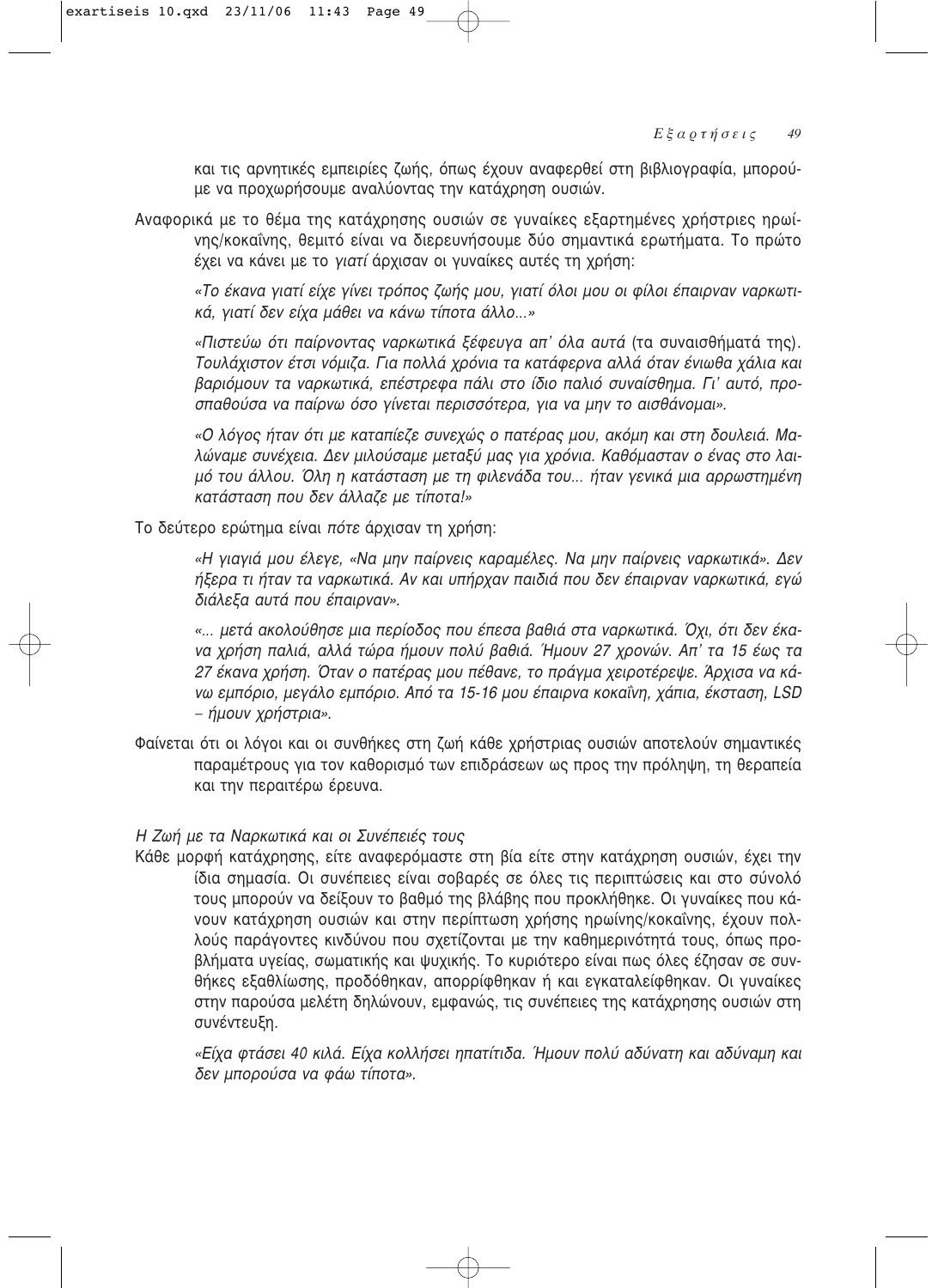και τις αρνητικές εμπειρίες ζωής, όπως έχουν αναφερθεί στη βιβλιογραφία, μπορούμε να προχωρήσουμε αναλύοντας την κατάχρηση ουσιών.

Αναφορικά με το θέμα της κατάχρησης ουσιών σε γυναίκες εξαρτημένες χρήστριες ηρωίνης/κοκαΐνης, θεμιτό είναι να διερευνήσουμε δύο σημαντικά ερωτήματα. Το πρώτο έχει να κάνει με το *γιατί* άρχισαν οι γυναίκες αυτές τη χρήση:

*«Το έκανα γιατί είχε γίνει τρόπος ζωής μου, γιατί όλοι μου οι φίλοι έπαιρναν ναρκωτικά, γιατί δεν είχα μάθει να κάνω τίποτα άλλο...»*

*«Πιστεύω ότι παίρνοντας ναρκωτικά ξέφευγα απ' όλα αυτά* (τα συναισθήματά της). *Τουλάχιστον έτσι νόμιζα. Για πολλά χρόνια τα κατάφερνα αλλά όταν ένιωθα χάλια και βαριόμουν τα ναρκωτικά, επέστρεφα πάλι στο ίδιο παλιό συναίσθημα. Γι' αυτό, προσπαθούσα να παίρνω όσο γίνεται περισσότερα, για να μην το αισθάνομαι».*

*«Ο λόγος ήταν ότι με καταπίεζε συνεχώς ο πατέρας μου, ακόμη και στη δουλειά. Μαλώναμε συνέχεια. Δεν μιλούσαμε μεταξύ μας για χρόνια. Καθόμασταν ο ένας στο λαιμό του άλλου. Όλη η κατάσταση με τη φιλενάδα του... ήταν γενικά μια αρρωστημένη κατάσταση που δεν άλλαζε με τίποτα!»*

Το δεύτερο ερώτημα είναι *πότε* άρχισαν τη χρήση:

*«Η γιαγιά μου έλεγε, «Να μην παίρνεις καραμέλες. Να μην παίρνεις ναρκωτικά». Δεν ήξερα τι ήταν τα ναρκωτικά. Αν και υπήρχαν παιδιά που δεν έπαιρναν ναρκωτικά, εγώ διάλεξα αυτά που έπαιρναν».*

*«... μετά ακολούθησε μια περίοδος που έπεσα βαθιά στα ναρκωτικά. Όχι, ότι δεν έκανα χρήση παλιά, αλλά τώρα ήμουν πολύ βαθιά. Ήμουν 27 χρονών. Απ' τα 15 έως τα 27 έκανα χρήση. Όταν ο πατέρας μου πέθανε, το πράγμα χειροτέρεψε. Άρχισα να κάνω εμπόριο, μεγάλο εμπόριο. Από τα 15-16 μου έπαιρνα κοκαΐνη, χάπια, έκσταση, LSD – ήμουν χρήστρια».*

Φαίνεται ότι οι λόγοι και οι συνθήκες στη ζωή κάθε χρήστριας ουσιών αποτελούν σημαντικές παραμέτρους για τον καθορισμό των επιδράσεων ως προς την πρόληψη, τη θεραπεία και την περαιτέρω έρευνα.

*Η Ζωή με τα Ναρκωτικά και οι Συνέπειές τους*

Κάθε μορφή κατάχρησης, είτε αναφερόμαστε στη βία είτε στην κατάχρηση ουσιών, έχει την ίδια σημασία. Οι συνέπειες είναι σοβαρές σε όλες τις περιπτώσεις και στο σύνολό τους μπορούν να δείξουν το βαθμό της βλάβης που προκλήθηκε. Οι γυναίκες που κάνουν κατάχρηση ουσιών και στην περίπτωση χρήσης ηρωίνης/κοκαΐνης, έχουν πολλούς παράγοντες κινδύνου που σχετίζονται με την καθημερινότητά τους, όπως προβλήματα υγείας, σωματικής και ψυχικής. Το κυριότερο είναι πως όλες έζησαν σε συνθήκες εξαθλίωσης, προδόθηκαν, απορρίφθηκαν ή και εγκαταλείφθηκαν. Οι γυναίκες στην παρούσα μελέτη δηλώνουν, εμφανώς, τις συνέπειες της κατάχρησης ουσιών στη συνέντευξη.

*«Είχα φτάσει 40 κιλά. Είχα κολλήσει ηπατίτιδα. Ήμουν πολύ αδύνατη και αδύναμη και δεν μπορούσα να φάω τίποτα».*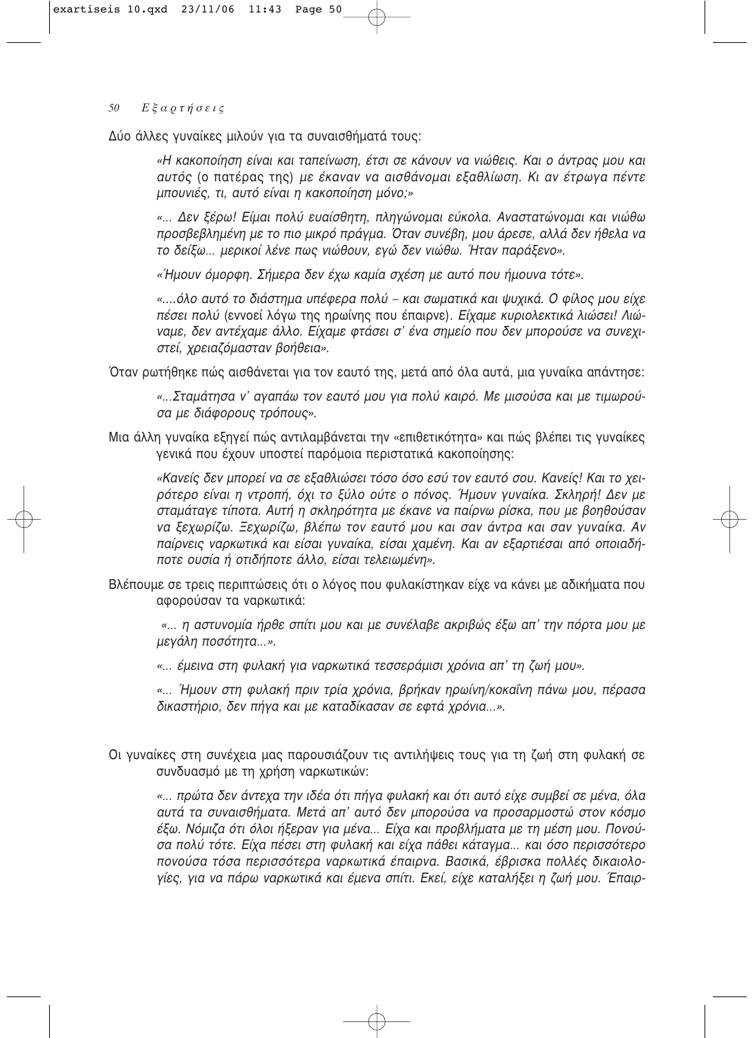Δύο άλλες γυναίκες μιλούν για τα συναισθήματά τους:

> *«Η κακοποίηση είναι και ταπείνωση, έτσι σε κάνουν να νιώθεις. Και ο άντρας μου και αυτός* (ο πατέρας της) *με έκαναν να αισθάνομαι εξαθλίωση. Κι αν έτρωγα πέντε μπουνιές, τι, αυτό είναι η κακοποίηση μόνο;»*
>
> *«... Δεν ξέρω! Είμαι πολύ ευαίσθητη, πληγώνομαι εύκολα. Αναστατώνομαι και νιώθω προσβεβλημένη με το πιο μικρό πράγμα. Όταν συνέβη, μου άρεσε, αλλά δεν ήθελα να το δείξω... μερικοί λένε πως νιώθουν, εγώ δεν νιώθω. Ήταν παράξενο».*
>
> *«Ήμουν όμορφη. Σήμερα δεν έχω καμία σχέση με αυτό που ήμουνα τότε».*
>
> *«....όλο αυτό το διάστημα υπέφερα πολύ – και σωματικά και ψυχικά. Ο φίλος μου είχε πέσει πολύ* (εννοεί λόγω της ηρωίνης που έπαιρνε). *Είχαμε κυριολεκτικά λιώσει! Λιώναμε, δεν αντέχαμε άλλο. Είχαμε φτάσει σ' ένα σημείο που δεν μπορούσε να συνεχιστεί, χρειαζόμασταν βοήθεια».*

Όταν ρωτήθηκε πώς αισθάνεται για τον εαυτό της, μετά από όλα αυτά, μια γυναίκα απάντησε:

> *«...Σταμάτησα ν' αγαπάω τον εαυτό μου για πολύ καιρό. Με μισούσα και με τιμωρούσα με διάφορους τρόπους».*

Μια άλλη γυναίκα εξηγεί πώς αντιλαμβάνεται την «επιθετικότητα» και πώς βλέπει τις γυναίκες γενικά που έχουν υποστεί παρόμοια περιστατικά κακοποίησης:

> *«Κανείς δεν μπορεί να σε εξαθλιώσει τόσο όσο εσύ τον εαυτό σου. Κανείς! Και το χειρότερο είναι η ντροπή, όχι το ξύλο ούτε ο πόνος. Ήμουν γυναίκα. Σκληρή! Δεν με σταμάταγε τίποτα. Αυτή η σκληρότητα με έκανε να παίρνω ρίσκα, που με βοηθούσαν να ξεχωρίζω. Ξεχωρίζω, βλέπω τον εαυτό μου και σαν άντρα και σαν γυναίκα. Αν παίρνεις ναρκωτικά και είσαι γυναίκα, είσαι χαμένη. Και αν εξαρτιέσαι από οποιαδήποτε ουσία ή οτιδήποτε άλλο, είσαι τελειωμένη».*

Βλέπουμε σε τρεις περιπτώσεις ότι ο λόγος που φυλακίστηκαν είχε να κάνει με αδικήματα που αφορούσαν τα ναρκωτικά:

> *«... η αστυνομία ήρθε σπίτι μου και με συνέλαβε ακριβώς έξω απ' την πόρτα μου με μεγάλη ποσότητα...».*
>
> *«... έμεινα στη φυλακή για ναρκωτικά τεσσεράμισι χρόνια απ' τη ζωή μου».*
>
> *«... Ήμουν στη φυλακή πριν τρία χρόνια, βρήκαν ηρωίνη/κοκαΐνη πάνω μου, πέρασα δικαστήριο, δεν πήγα και με καταδίκασαν σε εφτά χρόνια...».*

Οι γυναίκες στη συνέχεια μας παρουσιάζουν τις αντιλήψεις τους για τη ζωή στη φυλακή σε συνδυασμό με τη χρήση ναρκωτικών:

> *«... πρώτα δεν άντεχα την ιδέα ότι πήγα φυλακή και ότι αυτό είχε συμβεί σε μένα, όλα αυτά τα συναισθήματα. Μετά απ' αυτό δεν μπορούσα να προσαρμοστώ στον κόσμο έξω. Νόμιζα ότι όλοι ήξεραν για μένα... Είχα και προβλήματα με τη μέση μου. Πονούσα πολύ τότε. Είχα πέσει στη φυλακή και είχα πάθει κάταγμα... και όσο περισσότερο πονούσα τόσα περισσότερα ναρκωτικά έπαιρνα. Βασικά, έβρισκα πολλές δικαιολογίες, για να πάρω ναρκωτικά και έμενα σπίτι. Εκεί, είχε καταλήξει η ζωή μου. Έπαιρ-*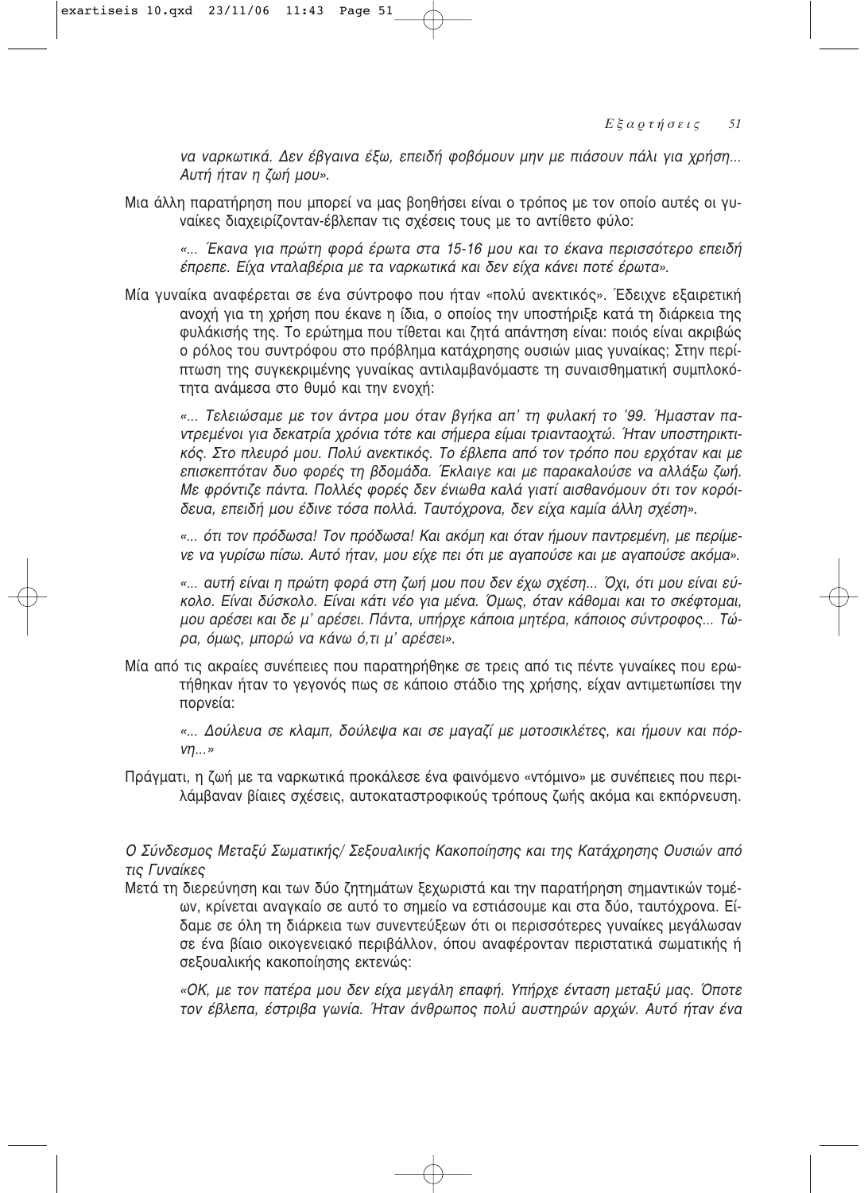*να ναρκωτικά. Δεν έβγαινα έξω, επειδή φοβόμουν μην με πιάσουν πάλι για χρήση... Αυτή ήταν η ζωή μου».*

Μια άλλη παρατήρηση που μπορεί να μας βοηθήσει είναι ο τρόπος με τον οποίο αυτές οι γυναίκες διαχειρίζονταν-έβλεπαν τις σχέσεις τους με το αντίθετο φύλο:

> *«... Έκανα για πρώτη φορά έρωτα στα 15-16 μου και το έκανα περισσότερο επειδή έπρεπε. Είχα νταλαβέρια με τα ναρκωτικά και δεν είχα κάνει ποτέ έρωτα».*

Μία γυναίκα αναφέρεται σε ένα σύντροφο που ήταν «πολύ ανεκτικός». Έδειχνε εξαιρετική ανοχή για τη χρήση που έκανε η ίδια, ο οποίος την υποστήριξε κατά τη διάρκεια της φυλάκισής της. Το ερώτημα που τίθεται και ζητά απάντηση είναι: ποιός είναι ακριβώς ο ρόλος του συντρόφου στο πρόβλημα κατάχρησης ουσιών μιας γυναίκας; Στην περίπτωση της συγκεκριμένης γυναίκας αντιλαμβανόμαστε τη συναισθηματική συμπλοκότητα ανάμεσα στο θυμό και την ενοχή:

> *«... Τελειώσαμε με τον άντρα μου όταν βγήκα απ' τη φυλακή το '99. Ήμασταν παντρεμένοι για δεκατρία χρόνια τότε και σήμερα είμαι τριανταοχτώ. Ήταν υποστηρικτικός. Στο πλευρό μου. Πολύ ανεκτικός. Το έβλεπα από τον τρόπο που ερχόταν και με επισκεπτόταν δυο φορές τη βδομάδα. Έκλαιγε και με παρακαλούσε να αλλάξω ζωή. Με φρόντιζε πάντα. Πολλές φορές δεν ένιωθα καλά γιατί αισθανόμουν ότι τον κορόιδευα, επειδή μου έδινε τόσα πολλά. Ταυτόχρονα, δεν είχα καμία άλλη σχέση».*

> *«... ότι τον πρόδωσα! Τον πρόδωσα! Και ακόμη και όταν ήμουν παντρεμένη, με περίμενε να γυρίσω πίσω. Αυτό ήταν, μου είχε πει ότι με αγαπούσε και με αγαπούσε ακόμα».*

> *«... αυτή είναι η πρώτη φορά στη ζωή μου που δεν έχω σχέση... Όχι, ότι μου είναι εύκολο. Είναι δύσκολο. Είναι κάτι νέο για μένα. Όμως, όταν κάθομαι και το σκέφτομαι, μου αρέσει και δε μ' αρέσει. Πάντα, υπήρχε κάποια μητέρα, κάποιος σύντροφος... Τώρα, όμως, μπορώ να κάνω ό,τι μ' αρέσει».*

Μία από τις ακραίες συνέπειες που παρατηρήθηκε σε τρεις από τις πέντε γυναίκες που ερωτήθηκαν ήταν το γεγονός πως σε κάποιο στάδιο της χρήσης, είχαν αντιμετωπίσει την πορνεία:

> *«... Δούλευα σε κλαμπ, δούλεψα και σε μαγαζί με μοτοσικλέτες, και ήμουν και πόρνη...»*

Πράγματι, η ζωή με τα ναρκωτικά προκάλεσε ένα φαινόμενο «ντόμινο» με συνέπειες που περιλάμβαναν βίαιες σχέσεις, αυτοκαταστροφικούς τρόπους ζωής ακόμα και εκπόρνευση.

*Ο Σύνδεσμος Μεταξύ Σωματικής/ Σεξουαλικής Κακοποίησης και της Κατάχρησης Ουσιών από τις Γυναίκες*

Μετά τη διερεύνηση και των δύο ζητημάτων ξεχωριστά και την παρατήρηση σημαντικών τομέων, κρίνεται αναγκαίο σε αυτό το σημείο να εστιάσουμε και στα δύο, ταυτόχρονα. Είδαμε σε όλη τη διάρκεια των συνεντεύξεων ότι οι περισσότερες γυναίκες μεγάλωσαν σε ένα βίαιο οικογενειακό περιβάλλον, όπου αναφέρονταν περιστατικά σωματικής ή σεξουαλικής κακοποίησης εκτενώς:

> *«ΟΚ, με τον πατέρα μου δεν είχα μεγάλη επαφή. Υπήρχε ένταση μεταξύ μας. Όποτε τον έβλεπα, έστριβα γωνία. Ήταν άνθρωπος πολύ αυστηρών αρχών. Αυτό ήταν ένα*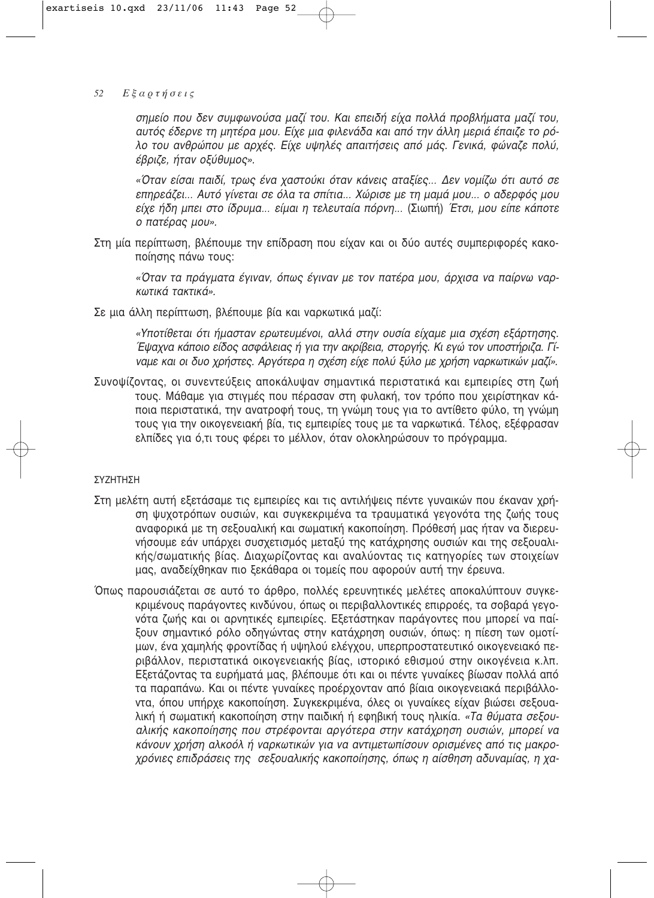*σημείο που δεν συμφωνούσα μαζί του. Και επειδή είχα πολλά προβλήματα μαζί του, αυτός έδερνε τη μητέρα μου. Είχε μια φιλενάδα και από την άλλη μεριά έπαιζε το ρόλο του ανθρώπου με αρχές. Είχε υψηλές απαιτήσεις από μάς. Γενικά, φώναζε πολύ, έβριζε, ήταν οξύθυμος».*

*«Όταν είσαι παιδί, τρως ένα χαστούκι όταν κάνεις αταξίες... Δεν νομίζω ότι αυτό σε επηρεάζει... Αυτό γίνεται σε όλα τα σπίτια... Χώρισε με τη μαμά μου... ο αδερφός μου είχε ήδη μπει στο ίδρυμα... είμαι η τελευταία πόρνη...* (Σιωπή) *Έτσι, μου είπε κάποτε ο πατέρας μου».*

Στη μία περίπτωση, βλέπουμε την επίδραση που είχαν και οι δύο αυτές συμπεριφορές κακοποίησης πάνω τους:

*«Όταν τα πράγματα έγιναν, όπως έγιναν με τον πατέρα μου, άρχισα να παίρνω ναρκωτικά τακτικά».*

Σε μια άλλη περίπτωση, βλέπουμε βία και ναρκωτικά μαζί:

*«Υποτίθεται ότι ήμασταν ερωτευμένοι, αλλά στην ουσία είχαμε μια σχέση εξάρτησης. Έψαχνα κάποιο είδος ασφάλειας ή για την ακρίβεια, στοργής. Κι εγώ τον υποστήριζα. Γίναμε και οι δυο χρήστες. Αργότερα η σχέση είχε πολύ ξύλο με χρήση ναρκωτικών μαζί».*

Συνοψίζοντας, οι συνεντεύξεις αποκάλυψαν σημαντικά περιστατικά και εμπειρίες στη ζωή τους. Μάθαμε για στιγμές που πέρασαν στη φυλακή, τον τρόπο που χειρίστηκαν κάποια περιστατικά, την ανατροφή τους, τη γνώμη τους για το αντίθετο φύλο, τη γνώμη τους για την οικογενειακή βία, τις εμπειρίες τους με τα ναρκωτικά. Τέλος, εξέφρασαν ελπίδες για ό,τι τους φέρει το μέλλον, όταν ολοκληρώσουν το πρόγραμμα.

## ΣΥΖΗΤΗΣΗ

Στη μελέτη αυτή εξετάσαμε τις εμπειρίες και τις αντιλήψεις πέντε γυναικών που έκαναν χρήση ψυχοτρόπων ουσιών, και συγκεκριμένα τα τραυματικά γεγονότα της ζωής τους αναφορικά με τη σεξουαλική και σωματική κακοποίηση. Πρόθεσή μας ήταν να διερευνήσουμε εάν υπάρχει συσχετισμός μεταξύ της κατάχρησης ουσιών και της σεξουαλικής/σωματικής βίας. Διαχωρίζοντας και αναλύοντας τις κατηγορίες των στοιχείων μας, αναδείχθηκαν πιο ξεκάθαρα οι τομείς που αφορούν αυτή την έρευνα.

Όπως παρουσιάζεται σε αυτό το άρθρο, πολλές ερευνητικές μελέτες αποκαλύπτουν συγκεκριμένους παράγοντες κινδύνου, όπως οι περιβαλλοντικές επιρροές, τα σοβαρά γεγονότα ζωής και οι αρνητικές εμπειρίες. Εξετάστηκαν παράγοντες που μπορεί να παίξουν σημαντικό ρόλο οδηγώντας στην κατάχρηση ουσιών, όπως: η πίεση των ομοτίμων, ένα χαμηλής φροντίδας ή υψηλού ελέγχου, υπερπροστατευτικό οικογενειακό περιβάλλον, περιστατικά οικογενειακής βίας, ιστορικό εθισμού στην οικογένεια κ.λπ. Εξετάζοντας τα ευρήματά μας, βλέπουμε ότι και οι πέντε γυναίκες βίωσαν πολλά από τα παραπάνω. Και οι πέντε γυναίκες προέρχονταν από βίαια οικογενειακά περιβάλλοντα, όπου υπήρχε κακοποίηση. Συγκεκριμένα, όλες οι γυναίκες είχαν βιώσει σεξουαλική ή σωματική κακοποίηση στην παιδική ή εφηβική τους ηλικία. *«Τα θύματα σεξουαλικής κακοποίησης που στρέφονται αργότερα στην κατάχρηση ουσιών, μπορεί να κάνουν χρήση αλκοόλ ή ναρκωτικών για να αντιμετωπίσουν ορισμένες από τις μακροχρόνιες επιδράσεις της σεξουαλικής κακοποίησης, όπως η αίσθηση αδυναμίας, η χα-*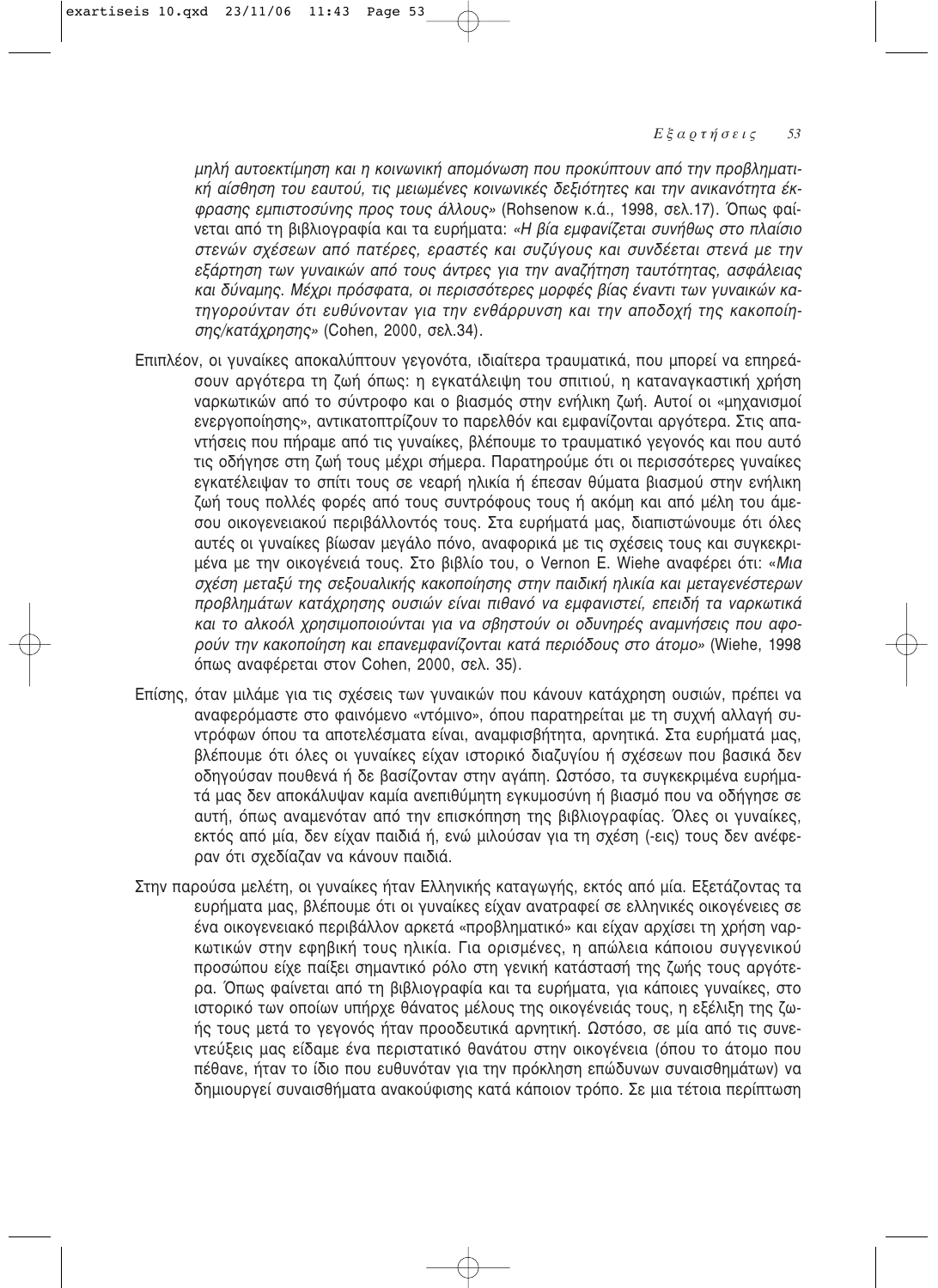*μηλή αυτοεκτίμηση και η κοινωνική απομόνωση που προκύπτουν από την προβληματική αίσθηση του εαυτού, τις μειωμένες κοινωνικές δεξιότητες και την ανικανότητα έκφρασης εμπιστοσύνης προς τους άλλους»* (Rohsenow κ.ά., 1998, σελ.17). Όπως φαίνεται από τη βιβλιογραφία και τα ευρήματα: *«Η βία εμφανίζεται συνήθως στο πλαίσιο στενών σχέσεων από πατέρες, εραστές και συζύγους και συνδέεται στενά με την εξάρτηση των γυναικών από τους άντρες για την αναζήτηση ταυτότητας, ασφάλειας και δύναμης. Μέχρι πρόσφατα, οι περισσότερες μορφές βίας έναντι των γυναικών κατηγορούνταν ότι ευθύνονταν για την ενθάρρυνση και την αποδοχή της κακοποίησης/κατάχρησης»* (Cohen, 2000, σελ.34).

Επιπλέον, οι γυναίκες αποκαλύπτουν γεγονότα, ιδιαίτερα τραυματικά, που μπορεί να επηρεάσουν αργότερα τη ζωή όπως: η εγκατάλειψη του σπιτιού, η καταναγκαστική χρήση ναρκωτικών από το σύντροφο και ο βιασμός στην ενήλικη ζωή. Αυτοί οι «μηχανισμοί ενεργοποίησης», αντικατοπτρίζουν το παρελθόν και εμφανίζονται αργότερα. Στις απαντήσεις που πήραμε από τις γυναίκες, βλέπουμε το τραυματικό γεγονός και που αυτό τις οδήγησε στη ζωή τους μέχρι σήμερα. Παρατηρούμε ότι οι περισσότερες γυναίκες εγκατέλειψαν το σπίτι τους σε νεαρή ηλικία ή έπεσαν θύματα βιασμού στην ενήλικη ζωή τους πολλές φορές από τους συντρόφους τους ή ακόμη και από μέλη του άμεσου οικογενειακού περιβάλλοντός τους. Στα ευρήματά μας, διαπιστώνουμε ότι όλες αυτές οι γυναίκες βίωσαν μεγάλο πόνο, αναφορικά με τις σχέσεις τους και συγκεκριμένα με την οικογένειά τους. Στο βιβλίο του, ο Vernon E. Wiehe αναφέρει ότι: *«Μια σχέση μεταξύ της σεξουαλικής κακοποίησης στην παιδική ηλικία και μεταγενέστερων προβλημάτων κατάχρησης ουσιών είναι πιθανό να εμφανιστεί, επειδή τα ναρκωτικά και το αλκοόλ χρησιμοποιούνται για να σβηστούν οι οδυνηρές αναμνήσεις που αφορούν την κακοποίηση και επανεμφανίζονται κατά περιόδους στο άτομο»* (Wiehe, 1998 όπως αναφέρεται στον Cohen, 2000, σελ. 35).

Επίσης, όταν μιλάμε για τις σχέσεις των γυναικών που κάνουν κατάχρηση ουσιών, πρέπει να αναφερόμαστε στο φαινόμενο «ντόμινο», όπου παρατηρείται με τη συχνή αλλαγή συντρόφων όπου τα αποτελέσματα είναι, αναμφισβήτητα, αρνητικά. Στα ευρήματά μας, βλέπουμε ότι όλες οι γυναίκες είχαν ιστορικό διαζυγίου ή σχέσεων που βασικά δεν οδηγούσαν πουθενά ή δε βασίζονταν στην αγάπη. Ωστόσο, τα συγκεκριμένα ευρήματά μας δεν αποκάλυψαν καμία ανεπιθύμητη εγκυμοσύνη ή βιασμό που να οδήγησε σε αυτή, όπως αναμενόταν από την επισκόπηση της βιβλιογραφίας. Όλες οι γυναίκες, εκτός από μία, δεν είχαν παιδιά ή, ενώ μιλούσαν για τη σχέση (-εις) τους δεν ανέφεραν ότι σχεδίαζαν να κάνουν παιδιά.

Στην παρούσα μελέτη, οι γυναίκες ήταν Ελληνικής καταγωγής, εκτός από μία. Εξετάζοντας τα ευρήματα μας, βλέπουμε ότι οι γυναίκες είχαν ανατραφεί σε ελληνικές οικογένειες σε ένα οικογενειακό περιβάλλον αρκετά «προβληματικό» και είχαν αρχίσει τη χρήση ναρκωτικών στην εφηβική τους ηλικία. Για ορισμένες, η απώλεια κάποιου συγγενικού προσώπου είχε παίξει σημαντικό ρόλο στη γενική κατάστασή της ζωής τους αργότερα. Όπως φαίνεται από τη βιβλιογραφία και τα ευρήματα, για κάποιες γυναίκες, στο ιστορικό των οποίων υπήρχε θάνατος μέλους της οικογένειάς τους, η εξέλιξη της ζωής τους μετά το γεγονός ήταν προοδευτικά αρνητική. Ωστόσο, σε μία από τις συνεντεύξεις μας είδαμε ένα περιστατικό θανάτου στην οικογένεια (όπου το άτομο που πέθανε, ήταν το ίδιο που ευθυνόταν για την πρόκληση επώδυνων συναισθημάτων) να δημιουργεί συναισθήματα ανακούφισης κατά κάποιον τρόπο. Σε μια τέτοια περίπτωση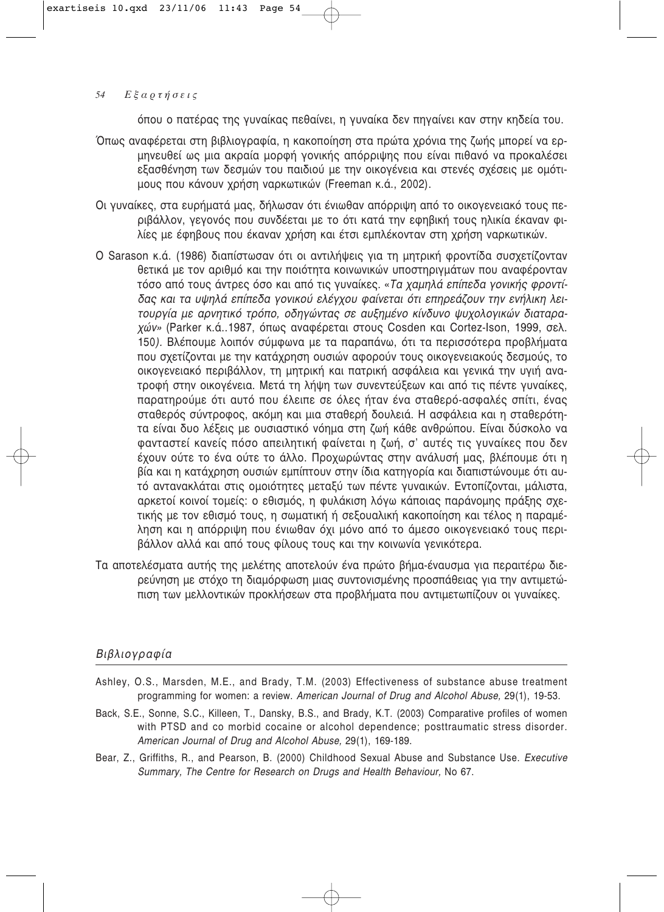όπου ο πατέρας της γυναίκας πεθαίνει, η γυναίκα δεν πηγαίνει καν στην κηδεία του.

Όπως αναφέρεται στη βιβλιογραφία, η κακοποίηση στα πρώτα χρόνια της ζωής μπορεί να ερμηνευθεί ως μια ακραία μορφή γονικής απόρριψης που είναι πιθανό να προκαλέσει εξασθένηση των δεσμών του παιδιού με την οικογένεια και στενές σχέσεις με ομότιμους που κάνουν χρήση ναρκωτικών (Freeman κ.ά., 2002).

Οι γυναίκες, στα ευρήματά μας, δήλωσαν ότι ένιωθαν απόρριψη από το οικογενειακό τους περιβάλλον, γεγονός που συνδέεται με το ότι κατά την εφηβική τους ηλικία έκαναν φιλίες με έφηβους που έκαναν χρήση και έτσι εμπλέκονταν στη χρήση ναρκωτικών.

Ο Sarason κ.ά. (1986) διαπίστωσαν ότι οι αντιλήψεις για τη μητρική φροντίδα συσχετίζονταν θετικά με τον αριθμό και την ποιότητα κοινωνικών υποστηριγμάτων που αναφέρονταν τόσο από τους άντρες όσο και από τις γυναίκες. «*Τα χαμηλά επίπεδα γονικής φροντίδας και τα υψηλά επίπεδα γονικού ελέγχου φαίνεται ότι επηρεάζουν την ενήλικη λειτουργία με αρνητικό τρόπο, οδηγώντας σε αυξημένο κίνδυνο ψυχολογικών διαταραχών*» (Parker κ.ά..1987, όπως αναφέρεται στους Cosden και Cortez-Ison, 1999, σελ. 150*)*. Βλέπουμε λοιπόν σύμφωνα με τα παραπάνω, ότι τα περισσότερα προβλήματα που σχετίζονται με την κατάχρηση ουσιών αφορούν τους οικογενειακούς δεσμούς, το οικογενειακό περιβάλλον, τη μητρική και πατρική ασφάλεια και γενικά την υγιή ανατροφή στην οικογένεια. Μετά τη λήψη των συνεντεύξεων και από τις πέντε γυναίκες, παρατηρούμε ότι αυτό που έλειπε σε όλες ήταν ένα σταθερό-ασφαλές σπίτι, ένας σταθερός σύντροφος, ακόμη και μια σταθερή δουλειά. Η ασφάλεια και η σταθερότητα είναι δυο λέξεις με ουσιαστικό νόημα στη ζωή κάθε ανθρώπου. Είναι δύσκολο να φανταστεί κανείς πόσο απειλητική φαίνεται η ζωή, σ' αυτές τις γυναίκες που δεν έχουν ούτε το ένα ούτε το άλλο. Προχωρώντας στην ανάλυσή μας, βλέπουμε ότι η βία και η κατάχρηση ουσιών εμπίπτουν στην ίδια κατηγορία και διαπιστώνουμε ότι αυτό αντανακλάται στις ομοιότητες μεταξύ των πέντε γυναικών. Εντοπίζονται, μάλιστα, αρκετοί κοινοί τομείς: ο εθισμός, η φυλάκιση λόγω κάποιας παράνομης πράξης σχετικής με τον εθισμό τους, η σωματική ή σεξουαλική κακοποίηση και τέλος η παραμέληση και η απόρριψη που ένιωθαν όχι μόνο από το άμεσο οικογενειακό τους περιβάλλον αλλά και από τους φίλους τους και την κοινωνία γενικότερα.

Τα αποτελέσματα αυτής της μελέτης αποτελούν ένα πρώτο βήμα-έναυσμα για περαιτέρω διερεύνηση με στόχο τη διαμόρφωση μιας συντονισμένης προσπάθειας για την αντιμετώπιση των μελλοντικών προκλήσεων στα προβλήματα που αντιμετωπίζουν οι γυναίκες.

## *Βιβλιογραφία*

Ashley, O.S., Marsden, M.E., and Brady, T.M. (2003) Effectiveness of substance abuse treatment programming for women: a review. *American Journal of Drug and Alcohol Abuse,* 29(1), 19-53.

Back, S.E., Sonne, S.C., Killeen, T., Dansky, B.S., and Brady, K.T. (2003) Comparative profiles of women with PTSD and co morbid cocaine or alcohol dependence; posttraumatic stress disorder. *American Journal of Drug and Alcohol Abuse,* 29(1), 169-189.

Bear, Z., Griffiths, R., and Pearson, B. (2000) Childhood Sexual Abuse and Substance Use. *Executive Summary, The Centre for Research on Drugs and Health Behaviour,* No 67.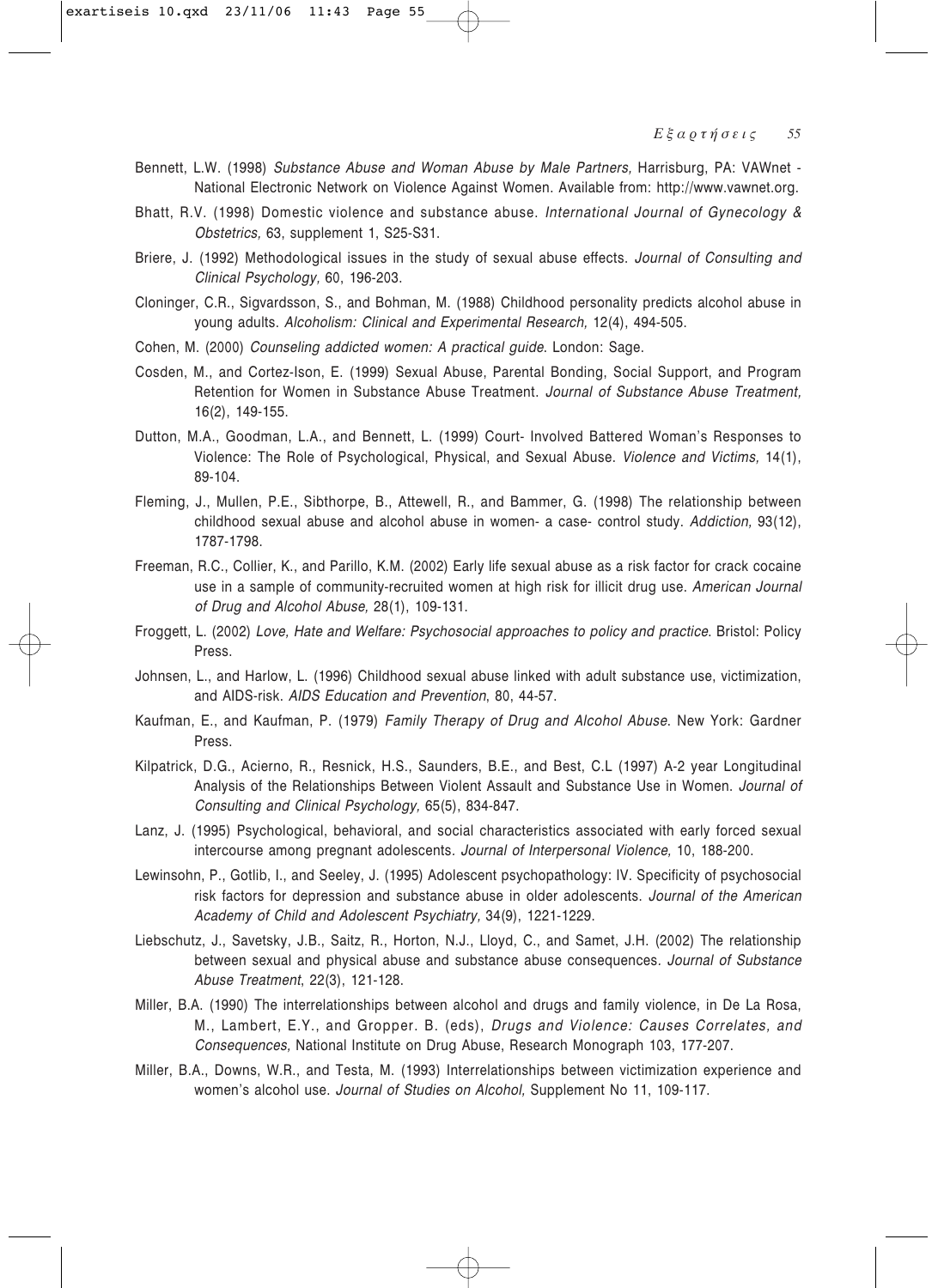Bennett, L.W. (1998) *Substance Abuse and Woman Abuse by Male Partners,* Harrisburg, PA: VAWnet - National Electronic Network on Violence Against Women. Available from: http://www.vawnet.org.

Bhatt, R.V. (1998) Domestic violence and substance abuse. *International Journal of Gynecology & Obstetrics,* 63, supplement 1, S25-S31.

Briere, J. (1992) Methodological issues in the study of sexual abuse effects. *Journal of Consulting and Clinical Psychology,* 60, 196-203.

Cloninger, C.R., Sigvardsson, S., and Bohman, M. (1988) Childhood personality predicts alcohol abuse in young adults. *Alcoholism: Clinical and Experimental Research,* 12(4), 494-505.

Cohen, M. (2000) *Counseling addicted women: A practical guide*. London: Sage.

Cosden, M., and Cortez-Ison, E. (1999) Sexual Abuse, Parental Bonding, Social Support, and Program Retention for Women in Substance Abuse Treatment. *Journal of Substance Abuse Treatment,* 16(2), 149-155.

Dutton, M.A., Goodman, L.A., and Bennett, L. (1999) Court- Involved Battered Woman's Responses to Violence: The Role of Psychological, Physical, and Sexual Abuse. *Violence and Victims,* 14(1), 89-104.

Fleming, J., Mullen, P.E., Sibthorpe, B., Attewell, R., and Bammer, G. (1998) The relationship between childhood sexual abuse and alcohol abuse in women- a case- control study. *Addiction,* 93(12), 1787-1798.

Freeman, R.C., Collier, K., and Parillo, K.M. (2002) Early life sexual abuse as a risk factor for crack cocaine use in a sample of community-recruited women at high risk for illicit drug use. *American Journal of Drug and Alcohol Abuse,* 28(1), 109-131.

Froggett, L. (2002) *Love, Hate and Welfare: Psychosocial approaches to policy and practice*. Bristol: Policy Press.

Johnsen, L., and Harlow, L. (1996) Childhood sexual abuse linked with adult substance use, victimization, and AIDS-risk. *AIDS Education and Prevention*, 80, 44-57.

Kaufman, E., and Kaufman, P. (1979) *Family Therapy of Drug and Alcohol Abuse*. New York: Gardner Press.

Kilpatrick, D.G., Acierno, R., Resnick, H.S., Saunders, B.E., and Best, C.L (1997) A-2 year Longitudinal Analysis of the Relationships Between Violent Assault and Substance Use in Women. *Journal of Consulting and Clinical Psychology,* 65(5), 834-847.

Lanz, J. (1995) Psychological, behavioral, and social characteristics associated with early forced sexual intercourse among pregnant adolescents. *Journal of Interpersonal Violence,* 10, 188-200.

Lewinsohn, P., Gotlib, I., and Seeley, J. (1995) Adolescent psychopathology: IV. Specificity of psychosocial risk factors for depression and substance abuse in older adolescents. *Journal of the American Academy of Child and Adolescent Psychiatry,* 34(9), 1221-1229.

Liebschutz, J., Savetsky, J.B., Saitz, R., Horton, N.J., Lloyd, C., and Samet, J.H. (2002) The relationship between sexual and physical abuse and substance abuse consequences. *Journal of Substance Abuse Treatment*, 22(3), 121-128.

Miller, B.A. (1990) The interrelationships between alcohol and drugs and family violence, in De La Rosa, M., Lambert, E.Y., and Gropper. B. (eds), *Drugs and Violence: Causes Correlates, and Consequences,* National Institute on Drug Abuse, Research Monograph 103, 177-207.

Miller, B.A., Downs, W.R., and Testa, M. (1993) Interrelationships between victimization experience and women's alcohol use. *Journal of Studies on Alcohol,* Supplement No 11, 109-117.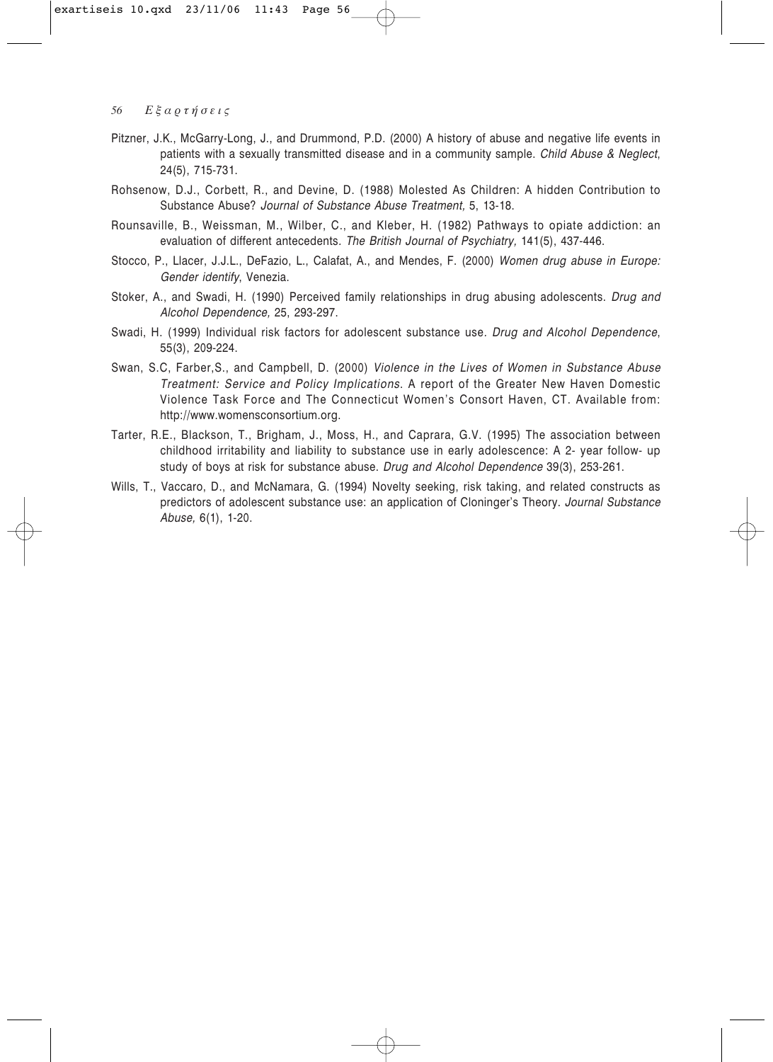Pitzner, J.K., McGarry-Long, J., and Drummond, P.D. (2000) A history of abuse and negative life events in patients with a sexually transmitted disease and in a community sample. *Child Abuse & Neglect*, 24(5), 715-731.

Rohsenow, D.J., Corbett, R., and Devine, D. (1988) Molested As Children: A hidden Contribution to Substance Abuse? *Journal of Substance Abuse Treatment,* 5, 13-18.

Rounsaville, B., Weissman, M., Wilber, C., and Kleber, H. (1982) Pathways to opiate addiction: an evaluation of different antecedents. *The British Journal of Psychiatry,* 141(5), 437-446.

Stocco, P., Llacer, J.J.L., DeFazio, L., Calafat, A., and Mendes, F. (2000) *Women drug abuse in Europe: Gender identify*, Venezia.

Stoker, A., and Swadi, H. (1990) Perceived family relationships in drug abusing adolescents. *Drug and Alcohol Dependence,* 25, 293-297.

Swadi, H. (1999) Individual risk factors for adolescent substance use. *Drug and Alcohol Dependence*, 55(3), 209-224.

Swan, S.C, Farber,S., and Campbell, D. (2000) *Violence in the Lives of Women in Substance Abuse Treatment: Service and Policy Implications*. A report of the Greater New Haven Domestic Violence Task Force and The Connecticut Women's Consort Haven, CT. Available from: http://www.womensconsortium.org.

Tarter, R.E., Blackson, T., Brigham, J., Moss, H., and Caprara, G.V. (1995) The association between childhood irritability and liability to substance use in early adolescence: A 2- year follow- up study of boys at risk for substance abuse. *Drug and Alcohol Dependence* 39(3), 253-261.

Wills, T., Vaccaro, D., and McNamara, G. (1994) Novelty seeking, risk taking, and related constructs as predictors of adolescent substance use: an application of Cloninger's Theory. *Journal Substance Abuse,* 6(1), 1-20.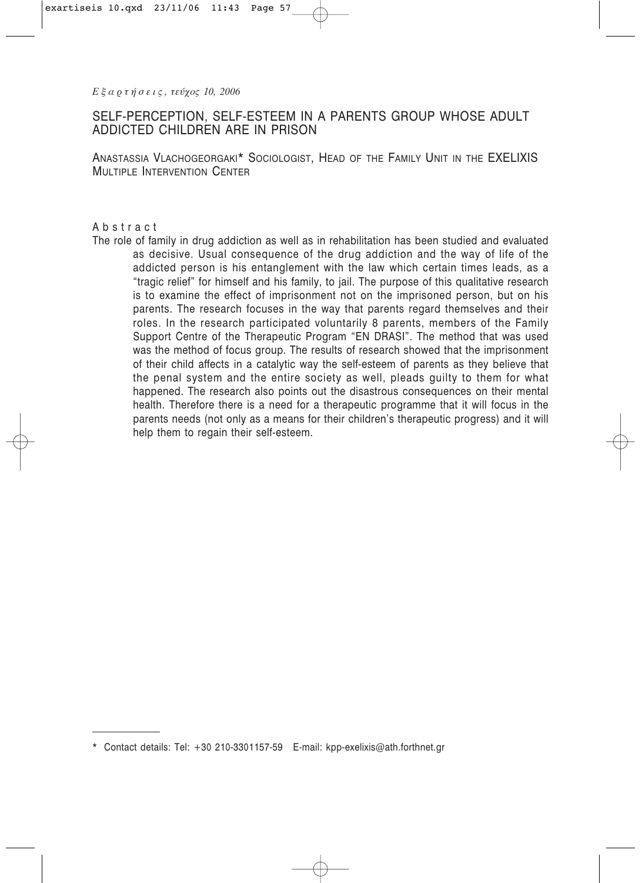# SELF-PERCEPTION, SELF-ESTEEM IN A PARENTS GROUP WHOSE ADULT ADDICTED CHILDREN ARE IN PRISON

ANASTASSIA VLACHOGEORGAKI* SOCIOLOGIST, HEAD OF THE FAMILY UNIT IN THE EXELIXIS MULTIPLE INTERVENTION CENTER

## Abstract

The role of family in drug addiction as well as in rehabilitation has been studied and evaluated as decisive. Usual consequence of the drug addiction and the way of life of the addicted person is his entanglement with the law which certain times leads, as a "tragic relief" for himself and his family, to jail. The purpose of this qualitative research is to examine the effect of imprisonment not on the imprisoned person, but on his parents. The research focuses in the way that parents regard themselves and their roles. In the research participated voluntarily 8 parents, members of the Family Support Centre of the Therapeutic Program "EN DRASI". The method that was used was the method of focus group. The results of research showed that the imprisonment of their child affects in a catalytic way the self-esteem of parents as they believe that the penal system and the entire society as well, pleads guilty to them for what happened. The research also points out the disastrous consequences on their mental health. Therefore there is a need for a therapeutic programme that it will focus in the parents needs (not only as a means for their children's therapeutic progress) and it will help them to regain their self-esteem.

---

* Contact details: Tel: +30 210-3301157-59 E-mail: kpp-exelixis@ath.forthnet.gr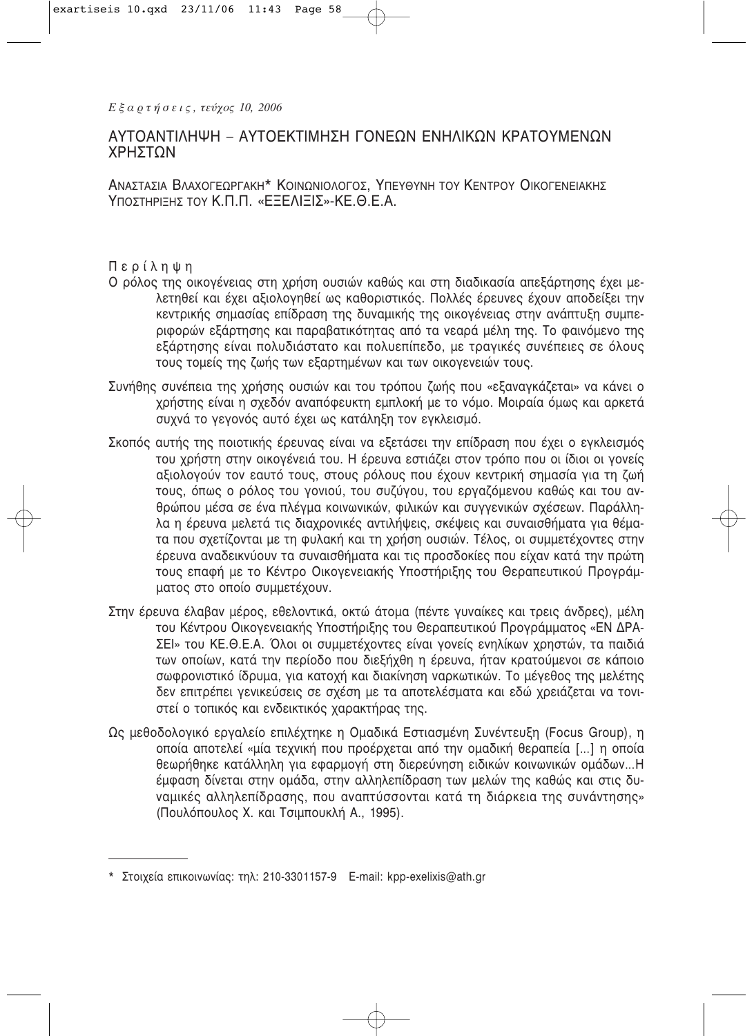# ΑΥΤΟΑΝΤΙΛΗΨΗ – ΑΥΤΟΕΚΤΙΜΗΣΗ ΓΟΝΕΩΝ ΕΝΗΛΙΚΩΝ ΚΡΑΤΟΥΜΕΝΩΝ ΧΡΗΣΤΩΝ

ΑΝΑΣΤΑΣΙΑ ΒΛΑΧΟΓΕΩΡΓΑΚΗ* ΚΟΙΝΩΝΙΟΛΟΓΟΣ, ΥΠΕΥΘΥΝΗ ΤΟΥ ΚΕΝΤΡΟΥ ΟΙΚΟΓΕΝΕΙΑΚΗΣ ΥΠΟΣΤΗΡΙΞΗΣ ΤΟΥ Κ.Π.Π. «ΕΞΕΛΙΞΙΣ»-ΚΕ.Θ.Ε.Α.

## Περίληψη

Ο ρόλος της οικογένειας στη χρήση ουσιών καθώς και στη διαδικασία απεξάρτησης έχει μελετηθεί και έχει αξιολογηθεί ως καθοριστικός. Πολλές έρευνες έχουν αποδείξει την κεντρικής σημασίας επίδραση της δυναμικής της οικογένειας στην ανάπτυξη συμπεριφορών εξάρτησης και παραβατικότητας από τα νεαρά μέλη της. Το φαινόμενο της εξάρτησης είναι πολυδιάστατο και πολυεπίπεδο, με τραγικές συνέπειες σε όλους τους τομείς της ζωής των εξαρτημένων και των οικογενειών τους.

Συνήθης συνέπεια της χρήσης ουσιών και του τρόπου ζωής που «εξαναγκάζεται» να κάνει ο χρήστης είναι η σχεδόν αναπόφευκτη εμπλοκή με το νόμο. Μοιραία όμως και αρκετά συχνά το γεγονός αυτό έχει ως κατάληξη τον εγκλεισμό.

Σκοπός αυτής της ποιοτικής έρευνας είναι να εξετάσει την επίδραση που έχει ο εγκλεισμός του χρήστη στην οικογένειά του. Η έρευνα εστιάζει στον τρόπο που οι ίδιοι οι γονείς αξιολογούν τον εαυτό τους, στους ρόλους που έχουν κεντρική σημασία για τη ζωή τους, όπως ο ρόλος του γονιού, του συζύγου, του εργαζόμενου καθώς και του ανθρώπου μέσα σε ένα πλέγμα κοινωνικών, φιλικών και συγγενικών σχέσεων. Παράλληλα η έρευνα μελετά τις διαχρονικές αντιλήψεις, σκέψεις και συναισθήματα για θέματα που σχετίζονται με τη φυλακή και τη χρήση ουσιών. Τέλος, οι συμμετέχοντες στην έρευνα αναδεικνύουν τα συναισθήματα και τις προσδοκίες που είχαν κατά την πρώτη τους επαφή με το Κέντρο Οικογενειακής Υποστήριξης του Θεραπευτικού Προγράμματος στο οποίο συμμετέχουν.

Στην έρευνα έλαβαν μέρος, εθελοντικά, οκτώ άτομα (πέντε γυναίκες και τρεις άνδρες), μέλη του Κέντρου Οικογενειακής Υποστήριξης του Θεραπευτικού Προγράμματος «ΕΝ ΔΡΑΣΕΙ» του ΚΕ.Θ.Ε.Α. Όλοι οι συμμετέχοντες είναι γονείς ενηλίκων χρηστών, τα παιδιά των οποίων, κατά την περίοδο που διεξήχθη η έρευνα, ήταν κρατούμενοι σε κάποιο σωφρονιστικό ίδρυμα, για κατοχή και διακίνηση ναρκωτικών. Το μέγεθος της μελέτης δεν επιτρέπει γενικεύσεις σε σχέση με τα αποτελέσματα και εδώ χρειάζεται να τονιστεί ο τοπικός και ενδεικτικός χαρακτήρας της.

Ως μεθοδολογικό εργαλείο επιλέχτηκε η Ομαδικά Εστιασμένη Συνέντευξη (Focus Group), η οποία αποτελεί «μία τεχνική που προέρχεται από την ομαδική θεραπεία [...] η οποία θεωρήθηκε κατάλληλη για εφαρμογή στη διερεύνηση ειδικών κοινωνικών ομάδων...Η έμφαση δίνεται στην ομάδα, στην αλληλεπίδραση των μελών της καθώς και στις δυναμικές αλληλεπίδρασης, που αναπτύσσονται κατά τη διάρκεια της συνάντησης» (Πουλόπουλος Χ. και Τσιμπουκλή Α., 1995).

---

* Στοιχεία επικοινωνίας: τηλ: 210-3301157-9 E-mail: kpp-exelixis@ath.gr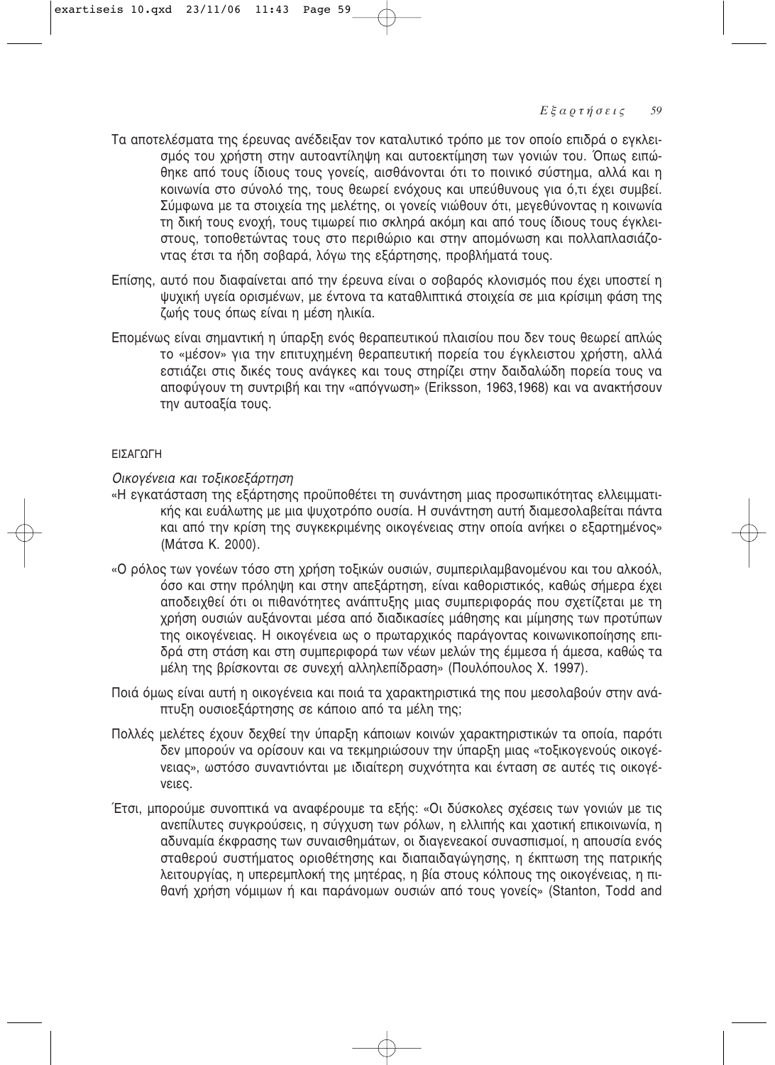Τα αποτελέσματα της έρευνας ανέδειξαν τον καταλυτικό τρόπο με τον οποίο επιδρά ο εγκλεισμός του χρήστη στην αυτοαντίληψη και αυτοεκτίμηση των γονιών του. Όπως ειπώθηκε από τους ίδιους τους γονείς, αισθάνονται ότι το ποινικό σύστημα, αλλά και η κοινωνία στο σύνολό της, τους θεωρεί ενόχους και υπεύθυνους για ό,τι έχει συμβεί. Σύμφωνα με τα στοιχεία της μελέτης, οι γονείς νιώθουν ότι, μεγεθύνοντας η κοινωνία τη δική τους ενοχή, τους τιμωρεί πιο σκληρά ακόμη και από τους ίδιους τους έγκλειστους, τοποθετώντας τους στο περιθώριο και στην απομόνωση και πολλαπλασιάζοντας έτσι τα ήδη σοβαρά, λόγω της εξάρτησης, προβλήματά τους.

Επίσης, αυτό που διαφαίνεται από την έρευνα είναι ο σοβαρός κλονισμός που έχει υποστεί η ψυχική υγεία ορισμένων, με έντονα τα καταθλιπτικά στοιχεία σε μια κρίσιμη φάση της ζωής τους όπως είναι η μέση ηλικία.

Επομένως είναι σημαντική η ύπαρξη ενός θεραπευτικού πλαισίου που δεν τους θεωρεί απλώς το «μέσον» για την επιτυχημένη θεραπευτική πορεία του έγκλειστου χρήστη, αλλά εστιάζει στις δικές τους ανάγκες και τους στηρίζει στην δαιδαλώδη πορεία τους να αποφύγουν τη συντριβή και την «απόγνωση» (Eriksson, 1963,1968) και να ανακτήσουν την αυτοαξία τους.

## ΕΙΣΑΓΩΓΗ

### *Οικογένεια και τοξικοεξάρτηση*

«Η εγκατάσταση της εξάρτησης προϋποθέτει τη συνάντηση μιας προσωπικότητας ελλειμματικής και ευάλωτης με μια ψυχοτρόπο ουσία. Η συνάντηση αυτή διαμεσολαβείται πάντα και από την κρίση της συγκεκριμένης οικογένειας στην οποία ανήκει ο εξαρτημένος» (Μάτσα Κ. 2000).

«Ο ρόλος των γονέων τόσο στη χρήση τοξικών ουσιών, συμπεριλαμβανομένου και του αλκοόλ, όσο και στην πρόληψη και στην απεξάρτηση, είναι καθοριστικός, καθώς σήμερα έχει αποδειχθεί ότι οι πιθανότητες ανάπτυξης μιας συμπεριφοράς που σχετίζεται με τη χρήση ουσιών αυξάνονται μέσα από διαδικασίες μάθησης και μίμησης των προτύπων της οικογένειας. Η οικογένεια ως ο πρωταρχικός παράγοντας κοινωνικοποίησης επιδρά στη στάση και στη συμπεριφορά των νέων μελών της έμμεσα ή άμεσα, καθώς τα μέλη της βρίσκονται σε συνεχή αλληλεπίδραση» (Πουλόπουλος Χ. 1997).

Ποιά όμως είναι αυτή η οικογένεια και ποιά τα χαρακτηριστικά της που μεσολαβούν στην ανάπτυξη ουσιοεξάρτησης σε κάποιο από τα μέλη της;

Πολλές μελέτες έχουν δεχθεί την ύπαρξη κάποιων κοινών χαρακτηριστικών τα οποία, παρότι δεν μπορούν να ορίσουν και να τεκμηριώσουν την ύπαρξη μιας «τοξικογενούς οικογένειας», ωστόσο συναντιόνται με ιδιαίτερη συχνότητα και ένταση σε αυτές τις οικογένειες.

Έτσι, μπορούμε συνοπτικά να αναφέρουμε τα εξής: «Οι δύσκολες σχέσεις των γονιών με τις ανεπίλυτες συγκρούσεις, η σύγχυση των ρόλων, η ελλιπής και χαοτική επικοινωνία, η αδυναμία έκφρασης των συναισθημάτων, οι διαγενεακοί συνασπισμοί, η απουσία ενός σταθερού συστήματος οριοθέτησης και διαπαιδαγώγησης, η έκπτωση της πατρικής λειτουργίας, η υπερεμπλοκή της μητέρας, η βία στους κόλπους της οικογένειας, η πιθανή χρήση νόμιμων ή παράνομων ουσιών από τους γονείς» (Stanton, Todd and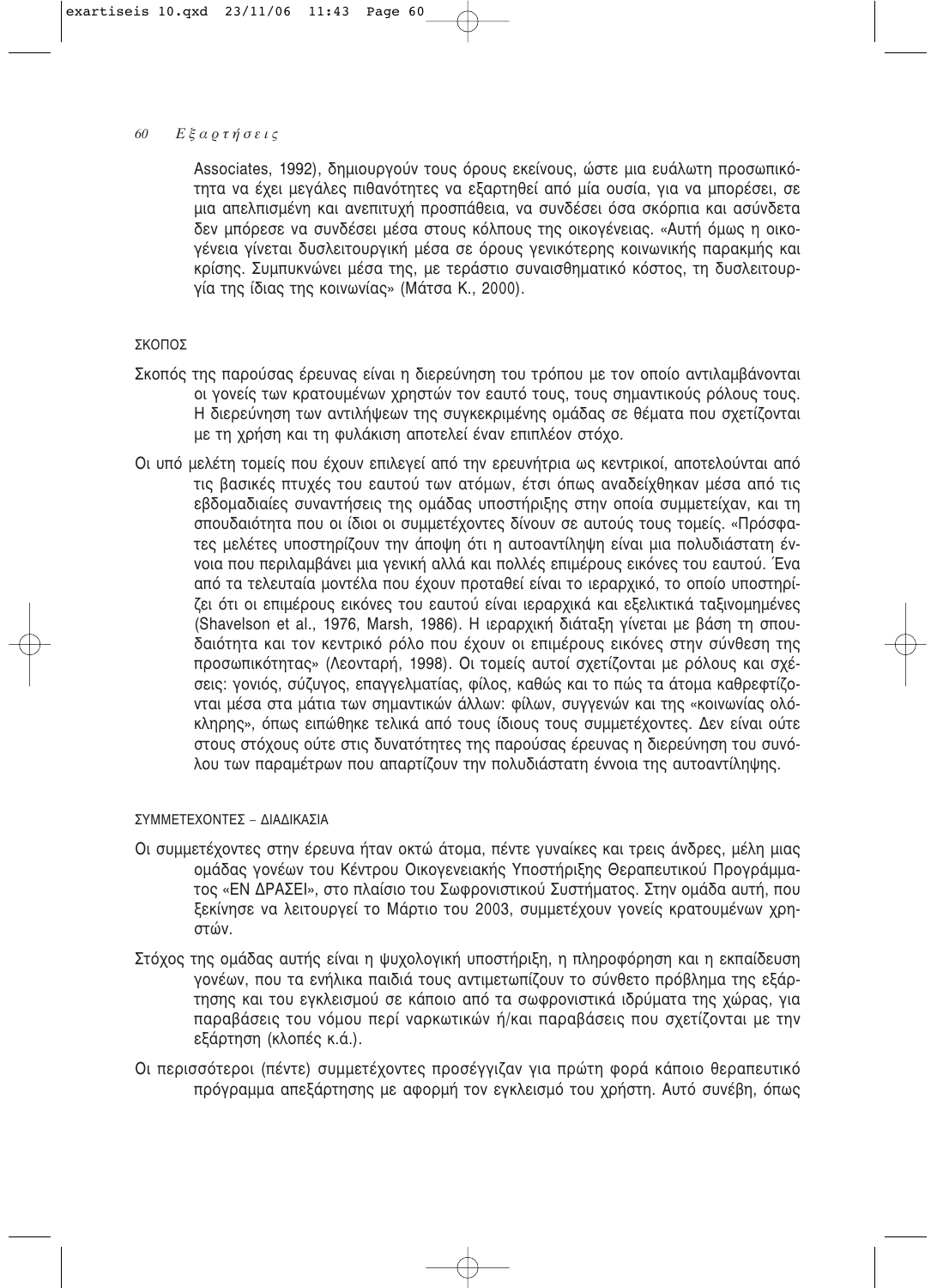Associates, 1992), δημιουργούν τους όρους εκείνους, ώστε μια ευάλωτη προσωπικότητα να έχει μεγάλες πιθανότητες να εξαρτηθεί από μία ουσία, για να μπορέσει, σε μια απελπισμένη και ανεπιτυχή προσπάθεια, να συνδέσει όσα σκόρπια και ασύνδετα δεν μπόρεσε να συνδέσει μέσα στους κόλπους της οικογένειας. «Αυτή όμως η οικογένεια γίνεται δυσλειτουργική μέσα σε όρους γενικότερης κοινωνικής παρακμής και κρίσης. Συμπυκνώνει μέσα της, με τεράστιο συναισθηματικό κόστος, τη δυσλειτουργία της ίδιας της κοινωνίας» (Μάτσα Κ., 2000).

## ΣΚΟΠΟΣ

Σκοπός της παρούσας έρευνας είναι η διερεύνηση του τρόπου με τον οποίο αντιλαμβάνονται οι γονείς των κρατουμένων χρηστών τον εαυτό τους, τους σημαντικούς ρόλους τους. Η διερεύνηση των αντιλήψεων της συγκεκριμένης ομάδας σε θέματα που σχετίζονται με τη χρήση και τη φυλάκιση αποτελεί έναν επιπλέον στόχο.

Οι υπό μελέτη τομείς που έχουν επιλεγεί από την ερευνήτρια ως κεντρικοί, αποτελούνται από τις βασικές πτυχές του εαυτού των ατόμων, έτσι όπως αναδείχθηκαν μέσα από τις εβδομαδιαίες συναντήσεις της ομάδας υποστήριξης στην οποία συμμετείχαν, και τη σπουδαιότητα που οι ίδιοι οι συμμετέχοντες δίνουν σε αυτούς τους τομείς. «Πρόσφατες μελέτες υποστηρίζουν την άποψη ότι η αυτοαντίληψη είναι μια πολυδιάστατη έννοια που περιλαμβάνει μια γενική αλλά και πολλές επιμέρους εικόνες του εαυτού. Ένα από τα τελευταία μοντέλα που έχουν προταθεί είναι το ιεραρχικό, το οποίο υποστηρίζει ότι οι επιμέρους εικόνες του εαυτού είναι ιεραρχικά και εξελικτικά ταξινομημένες (Shavelson et al., 1976, Marsh, 1986). Η ιεραρχική διάταξη γίνεται με βάση τη σπουδαιότητα και τον κεντρικό ρόλο που έχουν οι επιμέρους εικόνες στην σύνθεση της προσωπικότητας» (Λεονταρή, 1998). Οι τομείς αυτοί σχετίζονται με ρόλους και σχέσεις: γονιός, σύζυγος, επαγγελματίας, φίλος, καθώς και το πώς τα άτομα καθρεφτίζονται μέσα στα μάτια των σημαντικών άλλων: φίλων, συγγενών και της «κοινωνίας ολόκληρης», όπως ειπώθηκε τελικά από τους ίδιους τους συμμετέχοντες. Δεν είναι ούτε στους στόχους ούτε στις δυνατότητες της παρούσας έρευνας η διερεύνηση του συνόλου των παραμέτρων που απαρτίζουν την πολυδιάστατη έννοια της αυτοαντίληψης.

## ΣΥΜΜΕΤΕΧΟΝΤΕΣ – ΔΙΑΔΙΚΑΣΙΑ

Οι συμμετέχοντες στην έρευνα ήταν οκτώ άτομα, πέντε γυναίκες και τρεις άνδρες, μέλη μιας ομάδας γονέων του Κέντρου Οικογενειακής Υποστήριξης Θεραπευτικού Προγράμματος «ΕΝ ΔΡΑΣΕΙ», στο πλαίσιο του Σωφρονιστικού Συστήματος. Στην ομάδα αυτή, που ξεκίνησε να λειτουργεί το Μάρτιο του 2003, συμμετέχουν γονείς κρατουμένων χρηστών.

Στόχος της ομάδας αυτής είναι η ψυχολογική υποστήριξη, η πληροφόρηση και η εκπαίδευση γονέων, που τα ενήλικα παιδιά τους αντιμετωπίζουν το σύνθετο πρόβλημα της εξάρτησης και του εγκλεισμού σε κάποιο από τα σωφρονιστικά ιδρύματα της χώρας, για παραβάσεις του νόμου περί ναρκωτικών ή/και παραβάσεις που σχετίζονται με την εξάρτηση (κλοπές κ.ά.).

Οι περισσότεροι (πέντε) συμμετέχοντες προσέγγιζαν για πρώτη φορά κάποιο θεραπευτικό πρόγραμμα απεξάρτησης με αφορμή τον εγκλεισμό του χρήστη. Αυτό συνέβη, όπως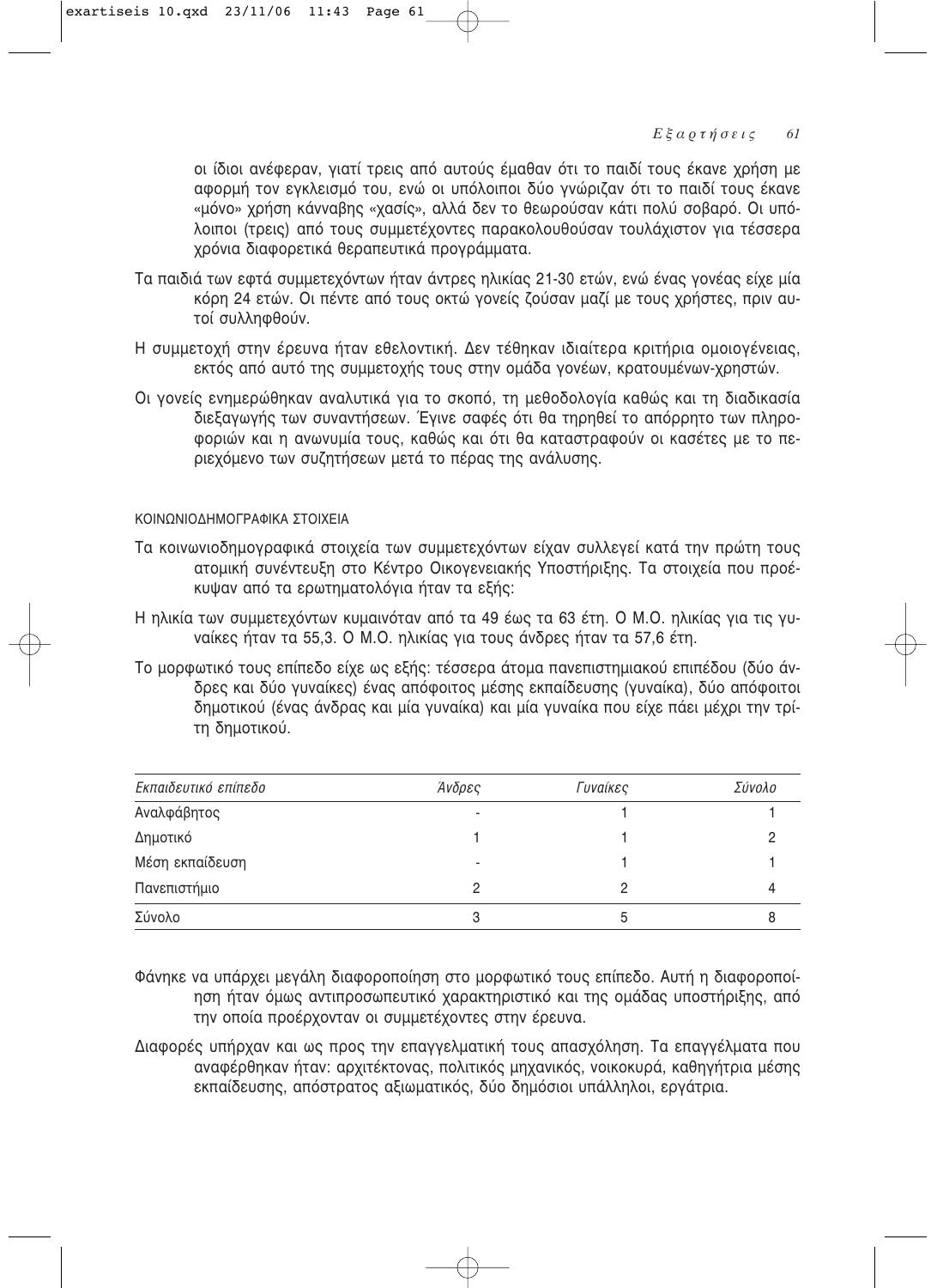οι ίδιοι ανέφεραν, γιατί τρεις από αυτούς έμαθαν ότι το παιδί τους έκανε χρήση με αφορμή τον εγκλεισμό του, ενώ οι υπόλοιποι δύο γνώριζαν ότι το παιδί τους έκανε «μόνο» χρήση κάνναβης «χασίς», αλλά δεν το θεωρούσαν κάτι πολύ σοβαρό. Οι υπόλοιποι (τρεις) από τους συμμετέχοντες παρακολουθούσαν τουλάχιστον για τέσσερα χρόνια διαφορετικά θεραπευτικά προγράμματα.

Τα παιδιά των εφτά συμμετεχόντων ήταν άντρες ηλικίας 21-30 ετών, ενώ ένας γονέας είχε μία κόρη 24 ετών. Οι πέντε από τους οκτώ γονείς ζούσαν μαζί με τους χρήστες, πριν αυτοί συλληφθούν.

Η συμμετοχή στην έρευνα ήταν εθελοντική. Δεν τέθηκαν ιδιαίτερα κριτήρια ομοιογένειας, εκτός από αυτό της συμμετοχής τους στην ομάδα γονέων, κρατουμένων-χρηστών.

Οι γονείς ενημερώθηκαν αναλυτικά για το σκοπό, τη μεθοδολογία καθώς και τη διαδικασία διεξαγωγής των συναντήσεων. Έγινε σαφές ότι θα τηρηθεί το απόρρητο των πληροφοριών και η ανωνυμία τους, καθώς και ότι θα καταστραφούν οι κασέτες με το περιεχόμενο των συζητήσεων μετά το πέρας της ανάλυσης.

### ΚΟΙΝΩΝΙΟΔΗΜΟΓΡΑΦΙΚΑ ΣΤΟΙΧΕΙΑ

Τα κοινωνιοδημογραφικά στοιχεία των συμμετεχόντων είχαν συλλεγεί κατά την πρώτη τους ατομική συνέντευξη στο Κέντρο Οικογενειακής Υποστήριξης. Τα στοιχεία που προέκυψαν από τα ερωτηματολόγια ήταν τα εξής:

Η ηλικία των συμμετεχόντων κυμαινόταν από τα 49 έως τα 63 έτη. Ο Μ.Ο. ηλικίας για τις γυναίκες ήταν τα 55,3. Ο Μ.Ο. ηλικίας για τους άνδρες ήταν τα 57,6 έτη.

Το μορφωτικό τους επίπεδο είχε ως εξής: τέσσερα άτομα πανεπιστημιακού επιπέδου (δύο άνδρες και δύο γυναίκες) ένας απόφοιτος μέσης εκπαίδευσης (γυναίκα), δύο απόφοιτοι δημοτικού (ένας άνδρας και μία γυναίκα) και μία γυναίκα που είχε πάει μέχρι την τρίτη δημοτικού.

| *Εκπαιδευτικό επίπεδο* | *Άνδρες* | *Γυναίκες* | *Σύνολο* |
|---|---|---|---|
| Αναλφάβητος | - | 1 | 1 |
| Δημοτικό | 1 | 1 | 2 |
| Μέση εκπαίδευση | - | 1 | 1 |
| Πανεπιστήμιο | 2 | 2 | 4 |
| Σύνολο | 3 | 5 | 8 |

Φάνηκε να υπάρχει μεγάλη διαφοροποίηση στο μορφωτικό τους επίπεδο. Αυτή η διαφοροποίηση ήταν όμως αντιπροσωπευτικό χαρακτηριστικό και της ομάδας υποστήριξης, από την οποία προέρχονταν οι συμμετέχοντες στην έρευνα.

Διαφορές υπήρχαν και ως προς την επαγγελματική τους απασχόληση. Τα επαγγέλματα που αναφέρθηκαν ήταν: αρχιτέκτονας, πολιτικός μηχανικός, νοικοκυρά, καθηγήτρια μέσης εκπαίδευσης, απόστρατος αξιωματικός, δύο δημόσιοι υπάλληλοι, εργάτρια.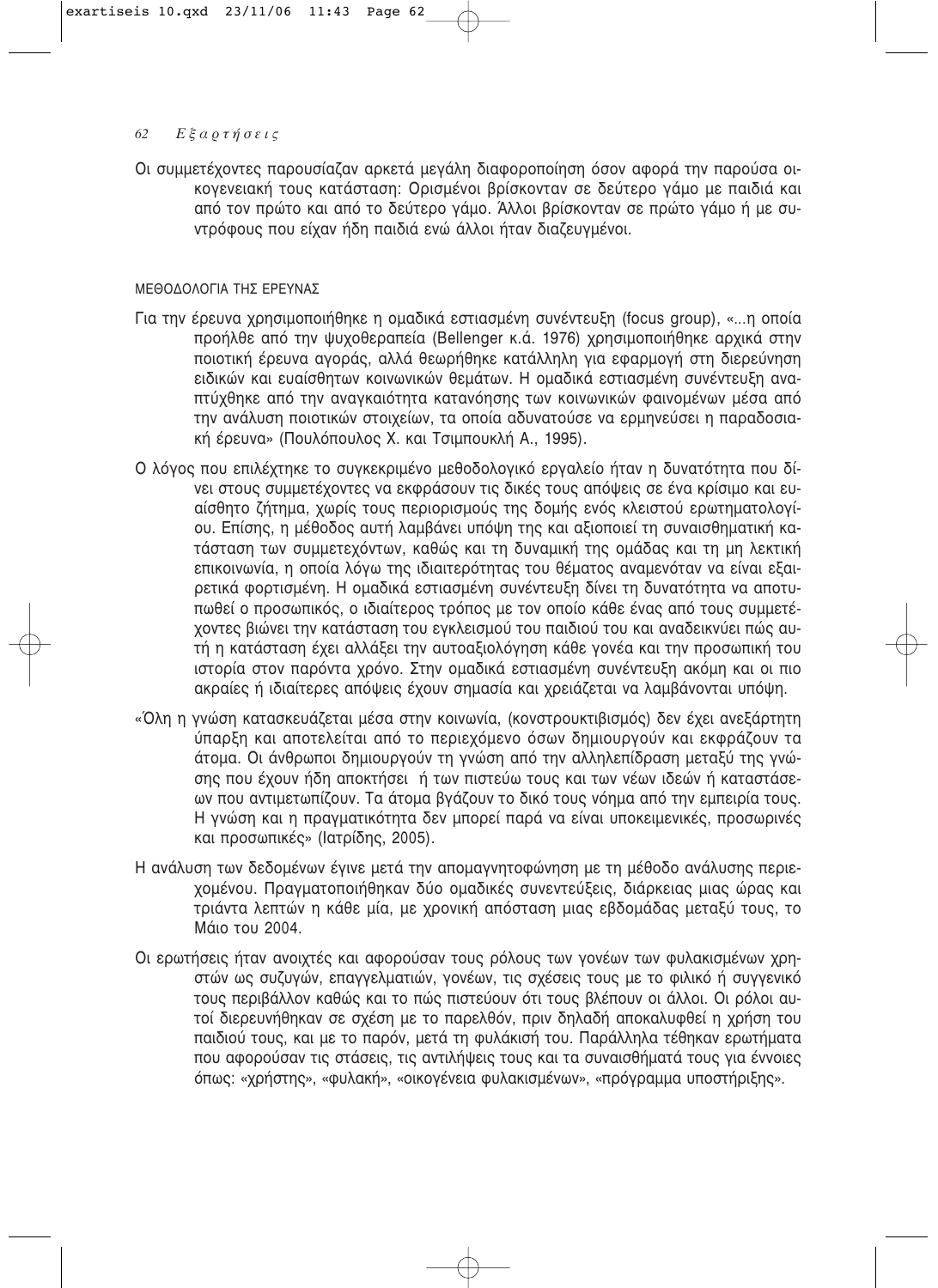Οι συμμετέχοντες παρουσίαζαν αρκετά μεγάλη διαφοροποίηση όσον αφορά την παρούσα οικογενειακή τους κατάσταση: Ορισμένοι βρίσκονταν σε δεύτερο γάμο με παιδιά και από τον πρώτο και από το δεύτερο γάμο. Άλλοι βρίσκονταν σε πρώτο γάμο ή με συντρόφους που είχαν ήδη παιδιά ενώ άλλοι ήταν διαζευγμένοι.

## ΜΕΘΟΔΟΛΟΓΙΑ ΤΗΣ ΕΡΕΥΝΑΣ

Για την έρευνα χρησιμοποιήθηκε η ομαδικά εστιασμένη συνέντευξη (focus group), «...η οποία προήλθε από την ψυχοθεραπεία (Bellenger κ.ά. 1976) χρησιμοποιήθηκε αρχικά στην ποιοτική έρευνα αγοράς, αλλά θεωρήθηκε κατάλληλη για εφαρμογή στη διερεύνηση ειδικών και ευαίσθητων κοινωνικών θεμάτων. Η ομαδικά εστιασμένη συνέντευξη αναπτύχθηκε από την αναγκαιότητα κατανόησης των κοινωνικών φαινομένων μέσα από την ανάλυση ποιοτικών στοιχείων, τα οποία αδυνατούσε να ερμηνεύσει η παραδοσιακή έρευνα» (Πουλόπουλος Χ. και Τσιμπουκλή Α., 1995).

Ο λόγος που επιλέχτηκε το συγκεκριμένο μεθοδολογικό εργαλείο ήταν η δυνατότητα που δίνει στους συμμετέχοντες να εκφράσουν τις δικές τους απόψεις σε ένα κρίσιμο και ευαίσθητο ζήτημα, χωρίς τους περιορισμούς της δομής ενός κλειστού ερωτηματολογίου. Επίσης, η μέθοδος αυτή λαμβάνει υπόψη της και αξιοποιεί τη συναισθηματική κατάσταση των συμμετεχόντων, καθώς και τη δυναμική της ομάδας και τη μη λεκτική επικοινωνία, η οποία λόγω της ιδιαιτερότητας του θέματος αναμενόταν να είναι εξαιρετικά φορτισμένη. Η ομαδικά εστιασμένη συνέντευξη δίνει τη δυνατότητα να αποτυπωθεί ο προσωπικός, ο ιδιαίτερος τρόπος με τον οποίο κάθε ένας από τους συμμετέχοντες βιώνει την κατάσταση του εγκλεισμού του παιδιού του και αναδεικνύει πώς αυτή η κατάσταση έχει αλλάξει την αυτοαξιολόγηση κάθε γονέα και την προσωπική του ιστορία στον παρόντα χρόνο. Στην ομαδικά εστιασμένη συνέντευξη ακόμη και οι πιο ακραίες ή ιδιαίτερες απόψεις έχουν σημασία και χρειάζεται να λαμβάνονται υπόψη.

«Όλη η γνώση κατασκευάζεται μέσα στην κοινωνία, (κονστρουκτιβισμός) δεν έχει ανεξάρτητη ύπαρξη και αποτελείται από το περιεχόμενο όσων δημιουργούν και εκφράζουν τα άτομα. Οι άνθρωποι δημιουργούν τη γνώση από την αλληλεπίδραση μεταξύ της γνώσης που έχουν ήδη αποκτήσει ή των πιστεύω τους και των νέων ιδεών ή καταστάσεων που αντιμετωπίζουν. Τα άτομα βγάζουν το δικό τους νόημα από την εμπειρία τους. Η γνώση και η πραγματικότητα δεν μπορεί παρά να είναι υποκειμενικές, προσωρινές και προσωπικές» (Ιατρίδης, 2005).

Η ανάλυση των δεδομένων έγινε μετά την απομαγνητοφώνηση με τη μέθοδο ανάλυσης περιεχομένου. Πραγματοποιήθηκαν δύο ομαδικές συνεντεύξεις, διάρκειας μιας ώρας και τριάντα λεπτών η κάθε μία, με χρονική απόσταση μιας εβδομάδας μεταξύ τους, το Μάιο του 2004.

Οι ερωτήσεις ήταν ανοιχτές και αφορούσαν τους ρόλους των γονέων των φυλακισμένων χρηστών ως συζυγών, επαγγελματιών, γονέων, τις σχέσεις τους με το φιλικό ή συγγενικό τους περιβάλλον καθώς και το πώς πιστεύουν ότι τους βλέπουν οι άλλοι. Οι ρόλοι αυτοί διερευνήθηκαν σε σχέση με το παρελθόν, πριν δηλαδή αποκαλυφθεί η χρήση του παιδιού τους, και με το παρόν, μετά τη φυλάκισή του. Παράλληλα τέθηκαν ερωτήματα που αφορούσαν τις στάσεις, τις αντιλήψεις τους και τα συναισθήματά τους για έννοιες όπως: «χρήστης», «φυλακή», «οικογένεια φυλακισμένων», «πρόγραμμα υποστήριξης».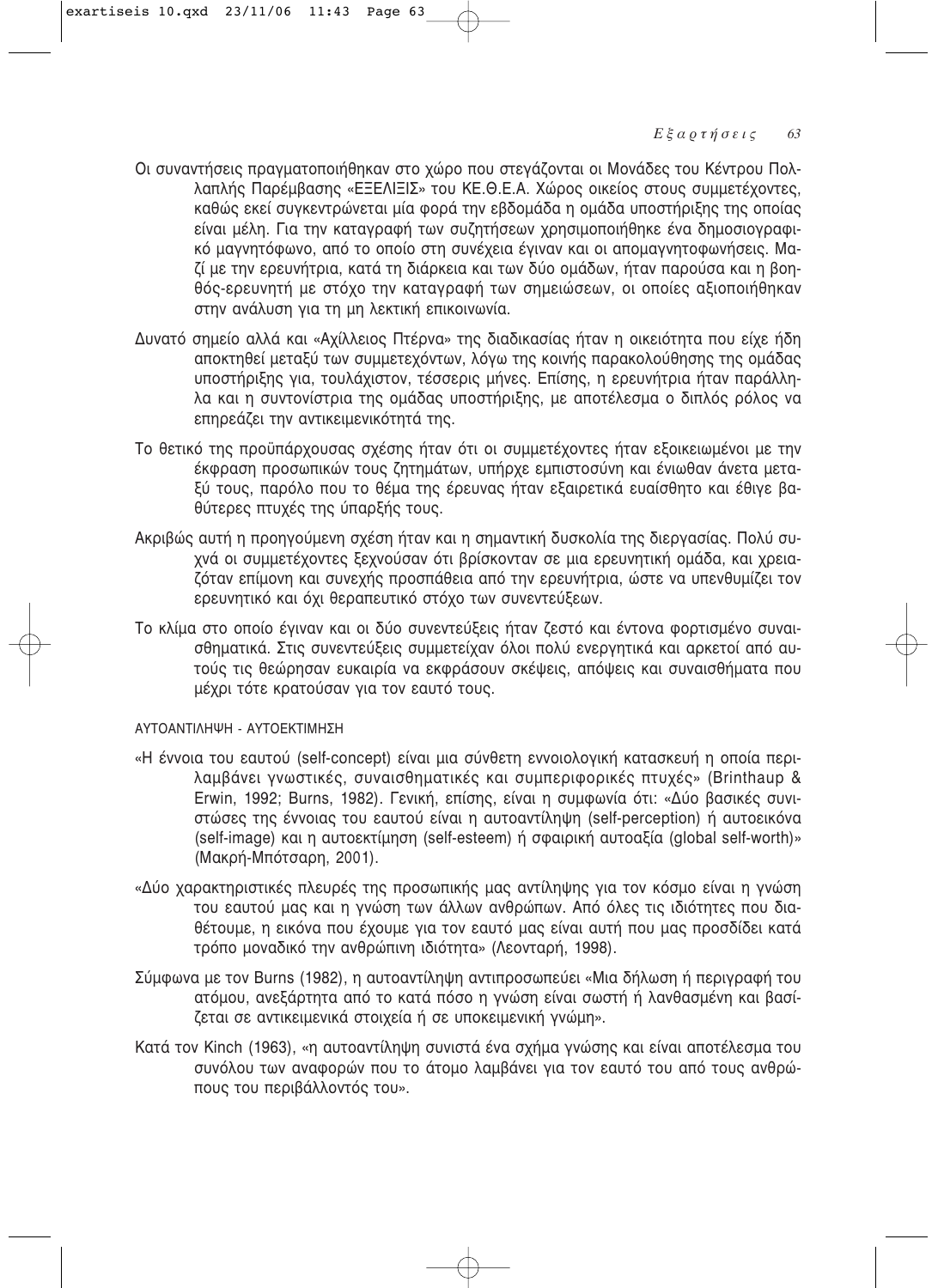Οι συναντήσεις πραγματοποιήθηκαν στο χώρο που στεγάζονται οι Μονάδες του Κέντρου Πολλαπλής Παρέμβασης «ΕΞΕΛΙΞΙΣ» του ΚΕ.Θ.Ε.Α. Χώρος οικείος στους συμμετέχοντες, καθώς εκεί συγκεντρώνεται μία φορά την εβδομάδα η ομάδα υποστήριξης της οποίας είναι μέλη. Για την καταγραφή των συζητήσεων χρησιμοποιήθηκε ένα δημοσιογραφικό μαγνητόφωνο, από το οποίο στη συνέχεια έγιναν και οι απομαγνητοφωνήσεις. Μαζί με την ερευνήτρια, κατά τη διάρκεια και των δύο ομάδων, ήταν παρούσα και η βοηθός-ερευνητή με στόχο την καταγραφή των σημειώσεων, οι οποίες αξιοποιήθηκαν στην ανάλυση για τη μη λεκτική επικοινωνία.

Δυνατό σημείο αλλά και «Αχίλλειος Πτέρνα» της διαδικασίας ήταν η οικειότητα που είχε ήδη αποκτηθεί μεταξύ των συμμετεχόντων, λόγω της κοινής παρακολούθησης της ομάδας υποστήριξης για, τουλάχιστον, τέσσερις μήνες. Επίσης, η ερευνήτρια ήταν παράλληλα και η συντονίστρια της ομάδας υποστήριξης, με αποτέλεσμα ο διπλός ρόλος να επηρεάζει την αντικειμενικότητά της.

Το θετικό της προϋπάρχουσας σχέσης ήταν ότι οι συμμετέχοντες ήταν εξοικειωμένοι με την έκφραση προσωπικών τους ζητημάτων, υπήρχε εμπιστοσύνη και ένιωθαν άνετα μεταξύ τους, παρόλο που το θέμα της έρευνας ήταν εξαιρετικά ευαίσθητο και έθιγε βαθύτερες πτυχές της ύπαρξής τους.

Ακριβώς αυτή η προηγούμενη σχέση ήταν και η σημαντική δυσκολία της διεργασίας. Πολύ συχνά οι συμμετέχοντες ξεχνούσαν ότι βρίσκονταν σε μια ερευνητική ομάδα, και χρειαζόταν επίμονη και συνεχής προσπάθεια από την ερευνήτρια, ώστε να υπενθυμίζει τον ερευνητικό και όχι θεραπευτικό στόχο των συνεντεύξεων.

Το κλίμα στο οποίο έγιναν και οι δύο συνεντεύξεις ήταν ζεστό και έντονα φορτισμένο συναισθηματικά. Στις συνεντεύξεις συμμετείχαν όλοι πολύ ενεργητικά και αρκετοί από αυτούς τις θεώρησαν ευκαιρία να εκφράσουν σκέψεις, απόψεις και συναισθήματα που μέχρι τότε κρατούσαν για τον εαυτό τους.

ΑΥΤΟΑΝΤΙΛΗΨΗ - ΑΥΤΟΕΚΤΙΜΗΣΗ

«Η έννοια του εαυτού (self-concept) είναι μια σύνθετη εννοιολογική κατασκευή η οποία περιλαμβάνει γνωστικές, συναισθηματικές και συμπεριφορικές πτυχές» (Brinthaup & Erwin, 1992; Burns, 1982). Γενική, επίσης, είναι η συμφωνία ότι: «Δύο βασικές συνιστώσες της έννοιας του εαυτού είναι η αυτοαντίληψη (self-perception) ή αυτοεικόνα (self-image) και η αυτοεκτίμηση (self-esteem) ή σφαιρική αυτοαξία (global self-worth)» (Μακρή-Μπότσαρη, 2001).

«Δύο χαρακτηριστικές πλευρές της προσωπικής μας αντίληψης για τον κόσμο είναι η γνώση του εαυτού μας και η γνώση των άλλων ανθρώπων. Από όλες τις ιδιότητες που διαθέτουμε, η εικόνα που έχουμε για τον εαυτό μας είναι αυτή που μας προσδίδει κατά τρόπο μοναδικό την ανθρώπινη ιδιότητα» (Λεονταρή, 1998).

Σύμφωνα με τον Burns (1982), η αυτοαντίληψη αντιπροσωπεύει «Μια δήλωση ή περιγραφή του ατόμου, ανεξάρτητα από το κατά πόσο η γνώση είναι σωστή ή λανθασμένη και βασίζεται σε αντικειμενικά στοιχεία ή σε υποκειμενική γνώμη».

Κατά τον Kinch (1963), «η αυτοαντίληψη συνιστά ένα σχήμα γνώσης και είναι αποτέλεσμα του συνόλου των αναφορών που το άτομο λαμβάνει για τον εαυτό του από τους ανθρώπους του περιβάλλοντός του».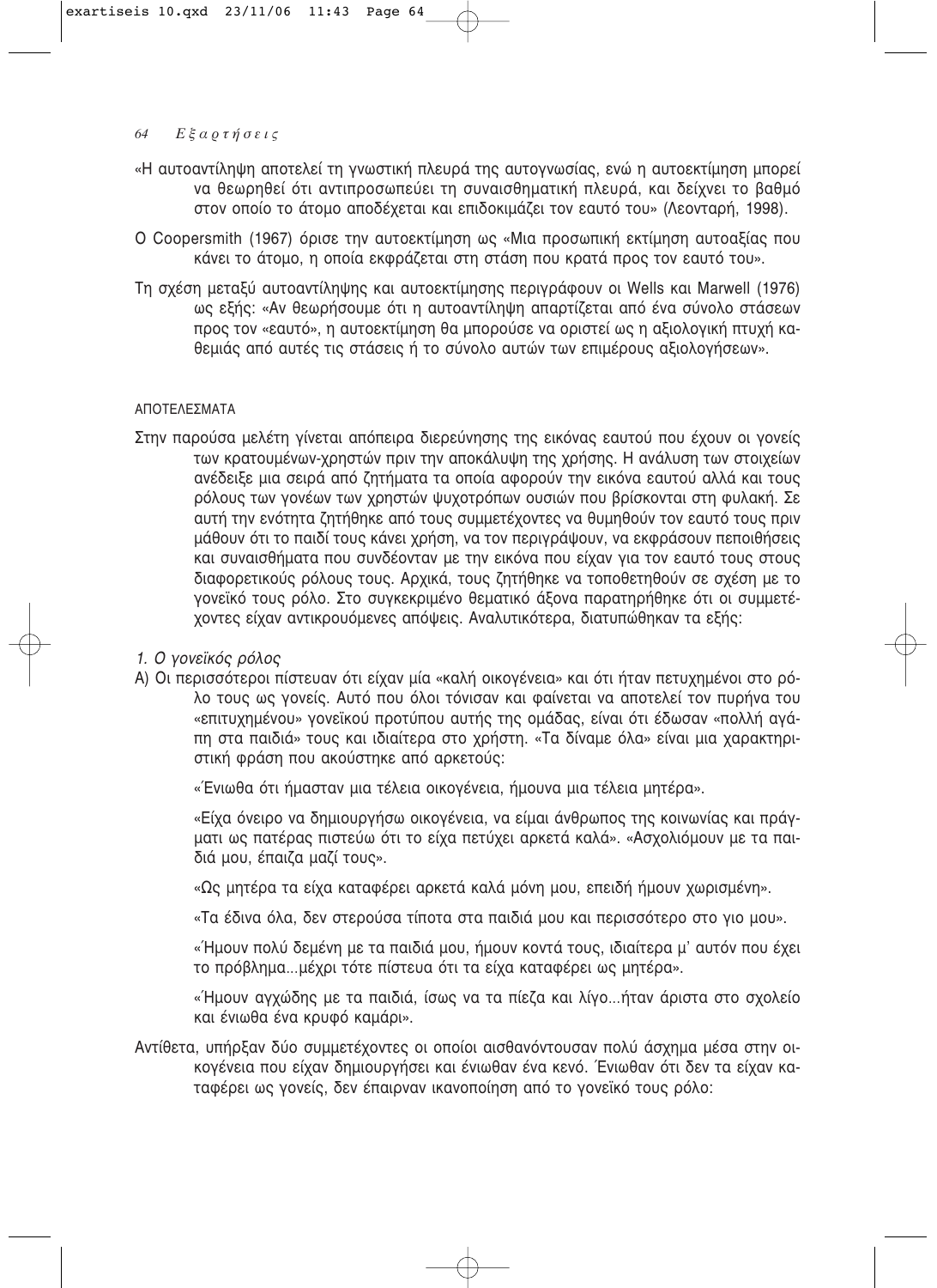«Η αυτοαντίληψη αποτελεί τη γνωστική πλευρά της αυτογνωσίας, ενώ η αυτοεκτίμηση μπορεί να θεωρηθεί ότι αντιπροσωπεύει τη συναισθηματική πλευρά, και δείχνει το βαθμό στον οποίο το άτομο αποδέχεται και επιδοκιμάζει τον εαυτό του» (Λεονταρή, 1998).

Ο Coopersmith (1967) όρισε την αυτοεκτίμηση ως «Μια προσωπική εκτίμηση αυτοαξίας που κάνει το άτομο, η οποία εκφράζεται στη στάση που κρατά προς τον εαυτό του».

Τη σχέση μεταξύ αυτοαντίληψης και αυτοεκτίμησης περιγράφουν οι Wells και Marwell (1976) ως εξής: «Αν θεωρήσουμε ότι η αυτοαντίληψη απαρτίζεται από ένα σύνολο στάσεων προς τον «εαυτό», η αυτοεκτίμηση θα μπορούσε να οριστεί ως η αξιολογική πτυχή καθεμιάς από αυτές τις στάσεις ή το σύνολο αυτών των επιμέρους αξιολογήσεων».

## ΑΠΟΤΕΛΕΣΜΑΤΑ

Στην παρούσα μελέτη γίνεται απόπειρα διερεύνησης της εικόνας εαυτού που έχουν οι γονείς των κρατουμένων-χρηστών πριν την αποκάλυψη της χρήσης. Η ανάλυση των στοιχείων ανέδειξε μια σειρά από ζητήματα τα οποία αφορούν την εικόνα εαυτού αλλά και τους ρόλους των γονέων των χρηστών ψυχοτρόπων ουσιών που βρίσκονται στη φυλακή. Σε αυτή την ενότητα ζητήθηκε από τους συμμετέχοντες να θυμηθούν τον εαυτό τους πριν μάθουν ότι το παιδί τους κάνει χρήση, να τον περιγράψουν, να εκφράσουν πεποιθήσεις και συναισθήματα που συνδέονταν με την εικόνα που είχαν για τον εαυτό τους στους διαφορετικούς ρόλους τους. Αρχικά, τους ζητήθηκε να τοποθετηθούν σε σχέση με το γονεϊκό τους ρόλο. Στο συγκεκριμένο θεματικό άξονα παρατηρήθηκε ότι οι συμμετέχοντες είχαν αντικρουόμενες απόψεις. Αναλυτικότερα, διατυπώθηκαν τα εξής:

*1. Ο γονεϊκός ρόλος*

Α) Οι περισσότεροι πίστευαν ότι είχαν μία «καλή οικογένεια» και ότι ήταν πετυχημένοι στο ρόλο τους ως γονείς. Αυτό που όλοι τόνισαν και φαίνεται να αποτελεί τον πυρήνα του «επιτυχημένου» γονεϊκού προτύπου αυτής της ομάδας, είναι ότι έδωσαν «πολλή αγάπη στα παιδιά» τους και ιδιαίτερα στο χρήστη. «Τα δίναμε όλα» είναι μια χαρακτηριστική φράση που ακούστηκε από αρκετούς:

«Ένιωθα ότι ήμασταν μια τέλεια οικογένεια, ήμουνα μια τέλεια μητέρα».

«Είχα όνειρο να δημιουργήσω οικογένεια, να είμαι άνθρωπος της κοινωνίας και πράγματι ως πατέρας πιστεύω ότι το είχα πετύχει αρκετά καλά». «Ασχολιόμουν με τα παιδιά μου, έπαιζα μαζί τους».

«Ως μητέρα τα είχα καταφέρει αρκετά καλά μόνη μου, επειδή ήμουν χωρισμένη».

«Τα έδινα όλα, δεν στερούσα τίποτα στα παιδιά μου και περισσότερο στο γιο μου».

«Ήμουν πολύ δεμένη με τα παιδιά μου, ήμουν κοντά τους, ιδιαίτερα μ' αυτόν που έχει το πρόβλημα...μέχρι τότε πίστευα ότι τα είχα καταφέρει ως μητέρα».

«Ήμουν αγχώδης με τα παιδιά, ίσως να τα πίεζα και λίγο...ήταν άριστα στο σχολείο και ένιωθα ένα κρυφό καμάρι».

Αντίθετα, υπήρξαν δύο συμμετέχοντες οι οποίοι αισθανόντουσαν πολύ άσχημα μέσα στην οικογένεια που είχαν δημιουργήσει και ένιωθαν ένα κενό. Ένιωθαν ότι δεν τα είχαν καταφέρει ως γονείς, δεν έπαιρναν ικανοποίηση από το γονεϊκό τους ρόλο: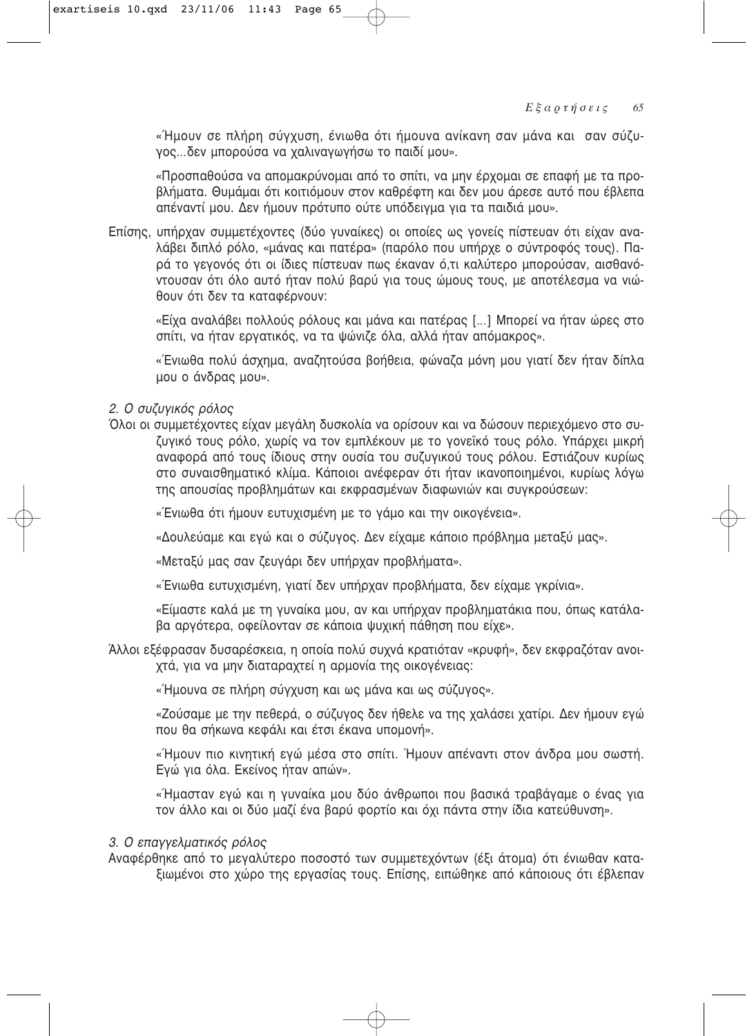«Ήμουν σε πλήρη σύγχυση, ένιωθα ότι ήμουνα ανίκανη σαν μάνα και σαν σύζυγος...δεν μπορούσα να χαλιναγωγήσω το παιδί μου».

«Προσπαθούσα να απομακρύνομαι από το σπίτι, να μην έρχομαι σε επαφή με τα προβλήματα. Θυμάμαι ότι κοιτιόμουν στον καθρέφτη και δεν μου άρεσε αυτό που έβλεπα απέναντί μου. Δεν ήμουν πρότυπο ούτε υπόδειγμα για τα παιδιά μου».

Επίσης, υπήρχαν συμμετέχοντες (δύο γυναίκες) οι οποίες ως γονείς πίστευαν ότι είχαν αναλάβει διπλό ρόλο, «μάνας και πατέρα» (παρόλο που υπήρχε ο σύντροφός τους). Παρά το γεγονός ότι οι ίδιες πίστευαν πως έκαναν ό,τι καλύτερο μπορούσαν, αισθανόντουσαν ότι όλο αυτό ήταν πολύ βαρύ για τους ώμους τους, με αποτέλεσμα να νιώθουν ότι δεν τα καταφέρνουν:

«Είχα αναλάβει πολλούς ρόλους και μάνα και πατέρας [...] Μπορεί να ήταν ώρες στο σπίτι, να ήταν εργατικός, να τα ψώνιζε όλα, αλλά ήταν απόμακρος».

«Ένιωθα πολύ άσχημα, αναζητούσα βοήθεια, φώναζα μόνη μου γιατί δεν ήταν δίπλα μου ο άνδρας μου».

*2. Ο συζυγικός ρόλος*

Όλοι οι συμμετέχοντες είχαν μεγάλη δυσκολία να ορίσουν και να δώσουν περιεχόμενο στο συζυγικό τους ρόλο, χωρίς να τον εμπλέκουν με το γονεϊκό τους ρόλο. Υπάρχει μικρή αναφορά από τους ίδιους στην ουσία του συζυγικού τους ρόλου. Εστιάζουν κυρίως στο συναισθηματικό κλίμα. Κάποιοι ανέφεραν ότι ήταν ικανοποιημένοι, κυρίως λόγω της απουσίας προβλημάτων και εκφρασμένων διαφωνιών και συγκρούσεων:

«Ένιωθα ότι ήμουν ευτυχισμένη με το γάμο και την οικογένεια».

«Δουλεύαμε και εγώ και ο σύζυγος. Δεν είχαμε κάποιο πρόβλημα μεταξύ μας».

«Μεταξύ μας σαν ζευγάρι δεν υπήρχαν προβλήματα».

«Ένιωθα ευτυχισμένη, γιατί δεν υπήρχαν προβλήματα, δεν είχαμε γκρίνια».

«Είμαστε καλά με τη γυναίκα μου, αν και υπήρχαν προβληματάκια που, όπως κατάλαβα αργότερα, οφείλονταν σε κάποια ψυχική πάθηση που είχε».

Άλλοι εξέφρασαν δυσαρέσκεια, η οποία πολύ συχνά κρατιόταν «κρυφή», δεν εκφραζόταν ανοιχτά, για να μην διαταραχτεί η αρμονία της οικογένειας:

«Ήμουνα σε πλήρη σύγχυση και ως μάνα και ως σύζυγος».

«Ζούσαμε με την πεθερά, ο σύζυγος δεν ήθελε να της χαλάσει χατίρι. Δεν ήμουν εγώ που θα σήκωνα κεφάλι και έτσι έκανα υπομονή».

«Ήμουν πιο κινητική εγώ μέσα στο σπίτι. Ήμουν απέναντι στον άνδρα μου σωστή. Εγώ για όλα. Εκείνος ήταν απών».

«Ήμασταν εγώ και η γυναίκα μου δύο άνθρωποι που βασικά τραβάγαμε ο ένας για τον άλλο και οι δύο μαζί ένα βαρύ φορτίο και όχι πάντα στην ίδια κατεύθυνση».

*3. Ο επαγγελματικός ρόλος*

Αναφέρθηκε από το μεγαλύτερο ποσοστό των συμμετεχόντων (έξι άτομα) ότι ένιωθαν καταξιωμένοι στο χώρο της εργασίας τους. Επίσης, ειπώθηκε από κάποιους ότι έβλεπαν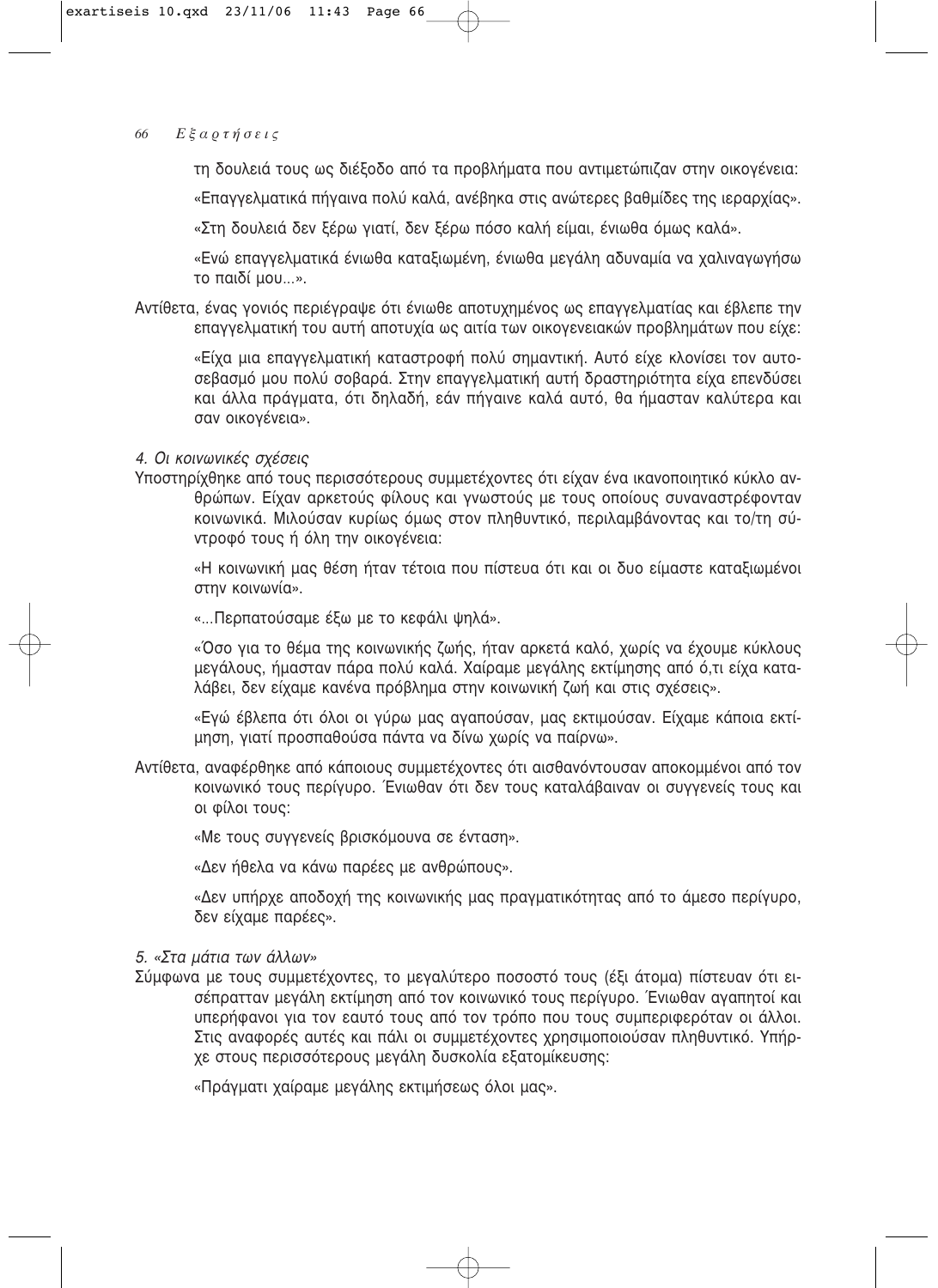τη δουλειά τους ως διέξοδο από τα προβλήματα που αντιμετώπιζαν στην οικογένεια:

> «Επαγγελματικά πήγαινα πολύ καλά, ανέβηκα στις ανώτερες βαθμίδες της ιεραρχίας».
>
> «Στη δουλειά δεν ξέρω γιατί, δεν ξέρω πόσο καλή είμαι, ένιωθα όμως καλά».
>
> «Ενώ επαγγελματικά ένιωθα καταξιωμένη, ένιωθα μεγάλη αδυναμία να χαλιναγωγήσω το παιδί μου...».

Αντίθετα, ένας γονιός περιέγραψε ότι ένιωθε αποτυχημένος ως επαγγελματίας και έβλεπε την επαγγελματική του αυτή αποτυχία ως αιτία των οικογενειακών προβλημάτων που είχε:

> «Είχα μια επαγγελματική καταστροφή πολύ σημαντική. Αυτό είχε κλονίσει τον αυτοσεβασμό μου πολύ σοβαρά. Στην επαγγελματική αυτή δραστηριότητα είχα επενδύσει και άλλα πράγματα, ότι δηλαδή, εάν πήγαινε καλά αυτό, θα ήμασταν καλύτερα και σαν οικογένεια».

*4. Οι κοινωνικές σχέσεις*

Υποστηρίχθηκε από τους περισσότερους συμμετέχοντες ότι είχαν ένα ικανοποιητικό κύκλο ανθρώπων. Είχαν αρκετούς φίλους και γνωστούς με τους οποίους συναναστρέφονταν κοινωνικά. Μιλούσαν κυρίως όμως στον πληθυντικό, περιλαμβάνοντας και το/τη σύντροφό τους ή όλη την οικογένεια:

> «Η κοινωνική μας θέση ήταν τέτοια που πίστευα ότι και οι δυο είμαστε καταξιωμένοι στην κοινωνία».
>
> «...Περπατούσαμε έξω με το κεφάλι ψηλά».
>
> «Όσο για το θέμα της κοινωνικής ζωής, ήταν αρκετά καλό, χωρίς να έχουμε κύκλους μεγάλους, ήμασταν πάρα πολύ καλά. Χαίραμε μεγάλης εκτίμησης από ό,τι είχα καταλάβει, δεν είχαμε κανένα πρόβλημα στην κοινωνική ζωή και στις σχέσεις».
>
> «Εγώ έβλεπα ότι όλοι οι γύρω μας αγαπούσαν, μας εκτιμούσαν. Είχαμε κάποια εκτίμηση, γιατί προσπαθούσα πάντα να δίνω χωρίς να παίρνω».

Αντίθετα, αναφέρθηκε από κάποιους συμμετέχοντες ότι αισθανόντουσαν αποκομμένοι από τον κοινωνικό τους περίγυρο. Ένιωθαν ότι δεν τους καταλάβαιναν οι συγγενείς τους και οι φίλοι τους:

> «Με τους συγγενείς βρισκόμουνα σε ένταση».
>
> «Δεν ήθελα να κάνω παρέες με ανθρώπους».
>
> «Δεν υπήρχε αποδοχή της κοινωνικής μας πραγματικότητας από το άμεσο περίγυρο, δεν είχαμε παρέες».

*5. «Στα μάτια των άλλων»*

Σύμφωνα με τους συμμετέχοντες, το μεγαλύτερο ποσοστό τους (έξι άτομα) πίστευαν ότι εισέπρατταν μεγάλη εκτίμηση από τον κοινωνικό τους περίγυρο. Ένιωθαν αγαπητοί και υπερήφανοι για τον εαυτό τους από τον τρόπο που τους συμπεριφερόταν οι άλλοι. Στις αναφορές αυτές και πάλι οι συμμετέχοντες χρησιμοποιούσαν πληθυντικό. Υπήρχε στους περισσότερους μεγάλη δυσκολία εξατομίκευσης:

> «Πράγματι χαίραμε μεγάλης εκτιμήσεως όλοι μας».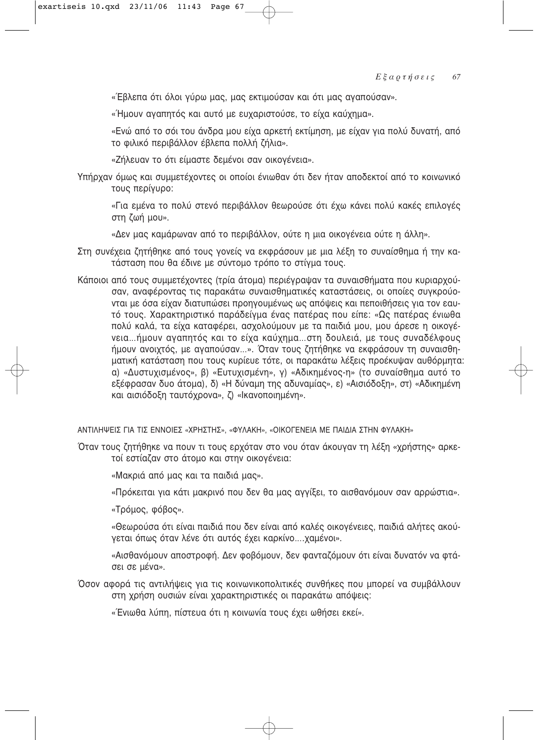«Έβλεπα ότι όλοι γύρω μας, μας εκτιμούσαν και ότι μας αγαπούσαν».

«Ήμουν αγαπητός και αυτό με ευχαριστούσε, το είχα καύχημα».

«Ενώ από το σόι του άνδρα μου είχα αρκετή εκτίμηση, με είχαν για πολύ δυνατή, από το φιλικό περιβάλλον έβλεπα πολλή ζήλια».

«Ζήλευαν το ότι είμαστε δεμένοι σαν οικογένεια».

Υπήρχαν όμως και συμμετέχοντες οι οποίοι ένιωθαν ότι δεν ήταν αποδεκτοί από το κοινωνικό τους περίγυρο:

«Για εμένα το πολύ στενό περιβάλλον θεωρούσε ότι έχω κάνει πολύ κακές επιλογές στη ζωή μου».

«Δεν μας καμάρωναν από το περιβάλλον, ούτε η μια οικογένεια ούτε η άλλη».

Στη συνέχεια ζητήθηκε από τους γονείς να εκφράσουν με μια λέξη το συναίσθημα ή την κατάσταση που θα έδινε με σύντομο τρόπο το στίγμα τους.

Κάποιοι από τους συμμετέχοντες (τρία άτομα) περιέγραψαν τα συναισθήματα που κυριαρχούσαν, αναφέροντας τις παρακάτω συναισθηματικές καταστάσεις, οι οποίες συγκρούονται με όσα είχαν διατυπώσει προηγουμένως ως απόψεις και πεποιθήσεις για τον εαυτό τους. Χαρακτηριστικό παράδειγμα ένας πατέρας που είπε: «Ως πατέρας ένιωθα πολύ καλά, τα είχα καταφέρει, ασχολούμουν με τα παιδιά μου, μου άρεσε η οικογένεια...ήμουν αγαπητός και το είχα καύχημα...στη δουλειά, με τους συναδέλφους ήμουν ανοιχτός, με αγαπούσαν...». Όταν τους ζητήθηκε να εκφράσουν τη συναισθηματική κατάσταση που τους κυρίευε τότε, οι παρακάτω λέξεις προέκυψαν αυθόρμητα: α) «Δυστυχισμένος», β) «Ευτυχισμένη», γ) «Αδικημένος-η» (το συναίσθημα αυτό το εξέφρασαν δυο άτομα), δ) «Η δύναμη της αδυναμίας», ε) «Αισιόδοξη», στ) «Αδικημένη και αισιόδοξη ταυτόχρονα», ζ) «Ικανοποιημένη».

ΑΝΤΙΛΗΨΕΙΣ ΓΙΑ ΤΙΣ ΕΝΝΟΙΕΣ «ΧΡΗΣΤΗΣ», «ΦΥΛΑΚΗ», «ΟΙΚΟΓΕΝΕΙΑ ΜΕ ΠΑΙΔΙΑ ΣΤΗΝ ΦΥΛΑΚΗ»

Όταν τους ζητήθηκε να πουν τι τους ερχόταν στο νου όταν άκουγαν τη λέξη «χρήστης» αρκετοί εστίαζαν στο άτομο και στην οικογένεια:

«Μακριά από μας και τα παιδιά μας».

«Πρόκειται για κάτι μακρινό που δεν θα μας αγγίξει, το αισθανόμουν σαν αρρώστια».

«Τρόμος, φόβος».

«Θεωρούσα ότι είναι παιδιά που δεν είναι από καλές οικογένειες, παιδιά αλήτες ακούγεται όπως όταν λένε ότι αυτός έχει καρκίνο....χαμένοι».

«Αισθανόμουν αποστροφή. Δεν φοβόμουν, δεν φανταζόμουν ότι είναι δυνατόν να φτάσει σε μένα».

Όσον αφορά τις αντιλήψεις για τις κοινωνικοπολιτικές συνθήκες που μπορεί να συμβάλλουν στη χρήση ουσιών είναι χαρακτηριστικές οι παρακάτω απόψεις:

«Ένιωθα λύπη, πίστευα ότι η κοινωνία τους έχει ωθήσει εκεί».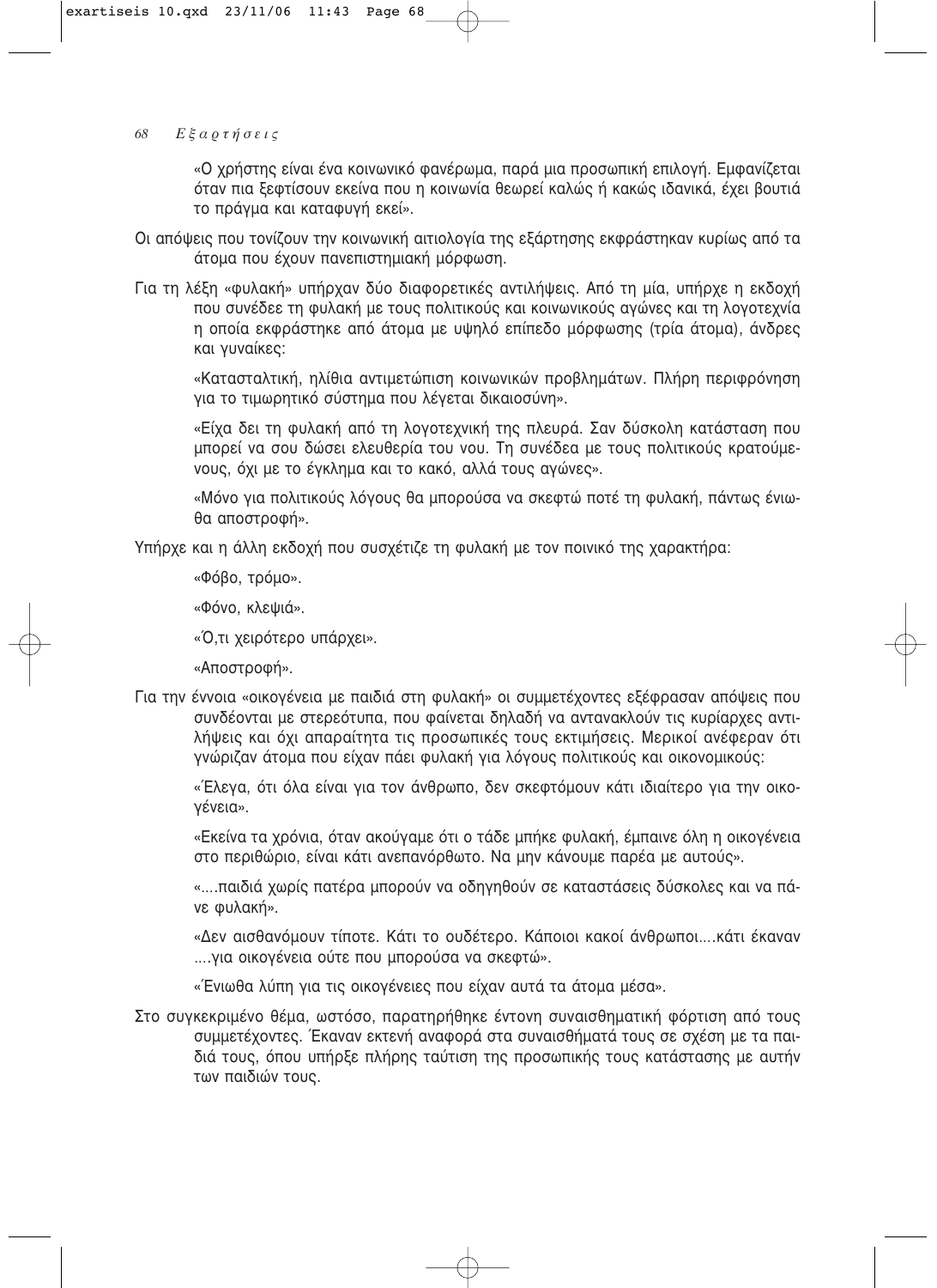«Ο χρήστης είναι ένα κοινωνικό φανέρωμα, παρά μια προσωπική επιλογή. Εμφανίζεται όταν πια ξεφτίσουν εκείνα που η κοινωνία θεωρεί καλώς ή κακώς ιδανικά, έχει βουτιά το πράγμα και καταφυγή εκεί».

Οι απόψεις που τονίζουν την κοινωνική αιτιολογία της εξάρτησης εκφράστηκαν κυρίως από τα άτομα που έχουν πανεπιστημιακή μόρφωση.

Για τη λέξη «φυλακή» υπήρχαν δύο διαφορετικές αντιλήψεις. Από τη μία, υπήρχε η εκδοχή που συνέδεε τη φυλακή με τους πολιτικούς και κοινωνικούς αγώνες και τη λογοτεχνία η οποία εκφράστηκε από άτομα με υψηλό επίπεδο μόρφωσης (τρία άτομα), άνδρες και γυναίκες:

«Κατασταλτική, ηλίθια αντιμετώπιση κοινωνικών προβλημάτων. Πλήρη περιφρόνηση για το τιμωρητικό σύστημα που λέγεται δικαιοσύνη».

«Είχα δει τη φυλακή από τη λογοτεχνική της πλευρά. Σαν δύσκολη κατάσταση που μπορεί να σου δώσει ελευθερία του νου. Τη συνέδεα με τους πολιτικούς κρατούμενους, όχι με το έγκλημα και το κακό, αλλά τους αγώνες».

«Μόνο για πολιτικούς λόγους θα μπορούσα να σκεφτώ ποτέ τη φυλακή, πάντως ένιωθα αποστροφή».

Υπήρχε και η άλλη εκδοχή που συσχέτιζε τη φυλακή με τον ποινικό της χαρακτήρα:

«Φόβο, τρόμο».

«Φόνο, κλεψιά».

«Ό,τι χειρότερο υπάρχει».

«Αποστροφή».

Για την έννοια «οικογένεια με παιδιά στη φυλακή» οι συμμετέχοντες εξέφρασαν απόψεις που συνδέονται με στερεότυπα, που φαίνεται δηλαδή να αντανακλούν τις κυρίαρχες αντιλήψεις και όχι απαραίτητα τις προσωπικές τους εκτιμήσεις. Μερικοί ανέφεραν ότι γνώριζαν άτομα που είχαν πάει φυλακή για λόγους πολιτικούς και οικονομικούς:

«Έλεγα, ότι όλα είναι για τον άνθρωπο, δεν σκεφτόμουν κάτι ιδιαίτερο για την οικογένεια».

«Εκείνα τα χρόνια, όταν ακούγαμε ότι ο τάδε μπήκε φυλακή, έμπαινε όλη η οικογένεια στο περιθώριο, είναι κάτι ανεπανόρθωτο. Να μην κάνουμε παρέα με αυτούς».

«....παιδιά χωρίς πατέρα μπορούν να οδηγηθούν σε καταστάσεις δύσκολες και να πάνε φυλακή».

«Δεν αισθανόμουν τίποτε. Κάτι το ουδέτερο. Κάποιοι κακοί άνθρωποι....κάτι έκαναν ....για οικογένεια ούτε που μπορούσα να σκεφτώ».

«Ένιωθα λύπη για τις οικογένειες που είχαν αυτά τα άτομα μέσα».

Στο συγκεκριμένο θέμα, ωστόσο, παρατηρήθηκε έντονη συναισθηματική φόρτιση από τους συμμετέχοντες. Έκαναν εκτενή αναφορά στα συναισθήματά τους σε σχέση με τα παιδιά τους, όπου υπήρξε πλήρης ταύτιση της προσωπικής τους κατάστασης με αυτήν των παιδιών τους.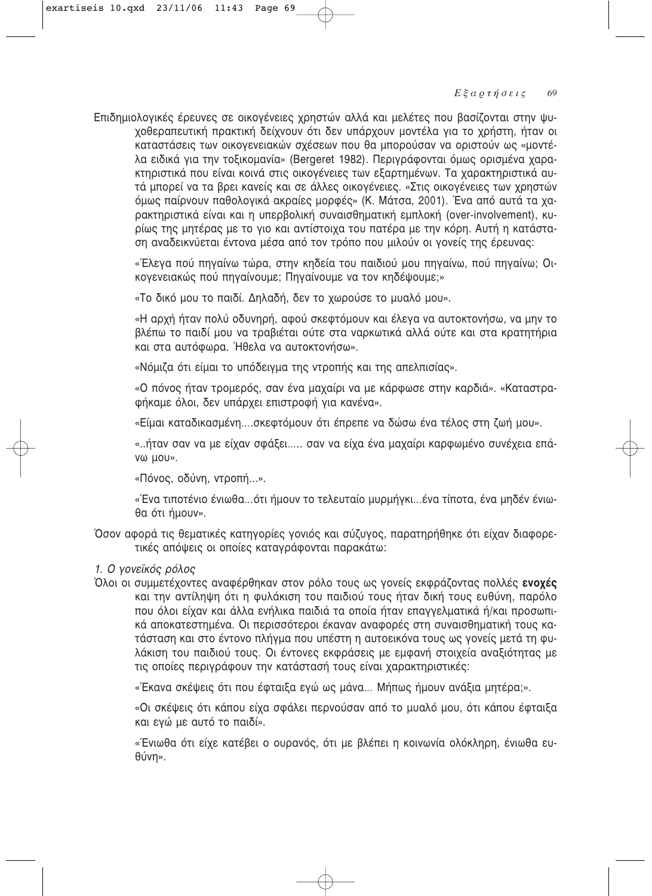Επιδημιολογικές έρευνες σε οικογένειες χρηστών αλλά και μελέτες που βασίζονται στην ψυχοθεραπευτική πρακτική δείχνουν ότι δεν υπάρχουν μοντέλα για το χρήστη, ήταν οι καταστάσεις των οικογενειακών σχέσεων που θα μπορούσαν να οριστούν ως «μοντέλα ειδικά για την τοξικομανία» (Bergeret 1982). Περιγράφονται όμως ορισμένα χαρακτηριστικά που είναι κοινά στις οικογένειες των εξαρτημένων. Τα χαρακτηριστικά αυτά μπορεί να τα βρει κανείς και σε άλλες οικογένειες. «Στις οικογένειες των χρηστών όμως παίρνουν παθολογικά ακραίες μορφές» (Κ. Μάτσα, 2001). Ένα από αυτά τα χαρακτηριστικά είναι και η υπερβολική συναισθηματική εμπλοκή (over-involvement), κυρίως της μητέρας με το γιο και αντίστοιχα του πατέρα με την κόρη. Αυτή η κατάσταση αναδεικνύεται έντονα μέσα από τον τρόπο που μιλούν οι γονείς της έρευνας:

«Έλεγα πού πηγαίνω τώρα, στην κηδεία του παιδιού μου πηγαίνω, πού πηγαίνω; Οικογενειακώς πού πηγαίνουμε; Πηγαίνουμε να τον κηδέψουμε;»

«Το δικό μου το παιδί. Δηλαδή, δεν το χωρούσε το μυαλό μου».

«Η αρχή ήταν πολύ οδυνηρή, αφού σκεφτόμουν και έλεγα να αυτοκτονήσω, να μην το βλέπω το παιδί μου να τραβιέται ούτε στα ναρκωτικά αλλά ούτε και στα κρατητήρια και στα αυτόφωρα. Ήθελα να αυτοκτονήσω».

«Νόμιζα ότι είμαι το υπόδειγμα της ντροπής και της απελπισίας».

«Ο πόνος ήταν τρομερός, σαν ένα μαχαίρι να με κάρφωσε στην καρδιά». «Καταστραφήκαμε όλοι, δεν υπάρχει επιστροφή για κανένα».

«Είμαι καταδικασμένη....σκεφτόμουν ότι έπρεπε να δώσω ένα τέλος στη ζωή μου».

«..ήταν σαν να με είχαν σφάξει..... σαν να είχα ένα μαχαίρι καρφωμένο συνέχεια επάνω μου».

«Πόνος, οδύνη, ντροπή...».

«Ένα τιποτένιο ένιωθα...ότι ήμουν το τελευταίο μυρμήγκι...ένα τίποτα, ένα μηδέν ένιωθα ότι ήμουν».

Όσον αφορά τις θεματικές κατηγορίες γονιός και σύζυγος, παρατηρήθηκε ότι είχαν διαφορετικές απόψεις οι οποίες καταγράφονται παρακάτω:

*1. Ο γονεϊκός ρόλος*

Όλοι οι συμμετέχοντες αναφέρθηκαν στον ρόλο τους ως γονείς εκφράζοντας πολλές **ενοχές** και την αντίληψη ότι η φυλάκιση του παιδιού τους ήταν δική τους ευθύνη, παρόλο που όλοι είχαν και άλλα ενήλικα παιδιά τα οποία ήταν επαγγελματικά ή/και προσωπικά αποκατεστημένα. Οι περισσότεροι έκαναν αναφορές στη συναισθηματική τους κατάσταση και στο έντονο πλήγμα που υπέστη η αυτοεικόνα τους ως γονείς μετά τη φυλάκιση του παιδιού τους. Οι έντονες εκφράσεις με εμφανή στοιχεία αναξιότητας με τις οποίες περιγράφουν την κατάστασή τους είναι χαρακτηριστικές:

«Έκανα σκέψεις ότι που έφταιξα εγώ ως μάνα... Μήπως ήμουν ανάξια μητέρα;».

«Οι σκέψεις ότι κάπου είχα σφάλει περνούσαν από το μυαλό μου, ότι κάπου έφταιξα και εγώ με αυτό το παιδί».

«Ένιωθα ότι είχε κατέβει ο ουρανός, ότι με βλέπει η κοινωνία ολόκληρη, ένιωθα ευθύνη».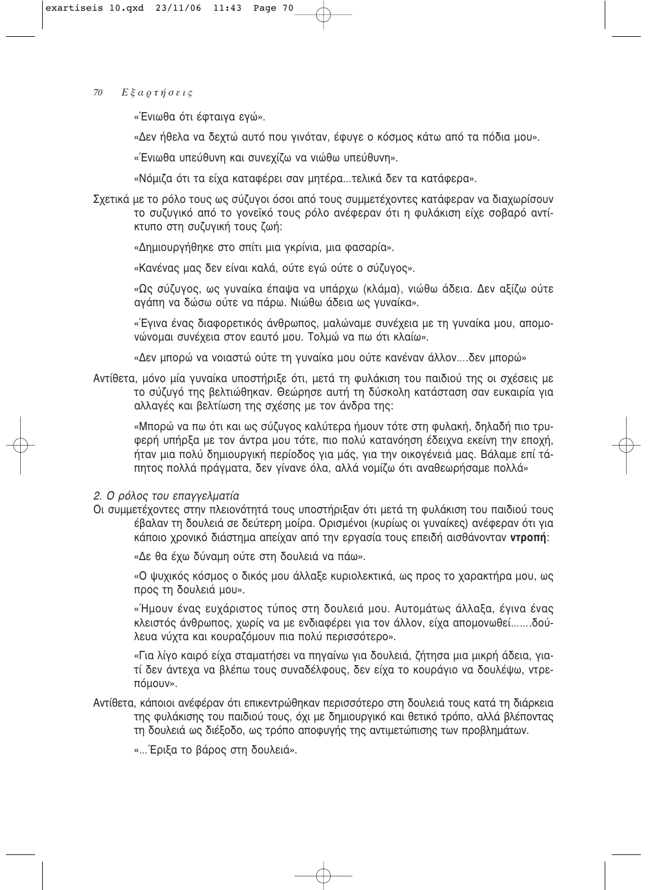«Ένιωθα ότι έφταιγα εγώ».

«Δεν ήθελα να δεχτώ αυτό που γινόταν, έφυγε ο κόσμος κάτω από τα πόδια μου».

«Ένιωθα υπεύθυνη και συνεχίζω να νιώθω υπεύθυνη».

«Νόμιζα ότι τα είχα καταφέρει σαν μητέρα...τελικά δεν τα κατάφερα».

Σχετικά με το ρόλο τους ως σύζυγοι όσοι από τους συμμετέχοντες κατάφεραν να διαχωρίσουν το συζυγικό από το γονεϊκό τους ρόλο ανέφεραν ότι η φυλάκιση είχε σοβαρό αντίκτυπο στη συζυγική τους ζωή:

«Δημιουργήθηκε στο σπίτι μια γκρίνια, μια φασαρία».

«Κανένας μας δεν είναι καλά, ούτε εγώ ούτε ο σύζυγος».

«Ως σύζυγος, ως γυναίκα έπαψα να υπάρχω (κλάμα), νιώθω άδεια. Δεν αξίζω ούτε αγάπη να δώσω ούτε να πάρω. Νιώθω άδεια ως γυναίκα».

«Έγινα ένας διαφορετικός άνθρωπος, μαλώναμε συνέχεια με τη γυναίκα μου, απομονώνομαι συνέχεια στον εαυτό μου. Τολμώ να πω ότι κλαίω».

«Δεν μπορώ να νοιαστώ ούτε τη γυναίκα μου ούτε κανέναν άλλον....δεν μπορώ»

Αντίθετα, μόνο μία γυναίκα υποστήριξε ότι, μετά τη φυλάκιση του παιδιού της οι σχέσεις με το σύζυγό της βελτιώθηκαν. Θεώρησε αυτή τη δύσκολη κατάσταση σαν ευκαιρία για αλλαγές και βελτίωση της σχέσης με τον άνδρα της:

«Μπορώ να πω ότι και ως σύζυγος καλύτερα ήμουν τότε στη φυλακή, δηλαδή πιο τρυφερή υπήρξα με τον άντρα μου τότε, πιο πολύ κατανόηση έδειχνα εκείνη την εποχή, ήταν μια πολύ δημιουργική περίοδος για μάς, για την οικογένειά μας. Βάλαμε επί τάπητος πολλά πράγματα, δεν γίνανε όλα, αλλά νομίζω ότι αναθεωρήσαμε πολλά»

*2. Ο ρόλος του επαγγελματία*

Οι συμμετέχοντες στην πλειονότητά τους υποστήριξαν ότι μετά τη φυλάκιση του παιδιού τους έβαλαν τη δουλειά σε δεύτερη μοίρα. Ορισμένοι (κυρίως οι γυναίκες) ανέφεραν ότι για κάποιο χρονικό διάστημα απείχαν από την εργασία τους επειδή αισθάνονταν **ντροπή**:

«Δε θα έχω δύναμη ούτε στη δουλειά να πάω».

«Ο ψυχικός κόσμος ο δικός μου άλλαξε κυριολεκτικά, ως προς το χαρακτήρα μου, ως προς τη δουλειά μου».

«Ήμουν ένας ευχάριστος τύπος στη δουλειά μου. Αυτομάτως άλλαξα, έγινα ένας κλειστός άνθρωπος, χωρίς να με ενδιαφέρει για τον άλλον, είχα απομονωθεί.......δούλευα νύχτα και κουραζόμουν πια πολύ περισσότερο».

«Για λίγο καιρό είχα σταματήσει να πηγαίνω για δουλειά, ζήτησα μια μικρή άδεια, γιατί δεν άντεχα να βλέπω τους συναδέλφους, δεν είχα το κουράγιο να δουλέψω, ντρεπόμουν».

Αντίθετα, κάποιοι ανέφέραν ότι επικεντρώθηκαν περισσότερο στη δουλειά τους κατά τη διάρκεια της φυλάκισης του παιδιού τους, όχι με δημιουργικό και θετικό τρόπο, αλλά βλέποντας τη δουλειά ως διέξοδο, ως τρόπο αποφυγής της αντιμετώπισης των προβλημάτων.

«...Έριξα το βάρος στη δουλειά».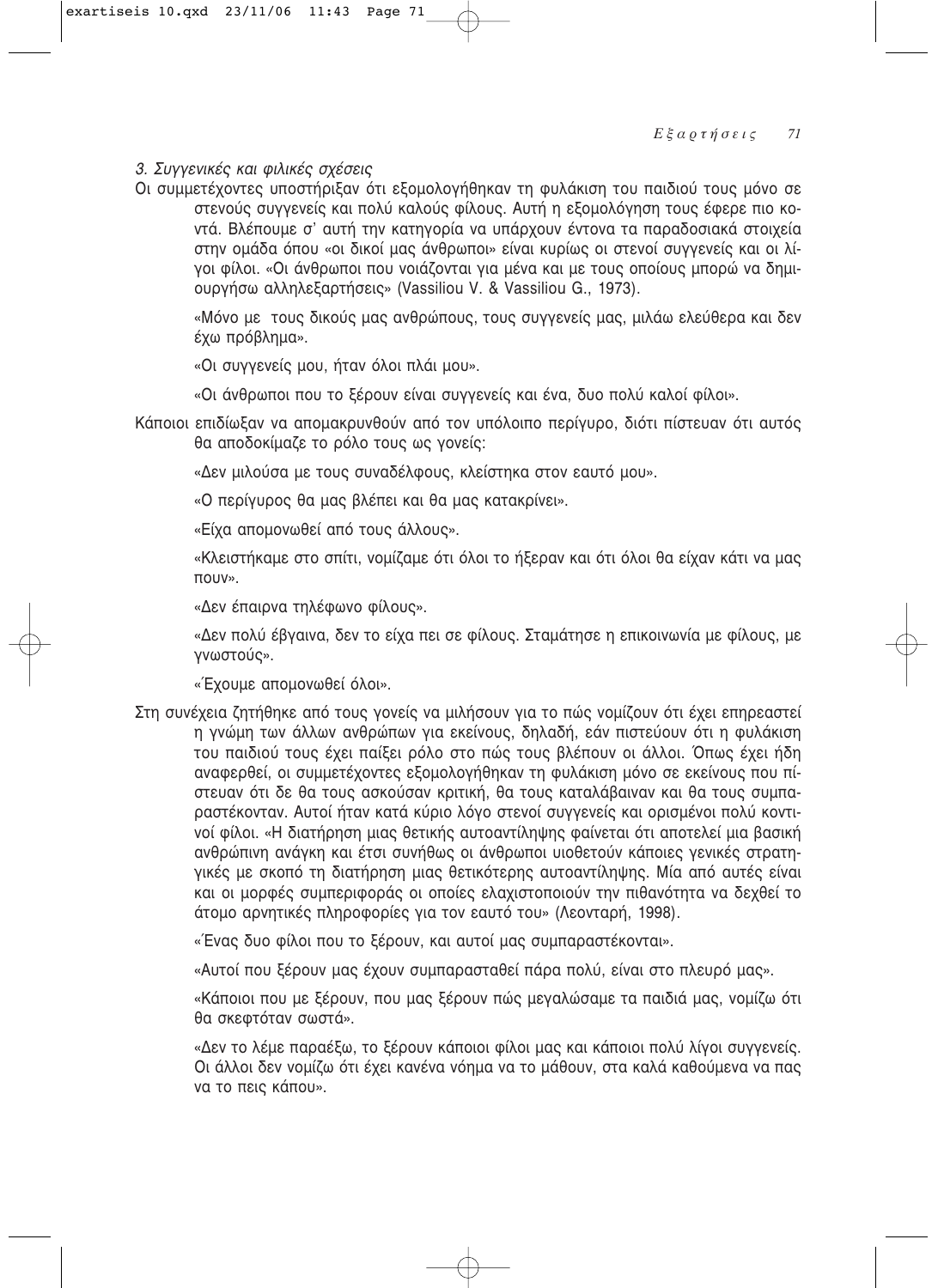*3. Συγγενικές και φιλικές σχέσεις*

Οι συμμετέχοντες υποστήριξαν ότι εξομολογήθηκαν τη φυλάκιση του παιδιού τους μόνο σε στενούς συγγενείς και πολύ καλούς φίλους. Αυτή η εξομολόγηση τους έφερε πιο κοντά. Βλέπουμε σ' αυτή την κατηγορία να υπάρχουν έντονα τα παραδοσιακά στοιχεία στην ομάδα όπου «οι δικοί μας άνθρωποι» είναι κυρίως οι στενοί συγγενείς και οι λίγοι φίλοι. «Οι άνθρωποι που νοιάζονται για μένα και με τους οποίους μπορώ να δημιουργήσω αλληλεξαρτήσεις» (Vassiliou V. & Vassiliou G., 1973).

«Μόνο με τους δικούς μας ανθρώπους, τους συγγενείς μας, μιλάω ελεύθερα και δεν έχω πρόβλημα».

«Οι συγγενείς μου, ήταν όλοι πλάι μου».

«Οι άνθρωποι που το ξέρουν είναι συγγενείς και ένα, δυο πολύ καλοί φίλοι».

Κάποιοι επιδίωξαν να απομακρυνθούν από τον υπόλοιπο περίγυρο, διότι πίστευαν ότι αυτός θα αποδοκίμαζε το ρόλο τους ως γονείς:

«Δεν μιλούσα με τους συναδέλφους, κλείστηκα στον εαυτό μου».

«Ο περίγυρος θα μας βλέπει και θα μας κατακρίνει».

«Είχα απομονωθεί από τους άλλους».

«Κλειστήκαμε στο σπίτι, νομίζαμε ότι όλοι το ήξεραν και ότι όλοι θα είχαν κάτι να μας πουν».

«Δεν έπαιρνα τηλέφωνο φίλους».

«Δεν πολύ έβγαινα, δεν το είχα πει σε φίλους. Σταμάτησε η επικοινωνία με φίλους, με γνωστούς».

«Έχουμε απομονωθεί όλοι».

Στη συνέχεια ζητήθηκε από τους γονείς να μιλήσουν για το πώς νομίζουν ότι έχει επηρεαστεί η γνώμη των άλλων ανθρώπων για εκείνους, δηλαδή, εάν πιστεύουν ότι η φυλάκιση του παιδιού τους έχει παίξει ρόλο στο πώς τους βλέπουν οι άλλοι. Όπως έχει ήδη αναφερθεί, οι συμμετέχοντες εξομολογήθηκαν τη φυλάκιση μόνο σε εκείνους που πίστευαν ότι δε θα τους ασκούσαν κριτική, θα τους καταλάβαιναν και θα τους συμπαραστέκονταν. Αυτοί ήταν κατά κύριο λόγο στενοί συγγενείς και ορισμένοι πολύ κοντινοί φίλοι. «Η διατήρηση μιας θετικής αυτοαντίληψης φαίνεται ότι αποτελεί μια βασική ανθρώπινη ανάγκη και έτσι συνήθως οι άνθρωποι υιοθετούν κάποιες γενικές στρατηγικές με σκοπό τη διατήρηση μιας θετικότερης αυτοαντίληψης. Μία από αυτές είναι και οι μορφές συμπεριφοράς οι οποίες ελαχιστοποιούν την πιθανότητα να δεχθεί το άτομο αρνητικές πληροφορίες για τον εαυτό του» (Λεονταρή, 1998).

«Ένας δυο φίλοι που το ξέρουν, και αυτοί μας συμπαραστέκονται».

«Αυτοί που ξέρουν μας έχουν συμπαρασταθεί πάρα πολύ, είναι στο πλευρό μας».

«Κάποιοι που με ξέρουν, που μας ξέρουν πώς μεγαλώσαμε τα παιδιά μας, νομίζω ότι θα σκεφτόταν σωστά».

«Δεν το λέμε παραέξω, το ξέρουν κάποιοι φίλοι μας και κάποιοι πολύ λίγοι συγγενείς. Οι άλλοι δεν νομίζω ότι έχει κανένα νόημα να το μάθουν, στα καλά καθούμενα να πας να το πεις κάπου».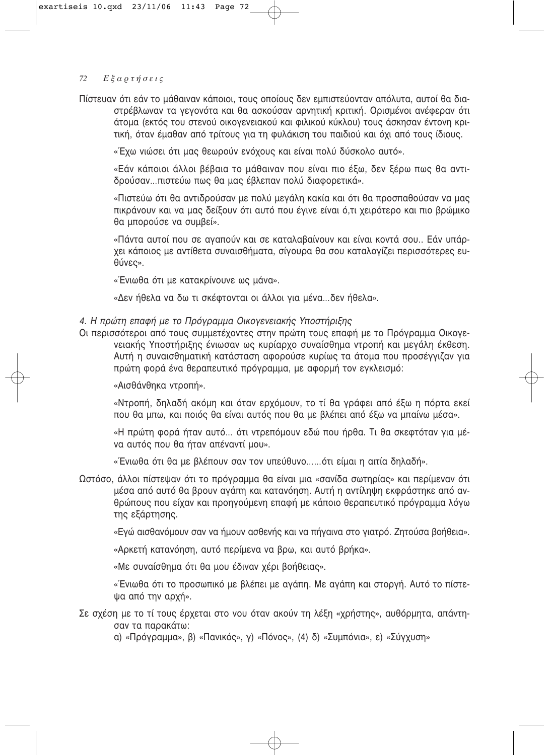Πίστευαν ότι εάν το μάθαιναν κάποιοι, τους οποίους δεν εμπιστεύονταν απόλυτα, αυτοί θα διαστρέβλωναν τα γεγονότα και θα ασκούσαν αρνητική κριτική. Ορισμένοι ανέφεραν ότι άτομα (εκτός του στενού οικογενειακού και φιλικού κύκλου) τους άσκησαν έντονη κριτική, όταν έμαθαν από τρίτους για τη φυλάκιση του παιδιού και όχι από τους ίδιους.

«Έχω νιώσει ότι μας θεωρούν ενόχους και είναι πολύ δύσκολο αυτό».

«Εάν κάποιοι άλλοι βέβαια το μάθαιναν που είναι πιο έξω, δεν ξέρω πως θα αντιδρούσαν...πιστεύω πως θα μας έβλεπαν πολύ διαφορετικά».

«Πιστεύω ότι θα αντιδρούσαν με πολύ μεγάλη κακία και ότι θα προσπαθούσαν να μας πικράνουν και να μας δείξουν ότι αυτό που έγινε είναι ό,τι χειρότερο και πιο βρώμικο θα μπορούσε να συμβεί».

«Πάντα αυτοί που σε αγαπούν και σε καταλαβαίνουν και είναι κοντά σου.. Εάν υπάρχει κάποιος με αντίθετα συναισθήματα, σίγουρα θα σου καταλογίζει περισσότερες ευθύνες».

«Ένιωθα ότι με κατακρίνουνε ως μάνα».

«Δεν ήθελα να δω τι σκέφτονται οι άλλοι για μένα...δεν ήθελα».

*4. Η πρώτη επαφή με το Πρόγραμμα Οικογενειακής Υποστήριξης*

Οι περισσότεροι από τους συμμετέχοντες στην πρώτη τους επαφή με το Πρόγραμμα Οικογενειακής Υποστήριξης ένιωσαν ως κυρίαρχο συναίσθημα ντροπή και μεγάλη έκθεση. Αυτή η συναισθηματική κατάσταση αφορούσε κυρίως τα άτομα που προσέγγιζαν για πρώτη φορά ένα θεραπευτικό πρόγραμμα, με αφορμή τον εγκλεισμό:

«Αισθάνθηκα ντροπή».

«Ντροπή, δηλαδή ακόμη και όταν ερχόμουν, το τί θα γράφει από έξω η πόρτα εκεί που θα μπω, και ποιός θα είναι αυτός που θα με βλέπει από έξω να μπαίνω μέσα».

«Η πρώτη φορά ήταν αυτό... ότι ντρεπόμουν εδώ που ήρθα. Τι θα σκεφτόταν για μένα αυτός που θα ήταν απέναντί μου».

«Ένιωθα ότι θα με βλέπουν σαν τον υπεύθυνο......ότι είμαι η αιτία δηλαδή».

Ωστόσο, άλλοι πίστεψαν ότι το πρόγραμμα θα είναι μια «σανίδα σωτηρίας» και περίμεναν ότι μέσα από αυτό θα βρουν αγάπη και κατανόηση. Αυτή η αντίληψη εκφράστηκε από ανθρώπους που είχαν και προηγούμενη επαφή με κάποιο θεραπευτικό πρόγραμμα λόγω της εξάρτησης.

«Εγώ αισθανόμουν σαν να ήμουν ασθενής και να πήγαινα στο γιατρό. Ζητούσα βοήθεια».

«Αρκετή κατανόηση, αυτό περίμενα να βρω, και αυτό βρήκα».

«Με συναίσθημα ότι θα μου έδιναν χέρι βοήθειας».

«Ένιωθα ότι το προσωπικό με βλέπει με αγάπη. Με αγάπη και στοργή. Αυτό το πίστεψα από την αρχή».

Σε σχέση με το τί τους έρχεται στο νου όταν ακούν τη λέξη «χρήστης», αυθόρμητα, απάντησαν τα παρακάτω:

α) «Πρόγραμμα», β) «Πανικός», γ) «Πόνος», (4) δ) «Συμπόνια», ε) «Σύγχυση»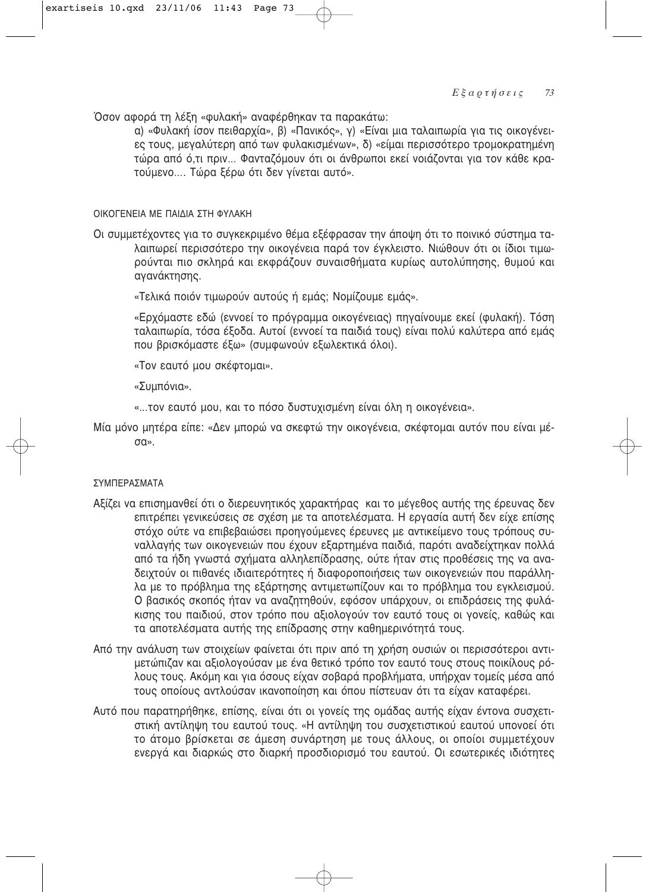Όσον αφορά τη λέξη «φυλακή» αναφέρθηκαν τα παρακάτω:

α) «Φυλακή ίσον πειθαρχία», β) «Πανικός», γ) «Είναι μια ταλαιπωρία για τις οικογένειες τους, μεγαλύτερη από των φυλακισμένων», δ) «είμαι περισσότερο τρομοκρατημένη τώρα από ό,τι πριν... Φανταζόμουν ότι οι άνθρωποι εκεί νοιάζονται για τον κάθε κρατούμενο.... Τώρα ξέρω ότι δεν γίνεται αυτό».

### ΟΙΚΟΓΕΝΕΙΑ ΜΕ ΠΑΙΔΙΑ ΣΤΗ ΦΥΛΑΚΗ

Οι συμμετέχοντες για το συγκεκριμένο θέμα εξέφρασαν την άποψη ότι το ποινικό σύστημα ταλαιπωρεί περισσότερο την οικογένεια παρά τον έγκλειστο. Νιώθουν ότι οι ίδιοι τιμωρούνται πιο σκληρά και εκφράζουν συναισθήματα κυρίως αυτολύπησης, θυμού και αγανάκτησης.

«Τελικά ποιόν τιμωρούν αυτούς ή εμάς; Νομίζουμε εμάς».

«Ερχόμαστε εδώ (εννοεί το πρόγραμμα οικογένειας) πηγαίνουμε εκεί (φυλακή). Τόση ταλαιπωρία, τόσα έξοδα. Αυτοί (εννοεί τα παιδιά τους) είναι πολύ καλύτερα από εμάς που βρισκόμαστε έξω» (συμφωνούν εξωλεκτικά όλοι).

«Τον εαυτό μου σκέφτομαι».

«Συμπόνια».

«...τον εαυτό μου, και το πόσο δυστυχισμένη είναι όλη η οικογένεια».

Μία μόνο μητέρα είπε: «Δεν μπορώ να σκεφτώ την οικογένεια, σκέφτομαι αυτόν που είναι μέσα».

### ΣΥΜΠΕΡΑΣΜΑΤΑ

Αξίζει να επισημανθεί ότι ο διερευνητικός χαρακτήρας και το μέγεθος αυτής της έρευνας δεν επιτρέπει γενικεύσεις σε σχέση με τα αποτελέσματα. Η εργασία αυτή δεν είχε επίσης στόχο ούτε να επιβεβαιώσει προηγούμενες έρευνες με αντικείμενο τους τρόπους συναλλαγής των οικογενειών που έχουν εξαρτημένα παιδιά, παρότι αναδείχτηκαν πολλά από τα ήδη γνωστά σχήματα αλληλεπίδρασης, ούτε ήταν στις προθέσεις της να αναδειχτούν οι πιθανές ιδιαιτερότητες ή διαφοροποιήσεις των οικογενειών που παράλληλα με το πρόβλημα της εξάρτησης αντιμετωπίζουν και το πρόβλημα του εγκλεισμού. Ο βασικός σκοπός ήταν να αναζητηθούν, εφόσον υπάρχουν, οι επιδράσεις της φυλάκισης του παιδιού, στον τρόπο που αξιολογούν τον εαυτό τους οι γονείς, καθώς και τα αποτελέσματα αυτής της επίδρασης στην καθημερινότητά τους.

Από την ανάλυση των στοιχείων φαίνεται ότι πριν από τη χρήση ουσιών οι περισσότεροι αντιμετώπιζαν και αξιολογούσαν με ένα θετικό τρόπο τον εαυτό τους στους ποικίλους ρόλους τους. Ακόμη και για όσους είχαν σοβαρά προβλήματα, υπήρχαν τομείς μέσα από τους οποίους αντλούσαν ικανοποίηση και όπου πίστευαν ότι τα είχαν καταφέρει.

Αυτό που παρατηρήθηκε, επίσης, είναι ότι οι γονείς της ομάδας αυτής είχαν έντονα συσχετιστική αντίληψη του εαυτού τους. «Η αντίληψη του συσχετιστικού εαυτού υπονοεί ότι το άτομο βρίσκεται σε άμεση συνάρτηση με τους άλλους, οι οποίοι συμμετέχουν ενεργά και διαρκώς στο διαρκή προσδιορισμό του εαυτού. Οι εσωτερικές ιδιότητες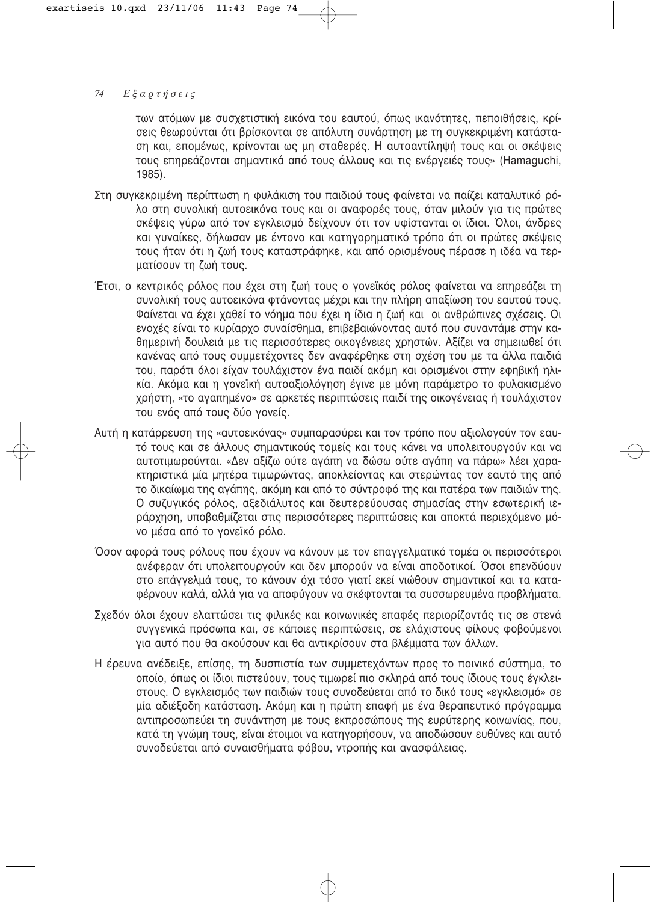των ατόμων με συσχετιστική εικόνα του εαυτού, όπως ικανότητες, πεποιθήσεις, κρίσεις θεωρούνται ότι βρίσκονται σε απόλυτη συνάρτηση με τη συγκεκριμένη κατάσταση και, επομένως, κρίνονται ως μη σταθερές. Η αυτοαντίληψή τους και οι σκέψεις τους επηρεάζονται σημαντικά από τους άλλους και τις ενέργειές τους» (Hamaguchi, 1985).

Στη συγκεκριμένη περίπτωση η φυλάκιση του παιδιού τους φαίνεται να παίζει καταλυτικό ρόλο στη συνολική αυτοεικόνα τους και οι αναφορές τους, όταν μιλούν για τις πρώτες σκέψεις γύρω από τον εγκλεισμό δείχνουν ότι τον υφίστανται οι ίδιοι. Όλοι, άνδρες και γυναίκες, δήλωσαν με έντονο και κατηγορηματικό τρόπο ότι οι πρώτες σκέψεις τους ήταν ότι η ζωή τους καταστράφηκε, και από ορισμένους πέρασε η ιδέα να τερματίσουν τη ζωή τους.

Έτσι, ο κεντρικός ρόλος που έχει στη ζωή τους ο γονεϊκός ρόλος φαίνεται να επηρεάζει τη συνολική τους αυτοεικόνα φτάνοντας μέχρι και την πλήρη απαξίωση του εαυτού τους. Φαίνεται να έχει χαθεί το νόημα που έχει η ίδια η ζωή και οι ανθρώπινες σχέσεις. Οι ενοχές είναι το κυρίαρχο συναίσθημα, επιβεβαιώνοντας αυτό που συναντάμε στην καθημερινή δουλειά με τις περισσότερες οικογένειες χρηστών. Αξίζει να σημειωθεί ότι κανένας από τους συμμετέχοντες δεν αναφέρθηκε στη σχέση του με τα άλλα παιδιά του, παρότι όλοι είχαν τουλάχιστον ένα παιδί ακόμη και ορισμένοι στην εφηβική ηλικία. Ακόμα και η γονεϊκή αυτοαξιολόγηση έγινε με μόνη παράμετρο το φυλακισμένο χρήστη, «το αγαπημένο» σε αρκετές περιπτώσεις παιδί της οικογένειας ή τουλάχιστον του ενός από τους δύο γονείς.

Αυτή η κατάρρευση της «αυτοεικόνας» συμπαρασύρει και τον τρόπο που αξιολογούν τον εαυτό τους και σε άλλους σημαντικούς τομείς και τους κάνει να υπολειτουργούν και να αυτοτιμωρούνται. «Δεν αξίζω ούτε αγάπη να δώσω ούτε αγάπη να πάρω» λέει χαρακτηριστικά μία μητέρα τιμωρώντας, αποκλείοντας και στερώντας τον εαυτό της από το δικαίωμα της αγάπης, ακόμη και από το σύντροφό της και πατέρα των παιδιών της. Ο συζυγικός ρόλος, αξεδιάλυτος και δευτερεύουσας σημασίας στην εσωτερική ιεράρχηση, υποβαθμίζεται στις περισσότερες περιπτώσεις και αποκτά περιεχόμενο μόνο μέσα από το γονεϊκό ρόλο.

Όσον αφορά τους ρόλους που έχουν να κάνουν με τον επαγγελματικό τομέα οι περισσότεροι ανέφεραν ότι υπολειτουργούν και δεν μπορούν να είναι αποδοτικοί. Όσοι επενδύουν στο επάγγελμά τους, το κάνουν όχι τόσο γιατί εκεί νιώθουν σημαντικοί και τα καταφέρνουν καλά, αλλά για να αποφύγουν να σκέφτονται τα συσσωρευμένα προβλήματα.

Σχεδόν όλοι έχουν ελαττώσει τις φιλικές και κοινωνικές επαφές περιορίζοντάς τις σε στενά συγγενικά πρόσωπα και, σε κάποιες περιπτώσεις, σε ελάχιστους φίλους φοβούμενοι για αυτό που θα ακούσουν και θα αντικρίσουν στα βλέμματα των άλλων.

Η έρευνα ανέδειξε, επίσης, τη δυσπιστία των συμμετεχόντων προς το ποινικό σύστημα, το οποίο, όπως οι ίδιοι πιστεύουν, τους τιμωρεί πιο σκληρά από τους ίδιους τους έγκλειστους. Ο εγκλεισμός των παιδιών τους συνοδεύεται από το δικό τους «εγκλεισμό» σε μία αδιέξοδη κατάσταση. Ακόμη και η πρώτη επαφή με ένα θεραπευτικό πρόγραμμα αντιπροσωπεύει τη συνάντηση με τους εκπροσώπους της ευρύτερης κοινωνίας, που, κατά τη γνώμη τους, είναι έτοιμοι να κατηγορήσουν, να αποδώσουν ευθύνες και αυτό συνοδεύεται από συναισθήματα φόβου, ντροπής και ανασφάλειας.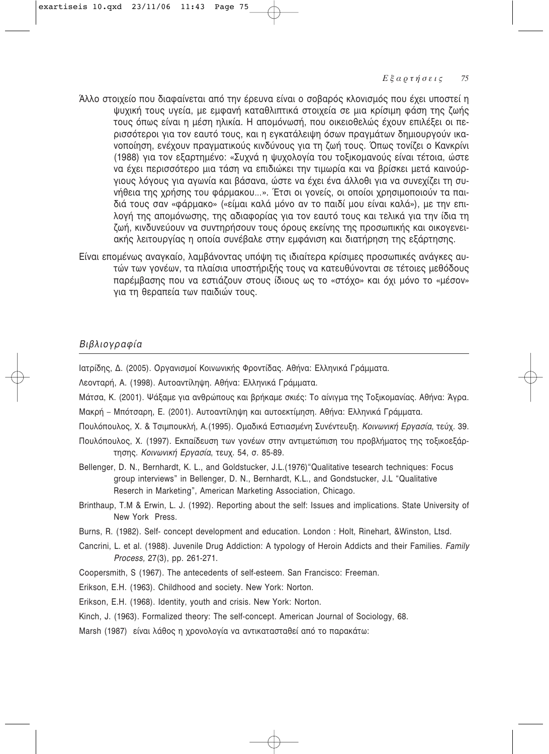Άλλο στοιχείο που διαφαίνεται από την έρευνα είναι ο σοβαρός κλονισμός που έχει υποστεί η ψυχική τους υγεία, με εμφανή καταθλιπτικά στοιχεία σε μια κρίσιμη φάση της ζωής τους όπως είναι η μέση ηλικία. Η απομόνωσή, που οικειοθελώς έχουν επιλέξει οι περισσότεροι για τον εαυτό τους, και η εγκατάλειψη όσων πραγμάτων δημιουργούν ικανοποίηση, ενέχουν πραγματικούς κινδύνους για τη ζωή τους. Όπως τονίζει ο Κανκρίνι (1988) για τον εξαρτημένο: «Συχνά η ψυχολογία του τοξικομανούς είναι τέτοια, ώστε να έχει περισσότερο μια τάση να επιδιώκει την τιμωρία και να βρίσκει μετά καινούργιους λόγους για αγωνία και βάσανα, ώστε να έχει ένα άλλοθι για να συνεχίζει τη συνήθεια της χρήσης του φάρμακου...». Έτσι οι γονείς, οι οποίοι χρησιμοποιούν τα παιδιά τους σαν «φάρμακο» («είμαι καλά μόνο αν το παιδί μου είναι καλά»), με την επιλογή της απομόνωσης, της αδιαφορίας για τον εαυτό τους και τελικά για την ίδια τη ζωή, κινδυνεύουν να συντηρήσουν τους όρους εκείνης της προσωπικής και οικογενειακής λειτουργίας η οποία συνέβαλε στην εμφάνιση και διατήρηση της εξάρτησης.

Είναι επομένως αναγκαίο, λαμβάνοντας υπόψη τις ιδιαίτερα κρίσιμες προσωπικές ανάγκες αυτών των γονέων, τα πλαίσια υποστήριξής τους να κατευθύνονται σε τέτοιες μεθόδους παρέμβασης που να εστιάζουν στους ίδιους ως το «στόχο» και όχι μόνο το «μέσον» για τη θεραπεία των παιδιών τους.

## *Βιβλιογραφία*

Ιατρίδης, Δ. (2005). Οργανισμοί Κοινωνικής Φροντίδας. Αθήνα: Ελληνικά Γράμματα.

Λεονταρή, Α. (1998). Αυτοαντίληψη. Αθήνα: Ελληνικά Γράμματα.

Μάτσα, Κ. (2001). Ψάξαμε για ανθρώπους και βρήκαμε σκιές: Το αίνιγμα της Τοξικομανίας. Αθήνα: Άγρα.

Μακρή – Μπότσαρη, Ε. (2001). Αυτοαντίληψη και αυτοεκτίμηση. Αθήνα: Ελληνικά Γράμματα.

Πουλόπουλος, Χ. & Τσιμπουκλή, Α.(1995). Ομαδικά Εστιασμένη Συνέντευξη. *Κοινωνική Εργασία*, τεύχ. 39.

Πουλόπουλος, Χ. (1997). Εκπαίδευση των γονέων στην αντιμετώπιση του προβλήματος της τοξικοεξάρτησης. *Κοινωνική Εργασία*, τευχ. 54, σ. 85-89.

Bellenger, D. N., Bernhardt, K. L., and Goldstucker, J.L.(1976)"Qualitative tesearch techniques: Focus group interviews" in Bellenger, D. N., Bernhardt, K.L., and Gondstucker, J.L "Qualitative Reserch in Marketing", American Marketing Association, Chicago.

Brinthaup, T.M & Erwin, L. J. (1992). Reporting about the self: Issues and implications. State University of New York Press.

Burns, R. (1982). Self- concept development and education. London : Holt, Rinehart, &Winston, Ltsd.

Cancrini, L. et al. (1988). Juvenile Drug Addiction: A typology of Heroin Addicts and their Families. *Family Process,* 27(3), pp. 261-271.

Coopersmith, S (1967). The antecedents of self-esteem. San Francisco: Freeman.

Erikson, E.H. (1963). Childhood and society. New York: Norton.

Erikson, E.H. (1968). Identity, youth and crisis. New York: Norton.

Kinch, J. (1963). Formalized theory: The self-concept. American Journal of Sociology, 68.

Marsh (1987) είναι λάθος η χρονολογία να αντικατασταθεί από το παρακάτω: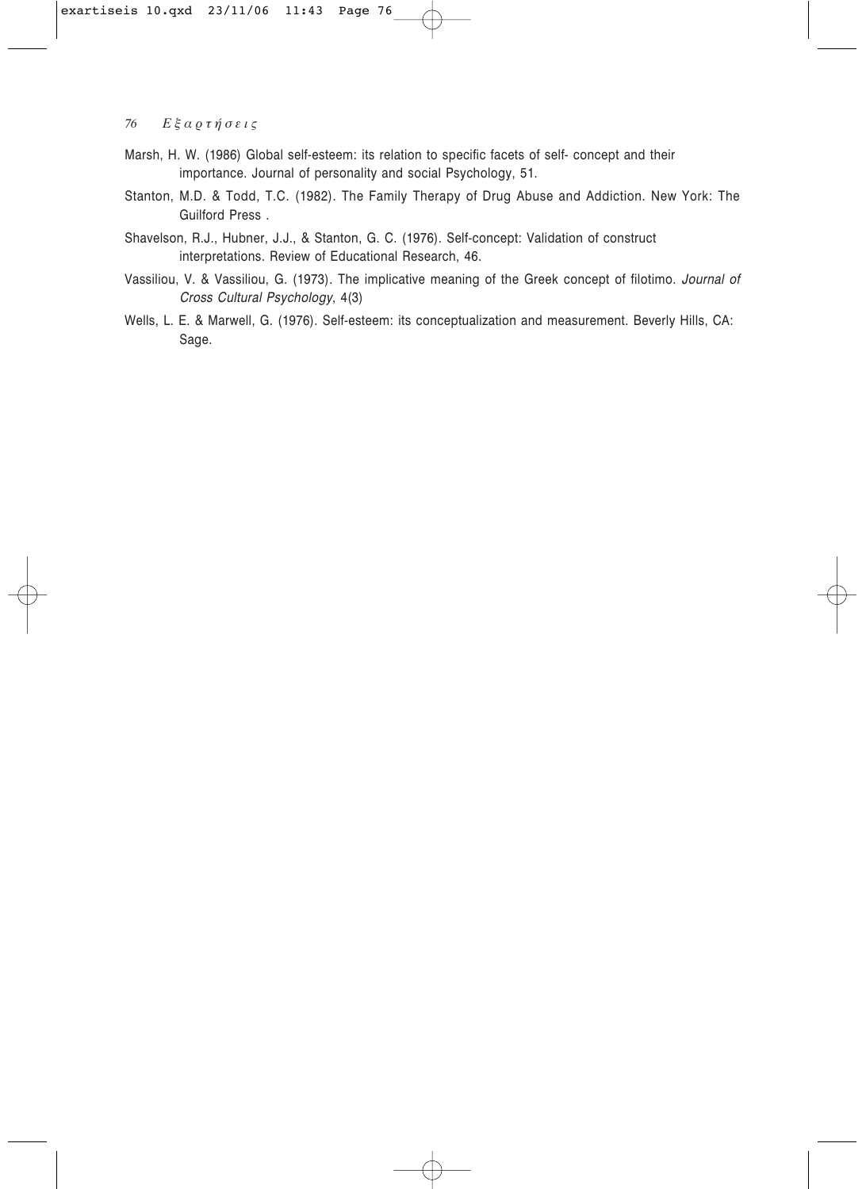Marsh, H. W. (1986) Global self-esteem: its relation to specific facets of self- concept and their importance. Journal of personality and social Psychology, 51.

Stanton, M.D. & Todd, T.C. (1982). The Family Therapy of Drug Abuse and Addiction. New York: The Guilford Press .

Shavelson, R.J., Hubner, J.J., & Stanton, G. C. (1976). Self-concept: Validation of construct interpretations. Review of Educational Research, 46.

Vassiliou, V. & Vassiliou, G. (1973). The implicative meaning of the Greek concept of filotimo. *Journal of Cross Cultural Psychology*, 4(3)

Wells, L. E. & Marwell, G. (1976). Self-esteem: its conceptualization and measurement. Beverly Hills, CA: Sage.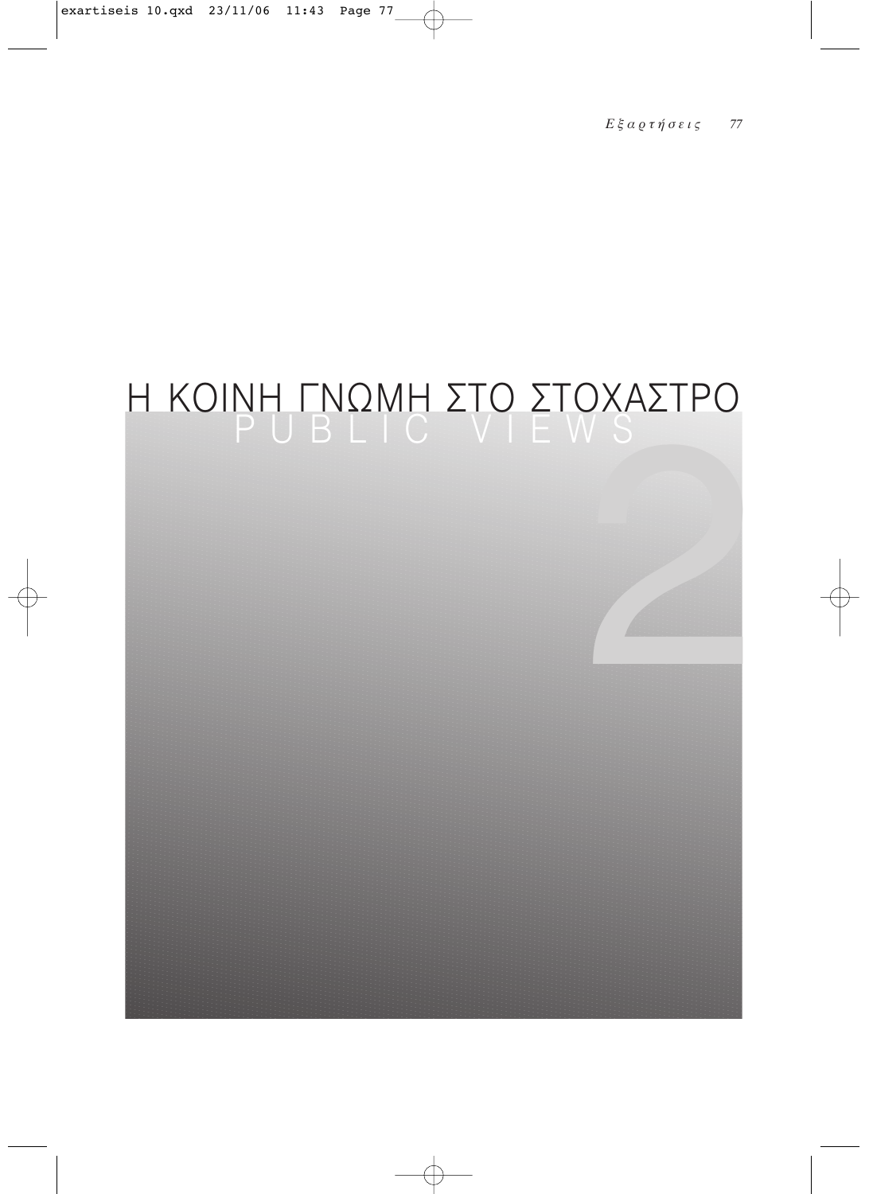# Η ΚΟΙΝΗ ΓΝΩΜΗ ΣΤΟ ΣΤΟΧΑΣΤΡΟ

## PUBLIC VIEWS

2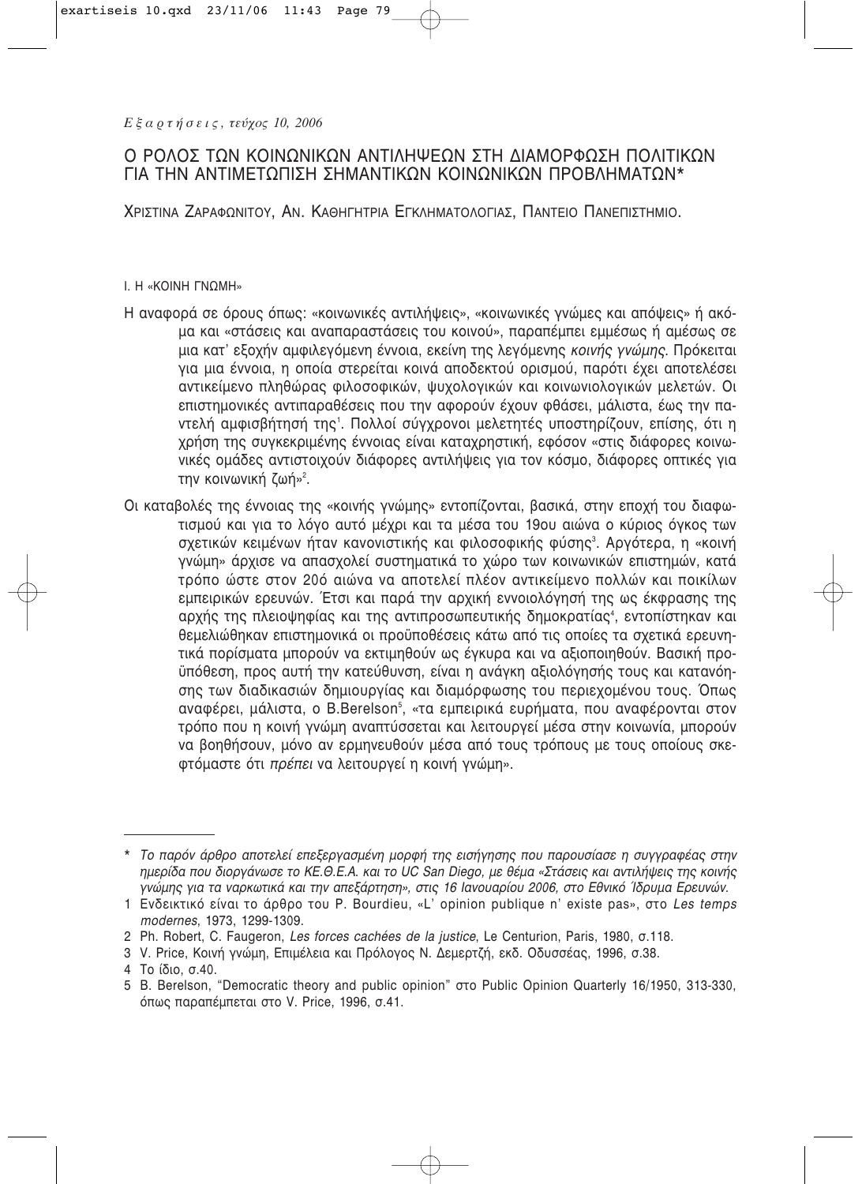*Εξαρτήσεις, τεύχος 10, 2006*

# Ο ΡΟΛΟΣ ΤΩΝ ΚΟΙΝΩΝΙΚΩΝ ΑΝΤΙΛΗΨΕΩΝ ΣΤΗ ΔΙΑΜΟΡΦΩΣΗ ΠΟΛΙΤΙΚΩΝ ΓΙΑ ΤΗΝ ΑΝΤΙΜΕΤΩΠΙΣΗ ΣΗΜΑΝΤΙΚΩΝ ΚΟΙΝΩΝΙΚΩΝ ΠΡΟΒΛΗΜΑΤΩΝ*

ΧΡΙΣΤΙΝΑ ΖΑΡΑΦΩΝΙΤΟΥ, ΑΝ. ΚΑΘΗΓΗΤΡΙΑ ΕΓΚΛΗΜΑΤΟΛΟΓΙΑΣ, ΠΑΝΤΕΙΟ ΠΑΝΕΠΙΣΤΗΜΙΟ.

## Ι. Η «ΚΟΙΝΗ ΓΝΩΜΗ»

Η αναφορά σε όρους όπως: «κοινωνικές αντιλήψεις», «κοινωνικές γνώμες και απόψεις» ή ακόμα και «στάσεις και αναπαραστάσεις του κοινού», παραπέμπει εμμέσως ή αμέσως σε μια κατ' εξοχήν αμφιλεγόμενη έννοια, εκείνη της λεγόμενης *κοινής γνώμης*. Πρόκειται για μια έννοια, η οποία στερείται κοινά αποδεκτού ορισμού, παρότι έχει αποτελέσει αντικείμενο πληθώρας φιλοσοφικών, ψυχολογικών και κοινωνιολογικών μελετών. Οι επιστημονικές αντιπαραθέσεις που την αφορούν έχουν φθάσει, μάλιστα, έως την παντελή αμφισβήτησή της[1]. Πολλοί σύγχρονοι μελετητές υποστηρίζουν, επίσης, ότι η χρήση της συγκεκριμένης έννοιας είναι καταχρηστική, εφόσον «στις διάφορες κοινωνικές ομάδες αντιστοιχούν διάφορες αντιλήψεις για τον κόσμο, διάφορες οπτικές για την κοινωνική ζωή»[2].

Οι καταβολές της έννοιας της «κοινής γνώμης» εντοπίζονται, βασικά, στην εποχή του διαφωτισμού και για το λόγο αυτό μέχρι και τα μέσα του 19ου αιώνα ο κύριος όγκος των σχετικών κειμένων ήταν κανονιστικής και φιλοσοφικής φύσης[3]. Αργότερα, η «κοινή γνώμη» άρχισε να απασχολεί συστηματικά το χώρο των κοινωνικών επιστημών, κατά τρόπο ώστε στον 20ό αιώνα να αποτελεί πλέον αντικείμενο πολλών και ποικίλων εμπειρικών ερευνών. Έτσι και παρά την αρχική εννοιολόγησή της ως έκφρασης της αρχής της πλειοψηφίας και της αντιπροσωπευτικής δημοκρατίας[4], εντοπίστηκαν και θεμελιώθηκαν επιστημονικά οι προϋποθέσεις κάτω από τις οποίες τα σχετικά ερευνητικά πορίσματα μπορούν να εκτιμηθούν ως έγκυρα και να αξιοποιηθούν. Βασική προϋπόθεση, προς αυτή την κατεύθυνση, είναι η ανάγκη αξιολόγησής τους και κατανόησης των διαδικασιών δημιουργίας και διαμόρφωσης του περιεχομένου τους. Όπως αναφέρει, μάλιστα, ο B.Berelson[5], «τα εμπειρικά ευρήματα, που αναφέρονται στον τρόπο που η κοινή γνώμη αναπτύσσεται και λειτουργεί μέσα στην κοινωνία, μπορούν να βοηθήσουν, μόνο αν ερμηνευθούν μέσα από τους τρόπους με τους οποίους σκεφτόμαστε ότι *πρέπει* να λειτουργεί η κοινή γνώμη».

---

\* *Το παρόν άρθρο αποτελεί επεξεργασμένη μορφή της εισήγησης που παρουσίασε η συγγραφέας στην ημερίδα που διοργάνωσε το ΚΕ.Θ.Ε.Α. και το UC San Diego, με θέμα «Στάσεις και αντιλήψεις της κοινής γνώμης για τα ναρκωτικά και την απεξάρτηση», στις 16 Ιανουαρίου 2006, στο Εθνικό Ίδρυμα Ερευνών.*

1 Ενδεικτικό είναι το άρθρο του P. Bourdieu, «L' opinion publique n' existe pas», στο *Les temps modernes*, 1973, 1299-1309.

2 Ph. Robert, C. Faugeron, *Les forces cachées de la justice*, Le Centurion, Paris, 1980, σ.118.

3 V. Price, Κοινή γνώμη, Επιμέλεια και Πρόλογος Ν. Δεμερτζή, εκδ. Οδυσσέας, 1996, σ.38.

4 Το ίδιο, σ.40.

5 B. Berelson, "Democratic theory and public opinion" στο Public Opinion Quarterly 16/1950, 313-330, όπως παραπέμπεται στο V. Price, 1996, σ.41.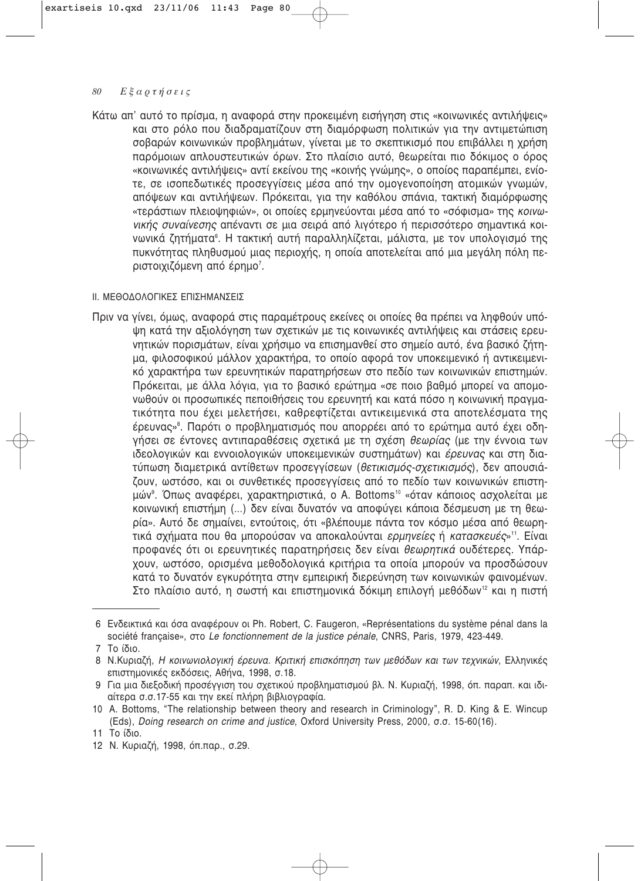Κάτω απ' αυτό το πρίσμα, η αναφορά στην προκειμένη εισήγηση στις «κοινωνικές αντιλήψεις» και στο ρόλο που διαδραματίζουν στη διαμόρφωση πολιτικών για την αντιμετώπιση σοβαρών κοινωνικών προβλημάτων, γίνεται με το σκεπτικισμό που επιβάλλει η χρήση παρόμοιων απλουστευτικών όρων. Στο πλαίσιο αυτό, θεωρείται πιο δόκιμος ο όρος «κοινωνικές αντιλήψεις» αντί εκείνου της «κοινής γνώμης», ο οποίος παραπέμπει, ενίοτε, σε ισοπεδωτικές προσεγγίσεις μέσα από την ομογενοποίηση ατομικών γνωμών, απόψεων και αντιλήψεων. Πρόκειται, για την καθόλου σπάνια, τακτική διαμόρφωσης «τεράστιων πλειοψηφιών», οι οποίες ερμηνεύονται μέσα από το «σόφισμα» της *κοινωνικής συναίνεσης* απέναντι σε μια σειρά από λιγότερο ή περισσότερο σημαντικά κοινωνικά ζητήματα[6]. Η τακτική αυτή παραλληλίζεται, μάλιστα, με τον υπολογισμό της πυκνότητας πληθυσμού μιας περιοχής, η οποία αποτελείται από μια μεγάλη πόλη περιστοιχιζόμενη από έρημο[7].

## II. ΜΕΘΟΔΟΛΟΓΙΚΕΣ ΕΠΙΣΗΜΑΝΣΕΙΣ

Πριν να γίνει, όμως, αναφορά στις παραμέτρους εκείνες οι οποίες θα πρέπει να ληφθούν υπόψη κατά την αξιολόγηση των σχετικών με τις κοινωνικές αντιλήψεις και στάσεις ερευνητικών πορισμάτων, είναι χρήσιμο να επισημανθεί στο σημείο αυτό, ένα βασικό ζήτημα, φιλοσοφικού μάλλον χαρακτήρα, το οποίο αφορά τον υποκειμενικό ή αντικειμενικό χαρακτήρα των ερευνητικών παρατηρήσεων στο πεδίο των κοινωνικών επιστημών. Πρόκειται, με άλλα λόγια, για το βασικό ερώτημα «σε ποιο βαθμό μπορεί να απομονωθούν οι προσωπικές πεποιθήσεις του ερευνητή και κατά πόσο η κοινωνική πραγματικότητα που έχει μελετήσει, καθρεφτίζεται αντικειμενικά στα αποτελέσματα της έρευνας»[8]. Παρότι ο προβληματισμός που απορρέει από το ερώτημα αυτό έχει οδηγήσει σε έντονες αντιπαραθέσεις σχετικά με τη σχέση *θεωρίας* (με την έννοια των ιδεολογικών και εννοιολογικών υποκειμενικών συστημάτων) και *έρευνας* και στη διατύπωση διαμετρικά αντίθετων προσεγγίσεων (*θετικισμός-σχετικισμός*), δεν απουσιάζουν, ωστόσο, και οι συνθετικές προσεγγίσεις από το πεδίο των κοινωνικών επιστημών[9]. Όπως αναφέρει, χαρακτηριστικά, ο A. Bottoms[10] «όταν κάποιος ασχολείται με κοινωνική επιστήμη (...) δεν είναι δυνατόν να αποφύγει κάποια δέσμευση με τη θεωρία». Αυτό δε σημαίνει, εντούτοις, ότι «βλέπουμε πάντα τον κόσμο μέσα από θεωρητικά σχήματα που θα μπορούσαν να αποκαλούνται *ερμηνείες* ή *κατασκευές*»[11]. Είναι προφανές ότι οι ερευνητικές παρατηρήσεις δεν είναι *θεωρητικά* ουδέτερες. Υπάρχουν, ωστόσο, ορισμένα μεθοδολογικά κριτήρια τα οποία μπορούν να προσδώσουν κατά το δυνατόν εγκυρότητα στην εμπειρική διερεύνηση των κοινωνικών φαινομένων. Στο πλαίσιο αυτό, η σωστή και επιστημονικά δόκιμη επιλογή μεθόδων[12] και η πιστή

---

6 Ενδεικτικά και όσα αναφέρουν οι Ph. Robert, C. Faugeron, «Représentations du système pénal dans la société française», στο *Le fonctionnement de la justice pénale*, CNRS, Paris, 1979, 423-449.

7 Το ίδιο.

8 Ν.Κυριαζή, *Η κοινωνιολογική έρευνα. Κριτική επισκόπηση των μεθόδων και των τεχνικών*, Ελληνικές επιστημονικές εκδόσεις, Αθήνα, 1998, σ.18.

9 Για μια διεξοδική προσέγγιση του σχετικού προβληματισμού βλ. Ν. Κυριαζή, 1998, όπ. παραπ. και ιδιαίτερα σ.σ.17-55 και την εκεί πλήρη βιβλιογραφία.

10 A. Bottoms, "The relationship between theory and research in Criminology", R. D. King & E. Wincup (Eds), *Doing research on crime and justice*, Oxford University Press, 2000, σ.σ. 15-60(16).

11 Το ίδιο.

12 Ν. Κυριαζή, 1998, όπ.παρ., σ.29.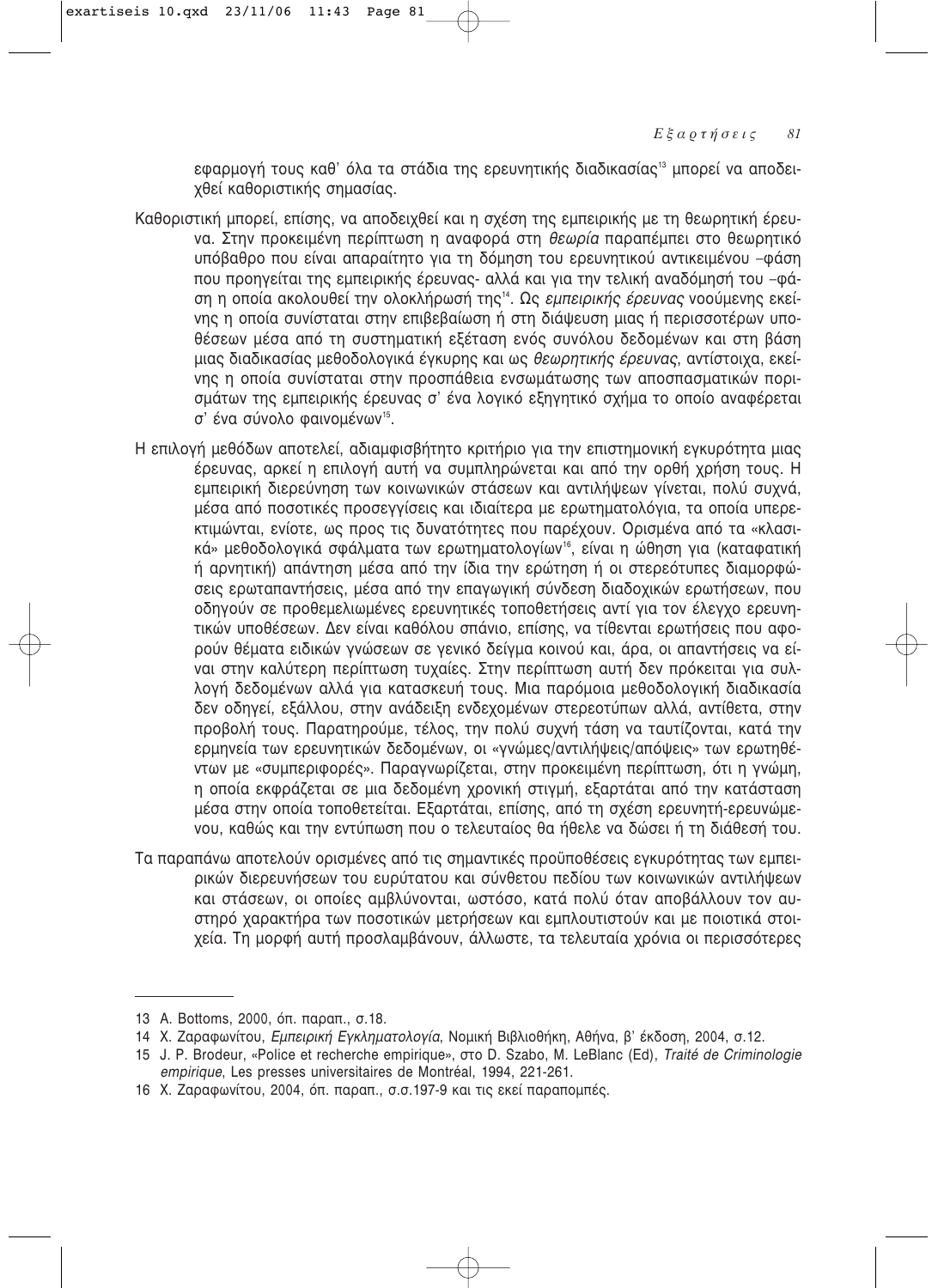εφαρμογή τους καθ' όλα τα στάδια της ερευνητικής διαδικασίας[13] μπορεί να αποδειχθεί καθοριστικής σημασίας.

Καθοριστική μπορεί, επίσης, να αποδειχθεί και η σχέση της εμπειρικής με τη θεωρητική έρευνα. Στην προκειμένη περίπτωση η αναφορά στη *θεωρία* παραπέμπει στο θεωρητικό υπόβαθρο που είναι απαραίτητο για τη δόμηση του ερευνητικού αντικειμένου –φάση που προηγείται της εμπειρικής έρευνας- αλλά και για την τελική αναδόμησή του –φάση η οποία ακολουθεί την ολοκλήρωσή της[14]. Ως *εμπειρικής έρευνας* νοούμενης εκείνης η οποία συνίσταται στην επιβεβαίωση ή στη διάψευση μιας ή περισσοτέρων υποθέσεων μέσα από τη συστηματική εξέταση ενός συνόλου δεδομένων και στη βάση μιας διαδικασίας μεθοδολογικά έγκυρης και ως *θεωρητικής έρευνας*, αντίστοιχα, εκείνης η οποία συνίσταται στην προσπάθεια ενσωμάτωσης των αποσπασματικών πορισμάτων της εμπειρικής έρευνας σ' ένα λογικό εξηγητικό σχήμα το οποίο αναφέρεται σ' ένα σύνολο φαινομένων[15].

Η επιλογή μεθόδων αποτελεί, αδιαμφισβήτητο κριτήριο για την επιστημονική εγκυρότητα μιας έρευνας, αρκεί η επιλογή αυτή να συμπληρώνεται και από την ορθή χρήση τους. Η εμπειρική διερεύνηση των κοινωνικών στάσεων και αντιλήψεων γίνεται, πολύ συχνά, μέσα από ποσοτικές προσεγγίσεις και ιδιαίτερα με ερωτηματολόγια, τα οποία υπερεκτιμώνται, ενίοτε, ως προς τις δυνατότητες που παρέχουν. Ορισμένα από τα «κλασικά» μεθοδολογικά σφάλματα των ερωτηματολογίων[16], είναι η ώθηση για (καταφατική ή αρνητική) απάντηση μέσα από την ίδια την ερώτηση ή οι στερεότυπες διαμορφώσεις ερωταπαντήσεις, μέσα από την επαγωγική σύνδεση διαδοχικών ερωτήσεων, που οδηγούν σε προθεμελιωμένες ερευνητικές τοποθετήσεις αντί για τον έλεγχο ερευνητικών υποθέσεων. Δεν είναι καθόλου σπάνιο, επίσης, να τίθενται ερωτήσεις που αφορούν θέματα ειδικών γνώσεων σε γενικό δείγμα κοινού και, άρα, οι απαντήσεις να είναι στην καλύτερη περίπτωση τυχαίες. Στην περίπτωση αυτή δεν πρόκειται για συλλογή δεδομένων αλλά για κατασκευή τους. Μια παρόμοια μεθοδολογική διαδικασία δεν οδηγεί, εξάλλου, στην ανάδειξη ενδεχομένων στερεοτύπων αλλά, αντίθετα, στην προβολή τους. Παρατηρούμε, τέλος, την πολύ συχνή τάση να ταυτίζονται, κατά την ερμηνεία των ερευνητικών δεδομένων, οι «γνώμες/αντιλήψεις/απόψεις» των ερωτηθέντων με «συμπεριφορές». Παραγνωρίζεται, στην προκειμένη περίπτωση, ότι η γνώμη, η οποία εκφράζεται σε μια δεδομένη χρονική στιγμή, εξαρτάται από την κατάσταση μέσα στην οποία τοποθετείται. Εξαρτάται, επίσης, από τη σχέση ερευνητή-ερευνώμενου, καθώς και την εντύπωση που ο τελευταίος θα ήθελε να δώσει ή τη διάθεσή του.

Τα παραπάνω αποτελούν ορισμένες από τις σημαντικές προϋποθέσεις εγκυρότητας των εμπειρικών διερευνήσεων του ευρύτατου και σύνθετου πεδίου των κοινωνικών αντιλήψεων και στάσεων, οι οποίες αμβλύνονται, ωστόσο, κατά πολύ όταν αποβάλλουν τον αυστηρό χαρακτήρα των ποσοτικών μετρήσεων και εμπλουτιστούν και με ποιοτικά στοιχεία. Τη μορφή αυτή προσλαμβάνουν, άλλωστε, τα τελευταία χρόνια οι περισσότερες

---

13 A. Bottoms, 2000, όπ. παραπ., σ.18.

14 Χ. Ζαραφωνίτου, *Εμπειρική Εγκληματολογία*, Νομική Βιβλιοθήκη, Αθήνα, β' έκδοση, 2004, σ.12.

15 J. P. Brodeur, «Police et recherche empirique», στο D. Szabo, M. LeBlanc (Ed), *Traité de Criminologie empirique*, Les presses universitaires de Montréal, 1994, 221-261.

16 Χ. Ζαραφωνίτου, 2004, όπ. παραπ., σ.σ.197-9 και τις εκεί παραπομπές.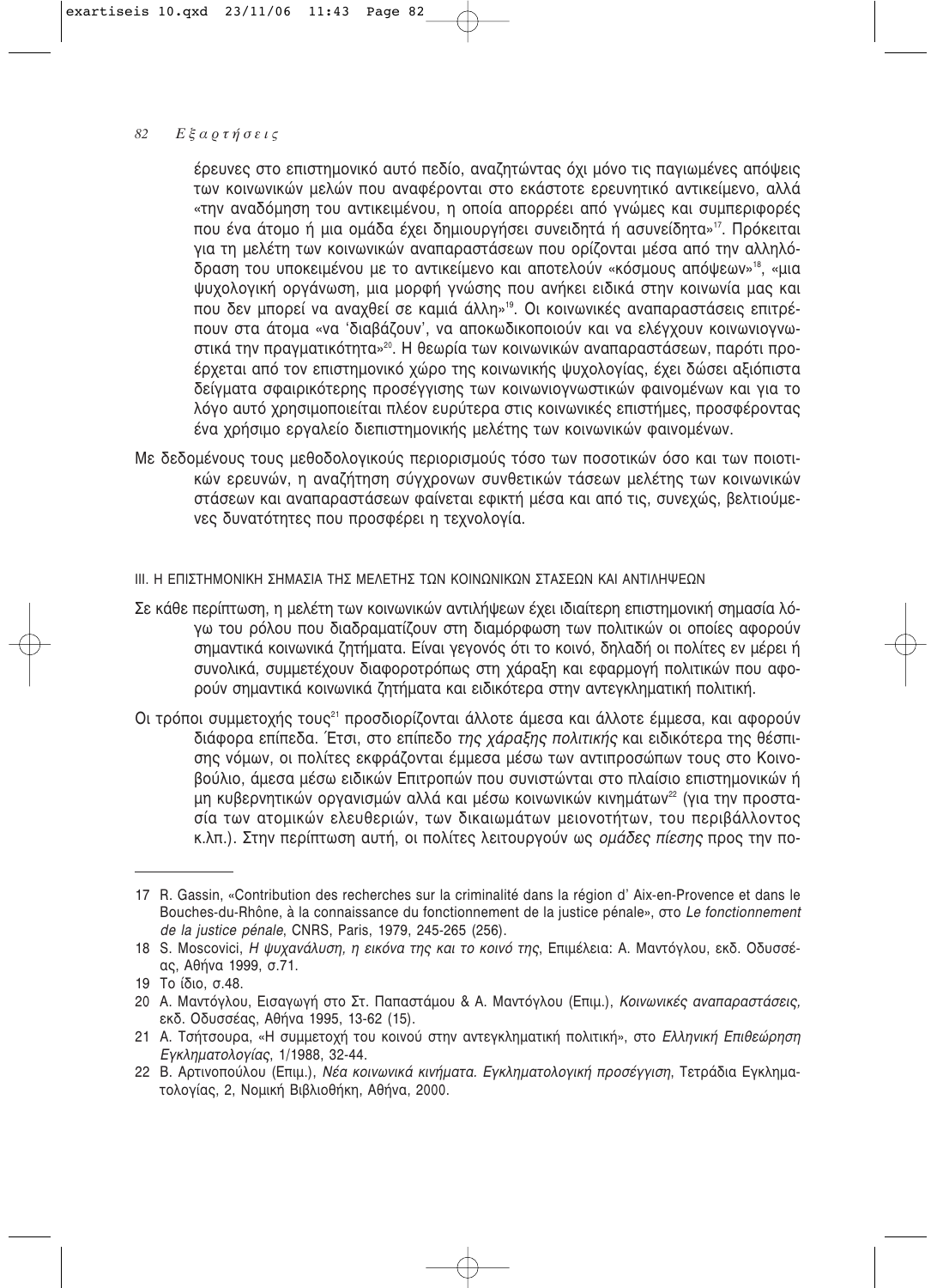έρευνες στο επιστημονικό αυτό πεδίο, αναζητώντας όχι μόνο τις παγιωμένες απόψεις των κοινωνικών μελών που αναφέρονται στο εκάστοτε ερευνητικό αντικείμενο, αλλά «την αναδόμηση του αντικειμένου, η οποία απορρέει από γνώμες και συμπεριφορές που ένα άτομο ή μια ομάδα έχει δημιουργήσει συνειδητά ή ασυνείδητα»[17]. Πρόκειται για τη μελέτη των κοινωνικών αναπαραστάσεων που ορίζονται μέσα από την αλληλόδραση του υποκειμένου με το αντικείμενο και αποτελούν «κόσμους απόψεων»[18], «μια ψυχολογική οργάνωση, μια μορφή γνώσης που ανήκει ειδικά στην κοινωνία μας και που δεν μπορεί να αναχθεί σε καμιά άλλη»[19]. Οι κοινωνικές αναπαραστάσεις επιτρέπουν στα άτομα «να 'διαβάζουν', να αποκωδικοποιούν και να ελέγχουν κοινωνιογνωστικά την πραγματικότητα»[20]. Η θεωρία των κοινωνικών αναπαραστάσεων, παρότι προέρχεται από τον επιστημονικό χώρο της κοινωνικής ψυχολογίας, έχει δώσει αξιόπιστα δείγματα σφαιρικότερης προσέγγισης των κοινωνιογνωστικών φαινομένων και για το λόγο αυτό χρησιμοποιείται πλέον ευρύτερα στις κοινωνικές επιστήμες, προσφέροντας ένα χρήσιμο εργαλείο διεπιστημονικής μελέτης των κοινωνικών φαινομένων.

Με δεδομένους τους μεθοδολογικούς περιορισμούς τόσο των ποσοτικών όσο και των ποιοτικών ερευνών, η αναζήτηση σύγχρονων συνθετικών τάσεων μελέτης των κοινωνικών στάσεων και αναπαραστάσεων φαίνεται εφικτή μέσα και από τις, συνεχώς, βελτιούμενες δυνατότητες που προσφέρει η τεχνολογία.

### III. Η ΕΠΙΣΤΗΜΟΝΙΚΗ ΣΗΜΑΣΙΑ ΤΗΣ ΜΕΛΕΤΗΣ ΤΩΝ ΚΟΙΝΩΝΙΚΩΝ ΣΤΑΣΕΩΝ ΚΑΙ ΑΝΤΙΛΗΨΕΩΝ

Σε κάθε περίπτωση, η μελέτη των κοινωνικών αντιλήψεων έχει ιδιαίτερη επιστημονική σημασία λόγω του ρόλου που διαδραματίζουν στη διαμόρφωση των πολιτικών οι οποίες αφορούν σημαντικά κοινωνικά ζητήματα. Είναι γεγονός ότι το κοινό, δηλαδή οι πολίτες εν μέρει ή συνολικά, συμμετέχουν διαφοροτρόπως στη χάραξη και εφαρμογή πολιτικών που αφορούν σημαντικά κοινωνικά ζητήματα και ειδικότερα στην αντεγκληματική πολιτική.

Οι τρόποι συμμετοχής τους[21] προσδιορίζονται άλλοτε άμεσα και άλλοτε έμμεσα, και αφορούν διάφορα επίπεδα. Έτσι, στο επίπεδο *της χάραξης πολιτικής* και ειδικότερα της θέσπισης νόμων, οι πολίτες εκφράζονται έμμεσα μέσω των αντιπροσώπων τους στο Κοινοβούλιο, άμεσα μέσω ειδικών Επιτροπών που συνιστώνται στο πλαίσιο επιστημονικών ή μη κυβερνητικών οργανισμών αλλά και μέσω κοινωνικών κινημάτων[22] (για την προστασία των ατομικών ελευθεριών, των δικαιωμάτων μειονοτήτων, του περιβάλλοντος κ.λπ.). Στην περίπτωση αυτή, οι πολίτες λειτουργούν ως *ομάδες πίεσης* προς την πο-

---

17 R. Gassin, «Contribution des recherches sur la criminalité dans la région d' Aix-en-Provence et dans le Bouches-du-Rhône, à la connaissance du fonctionnement de la justice pénale», στο *Le fonctionnement de la justice pénale*, CNRS, Paris, 1979, 245-265 (256).

18 S. Moscovici, *Η ψυχανάλυση, η εικόνα της και το κοινό της*, Επιμέλεια: Α. Μαντόγλου, εκδ. Οδυσσέας, Αθήνα 1999, σ.71.

19 Το ίδιο, σ.48.

20 Α. Μαντόγλου, Εισαγωγή στο Στ. Παπαστάμου & Α. Μαντόγλου (Επιμ.), *Κοινωνικές αναπαραστάσεις*, εκδ. Οδυσσέας, Αθήνα 1995, 13-62 (15).

21 Α. Τσήτσουρα, «Η συμμετοχή του κοινού στην αντεγκληματική πολιτική», στο *Ελληνική Επιθεώρηση Εγκληματολογίας*, 1/1988, 32-44.

22 Β. Αρτινοπούλου (Επιμ.), *Νέα κοινωνικά κινήματα. Εγκληματολογική προσέγγιση*, Τετράδια Εγκληματολογίας, 2, Νομική Βιβλιοθήκη, Αθήνα, 2000.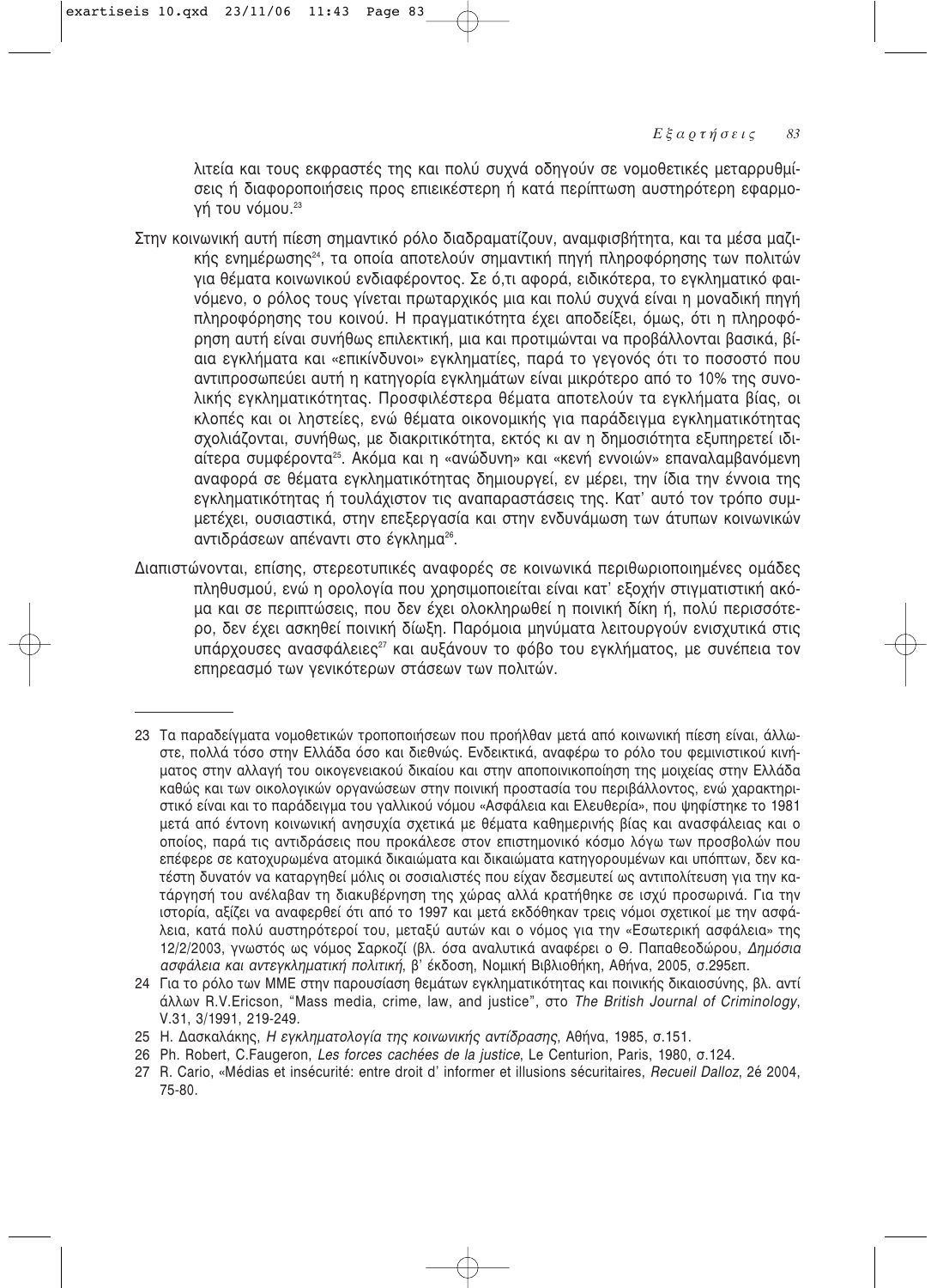λιτεία και τους εκφραστές της και πολύ συχνά οδηγούν σε νομοθετικές μεταρρυθμίσεις ή διαφοροποιήσεις προς επιεικέστερη ή κατά περίπτωση αυστηρότερη εφαρμογή του νόμου.[23]

Στην κοινωνική αυτή πίεση σημαντικό ρόλο διαδραματίζουν, αναμφισβήτητα, και τα μέσα μαζικής ενημέρωσης[24], τα οποία αποτελούν σημαντική πηγή πληροφόρησης των πολιτών για θέματα κοινωνικού ενδιαφέροντος. Σε ό,τι αφορά, ειδικότερα, το εγκληματικό φαινόμενο, ο ρόλος τους γίνεται πρωταρχικός μια και πολύ συχνά είναι η μοναδική πηγή πληροφόρησης του κοινού. Η πραγματικότητα έχει αποδείξει, όμως, ότι η πληροφόρηση αυτή είναι συνήθως επιλεκτική, μια και προτιμώνται να προβάλλονται βασικά, βίαια εγκλήματα και «επικίνδυνοι» εγκληματίες, παρά το γεγονός ότι το ποσοστό που αντιπροσωπεύει αυτή η κατηγορία εγκλημάτων είναι μικρότερο από το 10% της συνολικής εγκληματικότητας. Προσφιλέστερα θέματα αποτελούν τα εγκλήματα βίας, οι κλοπές και οι ληστείες, ενώ θέματα οικονομικής για παράδειγμα εγκληματικότητας σχολιάζονται, συνήθως, με διακριτικότητα, εκτός κι αν η δημοσιότητα εξυπηρετεί ιδιαίτερα συμφέροντα[25]. Ακόμα και η «ανώδυνη» και «κενή εννοιών» επαναλαμβανόμενη αναφορά σε θέματα εγκληματικότητας δημιουργεί, εν μέρει, την ίδια την έννοια της εγκληματικότητας ή τουλάχιστον τις αναπαραστάσεις της. Κατ' αυτό τον τρόπο συμμετέχει, ουσιαστικά, στην επεξεργασία και στην ενδυνάμωση των άτυπων κοινωνικών αντιδράσεων απέναντι στο έγκλημα[26].

Διαπιστώνονται, επίσης, στερεοτυπικές αναφορές σε κοινωνικά περιθωριοποιημένες ομάδες πληθυσμού, ενώ η ορολογία που χρησιμοποιείται είναι κατ' εξοχήν στιγματιστική ακόμα και σε περιπτώσεις, που δεν έχει ολοκληρωθεί η ποινική δίκη ή, πολύ περισσότερο, δεν έχει ασκηθεί ποινική δίωξη. Παρόμοια μηνύματα λειτουργούν ενισχυτικά στις υπάρχουσες ανασφάλειες[27] και αυξάνουν το φόβο του εγκλήματος, με συνέπεια τον επηρεασμό των γενικότερων στάσεων των πολιτών.

---

23 Τα παραδείγματα νομοθετικών τροποποιήσεων που προήλθαν μετά από κοινωνική πίεση είναι, άλλωστε, πολλά τόσο στην Ελλάδα όσο και διεθνώς. Ενδεικτικά, αναφέρω το ρόλο του φεμινιστικού κινήματος στην αλλαγή του οικογενειακού δικαίου και στην αποποινικοποίηση της μοιχείας στην Ελλάδα καθώς και των οικολογικών οργανώσεων στην ποινική προστασία του περιβάλλοντος, ενώ χαρακτηριστικό είναι και το παράδειγμα του γαλλικού νόμου «Ασφάλεια και Ελευθερία», που ψηφίστηκε το 1981 μετά από έντονη κοινωνική ανησυχία σχετικά με θέματα καθημερινής βίας και ανασφάλειας και ο οποίος, παρά τις αντιδράσεις που προκάλεσε στον επιστημονικό κόσμο λόγω των προσβολών που επέφερε σε κατοχυρωμένα ατομικά δικαιώματα και δικαιώματα κατηγορουμένων και υπόπτων, δεν κατέστη δυνατόν να καταργηθεί μόλις οι σοσιαλιστές που είχαν δεσμευτεί ως αντιπολίτευση για την κατάργησή του ανέλαβαν τη διακυβέρνηση της χώρας αλλά κρατήθηκε σε ισχύ προσωρινά. Για την ιστορία, αξίζει να αναφερθεί ότι από το 1997 και μετά εκδόθηκαν τρεις νόμοι σχετικοί με την ασφάλεια, κατά πολύ αυστηρότεροί του, μεταξύ αυτών και ο νόμος για την «Εσωτερική ασφάλεια» της 12/2/2003, γνωστός ως νόμος Σαρκοζί (βλ. όσα αναλυτικά αναφέρει ο Θ. Παπαθεοδώρου, *Δημόσια ασφάλεια και αντεγκληματική πολιτική*, β' έκδοση, Νομική Βιβλιοθήκη, Αθήνα, 2005, σ.295επ.

24 Για το ρόλο των ΜΜΕ στην παρουσίαση θεμάτων εγκληματικότητας και ποινικής δικαιοσύνης, βλ. αντί άλλων R.V.Ericson, "Mass media, crime, law, and justice", στο *The British Journal of Criminology*, V.31, 3/1991, 219-249.

25 Η. Δασκαλάκης, *Η εγκληματολογία της κοινωνικής αντίδρασης*, Αθήνα, 1985, σ.151.

26 Ph. Robert, C.Faugeron, *Les forces cachées de la justice*, Le Centurion, Paris, 1980, σ.124.

27 R. Cario, «Médias et insécurité: entre droit d' informer et illusions sécuritaires, *Recueil Dalloz*, 2é 2004, 75-80.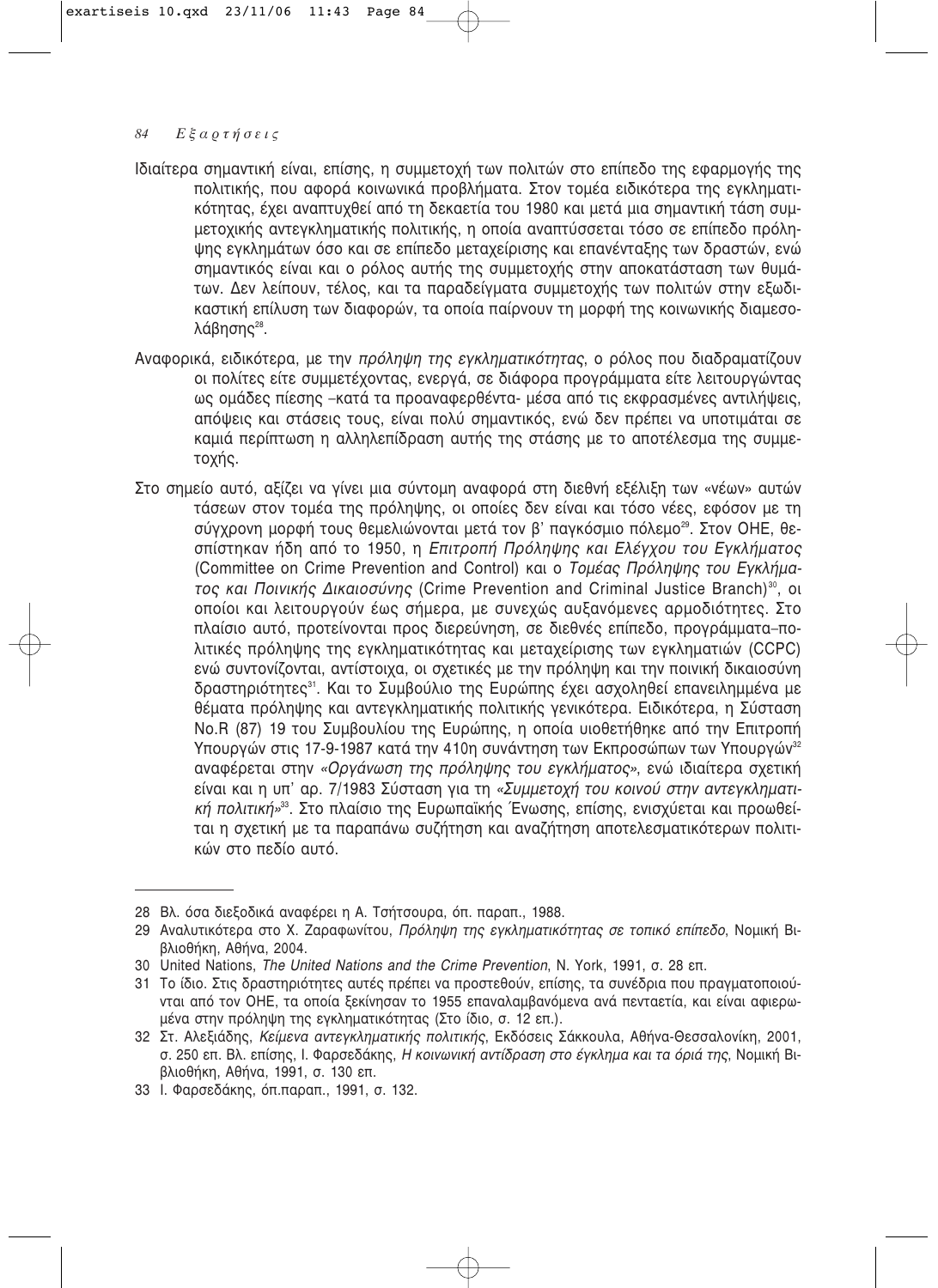Ιδιαίτερα σημαντική είναι, επίσης, η συμμετοχή των πολιτών στο επίπεδο της εφαρμογής της πολιτικής, που αφορά κοινωνικά προβλήματα. Στον τομέα ειδικότερα της εγκληματικότητας, έχει αναπτυχθεί από τη δεκαετία του 1980 και μετά μια σημαντική τάση συμμετοχικής αντεγκληματικής πολιτικής, η οποία αναπτύσσεται τόσο σε επίπεδο πρόληψης εγκλημάτων όσο και σε επίπεδο μεταχείρισης και επανένταξης των δραστών, ενώ σημαντικός είναι και ο ρόλος αυτής της συμμετοχής στην αποκατάσταση των θυμάτων. Δεν λείπουν, τέλος, και τα παραδείγματα συμμετοχής των πολιτών στην εξωδικαστική επίλυση των διαφορών, τα οποία παίρνουν τη μορφή της κοινωνικής διαμεσολάβησης[28].

Αναφορικά, ειδικότερα, με την *πρόληψη της εγκληματικότητας*, ο ρόλος που διαδραματίζουν οι πολίτες είτε συμμετέχοντας, ενεργά, σε διάφορα προγράμματα είτε λειτουργώντας ως ομάδες πίεσης –κατά τα προαναφερθέντα- μέσα από τις εκφρασμένες αντιλήψεις, απόψεις και στάσεις τους, είναι πολύ σημαντικός, ενώ δεν πρέπει να υποτιμάται σε καμιά περίπτωση η αλληλεπίδραση αυτής της στάσης με το αποτέλεσμα της συμμετοχής.

Στο σημείο αυτό, αξίζει να γίνει μια σύντομη αναφορά στη διεθνή εξέλιξη των «νέων» αυτών τάσεων στον τομέα της πρόληψης, οι οποίες δεν είναι και τόσο νέες, εφόσον με τη σύγχρονη μορφή τους θεμελιώνονται μετά τον β' παγκόσμιο πόλεμο[29]. Στον ΟΗΕ, θεσπίστηκαν ήδη από το 1950, η *Επιτροπή Πρόληψης και Ελέγχου του Εγκλήματος* (Committee on Crime Prevention and Control) και ο *Τομέας Πρόληψης του Εγκλήματος και Ποινικής Δικαιοσύνης* (Crime Prevention and Criminal Justice Branch)[30], οι οποίοι και λειτουργούν έως σήμερα, με συνεχώς αυξανόμενες αρμοδιότητες. Στο πλαίσιο αυτό, προτείνονται προς διερεύνηση, σε διεθνές επίπεδο, προγράμματα–πολιτικές πρόληψης της εγκληματικότητας και μεταχείρισης των εγκληματιών (CCPC) ενώ συντονίζονται, αντίστοιχα, οι σχετικές με την πρόληψη και την ποινική δικαιοσύνη δραστηριότητες[31]. Και το Συμβούλιο της Ευρώπης έχει ασχοληθεί επανειλημμένα με θέματα πρόληψης και αντεγκληματικής πολιτικής γενικότερα. Ειδικότερα, η Σύσταση No.R (87) 19 του Συμβουλίου της Ευρώπης, η οποία υιοθετήθηκε από την Επιτροπή Υπουργών στις 17-9-1987 κατά την 410η συνάντηση των Εκπροσώπων των Υπουργών[32] αναφέρεται στην *«Οργάνωση της πρόληψης του εγκλήματος»*, ενώ ιδιαίτερα σχετική είναι και η υπ' αρ. 7/1983 Σύσταση για τη *«Συμμετοχή του κοινού στην αντεγκληματική πολιτική»*[33]. Στο πλαίσιο της Ευρωπαϊκής Ένωσης, επίσης, ενισχύεται και προωθείται η σχετική με τα παραπάνω συζήτηση και αναζήτηση αποτελεσματικότερων πολιτικών στο πεδίο αυτό.

---

28 Βλ. όσα διεξοδικά αναφέρει η Α. Τσήτσουρα, όπ. παραπ., 1988.

29 Αναλυτικότερα στο Χ. Ζαραφωνίτου, *Πρόληψη της εγκληματικότητας σε τοπικό επίπεδο*, Νομική Βιβλιοθήκη, Αθήνα, 2004.

30 United Nations, *The United Nations and the Crime Prevention*, N. York, 1991, σ. 28 επ.

31 Το ίδιο. Στις δραστηριότητες αυτές πρέπει να προστεθούν, επίσης, τα συνέδρια που πραγματοποιούνται από τον ΟΗΕ, τα οποία ξεκίνησαν το 1955 επαναλαμβανόμενα ανά πενταετία, και είναι αφιερωμένα στην πρόληψη της εγκληματικότητας (Στο ίδιο, σ. 12 επ.).

32 Στ. Αλεξιάδης, *Κείμενα αντεγκληματικής πολιτικής*, Εκδόσεις Σάκκουλα, Αθήνα-Θεσσαλονίκη, 2001, σ. 250 επ. Βλ. επίσης, Ι. Φαρσεδάκης, *Η κοινωνική αντίδραση στο έγκλημα και τα όριά της*, Νομική Βιβλιοθήκη, Αθήνα, 1991, σ. 130 επ.

33 Ι. Φαρσεδάκης, όπ.παραπ., 1991, σ. 132.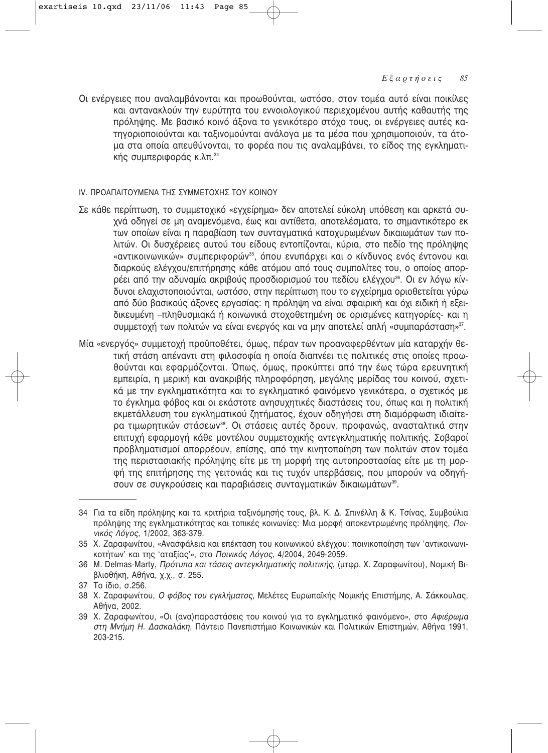Οι ενέργειες που αναλαμβάνονται και προωθούνται, ωστόσο, στον τομέα αυτό είναι ποικίλες και αντανακλούν την ευρύτητα του εννοιολογικού περιεχομένου αυτής καθαυτής της πρόληψης. Με βασικό κοινό άξονα το γενικότερο στόχο τους, οι ενέργειες αυτές κατηγοριοποιούνται και ταξινομούνται ανάλογα με τα μέσα που χρησιμοποιούν, τα άτομα στα οποία απευθύνονται, το φορέα που τις αναλαμβάνει, το είδος της εγκληματικής συμπεριφοράς κ.λπ.[34]

## IV. ΠΡΟΑΠΑΙΤΟΥΜΕΝΑ ΤΗΣ ΣΥΜΜΕΤΟΧΗΣ ΤΟΥ ΚΟΙΝΟΥ

Σε κάθε περίπτωση, το συμμετοχικό «εγχείρημα» δεν αποτελεί εύκολη υπόθεση και αρκετά συχνά οδηγεί σε μη αναμενόμενα, έως και αντίθετα, αποτελέσματα, το σημαντικότερο εκ των οποίων είναι η παραβίαση των συνταγματικά κατοχυρωμένων δικαιωμάτων των πολιτών. Οι δυσχέρειες αυτού του είδους εντοπίζονται, κύρια, στο πεδίο της πρόληψης «αντικοινωνικών» συμπεριφορών[35], όπου ενυπάρχει και ο κίνδυνος ενός έντονου και διαρκούς ελέγχου/επιτήρησης κάθε ατόμου από τους συμπολίτες του, ο οποίος απορρέει από την αδυναμία ακριβούς προσδιορισμού του πεδίου ελέγχου[36]. Οι εν λόγω κίνδυνοι ελαχιστοποιούνται, ωστόσο, στην περίπτωση που το εγχείρημα οριοθετείται γύρω από δύο βασικούς άξονες εργασίας: η πρόληψη να είναι σφαιρική και όχι ειδική ή εξειδικευμένη –πληθυσμιακά ή κοινωνικά στοχοθετημένη σε ορισμένες κατηγορίες- και η συμμετοχή των πολιτών να είναι ενεργός και να μην αποτελεί απλή «συμπαράσταση»[37].

Μία «ενεργός» συμμετοχή προϋποθέτει, όμως, πέραν των προαναφερθέντων μία καταρχήν θετική στάση απέναντι στη φιλοσοφία η οποία διαπνέει τις πολιτικές στις οποίες προωθούνται και εφαρμόζονται. Όπως, όμως, προκύπτει από την έως τώρα ερευνητική εμπειρία, η μερική και ανακριβής πληροφόρηση, μεγάλης μερίδας του κοινού, σχετικά με την εγκληματικότητα και το εγκληματικό φαινόμενο γενικότερα, ο σχετικός με το έγκλημα φόβος και οι εκάστοτε ανησυχητικές διαστάσεις του, όπως και η πολιτική εκμετάλλευση του εγκληματικού ζητήματος, έχουν οδηγήσει στη διαμόρφωση ιδιαίτερα τιμωρητικών στάσεων[38]. Οι στάσεις αυτές δρουν, προφανώς, ανασταλτικά στην επιτυχή εφαρμογή κάθε μοντέλου συμμετοχικής αντεγκληματικής πολιτικής. Σοβαροί προβληματισμοί απορρέουν, επίσης, από την κινητοποίηση των πολιτών στον τομέα της περιστασιακής πρόληψης είτε με τη μορφή της αυτοπροστασίας είτε με τη μορφή της επιτήρησης της γειτονιάς και τις τυχόν υπερβάσεις, που μπορούν να οδηγήσουν σε συγκρούσεις και παραβιάσεις συνταγματικών δικαιωμάτων[39].

---

34 Για τα είδη πρόληψης και τα κριτήρια ταξινόμησής τους, βλ. Κ. Δ. Σπινέλλη & Κ. Τσίνας, Συμβούλια πρόληψης της εγκληματικότητας και τοπικές κοινωνίες: Μια μορφή αποκεντρωμένης πρόληψης, *Ποινικός Λόγος*, 1/2002, 363-379.

35 Χ. Ζαραφωνίτου, «Ανασφάλεια και επέκταση του κοινωνικού ελέγχου: ποινικοποίηση των 'αντικοινωνικοτήτων' και της 'αταξίας'», στο *Ποινικός Λόγος*, 4/2004, 2049-2059.

36 M. Delmas-Marty, *Πρότυπα και τάσεις αντεγκληματικής πολιτικής*, (μτφρ. Χ. Ζαραφωνίτου), Νομική Βιβλιοθήκη, Αθήνα, χ.χ., σ. 255.

37 Το ίδιο, σ.256.

38 Χ. Ζαραφωνίτου, *Ο φόβος του εγκλήματος*, Μελέτες Ευρωπαϊκής Νομικής Επιστήμης, Α. Σάκκουλας, Αθήνα, 2002.

39 Χ. Ζαραφωνίτου, «Οι (ανα)παραστάσεις του κοινού για το εγκληματικό φαινόμενο», στο *Αφιέρωμα στη Μνήμη Η. Δασκαλάκη*, Πάντειο Πανεπιστήμιο Κοινωνικών και Πολιτικών Επιστημών, Αθήνα 1991, 203-215.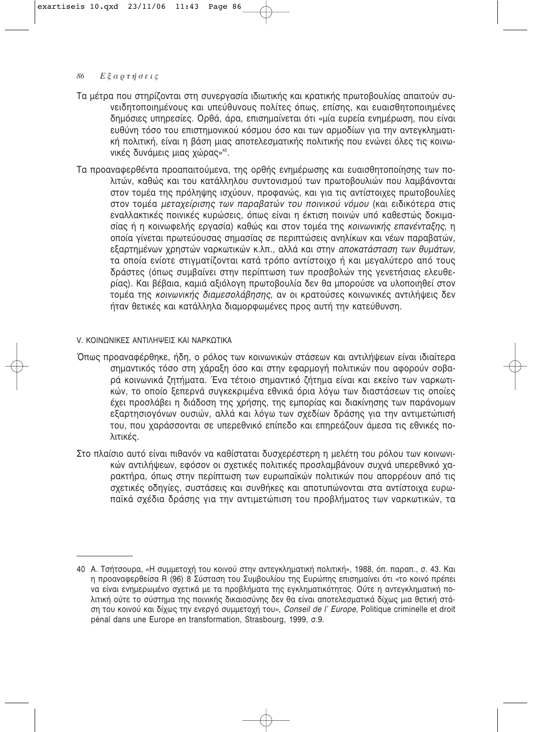Τα μέτρα που στηρίζονται στη συνεργασία ιδιωτικής και κρατικής πρωτοβουλίας απαιτούν συνειδητοποιημένους και υπεύθυνους πολίτες όπως, επίσης, και ευαισθητοποιημένες δημόσιες υπηρεσίες. Ορθά, άρα, επισημαίνεται ότι «μία ευρεία ενημέρωση, που είναι ευθύνη τόσο του επιστημονικού κόσμου όσο και των αρμοδίων για την αντεγκληματική πολιτική, είναι η βάση μιας αποτελεσματικής πολιτικής που ενώνει όλες τις κοινωνικές δυνάμεις μιας χώρας»[40].

Τα προαναφερθέντα προαπαιτούμενα, της ορθής ενημέρωσης και ευαισθητοποίησης των πολιτών, καθώς και του κατάλληλου συντονισμού των πρωτοβουλιών που λαμβάνονται στον τομέα της πρόληψης ισχύουν, προφανώς, και για τις αντίστοιχες πρωτοβουλίες στον τομέα *μεταχείρισης των παραβατών του ποινικού νόμου* (και ειδικότερα στις εναλλακτικές ποινικές κυρώσεις, όπως είναι η έκτιση ποινών υπό καθεστώς δοκιμασίας ή η κοινωφελής εργασία) καθώς και στον τομέα της *κοινωνικής επανένταξης*, η οποία γίνεται πρωτεύουσας σημασίας σε περιπτώσεις ανηλίκων και νέων παραβατών, εξαρτημένων χρηστών ναρκωτικών κ.λπ., αλλά και στην *αποκατάσταση των θυμάτων*, τα οποία ενίοτε στιγματίζονται κατά τρόπο αντίστοιχο ή και μεγαλύτερο από τους δράστες (όπως συμβαίνει στην περίπτωση των προσβολών της γενετήσιας ελευθερίας). Και βέβαια, καμιά αξιόλογη πρωτοβουλία δεν θα μπορούσε να υλοποιηθεί στον τομέα της *κοινωνικής διαμεσολάβησης*, αν οι κρατούσες κοινωνικές αντιλήψεις δεν ήταν θετικές και κατάλληλα διαμορφωμένες προς αυτή την κατεύθυνση.

## V. ΚΟΙΝΩΝΙΚΕΣ ΑΝΤΙΛΗΨΕΙΣ ΚΑΙ ΝΑΡΚΩΤΙΚΑ

Όπως προαναφέρθηκε, ήδη, ο ρόλος των κοινωνικών στάσεων και αντιλήψεων είναι ιδιαίτερα σημαντικός τόσο στη χάραξη όσο και στην εφαρμογή πολιτικών που αφορούν σοβαρά κοινωνικά ζητήματα. Ένα τέτοιο σημαντικό ζήτημα είναι και εκείνο των ναρκωτικών, το οποίο ξεπερνά συγκεκριμένα εθνικά όρια λόγω των διαστάσεων τις οποίες έχει προσλάβει η διάδοση της χρήσης, της εμπορίας και διακίνησης των παράνομων εξαρτησιογόνων ουσιών, αλλά και λόγω των σχεδίων δράσης για την αντιμετώπισή του, που χαράσσονται σε υπερεθνικό επίπεδο και επηρεάζουν άμεσα τις εθνικές πολιτικές.

Στο πλαίσιο αυτό είναι πιθανόν να καθίσταται δυσχερέστερη η μελέτη του ρόλου των κοινωνικών αντιλήψεων, εφόσον οι σχετικές πολιτικές προσλαμβάνουν συχνά υπερεθνικό χαρακτήρα, όπως στην περίπτωση των ευρωπαϊκών πολιτικών που απορρέουν από τις σχετικές οδηγίες, συστάσεις και συνθήκες και αποτυπώνονται στα αντίστοιχα ευρωπαϊκά σχέδια δράσης για την αντιμετώπιση του προβλήματος των ναρκωτικών, τα

---

40 Α. Τσήτσουρα, «Η συμμετοχή του κοινού στην αντεγκληματική πολιτική», 1988, όπ. παραπ., σ. 43. Και η προαναφερθείσα R (96) 8 Σύσταση του Συμβουλίου της Ευρώπης επισημαίνει ότι «το κοινό πρέπει να είναι ενημερωμένο σχετικά με τα προβλήματα της εγκληματικότητας. Ούτε η αντεγκληματική πολιτική ούτε το σύστημα της ποινικής δικαιοσύνης δεν θα είναι αποτελεσματικά δίχως μια θετική στάση του κοινού και δίχως την ενεργό συμμετοχή του», *Conseil de l' Europe*, Politique criminelle et droit pénal dans une Europe en transformation, Strasbourg, 1999, σ.9.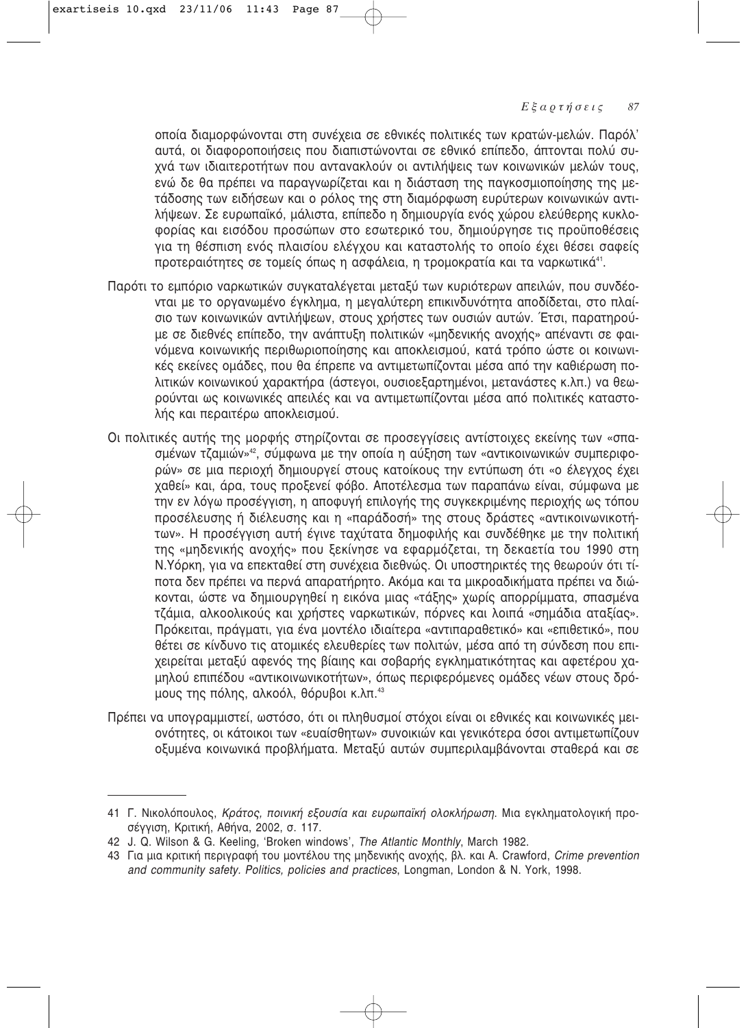οποία διαμορφώνονται στη συνέχεια σε εθνικές πολιτικές των κρατών-μελών. Παρόλ' αυτά, οι διαφοροποιήσεις που διαπιστώνονται σε εθνικό επίπεδο, άπτονται πολύ συχνά των ιδιαιτεροτήτων που αντανακλούν οι αντιλήψεις των κοινωνικών μελών τους, ενώ δε θα πρέπει να παραγνωρίζεται και η διάσταση της παγκοσμιοποίησης της μετάδοσης των ειδήσεων και ο ρόλος της στη διαμόρφωση ευρύτερων κοινωνικών αντιλήψεων. Σε ευρωπαϊκό, μάλιστα, επίπεδο η δημιουργία ενός χώρου ελεύθερης κυκλοφορίας και εισόδου προσώπων στο εσωτερικό του, δημιούργησε τις προϋποθέσεις για τη θέσπιση ενός πλαισίου ελέγχου και καταστολής το οποίο έχει θέσει σαφείς προτεραιότητες σε τομείς όπως η ασφάλεια, η τρομοκρατία και τα ναρκωτικά[41].

Παρότι το εμπόριο ναρκωτικών συγκαταλέγεται μεταξύ των κυριότερων απειλών, που συνδέονται με το οργανωμένο έγκλημα, η μεγαλύτερη επικινδυνότητα αποδίδεται, στο πλαίσιο των κοινωνικών αντιλήψεων, στους χρήστες των ουσιών αυτών. Έτσι, παρατηρούμε σε διεθνές επίπεδο, την ανάπτυξη πολιτικών «μηδενικής ανοχής» απέναντι σε φαινόμενα κοινωνικής περιθωριοποίησης και αποκλεισμού, κατά τρόπο ώστε οι κοινωνικές εκείνες ομάδες, που θα έπρεπε να αντιμετωπίζονται μέσα από την καθιέρωση πολιτικών κοινωνικού χαρακτήρα (άστεγοι, ουσιοεξαρτημένοι, μετανάστες κ.λπ.) να θεωρούνται ως κοινωνικές απειλές και να αντιμετωπίζονται μέσα από πολιτικές καταστολής και περαιτέρω αποκλεισμού.

Οι πολιτικές αυτής της μορφής στηρίζονται σε προσεγγίσεις αντίστοιχες εκείνης των «σπασμένων τζαμιών»[42], σύμφωνα με την οποία η αύξηση των «αντικοινωνικών συμπεριφορών» σε μια περιοχή δημιουργεί στους κατοίκους την εντύπωση ότι «ο έλεγχος έχει χαθεί» και, άρα, τους προξενεί φόβο. Αποτέλεσμα των παραπάνω είναι, σύμφωνα με την εν λόγω προσέγγιση, η αποφυγή επιλογής της συγκεκριμένης περιοχής ως τόπου προσέλευσης ή διέλευσης και η «παράδοσή» της στους δράστες «αντικοινωνικοτήτων». Η προσέγγιση αυτή έγινε ταχύτατα δημοφιλής και συνδέθηκε με την πολιτική της «μηδενικής ανοχής» που ξεκίνησε να εφαρμόζεται, τη δεκαετία του 1990 στη Ν.Υόρκη, για να επεκταθεί στη συνέχεια διεθνώς. Οι υποστηρικτές της θεωρούν ότι τίποτα δεν πρέπει να περνά απαρατήρητο. Ακόμα και τα μικροαδικήματα πρέπει να διώκονται, ώστε να δημιουργηθεί η εικόνα μιας «τάξης» χωρίς απορρίμματα, σπασμένα τζάμια, αλκοολικούς και χρήστες ναρκωτικών, πόρνες και λοιπά «σημάδια αταξίας». Πρόκειται, πράγματι, για ένα μοντέλο ιδιαίτερα «αντιπαραθετικό» και «επιθετικό», που θέτει σε κίνδυνο τις ατομικές ελευθερίες των πολιτών, μέσα από τη σύνδεση που επιχειρείται μεταξύ αφενός της βίαιης και σοβαρής εγκληματικότητας και αφετέρου χαμηλού επιπέδου «αντικοινωνικοτήτων», όπως περιφερόμενες ομάδες νέων στους δρόμους της πόλης, αλκοόλ, θόρυβοι κ.λπ.[43]

Πρέπει να υπογραμμιστεί, ωστόσο, ότι οι πληθυσμοί στόχοι είναι οι εθνικές και κοινωνικές μειονότητες, οι κάτοικοι των «ευαίσθητων» συνοικιών και γενικότερα όσοι αντιμετωπίζουν οξυμένα κοινωνικά προβλήματα. Μεταξύ αυτών συμπεριλαμβάνονται σταθερά και σε

---

41 Γ. Νικολόπουλος, *Κράτος, ποινική εξουσία και ευρωπαϊκή ολοκλήρωση.* Μια εγκληματολογική προσέγγιση, Κριτική, Αθήνα, 2002, σ. 117.

42 J. Q. Wilson & G. Keeling, 'Broken windows', *The Atlantic Monthly*, March 1982.

43 Για μια κριτική περιγραφή του μοντέλου της μηδενικής ανοχής, βλ. και A. Crawford, *Crime prevention and community safety. Politics, policies and practices*, Longman, London & N. York, 1998.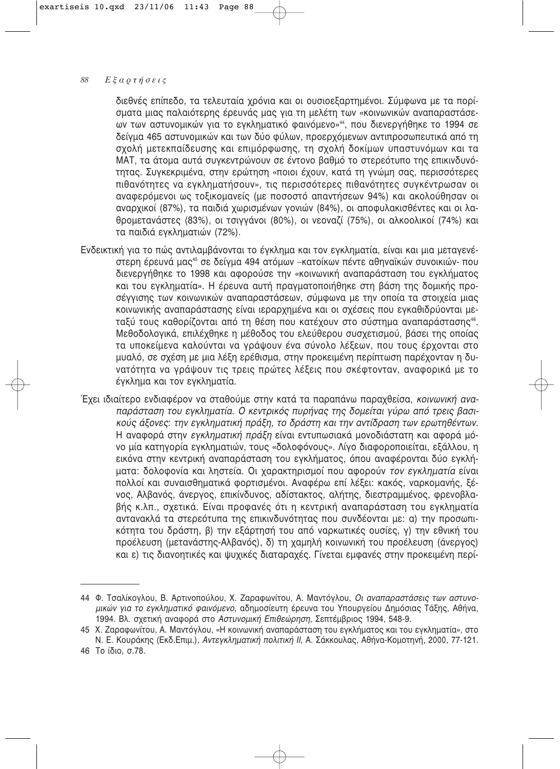διεθνές επίπεδο, τα τελευταία χρόνια και οι ουσιοεξαρτημένοι. Σύμφωνα με τα πορίσματα μιας παλαιότερης έρευνάς μας για τη μελέτη των «κοινωνικών αναπαραστάσεων των αστυνομικών για το εγκληματικό φαινόμενο»[44], που διενεργήθηκε το 1994 σε δείγμα 465 αστυνομικών και των δύο φύλων, προερχόμενων αντιπροσωπευτικά από τη σχολή μετεκπαίδευσης και επιμόρφωσης, τη σχολή δοκίμων υπαστυνόμων και τα ΜΑΤ, τα άτομα αυτά συγκεντρώνουν σε έντονο βαθμό το στερεότυπο της επικινδυνότητας. Συγκεκριμένα, στην ερώτηση «ποιοι έχουν, κατά τη γνώμη σας, περισσότερες πιθανότητες να εγκληματήσουν», τις περισσότερες πιθανότητες συγκέντρωσαν οι αναφερόμενοι ως τοξικομανείς (με ποσοστό απαντήσεων 94%) και ακολούθησαν οι αναρχικοί (87%), τα παιδιά χωρισμένων γονιών (84%), οι αποφυλακισθέντες και οι λαθρομετανάστες (83%), οι τσιγγάνοι (80%), οι νεοναζί (75%), οι αλκοολικοί (74%) και τα παιδιά εγκληματιών (72%).

Ενδεικτική για το πώς αντιλαμβάνονται το έγκλημα και τον εγκληματία, είναι και μια μεταγενέστερη έρευνά μας[45] σε δείγμα 494 ατόμων –κατοίκων πέντε αθηναϊκών συνοικιών- που διενεργήθηκε το 1998 και αφορούσε την «κοινωνική αναπαράσταση του εγκλήματος και του εγκληματία». Η έρευνα αυτή πραγματοποιήθηκε στη βάση της δομικής προσέγγισης των κοινωνικών αναπαραστάσεων, σύμφωνα με την οποία τα στοιχεία μιας κοινωνικής αναπαράστασης είναι ιεραρχημένα και οι σχέσεις που εγκαθιδρύονται μεταξύ τους καθορίζονται από τη θέση που κατέχουν στο σύστημα αναπαράστασης[46]. Μεθοδολογικά, επιλέχθηκε η μέθοδος του ελεύθερου συσχετισμού, βάσει της οποίας τα υποκείμενα καλούνται να γράψουν ένα σύνολο λέξεων, που τους έρχονται στο μυαλό, σε σχέση με μια λέξη ερέθισμα, στην προκειμένη περίπτωση παρέχονταν η δυνατότητα να γράψουν τις τρεις πρώτες λέξεις που σκέφτονταν, αναφορικά με το έγκλημα και τον εγκληματία.

Έχει ιδιαίτερο ενδιαφέρον να σταθούμε στην κατά τα παραπάνω παραχθείσα, *κοινωνική αναπαράσταση του εγκληματία. Ο κεντρικός πυρήνας της δομείται γύρω από τρεις βασικούς άξονες: την εγκληματική πράξη, το δράστη και την αντίδραση των ερωτηθέντων.* Η αναφορά στην *εγκληματική πράξη* είναι εντυπωσιακά μονοδιάστατη και αφορά μόνο μία κατηγορία εγκληματιών, τους «δολοφόνους». Λίγο διαφοροποιείται, εξάλλου, η εικόνα στην κεντρική αναπαράσταση του εγκλήματος, όπου αναφέρονται δύο εγκλήματα: δολοφονία και ληστεία. Οι χαρακτηρισμοί που αφορούν *τον εγκληματία* είναι πολλοί και συναισθηματικά φορτισμένοι. Αναφέρω επί λέξει: κακός, ναρκομανής, ξένος, Αλβανός, άνεργος, επικίνδυνος, αδίστακτος, αλήτης, διεστραμμένος, φρενοβλαβής κ.λπ., σχετικά. Είναι προφανές ότι η κεντρική αναπαράσταση του εγκληματία αντανακλά τα στερεότυπα της επικινδυνότητας που συνδέονται με: α) την προσωπικότητα του δράστη, β) την εξάρτησή του από ναρκωτικές ουσίες, γ) την εθνική του προέλευση (μετανάστης-Αλβανός), δ) τη χαμηλή κοινωνική του προέλευση (άνεργος) και ε) τις διανοητικές και ψυχικές διαταραχές. Γίνεται εμφανές στην προκειμένη περί-

---

44 Φ. Τσαλίκογλου, Β. Αρτινοπούλου, Χ. Ζαραφωνίτου, Α. Μαντόγλου, *Οι αναπαραστάσεις των αστυνομικών για το εγκληματικό φαινόμενο*, αδημοσίευτη έρευνα του Υπουργείου Δημόσιας Τάξης, Αθήνα, 1994. Βλ. σχετική αναφορά στο *Αστυνομική Επιθεώρηση*, Σεπτέμβριος 1994, 548-9.

45 Χ. Ζαραφωνίτου, Α. Μαντόγλου, «Η κοινωνική αναπαράσταση του εγκλήματος και του εγκληματία», στο Ν. Ε. Κουράκης (Εκδ.Επιμ.), *Αντεγκληματική πολιτική ΙΙ*, Α. Σάκκουλας, Αθήνα-Κομοτηνή, 2000, 77-121.

46 Το ίδιο, σ.78.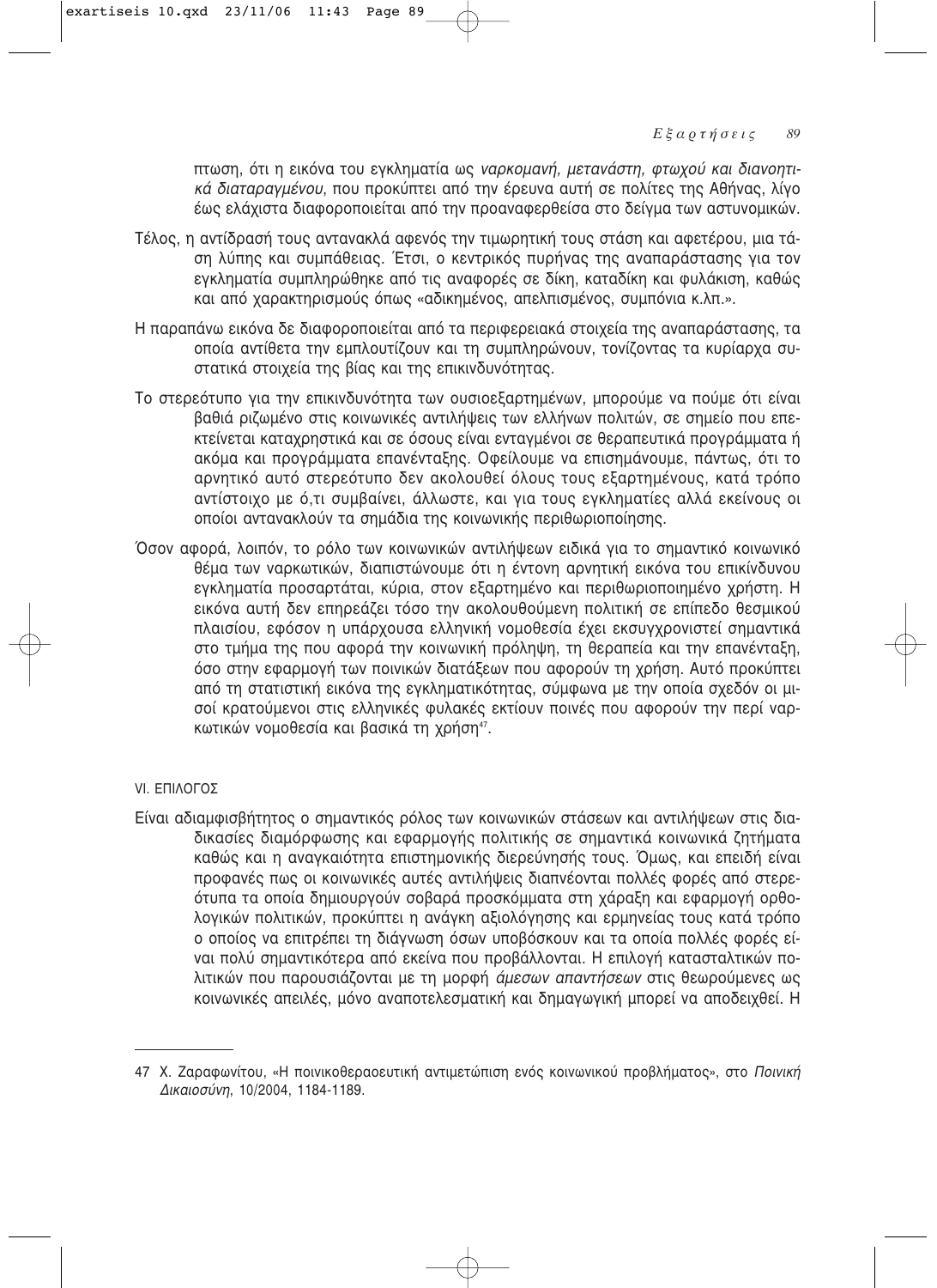πτωση, ότι η εικόνα του εγκληματία ως *ναρκομανή, μετανάστη, φτωχού και διανοητικά διαταραγμένου*, που προκύπτει από την έρευνα αυτή σε πολίτες της Αθήνας, λίγο έως ελάχιστα διαφοροποιείται από την προαναφερθείσα στο δείγμα των αστυνομικών.

Τέλος, η αντίδρασή τους αντανακλά αφενός την τιμωρητική τους στάση και αφετέρου, μια τάση λύπης και συμπάθειας. Έτσι, ο κεντρικός πυρήνας της αναπαράστασης για τον εγκληματία συμπληρώθηκε από τις αναφορές σε δίκη, καταδίκη και φυλάκιση, καθώς και από χαρακτηρισμούς όπως «αδικημένος, απελπισμένος, συμπόνια κ.λπ.».

Η παραπάνω εικόνα δε διαφοροποιείται από τα περιφερειακά στοιχεία της αναπαράστασης, τα οποία αντίθετα την εμπλουτίζουν και τη συμπληρώνουν, τονίζοντας τα κυρίαρχα συστατικά στοιχεία της βίας και της επικινδυνότητας.

Το στερεότυπο για την επικινδυνότητα των ουσιοεξαρτημένων, μπορούμε να πούμε ότι είναι βαθιά ριζωμένο στις κοινωνικές αντιλήψεις των ελλήνων πολιτών, σε σημείο που επεκτείνεται καταχρηστικά και σε όσους είναι ενταγμένοι σε θεραπευτικά προγράμματα ή ακόμα και προγράμματα επανένταξης. Οφείλουμε να επισημάνουμε, πάντως, ότι το αρνητικό αυτό στερεότυπο δεν ακολουθεί όλους τους εξαρτημένους, κατά τρόπο αντίστοιχο με ό,τι συμβαίνει, άλλωστε, και για τους εγκληματίες αλλά εκείνους οι οποίοι αντανακλούν τα σημάδια της κοινωνικής περιθωριοποίησης.

Όσον αφορά, λοιπόν, το ρόλο των κοινωνικών αντιλήψεων ειδικά για το σημαντικό κοινωνικό θέμα των ναρκωτικών, διαπιστώνουμε ότι η έντονη αρνητική εικόνα του επικίνδυνου εγκληματία προσαρτάται, κύρια, στον εξαρτημένο και περιθωριοποιημένο χρήστη. Η εικόνα αυτή δεν επηρεάζει τόσο την ακολουθούμενη πολιτική σε επίπεδο θεσμικού πλαισίου, εφόσον η υπάρχουσα ελληνική νομοθεσία έχει εκσυγχρονιστεί σημαντικά στο τμήμα της που αφορά την κοινωνική πρόληψη, τη θεραπεία και την επανένταξη, όσο στην εφαρμογή των ποινικών διατάξεων που αφορούν τη χρήση. Αυτό προκύπτει από τη στατιστική εικόνα της εγκληματικότητας, σύμφωνα με την οποία σχεδόν οι μισοί κρατούμενοι στις ελληνικές φυλακές εκτίουν ποινές που αφορούν την περί ναρκωτικών νομοθεσία και βασικά τη χρήση[47].

## VI. ΕΠΙΛΟΓΟΣ

Είναι αδιαμφισβήτητος ο σημαντικός ρόλος των κοινωνικών στάσεων και αντιλήψεων στις διαδικασίες διαμόρφωσης και εφαρμογής πολιτικής σε σημαντικά κοινωνικά ζητήματα καθώς και η αναγκαιότητα επιστημονικής διερεύνησής τους. Όμως, και επειδή είναι προφανές πως οι κοινωνικές αυτές αντιλήψεις διαπνέονται πολλές φορές από στερεότυπα τα οποία δημιουργούν σοβαρά προσκόμματα στη χάραξη και εφαρμογή ορθολογικών πολιτικών, προκύπτει η ανάγκη αξιολόγησης και ερμηνείας τους κατά τρόπο ο οποίος να επιτρέπει τη διάγνωση όσων υποβόσκουν και τα οποία πολλές φορές είναι πολύ σημαντικότερα από εκείνα που προβάλλονται. Η επιλογή κατασταλτικών πολιτικών που παρουσιάζονται με τη μορφή *άμεσων απαντήσεων* στις θεωρούμενες ως κοινωνικές απειλές, μόνο αναποτελεσματική και δημαγωγική μπορεί να αποδειχθεί. Η

---

47 Χ. Ζαραφωνίτου, «Η ποινικοθεραοευτική αντιμετώπιση ενός κοινωνικού προβλήματος», στο *Ποινική Δικαιοσύνη*, 10/2004, 1184-1189.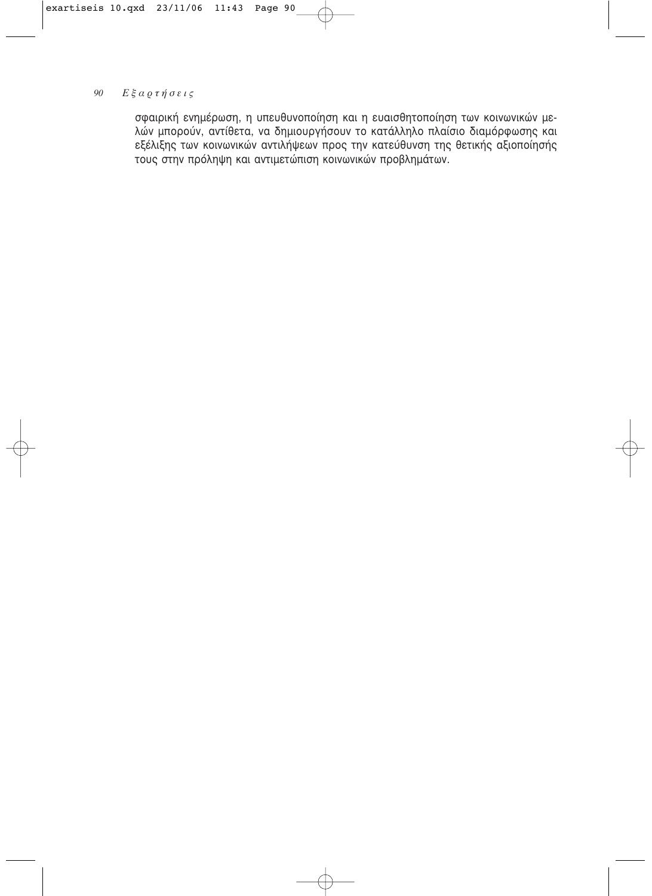σφαιρική ενημέρωση, η υπευθυνοποίηση και η ευαισθητοποίηση των κοινωνικών μελών μπορούν, αντίθετα, να δημιουργήσουν το κατάλληλο πλαίσιο διαμόρφωσης και εξέλιξης των κοινωνικών αντιλήψεων προς την κατεύθυνση της θετικής αξιοποίησής τους στην πρόληψη και αντιμετώπιση κοινωνικών προβλημάτων.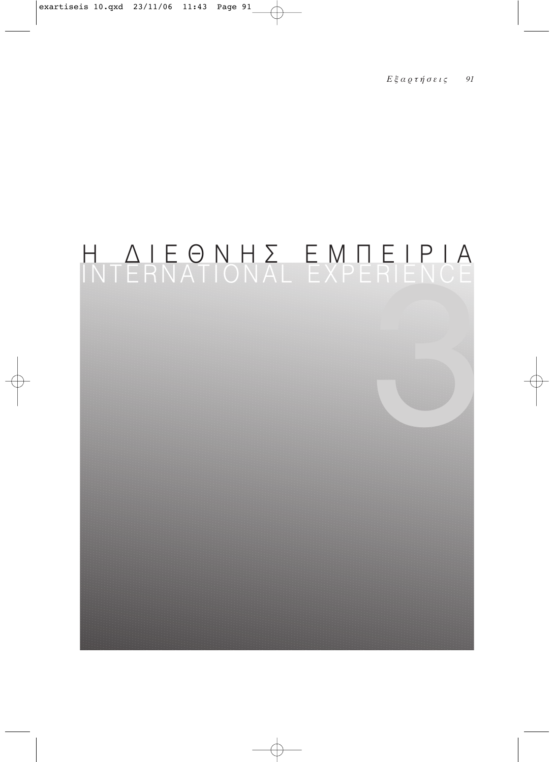# Η ΔΙΕΘΝΗΣ ΕΜΠΕΙΡΙΑ
# INTERNATIONAL EXPERIENCE

3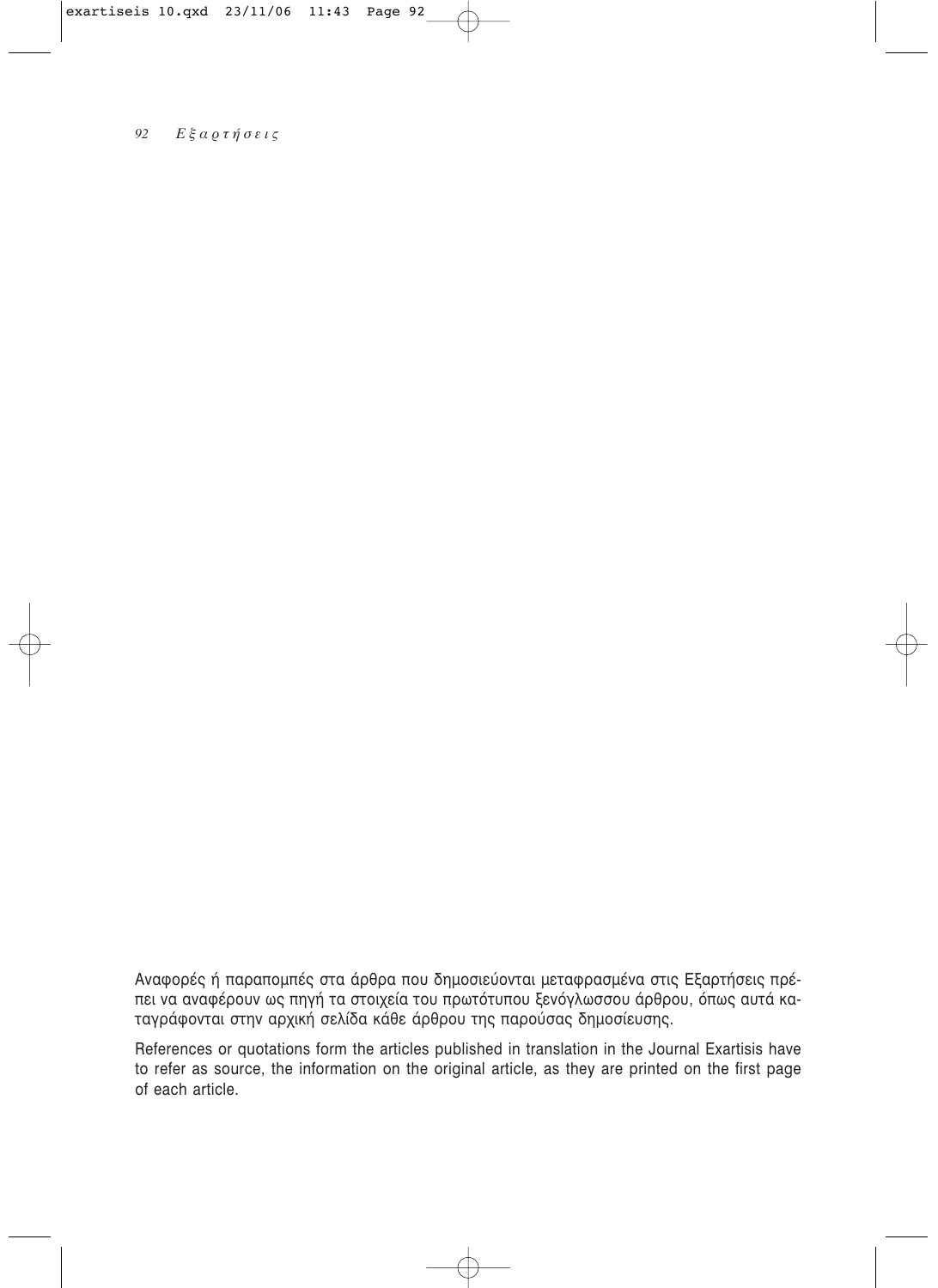Αναφορές ή παραπομπές στα άρθρα που δημοσιεύονται μεταφρασμένα στις Εξαρτήσεις πρέπει να αναφέρουν ως πηγή τα στοιχεία του πρωτότυπου ξενόγλωσσου άρθρου, όπως αυτά καταγράφονται στην αρχική σελίδα κάθε άρθρου της παρούσας δημοσίευσης.

References or quotations form the articles published in translation in the Journal Exartisis have to refer as source, the information on the original article, as they are printed on the first page of each article.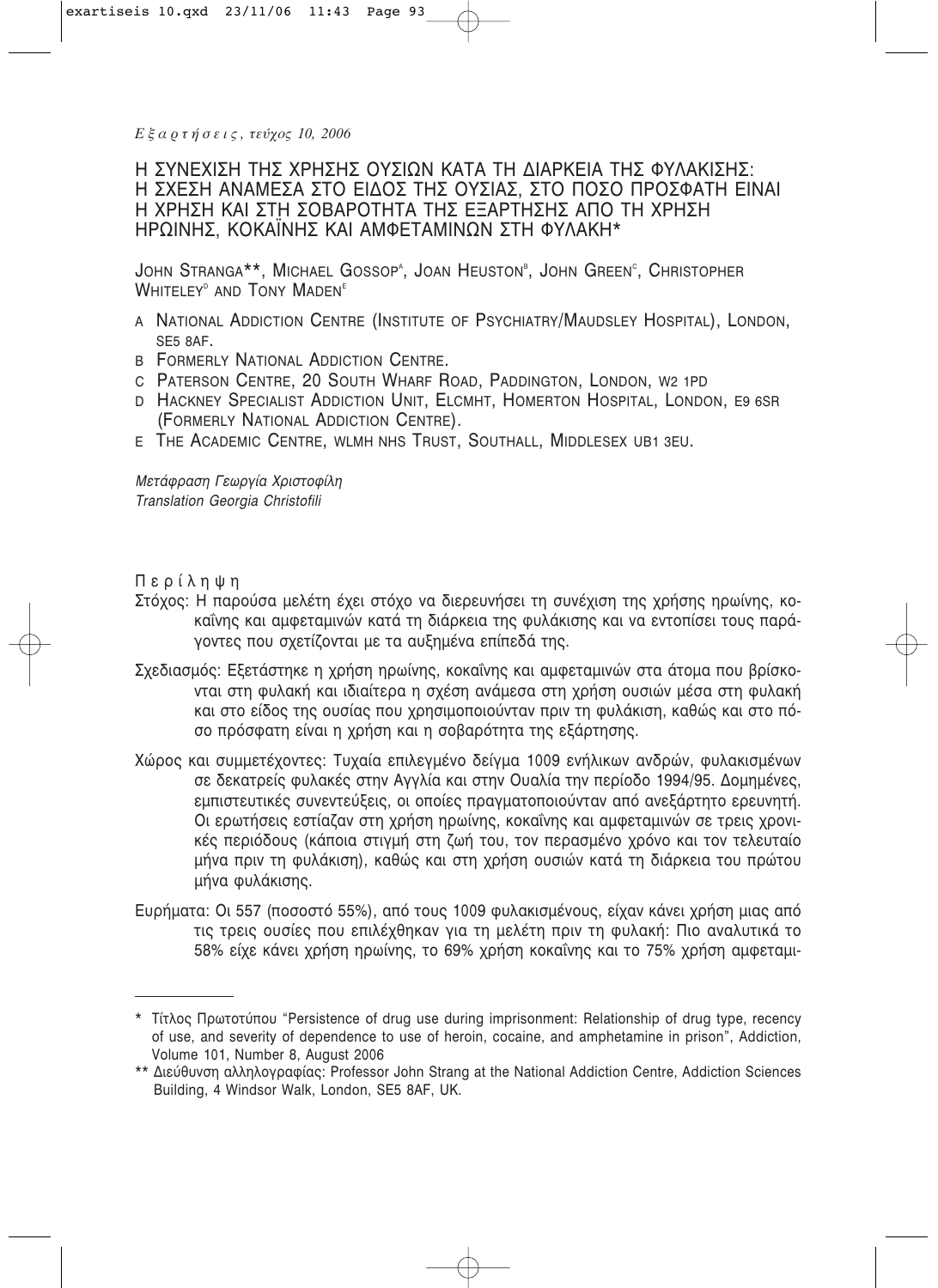*Εξαρτήσεις, τεύχος 10, 2006*

# Η ΣΥΝΕΧΙΣΗ ΤΗΣ ΧΡΗΣΗΣ ΟΥΣΙΩΝ ΚΑΤΑ ΤΗ ΔΙΑΡΚΕΙΑ ΤΗΣ ΦΥΛΑΚΙΣΗΣ: Η ΣΧΕΣΗ ΑΝΑΜΕΣΑ ΣΤΟ ΕΙΔΟΣ ΤΗΣ ΟΥΣΙΑΣ, ΣΤΟ ΠΟΣΟ ΠΡΟΣΦΑΤΗ ΕΙΝΑΙ Η ΧΡΗΣΗ ΚΑΙ ΣΤΗ ΣΟΒΑΡΟΤΗΤΑ ΤΗΣ ΕΞΑΡΤΗΣΗΣ ΑΠΟ ΤΗ ΧΡΗΣΗ ΗΡΩΙΝΗΣ, ΚΟΚΑΪΝΗΣ ΚΑΙ ΑΜΦΕΤΑΜΙΝΩΝ ΣΤΗ ΦΥΛΑΚΗ*

JOHN STRANGA**, MICHAEL GOSSOP[A], JOAN HEUSTON[B], JOHN GREEN[C], CHRISTOPHER WHITELEY[D] AND TONY MADEN[E]

- A NATIONAL ADDICTION CENTRE (INSTITUTE OF PSYCHIATRY/MAUDSLEY HOSPITAL), LONDON, SE5 8AF.
- B FORMERLY NATIONAL ADDICTION CENTRE.
- C PATERSON CENTRE, 20 SOUTH WHARF ROAD, PADDINGTON, LONDON, W2 1PD
- D HACKNEY SPECIALIST ADDICTION UNIT, ELCMHT, HOMERTON HOSPITAL, LONDON, E9 6SR (FORMERLY NATIONAL ADDICTION CENTRE).
- E THE ACADEMIC CENTRE, WLMH NHS TRUST, SOUTHALL, MIDDLESEX UB1 3EU.

*Μετάφραση Γεωργία Χριστοφίλη*
*Translation Georgia Christofili*

## Περίληψη

Στόχος: Η παρούσα μελέτη έχει στόχο να διερευνήσει τη συνέχιση της χρήσης ηρωίνης, κοκαΐνης και αμφεταμινών κατά τη διάρκεια της φυλάκισης και να εντοπίσει τους παράγοντες που σχετίζονται με τα αυξημένα επίπεδά της.

Σχεδιασμός: Εξετάστηκε η χρήση ηρωίνης, κοκαΐνης και αμφεταμινών στα άτομα που βρίσκονται στη φυλακή και ιδιαίτερα η σχέση ανάμεσα στη χρήση ουσιών μέσα στη φυλακή και στο είδος της ουσίας που χρησιμοποιούνταν πριν τη φυλάκιση, καθώς και στο πόσο πρόσφατη είναι η χρήση και η σοβαρότητα της εξάρτησης.

Χώρος και συμμετέχοντες: Τυχαία επιλεγμένο δείγμα 1009 ενήλικων ανδρών, φυλακισμένων σε δεκατρείς φυλακές στην Αγγλία και στην Ουαλία την περίοδο 1994/95. Δομημένες, εμπιστευτικές συνεντεύξεις, οι οποίες πραγματοποιούνταν από ανεξάρτητο ερευνητή. Οι ερωτήσεις εστίαζαν στη χρήση ηρωίνης, κοκαΐνης και αμφεταμινών σε τρεις χρονικές περιόδους (κάποια στιγμή στη ζωή του, τον περασμένο χρόνο και τον τελευταίο μήνα πριν τη φυλάκιση), καθώς και στη χρήση ουσιών κατά τη διάρκεια του πρώτου μήνα φυλάκισης.

Ευρήματα: Οι 557 (ποσοστό 55%), από τους 1009 φυλακισμένους, είχαν κάνει χρήση μιας από τις τρεις ουσίες που επιλέχθηκαν για τη μελέτη πριν τη φυλακή: Πιο αναλυτικά το 58% είχε κάνει χρήση ηρωίνης, το 69% χρήση κοκαΐνης και το 75% χρήση αμφεταμι-

---

* Τίτλος Πρωτοτύπου "Persistence of drug use during imprisonment: Relationship of drug type, recency of use, and severity of dependence to use of heroin, cocaine, and amphetamine in prison", Addiction, Volume 101, Number 8, August 2006

** Διεύθυνση αλληλογραφίας: Professor John Strang at the National Addiction Centre, Addiction Sciences Building, 4 Windsor Walk, London, SE5 8AF, UK.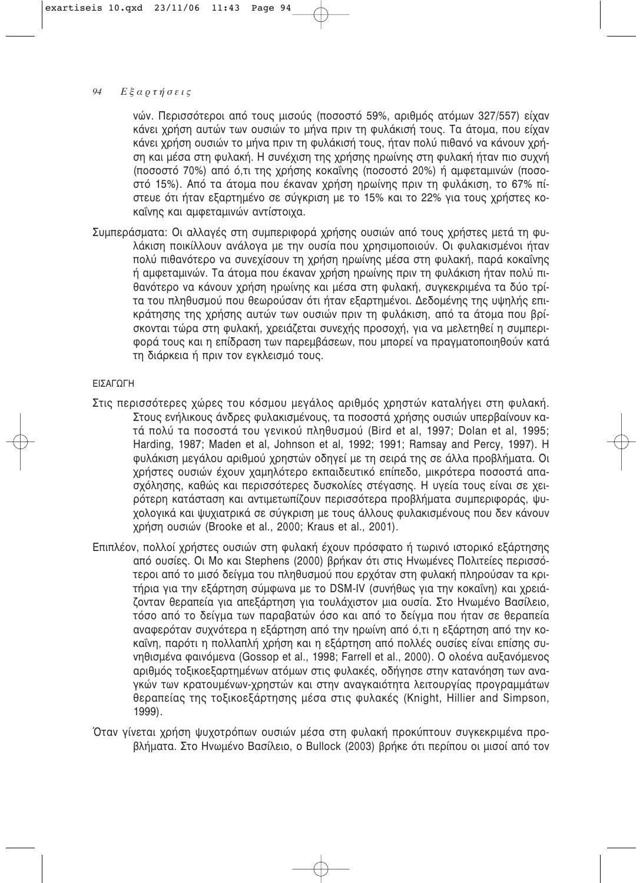νών. Περισσότεροι από τους μισούς (ποσοστό 59%, αριθμός ατόμων 327/557) είχαν κάνει χρήση αυτών των ουσιών το μήνα πριν τη φυλάκισή τους. Τα άτομα, που είχαν κάνει χρήση ουσιών το μήνα πριν τη φυλάκισή τους, ήταν πολύ πιθανό να κάνουν χρήση και μέσα στη φυλακή. Η συνέχιση της χρήσης ηρωίνης στη φυλακή ήταν πιο συχνή (ποσοστό 70%) από ό,τι της χρήσης κοκαΐνης (ποσοστό 20%) ή αμφεταμινών (ποσοστό 15%). Από τα άτομα που έκαναν χρήση ηρωίνης πριν τη φυλάκιση, το 67% πίστευε ότι ήταν εξαρτημένο σε σύγκριση με το 15% και το 22% για τους χρήστες κοκαΐνης και αμφεταμινών αντίστοιχα.

Συμπεράσματα: Οι αλλαγές στη συμπεριφορά χρήσης ουσιών από τους χρήστες μετά τη φυλάκιση ποικίλλουν ανάλογα με την ουσία που χρησιμοποιούν. Οι φυλακισμένοι ήταν πολύ πιθανότερο να συνεχίσουν τη χρήση ηρωίνης μέσα στη φυλακή, παρά κοκαΐνης ή αμφεταμινών. Τα άτομα που έκαναν χρήση ηρωίνης πριν τη φυλάκιση ήταν πολύ πιθανότερο να κάνουν χρήση ηρωίνης και μέσα στη φυλακή, συγκεκριμένα τα δύο τρίτα του πληθυσμού που θεωρούσαν ότι ήταν εξαρτημένοι. Δεδομένης της υψηλής επικράτησης της χρήσης αυτών των ουσιών πριν τη φυλάκιση, από τα άτομα που βρίσκονται τώρα στη φυλακή, χρειάζεται συνεχής προσοχή, για να μελετηθεί η συμπεριφορά τους και η επίδραση των παρεμβάσεων, που μπορεί να πραγματοποιηθούν κατά τη διάρκεια ή πριν τον εγκλεισμό τους.

## ΕΙΣΑΓΩΓΗ

Στις περισσότερες χώρες του κόσμου μεγάλος αριθμός χρηστών καταλήγει στη φυλακή. Στους ενήλικους άνδρες φυλακισμένους, τα ποσοστά χρήσης ουσιών υπερβαίνουν κατά πολύ τα ποσοστά του γενικού πληθυσμού (Bird et al, 1997; Dolan et al, 1995; Harding, 1987; Maden et al, Johnson et al, 1992; 1991; Ramsay and Percy, 1997). Η φυλάκιση μεγάλου αριθμού χρηστών οδηγεί με τη σειρά της σε άλλα προβλήματα. Οι χρήστες ουσιών έχουν χαμηλότερο εκπαιδευτικό επίπεδο, μικρότερα ποσοστά απασχόλησης, καθώς και περισσότερες δυσκολίες στέγασης. Η υγεία τους είναι σε χειρότερη κατάσταση και αντιμετωπίζουν περισσότερα προβλήματα συμπεριφοράς, ψυχολογικά και ψυχιατρικά σε σύγκριση με τους άλλους φυλακισμένους που δεν κάνουν χρήση ουσιών (Brooke et al., 2000; Kraus et al., 2001).

Επιπλέον, πολλοί χρήστες ουσιών στη φυλακή έχουν πρόσφατο ή τωρινό ιστορικό εξάρτησης από ουσίες. Οι Mo και Stephens (2000) βρήκαν ότι στις Ηνωμένες Πολιτείες περισσότεροι από το μισό δείγμα του πληθυσμού που ερχόταν στη φυλακή πληρούσαν τα κριτήρια για την εξάρτηση σύμφωνα με το DSM-IV (συνήθως για την κοκαΐνη) και χρειάζονταν θεραπεία για απεξάρτηση για τουλάχιστον μια ουσία. Στο Ηνωμένο Βασίλειο, τόσο από το δείγμα των παραβατών όσο και από το δείγμα που ήταν σε θεραπεία αναφερόταν συχνότερα η εξάρτηση από την ηρωίνη από ό,τι η εξάρτηση από την κοκαΐνη, παρότι η πολλαπλή χρήση και η εξάρτηση από πολλές ουσίες είναι επίσης συνηθισμένα φαινόμενα (Gossop et al., 1998; Farrell et al., 2000). Ο ολοένα αυξανόμενος αριθμός τοξικοεξαρτημένων ατόμων στις φυλακές, οδήγησε στην κατανόηση των αναγκών των κρατουμένων-χρηστών και στην αναγκαιότητα λειτουργίας προγραμμάτων θεραπείας της τοξικοεξάρτησης μέσα στις φυλακές (Knight, Hillier and Simpson, 1999).

Όταν γίνεται χρήση ψυχοτρόπων ουσιών μέσα στη φυλακή προκύπτουν συγκεκριμένα προβλήματα. Στο Ηνωμένο Βασίλειο, ο Bullock (2003) βρήκε ότι περίπου οι μισοί από τον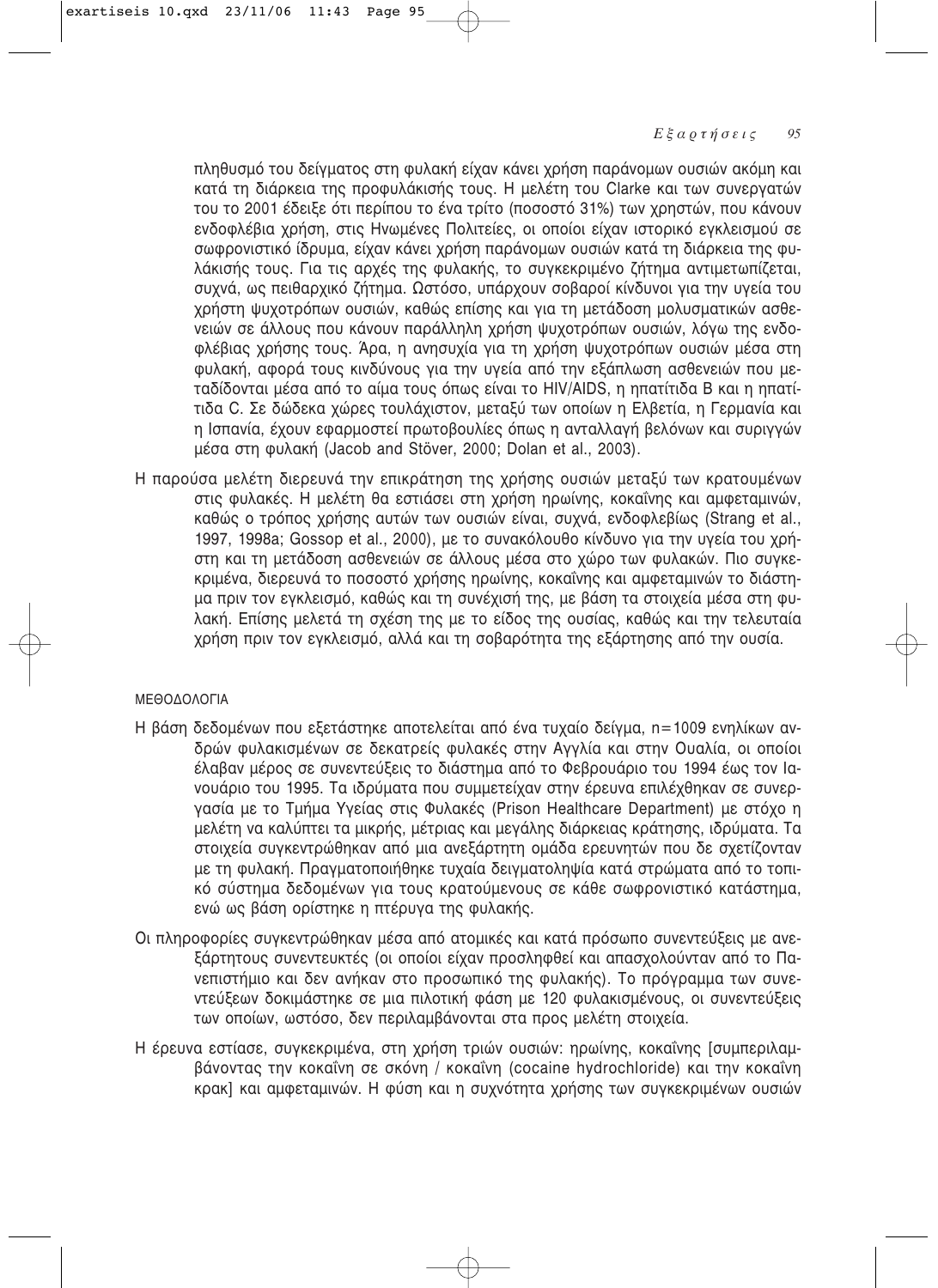πληθυσμό του δείγματος στη φυλακή είχαν κάνει χρήση παράνομων ουσιών ακόμη και κατά τη διάρκεια της προφυλάκισής τους. Η μελέτη του Clarke και των συνεργατών του το 2001 έδειξε ότι περίπου το ένα τρίτο (ποσοστό 31%) των χρηστών, που κάνουν ενδοφλέβια χρήση, στις Ηνωμένες Πολιτείες, οι οποίοι είχαν ιστορικό εγκλεισμού σε σωφρονιστικό ίδρυμα, είχαν κάνει χρήση παράνομων ουσιών κατά τη διάρκεια της φυλάκισής τους. Για τις αρχές της φυλακής, το συγκεκριμένο ζήτημα αντιμετωπίζεται, συχνά, ως πειθαρχικό ζήτημα. Ωστόσο, υπάρχουν σοβαροί κίνδυνοι για την υγεία του χρήστη ψυχοτρόπων ουσιών, καθώς επίσης και για τη μετάδοση μολυσματικών ασθενειών σε άλλους που κάνουν παράλληλη χρήση ψυχοτρόπων ουσιών, λόγω της ενδοφλέβιας χρήσης τους. Άρα, η ανησυχία για τη χρήση ψυχοτρόπων ουσιών μέσα στη φυλακή, αφορά τους κινδύνους για την υγεία από την εξάπλωση ασθενειών που μεταδίδονται μέσα από το αίμα τους όπως είναι το HIV/AIDS, η ηπατίτιδα Β και η ηπατίτιδα C. Σε δώδεκα χώρες τουλάχιστον, μεταξύ των οποίων η Ελβετία, η Γερμανία και η Ισπανία, έχουν εφαρμοστεί πρωτοβουλίες όπως η ανταλλαγή βελόνων και συριγγών μέσα στη φυλακή (Jacob and Stöver, 2000; Dolan et al., 2003).

Η παρούσα μελέτη διερευνά την επικράτηση της χρήσης ουσιών μεταξύ των κρατουμένων στις φυλακές. Η μελέτη θα εστιάσει στη χρήση ηρωίνης, κοκαΐνης και αμφεταμινών, καθώς ο τρόπος χρήσης αυτών των ουσιών είναι, συχνά, ενδοφλεβίως (Strang et al., 1997, 1998a; Gossop et al., 2000), με το συνακόλουθο κίνδυνο για την υγεία του χρήστη και τη μετάδοση ασθενειών σε άλλους μέσα στο χώρο των φυλακών. Πιο συγκεκριμένα, διερευνά το ποσοστό χρήσης ηρωίνης, κοκαΐνης και αμφεταμινών το διάστημα πριν τον εγκλεισμό, καθώς και τη συνέχισή της, με βάση τα στοιχεία μέσα στη φυλακή. Επίσης μελετά τη σχέση της με το είδος της ουσίας, καθώς και την τελευταία χρήση πριν τον εγκλεισμό, αλλά και τη σοβαρότητα της εξάρτησης από την ουσία.

## ΜΕΘΟΔΟΛΟΓΙΑ

Η βάση δεδομένων που εξετάστηκε αποτελείται από ένα τυχαίο δείγμα, n=1009 ενηλίκων ανδρών φυλακισμένων σε δεκατρείς φυλακές στην Αγγλία και στην Ουαλία, οι οποίοι έλαβαν μέρος σε συνεντεύξεις το διάστημα από το Φεβρουάριο του 1994 έως τον Ιανουάριο του 1995. Τα ιδρύματα που συμμετείχαν στην έρευνα επιλέχθηκαν σε συνεργασία με το Τμήμα Υγείας στις Φυλακές (Prison Healthcare Department) με στόχο η μελέτη να καλύπτει τα μικρής, μέτριας και μεγάλης διάρκειας κράτησης, ιδρύματα. Τα στοιχεία συγκεντρώθηκαν από μια ανεξάρτητη ομάδα ερευνητών που δε σχετίζονταν με τη φυλακή. Πραγματοποιήθηκε τυχαία δειγματοληψία κατά στρώματα από το τοπικό σύστημα δεδομένων για τους κρατούμενους σε κάθε σωφρονιστικό κατάστημα, ενώ ως βάση ορίστηκε η πτέρυγα της φυλακής.

Οι πληροφορίες συγκεντρώθηκαν μέσα από ατομικές και κατά πρόσωπο συνεντεύξεις με ανεξάρτητους συνεντευκτές (οι οποίοι είχαν προσληφθεί και απασχολούνταν από το Πανεπιστήμιο και δεν ανήκαν στο προσωπικό της φυλακής). Το πρόγραμμα των συνεντεύξεων δοκιμάστηκε σε μια πιλοτική φάση με 120 φυλακισμένους, οι συνεντεύξεις των οποίων, ωστόσο, δεν περιλαμβάνονται στα προς μελέτη στοιχεία.

Η έρευνα εστίασε, συγκεκριμένα, στη χρήση τριών ουσιών: ηρωίνης, κοκαΐνης [συμπεριλαμβάνοντας την κοκαΐνη σε σκόνη / κοκαΐνη (cocaine hydrochloride) και την κοκαΐνη κρακ] και αμφεταμινών. Η φύση και η συχνότητα χρήσης των συγκεκριμένων ουσιών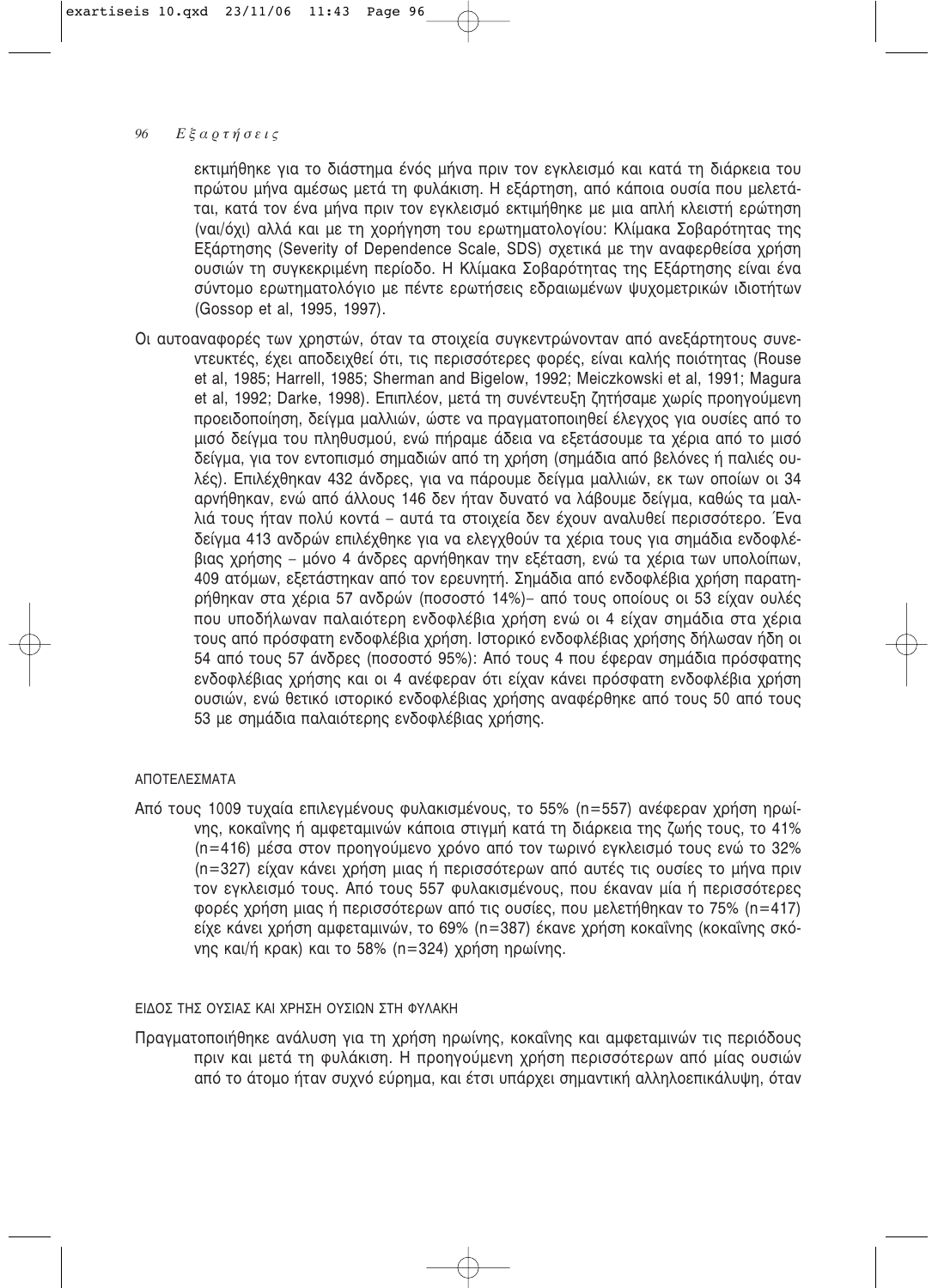εκτιμήθηκε για το διάστημα ενός μήνα πριν τον εγκλεισμό και κατά τη διάρκεια του πρώτου μήνα αμέσως μετά τη φυλάκιση. Η εξάρτηση, από κάποια ουσία που μελετάται, κατά τον ένα μήνα πριν τον εγκλεισμό εκτιμήθηκε με μια απλή κλειστή ερώτηση (ναι/όχι) αλλά και με τη χορήγηση του ερωτηματολογίου: Κλίμακα Σοβαρότητας της Εξάρτησης (Severity of Dependence Scale, SDS) σχετικά με την αναφερθείσα χρήση ουσιών τη συγκεκριμένη περίοδο. Η Κλίμακα Σοβαρότητας της Εξάρτησης είναι ένα σύντομο ερωτηματολόγιο με πέντε ερωτήσεις εδραιωμένων ψυχομετρικών ιδιοτήτων (Gossop et al, 1995, 1997).

Οι αυτοαναφορές των χρηστών, όταν τα στοιχεία συγκεντρώνονταν από ανεξάρτητους συνεντευκτές, έχει αποδειχθεί ότι, τις περισσότερες φορές, είναι καλής ποιότητας (Rouse et al, 1985; Harrell, 1985; Sherman and Bigelow, 1992; Meiczkowski et al, 1991; Magura et al, 1992; Darke, 1998). Επιπλέον, μετά τη συνέντευξη ζητήσαμε χωρίς προηγούμενη προειδοποίηση, δείγμα μαλλιών, ώστε να πραγματοποιηθεί έλεγχος για ουσίες από το μισό δείγμα του πληθυσμού, ενώ πήραμε άδεια να εξετάσουμε τα χέρια από το μισό δείγμα, για τον εντοπισμό σημαδιών από τη χρήση (σημάδια από βελόνες ή παλιές ουλές). Επιλέχθηκαν 432 άνδρες, για να πάρουμε δείγμα μαλλιών, εκ των οποίων οι 34 αρνήθηκαν, ενώ από άλλους 146 δεν ήταν δυνατό να λάβουμε δείγμα, καθώς τα μαλλιά τους ήταν πολύ κοντά – αυτά τα στοιχεία δεν έχουν αναλυθεί περισσότερο. Ένα δείγμα 413 ανδρών επιλέχθηκε για να ελεγχθούν τα χέρια τους για σημάδια ενδοφλέβιας χρήσης – μόνο 4 άνδρες αρνήθηκαν την εξέταση, ενώ τα χέρια των υπολοίπων, 409 ατόμων, εξετάστηκαν από τον ερευνητή. Σημάδια από ενδοφλέβια χρήση παρατηρήθηκαν στα χέρια 57 ανδρών (ποσοστό 14%)– από τους οποίους οι 53 είχαν ουλές που υποδήλωναν παλαιότερη ενδοφλέβια χρήση ενώ οι 4 είχαν σημάδια στα χέρια τους από πρόσφατη ενδοφλέβια χρήση. Ιστορικό ενδοφλέβιας χρήσης δήλωσαν ήδη οι 54 από τους 57 άνδρες (ποσοστό 95%): Από τους 4 που έφεραν σημάδια πρόσφατης ενδοφλέβιας χρήσης και οι 4 ανέφεραν ότι είχαν κάνει πρόσφατη ενδοφλέβια χρήση ουσιών, ενώ θετικό ιστορικό ενδοφλέβιας χρήσης αναφέρθηκε από τους 50 από τους 53 με σημάδια παλαιότερης ενδοφλέβιας χρήσης.

## ΑΠΟΤΕΛΕΣΜΑΤΑ

Από τους 1009 τυχαία επιλεγμένους φυλακισμένους, το 55% (n=557) ανέφεραν χρήση ηρωίνης, κοκαΐνης ή αμφεταμινών κάποια στιγμή κατά τη διάρκεια της ζωής τους, το 41% (n=416) μέσα στον προηγούμενο χρόνο από τον τωρινό εγκλεισμό τους ενώ το 32% (n=327) είχαν κάνει χρήση μιας ή περισσότερων από αυτές τις ουσίες το μήνα πριν τον εγκλεισμό τους. Από τους 557 φυλακισμένους, που έκαναν μία ή περισσότερες φορές χρήση μιας ή περισσότερων από τις ουσίες, που μελετήθηκαν το 75% (n=417) είχε κάνει χρήση αμφεταμινών, το 69% (n=387) έκανε χρήση κοκαΐνης (κοκαΐνης σκόνης και/ή κρακ) και το 58% (n=324) χρήση ηρωίνης.

### ΕΙΔΟΣ ΤΗΣ ΟΥΣΙΑΣ ΚΑΙ ΧΡΗΣΗ ΟΥΣΙΩΝ ΣΤΗ ΦΥΛΑΚΗ

Πραγματοποιήθηκε ανάλυση για τη χρήση ηρωίνης, κοκαΐνης και αμφεταμινών τις περιόδους πριν και μετά τη φυλάκιση. Η προηγούμενη χρήση περισσότερων από μίας ουσιών από το άτομο ήταν συχνό εύρημα, και έτσι υπάρχει σημαντική αλληλοεπικάλυψη, όταν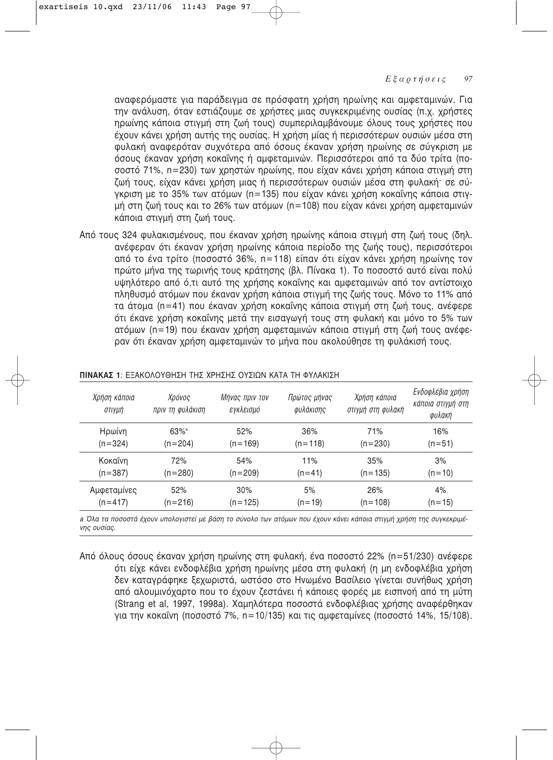αναφερόμαστε για παράδειγμα σε πρόσφατη χρήση ηρωίνης και αμφεταμινών. Για την ανάλυση, όταν εστιάζουμε σε χρήστες μιας συγκεκριμένης ουσίας (π.χ. χρήστες ηρωίνης κάποια στιγμή στη ζωή τους) συμπεριλαμβάνουμε όλους τους χρήστες που έχουν κάνει χρήση αυτής της ουσίας. Η χρήση μίας ή περισσότερων ουσιών μέσα στη φυλακή αναφερόταν συχνότερα από όσους έκαναν χρήση ηρωίνης σε σύγκριση με όσους έκαναν χρήση κοκαΐνης ή αμφεταμινών. Περισσότεροι από τα δύο τρίτα (ποσοστό 71%, n=230) των χρηστών ηρωίνης, που είχαν κάνει χρήση κάποια στιγμή στη ζωή τους, είχαν κάνει χρήση μιας ή περισσότερων ουσιών μέσα στη φυλακή· σε σύγκριση με το 35% των ατόμων (n=135) που είχαν κάνει χρήση κοκαΐνης κάποια στιγμή στη ζωή τους και το 26% των ατόμων (n=108) που είχαν κάνει χρήση αμφεταμινών κάποια στιγμή στη ζωή τους.

Από τους 324 φυλακισμένους, που έκαναν χρήση ηρωίνης κάποια στιγμή στη ζωή τους (δηλ. ανέφεραν ότι έκαναν χρήση ηρωίνης κάποια περίοδο της ζωής τους), περισσότεροι από το ένα τρίτο (ποσοστό 36%, n=118) είπαν ότι είχαν κάνει χρήση ηρωίνης τον πρώτο μήνα της τωρινής τους κράτησης (βλ. Πίνακα 1). Το ποσοστό αυτό είναι πολύ υψηλότερο από ό,τι αυτό της χρήσης κοκαΐνης και αμφεταμινών από τον αντίστοιχο πληθυσμό ατόμων που έκαναν χρήση κάποια στιγμή της ζωής τους. Μόνο το 11% από τα άτομα (n=41) που έκαναν χρήση κοκαΐνης κάποια στιγμή στη ζωή τους, ανέφερε ότι έκανε χρήση κοκαΐνης μετά την εισαγωγή τους στη φυλακή και μόνο το 5% των ατόμων (n=19) που έκαναν χρήση αμφεταμινών κάποια στιγμή στη ζωή τους ανέφεραν ότι έκαναν χρήση αμφεταμινών το μήνα που ακολούθησε τη φυλάκισή τους.

**ΠΙΝΑΚΑΣ 1**: ΕΞΑΚΟΛΟΥΘΗΣΗ ΤΗΣ ΧΡΗΣΗΣ ΟΥΣΙΩΝ ΚΑΤΑ ΤΗ ΦΥΛΑΚΙΣΗ

| *Χρήση κάποια στιγμή* | *Χρόνος πριν τη φυλάκιση* | *Μήνας πριν τον εγκλεισμό* | *Πρώτος μήνας φυλάκισης* | *Χρήση κάποια στιγμή στη φυλακή* | *Ενδοφλέβια χρήση κάποια στιγμή στη φυλακή* |
|---|---|---|---|---|---|
| Ηρωίνη (n=324) | 63%[a] (n=204) | 52% (n=169) | 36% (n=118) | 71% (n=230) | 16% (n=51) |
| Κοκαΐνη (n=387) | 72% (n=280) | 54% (n=209) | 11% (n=41) | 35% (n=135) | 3% (n=10) |
| Αμφεταμίνες (n=417) | 52% (n=216) | 30% (n=125) | 5% (n=19) | 26% (n=108) | 4% (n=15) |

*a Όλα τα ποσοστά έχουν υπολογιστεί με βάση το σύνολο των ατόμων που έχουν κάνει κάποια στιγμή χρήση της συγκεκριμένης ουσίας.*

Από όλους όσους έκαναν χρήση ηρωίνης στη φυλακή, ένα ποσοστό 22% (n=51/230) ανέφερε ότι είχε κάνει ενδοφλέβια χρήση ηρωίνης μέσα στη φυλακή (η μη ενδοφλέβια χρήση δεν καταγράφηκε ξεχωριστά, ωστόσο στο Ηνωμένο Βασίλειο γίνεται συνήθως χρήση από αλουμινόχαρτο που το έχουν ζεστάνει ή κάποιες φορές με εισπνοή από τη μύτη (Strang et al, 1997, 1998a). Χαμηλότερα ποσοστά ενδοφλέβιας χρήσης αναφέρθηκαν για την κοκαΐνη (ποσοστό 7%, n=10/135) και τις αμφεταμίνες (ποσοστό 14%, 15/108).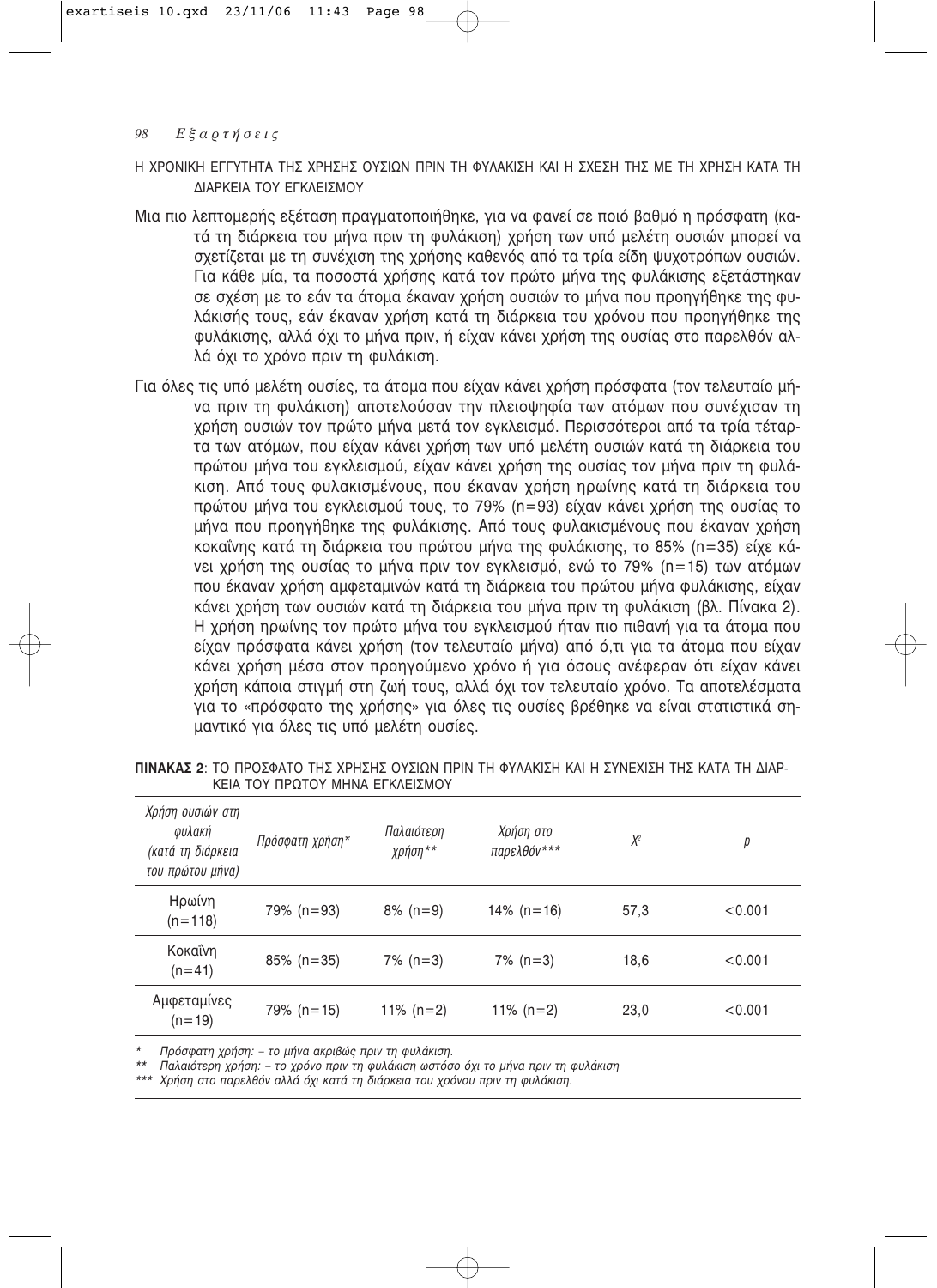## Η ΧΡΟΝΙΚΗ ΕΓΓΥΤΗΤΑ ΤΗΣ ΧΡΗΣΗΣ ΟΥΣΙΩΝ ΠΡΙΝ ΤΗ ΦΥΛΑΚΙΣΗ ΚΑΙ Η ΣΧΕΣΗ ΤΗΣ ΜΕ ΤΗ ΧΡΗΣΗ ΚΑΤΑ ΤΗ ΔΙΑΡΚΕΙΑ ΤΟΥ ΕΓΚΛΕΙΣΜΟΥ

Μια πιο λεπτομερής εξέταση πραγματοποιήθηκε, για να φανεί σε ποιό βαθμό η πρόσφατη (κατά τη διάρκεια του μήνα πριν τη φυλάκιση) χρήση των υπό μελέτη ουσιών μπορεί να σχετίζεται με τη συνέχιση της χρήσης καθενός από τα τρία είδη ψυχοτρόπων ουσιών. Για κάθε μία, τα ποσοστά χρήσης κατά τον πρώτο μήνα της φυλάκισης εξετάστηκαν σε σχέση με το εάν τα άτομα έκαναν χρήση ουσιών το μήνα που προηγήθηκε της φυλάκισής τους, εάν έκαναν χρήση κατά τη διάρκεια του χρόνου που προηγήθηκε της φυλάκισης, αλλά όχι το μήνα πριν, ή είχαν κάνει χρήση της ουσίας στο παρελθόν αλλά όχι το χρόνο πριν τη φυλάκιση.

Για όλες τις υπό μελέτη ουσίες, τα άτομα που είχαν κάνει χρήση πρόσφατα (τον τελευταίο μήνα πριν τη φυλάκιση) αποτελούσαν την πλειοψηφία των ατόμων που συνέχισαν τη χρήση ουσιών τον πρώτο μήνα μετά τον εγκλεισμό. Περισσότεροι από τα τρία τέταρτα των ατόμων, που είχαν κάνει χρήση των υπό μελέτη ουσιών κατά τη διάρκεια του πρώτου μήνα του εγκλεισμού, είχαν κάνει χρήση της ουσίας τον μήνα πριν τη φυλάκιση. Από τους φυλακισμένους, που έκαναν χρήση ηρωίνης κατά τη διάρκεια του πρώτου μήνα του εγκλεισμού τους, το 79% (n=93) είχαν κάνει χρήση της ουσίας το μήνα που προηγήθηκε της φυλάκισης. Από τους φυλακισμένους που έκαναν χρήση κοκαΐνης κατά τη διάρκεια του πρώτου μήνα της φυλάκισης, το 85% (n=35) είχε κάνει χρήση της ουσίας το μήνα πριν τον εγκλεισμό, ενώ το 79% (n=15) των ατόμων που έκαναν χρήση αμφεταμινών κατά τη διάρκεια του πρώτου μήνα φυλάκισης, είχαν κάνει χρήση των ουσιών κατά τη διάρκεια του μήνα πριν τη φυλάκιση (βλ. Πίνακα 2). Η χρήση ηρωίνης τον πρώτο μήνα του εγκλεισμού ήταν πιο πιθανή για τα άτομα που είχαν πρόσφατα κάνει χρήση (τον τελευταίο μήνα) από ό,τι για τα άτομα που είχαν κάνει χρήση μέσα στον προηγούμενο χρόνο ή για όσους ανέφεραν ότι είχαν κάνει χρήση κάποια στιγμή στη ζωή τους, αλλά όχι τον τελευταίο χρόνο. Τα αποτελέσματα για το «πρόσφατο της χρήσης» για όλες τις ουσίες βρέθηκε να είναι στατιστικά σημαντικό για όλες τις υπό μελέτη ουσίες.

**ΠΙΝΑΚΑΣ 2**: ΤΟ ΠΡΟΣΦΑΤΟ ΤΗΣ ΧΡΗΣΗΣ ΟΥΣΙΩΝ ΠΡΙΝ ΤΗ ΦΥΛΑΚΙΣΗ ΚΑΙ Η ΣΥΝΕΧΙΣΗ ΤΗΣ ΚΑΤΑ ΤΗ ΔΙΑΡΚΕΙΑ ΤΟΥ ΠΡΩΤΟΥ ΜΗΝΑ ΕΓΚΛΕΙΣΜΟΥ

| *Χρήση ουσιών στη φυλακή (κατά τη διάρκεια του πρώτου μήνα)* | *Πρόσφατη χρήση\** | *Παλαιότερη χρήση\*\** | *Χρήση στο παρελθόν\*\*\** | $X^2$ | *p* |
|---|---|---|---|---|---|
| Ηρωίνη (n=118) | 79% (n=93) | 8% (n=9) | 14% (n=16) | 57,3 | <0.001 |
| Κοκαΐνη (n=41) | 85% (n=35) | 7% (n=3) | 7% (n=3) | 18,6 | <0.001 |
| Αμφεταμίνες (n=19) | 79% (n=15) | 11% (n=2) | 11% (n=2) | 23,0 | <0.001 |

\* *Πρόσφατη χρήση: – το μήνα ακριβώς πριν τη φυλάκιση.*
\*\* *Παλαιότερη χρήση: – το χρόνο πριν τη φυλάκιση ωστόσο όχι το μήνα πριν τη φυλάκιση*
\*\*\* *Χρήση στο παρελθόν αλλά όχι κατά τη διάρκεια του χρόνου πριν τη φυλάκιση.*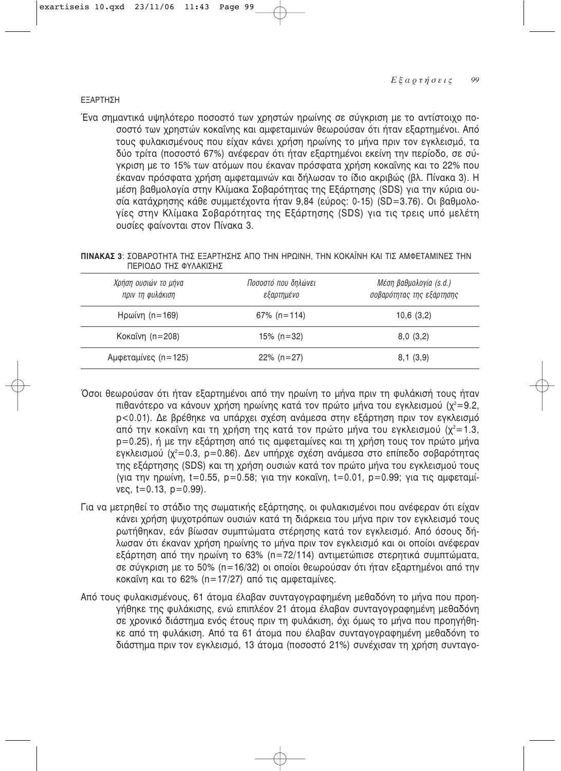## ΕΞΑΡΤΗΣΗ

Ένα σημαντικά υψηλότερο ποσοστό των χρηστών ηρωίνης σε σύγκριση με το αντίστοιχο ποσοστό των χρηστών κοκαΐνης και αμφεταμινών θεωρούσαν ότι ήταν εξαρτημένοι. Από τους φυλακισμένους που είχαν κάνει χρήση ηρωίνης το μήνα πριν τον εγκλεισμό, τα δύο τρίτα (ποσοστό 67%) ανέφεραν ότι ήταν εξαρτημένοι εκείνη την περίοδο, σε σύγκριση με το 15% των ατόμων που έκαναν πρόσφατα χρήση κοκαΐνης και το 22% που έκαναν πρόσφατα χρήση αμφεταμινών και δήλωσαν το ίδιο ακριβώς (βλ. Πίνακα 3). Η μέση βαθμολογία στην Κλίμακα Σοβαρότητας της Εξάρτησης (SDS) για την κύρια ουσία κατάχρησης κάθε συμμετέχοντα ήταν 9,84 (εύρος: 0-15) (SD=3.76). Οι βαθμολογίες στην Κλίμακα Σοβαρότητας της Εξάρτησης (SDS) για τις τρεις υπό μελέτη ουσίες φαίνονται στον Πίνακα 3.

**ΠΙΝΑΚΑΣ 3**: ΣΟΒΑΡΟΤΗΤΑ ΤΗΣ ΕΞΑΡΤΗΣΗΣ ΑΠΟ ΤΗΝ ΗΡΩΙΝΗ, ΤΗΝ ΚΟΚΑΪΝΗ ΚΑΙ ΤΙΣ ΑΜΦΕΤΑΜΙΝΕΣ ΤΗΝ ΠΕΡΙΟΔΟ ΤΗΣ ΦΥΛΑΚΙΣΗΣ

| *Χρήση ουσιών το μήνα πριν τη φυλάκιση* | *Ποσοστό που δηλώνει εξαρτημένο* | *Μέση βαθμολογία (s.d.) σοβαρότητας της εξάρτησης* |
|---|---|---|
| Ηρωίνη (n=169) | 67% (n=114) | 10,6 (3,2) |
| Κοκαΐνη (n=208) | 15% (n=32) | 8,0 (3,2) |
| Αμφεταμίνες (n=125) | 22% (n=27) | 8,1 (3,9) |

Όσοι θεωρούσαν ότι ήταν εξαρτημένοι από την ηρωίνη το μήνα πριν τη φυλάκισή τους ήταν πιθανότερο να κάνουν χρήση ηρωίνης κατά τον πρώτο μήνα του εγκλεισμού ($\chi^2$=9.2, $p<0.01$). Δε βρέθηκε να υπάρχει σχέση ανάμεσα στην εξάρτηση πριν τον εγκλεισμό από την κοκαΐνη και τη χρήση της κατά τον πρώτο μήνα του εγκλεισμού ($\chi^2$=1.3, p=0.25), ή με την εξάρτηση από τις αμφεταμίνες και τη χρήση τους τον πρώτο μήνα εγκλεισμού ($\chi^2$=0.3, p=0.86). Δεν υπήρχε σχέση ανάμεσα στο επίπεδο σοβαρότητας της εξάρτησης (SDS) και τη χρήση ουσιών κατά τον πρώτο μήνα του εγκλεισμού τους (για την ηρωίνη, t=0.55, p=0.58; για την κοκαΐνη, t=0.01, p=0.99; για τις αμφεταμίνες, t=0.13, p=0.99).

Για να μετρηθεί το στάδιο της σωματικής εξάρτησης, οι φυλακισμένοι που ανέφεραν ότι είχαν κάνει χρήση ψυχοτρόπων ουσιών κατά τη διάρκεια του μήνα πριν τον εγκλεισμό τους ρωτήθηκαν, εάν βίωσαν συμπτώματα στέρησης κατά τον εγκλεισμό. Από όσους δήλωσαν ότι έκαναν χρήση ηρωίνης το μήνα πριν τον εγκλεισμό και οι οποίοι ανέφεραν εξάρτηση από την ηρωίνη το 63% (n=72/114) αντιμετώπισε στερητικά συμπτώματα, σε σύγκριση με το 50% (n=16/32) οι οποίοι θεωρούσαν ότι ήταν εξαρτημένοι από την κοκαΐνη και το 62% (n=17/27) από τις αμφεταμίνες.

Από τους φυλακισμένους, 61 άτομα έλαβαν συνταγογραφημένη μεθαδόνη το μήνα που προηγήθηκε της φυλάκισης, ενώ επιπλέον 21 άτομα έλαβαν συνταγογραφημένη μεθαδόνη σε χρονικό διάστημα ενός έτους πριν τη φυλάκιση, όχι όμως το μήνα που προηγήθηκε από τη φυλάκιση. Από τα 61 άτομα που έλαβαν συνταγογραφημένη μεθαδόνη το διάστημα πριν τον εγκλεισμό, 13 άτομα (ποσοστό 21%) συνέχισαν τη χρήση συνταγο-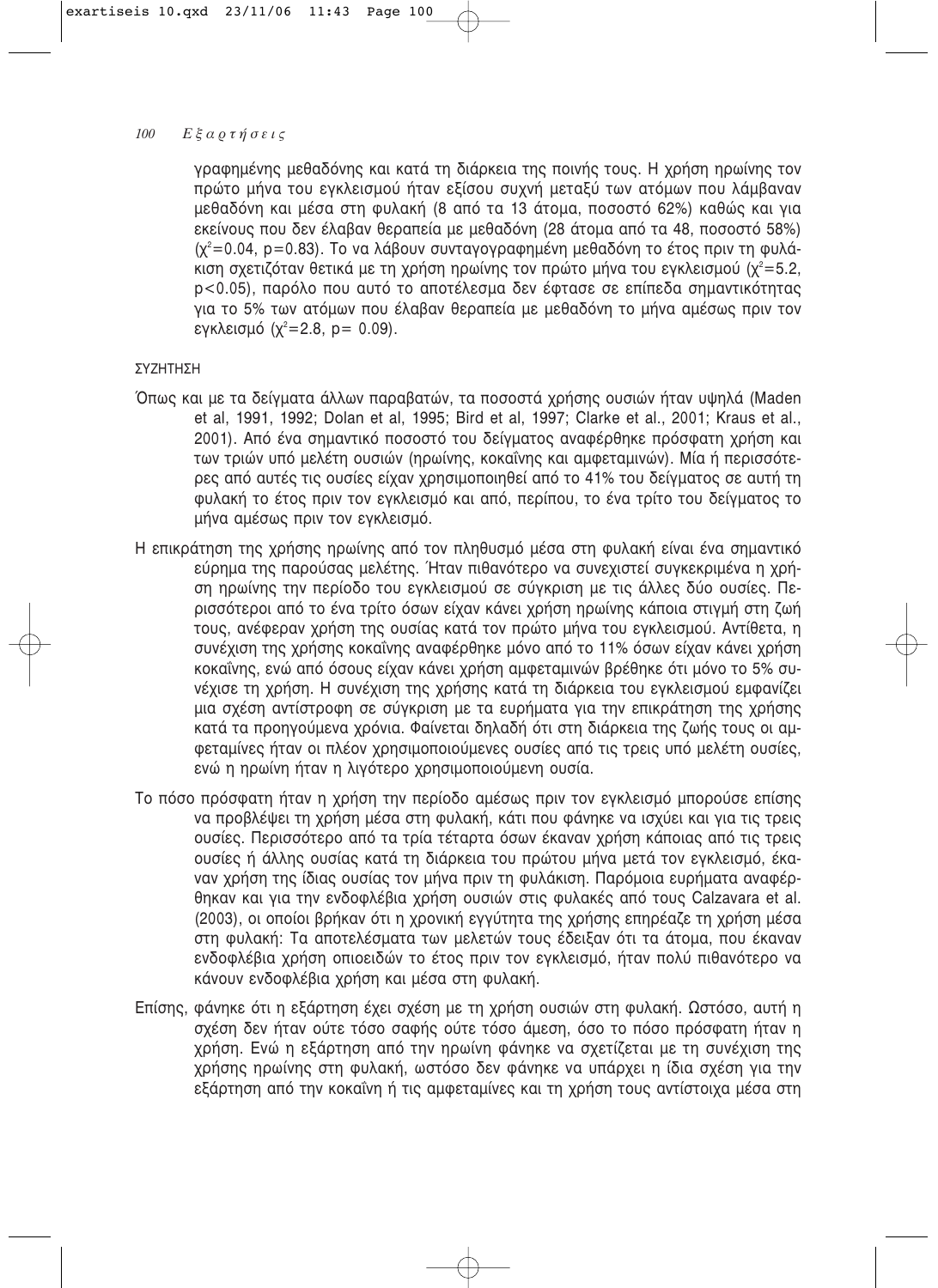γραφημένης μεθαδόνης και κατά τη διάρκεια της ποινής τους. Η χρήση ηρωίνης τον πρώτο μήνα του εγκλεισμού ήταν εξίσου συχνή μεταξύ των ατόμων που λάμβαναν μεθαδόνη και μέσα στη φυλακή (8 από τα 13 άτομα, ποσοστό 62%) καθώς και για εκείνους που δεν έλαβαν θεραπεία με μεθαδόνη (28 άτομα από τα 48, ποσοστό 58%) ($\chi^2$=0.04, p=0.83). Το να λάβουν συνταγογραφημένη μεθαδόνη το έτος πριν τη φυλάκιση σχετιζόταν θετικά με τη χρήση ηρωίνης τον πρώτο μήνα του εγκλεισμού ($\chi^2$=5.2, $p<0.05$), παρόλο που αυτό το αποτέλεσμα δεν έφτασε σε επίπεδα σημαντικότητας για το 5% των ατόμων που έλαβαν θεραπεία με μεθαδόνη το μήνα αμέσως πριν τον εγκλεισμό ($\chi^2$=2.8, p= 0.09).

## ΣΥΖΗΤΗΣΗ

Όπως και με τα δείγματα άλλων παραβατών, τα ποσοστά χρήσης ουσιών ήταν υψηλά (Maden et al, 1991, 1992; Dolan et al, 1995; Bird et al, 1997; Clarke et al., 2001; Kraus et al., 2001). Από ένα σημαντικό ποσοστό του δείγματος αναφέρθηκε πρόσφατη χρήση και των τριών υπό μελέτη ουσιών (ηρωίνης, κοκαΐνης και αμφεταμινών). Μία ή περισσότερες από αυτές τις ουσίες είχαν χρησιμοποιηθεί από το 41% του δείγματος σε αυτή τη φυλακή το έτος πριν τον εγκλεισμό και από, περίπου, το ένα τρίτο του δείγματος το μήνα αμέσως πριν τον εγκλεισμό.

Η επικράτηση της χρήσης ηρωίνης από τον πληθυσμό μέσα στη φυλακή είναι ένα σημαντικό εύρημα της παρούσας μελέτης. Ήταν πιθανότερο να συνεχιστεί συγκεκριμένα η χρήση ηρωίνης την περίοδο του εγκλεισμού σε σύγκριση με τις άλλες δύο ουσίες. Περισσότεροι από το ένα τρίτο όσων είχαν κάνει χρήση ηρωίνης κάποια στιγμή στη ζωή τους, ανέφεραν χρήση της ουσίας κατά τον πρώτο μήνα του εγκλεισμού. Αντίθετα, η συνέχιση της χρήσης κοκαΐνης αναφέρθηκε μόνο από το 11% όσων είχαν κάνει χρήση κοκαΐνης, ενώ από όσους είχαν κάνει χρήση αμφεταμινών βρέθηκε ότι μόνο το 5% συνέχισε τη χρήση. Η συνέχιση της χρήσης κατά τη διάρκεια του εγκλεισμού εμφανίζει μια σχέση αντίστροφη σε σύγκριση με τα ευρήματα για την επικράτηση της χρήσης κατά τα προηγούμενα χρόνια. Φαίνεται δηλαδή ότι στη διάρκεια της ζωής τους οι αμφεταμίνες ήταν οι πλέον χρησιμοποιούμενες ουσίες από τις τρεις υπό μελέτη ουσίες, ενώ η ηρωίνη ήταν η λιγότερο χρησιμοποιούμενη ουσία.

Το πόσο πρόσφατη ήταν η χρήση την περίοδο αμέσως πριν τον εγκλεισμό μπορούσε επίσης να προβλέψει τη χρήση μέσα στη φυλακή, κάτι που φάνηκε να ισχύει και για τις τρεις ουσίες. Περισσότερο από τα τρία τέταρτα όσων έκαναν χρήση κάποιας από τις τρεις ουσίες ή άλλης ουσίας κατά τη διάρκεια του πρώτου μήνα μετά τον εγκλεισμό, έκαναν χρήση της ίδιας ουσίας τον μήνα πριν τη φυλάκιση. Παρόμοια ευρήματα αναφέρθηκαν και για την ενδοφλέβια χρήση ουσιών στις φυλακές από τους Calzavara et al. (2003), οι οποίοι βρήκαν ότι η χρονική εγγύτητα της χρήσης επηρέαζε τη χρήση μέσα στη φυλακή: Τα αποτελέσματα των μελετών τους έδειξαν ότι τα άτομα, που έκαναν ενδοφλέβια χρήση οπιοειδών το έτος πριν τον εγκλεισμό, ήταν πολύ πιθανότερο να κάνουν ενδοφλέβια χρήση και μέσα στη φυλακή.

Επίσης, φάνηκε ότι η εξάρτηση έχει σχέση με τη χρήση ουσιών στη φυλακή. Ωστόσο, αυτή η σχέση δεν ήταν ούτε τόσο σαφής ούτε τόσο άμεση, όσο το πόσο πρόσφατη ήταν η χρήση. Ενώ η εξάρτηση από την ηρωίνη φάνηκε να σχετίζεται με τη συνέχιση της χρήσης ηρωίνης στη φυλακή, ωστόσο δεν φάνηκε να υπάρχει η ίδια σχέση για την εξάρτηση από την κοκαΐνη ή τις αμφεταμίνες και τη χρήση τους αντίστοιχα μέσα στη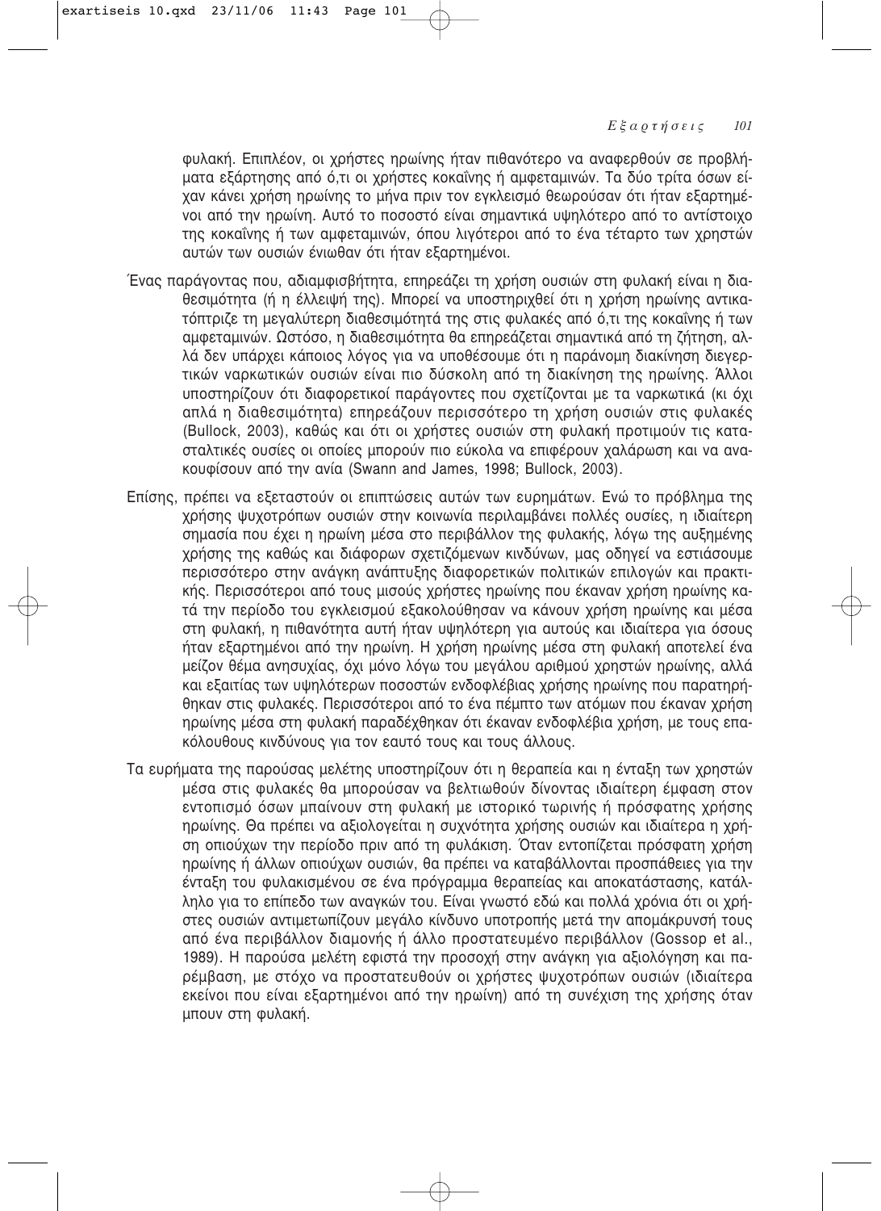φυλακή. Επιπλέον, οι χρήστες ηρωίνης ήταν πιθανότερο να αναφερθούν σε προβλήματα εξάρτησης από ό,τι οι χρήστες κοκαΐνης ή αμφεταμινών. Τα δύο τρίτα όσων είχαν κάνει χρήση ηρωίνης το μήνα πριν τον εγκλεισμό θεωρούσαν ότι ήταν εξαρτημένοι από την ηρωίνη. Αυτό το ποσοστό είναι σημαντικά υψηλότερο από το αντίστοιχο της κοκαΐνης ή των αμφεταμινών, όπου λιγότεροι από το ένα τέταρτο των χρηστών αυτών των ουσιών ένιωθαν ότι ήταν εξαρτημένοι.

Ένας παράγοντας που, αδιαμφισβήτητα, επηρεάζει τη χρήση ουσιών στη φυλακή είναι η διαθεσιμότητα (ή η έλλειψή της). Μπορεί να υποστηριχθεί ότι η χρήση ηρωίνης αντικατόπτριζε τη μεγαλύτερη διαθεσιμότητά της στις φυλακές από ό,τι της κοκαΐνης ή των αμφεταμινών. Ωστόσο, η διαθεσιμότητα θα επηρεάζεται σημαντικά από τη ζήτηση, αλλά δεν υπάρχει κάποιος λόγος για να υποθέσουμε ότι η παράνομη διακίνηση διεγερτικών ναρκωτικών ουσιών είναι πιο δύσκολη από τη διακίνηση της ηρωίνης. Άλλοι υποστηρίζουν ότι διαφορετικοί παράγοντες που σχετίζονται με τα ναρκωτικά (κι όχι απλά η διαθεσιμότητα) επηρεάζουν περισσότερο τη χρήση ουσιών στις φυλακές (Bullock, 2003), καθώς και ότι οι χρήστες ουσιών στη φυλακή προτιμούν τις κατασταλτικές ουσίες οι οποίες μπορούν πιο εύκολα να επιφέρουν χαλάρωση και να ανακουφίσουν από την ανία (Swann and James, 1998; Bullock, 2003).

Επίσης, πρέπει να εξεταστούν οι επιπτώσεις αυτών των ευρημάτων. Ενώ το πρόβλημα της χρήσης ψυχοτρόπων ουσιών στην κοινωνία περιλαμβάνει πολλές ουσίες, η ιδιαίτερη σημασία που έχει η ηρωίνη μέσα στο περιβάλλον της φυλακής, λόγω της αυξημένης χρήσης της καθώς και διάφορων σχετιζόμενων κινδύνων, μας οδηγεί να εστιάσουμε περισσότερο στην ανάγκη ανάπτυξης διαφορετικών πολιτικών επιλογών και πρακτικής. Περισσότεροι από τους μισούς χρήστες ηρωίνης που έκαναν χρήση ηρωίνης κατά την περίοδο του εγκλεισμού εξακολούθησαν να κάνουν χρήση ηρωίνης και μέσα στη φυλακή, η πιθανότητα αυτή ήταν υψηλότερη για αυτούς και ιδιαίτερα για όσους ήταν εξαρτημένοι από την ηρωίνη. Η χρήση ηρωίνης μέσα στη φυλακή αποτελεί ένα μείζον θέμα ανησυχίας, όχι μόνο λόγω του μεγάλου αριθμού χρηστών ηρωίνης, αλλά και εξαιτίας των υψηλότερων ποσοστών ενδοφλέβιας χρήσης ηρωίνης που παρατηρήθηκαν στις φυλακές. Περισσότεροι από το ένα πέμπτο των ατόμων που έκαναν χρήση ηρωίνης μέσα στη φυλακή παραδέχθηκαν ότι έκαναν ενδοφλέβια χρήση, με τους επακόλουθους κινδύνους για τον εαυτό τους και τους άλλους.

Τα ευρήματα της παρούσας μελέτης υποστηρίζουν ότι η θεραπεία και η ένταξη των χρηστών μέσα στις φυλακές θα μπορούσαν να βελτιωθούν δίνοντας ιδιαίτερη έμφαση στον εντοπισμό όσων μπαίνουν στη φυλακή με ιστορικό τωρινής ή πρόσφατης χρήσης ηρωίνης. Θα πρέπει να αξιολογείται η συχνότητα χρήσης ουσιών και ιδιαίτερα η χρήση οπιούχων την περίοδο πριν από τη φυλάκιση. Όταν εντοπίζεται πρόσφατη χρήση ηρωίνης ή άλλων οπιούχων ουσιών, θα πρέπει να καταβάλλονται προσπάθειες για την ένταξη του φυλακισμένου σε ένα πρόγραμμα θεραπείας και αποκατάστασης, κατάλληλο για το επίπεδο των αναγκών του. Είναι γνωστό εδώ και πολλά χρόνια ότι οι χρήστες ουσιών αντιμετωπίζουν μεγάλο κίνδυνο υποτροπής μετά την απομάκρυνσή τους από ένα περιβάλλον διαμονής ή άλλο προστατευμένο περιβάλλον (Gossop et al., 1989). Η παρούσα μελέτη εφιστά την προσοχή στην ανάγκη για αξιολόγηση και παρέμβαση, με στόχο να προστατευθούν οι χρήστες ψυχοτρόπων ουσιών (ιδιαίτερα εκείνοι που είναι εξαρτημένοι από την ηρωίνη) από τη συνέχιση της χρήσης όταν μπουν στη φυλακή.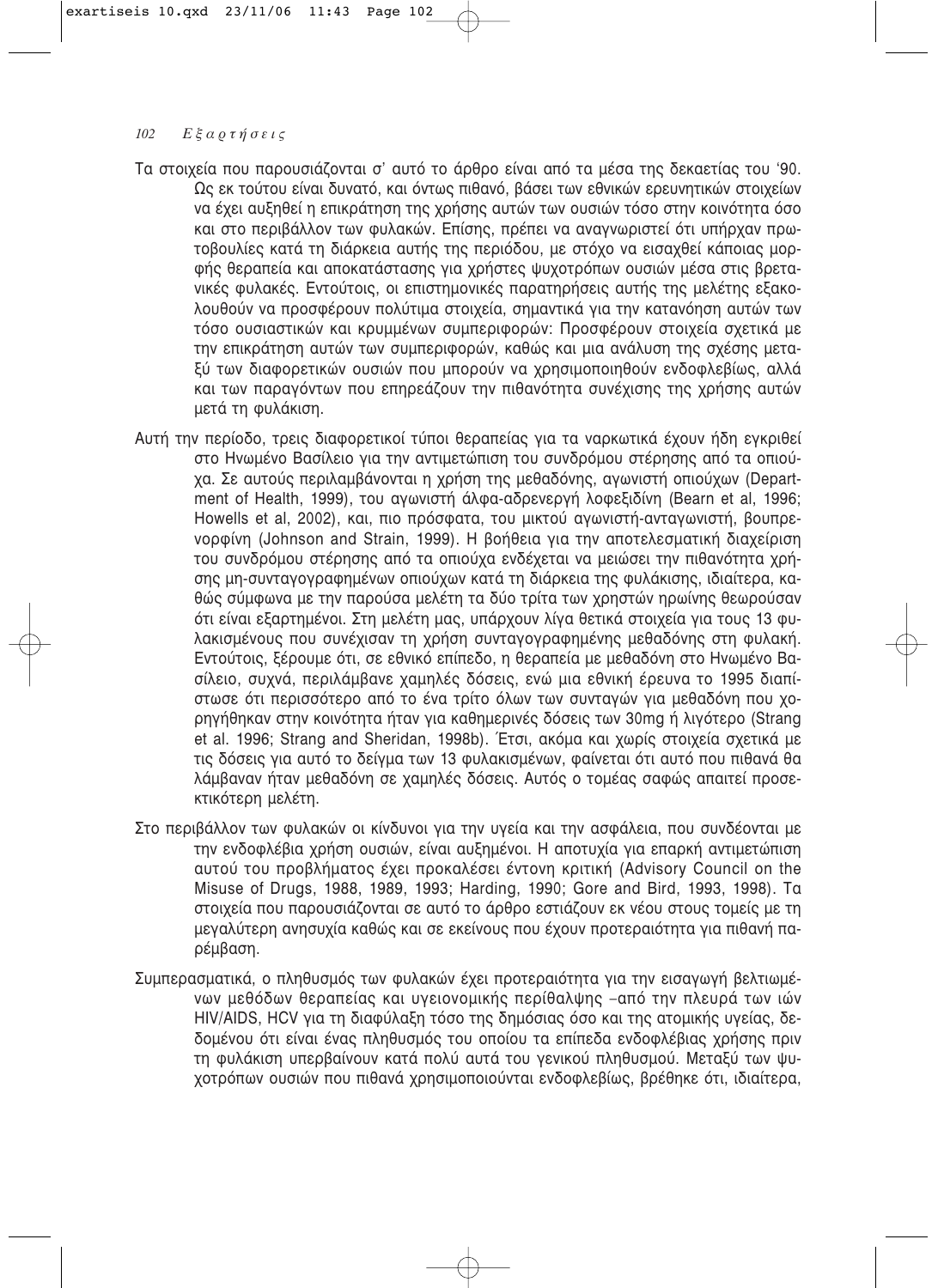Τα στοιχεία που παρουσιάζονται σ' αυτό το άρθρο είναι από τα μέσα της δεκαετίας του '90. Ως εκ τούτου είναι δυνατό, και όντως πιθανό, βάσει των εθνικών ερευνητικών στοιχείων να έχει αυξηθεί η επικράτηση της χρήσης αυτών των ουσιών τόσο στην κοινότητα όσο και στο περιβάλλον των φυλακών. Επίσης, πρέπει να αναγνωριστεί ότι υπήρχαν πρωτοβουλίες κατά τη διάρκεια αυτής της περιόδου, με στόχο να εισαχθεί κάποιας μορφής θεραπεία και αποκατάστασης για χρήστες ψυχοτρόπων ουσιών μέσα στις βρετανικές φυλακές. Εντούτοις, οι επιστημονικές παρατηρήσεις αυτής της μελέτης εξακολουθούν να προσφέρουν πολύτιμα στοιχεία, σημαντικά για την κατανόηση αυτών των τόσο ουσιαστικών και κρυμμένων συμπεριφορών: Προσφέρουν στοιχεία σχετικά με την επικράτηση αυτών των συμπεριφορών, καθώς και μια ανάλυση της σχέσης μεταξύ των διαφορετικών ουσιών που μπορούν να χρησιμοποιηθούν ενδοφλεβίως, αλλά και των παραγόντων που επηρεάζουν την πιθανότητα συνέχισης της χρήσης αυτών μετά τη φυλάκιση.

Αυτή την περίοδο, τρεις διαφορετικοί τύποι θεραπείας για τα ναρκωτικά έχουν ήδη εγκριθεί στο Ηνωμένο Βασίλειο για την αντιμετώπιση του συνδρόμου στέρησης από τα οπιούχα. Σε αυτούς περιλαμβάνονται η χρήση της μεθαδόνης, αγωνιστή οπιούχων (Department of Health, 1999), του αγωνιστή άλφα-αδρενεργή λοφεξιδίνη (Bearn et al, 1996; Howells et al, 2002), και, πιο πρόσφατα, του μικτού αγωνιστή-ανταγωνιστή, βουπρενορφίνη (Johnson and Strain, 1999). Η βοήθεια για την αποτελεσματική διαχείριση του συνδρόμου στέρησης από τα οπιούχα ενδέχεται να μειώσει την πιθανότητα χρήσης μη-συνταγογραφημένων οπιούχων κατά τη διάρκεια της φυλάκισης, ιδιαίτερα, καθώς σύμφωνα με την παρούσα μελέτη τα δύο τρίτα των χρηστών ηρωίνης θεωρούσαν ότι είναι εξαρτημένοι. Στη μελέτη μας, υπάρχουν λίγα θετικά στοιχεία για τους 13 φυλακισμένους που συνέχισαν τη χρήση συνταγογραφημένης μεθαδόνης στη φυλακή. Εντούτοις, ξέρουμε ότι, σε εθνικό επίπεδο, η θεραπεία με μεθαδόνη στο Ηνωμένο Βασίλειο, συχνά, περιλάμβανε χαμηλές δόσεις, ενώ μια εθνική έρευνα το 1995 διαπίστωσε ότι περισσότερο από το ένα τρίτο όλων των συνταγών για μεθαδόνη που χορηγήθηκαν στην κοινότητα ήταν για καθημερινές δόσεις των 30mg ή λιγότερο (Strang et al. 1996; Strang and Sheridan, 1998b). Έτσι, ακόμα και χωρίς στοιχεία σχετικά με τις δόσεις για αυτό το δείγμα των 13 φυλακισμένων, φαίνεται ότι αυτό που πιθανά θα λάμβαναν ήταν μεθαδόνη σε χαμηλές δόσεις. Αυτός ο τομέας σαφώς απαιτεί προσεκτικότερη μελέτη.

Στο περιβάλλον των φυλακών οι κίνδυνοι για την υγεία και την ασφάλεια, που συνδέονται με την ενδοφλέβια χρήση ουσιών, είναι αυξημένοι. Η αποτυχία για επαρκή αντιμετώπιση αυτού του προβλήματος έχει προκαλέσει έντονη κριτική (Advisory Council on the Misuse of Drugs, 1988, 1989, 1993; Harding, 1990; Gore and Bird, 1993, 1998). Τα στοιχεία που παρουσιάζονται σε αυτό το άρθρο εστιάζουν εκ νέου στους τομείς με τη μεγαλύτερη ανησυχία καθώς και σε εκείνους που έχουν προτεραιότητα για πιθανή παρέμβαση.

Συμπερασματικά, ο πληθυσμός των φυλακών έχει προτεραιότητα για την εισαγωγή βελτιωμένων μεθόδων θεραπείας και υγειονομικής περίθαλψης –από την πλευρά των ιών HIV/AIDS, HCV για τη διαφύλαξη τόσο της δημόσιας όσο και της ατομικής υγείας, δεδομένου ότι είναι ένας πληθυσμός του οποίου τα επίπεδα ενδοφλέβιας χρήσης πριν τη φυλάκιση υπερβαίνουν κατά πολύ αυτά του γενικού πληθυσμού. Μεταξύ των ψυχοτρόπων ουσιών που πιθανά χρησιμοποιούνται ενδοφλεβίως, βρέθηκε ότι, ιδιαίτερα,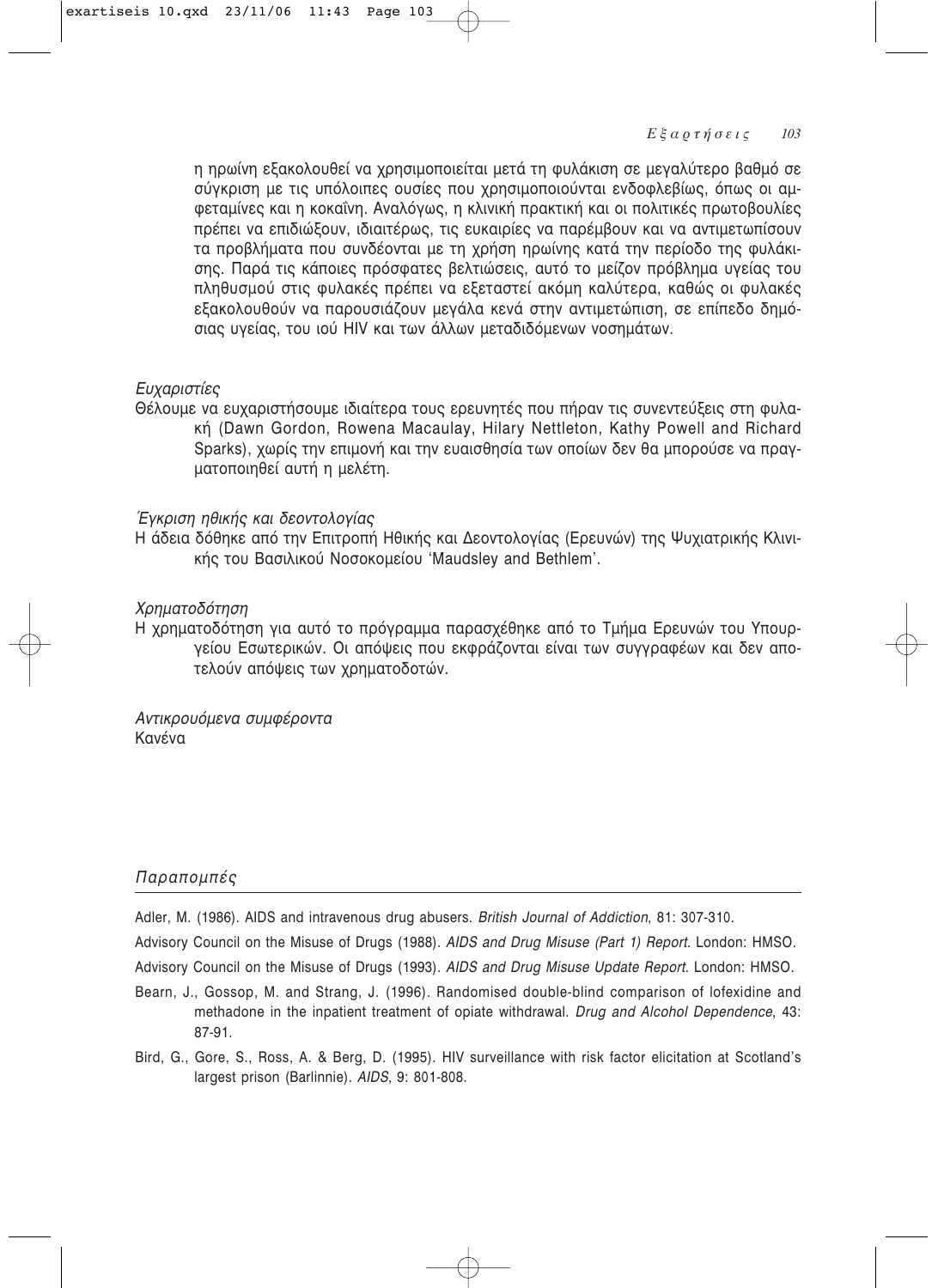η ηρωίνη εξακολουθεί να χρησιμοποιείται μετά τη φυλάκιση σε μεγαλύτερο βαθμό σε σύγκριση με τις υπόλοιπες ουσίες που χρησιμοποιούνται ενδοφλεβίως, όπως οι αμφεταμίνες και η κοκαΐνη. Αναλόγως, η κλινική πρακτική και οι πολιτικές πρωτοβουλίες πρέπει να επιδιώξουν, ιδιαιτέρως, τις ευκαιρίες να παρέμβουν και να αντιμετωπίσουν τα προβλήματα που συνδέονται με τη χρήση ηρωίνης κατά την περίοδο της φυλάκισης. Παρά τις κάποιες πρόσφατες βελτιώσεις, αυτό το μείζον πρόβλημα υγείας του πληθυσμού στις φυλακές πρέπει να εξεταστεί ακόμη καλύτερα, καθώς οι φυλακές εξακολουθούν να παρουσιάζουν μεγάλα κενά στην αντιμετώπιση, σε επίπεδο δημόσιας υγείας, του ιού HIV και των άλλων μεταδιδόμενων νοσημάτων.

*Ευχαριστίες*

Θέλουμε να ευχαριστήσουμε ιδιαίτερα τους ερευνητές που πήραν τις συνεντεύξεις στη φυλακή (Dawn Gordon, Rowena Macaulay, Hilary Nettleton, Kathy Powell and Richard Sparks), χωρίς την επιμονή και την ευαισθησία των οποίων δεν θα μπορούσε να πραγματοποιηθεί αυτή η μελέτη.

*Έγκριση ηθικής και δεοντολογίας*

Η άδεια δόθηκε από την Επιτροπή Ηθικής και Δεοντολογίας (Ερευνών) της Ψυχιατρικής Κλινικής του Βασιλικού Νοσοκομείου 'Maudsley and Bethlem'.

*Χρηματοδότηση*

Η χρηματοδότηση για αυτό το πρόγραμμα παρασχέθηκε από το Τμήμα Ερευνών του Υπουργείου Εσωτερικών. Οι απόψεις που εκφράζονται είναι των συγγραφέων και δεν αποτελούν απόψεις των χρηματοδοτών.

*Αντικρουόμενα συμφέροντα*

Κανένα

## *Παραπομπές*

Adler, M. (1986). AIDS and intravenous drug abusers. *British Journal of Addiction*, 81: 307-310.

Advisory Council on the Misuse of Drugs (1988). *AIDS and Drug Misuse (Part 1) Report*. London: HMSO.

Advisory Council on the Misuse of Drugs (1993). *AIDS and Drug Misuse Update Report*. London: HMSO.

Bearn, J., Gossop, M. and Strang, J. (1996). Randomised double-blind comparison of lofexidine and methadone in the inpatient treatment of opiate withdrawal. *Drug and Alcohol Dependence*, 43: 87-91.

Bird, G., Gore, S., Ross, A. & Berg, D. (1995). HIV surveillance with risk factor elicitation at Scotland's largest prison (Barlinnie). *AIDS*, 9: 801-808.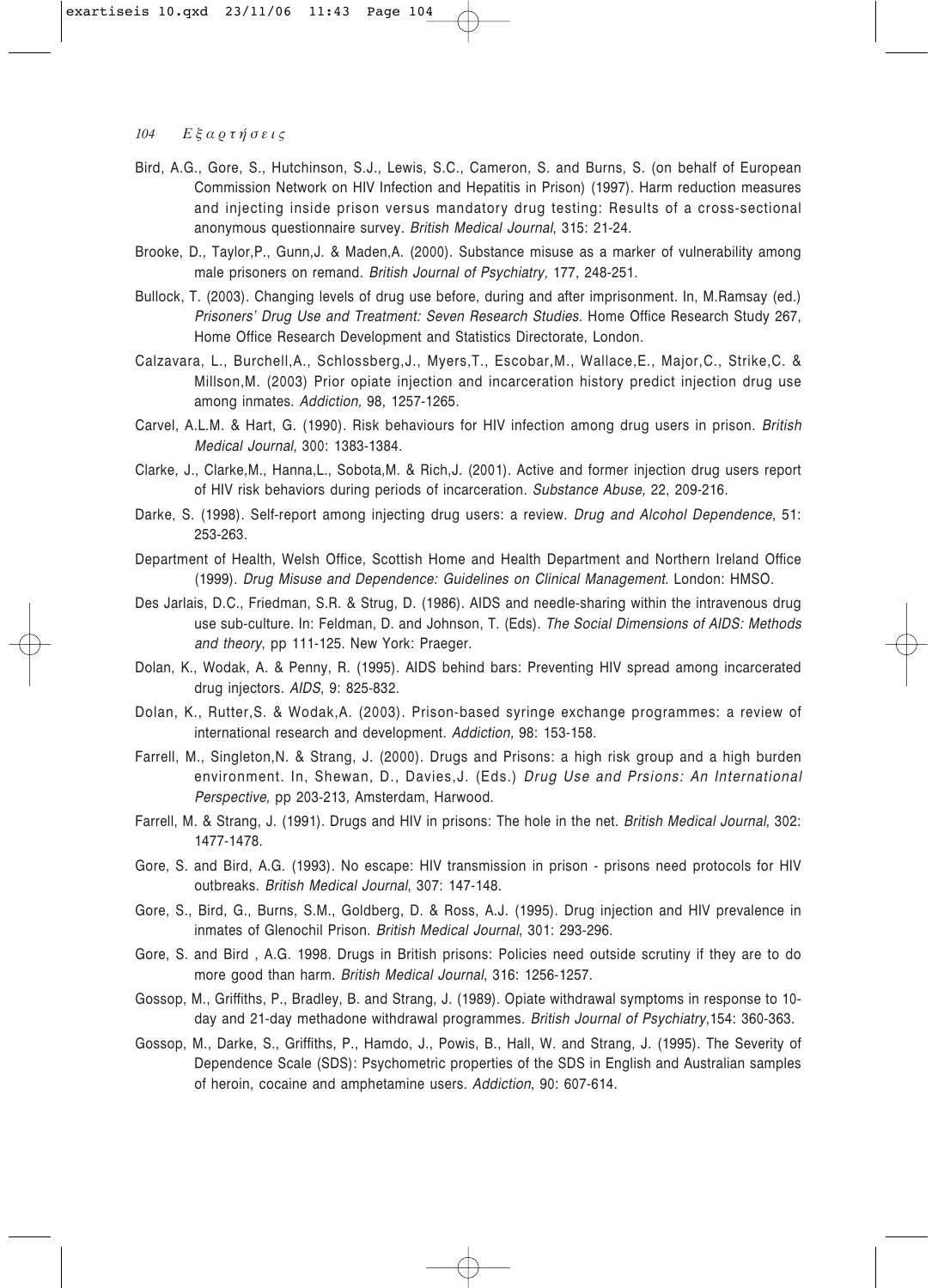Bird, A.G., Gore, S., Hutchinson, S.J., Lewis, S.C., Cameron, S. and Burns, S. (on behalf of European Commission Network on HIV Infection and Hepatitis in Prison) (1997). Harm reduction measures and injecting inside prison versus mandatory drug testing: Results of a cross-sectional anonymous questionnaire survey. *British Medical Journal*, 315: 21-24.

Brooke, D., Taylor,P., Gunn,J. & Maden,A. (2000). Substance misuse as a marker of vulnerability among male prisoners on remand. *British Journal of Psychiatry,* 177, 248-251.

Bullock, T. (2003). Changing levels of drug use before, during and after imprisonment. In, M.Ramsay (ed.) *Prisoners' Drug Use and Treatment: Seven Research Studies.* Home Office Research Study 267, Home Office Research Development and Statistics Directorate, London.

Calzavara, L., Burchell,A., Schlossberg,J., Myers,T., Escobar,M., Wallace,E., Major,C., Strike,C. & Millson,M. (2003) Prior opiate injection and incarceration history predict injection drug use among inmates. *Addiction,* 98, 1257-1265.

Carvel, A.L.M. & Hart, G. (1990). Risk behaviours for HIV infection among drug users in prison. *British Medical Journal*, 300: 1383-1384.

Clarke, J., Clarke,M., Hanna,L., Sobota,M. & Rich,J. (2001). Active and former injection drug users report of HIV risk behaviors during periods of incarceration. *Substance Abuse,* 22, 209-216.

Darke, S. (1998). Self-report among injecting drug users: a review. *Drug and Alcohol Dependence*, 51: 253-263.

Department of Health, Welsh Office, Scottish Home and Health Department and Northern Ireland Office (1999). *Drug Misuse and Dependence: Guidelines on Clinical Management*. London: HMSO.

Des Jarlais, D.C., Friedman, S.R. & Strug, D. (1986). AIDS and needle-sharing within the intravenous drug use sub-culture. In: Feldman, D. and Johnson, T. (Eds). *The Social Dimensions of AIDS: Methods and theory*, pp 111-125. New York: Praeger.

Dolan, K., Wodak, A. & Penny, R. (1995). AIDS behind bars: Preventing HIV spread among incarcerated drug injectors. *AIDS*, 9: 825-832.

Dolan, K., Rutter,S. & Wodak,A. (2003). Prison-based syringe exchange programmes: a review of international research and development. *Addiction,* 98: 153-158.

Farrell, M., Singleton,N. & Strang, J. (2000). Drugs and Prisons: a high risk group and a high burden environment. In, Shewan, D., Davies,J. (Eds.) *Drug Use and Prsions: An International Perspective,* pp 203-213, Amsterdam, Harwood.

Farrell, M. & Strang, J. (1991). Drugs and HIV in prisons: The hole in the net. *British Medical Journal*, 302: 1477-1478.

Gore, S. and Bird, A.G. (1993). No escape: HIV transmission in prison - prisons need protocols for HIV outbreaks. *British Medical Journal*, 307: 147-148.

Gore, S., Bird, G., Burns, S.M., Goldberg, D. & Ross, A.J. (1995). Drug injection and HIV prevalence in inmates of Glenochil Prison. *British Medical Journal*, 301: 293-296.

Gore, S. and Bird , A.G. 1998. Drugs in British prisons: Policies need outside scrutiny if they are to do more good than harm. *British Medical Journal*, 316: 1256-1257.

Gossop, M., Griffiths, P., Bradley, B. and Strang, J. (1989). Opiate withdrawal symptoms in response to 10-day and 21-day methadone withdrawal programmes. *British Journal of Psychiatry*,154: 360-363.

Gossop, M., Darke, S., Griffiths, P., Hamdo, J., Powis, B., Hall, W. and Strang, J. (1995). The Severity of Dependence Scale (SDS): Psychometric properties of the SDS in English and Australian samples of heroin, cocaine and amphetamine users. *Addiction*, 90: 607-614.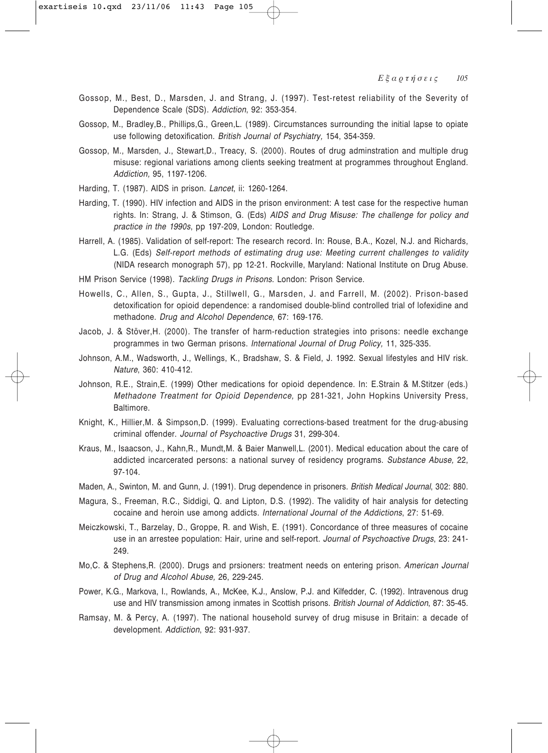Gossop, M., Best, D., Marsden, J. and Strang, J. (1997). Test-retest reliability of the Severity of Dependence Scale (SDS). *Addiction*, 92: 353-354.

Gossop, M., Bradley,B., Phillips,G., Green,L. (1989). Circumstances surrounding the initial lapse to opiate use following detoxification. *British Journal of Psychiatry,* 154, 354-359.

Gossop, M., Marsden, J., Stewart,D., Treacy, S. (2000). Routes of drug adminstration and multiple drug misuse: regional variations among clients seeking treatment at programmes throughout England. *Addiction,* 95, 1197-1206.

Harding, T. (1987). AIDS in prison. *Lancet*, ii: 1260-1264.

Harding, T. (1990). HIV infection and AIDS in the prison environment: A test case for the respective human rights. In: Strang, J. & Stimson, G. (Eds) *AIDS and Drug Misuse: The challenge for policy and practice in the 1990s*, pp 197-209, London: Routledge.

Harrell, A. (1985). Validation of self-report: The research record. In: Rouse, B.A., Kozel, N.J. and Richards, L.G. (Eds) *Self-report methods of estimating drug use: Meeting current challenges to validity* (NIDA research monograph 57), pp 12-21. Rockville, Maryland: National Institute on Drug Abuse.

HM Prison Service (1998). *Tackling Drugs in Prisons*. London: Prison Service.

Howells, C., Allen, S., Gupta, J., Stillwell, G., Marsden, J. and Farrell, M. (2002). Prison-based detoxification for opioid dependence: a randomised double-blind controlled trial of lofexidine and methadone. *Drug and Alcohol Dependence*, 67: 169-176.

Jacob, J. & Stöver,H. (2000). The transfer of harm-reduction strategies into prisons: needle exchange programmes in two German prisons. *International Journal of Drug Policy,* 11, 325-335.

Johnson, A.M., Wadsworth, J., Wellings, K., Bradshaw, S. & Field, J. 1992. Sexual lifestyles and HIV risk. *Nature*, 360: 410-412.

Johnson, R.E., Strain,E. (1999) Other medications for opioid dependence. In: E.Strain & M.Stitzer (eds.) *Methadone Treatment for Opioid Dependence,* pp 281-321*,* John Hopkins University Press, Baltimore.

Knight, K., Hillier,M. & Simpson,D. (1999). Evaluating corrections-based treatment for the drug-abusing criminal offender. *Journal of Psychoactive Drugs* 31, 299-304.

Kraus, M., Isaacson, J., Kahn,R., Mundt,M. & Baier Manwell,L. (2001). Medical education about the care of addicted incarcerated persons: a national survey of residency programs. *Substance Abuse,* 22, 97-104.

Maden, A., Swinton, M. and Gunn, J. (1991). Drug dependence in prisoners. *British Medical Journal*, 302: 880.

Magura, S., Freeman, R.C., Siddigi, Q. and Lipton, D.S. (1992). The validity of hair analysis for detecting cocaine and heroin use among addicts. *International Journal of the Addictions*, 27: 51-69.

Meiczkowski, T., Barzelay, D., Groppe, R. and Wish, E. (1991). Concordance of three measures of cocaine use in an arrestee population: Hair, urine and self-report. *Journal of Psychoactive Drugs*, 23: 241-249.

Mo,C. & Stephens,R. (2000). Drugs and prsioners: treatment needs on entering prison. *American Journal of Drug and Alcohol Abuse,* 26, 229-245.

Power, K.G., Markova, I., Rowlands, A., McKee, K.J., Anslow, P.J. and Kilfedder, C. (1992). Intravenous drug use and HIV transmission among inmates in Scottish prisons. *British Journal of Addiction*, 87: 35-45.

Ramsay, M. & Percy, A. (1997). The national household survey of drug misuse in Britain: a decade of development. *Addiction*, 92: 931-937.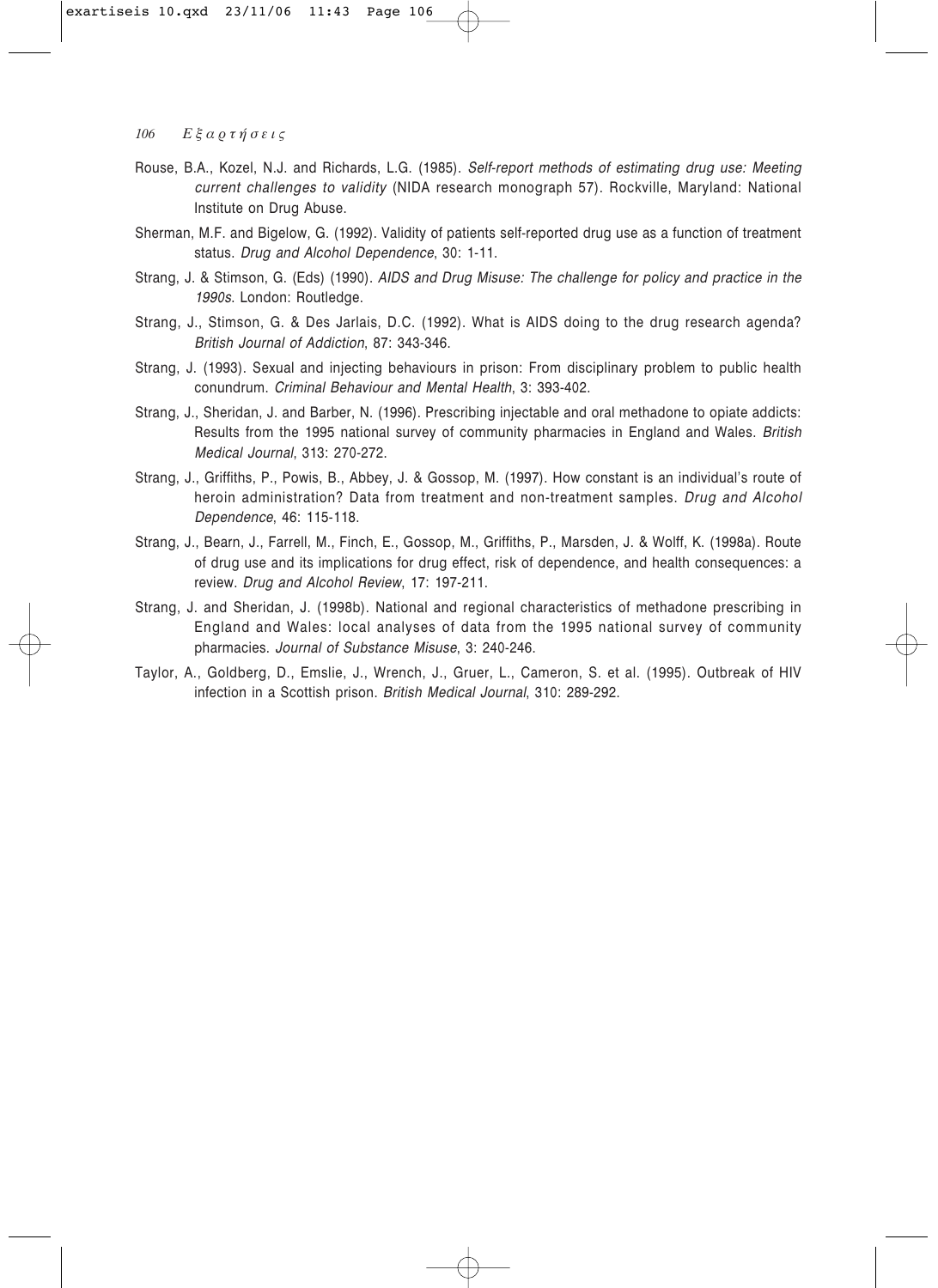Rouse, B.A., Kozel, N.J. and Richards, L.G. (1985). *Self-report methods of estimating drug use: Meeting current challenges to validity* (NIDA research monograph 57). Rockville, Maryland: National Institute on Drug Abuse.

Sherman, M.F. and Bigelow, G. (1992). Validity of patients self-reported drug use as a function of treatment status. *Drug and Alcohol Dependence*, 30: 1-11.

Strang, J. & Stimson, G. (Eds) (1990). *AIDS and Drug Misuse: The challenge for policy and practice in the 1990s*. London: Routledge.

Strang, J., Stimson, G. & Des Jarlais, D.C. (1992). What is AIDS doing to the drug research agenda? *British Journal of Addiction*, 87: 343-346.

Strang, J. (1993). Sexual and injecting behaviours in prison: From disciplinary problem to public health conundrum. *Criminal Behaviour and Mental Health*, 3: 393-402.

Strang, J., Sheridan, J. and Barber, N. (1996). Prescribing injectable and oral methadone to opiate addicts: Results from the 1995 national survey of community pharmacies in England and Wales. *British Medical Journal*, 313: 270-272.

Strang, J., Griffiths, P., Powis, B., Abbey, J. & Gossop, M. (1997). How constant is an individual's route of heroin administration? Data from treatment and non-treatment samples. *Drug and Alcohol Dependence*, 46: 115-118.

Strang, J., Bearn, J., Farrell, M., Finch, E., Gossop, M., Griffiths, P., Marsden, J. & Wolff, K. (1998a). Route of drug use and its implications for drug effect, risk of dependence, and health consequences: a review. *Drug and Alcohol Review*, 17: 197-211.

Strang, J. and Sheridan, J. (1998b). National and regional characteristics of methadone prescribing in England and Wales: local analyses of data from the 1995 national survey of community pharmacies. *Journal of Substance Misuse*, 3: 240-246.

Taylor, A., Goldberg, D., Emslie, J., Wrench, J., Gruer, L., Cameron, S. et al. (1995). Outbreak of HIV infection in a Scottish prison. *British Medical Journal*, 310: 289-292.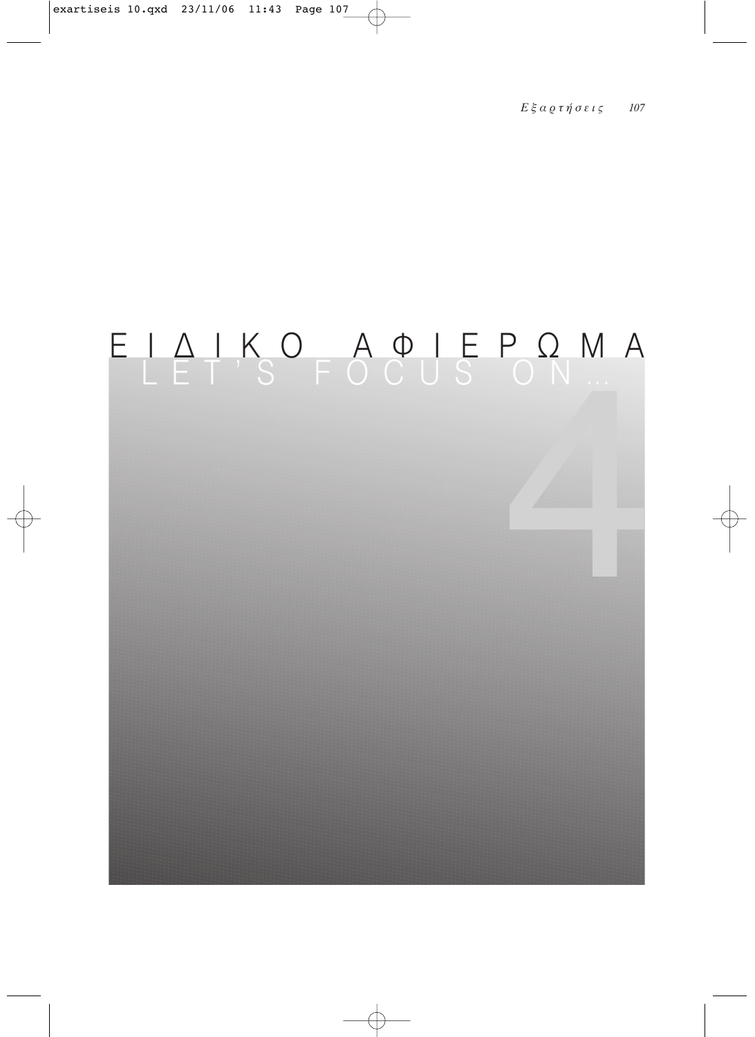# ΕΙΔΙΚΟ ΑΦΙΕΡΩΜΑ

## LET'S FOCUS ON...

4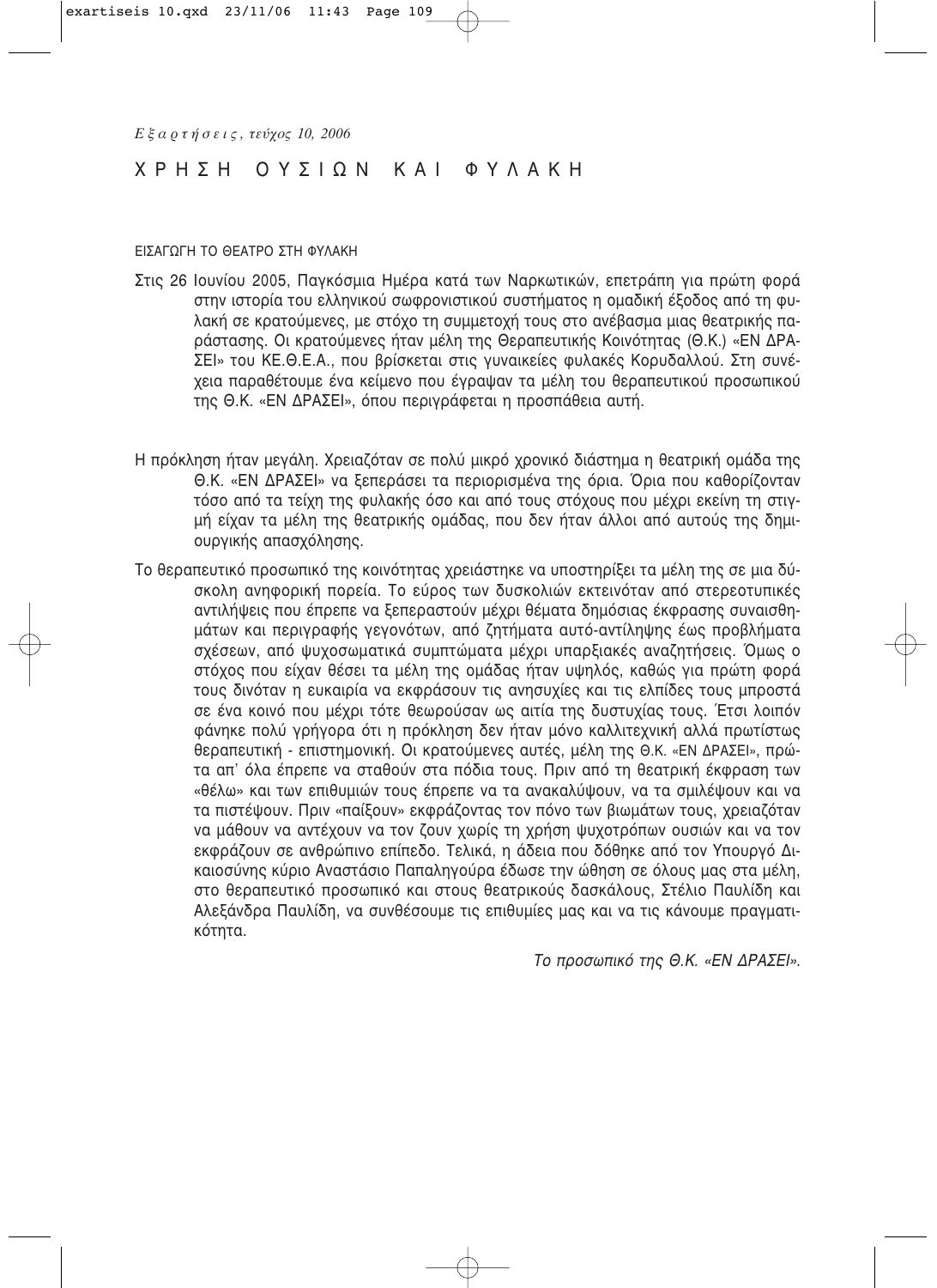# ΧΡΗΣΗ ΟΥΣΙΩΝ ΚΑΙ ΦΥΛΑΚΗ

ΕΙΣΑΓΩΓΗ ΤΟ ΘΕΑΤΡΟ ΣΤΗ ΦΥΛΑΚΗ

Στις 26 Ιουνίου 2005, Παγκόσμια Ημέρα κατά των Ναρκωτικών, επετράπη για πρώτη φορά στην ιστορία του ελληνικού σωφρονιστικού συστήματος η ομαδική έξοδος από τη φυλακή σε κρατούμενες, με στόχο τη συμμετοχή τους στο ανέβασμα μιας θεατρικής παράστασης. Οι κρατούμενες ήταν μέλη της Θεραπευτικής Κοινότητας (Θ.Κ.) «ΕΝ ΔΡΑΣΕΙ» του ΚΕ.Θ.Ε.Α., που βρίσκεται στις γυναικείες φυλακές Κορυδαλλού. Στη συνέχεια παραθέτουμε ένα κείμενο που έγραψαν τα μέλη του θεραπευτικού προσωπικού της Θ.Κ. «ΕΝ ΔΡΑΣΕΙ», όπου περιγράφεται η προσπάθεια αυτή.

Η πρόκληση ήταν μεγάλη. Χρειαζόταν σε πολύ μικρό χρονικό διάστημα η θεατρική ομάδα της Θ.Κ. «ΕΝ ΔΡΑΣΕΙ» να ξεπεράσει τα περιορισμένα της όρια. Όρια που καθορίζονταν τόσο από τα τείχη της φυλακής όσο και από τους στόχους που μέχρι εκείνη τη στιγμή είχαν τα μέλη της θεατρικής ομάδας, που δεν ήταν άλλοι από αυτούς της δημιουργικής απασχόλησης.

Το θεραπευτικό προσωπικό της κοινότητας χρειάστηκε να υποστηρίξει τα μέλη της σε μια δύσκολη ανηφορική πορεία. Το εύρος των δυσκολιών εκτεινόταν από στερεοτυπικές αντιλήψεις που έπρεπε να ξεπεραστούν μέχρι θέματα δημόσιας έκφρασης συναισθημάτων και περιγραφής γεγονότων, από ζητήματα αυτό-αντίληψης έως προβλήματα σχέσεων, από ψυχοσωματικά συμπτώματα μέχρι υπαρξιακές αναζητήσεις. Όμως ο στόχος που είχαν θέσει τα μέλη της ομάδας ήταν υψηλός, καθώς για πρώτη φορά τους δινόταν η ευκαιρία να εκφράσουν τις ανησυχίες και τις ελπίδες τους μπροστά σε ένα κοινό που μέχρι τότε θεωρούσαν ως αιτία της δυστυχίας τους. Έτσι λοιπόν φάνηκε πολύ γρήγορα ότι η πρόκληση δεν ήταν μόνο καλλιτεχνική αλλά πρωτίστως θεραπευτική - επιστημονική. Οι κρατούμενες αυτές, μέλη της Θ.Κ. «ΕΝ ΔΡΑΣΕΙ», πρώτα απ' όλα έπρεπε να σταθούν στα πόδια τους. Πριν από τη θεατρική έκφραση των «θέλω» και των επιθυμιών τους έπρεπε να τα ανακαλύψουν, να τα σμιλέψουν και να τα πιστέψουν. Πριν «παίξουν» εκφράζοντας τον πόνο των βιωμάτων τους, χρειαζόταν να μάθουν να αντέχουν να τον ζουν χωρίς τη χρήση ψυχοτρόπων ουσιών και να τον εκφράζουν σε ανθρώπινο επίπεδο. Τελικά, η άδεια που δόθηκε από τον Υπουργό Δικαιοσύνης κύριο Αναστάσιο Παπαληγούρα έδωσε την ώθηση σε όλους μας στα μέλη, στο θεραπευτικό προσωπικό και στους θεατρικούς δασκάλους, Στέλιο Παυλίδη και Αλεξάνδρα Παυλίδη, να συνθέσουμε τις επιθυμίες μας και να τις κάνουμε πραγματικότητα.

*Το προσωπικό της Θ.Κ. «ΕΝ ΔΡΑΣΕΙ».*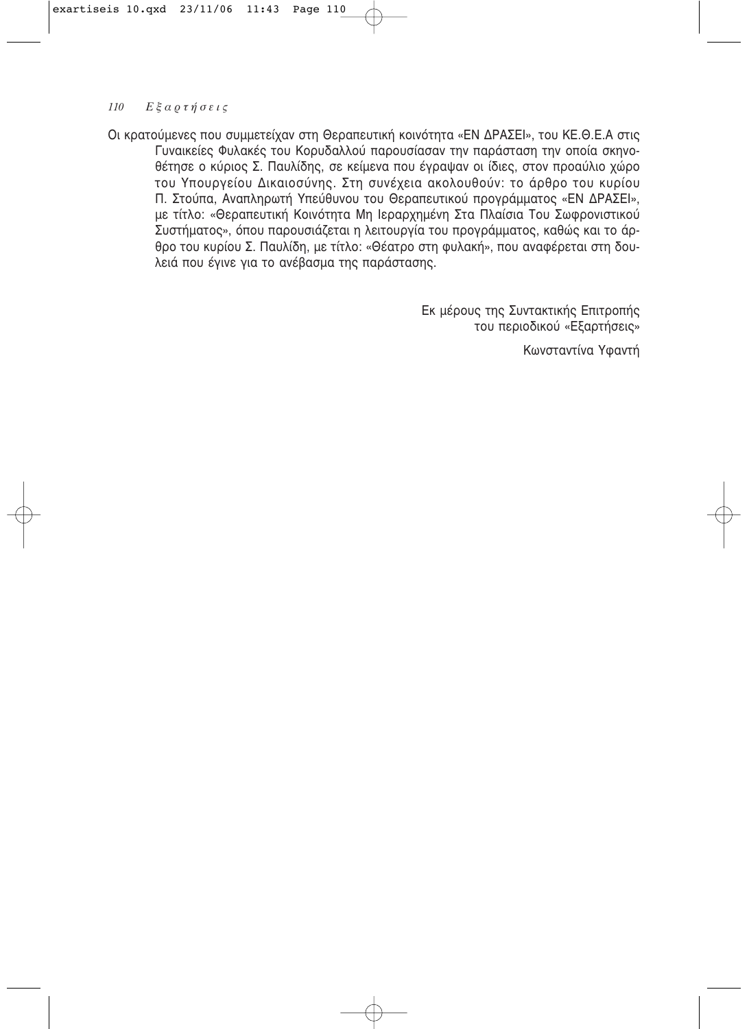Οι κρατούμενες που συμμετείχαν στη Θεραπευτική κοινότητα «ΕΝ ΔΡΑΣΕΙ», του ΚΕ.Θ.Ε.Α στις Γυναικείες Φυλακές του Κορυδαλλού παρουσίασαν την παράσταση την οποία σκηνοθέτησε ο κύριος Σ. Παυλίδης, σε κείμενα που έγραψαν οι ίδιες, στον προαύλιο χώρο του Υπουργείου Δικαιοσύνης. Στη συνέχεια ακολουθούν: το άρθρο του κυρίου Π. Στούπα, Αναπληρωτή Υπεύθυνου του Θεραπευτικού προγράμματος «ΕΝ ΔΡΑΣΕΙ», με τίτλο: «Θεραπευτική Κοινότητα Μη Ιεραρχημένη Στα Πλαίσια Του Σωφρονιστικού Συστήματος», όπου παρουσιάζεται η λειτουργία του προγράμματος, καθώς και το άρθρο του κυρίου Σ. Παυλίδη, με τίτλο: «Θέατρο στη φυλακή», που αναφέρεται στη δουλειά που έγινε για το ανέβασμα της παράστασης.

Εκ μέρους της Συντακτικής Επιτροπής
του περιοδικού «Εξαρτήσεις»

Κωνσταντίνα Υφαντή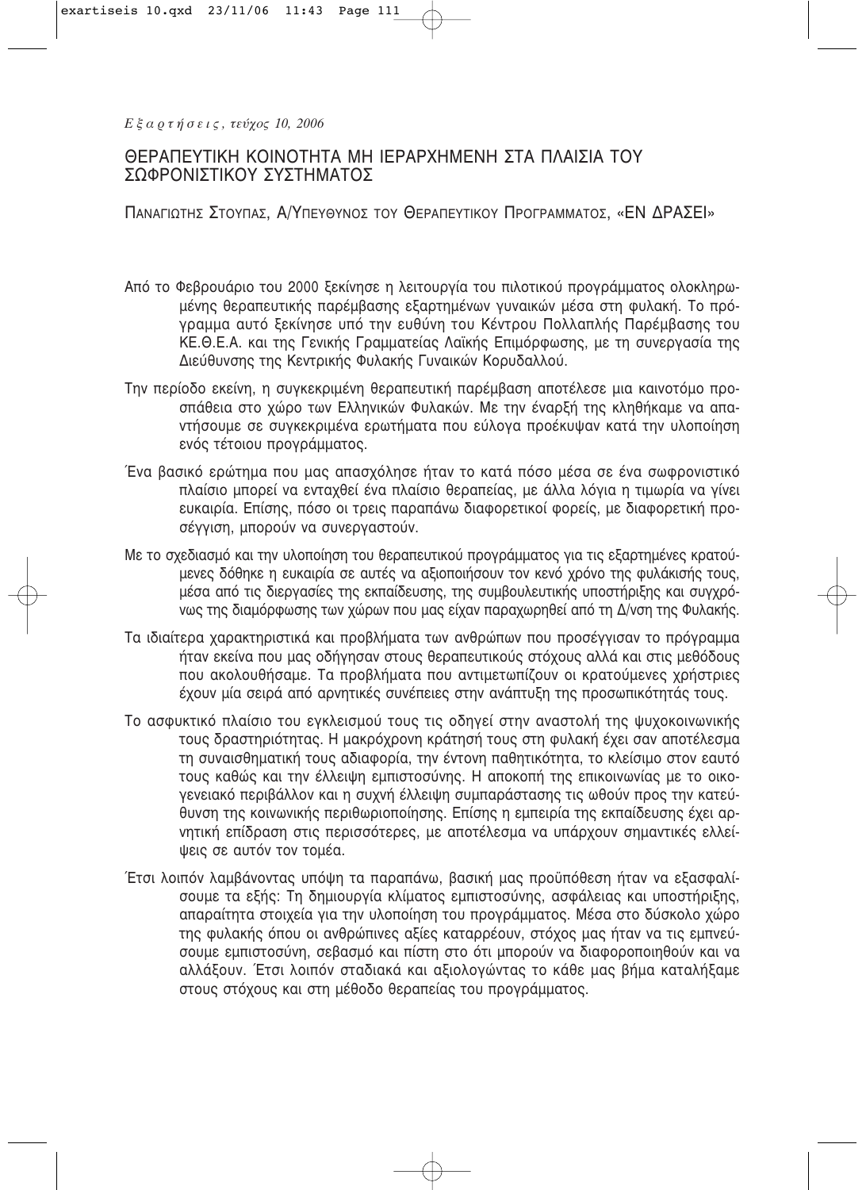# ΘΕΡΑΠΕΥΤΙΚΗ ΚΟΙΝΟΤΗΤΑ ΜΗ ΙΕΡΑΡΧΗΜΕΝΗ ΣΤΑ ΠΛΑΙΣΙΑ ΤΟΥ ΣΩΦΡΟΝΙΣΤΙΚΟΥ ΣΥΣΤΗΜΑΤΟΣ

ΠΑΝΑΓΙΩΤΗΣ ΣΤΟΥΠΑΣ, Α/ΥΠΕΥΘΥΝΟΣ ΤΟΥ ΘΕΡΑΠΕΥΤΙΚΟΥ ΠΡΟΓΡΑΜΜΑΤΟΣ, «ΕΝ ΔΡΑΣΕΙ»

Από το Φεβρουάριο του 2000 ξεκίνησε η λειτουργία του πιλοτικού προγράμματος ολοκληρωμένης θεραπευτικής παρέμβασης εξαρτημένων γυναικών μέσα στη φυλακή. Το πρόγραμμα αυτό ξεκίνησε υπό την ευθύνη του Κέντρου Πολλαπλής Παρέμβασης του ΚΕ.Θ.Ε.Α. και της Γενικής Γραμματείας Λαϊκής Επιμόρφωσης, με τη συνεργασία της Διεύθυνσης της Κεντρικής Φυλακής Γυναικών Κορυδαλλού.

Την περίοδο εκείνη, η συγκεκριμένη θεραπευτική παρέμβαση αποτέλεσε μια καινοτόμο προσπάθεια στο χώρο των Ελληνικών Φυλακών. Με την έναρξή της κληθήκαμε να απαντήσουμε σε συγκεκριμένα ερωτήματα που εύλογα προέκυψαν κατά την υλοποίηση ενός τέτοιου προγράμματος.

Ένα βασικό ερώτημα που μας απασχόλησε ήταν το κατά πόσο μέσα σε ένα σωφρονιστικό πλαίσιο μπορεί να ενταχθεί ένα πλαίσιο θεραπείας, με άλλα λόγια η τιμωρία να γίνει ευκαιρία. Επίσης, πόσο οι τρεις παραπάνω διαφορετικοί φορείς, με διαφορετική προσέγγιση, μπορούν να συνεργαστούν.

Με το σχεδιασμό και την υλοποίηση του θεραπευτικού προγράμματος για τις εξαρτημένες κρατούμενες δόθηκε η ευκαιρία σε αυτές να αξιοποιήσουν τον κενό χρόνο της φυλάκισής τους, μέσα από τις διεργασίες της εκπαίδευσης, της συμβουλευτικής υποστήριξης και συγχρόνως της διαμόρφωσης των χώρων που μας είχαν παραχωρηθεί από τη Δ/νση της Φυλακής.

Τα ιδιαίτερα χαρακτηριστικά και προβλήματα των ανθρώπων που προσέγγισαν το πρόγραμμα ήταν εκείνα που μας οδήγησαν στους θεραπευτικούς στόχους αλλά και στις μεθόδους που ακολουθήσαμε. Τα προβλήματα που αντιμετωπίζουν οι κρατούμενες χρήστριες έχουν μία σειρά από αρνητικές συνέπειες στην ανάπτυξη της προσωπικότητάς τους.

Το ασφυκτικό πλαίσιο του εγκλεισμού τους τις οδηγεί στην αναστολή της ψυχοκοινωνικής τους δραστηριότητας. Η μακρόχρονη κράτησή τους στη φυλακή έχει σαν αποτέλεσμα τη συναισθηματική τους αδιαφορία, την έντονη παθητικότητα, το κλείσιμο στον εαυτό τους καθώς και την έλλειψη εμπιστοσύνης. Η αποκοπή της επικοινωνίας με το οικογενειακό περιβάλλον και η συχνή έλλειψη συμπαράστασης τις ωθούν προς την κατεύθυνση της κοινωνικής περιθωριοποίησης. Επίσης η εμπειρία της εκπαίδευσης έχει αρνητική επίδραση στις περισσότερες, με αποτέλεσμα να υπάρχουν σημαντικές ελλείψεις σε αυτόν τον τομέα.

Έτσι λοιπόν λαμβάνοντας υπόψη τα παραπάνω, βασική μας προϋπόθεση ήταν να εξασφαλίσουμε τα εξής: Τη δημιουργία κλίματος εμπιστοσύνης, ασφάλειας και υποστήριξης, απαραίτητα στοιχεία για την υλοποίηση του προγράμματος. Μέσα στο δύσκολο χώρο της φυλακής όπου οι ανθρώπινες αξίες καταρρέουν, στόχος μας ήταν να τις εμπνεύσουμε εμπιστοσύνη, σεβασμό και πίστη στο ότι μπορούν να διαφοροποιηθούν και να αλλάξουν. Έτσι λοιπόν σταδιακά και αξιολογώντας το κάθε μας βήμα καταλήξαμε στους στόχους και στη μέθοδο θεραπείας του προγράμματος.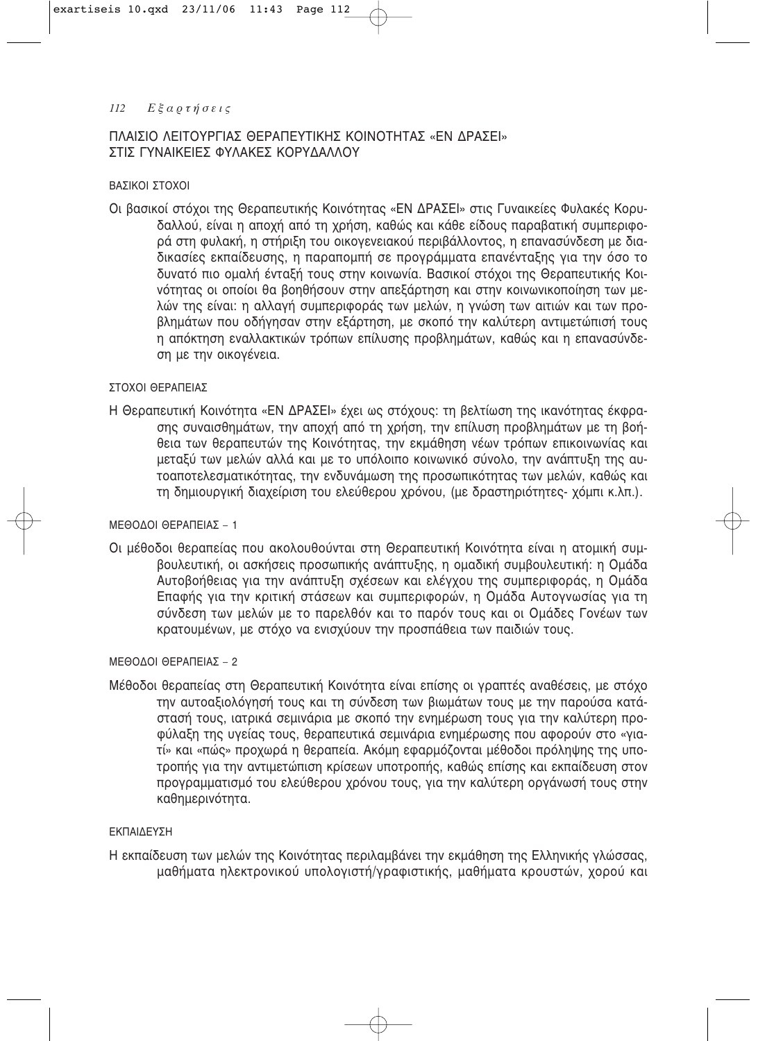## ΠΛΑΙΣΙΟ ΛΕΙΤΟΥΡΓΙΑΣ ΘΕΡΑΠΕΥΤΙΚΗΣ ΚΟΙΝΟΤΗΤΑΣ «ΕΝ ΔΡΑΣΕΙ» ΣΤΙΣ ΓΥΝΑΙΚΕΙΕΣ ΦΥΛΑΚΕΣ ΚΟΡΥΔΑΛΛΟΥ

### ΒΑΣΙΚΟΙ ΣΤΟΧΟΙ

Οι βασικοί στόχοι της Θεραπευτικής Κοινότητας «ΕΝ ΔΡΑΣΕΙ» στις Γυναικείες Φυλακές Κορυδαλλού, είναι η αποχή από τη χρήση, καθώς και κάθε είδους παραβατική συμπεριφορά στη φυλακή, η στήριξη του οικογενειακού περιβάλλοντος, η επανασύνδεση με διαδικασίες εκπαίδευσης, η παραπομπή σε προγράμματα επανένταξης για την όσο το δυνατό πιο ομαλή ένταξή τους στην κοινωνία. Βασικοί στόχοι της Θεραπευτικής Κοινότητας οι οποίοι θα βοηθήσουν στην απεξάρτηση και στην κοινωνικοποίηση των μελών της είναι: η αλλαγή συμπεριφοράς των μελών, η γνώση των αιτιών και των προβλημάτων που οδήγησαν στην εξάρτηση, με σκοπό την καλύτερη αντιμετώπισή τους η απόκτηση εναλλακτικών τρόπων επίλυσης προβλημάτων, καθώς και η επανασύνδεση με την οικογένεια.

### ΣΤΟΧΟΙ ΘΕΡΑΠΕΙΑΣ

Η Θεραπευτική Κοινότητα «ΕΝ ΔΡΑΣΕΙ» έχει ως στόχους: τη βελτίωση της ικανότητας έκφρασης συναισθημάτων, την αποχή από τη χρήση, την επίλυση προβλημάτων με τη βοήθεια των θεραπευτών της Κοινότητας, την εκμάθηση νέων τρόπων επικοινωνίας και μεταξύ των μελών αλλά και με το υπόλοιπο κοινωνικό σύνολο, την ανάπτυξη της αυτοαποτελεσματικότητας, την ενδυνάμωση της προσωπικότητας των μελών, καθώς και τη δημιουργική διαχείριση του ελεύθερου χρόνου, (με δραστηριότητες- χόμπι κ.λπ.).

### ΜΕΘΟΔΟΙ ΘΕΡΑΠΕΙΑΣ – 1

Οι μέθοδοι θεραπείας που ακολουθούνται στη Θεραπευτική Κοινότητα είναι η ατομική συμβουλευτική, οι ασκήσεις προσωπικής ανάπτυξης, η ομαδική συμβουλευτική: η Ομάδα Αυτοβοήθειας για την ανάπτυξη σχέσεων και ελέγχου της συμπεριφοράς, η Ομάδα Επαφής για την κριτική στάσεων και συμπεριφορών, η Ομάδα Αυτογνωσίας για τη σύνδεση των μελών με το παρελθόν και το παρόν τους και οι Ομάδες Γονέων των κρατουμένων, με στόχο να ενισχύουν την προσπάθεια των παιδιών τους.

### ΜΕΘΟΔΟΙ ΘΕΡΑΠΕΙΑΣ – 2

Μέθοδοι θεραπείας στη Θεραπευτική Κοινότητα είναι επίσης οι γραπτές αναθέσεις, με στόχο την αυτοαξιολόγησή τους και τη σύνδεση των βιωμάτων τους με την παρούσα κατάστασή τους, ιατρικά σεμινάρια με σκοπό την ενημέρωση τους για την καλύτερη προφύλαξη της υγείας τους, θεραπευτικά σεμινάρια ενημέρωσης που αφορούν στο «γιατί» και «πώς» προχωρά η θεραπεία. Ακόμη εφαρμόζονται μέθοδοι πρόληψης της υποτροπής για την αντιμετώπιση κρίσεων υποτροπής, καθώς επίσης και εκπαίδευση στον προγραμματισμό του ελεύθερου χρόνου τους, για την καλύτερη οργάνωσή τους στην καθημερινότητα.

### ΕΚΠΑΙΔΕΥΣΗ

Η εκπαίδευση των μελών της Κοινότητας περιλαμβάνει την εκμάθηση της Ελληνικής γλώσσας, μαθήματα ηλεκτρονικού υπολογιστή/γραφιστικής, μαθήματα κρουστών, χορού και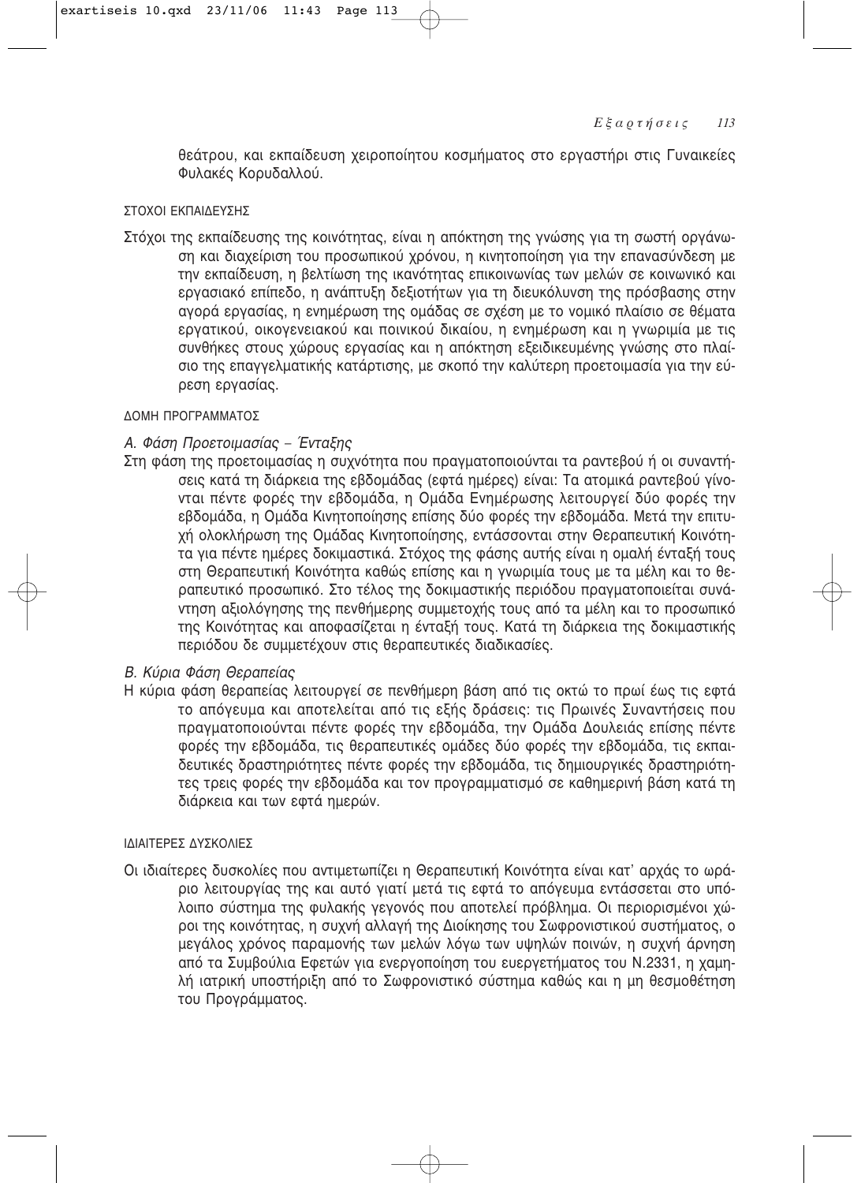θεάτρου, και εκπαίδευση χειροποίητου κοσμήματος στο εργαστήρι στις Γυναικείες Φυλακές Κορυδαλλού.

### ΣΤΟΧΟΙ ΕΚΠΑΙΔΕΥΣΗΣ

Στόχοι της εκπαίδευσης της κοινότητας, είναι η απόκτηση της γνώσης για τη σωστή οργάνωση και διαχείριση του προσωπικού χρόνου, η κινητοποίηση για την επανασύνδεση με την εκπαίδευση, η βελτίωση της ικανότητας επικοινωνίας των μελών σε κοινωνικό και εργασιακό επίπεδο, η ανάπτυξη δεξιοτήτων για τη διευκόλυνση της πρόσβασης στην αγορά εργασίας, η ενημέρωση της ομάδας σε σχέση με το νομικό πλαίσιο σε θέματα εργατικού, οικογενειακού και ποινικού δικαίου, η ενημέρωση και η γνωριμία με τις συνθήκες στους χώρους εργασίας και η απόκτηση εξειδικευμένης γνώσης στο πλαίσιο της επαγγελματικής κατάρτισης, με σκοπό την καλύτερη προετοιμασία για την εύρεση εργασίας.

### ΔΟΜΗ ΠΡΟΓΡΑΜΜΑΤΟΣ

*Α. Φάση Προετοιμασίας – Ένταξης*

Στη φάση της προετοιμασίας η συχνότητα που πραγματοποιούνται τα ραντεβού ή οι συναντήσεις κατά τη διάρκεια της εβδομάδας (εφτά ημέρες) είναι: Τα ατομικά ραντεβού γίνονται πέντε φορές την εβδομάδα, η Ομάδα Ενημέρωσης λειτουργεί δύο φορές την εβδομάδα, η Ομάδα Κινητοποίησης επίσης δύο φορές την εβδομάδα. Μετά την επιτυχή ολοκλήρωση της Ομάδας Κινητοποίησης, εντάσσονται στην Θεραπευτική Κοινότητα για πέντε ημέρες δοκιμαστικά. Στόχος της φάσης αυτής είναι η ομαλή ένταξή τους στη Θεραπευτική Κοινότητα καθώς επίσης και η γνωριμία τους με τα μέλη και το θεραπευτικό προσωπικό. Στο τέλος της δοκιμαστικής περιόδου πραγματοποιείται συνάντηση αξιολόγησης της πενθήμερης συμμετοχής τους από τα μέλη και το προσωπικό της Κοινότητας και αποφασίζεται η ένταξή τους. Κατά τη διάρκεια της δοκιμαστικής περιόδου δε συμμετέχουν στις θεραπευτικές διαδικασίες.

*Β. Κύρια Φάση Θεραπείας*

Η κύρια φάση θεραπείας λειτουργεί σε πενθήμερη βάση από τις οκτώ το πρωί έως τις εφτά το απόγευμα και αποτελείται από τις εξής δράσεις: τις Πρωινές Συναντήσεις που πραγματοποιούνται πέντε φορές την εβδομάδα, την Ομάδα Δουλειάς επίσης πέντε φορές την εβδομάδα, τις θεραπευτικές ομάδες δύο φορές την εβδομάδα, τις εκπαιδευτικές δραστηριότητες πέντε φορές την εβδομάδα, τις δημιουργικές δραστηριότητες τρεις φορές την εβδομάδα και τον προγραμματισμό σε καθημερινή βάση κατά τη διάρκεια και των εφτά ημερών.

### ΙΔΙΑΙΤΕΡΕΣ ΔΥΣΚΟΛΙΕΣ

Οι ιδιαίτερες δυσκολίες που αντιμετωπίζει η Θεραπευτική Κοινότητα είναι κατ' αρχάς το ωράριο λειτουργίας της και αυτό γιατί μετά τις εφτά το απόγευμα εντάσσεται στο υπόλοιπο σύστημα της φυλακής γεγονός που αποτελεί πρόβλημα. Οι περιορισμένοι χώροι της κοινότητας, η συχνή αλλαγή της Διοίκησης του Σωφρονιστικού συστήματος, ο μεγάλος χρόνος παραμονής των μελών λόγω των υψηλών ποινών, η συχνή άρνηση από τα Συμβούλια Εφετών για ενεργοποίηση του ευεργετήματος του Ν.2331, η χαμηλή ιατρική υποστήριξη από το Σωφρονιστικό σύστημα καθώς και η μη θεσμοθέτηση του Προγράμματος.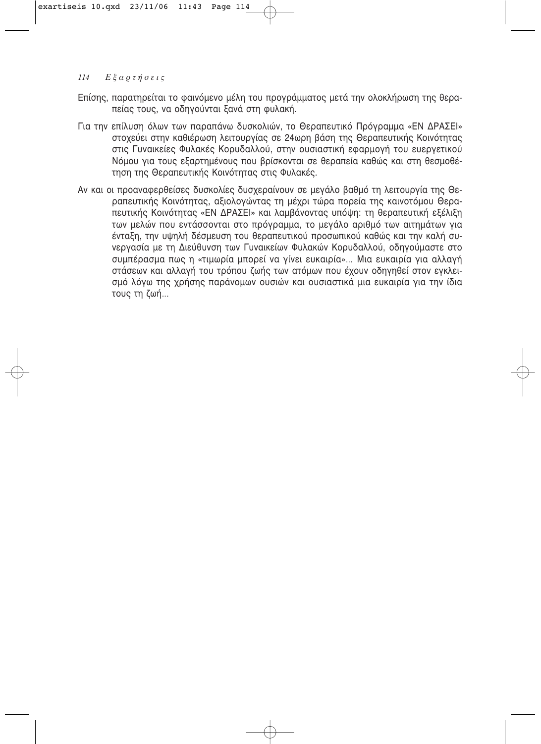Επίσης, παρατηρείται το φαινόμενο μέλη του προγράμματος μετά την ολοκλήρωση της θεραπείας τους, να οδηγούνται ξανά στη φυλακή.

Για την επίλυση όλων των παραπάνω δυσκολιών, το Θεραπευτικό Πρόγραμμα «ΕΝ ΔΡΑΣΕΙ» στοχεύει στην καθιέρωση λειτουργίας σε 24ωρη βάση της Θεραπευτικής Κοινότητας στις Γυναικείες Φυλακές Κορυδαλλού, στην ουσιαστική εφαρμογή του ευεργετικού Νόμου για τους εξαρτημένους που βρίσκονται σε θεραπεία καθώς και στη θεσμοθέτηση της Θεραπευτικής Κοινότητας στις Φυλακές.

Αν και οι προαναφερθείσες δυσκολίες δυσχεραίνουν σε μεγάλο βαθμό τη λειτουργία της Θεραπευτικής Κοινότητας, αξιολογώντας τη μέχρι τώρα πορεία της καινοτόμου Θεραπευτικής Κοινότητας «ΕΝ ΔΡΑΣΕΙ» και λαμβάνοντας υπόψη: τη θεραπευτική εξέλιξη των μελών που εντάσσονται στο πρόγραμμα, το μεγάλο αριθμό των αιτημάτων για ένταξη, την υψηλή δέσμευση του θεραπευτικού προσωπικού καθώς και την καλή συνεργασία με τη Διεύθυνση των Γυναικείων Φυλακών Κορυδαλλού, οδηγούμαστε στο συμπέρασμα πως η «τιμωρία μπορεί να γίνει ευκαιρία»... Μια ευκαιρία για αλλαγή στάσεων και αλλαγή του τρόπου ζωής των ατόμων που έχουν οδηγηθεί στον εγκλεισμό λόγω της χρήσης παράνομων ουσιών και ουσιαστικά μια ευκαιρία για την ίδια τους τη ζωή...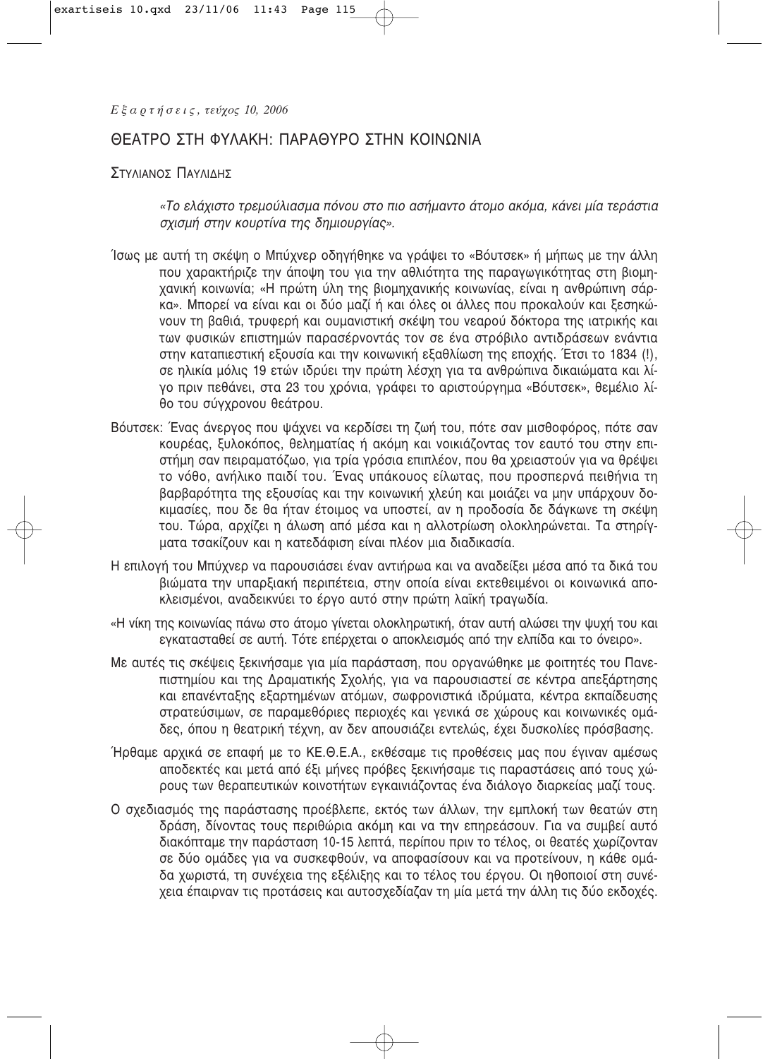# ΘΕΑΤΡΟ ΣΤΗ ΦΥΛΑΚΗ: ΠΑΡΑΘΥΡΟ ΣΤΗΝ ΚΟΙΝΩΝΙΑ

ΣΤΥΛΙΑΝΟΣ ΠΑΥΛΙΔΗΣ

> *«Το ελάχιστο τρεμούλιασμα πόνου στο πιο ασήμαντο άτομο ακόμα, κάνει μία τεράστια σχισμή στην κουρτίνα της δημιουργίας».*

Ίσως με αυτή τη σκέψη ο Μπύχνερ οδηγήθηκε να γράψει το «Βόυτσεκ» ή μήπως με την άλλη που χαρακτήριζε την άποψη του για την αθλιότητα της παραγωγικότητας στη βιομηχανική κοινωνία; «Η πρώτη ύλη της βιομηχανικής κοινωνίας, είναι η ανθρώπινη σάρκα». Μπορεί να είναι και οι δύο μαζί ή και όλες οι άλλες που προκαλούν και ξεσηκώνουν τη βαθιά, τρυφερή και ουμανιστική σκέψη του νεαρού δόκτορα της ιατρικής και των φυσικών επιστημών παρασέρνοντάς τον σε ένα στρόβιλο αντιδράσεων ενάντια στην καταπιεστική εξουσία και την κοινωνική εξαθλίωση της εποχής. Έτσι το 1834 (!), σε ηλικία μόλις 19 ετών ιδρύει την πρώτη λέσχη για τα ανθρώπινα δικαιώματα και λίγο πριν πεθάνει, στα 23 του χρόνια, γράφει το αριστούργημα «Βόυτσεκ», θεμέλιο λίθο του σύγχρονου θεάτρου.

Βόυτσεκ: Ένας άνεργος που ψάχνει να κερδίσει τη ζωή του, πότε σαν μισθοφόρος, πότε σαν κουρέας, ξυλοκόπος, θεληματίας ή ακόμη και νοικιάζοντας τον εαυτό του στην επιστήμη σαν πειραματόζωο, για τρία γρόσια επιπλέον, που θα χρειαστούν για να θρέψει το νόθο, ανήλικο παιδί του. Ένας υπάκουος είλωτας, που προσπερνά πειθήνια τη βαρβαρότητα της εξουσίας και την κοινωνική χλεύη και μοιάζει να μην υπάρχουν δοκιμασίες, που δε θα ήταν έτοιμος να υποστεί, αν η προδοσία δε δάγκωνε τη σκέψη του. Τώρα, αρχίζει η άλωση από μέσα και η αλλοτρίωση ολοκληρώνεται. Τα στηρίγματα τσακίζουν και η κατεδάφιση είναι πλέον μια διαδικασία.

Η επιλογή του Μπύχνερ να παρουσιάσει έναν αντιήρωα και να αναδείξει μέσα από τα δικά του βιώματα την υπαρξιακή περιπέτεια, στην οποία είναι εκτεθειμένοι οι κοινωνικά αποκλεισμένοι, αναδεικνύει το έργο αυτό στην πρώτη λαϊκή τραγωδία.

«Η νίκη της κοινωνίας πάνω στο άτομο γίνεται ολοκληρωτική, όταν αυτή αλώσει την ψυχή του και εγκατασταθεί σε αυτή. Τότε επέρχεται ο αποκλεισμός από την ελπίδα και το όνειρο».

Με αυτές τις σκέψεις ξεκινήσαμε για μία παράσταση, που οργανώθηκε με φοιτητές του Πανεπιστημίου και της Δραματικής Σχολής, για να παρουσιαστεί σε κέντρα απεξάρτησης και επανένταξης εξαρτημένων ατόμων, σωφρονιστικά ιδρύματα, κέντρα εκπαίδευσης στρατεύσιμων, σε παραμεθόριες περιοχές και γενικά σε χώρους και κοινωνικές ομάδες, όπου η θεατρική τέχνη, αν δεν απουσιάζει εντελώς, έχει δυσκολίες πρόσβασης.

Ήρθαμε αρχικά σε επαφή με το ΚΕ.Θ.Ε.Α., εκθέσαμε τις προθέσεις μας που έγιναν αμέσως αποδεκτές και μετά από έξι μήνες πρόβες ξεκινήσαμε τις παραστάσεις από τους χώρους των θεραπευτικών κοινοτήτων εγκαινιάζοντας ένα διάλογο διαρκείας μαζί τους.

Ο σχεδιασμός της παράστασης προέβλεπε, εκτός των άλλων, την εμπλοκή των θεατών στη δράση, δίνοντας τους περιθώρια ακόμη και να την επηρεάσουν. Για να συμβεί αυτό διακόπταμε την παράσταση 10-15 λεπτά, περίπου πριν το τέλος, οι θεατές χωρίζονταν σε δύο ομάδες για να συσκεφθούν, να αποφασίσουν και να προτείνουν, η κάθε ομάδα χωριστά, τη συνέχεια της εξέλιξης και το τέλος του έργου. Οι ηθοποιοί στη συνέχεια έπαιρναν τις προτάσεις και αυτοσχεδίαζαν τη μία μετά την άλλη τις δύο εκδοχές.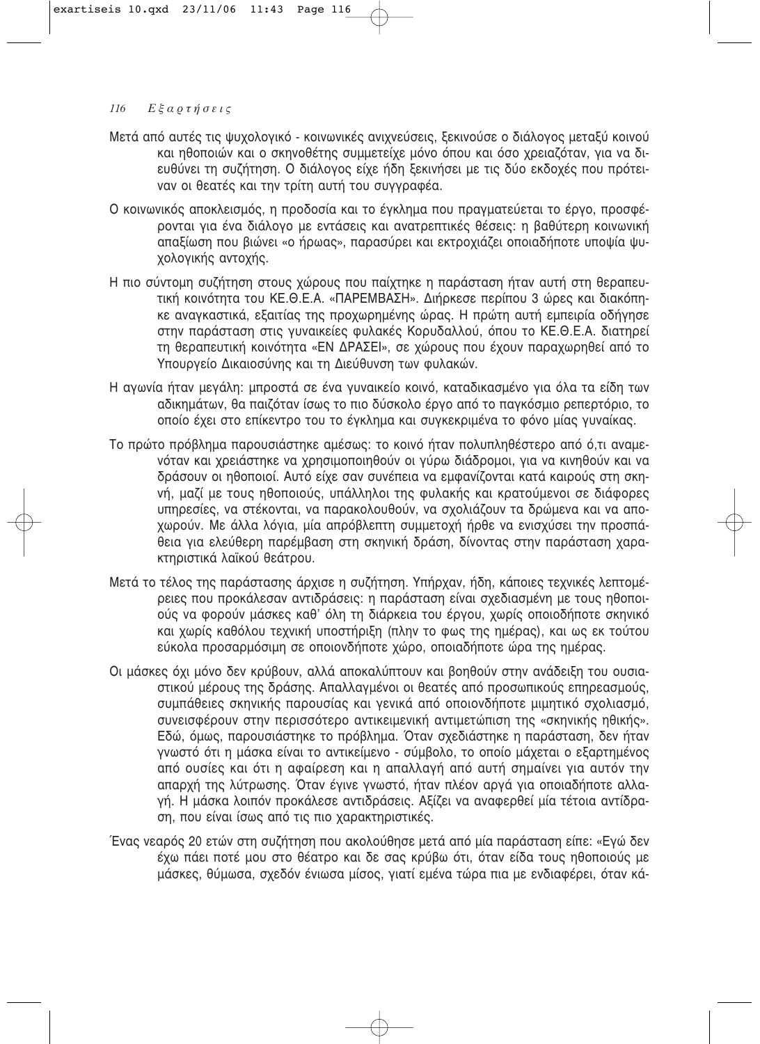Μετά από αυτές τις ψυχολογικό - κοινωνικές ανιχνεύσεις, ξεκινούσε ο διάλογος μεταξύ κοινού και ηθοποιών και ο σκηνοθέτης συμμετείχε μόνο όπου και όσο χρειαζόταν, για να διευθύνει τη συζήτηση. Ο διάλογος είχε ήδη ξεκινήσει με τις δύο εκδοχές που πρότειναν οι θεατές και την τρίτη αυτή του συγγραφέα.

Ο κοινωνικός αποκλεισμός, η προδοσία και το έγκλημα που πραγματεύεται το έργο, προσφέρονται για ένα διάλογο με εντάσεις και ανατρεπτικές θέσεις: η βαθύτερη κοινωνική απαξίωση που βιώνει «ο ήρωας», παρασύρει και εκτροχιάζει οποιαδήποτε υποψία ψυχολογικής αντοχής.

Η πιο σύντομη συζήτηση στους χώρους που παίχτηκε η παράσταση ήταν αυτή στη θεραπευτική κοινότητα του ΚΕ.Θ.Ε.Α. «ΠΑΡΕΜΒΑΣΗ». Διήρκεσε περίπου 3 ώρες και διακόπηκε αναγκαστικά, εξαιτίας της προχωρημένης ώρας. Η πρώτη αυτή εμπειρία οδήγησε στην παράσταση στις γυναικείες φυλακές Κορυδαλλού, όπου το ΚΕ.Θ.Ε.Α. διατηρεί τη θεραπευτική κοινότητα «ΕΝ ΔΡΑΣΕΙ», σε χώρους που έχουν παραχωρηθεί από το Υπουργείο Δικαιοσύνης και τη Διεύθυνση των φυλακών.

Η αγωνία ήταν μεγάλη: μπροστά σε ένα γυναικείο κοινό, καταδικασμένο για όλα τα είδη των αδικημάτων, θα παιζόταν ίσως το πιο δύσκολο έργο από το παγκόσμιο ρεπερτόριο, το οποίο έχει στο επίκεντρο του το έγκλημα και συγκεκριμένα το φόνο μίας γυναίκας.

Το πρώτο πρόβλημα παρουσιάστηκε αμέσως: το κοινό ήταν πολυπληθέστερο από ό,τι αναμενόταν και χρειάστηκε να χρησιμοποιηθούν οι γύρω διάδρομοι, για να κινηθούν και να δράσουν οι ηθοποιοί. Αυτό είχε σαν συνέπεια να εμφανίζονται κατά καιρούς στη σκηνή, μαζί με τους ηθοποιούς, υπάλληλοι της φυλακής και κρατούμενοι σε διάφορες υπηρεσίες, να στέκονται, να παρακολουθούν, να σχολιάζουν τα δρώμενα και να αποχωρούν. Με άλλα λόγια, μία απρόβλεπτη συμμετοχή ήρθε να ενισχύσει την προσπάθεια για ελεύθερη παρέμβαση στη σκηνική δράση, δίνοντας στην παράσταση χαρακτηριστικά λαϊκού θεάτρου.

Μετά το τέλος της παράστασης άρχισε η συζήτηση. Υπήρχαν, ήδη, κάποιες τεχνικές λεπτομέρειες που προκάλεσαν αντιδράσεις: η παράσταση είναι σχεδιασμένη με τους ηθοποιούς να φορούν μάσκες καθ' όλη τη διάρκεια του έργου, χωρίς οποιοδήποτε σκηνικό και χωρίς καθόλου τεχνική υποστήριξη (πλην το φως της ημέρας), και ως εκ τούτου εύκολα προσαρμόσιμη σε οποιονδήποτε χώρο, οποιαδήποτε ώρα της ημέρας.

Οι μάσκες όχι μόνο δεν κρύβουν, αλλά αποκαλύπτουν και βοηθούν στην ανάδειξη του ουσιαστικού μέρους της δράσης. Απαλλαγμένοι οι θεατές από προσωπικούς επηρεασμούς, συμπάθειες σκηνικής παρουσίας και γενικά από οποιονδήποτε μιμητικό σχολιασμό, συνεισφέρουν στην περισσότερο αντικειμενική αντιμετώπιση της «σκηνικής ηθικής». Εδώ, όμως, παρουσιάστηκε το πρόβλημα. Όταν σχεδιάστηκε η παράσταση, δεν ήταν γνωστό ότι η μάσκα είναι το αντικείμενο - σύμβολο, το οποίο μάχεται ο εξαρτημένος από ουσίες και ότι η αφαίρεση και η απαλλαγή από αυτή σημαίνει για αυτόν την απαρχή της λύτρωσης. Όταν έγινε γνωστό, ήταν πλέον αργά για οποιαδήποτε αλλαγή. Η μάσκα λοιπόν προκάλεσε αντιδράσεις. Αξίζει να αναφερθεί μία τέτοια αντίδραση, που είναι ίσως από τις πιο χαρακτηριστικές.

Ένας νεαρός 20 ετών στη συζήτηση που ακολούθησε μετά από μία παράσταση είπε: «Εγώ δεν έχω πάει ποτέ μου στο θέατρο και δε σας κρύβω ότι, όταν είδα τους ηθοποιούς με μάσκες, θύμωσα, σχεδόν ένιωσα μίσος, γιατί εμένα τώρα πια με ενδιαφέρει, όταν κά-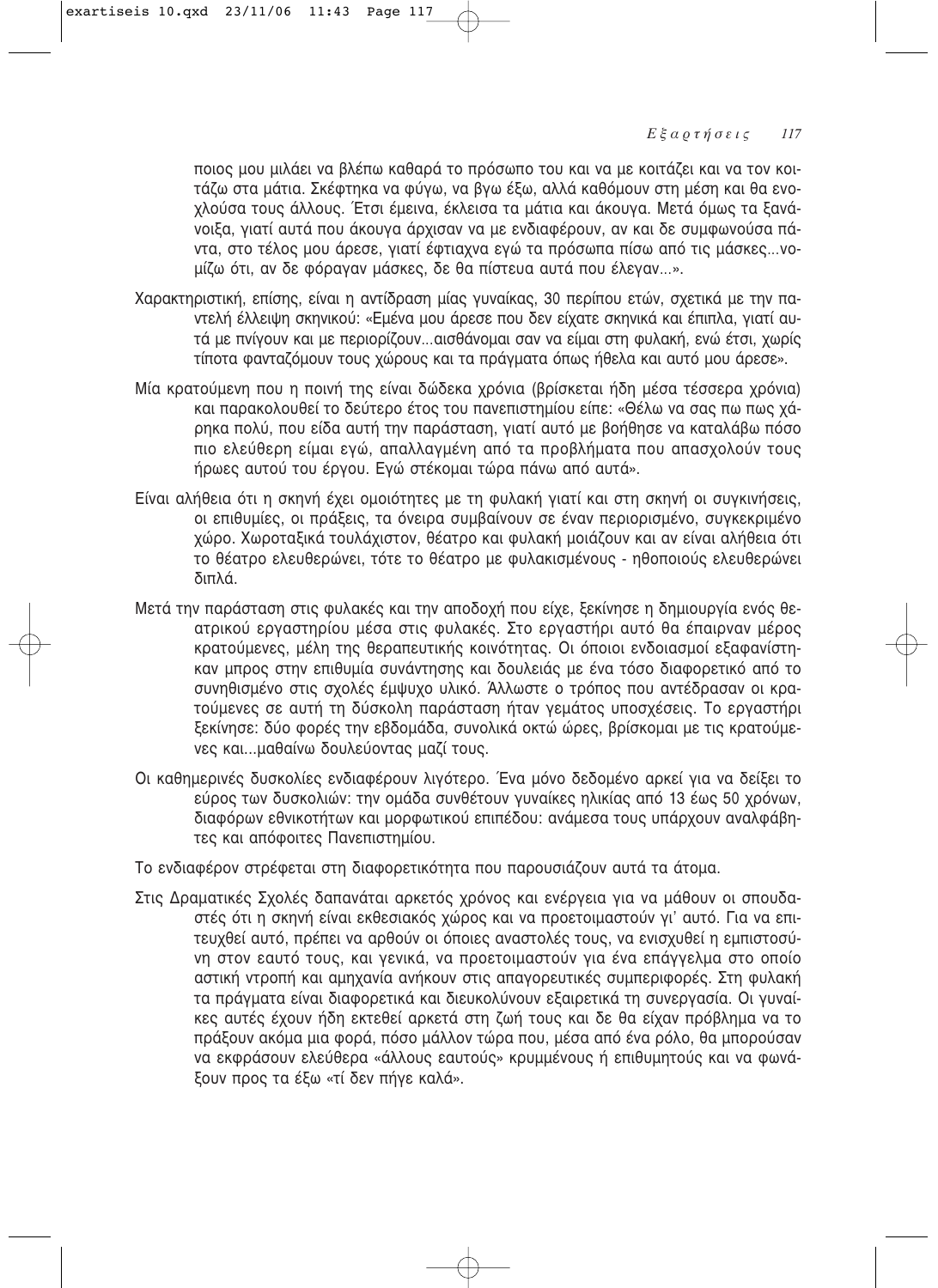ποιος μου μιλάει να βλέπω καθαρά το πρόσωπο του και να με κοιτάζει και να τον κοιτάζω στα μάτια. Σκέφτηκα να φύγω, να βγω έξω, αλλά καθόμουν στη μέση και θα ενοχλούσα τους άλλους. Έτσι έμεινα, έκλεισα τα μάτια και άκουγα. Μετά όμως τα ξανάνοιξα, γιατί αυτά που άκουγα άρχισαν να με ενδιαφέρουν, αν και δε συμφωνούσα πάντα, στο τέλος μου άρεσε, γιατί έφτιαχνα εγώ τα πρόσωπα πίσω από τις μάσκες...νομίζω ότι, αν δε φόραγαν μάσκες, δε θα πίστευα αυτά που έλεγαν...».

Χαρακτηριστική, επίσης, είναι η αντίδραση μίας γυναίκας, 30 περίπου ετών, σχετικά με την παντελή έλλειψη σκηνικού: «Εμένα μου άρεσε που δεν είχατε σκηνικά και έπιπλα, γιατί αυτά με πνίγουν και με περιορίζουν...αισθάνομαι σαν να είμαι στη φυλακή, ενώ έτσι, χωρίς τίποτα φανταζόμουν τους χώρους και τα πράγματα όπως ήθελα και αυτό μου άρεσε».

Μία κρατούμενη που η ποινή της είναι δώδεκα χρόνια (βρίσκεται ήδη μέσα τέσσερα χρόνια) και παρακολουθεί το δεύτερο έτος του πανεπιστημίου είπε: «Θέλω να σας πω πως χάρηκα πολύ, που είδα αυτή την παράσταση, γιατί αυτό με βοήθησε να καταλάβω πόσο πιο ελεύθερη είμαι εγώ, απαλλαγμένη από τα προβλήματα που απασχολούν τους ήρωες αυτού του έργου. Εγώ στέκομαι τώρα πάνω από αυτά».

Είναι αλήθεια ότι η σκηνή έχει ομοιότητες με τη φυλακή γιατί και στη σκηνή οι συγκινήσεις, οι επιθυμίες, οι πράξεις, τα όνειρα συμβαίνουν σε έναν περιορισμένο, συγκεκριμένο χώρο. Χωροταξικά τουλάχιστον, θέατρο και φυλακή μοιάζουν και αν είναι αλήθεια ότι το θέατρο ελευθερώνει, τότε το θέατρο με φυλακισμένους - ηθοποιούς ελευθερώνει διπλά.

Μετά την παράσταση στις φυλακές και την αποδοχή που είχε, ξεκίνησε η δημιουργία ενός θεατρικού εργαστηρίου μέσα στις φυλακές. Στο εργαστήρι αυτό θα έπαιρναν μέρος κρατούμενες, μέλη της θεραπευτικής κοινότητας. Οι όποιοι ενδοιασμοί εξαφανίστηκαν μπρος στην επιθυμία συνάντησης και δουλειάς με ένα τόσο διαφορετικό από το συνηθισμένο στις σχολές έμψυχο υλικό. Άλλωστε ο τρόπος που αντέδρασαν οι κρατούμενες σε αυτή τη δύσκολη παράσταση ήταν γεμάτος υποσχέσεις. Το εργαστήρι ξεκίνησε: δύο φορές την εβδομάδα, συνολικά οκτώ ώρες, βρίσκομαι με τις κρατούμενες και...μαθαίνω δουλεύοντας μαζί τους.

Οι καθημερινές δυσκολίες ενδιαφέρουν λιγότερο. Ένα μόνο δεδομένο αρκεί για να δείξει το εύρος των δυσκολιών: την ομάδα συνθέτουν γυναίκες ηλικίας από 13 έως 50 χρόνων, διαφόρων εθνικοτήτων και μορφωτικού επιπέδου: ανάμεσα τους υπάρχουν αναλφάβητες και απόφοιτες Πανεπιστημίου.

Το ενδιαφέρον στρέφεται στη διαφορετικότητα που παρουσιάζουν αυτά τα άτομα.

Στις Δραματικές Σχολές δαπανάται αρκετός χρόνος και ενέργεια για να μάθουν οι σπουδαστές ότι η σκηνή είναι εκθεσιακός χώρος και να προετοιμαστούν γι' αυτό. Για να επιτευχθεί αυτό, πρέπει να αρθούν οι όποιες αναστολές τους, να ενισχυθεί η εμπιστοσύνη στον εαυτό τους, και γενικά, να προετοιμαστούν για ένα επάγγελμα στο οποίο αστική ντροπή και αμηχανία ανήκουν στις απαγορευτικές συμπεριφορές. Στη φυλακή τα πράγματα είναι διαφορετικά και διευκολύνουν εξαιρετικά τη συνεργασία. Οι γυναίκες αυτές έχουν ήδη εκτεθεί αρκετά στη ζωή τους και δε θα είχαν πρόβλημα να το πράξουν ακόμα μια φορά, πόσο μάλλον τώρα που, μέσα από ένα ρόλο, θα μπορούσαν να εκφράσουν ελεύθερα «άλλους εαυτούς» κρυμμένους ή επιθυμητούς και να φωνάξουν προς τα έξω «τί δεν πήγε καλά».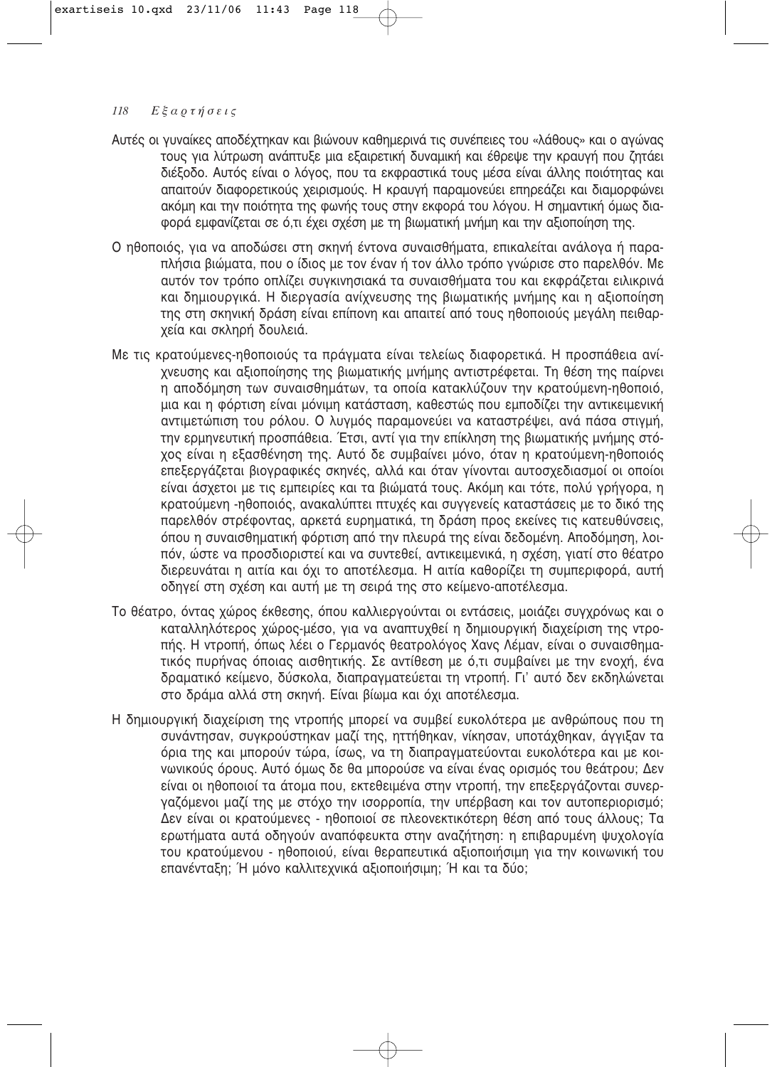Αυτές οι γυναίκες αποδέχτηκαν και βιώνουν καθημερινά τις συνέπειες του «λάθους» και ο αγώνας τους για λύτρωση ανάπτυξε μια εξαιρετική δυναμική και έθρεψε την κραυγή που ζητάει διέξοδο. Αυτός είναι ο λόγος, που τα εκφραστικά τους μέσα είναι άλλης ποιότητας και απαιτούν διαφορετικούς χειρισμούς. Η κραυγή παραμονεύει επηρεάζει και διαμορφώνει ακόμη και την ποιότητα της φωνής τους στην εκφορά του λόγου. Η σημαντική όμως διαφορά εμφανίζεται σε ό,τι έχει σχέση με τη βιωματική μνήμη και την αξιοποίηση της.

Ο ηθοποιός, για να αποδώσει στη σκηνή έντονα συναισθήματα, επικαλείται ανάλογα ή παραπλήσια βιώματα, που ο ίδιος με τον έναν ή τον άλλο τρόπο γνώρισε στο παρελθόν. Με αυτόν τον τρόπο οπλίζει συγκινησιακά τα συναισθήματα του και εκφράζεται ειλικρινά και δημιουργικά. Η διεργασία ανίχνευσης της βιωματικής μνήμης και η αξιοποίηση της στη σκηνική δράση είναι επίπονη και απαιτεί από τους ηθοποιούς μεγάλη πειθαρχεία και σκληρή δουλειά.

Με τις κρατούμενες-ηθοποιούς τα πράγματα είναι τελείως διαφορετικά. Η προσπάθεια ανίχνευσης και αξιοποίησης της βιωματικής μνήμης αντιστρέφεται. Τη θέση της παίρνει η αποδόμηση των συναισθημάτων, τα οποία κατακλύζουν την κρατούμενη-ηθοποιό, μια και η φόρτιση είναι μόνιμη κατάσταση, καθεστώς που εμποδίζει την αντικειμενική αντιμετώπιση του ρόλου. Ο λυγμός παραμονεύει να καταστρέψει, ανά πάσα στιγμή, την ερμηνευτική προσπάθεια. Έτσι, αντί για την επίκληση της βιωματικής μνήμης στόχος είναι η εξασθένηση της. Αυτό δε συμβαίνει μόνο, όταν η κρατούμενη-ηθοποιός επεξεργάζεται βιογραφικές σκηνές, αλλά και όταν γίνονται αυτοσχεδιασμοί οι οποίοι είναι άσχετοι με τις εμπειρίες και τα βιώματά τους. Ακόμη και τότε, πολύ γρήγορα, η κρατούμενη -ηθοποιός, ανακαλύπτει πτυχές και συγγενείς καταστάσεις με το δικό της παρελθόν στρέφοντας, αρκετά ευρηματικά, τη δράση προς εκείνες τις κατευθύνσεις, όπου η συναισθηματική φόρτιση από την πλευρά της είναι δεδομένη. Αποδόμηση, λοιπόν, ώστε να προσδιοριστεί και να συντεθεί, αντικειμενικά, η σχέση, γιατί στο θέατρο διερευνάται η αιτία και όχι το αποτέλεσμα. Η αιτία καθορίζει τη συμπεριφορά, αυτή οδηγεί στη σχέση και αυτή με τη σειρά της στο κείμενο-αποτέλεσμα.

Το θέατρο, όντας χώρος έκθεσης, όπου καλλιεργούνται οι εντάσεις, μοιάζει συγχρόνως και ο καταλληλότερος χώρος-μέσο, για να αναπτυχθεί η δημιουργική διαχείριση της ντροπής. Η ντροπή, όπως λέει ο Γερμανός θεατρολόγος Χανς Λέμαν, είναι ο συναισθηματικός πυρήνας όποιας αισθητικής. Σε αντίθεση με ό,τι συμβαίνει με την ενοχή, ένα δραματικό κείμενο, δύσκολα, διαπραγματεύεται τη ντροπή. Γι' αυτό δεν εκδηλώνεται στο δράμα αλλά στη σκηνή. Είναι βίωμα και όχι αποτέλεσμα.

Η δημιουργική διαχείριση της ντροπής μπορεί να συμβεί ευκολότερα με ανθρώπους που τη συνάντησαν, συγκρούστηκαν μαζί της, ηττήθηκαν, νίκησαν, υποτάχθηκαν, άγγιξαν τα όρια της και μπορούν τώρα, ίσως, να τη διαπραγματεύονται ευκολότερα και με κοινωνικούς όρους. Αυτό όμως δε θα μπορούσε να είναι ένας ορισμός του θεάτρου; Δεν είναι οι ηθοποιοί τα άτομα που, εκτεθειμένα στην ντροπή, την επεξεργάζονται συνεργαζόμενοι μαζί της με στόχο την ισορροπία, την υπέρβαση και τον αυτοπεριορισμό; Δεν είναι οι κρατούμενες - ηθοποιοί σε πλεονεκτικότερη θέση από τους άλλους; Τα ερωτήματα αυτά οδηγούν αναπόφευκτα στην αναζήτηση: η επιβαρυμένη ψυχολογία του κρατούμενου - ηθοποιού, είναι θεραπευτικά αξιοποιήσιμη για την κοινωνική του επανένταξη; Ή μόνο καλλιτεχνικά αξιοποιήσιμη; Ή και τα δύο;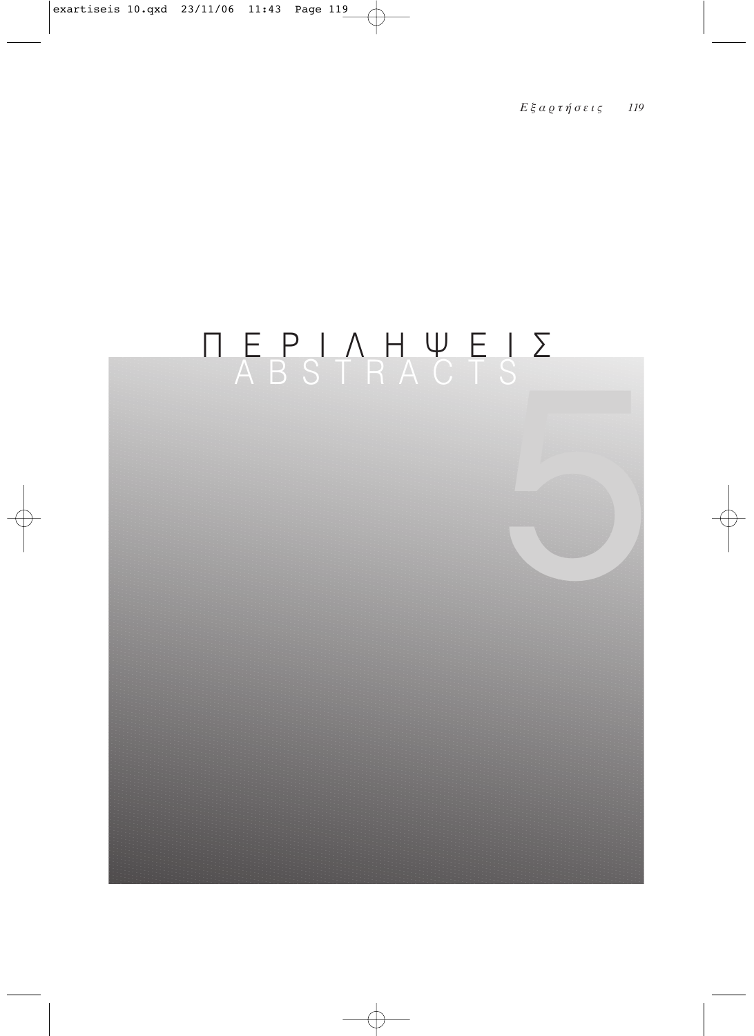# ΠΕΡΙΛΗΨΕΙΣ
# ABSTRACTS

5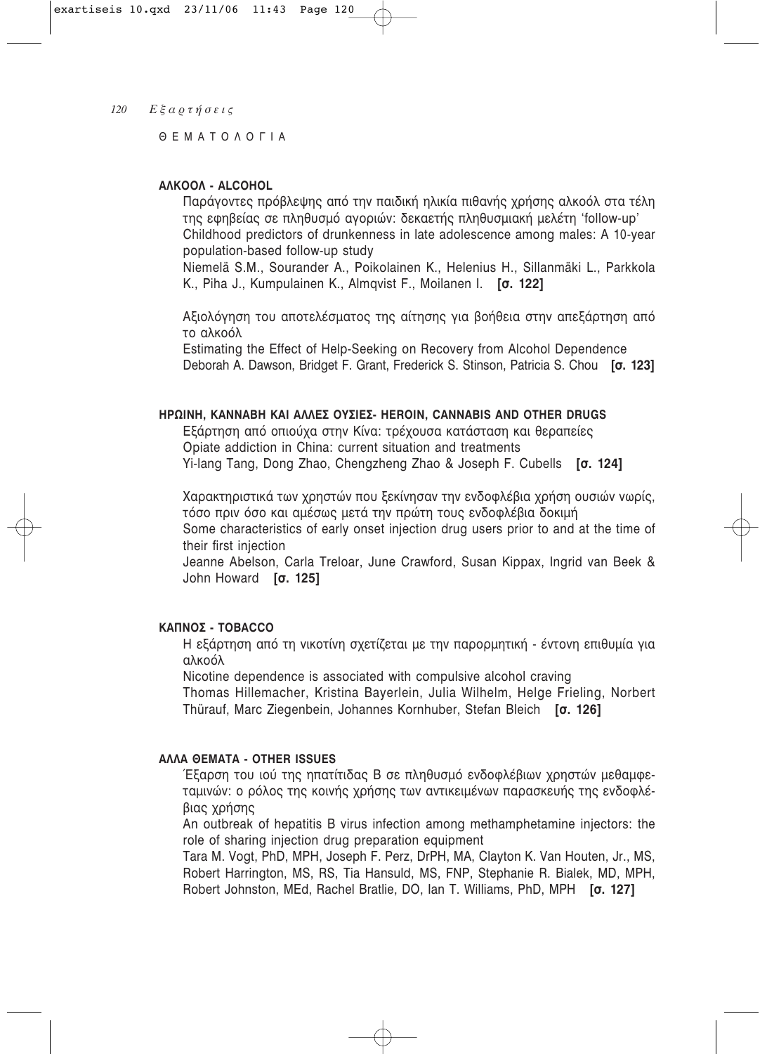# ΘΕΜΑΤΟΛΟΓΙΑ

## ΑΛΚΟΟΛ - ALCOHOL

Παράγοντες πρόβλεψης από την παιδική ηλικία πιθανής χρήσης αλκοόλ στα τέλη της εφηβείας σε πληθυσμό αγοριών: δεκαετής πληθυσμιακή μελέτη 'follow-up'

Childhood predictors of drunkenness in late adolescence among males: A 10-year population-based follow-up study

Niemelä S.M., Sourander A., Poikolainen K., Helenius H., Sillanmäki L., Parkkola K., Piha J., Kumpulainen K., Almqvist F., Moilanen I. **[σ. 122]**

Αξιολόγηση του αποτελέσματος της αίτησης για βοήθεια στην απεξάρτηση από το αλκοόλ

Estimating the Effect of Help-Seeking on Recovery from Alcohol Dependence

Deborah A. Dawson, Bridget F. Grant, Frederick S. Stinson, Patricia S. Chou **[σ. 123]**

## ΗΡΩΙΝΗ, ΚΑΝΝΑΒΗ ΚΑΙ ΑΛΛΕΣ ΟΥΣΙΕΣ- HEROIN, CANNABIS AND OTHER DRUGS

Εξάρτηση από οπιούχα στην Κίνα: τρέχουσα κατάσταση και θεραπείες

Opiate addiction in China: current situation and treatments

Yi-lang Tang, Dong Zhao, Chengzheng Zhao & Joseph F. Cubells **[σ. 124]**

Χαρακτηριστικά των χρηστών που ξεκίνησαν την ενδοφλέβια χρήση ουσιών νωρίς, τόσο πριν όσο και αμέσως μετά την πρώτη τους ενδοφλέβια δοκιμή

Some characteristics of early onset injection drug users prior to and at the time of their first injection

Jeanne Abelson, Carla Treloar, June Crawford, Susan Kippax, Ingrid van Beek & John Howard **[σ. 125]**

## ΚΑΠΝΟΣ - TOBACCO

Η εξάρτηση από τη νικοτίνη σχετίζεται με την παρορμητική - έντονη επιθυμία για αλκοόλ

Nicotine dependence is associated with compulsive alcohol craving

Thomas Hillemacher, Kristina Bayerlein, Julia Wilhelm, Helge Frieling, Norbert Thürauf, Marc Ziegenbein, Johannes Kornhuber, Stefan Bleich **[σ. 126]**

## ΑΛΛΑ ΘΕΜΑΤΑ - OTHER ISSUES

Έξαρση του ιού της ηπατίτιδας Β σε πληθυσμό ενδοφλέβιων χρηστών μεθαμφεταμινών: ο ρόλος της κοινής χρήσης των αντικειμένων παρασκευής της ενδοφλέβιας χρήσης

An outbreak of hepatitis B virus infection among methamphetamine injectors: the role of sharing injection drug preparation equipment

Tara M. Vogt, PhD, MPH, Joseph F. Perz, DrPH, MA, Clayton K. Van Houten, Jr., MS, Robert Harrington, MS, RS, Tia Hansuld, MS, FNP, Stephanie R. Bialek, MD, MPH, Robert Johnston, MEd, Rachel Bratlie, DO, Ian T. Williams, PhD, MPH **[σ. 127]**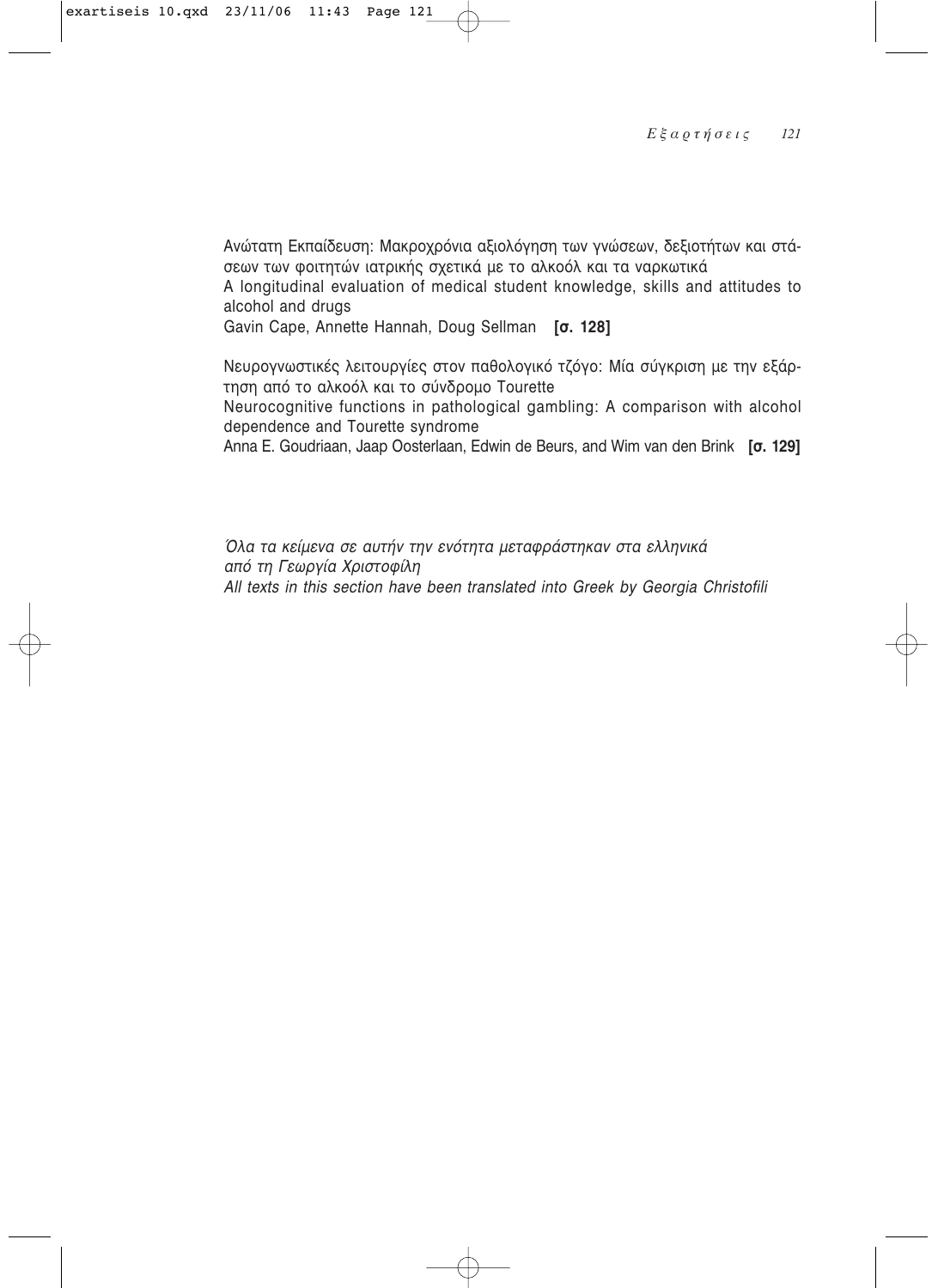Ανώτατη Εκπαίδευση: Μακροχρόνια αξιολόγηση των γνώσεων, δεξιοτήτων και στάσεων των φοιτητών ιατρικής σχετικά με το αλκοόλ και τα ναρκωτικά
A longitudinal evaluation of medical student knowledge, skills and attitudes to alcohol and drugs
Gavin Cape, Annette Hannah, Doug Sellman **[σ. 128]**

Νευρογνωστικές λειτουργίες στον παθολογικό τζόγο: Μία σύγκριση με την εξάρτηση από το αλκοόλ και το σύνδρομο Tourette
Neurocognitive functions in pathological gambling: A comparison with alcohol dependence and Tourette syndrome
Anna E. Goudriaan, Jaap Oosterlaan, Edwin de Beurs, and Wim van den Brink **[σ. 129]**

*Όλα τα κείμενα σε αυτήν την ενότητα μεταφράστηκαν στα ελληνικά από τη Γεωργία Χριστοφίλη*
*All texts in this section have been translated into Greek by Georgia Christofili*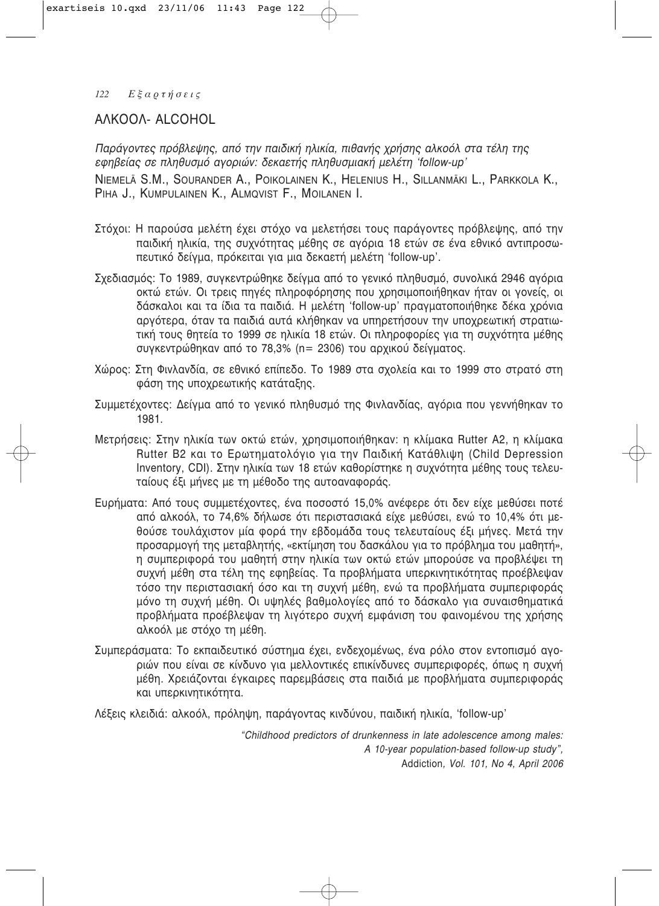## ΑΛΚΟΟΛ- ALCOHOL

*Παράγοντες πρόβλεψης, από την παιδική ηλικία, πιθανής χρήσης αλκοόλ στα τέλη της εφηβείας σε πληθυσμό αγοριών: δεκαετής πληθυσμιακή μελέτη 'follow-up'*

NIEMELÄ S.M., SOURANDER A., POIKOLAINEN K., HELENIUS H., SILLANMÄKI L., PARKKOLA K., PIHA J., KUMPULAINEN K., ALMQVIST F., MOILANEN I.

Στόχοι: Η παρούσα μελέτη έχει στόχο να μελετήσει τους παράγοντες πρόβλεψης, από την παιδική ηλικία, της συχνότητας μέθης σε αγόρια 18 ετών σε ένα εθνικό αντιπροσωπευτικό δείγμα, πρόκειται για μια δεκαετή μελέτη 'follow-up'.

Σχεδιασμός: Το 1989, συγκεντρώθηκε δείγμα από το γενικό πληθυσμό, συνολικά 2946 αγόρια οκτώ ετών. Οι τρεις πηγές πληροφόρησης που χρησιμοποιήθηκαν ήταν οι γονείς, οι δάσκαλοι και τα ίδια τα παιδιά. Η μελέτη 'follow-up' πραγματοποιήθηκε δέκα χρόνια αργότερα, όταν τα παιδιά αυτά κλήθηκαν να υπηρετήσουν την υποχρεωτική στρατιωτική τους θητεία το 1999 σε ηλικία 18 ετών. Οι πληροφορίες για τη συχνότητα μέθης συγκεντρώθηκαν από το 78,3% (n= 2306) του αρχικού δείγματος.

Χώρος: Στη Φινλανδία, σε εθνικό επίπεδο. Το 1989 στα σχολεία και το 1999 στο στρατό στη φάση της υποχρεωτικής κατάταξης.

Συμμετέχοντες: Δείγμα από το γενικό πληθυσμό της Φινλανδίας, αγόρια που γεννήθηκαν το 1981.

Μετρήσεις: Στην ηλικία των οκτώ ετών, χρησιμοποιήθηκαν: η κλίμακα Rutter A2, η κλίμακα Rutter B2 και το Ερωτηματολόγιο για την Παιδική Κατάθλιψη (Child Depression Inventory, CDI). Στην ηλικία των 18 ετών καθορίστηκε η συχνότητα μέθης τους τελευταίους έξι μήνες με τη μέθοδο της αυτοαναφοράς.

Ευρήματα: Από τους συμμετέχοντες, ένα ποσοστό 15,0% ανέφερε ότι δεν είχε μεθύσει ποτέ από αλκοόλ, το 74,6% δήλωσε ότι περιστασιακά είχε μεθύσει, ενώ το 10,4% ότι μεθούσε τουλάχιστον μία φορά την εβδομάδα τους τελευταίους έξι μήνες. Μετά την προσαρμογή της μεταβλητής, «εκτίμηση του δασκάλου για το πρόβλημα του μαθητή», η συμπεριφορά του μαθητή στην ηλικία των οκτώ ετών μπορούσε να προβλέψει τη συχνή μέθη στα τέλη της εφηβείας. Τα προβλήματα υπερκινητικότητας προέβλεψαν τόσο την περιστασιακή όσο και τη συχνή μέθη, ενώ τα προβλήματα συμπεριφοράς μόνο τη συχνή μέθη. Οι υψηλές βαθμολογίες από το δάσκαλο για συναισθηματικά προβλήματα προέβλεψαν τη λιγότερο συχνή εμφάνιση του φαινομένου της χρήσης αλκοόλ με στόχο τη μέθη.

Συμπεράσματα: Το εκπαιδευτικό σύστημα έχει, ενδεχομένως, ένα ρόλο στον εντοπισμό αγοριών που είναι σε κίνδυνο για μελλοντικές επικίνδυνες συμπεριφορές, όπως η συχνή μέθη. Χρειάζονται έγκαιρες παρεμβάσεις στα παιδιά με προβλήματα συμπεριφοράς και υπερκινητικότητα.

Λέξεις κλειδιά: αλκοόλ, πρόληψη, παράγοντας κινδύνου, παιδική ηλικία, 'follow-up'

*"Childhood predictors of drunkenness in late adolescence among males: A 10-year population-based follow-up study",*
*Addiction, Vol. 101, No 4, April 2006*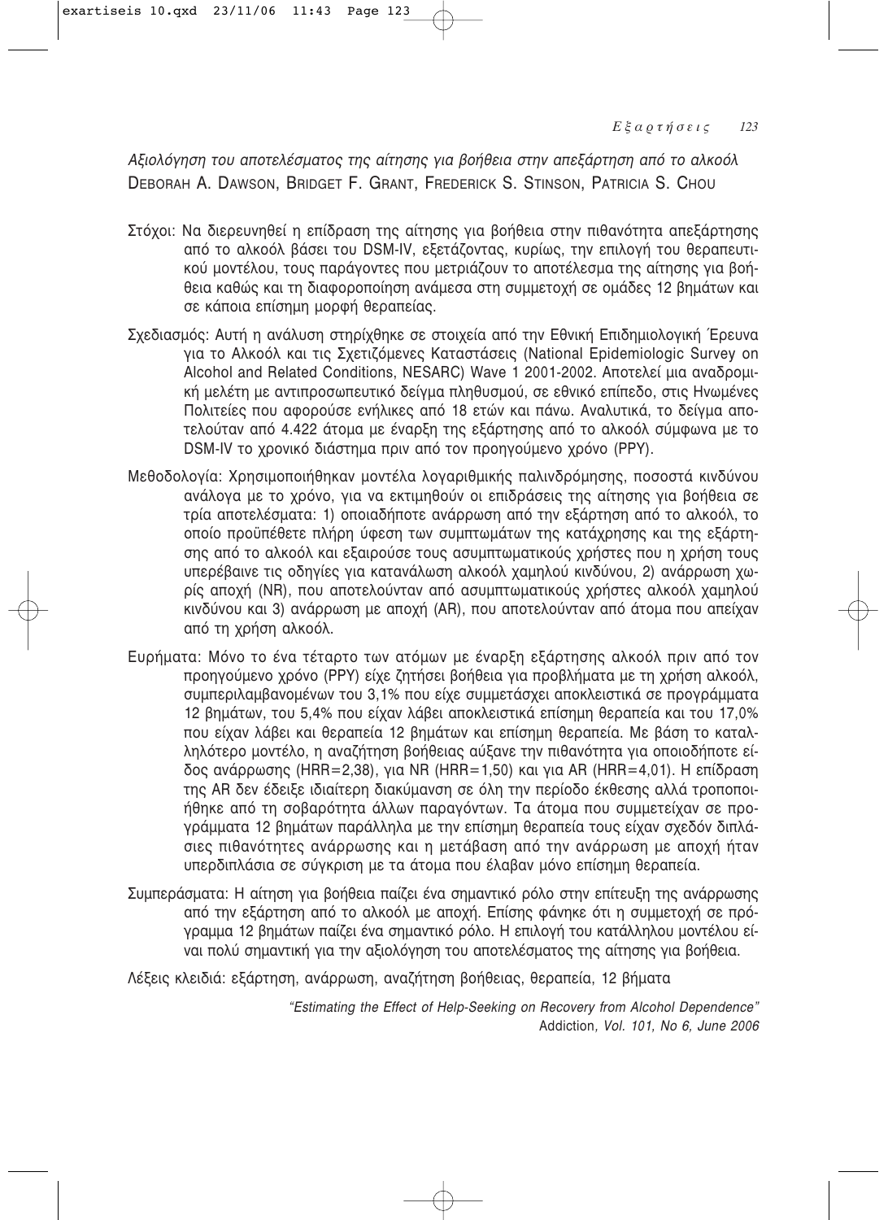*Αξιολόγηση του αποτελέσματος της αίτησης για βοήθεια στην απεξάρτηση από το αλκοόλ*

DEBORAH A. DAWSON, BRIDGET F. GRANT, FREDERICK S. STINSON, PATRICIA S. CHOU

Στόχοι: Να διερευνηθεί η επίδραση της αίτησης για βοήθεια στην πιθανότητα απεξάρτησης από το αλκοόλ βάσει του DSM-IV, εξετάζοντας, κυρίως, την επιλογή του θεραπευτικού μοντέλου, τους παράγοντες που μετριάζουν το αποτέλεσμα της αίτησης για βοήθεια καθώς και τη διαφοροποίηση ανάμεσα στη συμμετοχή σε ομάδες 12 βημάτων και σε κάποια επίσημη μορφή θεραπείας.

Σχεδιασμός: Αυτή η ανάλυση στηρίχθηκε σε στοιχεία από την Εθνική Επιδημιολογική Έρευνα για το Αλκοόλ και τις Σχετιζόμενες Καταστάσεις (National Epidemiologic Survey on Alcohol and Related Conditions, NESARC) Wave 1 2001-2002. Αποτελεί μια αναδρομική μελέτη με αντιπροσωπευτικό δείγμα πληθυσμού, σε εθνικό επίπεδο, στις Ηνωμένες Πολιτείες που αφορούσε ενήλικες από 18 ετών και πάνω. Αναλυτικά, το δείγμα αποτελούταν από 4.422 άτομα με έναρξη της εξάρτησης από το αλκοόλ σύμφωνα με το DSM-IV το χρονικό διάστημα πριν από τον προηγούμενο χρόνο (PPY).

Μεθοδολογία: Χρησιμοποιήθηκαν μοντέλα λογαριθμικής παλινδρόμησης, ποσοστά κινδύνου ανάλογα με το χρόνο, για να εκτιμηθούν οι επιδράσεις της αίτησης για βοήθεια σε τρία αποτελέσματα: 1) οποιαδήποτε ανάρρωση από την εξάρτηση από το αλκοόλ, το οποίο προϋπέθετε πλήρη ύφεση των συμπτωμάτων της κατάχρησης και της εξάρτησης από το αλκοόλ και εξαιρούσε τους ασυμπτωματικούς χρήστες που η χρήση τους υπερέβαινε τις οδηγίες για κατανάλωση αλκοόλ χαμηλού κινδύνου, 2) ανάρρωση χωρίς αποχή (NR), που αποτελούνταν από ασυμπτωματικούς χρήστες αλκοόλ χαμηλού κινδύνου και 3) ανάρρωση με αποχή (AR), που αποτελούνταν από άτομα που απείχαν από τη χρήση αλκοόλ.

Ευρήματα: Μόνο το ένα τέταρτο των ατόμων με έναρξη εξάρτησης αλκοόλ πριν από τον προηγούμενο χρόνο (PPY) είχε ζητήσει βοήθεια για προβλήματα με τη χρήση αλκοόλ, συμπεριλαμβανομένων του 3,1% που είχε συμμετάσχει αποκλειστικά σε προγράμματα 12 βημάτων, του 5,4% που είχαν λάβει αποκλειστικά επίσημη θεραπεία και του 17,0% που είχαν λάβει και θεραπεία 12 βημάτων και επίσημη θεραπεία. Με βάση το καταλληλότερο μοντέλο, η αναζήτηση βοήθειας αύξανε την πιθανότητα για οποιοδήποτε είδος ανάρρωσης (HRR=2,38), για NR (HRR=1,50) και για AR (HRR=4,01). Η επίδραση της AR δεν έδειξε ιδιαίτερη διακύμανση σε όλη την περίοδο έκθεσης αλλά τροποποιήθηκε από τη σοβαρότητα άλλων παραγόντων. Τα άτομα που συμμετείχαν σε προγράμματα 12 βημάτων παράλληλα με την επίσημη θεραπεία τους είχαν σχεδόν διπλάσιες πιθανότητες ανάρρωσης και η μετάβαση από την ανάρρωση με αποχή ήταν υπερδιπλάσια σε σύγκριση με τα άτομα που έλαβαν μόνο επίσημη θεραπεία.

Συμπεράσματα: Η αίτηση για βοήθεια παίζει ένα σημαντικό ρόλο στην επίτευξη της ανάρρωσης από την εξάρτηση από το αλκοόλ με αποχή. Επίσης φάνηκε ότι η συμμετοχή σε πρόγραμμα 12 βημάτων παίζει ένα σημαντικό ρόλο. Η επιλογή του κατάλληλου μοντέλου είναι πολύ σημαντική για την αξιολόγηση του αποτελέσματος της αίτησης για βοήθεια.

Λέξεις κλειδιά: εξάρτηση, ανάρρωση, αναζήτηση βοήθειας, θεραπεία, 12 βήματα

*"Estimating the Effect of Help-Seeking on Recovery from Alcohol Dependence"*
Addiction, *Vol. 101, No 6, June 2006*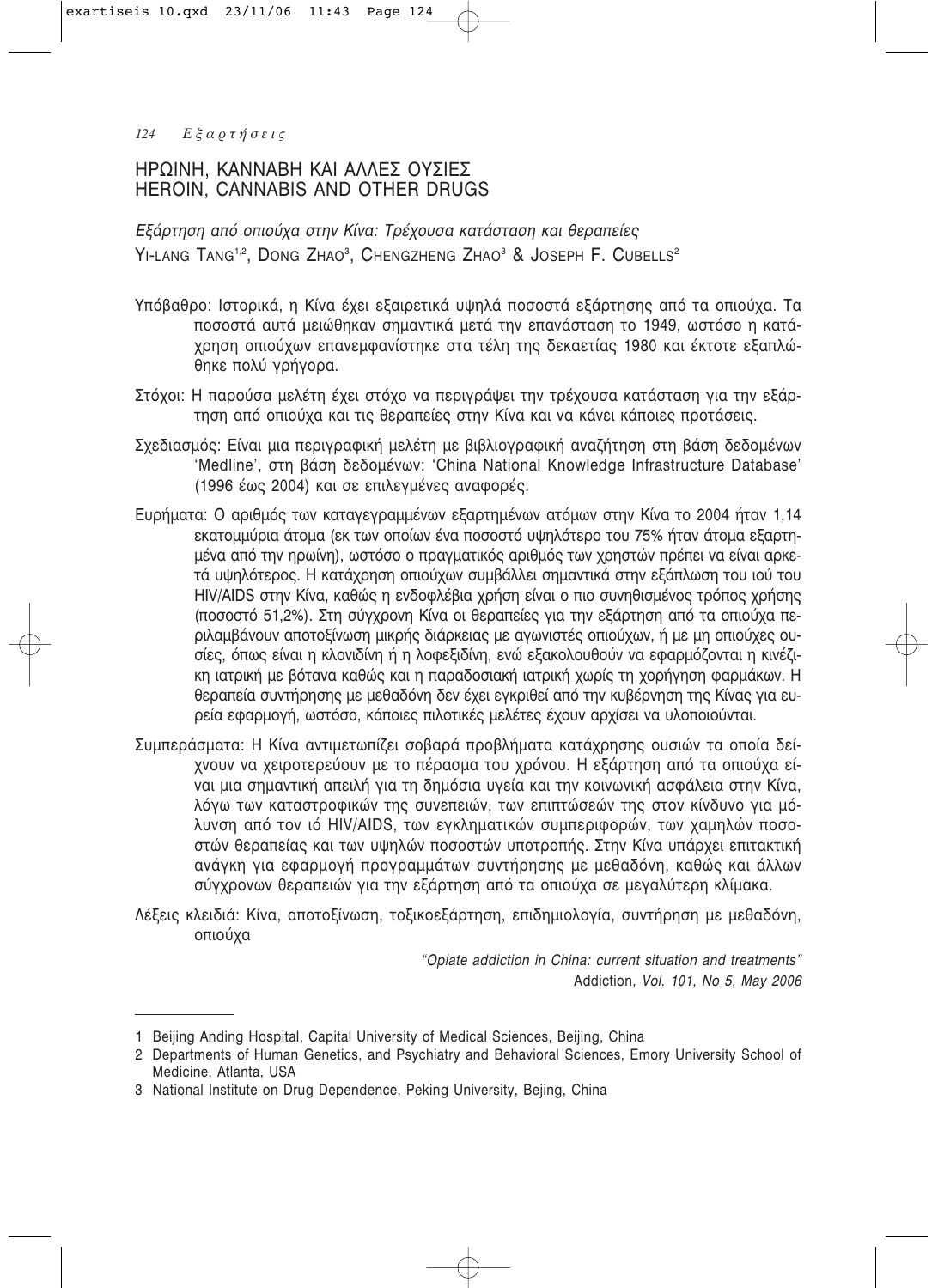## ΗΡΩΙΝΗ, ΚΑΝΝΑΒΗ ΚΑΙ ΑΛΛΕΣ ΟΥΣΙΕΣ
## HEROIN, CANNABIS AND OTHER DRUGS

*Εξάρτηση από οπιούχα στην Κίνα: Τρέχουσα κατάσταση και θεραπείες*

YI-LANG TANG[1,2], DONG ZHAO[3], CHENGZHENG ZHAO[3] & JOSEPH F. CUBELLS[2]

Υπόβαθρο: Ιστορικά, η Κίνα έχει εξαιρετικά υψηλά ποσοστά εξάρτησης από τα οπιούχα. Τα ποσοστά αυτά μειώθηκαν σημαντικά μετά την επανάσταση το 1949, ωστόσο η κατάχρηση οπιούχων επανεμφανίστηκε στα τέλη της δεκαετίας 1980 και έκτοτε εξαπλώθηκε πολύ γρήγορα.

Στόχοι: Η παρούσα μελέτη έχει στόχο να περιγράψει την τρέχουσα κατάσταση για την εξάρτηση από οπιούχα και τις θεραπείες στην Κίνα και να κάνει κάποιες προτάσεις.

Σχεδιασμός: Είναι μια περιγραφική μελέτη με βιβλιογραφική αναζήτηση στη βάση δεδομένων 'Medline', στη βάση δεδομένων: 'China National Knowledge Infrastructure Database' (1996 έως 2004) και σε επιλεγμένες αναφορές.

Ευρήματα: Ο αριθμός των καταγεγραμμένων εξαρτημένων ατόμων στην Κίνα το 2004 ήταν 1,14 εκατομμύρια άτομα (εκ των οποίων ένα ποσοστό υψηλότερο του 75% ήταν άτομα εξαρτημένα από την ηρωίνη), ωστόσο ο πραγματικός αριθμός των χρηστών πρέπει να είναι αρκετά υψηλότερος. Η κατάχρηση οπιούχων συμβάλλει σημαντικά στην εξάπλωση του ιού του HIV/AIDS στην Κίνα, καθώς η ενδοφλέβια χρήση είναι ο πιο συνηθισμένος τρόπος χρήσης (ποσοστό 51,2%). Στη σύγχρονη Κίνα οι θεραπείες για την εξάρτηση από τα οπιούχα περιλαμβάνουν αποτοξίνωση μικρής διάρκειας με αγωνιστές οπιούχων, ή με μη οπιούχες ουσίες, όπως είναι η κλονιδίνη ή η λοφεξιδίνη, ενώ εξακολουθούν να εφαρμόζονται η κινέζικη ιατρική με βότανα καθώς και η παραδοσιακή ιατρική χωρίς τη χορήγηση φαρμάκων. Η θεραπεία συντήρησης με μεθαδόνη δεν έχει εγκριθεί από την κυβέρνηση της Κίνας για ευρεία εφαρμογή, ωστόσο, κάποιες πιλοτικές μελέτες έχουν αρχίσει να υλοποιούνται.

Συμπεράσματα: Η Κίνα αντιμετωπίζει σοβαρά προβλήματα κατάχρησης ουσιών τα οποία δείχνουν να χειροτερεύουν με το πέρασμα του χρόνου. Η εξάρτηση από τα οπιούχα είναι μια σημαντική απειλή για τη δημόσια υγεία και την κοινωνική ασφάλεια στην Κίνα, λόγω των καταστροφικών της συνεπειών, των επιπτώσεών της στον κίνδυνο για μόλυνση από τον ιό HIV/AIDS, των εγκληματικών συμπεριφορών, των χαμηλών ποσοστών θεραπείας και των υψηλών ποσοστών υποτροπής. Στην Κίνα υπάρχει επιτακτική ανάγκη για εφαρμογή προγραμμάτων συντήρησης με μεθαδόνη, καθώς και άλλων σύγχρονων θεραπειών για την εξάρτηση από τα οπιούχα σε μεγαλύτερη κλίμακα.

Λέξεις κλειδιά: Κίνα, αποτοξίνωση, τοξικοεξάρτηση, επιδημιολογία, συντήρηση με μεθαδόνη, οπιούχα

*"Opiate addiction in China: current situation and treatments"*
Addiction*, Vol. 101, No 5, May 2006*

---

1 Beijing Anding Hospital, Capital University of Medical Sciences, Beijing, China
2 Departments of Human Genetics, and Psychiatry and Behavioral Sciences, Emory University School of Medicine, Atlanta, USA
3 National Institute on Drug Dependence, Peking University, Bejing, China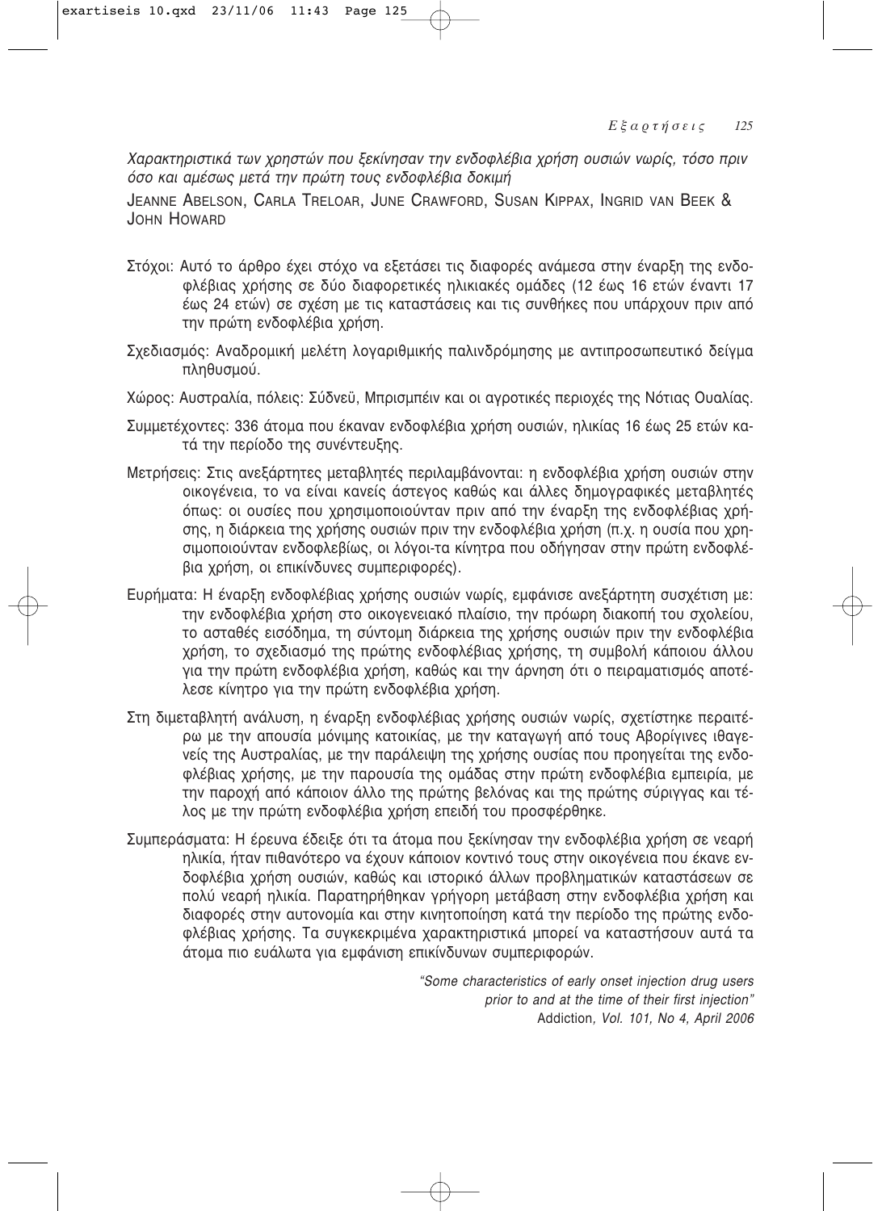*Χαρακτηριστικά των χρηστών που ξεκίνησαν την ενδοφλέβια χρήση ουσιών νωρίς, τόσο πριν όσο και αμέσως μετά την πρώτη τους ενδοφλέβια δοκιμή*

JEANNE ABELSON, CARLA TRELOAR, JUNE CRAWFORD, SUSAN KIPPAX, INGRID VAN BEEK & JOHN HOWARD

Στόχοι: Αυτό το άρθρο έχει στόχο να εξετάσει τις διαφορές ανάμεσα στην έναρξη της ενδοφλέβιας χρήσης σε δύο διαφορετικές ηλικιακές ομάδες (12 έως 16 ετών έναντι 17 έως 24 ετών) σε σχέση με τις καταστάσεις και τις συνθήκες που υπάρχουν πριν από την πρώτη ενδοφλέβια χρήση.

Σχεδιασμός: Αναδρομική μελέτη λογαριθμικής παλινδρόμησης με αντιπροσωπευτικό δείγμα πληθυσμού.

Χώρος: Αυστραλία, πόλεις: Σύδνεϋ, Μπρισμπέιν και οι αγροτικές περιοχές της Νότιας Ουαλίας.

Συμμετέχοντες: 336 άτομα που έκαναν ενδοφλέβια χρήση ουσιών, ηλικίας 16 έως 25 ετών κατά την περίοδο της συνέντευξης.

Μετρήσεις: Στις ανεξάρτητες μεταβλητές περιλαμβάνονται: η ενδοφλέβια χρήση ουσιών στην οικογένεια, το να είναι κανείς άστεγος καθώς και άλλες δημογραφικές μεταβλητές όπως: οι ουσίες που χρησιμοποιούνταν πριν από την έναρξη της ενδοφλέβιας χρήσης, η διάρκεια της χρήσης ουσιών πριν την ενδοφλέβια χρήση (π.χ. η ουσία που χρησιμοποιούνταν ενδοφλεβίως, οι λόγοι-τα κίνητρα που οδήγησαν στην πρώτη ενδοφλέβια χρήση, οι επικίνδυνες συμπεριφορές).

Ευρήματα: Η έναρξη ενδοφλέβιας χρήσης ουσιών νωρίς, εμφάνισε ανεξάρτητη συσχέτιση με: την ενδοφλέβια χρήση στο οικογενειακό πλαίσιο, την πρόωρη διακοπή του σχολείου, το ασταθές εισόδημα, τη σύντομη διάρκεια της χρήσης ουσιών πριν την ενδοφλέβια χρήση, το σχεδιασμό της πρώτης ενδοφλέβιας χρήσης, τη συμβολή κάποιου άλλου για την πρώτη ενδοφλέβια χρήση, καθώς και την άρνηση ότι ο πειραματισμός αποτέλεσε κίνητρο για την πρώτη ενδοφλέβια χρήση.

Στη διμεταβλητή ανάλυση, η έναρξη ενδοφλέβιας χρήσης ουσιών νωρίς, σχετίστηκε περαιτέρω με την απουσία μόνιμης κατοικίας, με την καταγωγή από τους Αβορίγινες ιθαγενείς της Αυστραλίας, με την παράλειψη της χρήσης ουσίας που προηγείται της ενδοφλέβιας χρήσης, με την παρουσία της ομάδας στην πρώτη ενδοφλέβια εμπειρία, με την παροχή από κάποιον άλλο της πρώτης βελόνας και της πρώτης σύριγγας και τέλος με την πρώτη ενδοφλέβια χρήση επειδή του προσφέρθηκε.

Συμπεράσματα: Η έρευνα έδειξε ότι τα άτομα που ξεκίνησαν την ενδοφλέβια χρήση σε νεαρή ηλικία, ήταν πιθανότερο να έχουν κάποιον κοντινό τους στην οικογένεια που έκανε ενδοφλέβια χρήση ουσιών, καθώς και ιστορικό άλλων προβληματικών καταστάσεων σε πολύ νεαρή ηλικία. Παρατηρήθηκαν γρήγορη μετάβαση στην ενδοφλέβια χρήση και διαφορές στην αυτονομία και στην κινητοποίηση κατά την περίοδο της πρώτης ενδοφλέβιας χρήσης. Τα συγκεκριμένα χαρακτηριστικά μπορεί να καταστήσουν αυτά τα άτομα πιο ευάλωτα για εμφάνιση επικίνδυνων συμπεριφορών.

*"Some characteristics of early onset injection drug users prior to and at the time of their first injection"*
Addiction*, Vol. 101, No 4, April 2006*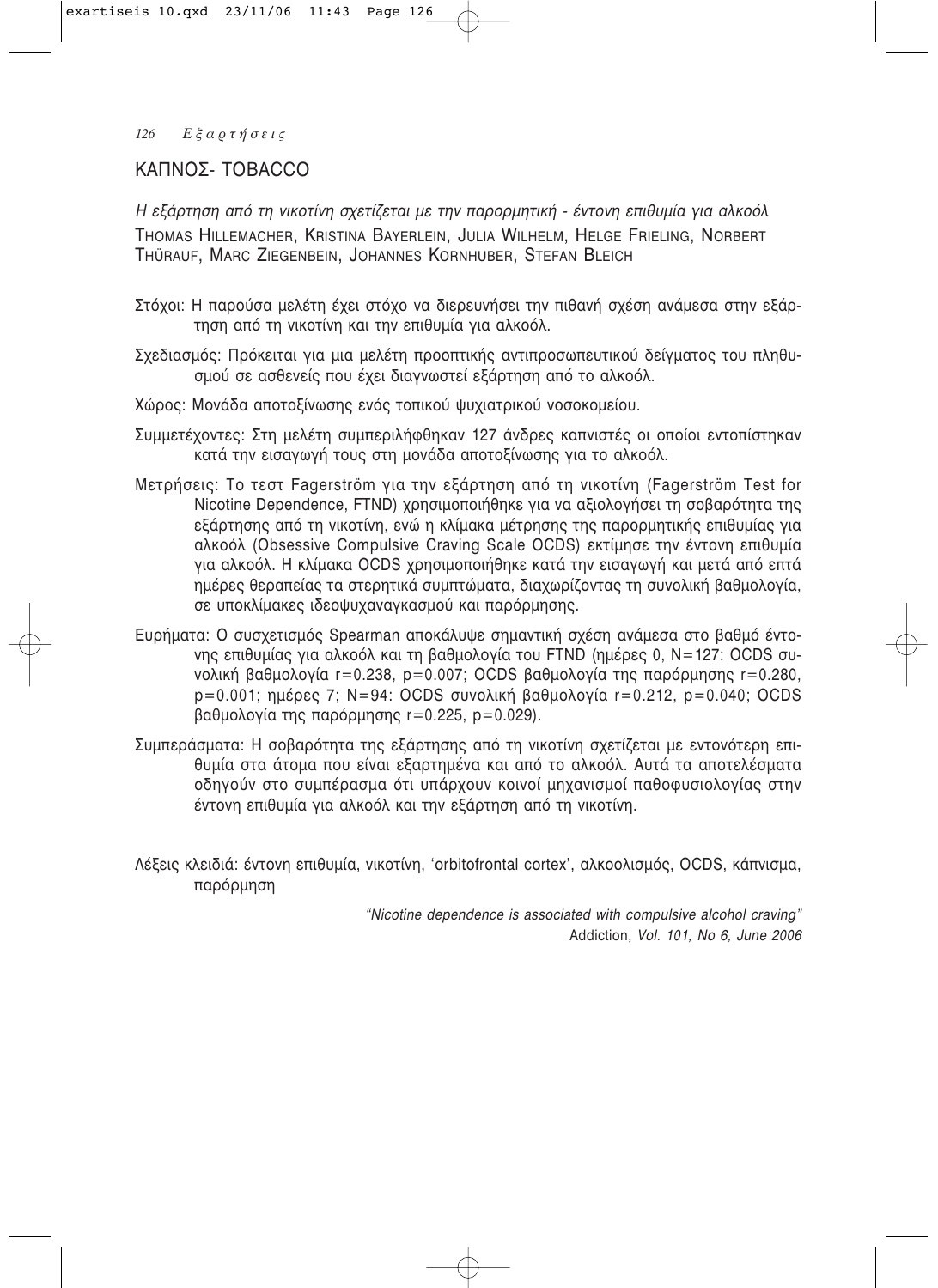## ΚΑΠΝΟΣ- TOBACCO

### *Η εξάρτηση από τη νικοτίνη σχετίζεται με την παρορμητική - έντονη επιθυμία για αλκοόλ*

THOMAS HILLEMACHER, KRISTINA BAYERLEIN, JULIA WILHELM, HELGE FRIELING, NORBERT THÜRAUF, MARC ZIEGENBEIN, JOHANNES KORNHUBER, STEFAN BLEICH

Στόχοι: Η παρούσα μελέτη έχει στόχο να διερευνήσει την πιθανή σχέση ανάμεσα στην εξάρτηση από τη νικοτίνη και την επιθυμία για αλκοόλ.

Σχεδιασμός: Πρόκειται για μια μελέτη προοπτικής αντιπροσωπευτικού δείγματος του πληθυσμού σε ασθενείς που έχει διαγνωστεί εξάρτηση από το αλκοόλ.

Χώρος: Μονάδα αποτοξίνωσης ενός τοπικού ψυχιατρικού νοσοκομείου.

Συμμετέχοντες: Στη μελέτη συμπεριλήφθηκαν 127 άνδρες καπνιστές οι οποίοι εντοπίστηκαν κατά την εισαγωγή τους στη μονάδα αποτοξίνωσης για το αλκοόλ.

Μετρήσεις: Το τεστ Fagerström για την εξάρτηση από τη νικοτίνη (Fagerström Test for Nicotine Dependence, FTND) χρησιμοποιήθηκε για να αξιολογήσει τη σοβαρότητα της εξάρτησης από τη νικοτίνη, ενώ η κλίμακα μέτρησης της παρορμητικής επιθυμίας για αλκοόλ (Obsessive Compulsive Craving Scale OCDS) εκτίμησε την έντονη επιθυμία για αλκοόλ. Η κλίμακα OCDS χρησιμοποιήθηκε κατά την εισαγωγή και μετά από επτά ημέρες θεραπείας τα στερητικά συμπτώματα, διαχωρίζοντας τη συνολική βαθμολογία, σε υποκλίμακες ιδεοψυχαναγκασμού και παρόρμησης.

Ευρήματα: Ο συσχετισμός Spearman αποκάλυψε σημαντική σχέση ανάμεσα στο βαθμό έντονης επιθυμίας για αλκοόλ και τη βαθμολογία του FTND (ημέρες 0, $N=127$: OCDS συνολική βαθμολογία $r=0.238$, $p=0.007$; OCDS βαθμολογία της παρόρμησης $r=0.280$, $p=0.001$; ημέρες 7; $N=94$: OCDS συνολική βαθμολογία $r=0.212$, $p=0.040$; OCDS βαθμολογία της παρόρμησης $r=0.225$, $p=0.029$).

Συμπεράσματα: Η σοβαρότητα της εξάρτησης από τη νικοτίνη σχετίζεται με εντονότερη επιθυμία στα άτομα που είναι εξαρτημένα και από το αλκοόλ. Αυτά τα αποτελέσματα οδηγούν στο συμπέρασμα ότι υπάρχουν κοινοί μηχανισμοί παθοφυσιολογίας στην έντονη επιθυμία για αλκοόλ και την εξάρτηση από τη νικοτίνη.

Λέξεις κλειδιά: έντονη επιθυμία, νικοτίνη, 'orbitofrontal cortex', αλκοολισμός, OCDS, κάπνισμα, παρόρμηση

*"Nicotine dependence is associated with compulsive alcohol craving"*
Addiction*, Vol. 101, No 6, June 2006*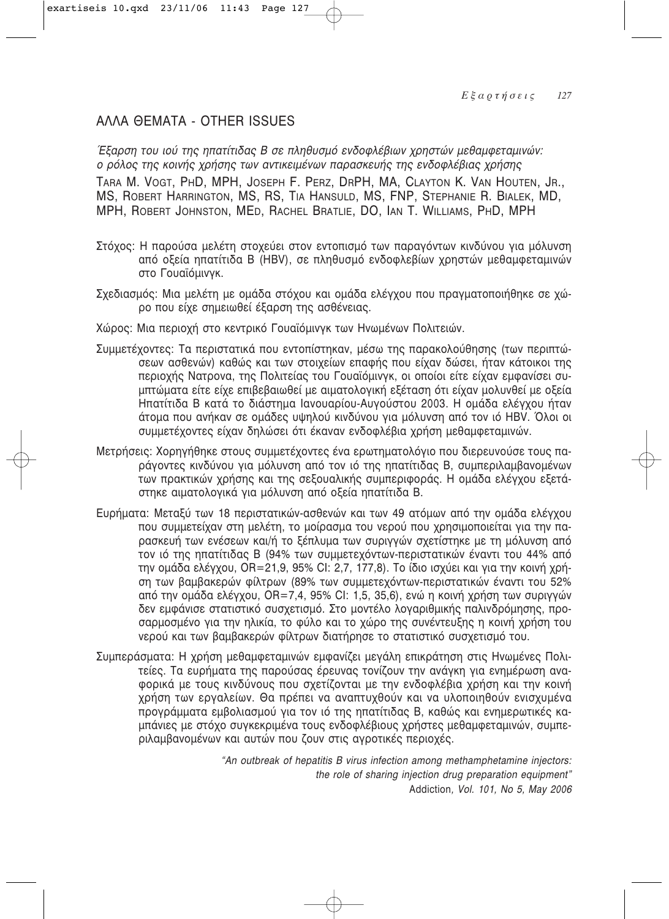## ΑΛΛΑ ΘΕΜΑΤΑ - OTHER ISSUES

*Έξαρση του ιού της ηπατίτιδας Β σε πληθυσμό ενδοφλέβιων χρηστών μεθαμφεταμινών: ο ρόλος της κοινής χρήσης των αντικειμένων παρασκευής της ενδοφλέβιας χρήσης*

TARA M. VOGT, PHD, MPH, JOSEPH F. PERZ, DRPH, MA, CLAYTON K. VAN HOUTEN, JR., MS, ROBERT HARRINGTON, MS, RS, TIA HANSULD, MS, FNP, STEPHANIE R. BIALEK, MD, MPH, ROBERT JOHNSTON, MED, RACHEL BRATLIE, DO, IAN T. WILLIAMS, PHD, MPH

Στόχος: Η παρούσα μελέτη στοχεύει στον εντοπισμό των παραγόντων κινδύνου για μόλυνση από οξεία ηπατίτιδα Β (HBV), σε πληθυσμό ενδοφλεβίων χρηστών μεθαμφεταμινών στο Γουαϊόμινγκ.

Σχεδιασμός: Μια μελέτη με ομάδα στόχου και ομάδα ελέγχου που πραγματοποιήθηκε σε χώρο που είχε σημειωθεί έξαρση της ασθένειας.

Χώρος: Μια περιοχή στο κεντρικό Γουαϊόμινγκ των Ηνωμένων Πολιτειών.

Συμμετέχοντες: Τα περιστατικά που εντοπίστηκαν, μέσω της παρακολούθησης (των περιπτώσεων ασθενών) καθώς και των στοιχείων επαφής που είχαν δώσει, ήταν κάτοικοι της περιοχής Νατρονα, της Πολιτείας του Γουαϊόμινγκ, οι οποίοι είτε είχαν εμφανίσει συμπτώματα είτε είχε επιβεβαιωθεί με αιματολογική εξέταση ότι είχαν μολυνθεί με οξεία Ηπατίτιδα Β κατά το διάστημα Ιανουαρίου-Αυγούστου 2003. Η ομάδα ελέγχου ήταν άτομα που ανήκαν σε ομάδες υψηλού κινδύνου για μόλυνση από τον ιό HBV. Όλοι οι συμμετέχοντες είχαν δηλώσει ότι έκαναν ενδοφλέβια χρήση μεθαμφεταμινών.

Μετρήσεις: Χορηγήθηκε στους συμμετέχοντες ένα ερωτηματολόγιο που διερευνούσε τους παράγοντες κινδύνου για μόλυνση από τον ιό της ηπατίτιδας Β, συμπεριλαμβανομένων των πρακτικών χρήσης και της σεξουαλικής συμπεριφοράς. Η ομάδα ελέγχου εξετάστηκε αιματολογικά για μόλυνση από οξεία ηπατίτιδα Β.

Ευρήματα: Μεταξύ των 18 περιστατικών-ασθενών και των 49 ατόμων από την ομάδα ελέγχου που συμμετείχαν στη μελέτη, το μοίρασμα του νερού που χρησιμοποιείται για την παρασκευή των ενέσεων και/ή το ξέπλυμα των συριγγών σχετίστηκε με τη μόλυνση από τον ιό της ηπατίτιδας Β (94% των συμμετεχόντων-περιστατικών έναντι του 44% από την ομάδα ελέγχου, OR=21,9, 95% CI: 2,7, 177,8). Το ίδιο ισχύει και για την κοινή χρήση των βαμβακερών φίλτρων (89% των συμμετεχόντων-περιστατικών έναντι του 52% από την ομάδα ελέγχου, OR=7,4, 95% CI: 1,5, 35,6), ενώ η κοινή χρήση των συριγγών δεν εμφάνισε στατιστικό συσχετισμό. Στο μοντέλο λογαριθμικής παλινδρόμησης, προσαρμοσμένο για την ηλικία, το φύλο και το χώρο της συνέντευξης η κοινή χρήση του νερού και των βαμβακερών φίλτρων διατήρησε το στατιστικό συσχετισμό του.

Συμπεράσματα: Η χρήση μεθαμφεταμινών εμφανίζει μεγάλη επικράτηση στις Ηνωμένες Πολιτείες. Τα ευρήματα της παρούσας έρευνας τονίζουν την ανάγκη για ενημέρωση αναφορικά με τους κινδύνους που σχετίζονται με την ενδοφλέβια χρήση και την κοινή χρήση των εργαλείων. Θα πρέπει να αναπτυχθούν και να υλοποιηθούν ενισχυμένα προγράμματα εμβολιασμού για τον ιό της ηπατίτιδας Β, καθώς και ενημερωτικές καμπάνιες με στόχο συγκεκριμένα τους ενδοφλέβιους χρήστες μεθαμφεταμινών, συμπεριλαμβανομένων και αυτών που ζουν στις αγροτικές περιοχές.

*"An outbreak of hepatitis B virus infection among methamphetamine injectors: the role of sharing injection drug preparation equipment"*
Addiction*, Vol. 101, No 5, May 2006*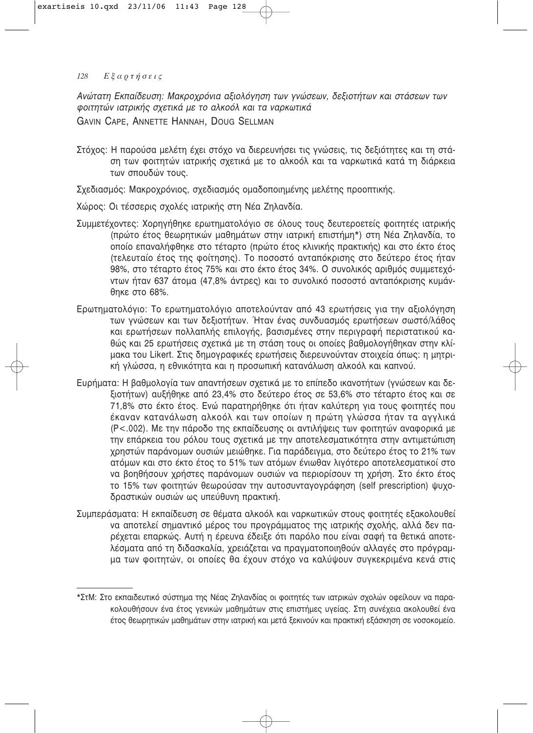*Ανώτατη Εκπαίδευση: Μακροχρόνια αξιολόγηση των γνώσεων, δεξιοτήτων και στάσεων των φοιτητών ιατρικής σχετικά με το αλκοόλ και τα ναρκωτικά*

GAVIN CAPE, ANNETTE HANNAH, DOUG SELLMAN

Στόχος: Η παρούσα μελέτη έχει στόχο να διερευνήσει τις γνώσεις, τις δεξιότητες και τη στάση των φοιτητών ιατρικής σχετικά με το αλκοόλ και τα ναρκωτικά κατά τη διάρκεια των σπουδών τους.

Σχεδιασμός: Μακροχρόνιος, σχεδιασμός ομαδοποιημένης μελέτης προοπτικής.

Χώρος: Οι τέσσερις σχολές ιατρικής στη Νέα Ζηλανδία.

Συμμετέχοντες: Χορηγήθηκε ερωτηματολόγιο σε όλους τους δευτεροετείς φοιτητές ιατρικής (πρώτο έτος θεωρητικών μαθημάτων στην ιατρική επιστήμη*) στη Νέα Ζηλανδία, το οποίο επαναλήφθηκε στο τέταρτο (πρώτο έτος κλινικής πρακτικής) και στο έκτο έτος (τελευταίο έτος της φοίτησης). Το ποσοστό ανταπόκρισης στο δεύτερο έτος ήταν 98%, στο τέταρτο έτος 75% και στο έκτο έτος 34%. Ο συνολικός αριθμός συμμετεχόντων ήταν 637 άτομα (47,8% άντρες) και το συνολικό ποσοστό ανταπόκρισης κυμάνθηκε στο 68%.

Ερωτηματολόγιο: Το ερωτηματολόγιο αποτελούνταν από 43 ερωτήσεις για την αξιολόγηση των γνώσεων και των δεξιοτήτων. Ήταν ένας συνδυασμός ερωτήσεων σωστό/λάθος και ερωτήσεων πολλαπλής επιλογής, βασισμένες στην περιγραφή περιστατικού καθώς και 25 ερωτήσεις σχετικά με τη στάση τους οι οποίες βαθμολογήθηκαν στην κλίμακα του Likert. Στις δημογραφικές ερωτήσεις διερευνούνταν στοιχεία όπως: η μητρική γλώσσα, η εθνικότητα και η προσωπική κατανάλωση αλκοόλ και καπνού.

Ευρήματα: Η βαθμολογία των απαντήσεων σχετικά με το επίπεδο ικανοτήτων (γνώσεων και δεξιοτήτων) αυξήθηκε από 23,4% στο δεύτερο έτος σε 53,6% στο τέταρτο έτος και σε 71,8% στο έκτο έτος. Ενώ παρατηρήθηκε ότι ήταν καλύτερη για τους φοιτητές που έκαναν κατανάλωση αλκοόλ και των οποίων η πρώτη γλώσσα ήταν τα αγγλικά ($P<.002$). Με την πάροδο της εκπαίδευσης οι αντιλήψεις των φοιτητών αναφορικά με την επάρκεια του ρόλου τους σχετικά με την αποτελεσματικότητα στην αντιμετώπιση χρηστών παράνομων ουσιών μειώθηκε. Για παράδειγμα, στο δεύτερο έτος το 21% των ατόμων και στο έκτο έτος το 51% των ατόμων ένιωθαν λιγότερο αποτελεσματικοί στο να βοηθήσουν χρήστες παράνομων ουσιών να περιορίσουν τη χρήση. Στο έκτο έτος το 15% των φοιτητών θεωρούσαν την αυτοσυνταγογράφηση (self prescription) ψυχοδραστικών ουσιών ως υπεύθυνη πρακτική.

Συμπεράσματα: Η εκπαίδευση σε θέματα αλκοόλ και ναρκωτικών στους φοιτητές εξακολουθεί να αποτελεί σημαντικό μέρος του προγράμματος της ιατρικής σχολής, αλλά δεν παρέχεται επαρκώς. Αυτή η έρευνα έδειξε ότι παρόλο που είναι σαφή τα θετικά αποτελέσματα από τη διδασκαλία, χρειάζεται να πραγματοποιηθούν αλλαγές στο πρόγραμμα των φοιτητών, οι οποίες θα έχουν στόχο να καλύψουν συγκεκριμένα κενά στις

---

*ΣτΜ: Στο εκπαιδευτικό σύστημα της Νέας Ζηλανδίας οι φοιτητές των ιατρικών σχολών οφείλουν να παρακολουθήσουν ένα έτος γενικών μαθημάτων στις επιστήμες υγείας. Στη συνέχεια ακολουθεί ένα έτος θεωρητικών μαθημάτων στην ιατρική και μετά ξεκινούν και πρακτική εξάσκηση σε νοσοκομείο.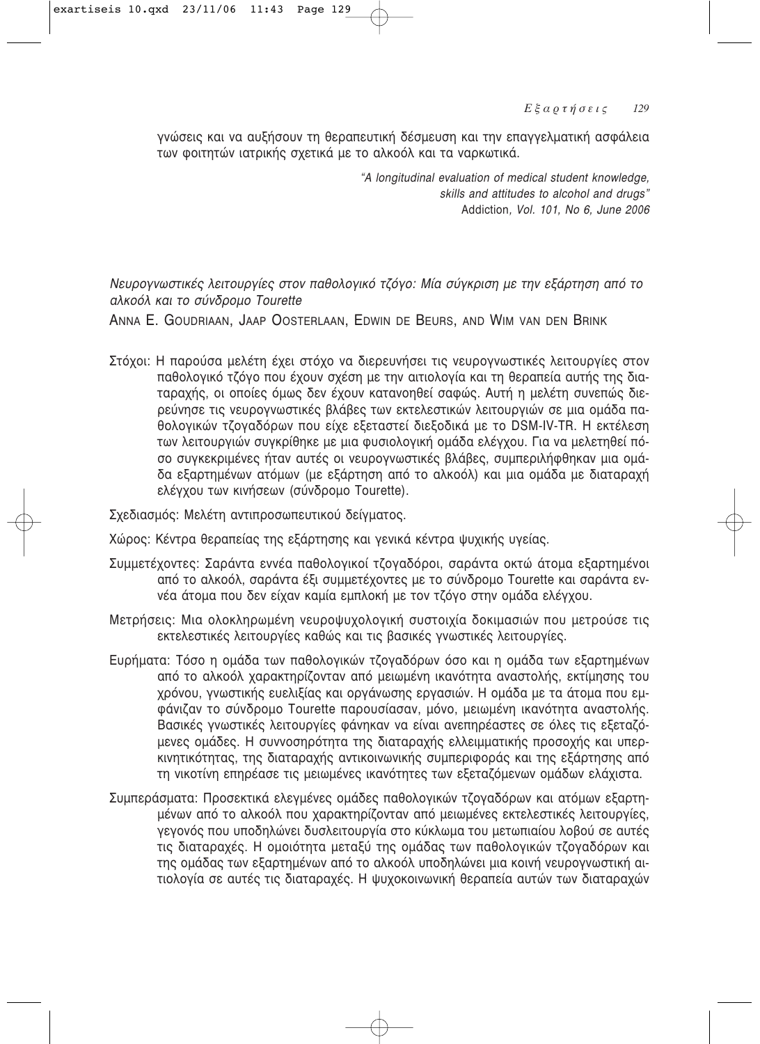γνώσεις και να αυξήσουν τη θεραπευτική δέσμευση και την επαγγελματική ασφάλεια των φοιτητών ιατρικής σχετικά με το αλκοόλ και τα ναρκωτικά.

*"A longitudinal evaluation of medical student knowledge, skills and attitudes to alcohol and drugs"*
Addiction*, Vol. 101, No 6, June 2006*

*Νευρογνωστικές λειτουργίες στον παθολογικό τζόγο: Μία σύγκριση με την εξάρτηση από το αλκοόλ και το σύνδρομο Tourette*

ANNA E. GOUDRIAAN, JAAP OOSTERLAAN, EDWIN DE BEURS, AND WIM VAN DEN BRINK

Στόχοι: Η παρούσα μελέτη έχει στόχο να διερευνήσει τις νευρογνωστικές λειτουργίες στον παθολογικό τζόγο που έχουν σχέση με την αιτιολογία και τη θεραπεία αυτής της διαταραχής, οι οποίες όμως δεν έχουν κατανοηθεί σαφώς. Αυτή η μελέτη συνεπώς διερεύνησε τις νευρογνωστικές βλάβες των εκτελεστικών λειτουργιών σε μια ομάδα παθολογικών τζογαδόρων που είχε εξεταστεί διεξοδικά με το DSM-IV-TR. Η εκτέλεση των λειτουργιών συγκρίθηκε με μια φυσιολογική ομάδα ελέγχου. Για να μελετηθεί πόσο συγκεκριμένες ήταν αυτές οι νευρογνωστικές βλάβες, συμπεριλήφθηκαν μια ομάδα εξαρτημένων ατόμων (με εξάρτηση από το αλκοόλ) και μια ομάδα με διαταραχή ελέγχου των κινήσεων (σύνδρομο Tourette).

Σχεδιασμός: Μελέτη αντιπροσωπευτικού δείγματος.

Χώρος: Κέντρα θεραπείας της εξάρτησης και γενικά κέντρα ψυχικής υγείας.

Συμμετέχοντες: Σαράντα εννέα παθολογικοί τζογαδόροι, σαράντα οκτώ άτομα εξαρτημένοι από το αλκοόλ, σαράντα έξι συμμετέχοντες με το σύνδρομο Tourette και σαράντα εννέα άτομα που δεν είχαν καμία εμπλοκή με τον τζόγο στην ομάδα ελέγχου.

Μετρήσεις: Μια ολοκληρωμένη νευροψυχολογική συστοιχία δοκιμασιών που μετρούσε τις εκτελεστικές λειτουργίες καθώς και τις βασικές γνωστικές λειτουργίες.

Ευρήματα: Τόσο η ομάδα των παθολογικών τζογαδόρων όσο και η ομάδα των εξαρτημένων από το αλκοόλ χαρακτηρίζονταν από μειωμένη ικανότητα αναστολής, εκτίμησης του χρόνου, γνωστικής ευελιξίας και οργάνωσης εργασιών. Η ομάδα με τα άτομα που εμφάνιζαν το σύνδρομο Tourette παρουσίασαν, μόνο, μειωμένη ικανότητα αναστολής. Βασικές γνωστικές λειτουργίες φάνηκαν να είναι ανεπηρέαστες σε όλες τις εξεταζόμενες ομάδες. Η συννοσηρότητα της διαταραχής ελλειμματικής προσοχής και υπερκινητικότητας, της διαταραχής αντικοινωνικής συμπεριφοράς και της εξάρτησης από τη νικοτίνη επηρέασε τις μειωμένες ικανότητες των εξεταζόμενων ομάδων ελάχιστα.

Συμπεράσματα: Προσεκτικά ελεγμένες ομάδες παθολογικών τζογαδόρων και ατόμων εξαρτημένων από το αλκοόλ που χαρακτηρίζονταν από μειωμένες εκτελεστικές λειτουργίες, γεγονός που υποδηλώνει δυσλειτουργία στο κύκλωμα του μετωπιαίου λοβού σε αυτές τις διαταραχές. Η ομοιότητα μεταξύ της ομάδας των παθολογικών τζογαδόρων και της ομάδας των εξαρτημένων από το αλκοόλ υποδηλώνει μια κοινή νευρογνωστική αιτιολογία σε αυτές τις διαταραχές. Η ψυχοκοινωνική θεραπεία αυτών των διαταραχών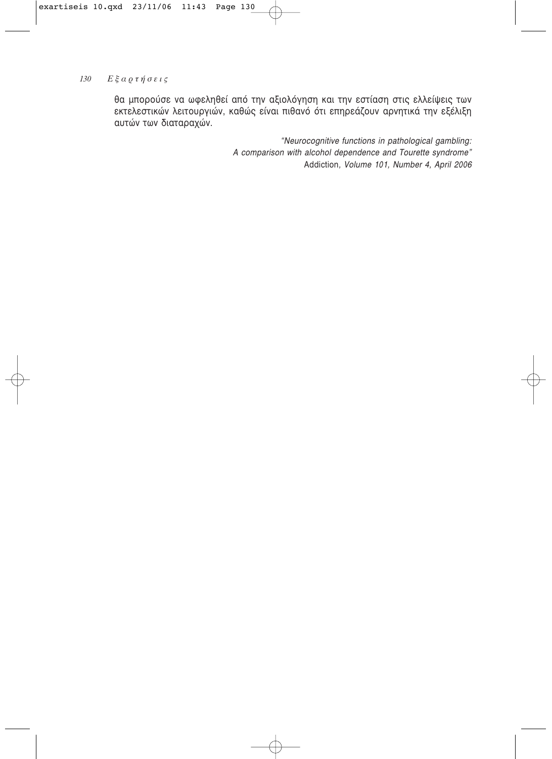θα μπορούσε να ωφεληθεί από την αξιολόγηση και την εστίαση στις ελλείψεις των εκτελεστικών λειτουργιών, καθώς είναι πιθανό ότι επηρεάζουν αρνητικά την εξέλιξη αυτών των διαταραχών.

*"Neurocognitive functions in pathological gambling: A comparison with alcohol dependence and Tourette syndrome"*
Addiction, *Volume 101, Number 4, April 2006*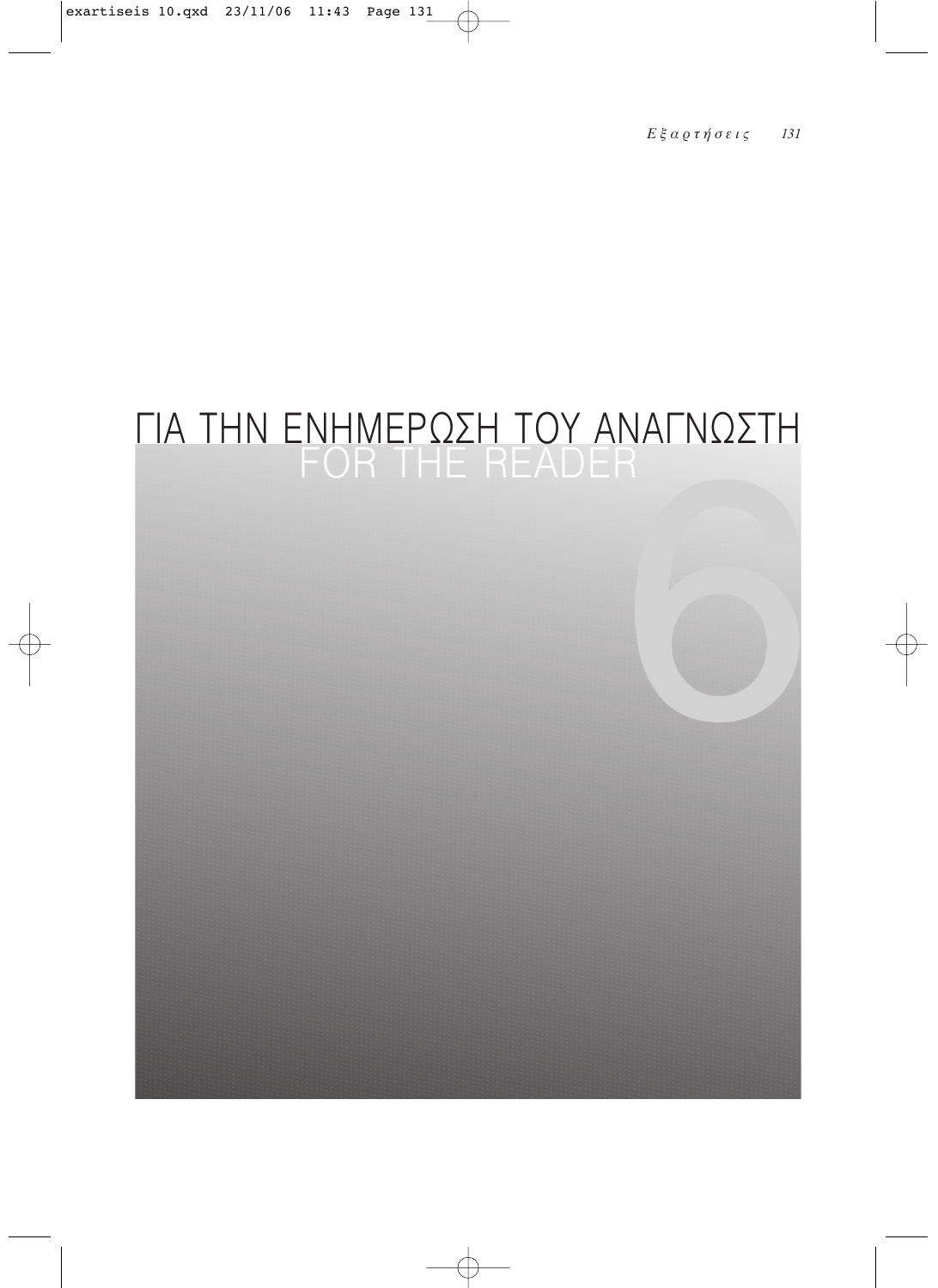# ΓΙΑ ΤΗΝ ΕΝΗΜΕΡΩΣΗ ΤΟΥ ΑΝΑΓΝΩΣΤΗ
## FOR THE READER

6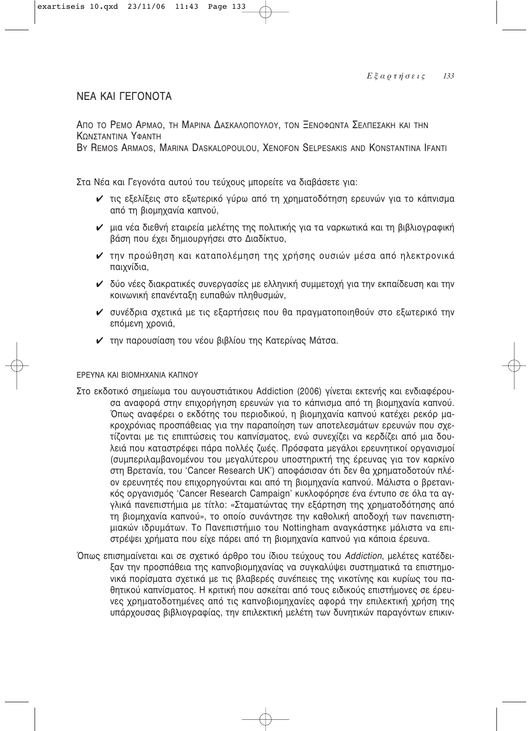# ΝΕΑ ΚΑΙ ΓΕΓΟΝΟΤΑ

ΑΠΟ ΤΟ ΡΕΜΟ ΑΡΜΑΟ, ΤΗ ΜΑΡΙΝΑ ΔΑΣΚΑΛΟΠΟΥΛΟΥ, ΤΟΝ ΞΕΝΟΦΩΝΤΑ ΣΕΛΠΕΣΑΚΗ ΚΑΙ ΤΗΝ ΚΩΝΣΤΑΝΤΙΝΑ ΥΦΑΝΤΗ
BY REMOS ARMAOS, MARINA DASKALOPOULOU, XENOFON SELPESAKIS AND KONSTANTINA IFANTI

Στα Νέα και Γεγονότα αυτού του τεύχους μπορείτε να διαβάσετε για:

- ✔ τις εξελίξεις στο εξωτερικό γύρω από τη χρηματοδότηση ερευνών για το κάπνισμα από τη βιομηχανία καπνού,
- ✔ μια νέα διεθνή εταιρεία μελέτης της πολιτικής για τα ναρκωτικά και τη βιβλιογραφική βάση που έχει δημιουργήσει στο Διαδίκτυο,
- ✔ την προώθηση και καταπολέμηση της χρήσης ουσιών μέσα από ηλεκτρονικά παιχνίδια,
- ✔ δύο νέες διακρατικές συνεργασίες με ελληνική συμμετοχή για την εκπαίδευση και την κοινωνική επανένταξη ευπαθών πληθυσμών,
- ✔ συνέδρια σχετικά με τις εξαρτήσεις που θα πραγματοποιηθούν στο εξωτερικό την επόμενη χρονιά,
- ✔ την παρουσίαση του νέου βιβλίου της Κατερίνας Μάτσα.

## ΕΡΕΥΝΑ ΚΑΙ ΒΙΟΜΗΧΑΝΙΑ ΚΑΠΝΟΥ

Στο εκδοτικό σημείωμα του αυγουστιάτικου Addiction (2006) γίνεται εκτενής και ενδιαφέρουσα αναφορά στην επιχορήγηση ερευνών για το κάπνισμα από τη βιομηχανία καπνού. Όπως αναφέρει ο εκδότης του περιοδικού, η βιομηχανία καπνού κατέχει ρεκόρ μακροχρόνιας προσπάθειας για την παραποίηση των αποτελεσμάτων ερευνών που σχετίζονται με τις επιπτώσεις του καπνίσματος, ενώ συνεχίζει να κερδίζει από μια δουλειά που καταστρέφει πάρα πολλές ζωές. Πρόσφατα μεγάλοι ερευνητικοί οργανισμοί (συμπεριλαμβανομένου του μεγαλύτερου υποστηρικτή της έρευνας για τον καρκίνο στη Βρετανία, του 'Cancer Research UK') αποφάσισαν ότι δεν θα χρηματοδοτούν πλέον ερευνητές που επιχορηγούνται και από τη βιομηχανία καπνού. Μάλιστα ο βρετανικός οργανισμός 'Cancer Research Campaign' κυκλοφόρησε ένα έντυπο σε όλα τα αγγλικά πανεπιστήμια με τίτλο: «Σταματώντας την εξάρτηση της χρηματοδότησης από τη βιομηχανία καπνού», το οποίο συνάντησε την καθολική αποδοχή των πανεπιστημιακών ιδρυμάτων. Το Πανεπιστήμιο του Nottingham αναγκάστηκε μάλιστα να επιστρέψει χρήματα που είχε πάρει από τη βιομηχανία καπνού για κάποια έρευνα.

Όπως επισημαίνεται και σε σχετικό άρθρο του ίδιου τεύχους του *Addiction*, μελέτες κατέδειξαν την προσπάθεια της καπνοβιομηχανίας να συγκαλύψει συστηματικά τα επιστημονικά πορίσματα σχετικά με τις βλαβερές συνέπειες της νικοτίνης και κυρίως του παθητικού καπνίσματος. Η κριτική που ασκείται από τους ειδικούς επιστήμονες σε έρευνες χρηματοδοτημένες από τις καπνοβιομηχανίες αφορά την επιλεκτική χρήση της υπάρχουσας βιβλιογραφίας, την επιλεκτική μελέτη των δυνητικών παραγόντων επικιν-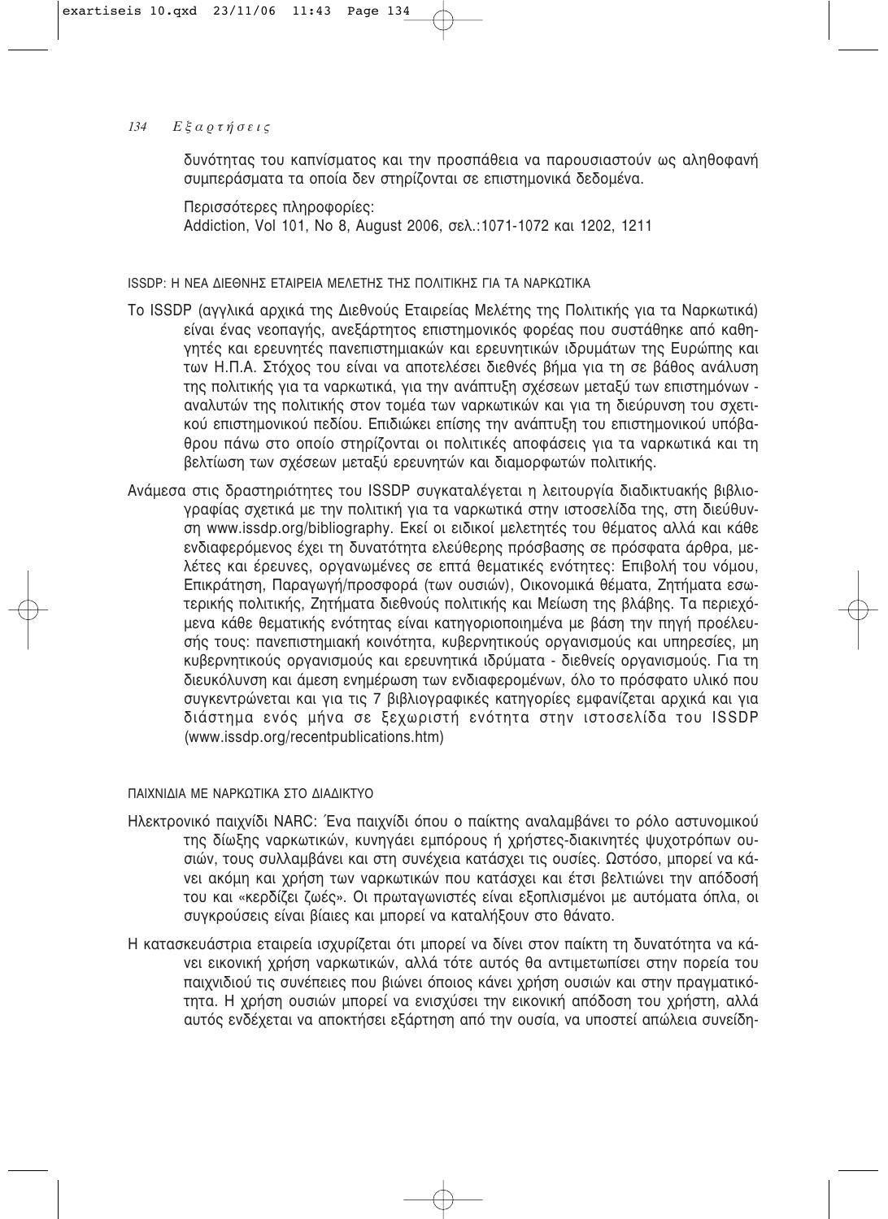δυνότητας του καπνίσματος και την προσπάθεια να παρουσιαστούν ως αληθοφανή συμπεράσματα τα οποία δεν στηρίζονται σε επιστημονικά δεδομένα.

Περισσότερες πληροφορίες:
Addiction, Vol 101, No 8, August 2006, σελ.:1071-1072 και 1202, 1211

## ISSDP: Η ΝΕΑ ΔΙΕΘΝΗΣ ΕΤΑΙΡΕΙΑ ΜΕΛΕΤΗΣ ΤΗΣ ΠΟΛΙΤΙΚΗΣ ΓΙΑ ΤΑ ΝΑΡΚΩΤΙΚΑ

Το ISSDP (αγγλικά αρχικά της Διεθνούς Εταιρείας Μελέτης της Πολιτικής για τα Ναρκωτικά) είναι ένας νεοπαγής, ανεξάρτητος επιστημονικός φορέας που συστάθηκε από καθηγητές και ερευνητές πανεπιστημιακών και ερευνητικών ιδρυμάτων της Ευρώπης και των Η.Π.Α. Στόχος του είναι να αποτελέσει διεθνές βήμα για τη σε βάθος ανάλυση της πολιτικής για τα ναρκωτικά, για την ανάπτυξη σχέσεων μεταξύ των επιστημόνων - αναλυτών της πολιτικής στον τομέα των ναρκωτικών και για τη διεύρυνση του σχετικού επιστημονικού πεδίου. Επιδιώκει επίσης την ανάπτυξη του επιστημονικού υπόβαθρου πάνω στο οποίο στηρίζονται οι πολιτικές αποφάσεις για τα ναρκωτικά και τη βελτίωση των σχέσεων μεταξύ ερευνητών και διαμορφωτών πολιτικής.

Ανάμεσα στις δραστηριότητες του ISSDP συγκαταλέγεται η λειτουργία διαδικτυακής βιβλιογραφίας σχετικά με την πολιτική για τα ναρκωτικά στην ιστοσελίδα της, στη διεύθυνση www.issdp.org/bibliography. Εκεί οι ειδικοί μελετητές του θέματος αλλά και κάθε ενδιαφερόμενος έχει τη δυνατότητα ελεύθερης πρόσβασης σε πρόσφατα άρθρα, μελέτες και έρευνες, οργανωμένες σε επτά θεματικές ενότητες: Επιβολή του νόμου, Επικράτηση, Παραγωγή/προσφορά (των ουσιών), Οικονομικά θέματα, Ζητήματα εσωτερικής πολιτικής, Ζητήματα διεθνούς πολιτικής και Μείωση της βλάβης. Τα περιεχόμενα κάθε θεματικής ενότητας είναι κατηγοριοποιημένα με βάση την πηγή προέλευσής τους: πανεπιστημιακή κοινότητα, κυβερνητικούς οργανισμούς και υπηρεσίες, μη κυβερνητικούς οργανισμούς και ερευνητικά ιδρύματα - διεθνείς οργανισμούς. Για τη διευκόλυνση και άμεση ενημέρωση των ενδιαφερομένων, όλο το πρόσφατο υλικό που συγκεντρώνεται και για τις 7 βιβλιογραφικές κατηγορίες εμφανίζεται αρχικά και για διάστημα ενός μήνα σε ξεχωριστή ενότητα στην ιστοσελίδα του ISSDP (www.issdp.org/recentpublications.htm)

## ΠΑΙΧΝΙΔΙΑ ΜΕ ΝΑΡΚΩΤΙΚΑ ΣΤΟ ΔΙΑΔΙΚΤΥΟ

Ηλεκτρονικό παιχνίδι NARC: Ένα παιχνίδι όπου ο παίκτης αναλαμβάνει το ρόλο αστυνομικού της δίωξης ναρκωτικών, κυνηγάει εμπόρους ή χρήστες-διακινητές ψυχοτρόπων ουσιών, τους συλλαμβάνει και στη συνέχεια κατάσχει τις ουσίες. Ωστόσο, μπορεί να κάνει ακόμη και χρήση των ναρκωτικών που κατάσχει και έτσι βελτιώνει την απόδοσή του και «κερδίζει ζωές». Οι πρωταγωνιστές είναι εξοπλισμένοι με αυτόματα όπλα, οι συγκρούσεις είναι βίαιες και μπορεί να καταλήξουν στο θάνατο.

Η κατασκευάστρια εταιρεία ισχυρίζεται ότι μπορεί να δίνει στον παίκτη τη δυνατότητα να κάνει εικονική χρήση ναρκωτικών, αλλά τότε αυτός θα αντιμετωπίσει στην πορεία του παιχνιδιού τις συνέπειες που βιώνει όποιος κάνει χρήση ουσιών και στην πραγματικότητα. Η χρήση ουσιών μπορεί να ενισχύσει την εικονική απόδοση του χρήστη, αλλά αυτός ενδέχεται να αποκτήσει εξάρτηση από την ουσία, να υποστεί απώλεια συνείδη-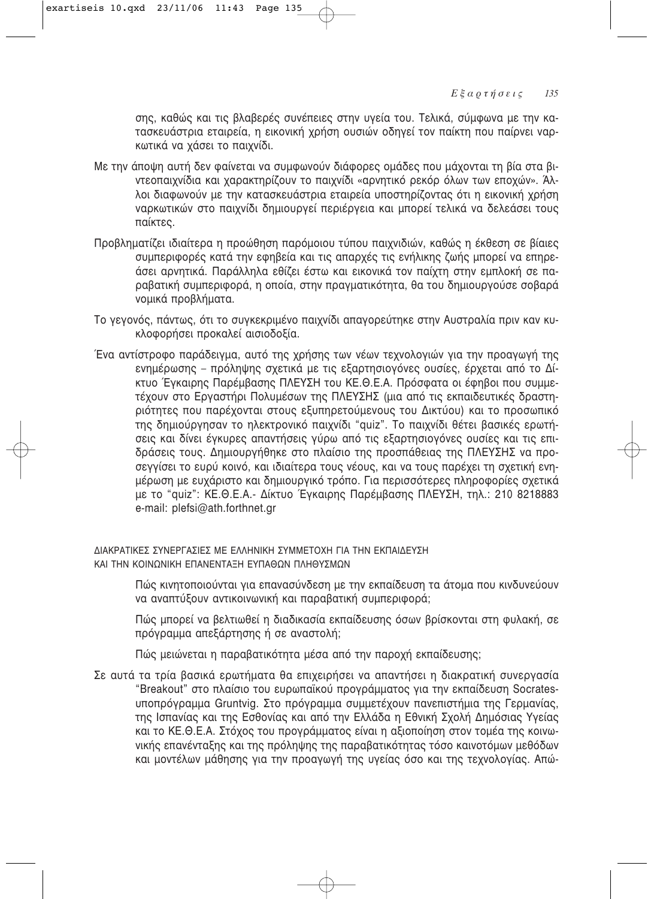σης, καθώς και τις βλαβερές συνέπειες στην υγεία του. Τελικά, σύμφωνα με την κατασκευάστρια εταιρεία, η εικονική χρήση ουσιών οδηγεί τον παίκτη που παίρνει ναρκωτικά να χάσει το παιχνίδι.

Με την άποψη αυτή δεν φαίνεται να συμφωνούν διάφορες ομάδες που μάχονται τη βία στα βιντεοπαιχνίδια και χαρακτηρίζουν το παιχνίδι «αρνητικό ρεκόρ όλων των εποχών». Άλλοι διαφωνούν με την κατασκευάστρια εταιρεία υποστηρίζοντας ότι η εικονική χρήση ναρκωτικών στο παιχνίδι δημιουργεί περιέργεια και μπορεί τελικά να δελεάσει τους παίκτες.

Προβληματίζει ιδιαίτερα η προώθηση παρόμοιου τύπου παιχνιδιών, καθώς η έκθεση σε βίαιες συμπεριφορές κατά την εφηβεία και τις απαρχές τις ενήλικης ζωής μπορεί να επηρεάσει αρνητικά. Παράλληλα εθίζει έστω και εικονικά τον παίχτη στην εμπλοκή σε παραβατική συμπεριφορά, η οποία, στην πραγματικότητα, θα του δημιουργούσε σοβαρά νομικά προβλήματα.

Το γεγονός, πάντως, ότι το συγκεκριμένο παιχνίδι απαγορεύτηκε στην Αυστραλία πριν καν κυκλοφορήσει προκαλεί αισιοδοξία.

Ένα αντίστροφο παράδειγμα, αυτό της χρήσης των νέων τεχνολογιών για την προαγωγή της ενημέρωσης – πρόληψης σχετικά με τις εξαρτησιογόνες ουσίες, έρχεται από το Δίκτυο Έγκαιρης Παρέμβασης ΠΛΕΥΣΗ του ΚΕ.Θ.Ε.Α. Πρόσφατα οι έφηβοι που συμμετέχουν στο Εργαστήρι Πολυμέσων της ΠΛΕΥΣΗΣ (μια από τις εκπαιδευτικές δραστηριότητες που παρέχονται στους εξυπηρετούμενους του Δικτύου) και το προσωπικό της δημιούργησαν το ηλεκτρονικό παιχνίδι "quiz". Το παιχνίδι θέτει βασικές ερωτήσεις και δίνει έγκυρες απαντήσεις γύρω από τις εξαρτησιογόνες ουσίες και τις επιδράσεις τους. Δημιουργήθηκε στο πλαίσιο της προσπάθειας της ΠΛΕΥΣΗΣ να προσεγγίσει το ευρύ κοινό, και ιδιαίτερα τους νέους, και να τους παρέχει τη σχετική ενημέρωση με ευχάριστο και δημιουργικό τρόπο. Για περισσότερες πληροφορίες σχετικά με το "quiz": ΚΕ.Θ.Ε.Α.- Δίκτυο Έγκαιρης Παρέμβασης ΠΛΕΥΣΗ, τηλ.: 210 8218883 e-mail: plefsi@ath.forthnet.gr

## ΔΙΑΚΡΑΤΙΚΕΣ ΣΥΝΕΡΓΑΣΙΕΣ ΜΕ ΕΛΛΗΝΙΚΗ ΣΥΜΜΕΤΟΧΗ ΓΙΑ ΤΗΝ ΕΚΠΑΙΔΕΥΣΗ ΚΑΙ ΤΗΝ ΚΟΙΝΩΝΙΚΗ ΕΠΑΝΕΝΤΑΞΗ ΕΥΠΑΘΩΝ ΠΛΗΘΥΣΜΩΝ

Πώς κινητοποιούνται για επανασύνδεση με την εκπαίδευση τα άτομα που κινδυνεύουν να αναπτύξουν αντικοινωνική και παραβατική συμπεριφορά;

Πώς μπορεί να βελτιωθεί η διαδικασία εκπαίδευσης όσων βρίσκονται στη φυλακή, σε πρόγραμμα απεξάρτησης ή σε αναστολή;

Πώς μειώνεται η παραβατικότητα μέσα από την παροχή εκπαίδευσης;

Σε αυτά τα τρία βασικά ερωτήματα θα επιχειρήσει να απαντήσει η διακρατική συνεργασία "Breakout" στο πλαίσιο του ευρωπαϊκού προγράμματος για την εκπαίδευση Socrates-υποπρόγραμμα Gruntvig. Στο πρόγραμμα συμμετέχουν πανεπιστήμια της Γερμανίας, της Ισπανίας και της Εσθονίας και από την Ελλάδα η Εθνική Σχολή Δημόσιας Υγείας και το ΚΕ.Θ.Ε.Α. Στόχος του προγράμματος είναι η αξιοποίηση στον τομέα της κοινωνικής επανένταξης και της πρόληψης της παραβατικότητας τόσο καινοτόμων μεθόδων και μοντέλων μάθησης για την προαγωγή της υγείας όσο και της τεχνολογίας. Απώ-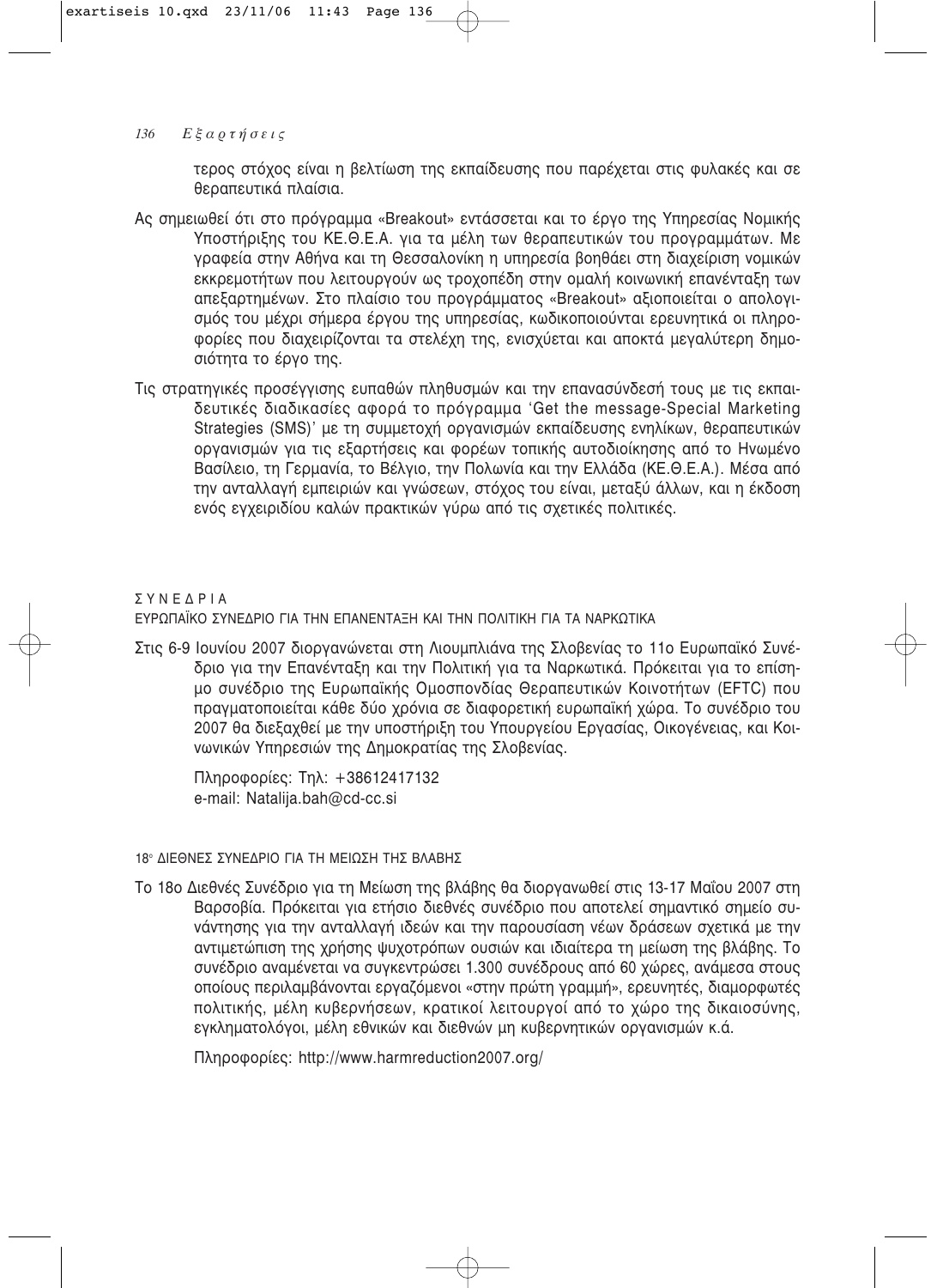τερος στόχος είναι η βελτίωση της εκπαίδευσης που παρέχεται στις φυλακές και σε θεραπευτικά πλαίσια.

Ας σημειωθεί ότι στο πρόγραμμα «Breakout» εντάσσεται και το έργο της Υπηρεσίας Νομικής Υποστήριξης του ΚΕ.Θ.Ε.Α. για τα μέλη των θεραπευτικών του προγραμμάτων. Με γραφεία στην Αθήνα και τη Θεσσαλονίκη η υπηρεσία βοηθάει στη διαχείριση νομικών εκκρεμοτήτων που λειτουργούν ως τροχοπέδη στην ομαλή κοινωνική επανένταξη των απεξαρτημένων. Στο πλαίσιο του προγράμματος «Breakout» αξιοποιείται ο απολογισμός του μέχρι σήμερα έργου της υπηρεσίας, κωδικοποιούνται ερευνητικά οι πληροφορίες που διαχειρίζονται τα στελέχη της, ενισχύεται και αποκτά μεγαλύτερη δημοσιότητα το έργο της.

Τις στρατηγικές προσέγγισης ευπαθών πληθυσμών και την επανασύνδεσή τους με τις εκπαιδευτικές διαδικασίες αφορά το πρόγραμμα 'Get the message-Special Marketing Strategies (SMS)' με τη συμμετοχή οργανισμών εκπαίδευσης ενηλίκων, θεραπευτικών οργανισμών για τις εξαρτήσεις και φορέων τοπικής αυτοδιοίκησης από το Ηνωμένο Βασίλειο, τη Γερμανία, το Βέλγιο, την Πολωνία και την Ελλάδα (ΚΕ.Θ.Ε.Α.). Μέσα από την ανταλλαγή εμπειριών και γνώσεων, στόχος του είναι, μεταξύ άλλων, και η έκδοση ενός εγχειριδίου καλών πρακτικών γύρω από τις σχετικές πολιτικές.

## ΣΥΝΕΔΡΙΑ

### ΕΥΡΩΠΑΪΚΟ ΣΥΝΕΔΡΙΟ ΓΙΑ ΤΗΝ ΕΠΑΝΕΝΤΑΞΗ ΚΑΙ ΤΗΝ ΠΟΛΙΤΙΚΗ ΓΙΑ ΤΑ ΝΑΡΚΩΤΙΚΑ

Στις 6-9 Ιουνίου 2007 διοργανώνεται στη Λιουμπλιάνα της Σλοβενίας το 11ο Ευρωπαϊκό Συνέδριο για την Επανένταξη και την Πολιτική για τα Ναρκωτικά. Πρόκειται για το επίσημο συνέδριο της Ευρωπαϊκής Ομοσπονδίας Θεραπευτικών Κοινοτήτων (EFTC) που πραγματοποιείται κάθε δύο χρόνια σε διαφορετική ευρωπαϊκή χώρα. Το συνέδριο του 2007 θα διεξαχθεί με την υποστήριξη του Υπουργείου Εργασίας, Οικογένειας, και Κοινωνικών Υπηρεσιών της Δημοκρατίας της Σλοβενίας.

Πληροφορίες: Τηλ: +38612417132
e-mail: Natalija.bah@cd-cc.si

### 18ο ΔΙΕΘΝΕΣ ΣΥΝΕΔΡΙΟ ΓΙΑ ΤΗ ΜΕΙΩΣΗ ΤΗΣ ΒΛΑΒΗΣ

Το 18ο Διεθνές Συνέδριο για τη Μείωση της βλάβης θα διοργανωθεί στις 13-17 Μαΐου 2007 στη Βαρσοβία. Πρόκειται για ετήσιο διεθνές συνέδριο που αποτελεί σημαντικό σημείο συνάντησης για την ανταλλαγή ιδεών και την παρουσίαση νέων δράσεων σχετικά με την αντιμετώπιση της χρήσης ψυχοτρόπων ουσιών και ιδιαίτερα τη μείωση της βλάβης. Το συνέδριο αναμένεται να συγκεντρώσει 1.300 συνέδρους από 60 χώρες, ανάμεσα στους οποίους περιλαμβάνονται εργαζόμενοι «στην πρώτη γραμμή», ερευνητές, διαμορφωτές πολιτικής, μέλη κυβερνήσεων, κρατικοί λειτουργοί από το χώρο της δικαιοσύνης, εγκληματολόγοι, μέλη εθνικών και διεθνών μη κυβερνητικών οργανισμών κ.ά.

Πληροφορίες: http://www.harmreduction2007.org/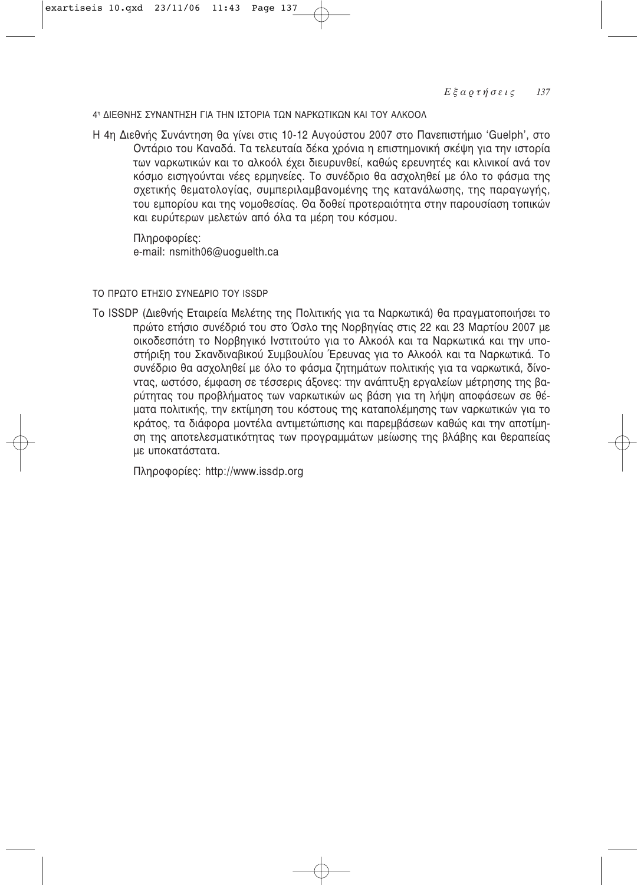### 4η ΔΙΕΘΝΗΣ ΣΥΝΑΝΤΗΣΗ ΓΙΑ ΤΗΝ ΙΣΤΟΡΙΑ ΤΩΝ ΝΑΡΚΩΤΙΚΩΝ ΚΑΙ ΤΟΥ ΑΛΚΟΟΛ

Η 4η Διεθνής Συνάντηση θα γίνει στις 10-12 Αυγούστου 2007 στο Πανεπιστήμιο 'Guelph', στο Οντάριο του Καναδά. Τα τελευταία δέκα χρόνια η επιστημονική σκέψη για την ιστορία των ναρκωτικών και το αλκοόλ έχει διευρυνθεί, καθώς ερευνητές και κλινικοί ανά τον κόσμο εισηγούνται νέες ερμηνείες. Το συνέδριο θα ασχοληθεί με όλο το φάσμα της σχετικής θεματολογίας, συμπεριλαμβανομένης της κατανάλωσης, της παραγωγής, του εμπορίου και της νομοθεσίας. Θα δοθεί προτεραιότητα στην παρουσίαση τοπικών και ευρύτερων μελετών από όλα τα μέρη του κόσμου.

Πληροφορίες:
e-mail: nsmith06@uoguelth.ca

### ΤΟ ΠΡΩΤΟ ΕΤΗΣΙΟ ΣΥΝΕΔΡΙΟ ΤΟΥ ISSDP

Το ISSDP (Διεθνής Εταιρεία Μελέτης της Πολιτικής για τα Ναρκωτικά) θα πραγματοποιήσει το πρώτο ετήσιο συνέδριό του στο Όσλο της Νορβηγίας στις 22 και 23 Μαρτίου 2007 με οικοδεσπότη το Νορβηγικό Ινστιτούτο για το Αλκοόλ και τα Ναρκωτικά και την υποστήριξη του Σκανδιναβικού Συμβουλίου Έρευνας για το Αλκοόλ και τα Ναρκωτικά. Το συνέδριο θα ασχοληθεί με όλο το φάσμα ζητημάτων πολιτικής για τα ναρκωτικά, δίνοντας, ωστόσο, έμφαση σε τέσσερις άξονες: την ανάπτυξη εργαλείων μέτρησης της βαρύτητας του προβλήματος των ναρκωτικών ως βάση για τη λήψη αποφάσεων σε θέματα πολιτικής, την εκτίμηση του κόστους της καταπολέμησης των ναρκωτικών για το κράτος, τα διάφορα μοντέλα αντιμετώπισης και παρεμβάσεων καθώς και την αποτίμηση της αποτελεσματικότητας των προγραμμάτων μείωσης της βλάβης και θεραπείας με υποκατάστατα.

Πληροφορίες: http://www.issdp.org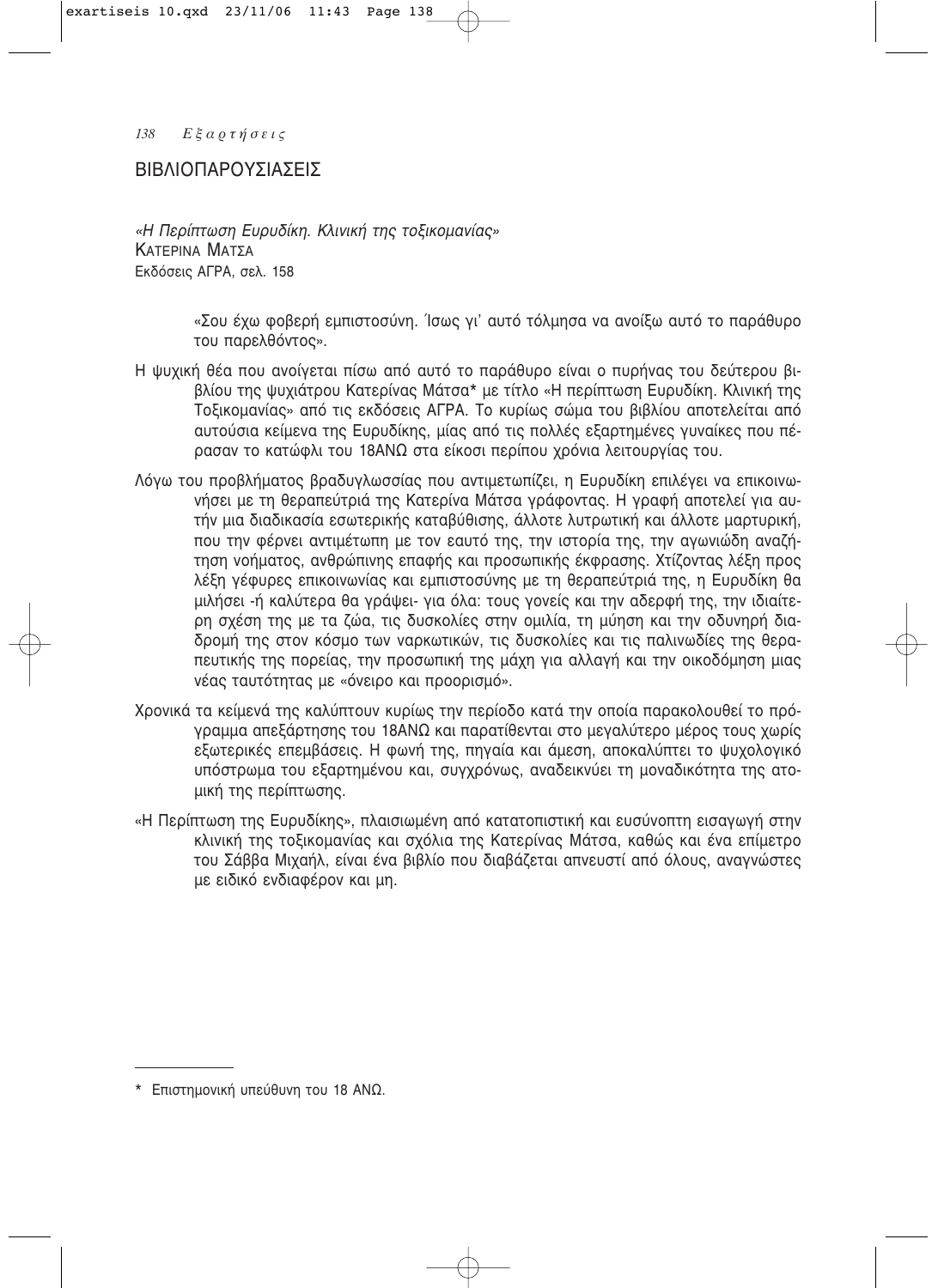## ΒΙΒΛΙΟΠΑΡΟΥΣΙΑΣΕΙΣ

*«Η Περίπτωση Ευρυδίκη. Κλινική της τοξικομανίας»*
Κατερινα Ματσα
Εκδόσεις ΑΓΡΑ, σελ. 158

> «Σου έχω φοβερή εμπιστοσύνη. Ίσως γι' αυτό τόλμησα να ανοίξω αυτό το παράθυρο του παρελθόντος».

Η ψυχική θέα που ανοίγεται πίσω από αυτό το παράθυρο είναι ο πυρήνας του δεύτερου βιβλίου της ψυχιάτρου Κατερίνας Μάτσα* με τίτλο «Η περίπτωση Ευρυδίκη. Κλινική της Τοξικομανίας» από τις εκδόσεις ΑΓΡΑ. Το κυρίως σώμα του βιβλίου αποτελείται από αυτούσια κείμενα της Ευρυδίκης, μίας από τις πολλές εξαρτημένες γυναίκες που πέρασαν το κατώφλι του 18ΑΝΩ στα είκοσι περίπου χρόνια λειτουργίας του.

Λόγω του προβλήματος βραδυγλωσσίας που αντιμετωπίζει, η Ευρυδίκη επιλέγει να επικοινωνήσει με τη θεραπεύτριά της Κατερίνα Μάτσα γράφοντας. Η γραφή αποτελεί για αυτήν μια διαδικασία εσωτερικής καταβύθισης, άλλοτε λυτρωτική και άλλοτε μαρτυρική, που την φέρνει αντιμέτωπη με τον εαυτό της, την ιστορία της, την αγωνιώδη αναζήτηση νοήματος, ανθρώπινης επαφής και προσωπικής έκφρασης. Χτίζοντας λέξη προς λέξη γέφυρες επικοινωνίας και εμπιστοσύνης με τη θεραπεύτριά της, η Ευρυδίκη θα μιλήσει -ή καλύτερα θα γράψει- για όλα: τους γονείς και την αδερφή της, την ιδιαίτερη σχέση της με τα ζώα, τις δυσκολίες στην ομιλία, τη μύηση και την οδυνηρή διαδρομή της στον κόσμο των ναρκωτικών, τις δυσκολίες και τις παλινωδίες της θεραπευτικής της πορείας, την προσωπική της μάχη για αλλαγή και την οικοδόμηση μιας νέας ταυτότητας με «όνειρο και προορισμό».

Χρονικά τα κείμενά της καλύπτουν κυρίως την περίοδο κατά την οποία παρακολουθεί το πρόγραμμα απεξάρτησης του 18ΑΝΩ και παρατίθενται στο μεγαλύτερο μέρος τους χωρίς εξωτερικές επεμβάσεις. Η φωνή της, πηγαία και άμεση, αποκαλύπτει το ψυχολογικό υπόστρωμα του εξαρτημένου και, συγχρόνως, αναδεικνύει τη μοναδικότητα της ατομική της περίπτωσης.

«Η Περίπτωση της Ευρυδίκης», πλαισιωμένη από κατατοπιστική και ευσύνοπτη εισαγωγή στην κλινική της τοξικομανίας και σχόλια της Κατερίνας Μάτσα, καθώς και ένα επίμετρο του Σάββα Μιχαήλ, είναι ένα βιβλίο που διαβάζεται απνευστί από όλους, αναγνώστες με ειδικό ενδιαφέρον και μη.

---

\* Επιστημονική υπεύθυνη του 18 ΑΝΩ.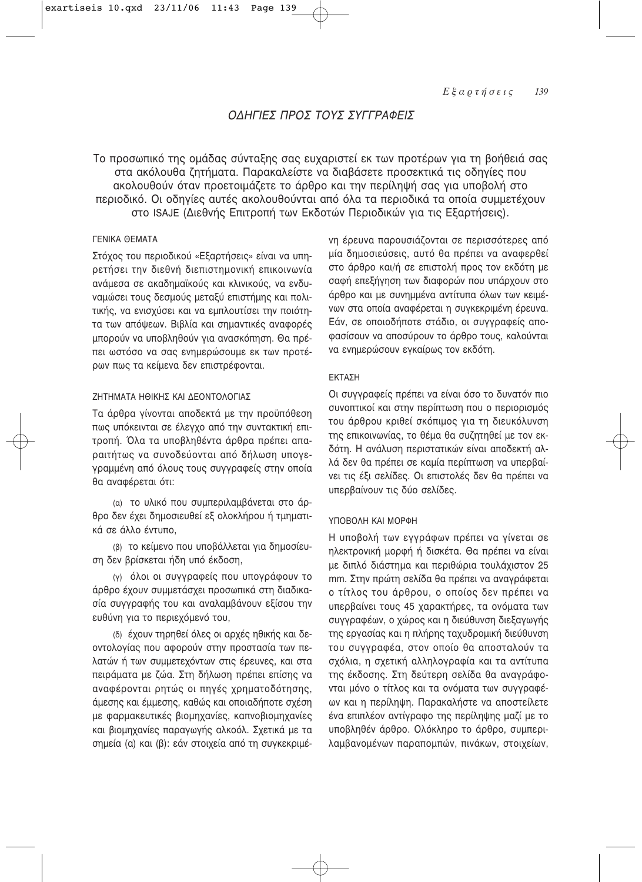# ΟΔΗΓΙΕΣ ΠΡΟΣ ΤΟΥΣ ΣΥΓΓΡΑΦΕΙΣ

Το προσωπικό της ομάδας σύνταξης σας ευχαριστεί εκ των προτέρων για τη βοήθειά σας στα ακόλουθα ζητήματα. Παρακαλείστε να διαβάσετε προσεκτικά τις οδηγίες που ακολουθούν όταν προετοιμάζετε το άρθρο και την περίληψή σας για υποβολή στο περιοδικό. Οι οδηγίες αυτές ακολουθούνται από όλα τα περιοδικά τα οποία συμμετέχουν στο ISAJE (Διεθνής Επιτροπή των Εκδοτών Περιοδικών για τις Εξαρτήσεις).

## ΓΕΝΙΚΑ ΘΕΜΑΤΑ

Στόχος του περιοδικού «Εξαρτήσεις» είναι να υπηρετήσει την διεθνή διεπιστημονική επικοινωνία ανάμεσα σε ακαδημαϊκούς και κλινικούς, να ενδυναμώσει τους δεσμούς μεταξύ επιστήμης και πολιτικής, να ενισχύσει και να εμπλουτίσει την ποιότητα των απόψεων. Βιβλία και σημαντικές αναφορές μπορούν να υποβληθούν για ανασκόπηση. Θα πρέπει ωστόσο να σας ενημερώσουμε εκ των προτέρων πως τα κείμενα δεν επιστρέφονται.

## ΖΗΤΗΜΑΤΑ ΗΘΙΚΗΣ ΚΑΙ ΔΕΟΝΤΟΛΟΓΙΑΣ

Τα άρθρα γίνονται αποδεκτά με την προϋπόθεση πως υπόκεινται σε έλεγχο από την συντακτική επιτροπή. Όλα τα υποβληθέντα άρθρα πρέπει απαραιτήτως να συνοδεύονται από δήλωση υπογεγραμμένη από όλους τους συγγραφείς στην οποία θα αναφέρεται ότι:

(α) το υλικό που συμπεριλαμβάνεται στο άρθρο δεν έχει δημοσιευθεί εξ ολοκλήρου ή τμηματικά σε άλλο έντυπο,

(β) το κείμενο που υποβάλλεται για δημοσίευση δεν βρίσκεται ήδη υπό έκδοση,

(γ) όλοι οι συγγραφείς που υπογράφουν το άρθρο έχουν συμμετάσχει προσωπικά στη διαδικασία συγγραφής του και αναλαμβάνουν εξίσου την ευθύνη για το περιεχόμενό του,

(δ) έχουν τηρηθεί όλες οι αρχές ηθικής και δεοντολογίας που αφορούν στην προστασία των πελατών ή των συμμετεχόντων στις έρευνες, και στα πειράματα με ζώα. Στη δήλωση πρέπει επίσης να αναφέρονται ρητώς οι πηγές χρηματοδότησης, άμεσης και έμμεσης, καθώς και οποιαδήποτε σχέση με φαρμακευτικές βιομηχανίες, καπνοβιομηχανίες και βιομηχανίες παραγωγής αλκοόλ. Σχετικά με τα σημεία (α) και (β): εάν στοιχεία από τη συγκεκριμένη έρευνα παρουσιάζονται σε περισσότερες από μία δημοσιεύσεις, αυτό θα πρέπει να αναφερθεί στο άρθρο και/ή σε επιστολή προς τον εκδότη με σαφή επεξήγηση των διαφορών που υπάρχουν στο άρθρο και με συνημμένα αντίτυπα όλων των κειμένων στα οποία αναφέρεται η συγκεκριμένη έρευνα. Εάν, σε οποιοδήποτε στάδιο, οι συγγραφείς αποφασίσουν να αποσύρουν το άρθρο τους, καλούνται να ενημερώσουν εγκαίρως τον εκδότη.

## ΕΚΤΑΣΗ

Οι συγγραφείς πρέπει να είναι όσο το δυνατόν πιο συνοπτικοί και στην περίπτωση που ο περιορισμός του άρθρου κριθεί σκόπιμος για τη διευκόλυνση της επικοινωνίας, το θέμα θα συζητηθεί με τον εκδότη. Η ανάλυση περιστατικών είναι αποδεκτή αλλά δεν θα πρέπει σε καμία περίπτωση να υπερβαίνει τις έξι σελίδες. Οι επιστολές δεν θα πρέπει να υπερβαίνουν τις δύο σελίδες.

## ΥΠΟΒΟΛΗ ΚΑΙ ΜΟΡΦΗ

Η υποβολή των εγγράφων πρέπει να γίνεται σε ηλεκτρονική μορφή ή δισκέτα. Θα πρέπει να είναι με διπλό διάστημα και περιθώρια τουλάχιστον 25 mm. Στην πρώτη σελίδα θα πρέπει να αναγράφεται ο τίτλος του άρθρου, ο οποίος δεν πρέπει να υπερβαίνει τους 45 χαρακτήρες, τα ονόματα των συγγραφέων, ο χώρος και η διεύθυνση διεξαγωγής της εργασίας και η πλήρης ταχυδρομική διεύθυνση του συγγραφέα, στον οποίο θα αποσταλούν τα σχόλια, η σχετική αλληλογραφία και τα αντίτυπα της έκδοσης. Στη δεύτερη σελίδα θα αναγράφονται μόνο ο τίτλος και τα ονόματα των συγγραφέων και η περίληψη. Παρακαλήστε να αποστείλετε ένα επιπλέον αντίγραφο της περίληψης μαζί με το υποβληθέν άρθρο. Ολόκληρο το άρθρο, συμπεριλαμβανομένων παραπομπών, πινάκων, στοιχείων,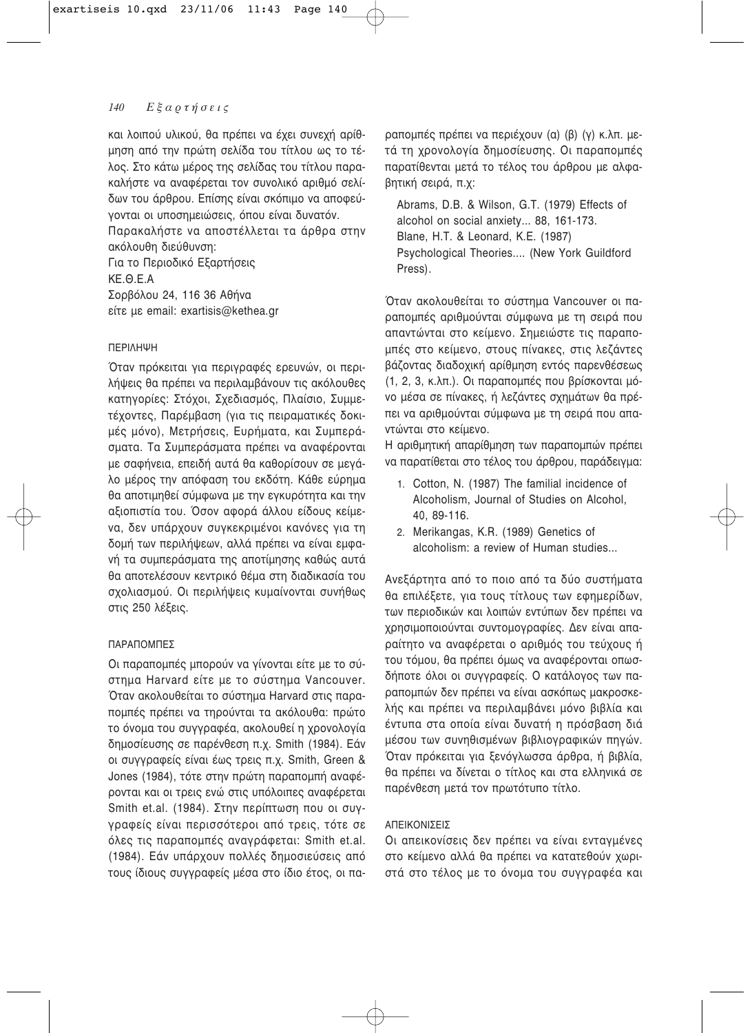και λοιπού υλικού, θα πρέπει να έχει συνεχή αρίθμηση από την πρώτη σελίδα του τίτλου ως το τέλος. Στο κάτω μέρος της σελίδας του τίτλου παρακαλήστε να αναφέρεται τον συνολικό αριθμό σελίδων του άρθρου. Επίσης είναι σκόπιμο να αποφεύγονται οι υποσημειώσεις, όπου είναι δυνατόν.

Παρακαλήστε να αποστέλλεται τα άρθρα στην ακόλουθη διεύθυνση:

Για το Περιοδικό Εξαρτήσεις
ΚΕ.Θ.Ε.Α
Σορβόλου 24, 116 36 Αθήνα
είτε με email: exartisis@kethea.gr

### ΠΕΡΙΛΗΨΗ

Όταν πρόκειται για περιγραφές ερευνών, οι περιλήψεις θα πρέπει να περιλαμβάνουν τις ακόλουθες κατηγορίες: Στόχοι, Σχεδιασμός, Πλαίσιο, Συμμετέχοντες, Παρέμβαση (για τις πειραματικές δοκιμές μόνο), Μετρήσεις, Ευρήματα, και Συμπεράσματα. Τα Συμπεράσματα πρέπει να αναφέρονται με σαφήνεια, επειδή αυτά θα καθορίσουν σε μεγάλο μέρος την απόφαση του εκδότη. Κάθε εύρημα θα αποτιμηθεί σύμφωνα με την εγκυρότητα και την αξιοπιστία του. Όσον αφορά άλλου είδους κείμενα, δεν υπάρχουν συγκεκριμένοι κανόνες για τη δομή των περιλήψεων, αλλά πρέπει να είναι εμφανή τα συμπεράσματα της αποτίμησης καθώς αυτά θα αποτελέσουν κεντρικό θέμα στη διαδικασία του σχολιασμού. Οι περιλήψεις κυμαίνονται συνήθως στις 250 λέξεις.

### ΠΑΡΑΠΟΜΠΕΣ

Οι παραπομπές μπορούν να γίνονται είτε με το σύστημα Harvard είτε με το σύστημα Vancouver. Όταν ακολουθείται το σύστημα Harvard στις παραπομπές πρέπει να τηρούνται τα ακόλουθα: πρώτο το όνομα του συγγραφέα, ακολουθεί η χρονολογία δημοσίευσης σε παρένθεση π.χ. Smith (1984). Εάν οι συγγραφείς είναι έως τρεις π.χ. Smith, Green & Jones (1984), τότε στην πρώτη παραπομπή αναφέρονται και οι τρεις ενώ στις υπόλοιπες αναφέρεται Smith et.al. (1984). Στην περίπτωση που οι συγγραφείς είναι περισσότεροι από τρεις, τότε σε όλες τις παραπομπές αναγράφεται: Smith et.al. (1984). Εάν υπάρχουν πολλές δημοσιεύσεις από τους ίδιους συγγραφείς μέσα στο ίδιο έτος, οι παραπομπές πρέπει να περιέχουν (α) (β) (γ) κ.λπ. μετά τη χρονολογία δημοσίευσης. Οι παραπομπές παρατίθενται μετά το τέλος του άρθρου με αλφαβητική σειρά, π.χ:

Abrams, D.B. & Wilson, G.T. (1979) Effects of alcohol on social anxiety... 88, 161-173.
Blane, H.T. & Leonard, K.E. (1987) Psychological Theories.... (New York Guildford Press).

Όταν ακολουθείται το σύστημα Vancouver οι παραπομπές αριθμούνται σύμφωνα με τη σειρά που απαντώνται στο κείμενο. Σημειώστε τις παραπομπές στο κείμενο, στους πίνακες, στις λεζάντες βάζοντας διαδοχική αρίθμηση εντός παρενθέσεως (1, 2, 3, κ.λπ.). Οι παραπομπές που βρίσκονται μόνο μέσα σε πίνακες, ή λεζάντες σχημάτων θα πρέπει να αριθμούνται σύμφωνα με τη σειρά που απαντώνται στο κείμενο.

Η αριθμητική απαρίθμηση των παραπομπών πρέπει να παρατίθεται στο τέλος του άρθρου, παράδειγμα:

1. Cotton, N. (1987) The familial incidence of Alcoholism, Journal of Studies on Alcohol, 40, 89-116.
2. Merikangas, K.R. (1989) Genetics of alcoholism: a review of Human studies...

Ανεξάρτητα από το ποιο από τα δύο συστήματα θα επιλέξετε, για τους τίτλους των εφημερίδων, των περιοδικών και λοιπών εντύπων δεν πρέπει να χρησιμοποιούνται συντομογραφίες. Δεν είναι απαραίτητο να αναφέρεται ο αριθμός του τεύχους ή του τόμου, θα πρέπει όμως να αναφέρονται οπωσδήποτε όλοι οι συγγραφείς. Ο κατάλογος των παραπομπών δεν πρέπει να είναι ασκόπως μακροσκελής και πρέπει να περιλαμβάνει μόνο βιβλία και έντυπα στα οποία είναι δυνατή η πρόσβαση διά μέσου των συνηθισμένων βιβλιογραφικών πηγών. Όταν πρόκειται για ξενόγλωσσα άρθρα, ή βιβλία, θα πρέπει να δίνεται ο τίτλος και στα ελληνικά σε παρένθεση μετά τον πρωτότυπο τίτλο.

### ΑΠΕΙΚΟΝΙΣΕΙΣ

Οι απεικονίσεις δεν πρέπει να είναι ενταγμένες στο κείμενο αλλά θα πρέπει να κατατεθούν χωριστά στο τέλος με το όνομα του συγγραφέα και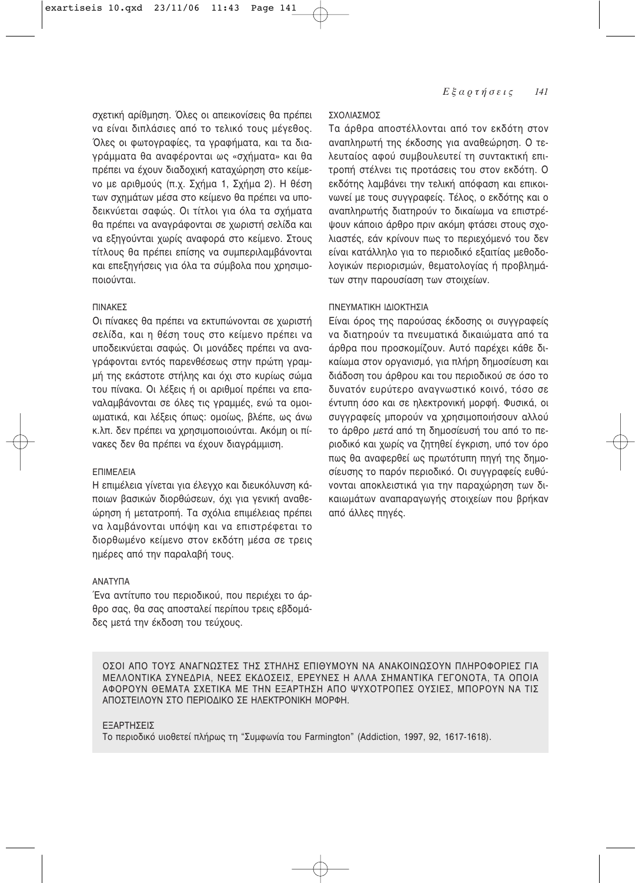σχετική αρίθμηση. Όλες οι απεικονίσεις θα πρέπει να είναι διπλάσιες από το τελικό τους μέγεθος. Όλες οι φωτογραφίες, τα γραφήματα, και τα διαγράμματα θα αναφέρονται ως «σχήματα» και θα πρέπει να έχουν διαδοχική καταχώρηση στο κείμενο με αριθμούς (π.χ. Σχήμα 1, Σχήμα 2). Η θέση των σχημάτων μέσα στο κείμενο θα πρέπει να υποδεικνύεται σαφώς. Οι τίτλοι για όλα τα σχήματα θα πρέπει να αναγράφονται σε χωριστή σελίδα και να εξηγούνται χωρίς αναφορά στο κείμενο. Στους τίτλους θα πρέπει επίσης να συμπεριλαμβάνονται και επεξηγήσεις για όλα τα σύμβολα που χρησιμοποιούνται.

### ΠΙΝΑΚΕΣ

Οι πίνακες θα πρέπει να εκτυπώνονται σε χωριστή σελίδα, και η θέση τους στο κείμενο πρέπει να υποδεικνύεται σαφώς. Οι μονάδες πρέπει να αναγράφονται εντός παρενθέσεως στην πρώτη γραμμή της εκάστοτε στήλης και όχι στο κυρίως σώμα του πίνακα. Οι λέξεις ή οι αριθμοί πρέπει να επαναλαμβάνονται σε όλες τις γραμμές, ενώ τα ομοιωματικά, και λέξεις όπως: ομοίως, βλέπε, ως άνω κ.λπ. δεν πρέπει να χρησιμοποιούνται. Ακόμη οι πίνακες δεν θα πρέπει να έχουν διαγράμμιση.

### ΕΠΙΜΕΛΕΙΑ

Η επιμέλεια γίνεται για έλεγχο και διευκόλυνση κάποιων βασικών διορθώσεων, όχι για γενική αναθεώρηση ή μετατροπή. Τα σχόλια επιμέλειας πρέπει να λαμβάνονται υπόψη και να επιστρέφεται το διορθωμένο κείμενο στον εκδότη μέσα σε τρεις ημέρες από την παραλαβή τους.

### ΑΝΑΤΥΠΑ

Ένα αντίτυπο του περιοδικού, που περιέχει το άρθρο σας, θα σας αποσταλεί περίπου τρεις εβδομάδες μετά την έκδοση του τεύχους.

### ΣΧΟΛΙΑΣΜΟΣ

Τα άρθρα αποστέλλονται από τον εκδότη στον αναπληρωτή της έκδοσης για αναθεώρηση. Ο τελευταίος αφού συμβουλευτεί τη συντακτική επιτροπή στέλνει τις προτάσεις του στον εκδότη. Ο εκδότης λαμβάνει την τελική απόφαση και επικοινωνεί με τους συγγραφείς. Τέλος, ο εκδότης και ο αναπληρωτής διατηρούν το δικαίωμα να επιστρέψουν κάποιο άρθρο πριν ακόμη φτάσει στους σχολιαστές, εάν κρίνουν πως το περιεχόμενό του δεν είναι κατάλληλο για το περιοδικό εξαιτίας μεθοδολογικών περιορισμών, θεματολογίας ή προβλημάτων στην παρουσίαση των στοιχείων.

### ΠΝΕΥΜΑΤΙΚΗ ΙΔΙΟΚΤΗΣΙΑ

Είναι όρος της παρούσας έκδοσης οι συγγραφείς να διατηρούν τα πνευματικά δικαιώματα από τα άρθρα που προσκομίζουν. Αυτό παρέχει κάθε δικαίωμα στον οργανισμό, για πλήρη δημοσίευση και διάδοση του άρθρου και του περιοδικού σε όσο το δυνατόν ευρύτερο αναγνωστικό κοινό, τόσο σε έντυπη όσο και σε ηλεκτρονική μορφή. Φυσικά, οι συγγραφείς μπορούν να χρησιμοποιήσουν αλλού το άρθρο *μετά* από τη δημοσίευσή του από το περιοδικό και χωρίς να ζητηθεί έγκριση, υπό τον όρο πως θα αναφερθεί ως πρωτότυπη πηγή της δημοσίευσης το παρόν περιοδικό. Οι συγγραφείς ευθύνονται αποκλειστικά για την παραχώρηση των δικαιωμάτων αναπαραγωγής στοιχείων που βρήκαν από άλλες πηγές.

ΟΣΟΙ ΑΠΟ ΤΟΥΣ ΑΝΑΓΝΩΣΤΕΣ ΤΗΣ ΣΤΗΛΗΣ ΕΠΙΘΥΜΟΥΝ ΝΑ ΑΝΑΚΟΙΝΩΣΟΥΝ ΠΛΗΡΟΦΟΡΙΕΣ ΓΙΑ ΜΕΛΛΟΝΤΙΚΑ ΣΥΝΕΔΡΙΑ, ΝΕΕΣ ΕΚΔΟΣΕΙΣ, ΕΡΕΥΝΕΣ Η ΑΛΛΑ ΣΗΜΑΝΤΙΚΑ ΓΕΓΟΝΟΤΑ, ΤΑ ΟΠΟΙΑ ΑΦΟΡΟΥΝ ΘΕΜΑΤΑ ΣΧΕΤΙΚΑ ΜΕ ΤΗΝ ΕΞΑΡΤΗΣΗ ΑΠΟ ΨΥΧΟΤΡΟΠΕΣ ΟΥΣΙΕΣ, ΜΠΟΡΟΥΝ ΝΑ ΤΙΣ ΑΠΟΣΤΕΙΛΟΥΝ ΣΤΟ ΠΕΡΙΟΔΙΚΟ ΣΕ ΗΛΕΚΤΡΟΝΙΚΗ ΜΟΡΦΗ.

ΕΞΑΡΤΗΣΕΙΣ

Το περιοδικό υιοθετεί πλήρως τη "Συμφωνία του Farmington" (Addiction, 1997, 92, 1617-1618).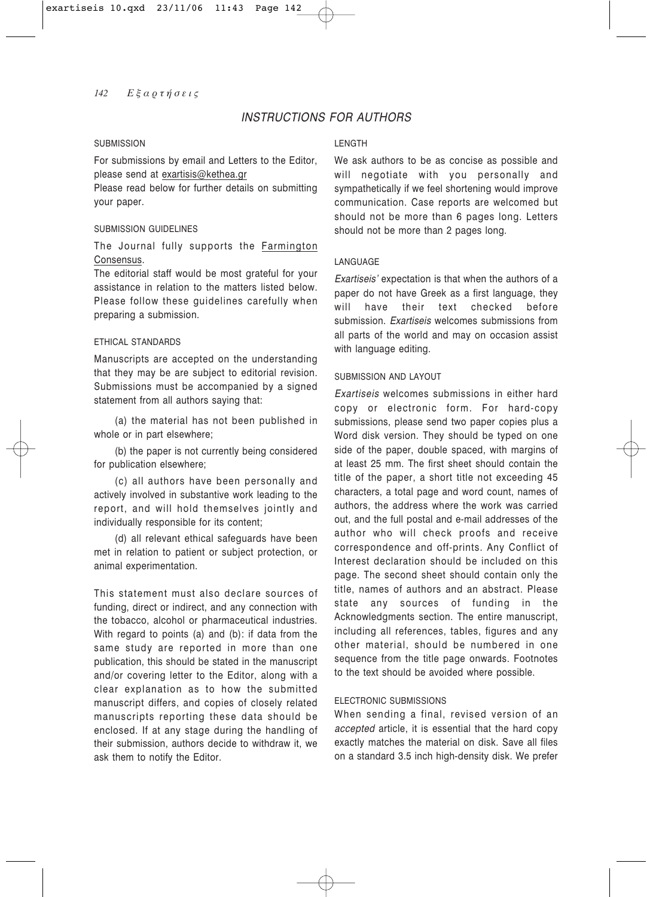## INSTRUCTIONS FOR AUTHORS

### SUBMISSION

For submissions by email and Letters to the Editor, please send at exartisis@kethea.gr

Please read below for further details on submitting your paper.

### SUBMISSION GUIDELINES

The Journal fully supports the Farmington Consensus.

The editorial staff would be most grateful for your assistance in relation to the matters listed below. Please follow these guidelines carefully when preparing a submission.

### ETHICAL STANDARDS

Manuscripts are accepted on the understanding that they may be are subject to editorial revision. Submissions must be accompanied by a signed statement from all authors saying that:

(a) the material has not been published in whole or in part elsewhere;

(b) the paper is not currently being considered for publication elsewhere;

(c) all authors have been personally and actively involved in substantive work leading to the report, and will hold themselves jointly and individually responsible for its content;

(d) all relevant ethical safeguards have been met in relation to patient or subject protection, or animal experimentation.

This statement must also declare sources of funding, direct or indirect, and any connection with the tobacco, alcohol or pharmaceutical industries. With regard to points (a) and (b): if data from the same study are reported in more than one publication, this should be stated in the manuscript and/or covering letter to the Editor, along with a clear explanation as to how the submitted manuscript differs, and copies of closely related manuscripts reporting these data should be enclosed. If at any stage during the handling of their submission, authors decide to withdraw it, we ask them to notify the Editor.

### LENGTH

We ask authors to be as concise as possible and will negotiate with you personally and sympathetically if we feel shortening would improve communication. Case reports are welcomed but should not be more than 6 pages long. Letters should not be more than 2 pages long.

### LANGUAGE

*Exartiseis'* expectation is that when the authors of a paper do not have Greek as a first language, they will have their text checked before submission. *Exartiseis* welcomes submissions from all parts of the world and may on occasion assist with language editing.

### SUBMISSION AND LAYOUT

*Exartiseis* welcomes submissions in either hard copy or electronic form. For hard-copy submissions, please send two paper copies plus a Word disk version. They should be typed on one side of the paper, double spaced, with margins of at least 25 mm. The first sheet should contain the title of the paper, a short title not exceeding 45 characters, a total page and word count, names of authors, the address where the work was carried out, and the full postal and e-mail addresses of the author who will check proofs and receive correspondence and off-prints. Any Conflict of Interest declaration should be included on this page. The second sheet should contain only the title, names of authors and an abstract. Please state any sources of funding in the Acknowledgments section. The entire manuscript, including all references, tables, figures and any other material, should be numbered in one sequence from the title page onwards. Footnotes to the text should be avoided where possible.

### ELECTRONIC SUBMISSIONS

When sending a final, revised version of an *accepted* article, it is essential that the hard copy exactly matches the material on disk. Save all files on a standard 3.5 inch high-density disk. We prefer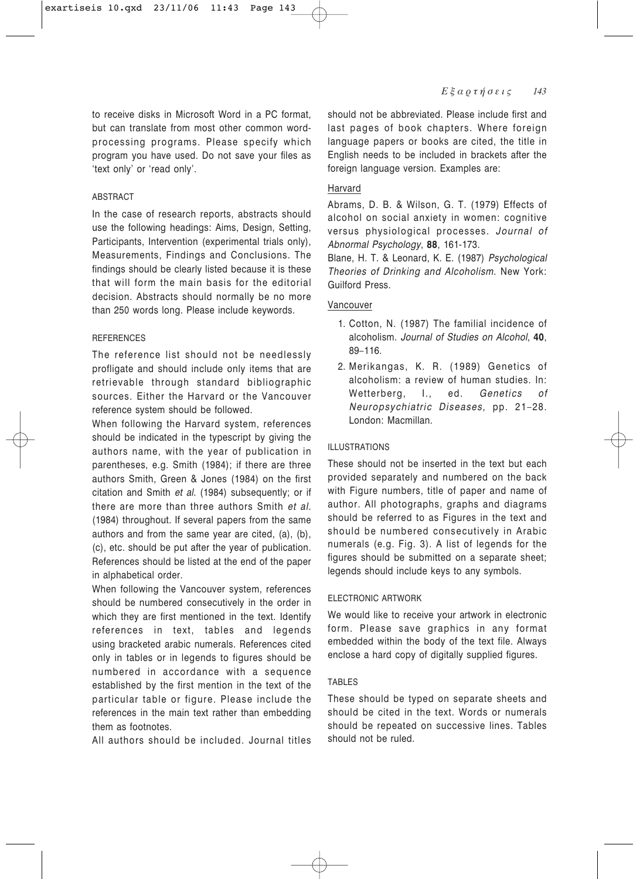to receive disks in Microsoft Word in a PC format, but can translate from most other common word-processing programs. Please specify which program you have used. Do not save your files as 'text only' or 'read only'.

### ABSTRACT

In the case of research reports, abstracts should use the following headings: Aims, Design, Setting, Participants, Intervention (experimental trials only), Measurements, Findings and Conclusions. The findings should be clearly listed because it is these that will form the main basis for the editorial decision. Abstracts should normally be no more than 250 words long. Please include keywords.

### REFERENCES

The reference list should not be needlessly profligate and should include only items that are retrievable through standard bibliographic sources. Either the Harvard or the Vancouver reference system should be followed.

When following the Harvard system, references should be indicated in the typescript by giving the authors name, with the year of publication in parentheses, e.g. Smith (1984); if there are three authors Smith, Green & Jones (1984) on the first citation and Smith *et al.* (1984) subsequently; or if there are more than three authors Smith *et al.* (1984) throughout. If several papers from the same authors and from the same year are cited, (a), (b), (c), etc. should be put after the year of publication. References should be listed at the end of the paper in alphabetical order.

When following the Vancouver system, references should be numbered consecutively in the order in which they are first mentioned in the text. Identify references in text, tables and legends using bracketed arabic numerals. References cited only in tables or in legends to figures should be numbered in accordance with a sequence established by the first mention in the text of the particular table or figure. Please include the references in the main text rather than embedding them as footnotes.

All authors should be included. Journal titles should not be abbreviated. Please include first and last pages of book chapters. Where foreign language papers or books are cited, the title in English needs to be included in brackets after the foreign language version. Examples are:

Harvard

Abrams, D. B. & Wilson, G. T. (1979) Effects of alcohol on social anxiety in women: cognitive versus physiological processes. *Journal of Abnormal Psychology*, **88**, 161-173.

Blane, H. T. & Leonard, K. E. (1987) *Psychological Theories of Drinking and Alcoholism*. New York: Guilford Press.

Vancouver

1. Cotton, N. (1987) The familial incidence of alcoholism. *Journal of Studies on Alcohol*, **40**, 89–116.
2. Merikangas, K. R. (1989) Genetics of alcoholism: a review of human studies. In: Wetterberg, I., ed. *Genetics of Neuropsychiatric Diseases*, pp. 21–28. London: Macmillan.

### ILLUSTRATIONS

These should not be inserted in the text but each provided separately and numbered on the back with Figure numbers, title of paper and name of author. All photographs, graphs and diagrams should be referred to as Figures in the text and should be numbered consecutively in Arabic numerals (e.g. Fig. 3). A list of legends for the figures should be submitted on a separate sheet; legends should include keys to any symbols.

### ELECTRONIC ARTWORK

We would like to receive your artwork in electronic form. Please save graphics in any format embedded within the body of the text file. Always enclose a hard copy of digitally supplied figures.

### TABLES

These should be typed on separate sheets and should be cited in the text. Words or numerals should be repeated on successive lines. Tables should not be ruled.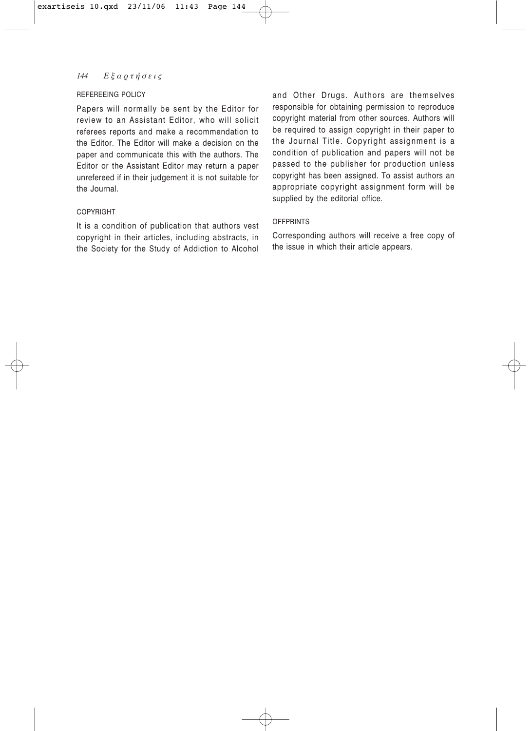## REFEREEING POLICY

Papers will normally be sent by the Editor for review to an Assistant Editor, who will solicit referees reports and make a recommendation to the Editor. The Editor will make a decision on the paper and communicate this with the authors. The Editor or the Assistant Editor may return a paper unrefereed if in their judgement it is not suitable for the Journal.

## COPYRIGHT

It is a condition of publication that authors vest copyright in their articles, including abstracts, in the Society for the Study of Addiction to Alcohol and Other Drugs. Authors are themselves responsible for obtaining permission to reproduce copyright material from other sources. Authors will be required to assign copyright in their paper to the Journal Title. Copyright assignment is a condition of publication and papers will not be passed to the publisher for production unless copyright has been assigned. To assist authors an appropriate copyright assignment form will be supplied by the editorial office.

## OFFPRINTS

Corresponding authors will receive a free copy of the issue in which their article appears.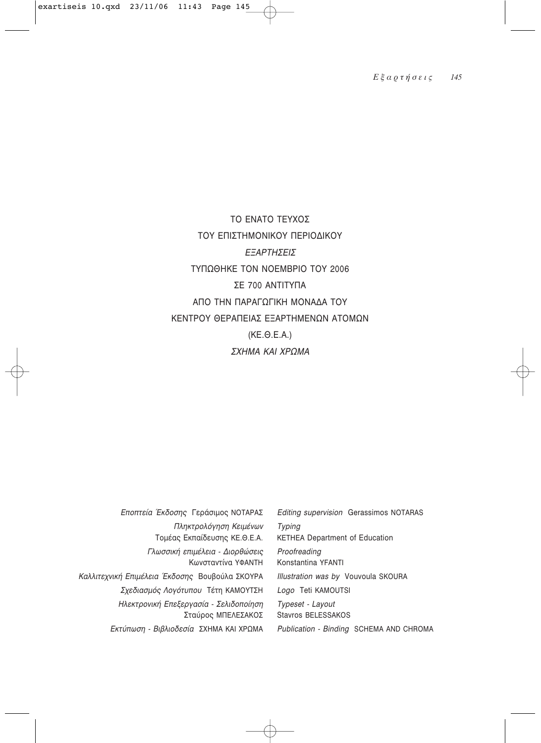ΤΟ ΕΝΑΤΟ ΤΕΥΧΟΣ

ΤΟΥ ΕΠΙΣΤΗΜΟΝΙΚΟΥ ΠΕΡΙΟΔΙΚΟΥ

*ΕΞΑΡΤΗΣΕΙΣ*

ΤΥΠΩΘΗΚΕ ΤΟΝ ΝΟΕΜΒΡΙΟ ΤΟΥ 2006

ΣΕ 700 ΑΝΤΙΤΥΠΑ

ΑΠΟ ΤΗΝ ΠΑΡΑΓΩΓΙΚΗ ΜΟΝΑΔΑ ΤΟΥ

ΚΕΝΤΡΟΥ ΘΕΡΑΠΕΙΑΣ ΕΞΑΡΤΗΜΕΝΩΝ ΑΤΟΜΩΝ

(ΚΕ.Θ.Ε.Α.)

*ΣΧΗΜΑ ΚΑΙ ΧΡΩΜΑ*

| | |
|---|---|
| *Εποπτεία Έκδοσης* Γεράσιμος ΝΟΤΑΡΑΣ | *Editing supervision* Gerassimos NOTARAS |
| *Πληκτρολόγηση Κειμένων* Τομέας Εκπαίδευσης ΚΕ.Θ.Ε.Α. | *Typing* KETHEA Department of Education |
| *Γλωσσική επιμέλεια - Διορθώσεις* Κωνσταντίνα ΥΦΑΝΤΗ | *Proofreading* Konstantina YFANTI |
| *Καλλιτεχνική Επιμέλεια Έκδοσης* Βουβούλα ΣΚΟΥΡΑ | *Illustration was by* Vouvoula SKOURA |
| *Σχεδιασμός Λογότυπου* Τέτη ΚΑΜΟΥΤΣΗ | *Logo* Teti KAMOUTSI |
| *Ηλεκτρονική Επεξεργασία - Σελιδοποίηση* Σταύρος ΜΠΕΛΕΣΑΚΟΣ | *Typeset - Layout* Stavros BELESSAKOS |
| *Εκτύπωση - Βιβλιοδεσία* ΣΧΗΜΑ ΚΑΙ ΧΡΩΜΑ | *Publication - Binding* SCHEMA AND CHROMA |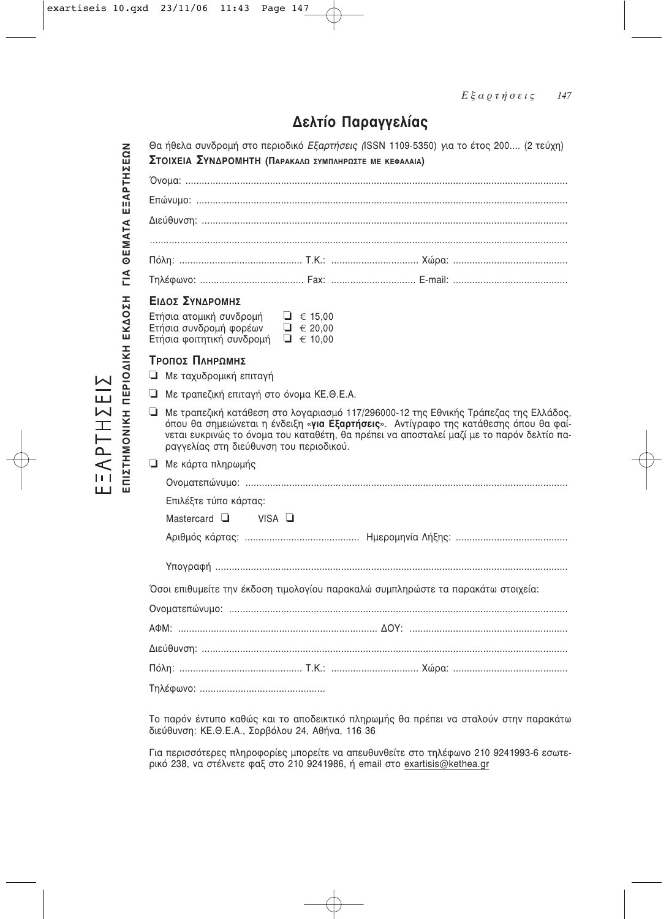# Δελτίο Παραγγελίας

Θα ήθελα συνδρομή στο περιοδικό *Εξαρτήσεις (*ISSN 1109-5350) για το έτος 200.... (2 τεύχη)

**ΣΤΟΙΧΕΙΑ ΣΥΝΔΡΟΜΗΤΗ (ΠΑΡΑΚΑΛΩ ΣΥΜΠΛΗΡΩΣΤΕ ΜΕ ΚΕΦΑΛΑΙΑ)**

Όνομα: ..........................................................................................................................................

Επώνυμο: ......................................................................................................................................

Διεύθυνση: ....................................................................................................................................

.......................................................................................................................................................

Πόλη: ............................................ Τ.Κ.: ................................ Χώρα: ..........................................

Τηλέφωνο: ...................................... Fax: ............................... E-mail: ..........................................

**ΕΙΔΟΣ ΣΥΝΔΡΟΜΗΣ**

- ❑ Ετήσια ατομική συνδρομή € 15,00
- ❑ Ετήσια συνδρομή φορέων € 20,00
- ❑ Ετήσια φοιτητική συνδρομή € 10,00

**ΤΡΟΠΟΣ ΠΛΗΡΩΜΗΣ**

❑ Με ταχυδρομική επιταγή

❑ Με τραπεζική επιταγή στο όνομα ΚΕ.Θ.Ε.Α.

❑ Με τραπεζική κατάθεση στο λογαριασμό 117/296000-12 της Εθνικής Τράπεζας της Ελλάδος, όπου θα σημειώνεται η ένδειξη «**για Εξαρτήσεις**». Αντίγραφο της κατάθεσης όπου θα φαίνεται ευκρινώς το όνομα του καταθέτη, θα πρέπει να αποσταλεί μαζί με το παρόν δελτίο παραγγελίας στη διεύθυνση του περιοδικού.

❑ Με κάρτα πληρωμής

Ονοματεπώνυμο: .....................................................................................................................

Επιλέξτε τύπο κάρτας:

Mastercard ❑ VISA ❑

Αριθμός κάρτας: ......................................... Ημερομηνία Λήξης: .........................................

Υπογραφή .................................................................................................................................

Όσοι επιθυμείτε την έκδοση τιμολογίου παρακαλώ συμπληρώστε τα παρακάτω στοιχεία:

Ονοματεπώνυμο: ..........................................................................................................................

ΑΦΜ: ......................................................................... ΔΟΥ: ..........................................................

Διεύθυνση: ....................................................................................................................................

Πόλη: ............................................ Τ.Κ.: ................................ Χώρα: ..........................................

Τηλέφωνο: .............................................

Το παρόν έντυπο καθώς και το αποδεικτικό πληρωμής θα πρέπει να σταλούν στην παρακάτω διεύθυνση: ΚΕ.Θ.Ε.Α., Σορβόλου 24, Αθήνα, 116 36

Για περισσότερες πληροφορίες μπορείτε να απευθυνθείτε στο τηλέφωνο 210 9241993-6 εσωτερικό 238, να στέλνετε φαξ στο 210 9241986, ή email στο exartisis@kethea.gr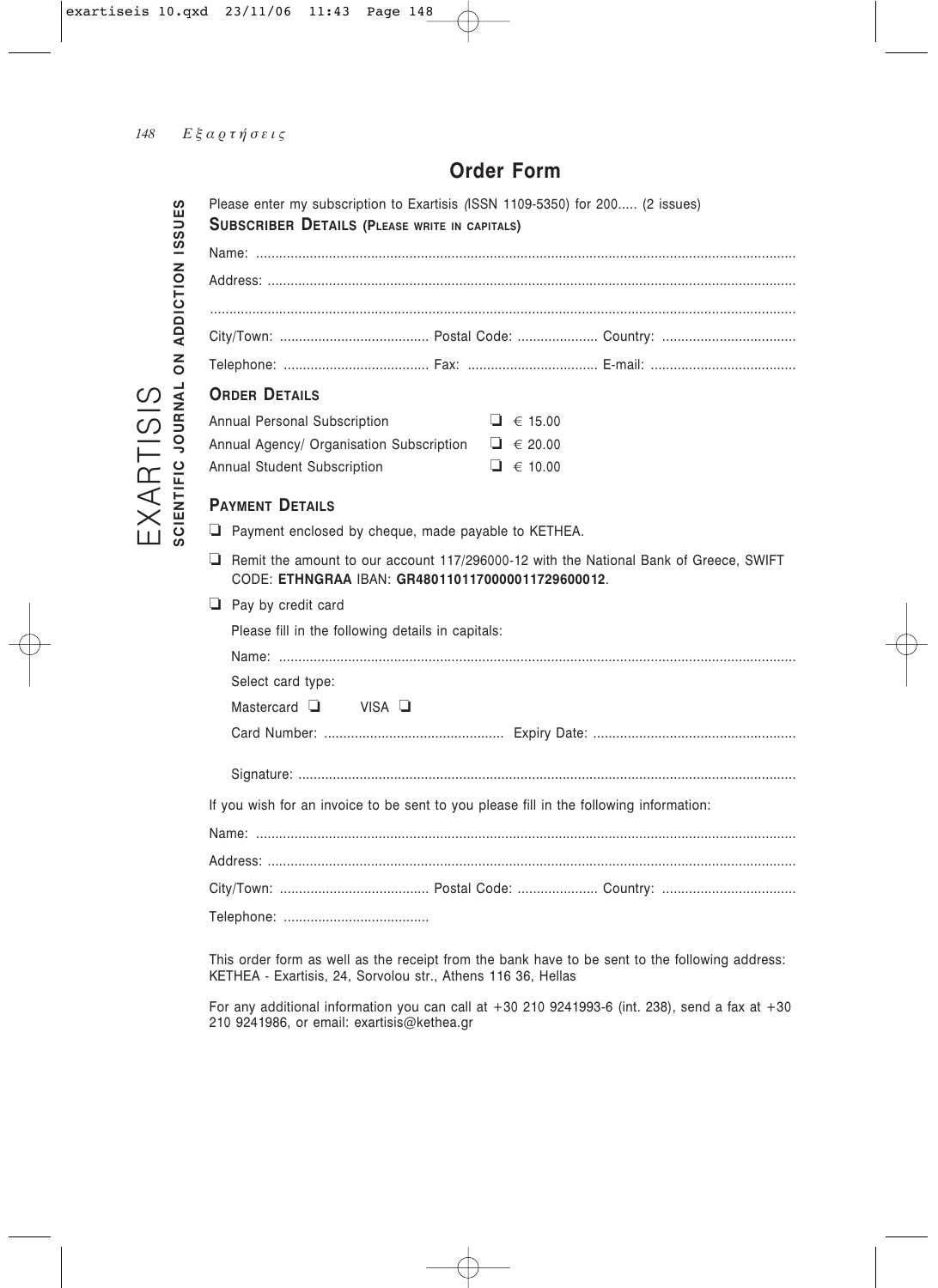# Order Form

EXARTISIS
**SCIENTIFIC JOURNAL ON ADDICTION ISSUES**

Please enter my subscription to Exartisis (ISSN 1109-5350) for 200..... (2 issues)

**SUBSCRIBER DETAILS (PLEASE WRITE IN CAPITALS)**

Name: ..............................................................................................................................................

Address: ..........................................................................................................................................

.........................................................................................................................................................

City/Town: ...................................... Postal Code: .................... Country: ..................................

Telephone: ..................................... Fax: ................................. E-mail: .....................................

**ORDER DETAILS**

| | |
|---|---|
| Annual Personal Subscription | ❑ € 15.00 |
| Annual Agency/ Organisation Subscription | ❑ € 20.00 |
| Annual Student Subscription | ❑ € 10.00 |

**PAYMENT DETAILS**

❑ Payment enclosed by cheque, made payable to KETHEA.

❑ Remit the amount to our account 117/296000-12 with the National Bank of Greece, SWIFT CODE: **ETHNGRAA** IBAN: **GR4801101170000011729600012**.

❑ Pay by credit card

Please fill in the following details in capitals:

Name: ..............................................................................................................................................

Select card type:

Mastercard ❑ VISA ❑

Card Number: .............................................. Expiry Date: ....................................................

Signature: .......................................................................................................................................

If you wish for an invoice to be sent to you please fill in the following information:

Name: ..............................................................................................................................................

Address: ..........................................................................................................................................

City/Town: ...................................... Postal Code: .................... Country: ..................................

Telephone: .....................................

This order form as well as the receipt from the bank have to be sent to the following address: KETHEA - Exartisis, 24, Sorvolou str., Athens 116 36, Hellas

For any additional information you can call at +30 210 9241993-6 (int. 238), send a fax at +30 210 9241986, or email: exartisis@kethea.gr